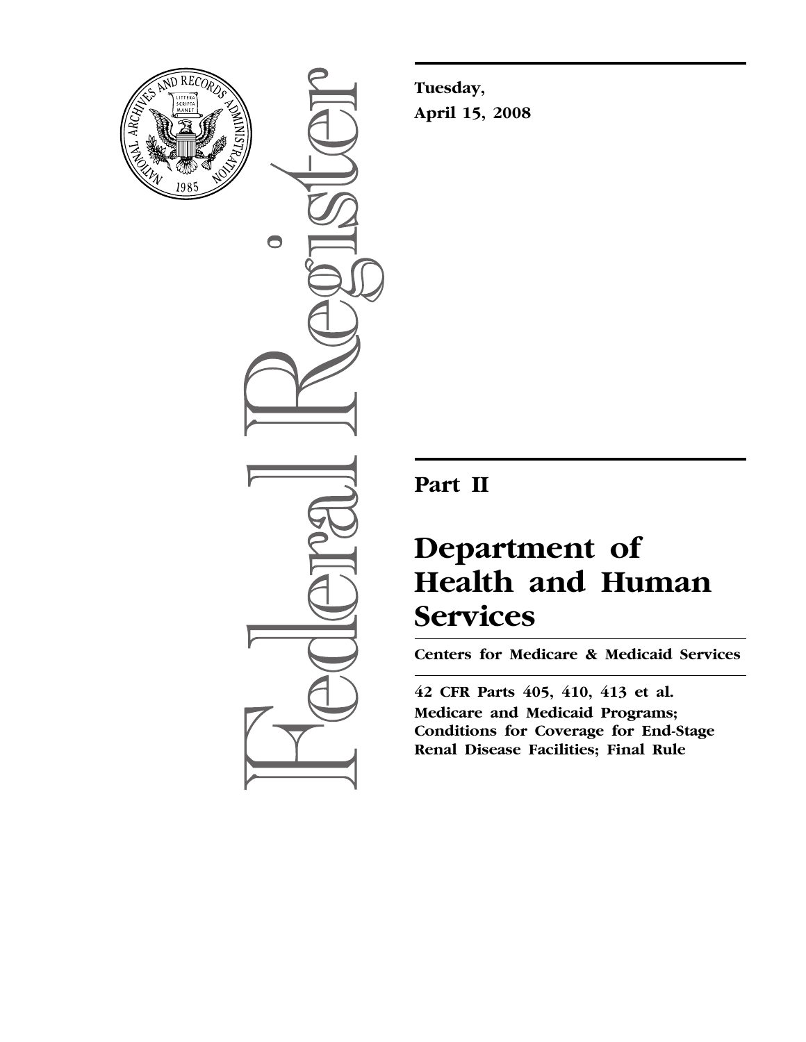**Tuesday,**

**April 15, 2008**

# Part II

# Department of Health and Human Services

**Centers for Medicare & Medicaid Services**

**42 CFR Parts 405, 410, 413 et al.**

**Medicare and Medicaid Programs; Conditions for Coverage for End-Stage Renal Disease Facilities; Final Rule**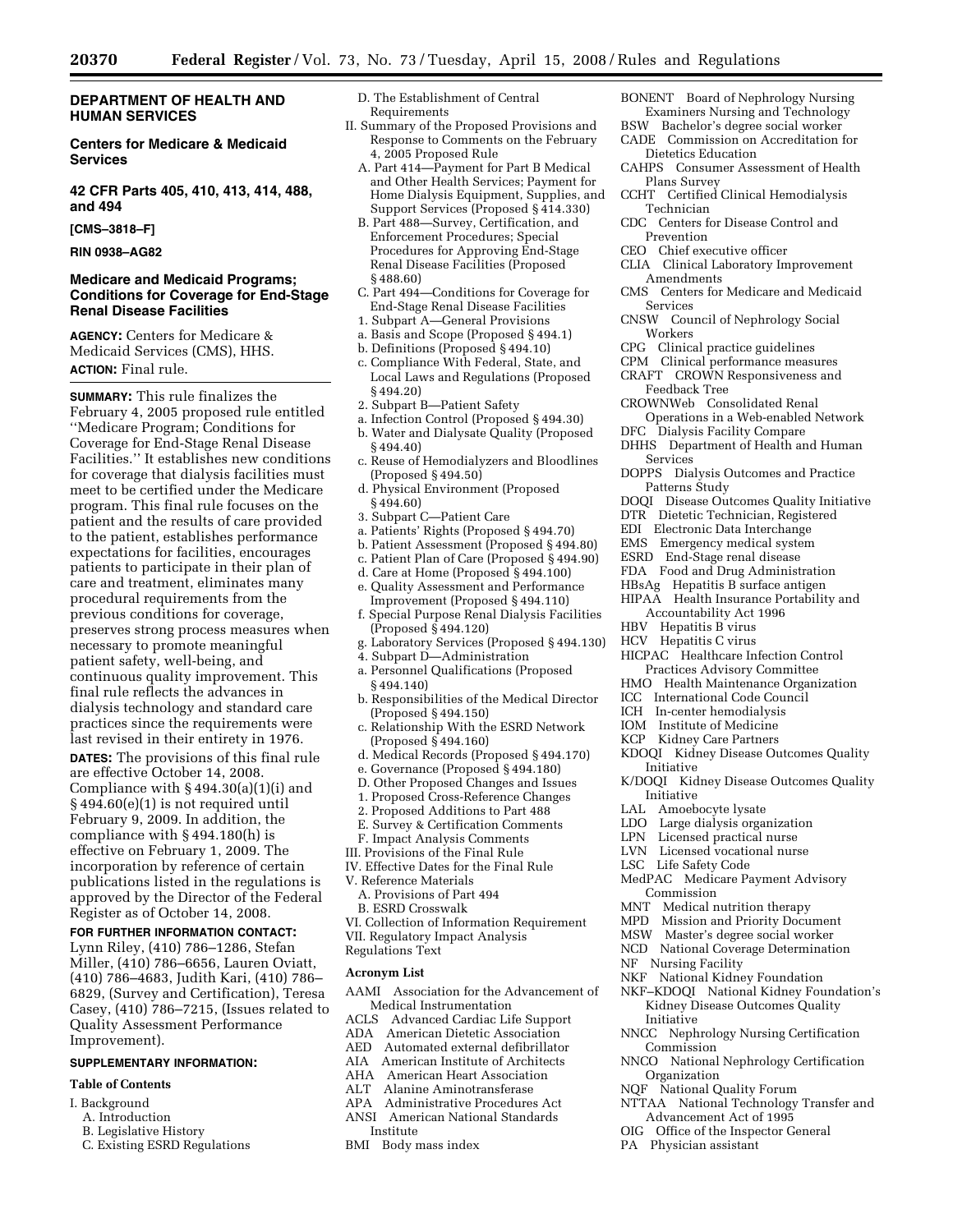**DEPARTMENT OF HEALTH AND HUMAN SERVICES**

**Centers for Medicare & Medicaid Services**

**42 CFR Parts 405, 410, 413, 414, 488, and 494**

**[CMS–3818–F]**

**RIN 0938–AG82**

## Medicare and Medicaid Programs; Conditions for Coverage for End-Stage Renal Disease Facilities

**AGENCY:** Centers for Medicare & Medicaid Services (CMS), HHS.

**ACTION:** Final rule.

**SUMMARY:** This rule finalizes the February 4, 2005 proposed rule entitled ''Medicare Program; Conditions for Coverage for End-Stage Renal Disease Facilities.'' It establishes new conditions for coverage that dialysis facilities must meet to be certified under the Medicare program. This final rule focuses on the patient and the results of care provided to the patient, establishes performance expectations for facilities, encourages patients to participate in their plan of care and treatment, eliminates many procedural requirements from the previous conditions for coverage, preserves strong process measures when necessary to promote meaningful patient safety, well-being, and continuous quality improvement. This final rule reflects the advances in dialysis technology and standard care practices since the requirements were last revised in their entirety in 1976.

**DATES:** The provisions of this final rule are effective October 14, 2008. Compliance with § 494.30(a)(1)(i) and § 494.60(e)(1) is not required until February 9, 2009. In addition, the compliance with § 494.180(h) is effective on February 1, 2009. The incorporation by reference of certain publications listed in the regulations is approved by the Director of the Federal Register as of October 14, 2008.

**FOR FURTHER INFORMATION CONTACT:** Lynn Riley, (410) 786–1286, Stefan Miller, (410) 786–6656, Lauren Oviatt, (410) 786–4683, Judith Kari, (410) 786–6829, (Survey and Certification), Teresa Casey, (410) 786–7215, (Issues related to Quality Assessment Performance Improvement).

**SUPPLEMENTARY INFORMATION:**

**Table of Contents**

I. Background
- A. Introduction
- B. Legislative History
- C. Existing ESRD Regulations
- D. The Establishment of Central Requirements

II. Summary of the Proposed Provisions and Response to Comments on the February 4, 2005 Proposed Rule
- A. Part 414—Payment for Part B Medical and Other Health Services; Payment for Home Dialysis Equipment, Supplies, and Support Services (Proposed § 414.330)
- B. Part 488—Survey, Certification, and Enforcement Procedures; Special Procedures for Approving End-Stage Renal Disease Facilities (Proposed § 488.60)
- C. Part 494—Conditions for Coverage for End-Stage Renal Disease Facilities
  1. Subpart A—General Provisions
     - a. Basis and Scope (Proposed § 494.1)
     - b. Definitions (Proposed § 494.10)
     - c. Compliance With Federal, State, and Local Laws and Regulations (Proposed § 494.20)
  2. Subpart B—Patient Safety
     - a. Infection Control (Proposed § 494.30)
     - b. Water and Dialysate Quality (Proposed § 494.40)
     - c. Reuse of Hemodialyzers and Bloodlines (Proposed § 494.50)
     - d. Physical Environment (Proposed § 494.60)
  3. Subpart C—Patient Care
     - a. Patients' Rights (Proposed § 494.70)
     - b. Patient Assessment (Proposed § 494.80)
     - c. Patient Plan of Care (Proposed § 494.90)
     - d. Care at Home (Proposed § 494.100)
     - e. Quality Assessment and Performance Improvement (Proposed § 494.110)
     - f. Special Purpose Renal Dialysis Facilities (Proposed § 494.120)
     - g. Laboratory Services (Proposed § 494.130)
  4. Subpart D—Administration
     - a. Personnel Qualifications (Proposed § 494.140)
     - b. Responsibilities of the Medical Director (Proposed § 494.150)
     - c. Relationship With the ESRD Network (Proposed § 494.160)
     - d. Medical Records (Proposed § 494.170)
     - e. Governance (Proposed § 494.180)
- D. Other Proposed Changes and Issues
  1. Proposed Cross-Reference Changes
  2. Proposed Additions to Part 488
- E. Survey & Certification Comments
- F. Impact Analysis Comments

III. Provisions of the Final Rule

IV. Effective Dates for the Final Rule

V. Reference Materials
- A. Provisions of Part 494
- B. ESRD Crosswalk

VI. Collection of Information Requirement

VII. Regulatory Impact Analysis

Regulations Text

**Acronym List**

AAMI Association for the Advancement of Medical Instrumentation
ACLS Advanced Cardiac Life Support
ADA American Dietetic Association
AED Automated external defibrillator
AIA American Institute of Architects
AHA American Heart Association
ALT Alanine Aminotransferase
APA Administrative Procedures Act
ANSI American National Standards Institute
BMI Body mass index
BONENT Board of Nephrology Nursing Examiners Nursing and Technology
BSW Bachelor's degree social worker
CADE Commission on Accreditation for Dietetics Education
CAHPS Consumer Assessment of Health Plans Survey
CCHT Certified Clinical Hemodialysis Technician
CDC Centers for Disease Control and Prevention
CEO Chief executive officer
CLIA Clinical Laboratory Improvement Amendments
CMS Centers for Medicare and Medicaid Services
CNSW Council of Nephrology Social Workers
CPG Clinical practice guidelines
CPM Clinical performance measures
CRAFT CROWN Responsiveness and Feedback Tree
CROWNWeb Consolidated Renal Operations in a Web-enabled Network
DFC Dialysis Facility Compare
DHHS Department of Health and Human Services
DOPPS Dialysis Outcomes and Practice Patterns Study
DOQI Disease Outcomes Quality Initiative
DTR Dietetic Technician, Registered
EDI Electronic Data Interchange
EMS Emergency medical system
ESRD End-Stage renal disease
FDA Food and Drug Administration
HBsAg Hepatitis B surface antigen
HIPAA Health Insurance Portability and Accountability Act 1996
HBV Hepatitis B virus
HCV Hepatitis C virus
HICPAC Healthcare Infection Control Practices Advisory Committee
HMO Health Maintenance Organization
ICC International Code Council
ICH In-center hemodialysis
IOM Institute of Medicine
KCP Kidney Care Partners
KDOQI Kidney Disease Outcomes Quality Initiative
K/DOQI Kidney Disease Outcomes Quality Initiative
LAL Amoebocyte lysate
LDO Large dialysis organization
LPN Licensed practical nurse
LVN Licensed vocational nurse
LSC Life Safety Code
MedPAC Medicare Payment Advisory Commission
MNT Medical nutrition therapy
MPD Mission and Priority Document
MSW Master's degree social worker
NCD National Coverage Determination
NF Nursing Facility
NKF National Kidney Foundation
NKF–KDOQI National Kidney Foundation's Kidney Disease Outcomes Quality Initiative
NNCC Nephrology Nursing Certification Commission
NNCO National Nephrology Certification Organization
NQF National Quality Forum
NTTAA National Technology Transfer and Advancement Act of 1995
OIG Office of the Inspector General
PA Physician assistant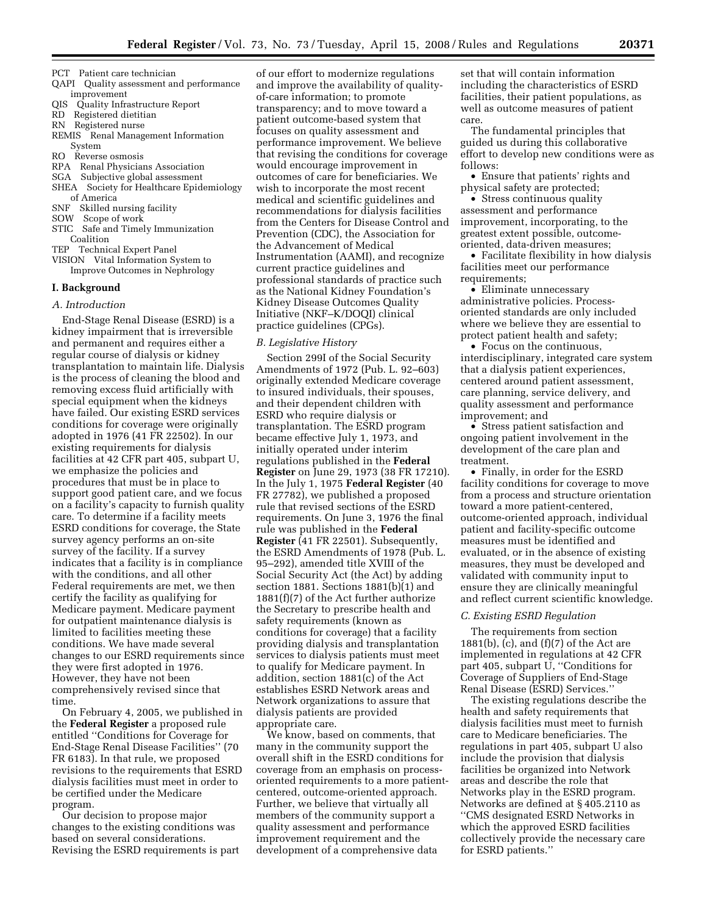PCT Patient care technician
QAPI Quality assessment and performance improvement
QIS Quality Infrastructure Report
RD Registered dietitian
RN Registered nurse
REMIS Renal Management Information System
RO Reverse osmosis
RPA Renal Physicians Association
SGA Subjective global assessment
SHEA Society for Healthcare Epidemiology of America
SNF Skilled nursing facility
SOW Scope of work
STIC Safe and Timely Immunization Coalition
TEP Technical Expert Panel
VISION Vital Information System to Improve Outcomes in Nephrology

## I. Background

### *A. Introduction*

End-Stage Renal Disease (ESRD) is a kidney impairment that is irreversible and permanent and requires either a regular course of dialysis or kidney transplantation to maintain life. Dialysis is the process of cleaning the blood and removing excess fluid artificially with special equipment when the kidneys have failed. Our existing ESRD services conditions for coverage were originally adopted in 1976 (41 FR 22502). In our existing requirements for dialysis facilities at 42 CFR part 405, subpart U, we emphasize the policies and procedures that must be in place to support good patient care, and we focus on a facility's capacity to furnish quality care. To determine if a facility meets ESRD conditions for coverage, the State survey agency performs an on-site survey of the facility. If a survey indicates that a facility is in compliance with the conditions, and all other Federal requirements are met, we then certify the facility as qualifying for Medicare payment. Medicare payment for outpatient maintenance dialysis is limited to facilities meeting these conditions. We have made several changes to our ESRD requirements since they were first adopted in 1976. However, they have not been comprehensively revised since that time.

On February 4, 2005, we published in the **Federal Register** a proposed rule entitled ''Conditions for Coverage for End-Stage Renal Disease Facilities'' (70 FR 6183). In that rule, we proposed revisions to the requirements that ESRD dialysis facilities must meet in order to be certified under the Medicare program.

Our decision to propose major changes to the existing conditions was based on several considerations. Revising the ESRD requirements is part of our effort to modernize regulations and improve the availability of quality-of-care information; to promote transparency; and to move toward a patient outcome-based system that focuses on quality assessment and performance improvement. We believe that revising the conditions for coverage would encourage improvement in outcomes of care for beneficiaries. We wish to incorporate the most recent medical and scientific guidelines and recommendations for dialysis facilities from the Centers for Disease Control and Prevention (CDC), the Association for the Advancement of Medical Instrumentation (AAMI), and recognize current practice guidelines and professional standards of practice such as the National Kidney Foundation's Kidney Disease Outcomes Quality Initiative (NKF–K/DOQI) clinical practice guidelines (CPGs).

### *B. Legislative History*

Section 299I of the Social Security Amendments of 1972 (Pub. L. 92–603) originally extended Medicare coverage to insured individuals, their spouses, and their dependent children with ESRD who require dialysis or transplantation. The ESRD program became effective July 1, 1973, and initially operated under interim regulations published in the **Federal Register** on June 29, 1973 (38 FR 17210). In the July 1, 1975 **Federal Register** (40 FR 27782), we published a proposed rule that revised sections of the ESRD requirements. On June 3, 1976 the final rule was published in the **Federal Register** (41 FR 22501). Subsequently, the ESRD Amendments of 1978 (Pub. L. 95–292), amended title XVIII of the Social Security Act (the Act) by adding section 1881. Sections 1881(b)(1) and 1881(f)(7) of the Act further authorize the Secretary to prescribe health and safety requirements (known as conditions for coverage) that a facility providing dialysis and transplantation services to dialysis patients must meet to qualify for Medicare payment. In addition, section 1881(c) of the Act establishes ESRD Network areas and Network organizations to assure that dialysis patients are provided appropriate care.

We know, based on comments, that many in the community support the overall shift in the ESRD conditions for coverage from an emphasis on process-oriented requirements to a more patient-centered, outcome-oriented approach. Further, we believe that virtually all members of the community support a quality assessment and performance improvement requirement and the development of a comprehensive data set that will contain information including the characteristics of ESRD facilities, their patient populations, as well as outcome measures of patient care.

The fundamental principles that guided us during this collaborative effort to develop new conditions were as follows:

- Ensure that patients' rights and physical safety are protected;
- Stress continuous quality assessment and performance improvement, incorporating, to the greatest extent possible, outcome-oriented, data-driven measures;
- Facilitate flexibility in how dialysis facilities meet our performance requirements;
- Eliminate unnecessary administrative policies. Process-oriented standards are only included where we believe they are essential to protect patient health and safety;
- Focus on the continuous, interdisciplinary, integrated care system that a dialysis patient experiences, centered around patient assessment, care planning, service delivery, and quality assessment and performance improvement; and
- Stress patient satisfaction and ongoing patient involvement in the development of the care plan and treatment.
- Finally, in order for the ESRD facility conditions for coverage to move from a process and structure orientation toward a more patient-centered, outcome-oriented approach, individual patient and facility-specific outcome measures must be identified and evaluated, or in the absence of existing measures, they must be developed and validated with community input to ensure they are clinically meaningful and reflect current scientific knowledge.

### *C. Existing ESRD Regulation*

The requirements from section 1881(b), (c), and (f)(7) of the Act are implemented in regulations at 42 CFR part 405, subpart U, ''Conditions for Coverage of Suppliers of End-Stage Renal Disease (ESRD) Services.''

The existing regulations describe the health and safety requirements that dialysis facilities must meet to furnish care to Medicare beneficiaries. The regulations in part 405, subpart U also include the provision that dialysis facilities be organized into Network areas and describe the role that Networks play in the ESRD program. Networks are defined at § 405.2110 as ''CMS designated ESRD Networks in which the approved ESRD facilities collectively provide the necessary care for ESRD patients.''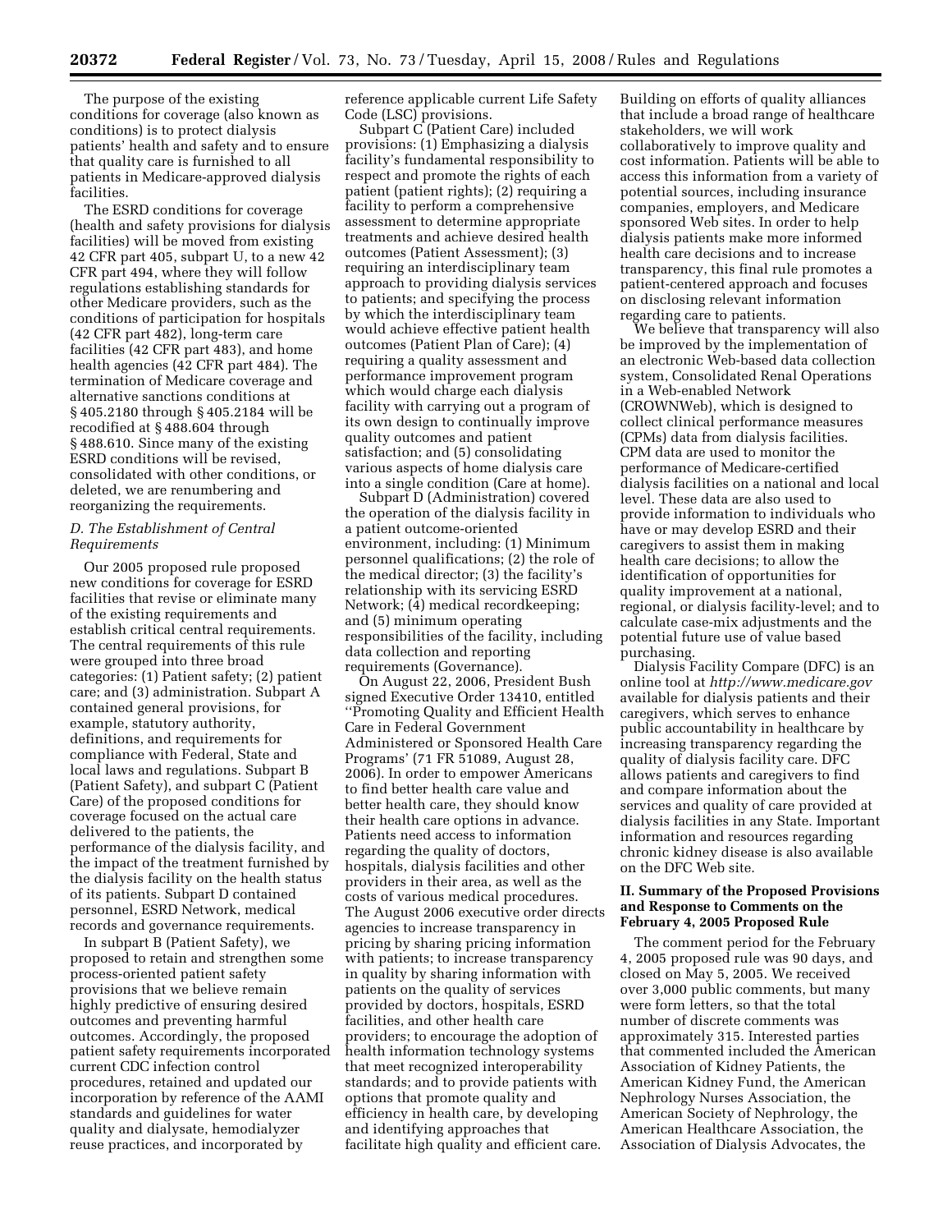The purpose of the existing conditions for coverage (also known as conditions) is to protect dialysis patients' health and safety and to ensure that quality care is furnished to all patients in Medicare-approved dialysis facilities.

The ESRD conditions for coverage (health and safety provisions for dialysis facilities) will be moved from existing 42 CFR part 405, subpart U, to a new 42 CFR part 494, where they will follow regulations establishing standards for other Medicare providers, such as the conditions of participation for hospitals (42 CFR part 482), long-term care facilities (42 CFR part 483), and home health agencies (42 CFR part 484). The termination of Medicare coverage and alternative sanctions conditions at § 405.2180 through § 405.2184 will be recodified at § 488.604 through § 488.610. Since many of the existing ESRD conditions will be revised, consolidated with other conditions, or deleted, we are renumbering and reorganizing the requirements.

### *D. The Establishment of Central Requirements*

Our 2005 proposed rule proposed new conditions for coverage for ESRD facilities that revise or eliminate many of the existing requirements and establish critical central requirements. The central requirements of this rule were grouped into three broad categories: (1) Patient safety; (2) patient care; and (3) administration. Subpart A contained general provisions, for example, statutory authority, definitions, and requirements for compliance with Federal, State and local laws and regulations. Subpart B (Patient Safety), and subpart C (Patient Care) of the proposed conditions for coverage focused on the actual care delivered to the patients, the performance of the dialysis facility, and the impact of the treatment furnished by the dialysis facility on the health status of its patients. Subpart D contained personnel, ESRD Network, medical records and governance requirements.

In subpart B (Patient Safety), we proposed to retain and strengthen some process-oriented patient safety provisions that we believe remain highly predictive of ensuring desired outcomes and preventing harmful outcomes. Accordingly, the proposed patient safety requirements incorporated current CDC infection control procedures, retained and updated our incorporation by reference of the AAMI standards and guidelines for water quality and dialysate, hemodialyzer reuse practices, and incorporated by reference applicable current Life Safety Code (LSC) provisions.

Subpart C (Patient Care) included provisions: (1) Emphasizing a dialysis facility's fundamental responsibility to respect and promote the rights of each patient (patient rights); (2) requiring a facility to perform a comprehensive assessment to determine appropriate treatments and achieve desired health outcomes (Patient Assessment); (3) requiring an interdisciplinary team approach to providing dialysis services to patients; and specifying the process by which the interdisciplinary team would achieve effective patient health outcomes (Patient Plan of Care); (4) requiring a quality assessment and performance improvement program which would charge each dialysis facility with carrying out a program of its own design to continually improve quality outcomes and patient satisfaction; and (5) consolidating various aspects of home dialysis care into a single condition (Care at home).

Subpart D (Administration) covered the operation of the dialysis facility in a patient outcome-oriented environment, including: (1) Minimum personnel qualifications; (2) the role of the medical director; (3) the facility's relationship with its servicing ESRD Network; (4) medical recordkeeping; and (5) minimum operating responsibilities of the facility, including data collection and reporting requirements (Governance).

On August 22, 2006, President Bush signed Executive Order 13410, entitled ''Promoting Quality and Efficient Health Care in Federal Government Administered or Sponsored Health Care Programs' (71 FR 51089, August 28, 2006). In order to empower Americans to find better health care value and better health care, they should know their health care options in advance. Patients need access to information regarding the quality of doctors, hospitals, dialysis facilities and other providers in their area, as well as the costs of various medical procedures. The August 2006 executive order directs agencies to increase transparency in pricing by sharing pricing information with patients; to increase transparency in quality by sharing information with patients on the quality of services provided by doctors, hospitals, ESRD facilities, and other health care providers; to encourage the adoption of health information technology systems that meet recognized interoperability standards; and to provide patients with options that promote quality and efficiency in health care, by developing and identifying approaches that facilitate high quality and efficient care. Building on efforts of quality alliances that include a broad range of healthcare stakeholders, we will work collaboratively to improve quality and cost information. Patients will be able to access this information from a variety of potential sources, including insurance companies, employers, and Medicare sponsored Web sites. In order to help dialysis patients make more informed health care decisions and to increase transparency, this final rule promotes a patient-centered approach and focuses on disclosing relevant information regarding care to patients.

We believe that transparency will also be improved by the implementation of an electronic Web-based data collection system, Consolidated Renal Operations in a Web-enabled Network (CROWNWeb), which is designed to collect clinical performance measures (CPMs) data from dialysis facilities. CPM data are used to monitor the performance of Medicare-certified dialysis facilities on a national and local level. These data are also used to provide information to individuals who have or may develop ESRD and their caregivers to assist them in making health care decisions; to allow the identification of opportunities for quality improvement at a national, regional, or dialysis facility-level; and to calculate case-mix adjustments and the potential future use of value based purchasing.

Dialysis Facility Compare (DFC) is an online tool at *http://www.medicare.gov* available for dialysis patients and their caregivers, which serves to enhance public accountability in healthcare by increasing transparency regarding the quality of dialysis facility care. DFC allows patients and caregivers to find and compare information about the services and quality of care provided at dialysis facilities in any State. Important information and resources regarding chronic kidney disease is also available on the DFC Web site.

## II. Summary of the Proposed Provisions and Response to Comments on the February 4, 2005 Proposed Rule

The comment period for the February 4, 2005 proposed rule was 90 days, and closed on May 5, 2005. We received over 3,000 public comments, but many were form letters, so that the total number of discrete comments was approximately 315. Interested parties that commented included the American Association of Kidney Patients, the American Kidney Fund, the American Nephrology Nurses Association, the American Society of Nephrology, the American Healthcare Association, the Association of Dialysis Advocates, the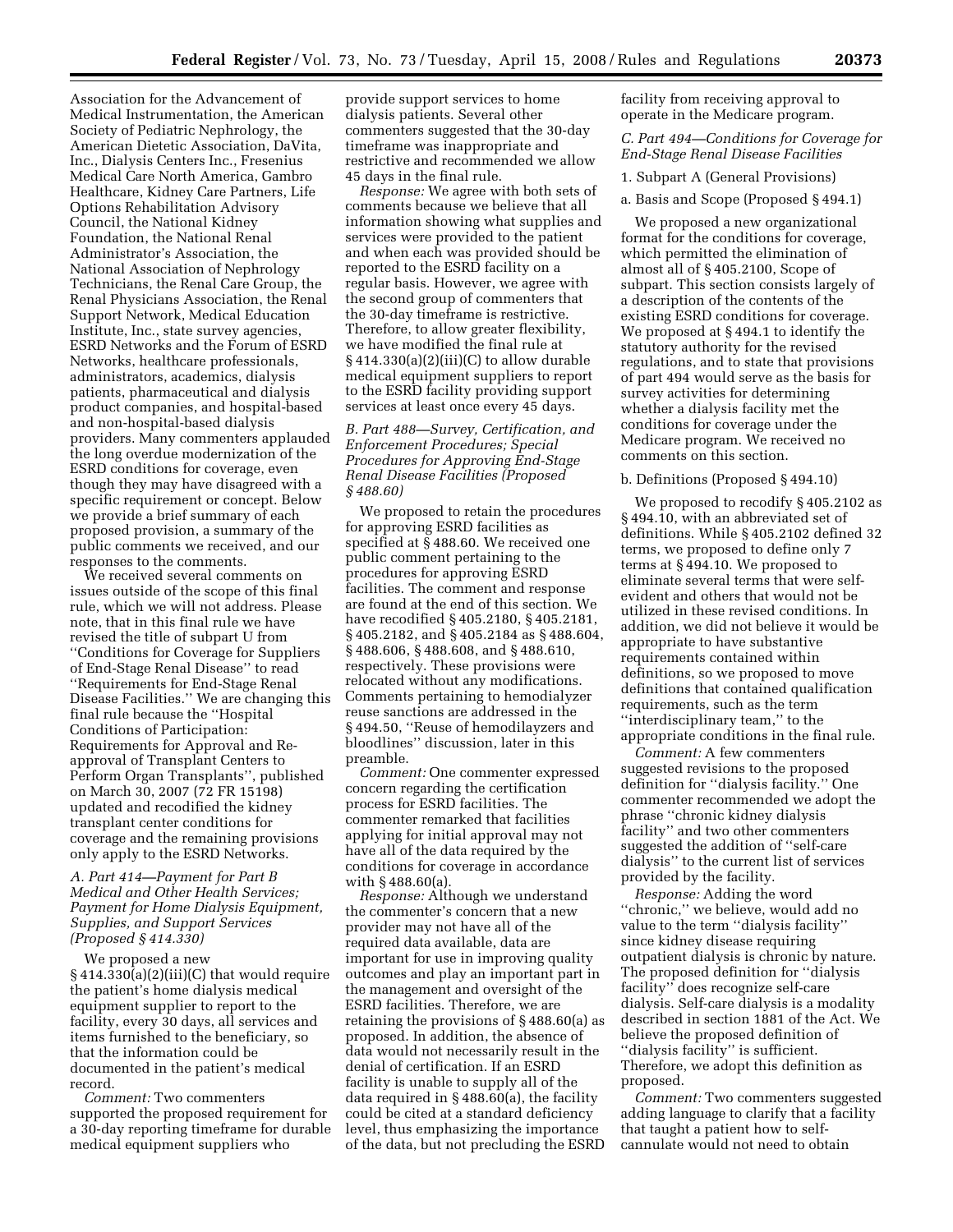Association for the Advancement of Medical Instrumentation, the American Society of Pediatric Nephrology, the American Dietetic Association, DaVita, Inc., Dialysis Centers Inc., Fresenius Medical Care North America, Gambro Healthcare, Kidney Care Partners, Life Options Rehabilitation Advisory Council, the National Kidney Foundation, the National Renal Administrator's Association, the National Association of Nephrology Technicians, the Renal Care Group, the Renal Physicians Association, the Renal Support Network, Medical Education Institute, Inc., state survey agencies, ESRD Networks and the Forum of ESRD Networks, healthcare professionals, administrators, academics, dialysis patients, pharmaceutical and dialysis product companies, and hospital-based and non-hospital-based dialysis providers. Many commenters applauded the long overdue modernization of the ESRD conditions for coverage, even though they may have disagreed with a specific requirement or concept. Below we provide a brief summary of each proposed provision, a summary of the public comments we received, and our responses to the comments.

We received several comments on issues outside of the scope of this final rule, which we will not address. Please note, that in this final rule we have revised the title of subpart U from ''Conditions for Coverage for Suppliers of End-Stage Renal Disease'' to read ''Requirements for End-Stage Renal Disease Facilities.'' We are changing this final rule because the ''Hospital Conditions of Participation: Requirements for Approval and Re-approval of Transplant Centers to Perform Organ Transplants'', published on March 30, 2007 (72 FR 15198) updated and recodified the kidney transplant center conditions for coverage and the remaining provisions only apply to the ESRD Networks.

### A. Part 414—Payment for Part B Medical and Other Health Services; Payment for Home Dialysis Equipment, Supplies, and Support Services (Proposed § 414.330)

We proposed a new § 414.330(a)(2)(iii)(C) that would require the patient's home dialysis medical equipment supplier to report to the facility, every 30 days, all services and items furnished to the beneficiary, so that the information could be documented in the patient's medical record.

*Comment:* Two commenters supported the proposed requirement for a 30-day reporting timeframe for durable medical equipment suppliers who provide support services to home dialysis patients. Several other commenters suggested that the 30-day timeframe was inappropriate and restrictive and recommended we allow 45 days in the final rule.

*Response:* We agree with both sets of comments because we believe that all information showing what supplies and services were provided to the patient and when each was provided should be reported to the ESRD facility on a regular basis. However, we agree with the second group of commenters that the 30-day timeframe is restrictive. Therefore, to allow greater flexibility, we have modified the final rule at § 414.330(a)(2)(iii)(C) to allow durable medical equipment suppliers to report to the ESRD facility providing support services at least once every 45 days.

### B. Part 488—Survey, Certification, and Enforcement Procedures; Special Procedures for Approving End-Stage Renal Disease Facilities (Proposed § 488.60)

We proposed to retain the procedures for approving ESRD facilities as specified at § 488.60. We received one public comment pertaining to the procedures for approving ESRD facilities. The comment and response are found at the end of this section. We have recodified § 405.2180, § 405.2181, § 405.2182, and § 405.2184 as § 488.604, § 488.606, § 488.608, and § 488.610, respectively. These provisions were relocated without any modifications. Comments pertaining to hemodialyzer reuse sanctions are addressed in the § 494.50, ''Reuse of hemodilayzers and bloodlines'' discussion, later in this preamble.

*Comment:* One commenter expressed concern regarding the certification process for ESRD facilities. The commenter remarked that facilities applying for initial approval may not have all of the data required by the conditions for coverage in accordance with § 488.60(a).

*Response:* Although we understand the commenter's concern that a new provider may not have all of the required data available, data are important for use in improving quality outcomes and play an important part in the management and oversight of the ESRD facilities. Therefore, we are retaining the provisions of § 488.60(a) as proposed. In addition, the absence of data would not necessarily result in the denial of certification. If an ESRD facility is unable to supply all of the data required in § 488.60(a), the facility could be cited at a standard deficiency level, thus emphasizing the importance of the data, but not precluding the ESRD facility from receiving approval to operate in the Medicare program.

### C. Part 494—Conditions for Coverage for End-Stage Renal Disease Facilities

1. Subpart A (General Provisions)

a. Basis and Scope (Proposed § 494.1)

We proposed a new organizational format for the conditions for coverage, which permitted the elimination of almost all of § 405.2100, Scope of subpart. This section consists largely of a description of the contents of the existing ESRD conditions for coverage. We proposed at § 494.1 to identify the statutory authority for the revised regulations, and to state that provisions of part 494 would serve as the basis for survey activities for determining whether a dialysis facility met the conditions for coverage under the Medicare program. We received no comments on this section.

b. Definitions (Proposed § 494.10)

We proposed to recodify § 405.2102 as § 494.10, with an abbreviated set of definitions. While § 405.2102 defined 32 terms, we proposed to define only 7 terms at § 494.10. We proposed to eliminate several terms that were self-evident and others that would not be utilized in these revised conditions. In addition, we did not believe it would be appropriate to have substantive requirements contained within definitions, so we proposed to move definitions that contained qualification requirements, such as the term ''interdisciplinary team,'' to the appropriate conditions in the final rule.

*Comment:* A few commenters suggested revisions to the proposed definition for ''dialysis facility.'' One commenter recommended we adopt the phrase ''chronic kidney dialysis facility'' and two other commenters suggested the addition of ''self-care dialysis'' to the current list of services provided by the facility.

*Response:* Adding the word ''chronic,'' we believe, would add no value to the term ''dialysis facility'' since kidney disease requiring outpatient dialysis is chronic by nature. The proposed definition for ''dialysis facility'' does recognize self-care dialysis. Self-care dialysis is a modality described in section 1881 of the Act. We believe the proposed definition of ''dialysis facility'' is sufficient. Therefore, we adopt this definition as proposed.

*Comment:* Two commenters suggested adding language to clarify that a facility that taught a patient how to self-cannulate would not need to obtain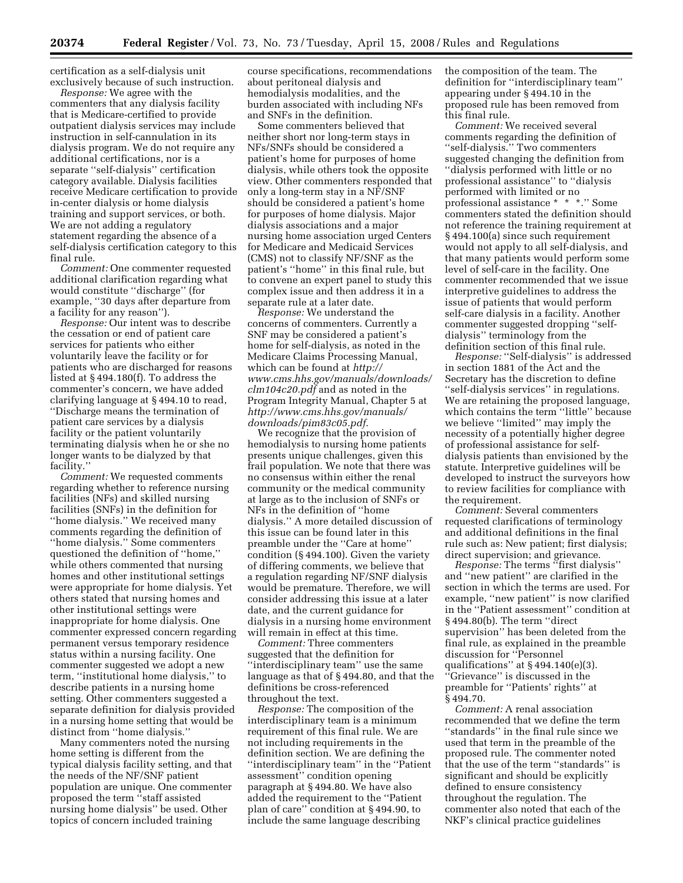certification as a self-dialysis unit exclusively because of such instruction.

*Response:* We agree with the commenters that any dialysis facility that is Medicare-certified to provide outpatient dialysis services may include instruction in self-cannulation in its dialysis program. We do not require any additional certifications, nor is a separate ''self-dialysis'' certification category available. Dialysis facilities receive Medicare certification to provide in-center dialysis or home dialysis training and support services, or both. We are not adding a regulatory statement regarding the absence of a self-dialysis certification category to this final rule.

*Comment:* One commenter requested additional clarification regarding what would constitute ''discharge'' (for example, ''30 days after departure from a facility for any reason'').

*Response:* Our intent was to describe the cessation or end of patient care services for patients who either voluntarily leave the facility or for patients who are discharged for reasons listed at § 494.180(f). To address the commenter's concern, we have added clarifying language at § 494.10 to read, ''Discharge means the termination of patient care services by a dialysis facility or the patient voluntarily terminating dialysis when he or she no longer wants to be dialyzed by that facility.''

*Comment:* We requested comments regarding whether to reference nursing facilities (NFs) and skilled nursing facilities (SNFs) in the definition for ''home dialysis.'' We received many comments regarding the definition of ''home dialysis.'' Some commenters questioned the definition of ''home,'' while others commented that nursing homes and other institutional settings were appropriate for home dialysis. Yet others stated that nursing homes and other institutional settings were inappropriate for home dialysis. One commenter expressed concern regarding permanent versus temporary residence status within a nursing facility. One commenter suggested we adopt a new term, ''institutional home dialysis,'' to describe patients in a nursing home setting. Other commenters suggested a separate definition for dialysis provided in a nursing home setting that would be distinct from ''home dialysis.''

Many commenters noted the nursing home setting is different from the typical dialysis facility setting, and that the needs of the NF/SNF patient population are unique. One commenter proposed the term ''staff assisted nursing home dialysis'' be used. Other topics of concern included training course specifications, recommendations about peritoneal dialysis and hemodialysis modalities, and the burden associated with including NFs and SNFs in the definition.

Some commenters believed that neither short nor long-term stays in NFs/SNFs should be considered a patient's home for purposes of home dialysis, while others took the opposite view. Other commenters responded that only a long-term stay in a NF/SNF should be considered a patient's home for purposes of home dialysis. Major dialysis associations and a major nursing home association urged Centers for Medicare and Medicaid Services (CMS) not to classify NF/SNF as the patient's ''home'' in this final rule, but to convene an expert panel to study this complex issue and then address it in a separate rule at a later date.

*Response:* We understand the concerns of commenters. Currently a SNF may be considered a patient's home for self-dialysis, as noted in the Medicare Claims Processing Manual, which can be found at *http://www.cms.hhs.gov/manuals/downloads/clm104c20.pdf* and as noted in the Program Integrity Manual, Chapter 5 at *http://www.cms.hhs.gov/manuals/downloads/pim83c05.pdf*.

We recognize that the provision of hemodialysis to nursing home patients presents unique challenges, given this frail population. We note that there was no consensus within either the renal community or the medical community at large as to the inclusion of SNFs or NFs in the definition of ''home dialysis.'' A more detailed discussion of this issue can be found later in this preamble under the ''Care at home'' condition (§ 494.100). Given the variety of differing comments, we believe that a regulation regarding NF/SNF dialysis would be premature. Therefore, we will consider addressing this issue at a later date, and the current guidance for dialysis in a nursing home environment will remain in effect at this time.

*Comment:* Three commenters suggested that the definition for ''interdisciplinary team'' use the same language as that of § 494.80, and that the definitions be cross-referenced throughout the text.

*Response:* The composition of the interdisciplinary team is a minimum requirement of this final rule. We are not including requirements in the definition section. We are defining the ''interdisciplinary team'' in the ''Patient assessment'' condition opening paragraph at § 494.80. We have also added the requirement to the ''Patient plan of care'' condition at § 494.90, to include the same language describing the composition of the team. The definition for ''interdisciplinary team'' appearing under § 494.10 in the proposed rule has been removed from this final rule.

*Comment:* We received several comments regarding the definition of ''self-dialysis.'' Two commenters suggested changing the definition from ''dialysis performed with little or no professional assistance'' to ''dialysis performed with limited or no professional assistance * * *.'' Some commenters stated the definition should not reference the training requirement at § 494.100(a) since such requirement would not apply to all self-dialysis, and that many patients would perform some level of self-care in the facility. One commenter recommended that we issue interpretive guidelines to address the issue of patients that would perform self-care dialysis in a facility. Another commenter suggested dropping ''self-dialysis'' terminology from the definition section of this final rule.

*Response:* ''Self-dialysis'' is addressed in section 1881 of the Act and the Secretary has the discretion to define ''self-dialysis services'' in regulations. We are retaining the proposed language, which contains the term ''little'' because we believe ''limited'' may imply the necessity of a potentially higher degree of professional assistance for self-dialysis patients than envisioned by the statute. Interpretive guidelines will be developed to instruct the surveyors how to review facilities for compliance with the requirement.

*Comment:* Several commenters requested clarifications of terminology and additional definitions in the final rule such as: New patient; first dialysis; direct supervision; and grievance.

*Response:* The terms ''first dialysis'' and ''new patient'' are clarified in the section in which the terms are used. For example, ''new patient'' is now clarified in the ''Patient assessment'' condition at § 494.80(b). The term ''direct supervision'' has been deleted from the final rule, as explained in the preamble discussion for ''Personnel qualifications'' at § 494.140(e)(3). ''Grievance'' is discussed in the preamble for ''Patients' rights'' at § 494.70.

*Comment:* A renal association recommended that we define the term ''standards'' in the final rule since we used that term in the preamble of the proposed rule. The commenter noted that the use of the term ''standards'' is significant and should be explicitly defined to ensure consistency throughout the regulation. The commenter also noted that each of the NKF's clinical practice guidelines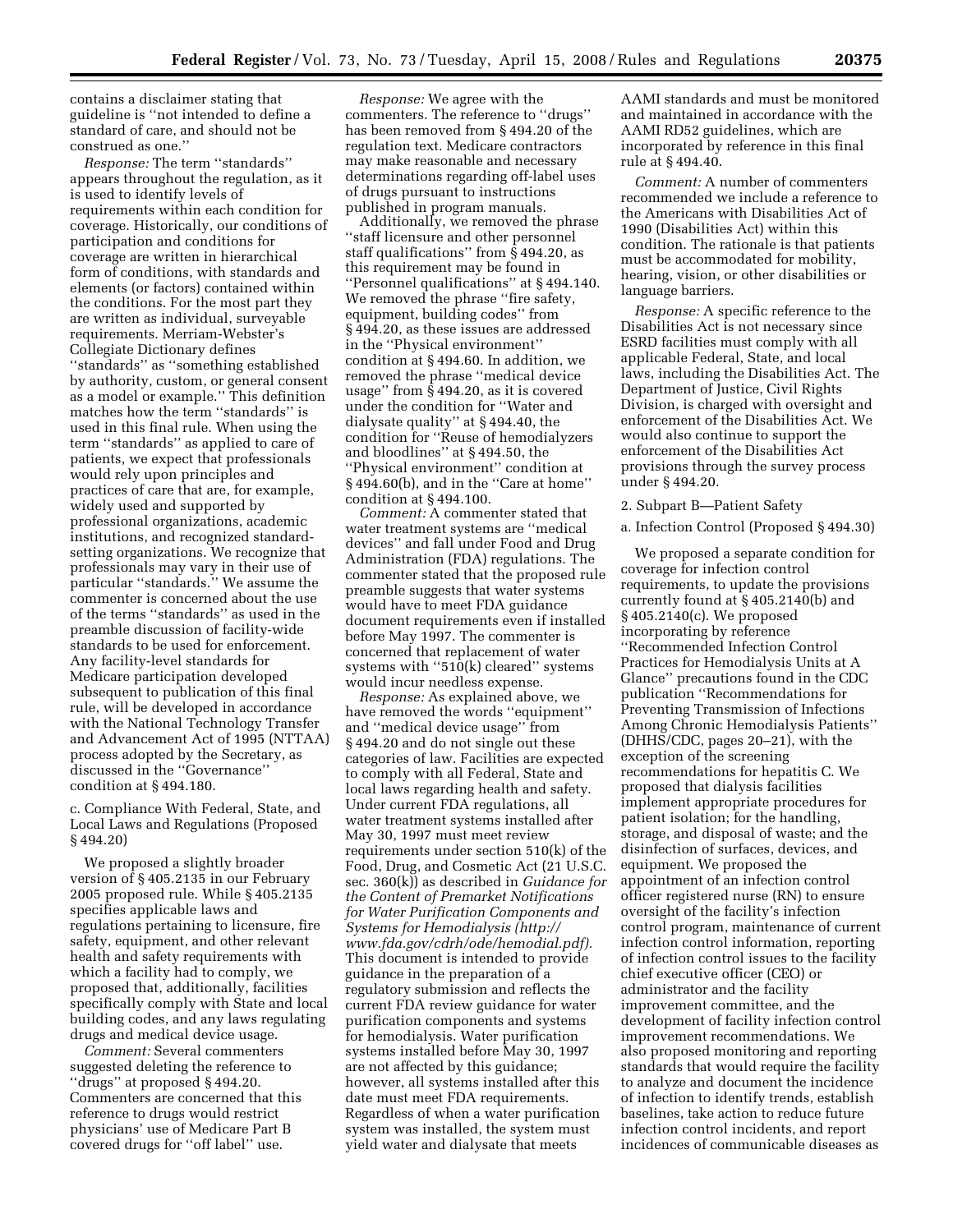contains a disclaimer stating that guideline is ''not intended to define a standard of care, and should not be construed as one.''

*Response:* The term ''standards'' appears throughout the regulation, as it is used to identify levels of requirements within each condition for coverage. Historically, our conditions of participation and conditions for coverage are written in hierarchical form of conditions, with standards and elements (or factors) contained within the conditions. For the most part they are written as individual, surveyable requirements. Merriam-Webster's Collegiate Dictionary defines ''standards'' as ''something established by authority, custom, or general consent as a model or example.'' This definition matches how the term ''standards'' is used in this final rule. When using the term ''standards'' as applied to care of patients, we expect that professionals would rely upon principles and practices of care that are, for example, widely used and supported by professional organizations, academic institutions, and recognized standard-setting organizations. We recognize that professionals may vary in their use of particular ''standards.'' We assume the commenter is concerned about the use of the terms ''standards'' as used in the preamble discussion of facility-wide standards to be used for enforcement. Any facility-level standards for Medicare participation developed subsequent to publication of this final rule, will be developed in accordance with the National Technology Transfer and Advancement Act of 1995 (NTTAA) process adopted by the Secretary, as discussed in the ''Governance'' condition at § 494.180.

c. Compliance With Federal, State, and Local Laws and Regulations (Proposed § 494.20)

We proposed a slightly broader version of § 405.2135 in our February 2005 proposed rule. While § 405.2135 specifies applicable laws and regulations pertaining to licensure, fire safety, equipment, and other relevant health and safety requirements with which a facility had to comply, we proposed that, additionally, facilities specifically comply with State and local building codes, and any laws regulating drugs and medical device usage.

*Comment:* Several commenters suggested deleting the reference to ''drugs'' at proposed § 494.20. Commenters are concerned that this reference to drugs would restrict physicians' use of Medicare Part B covered drugs for ''off label'' use.

*Response:* We agree with the commenters. The reference to ''drugs'' has been removed from § 494.20 of the regulation text. Medicare contractors may make reasonable and necessary determinations regarding off-label uses of drugs pursuant to instructions published in program manuals.

Additionally, we removed the phrase ''staff licensure and other personnel staff qualifications'' from § 494.20, as this requirement may be found in ''Personnel qualifications'' at § 494.140. We removed the phrase ''fire safety, equipment, building codes'' from § 494.20, as these issues are addressed in the ''Physical environment'' condition at § 494.60. In addition, we removed the phrase ''medical device usage'' from § 494.20, as it is covered under the condition for ''Water and dialysate quality'' at § 494.40, the condition for ''Reuse of hemodialyzers and bloodlines'' at § 494.50, the ''Physical environment'' condition at § 494.60(b), and in the ''Care at home'' condition at § 494.100.

*Comment:* A commenter stated that water treatment systems are ''medical devices'' and fall under Food and Drug Administration (FDA) regulations. The commenter stated that the proposed rule preamble suggests that water systems would have to meet FDA guidance document requirements even if installed before May 1997. The commenter is concerned that replacement of water systems with ''510(k) cleared'' systems would incur needless expense.

*Response:* As explained above, we have removed the words ''equipment'' and ''medical device usage'' from § 494.20 and do not single out these categories of law. Facilities are expected to comply with all Federal, State and local laws regarding health and safety. Under current FDA regulations, all water treatment systems installed after May 30, 1997 must meet review requirements under section 510(k) of the Food, Drug, and Cosmetic Act (21 U.S.C. sec. 360(k)) as described in *Guidance for the Content of Premarket Notifications for Water Purification Components and Systems for Hemodialysis (http://www.fda.gov/cdrh/ode/hemodial.pdf).* This document is intended to provide guidance in the preparation of a regulatory submission and reflects the current FDA review guidance for water purification components and systems for hemodialysis. Water purification systems installed before May 30, 1997 are not affected by this guidance; however, all systems installed after this date must meet FDA requirements. Regardless of when a water purification system was installed, the system must yield water and dialysate that meets AAMI standards and must be monitored and maintained in accordance with the AAMI RD52 guidelines, which are incorporated by reference in this final rule at § 494.40.

*Comment:* A number of commenters recommended we include a reference to the Americans with Disabilities Act of 1990 (Disabilities Act) within this condition. The rationale is that patients must be accommodated for mobility, hearing, vision, or other disabilities or language barriers.

*Response:* A specific reference to the Disabilities Act is not necessary since ESRD facilities must comply with all applicable Federal, State, and local laws, including the Disabilities Act. The Department of Justice, Civil Rights Division, is charged with oversight and enforcement of the Disabilities Act. We would also continue to support the enforcement of the Disabilities Act provisions through the survey process under § 494.20.

2. Subpart B—Patient Safety

a. Infection Control (Proposed § 494.30)

We proposed a separate condition for coverage for infection control requirements, to update the provisions currently found at § 405.2140(b) and § 405.2140(c). We proposed incorporating by reference ''Recommended Infection Control Practices for Hemodialysis Units at A Glance'' precautions found in the CDC publication ''Recommendations for Preventing Transmission of Infections Among Chronic Hemodialysis Patients'' (DHHS/CDC, pages 20–21), with the exception of the screening recommendations for hepatitis C. We proposed that dialysis facilities implement appropriate procedures for patient isolation; for the handling, storage, and disposal of waste; and the disinfection of surfaces, devices, and equipment. We proposed the appointment of an infection control officer registered nurse (RN) to ensure oversight of the facility's infection control program, maintenance of current infection control information, reporting of infection control issues to the facility chief executive officer (CEO) or administrator and the facility improvement committee, and the development of facility infection control improvement recommendations. We also proposed monitoring and reporting standards that would require the facility to analyze and document the incidence of infection to identify trends, establish baselines, take action to reduce future infection control incidents, and report incidences of communicable diseases as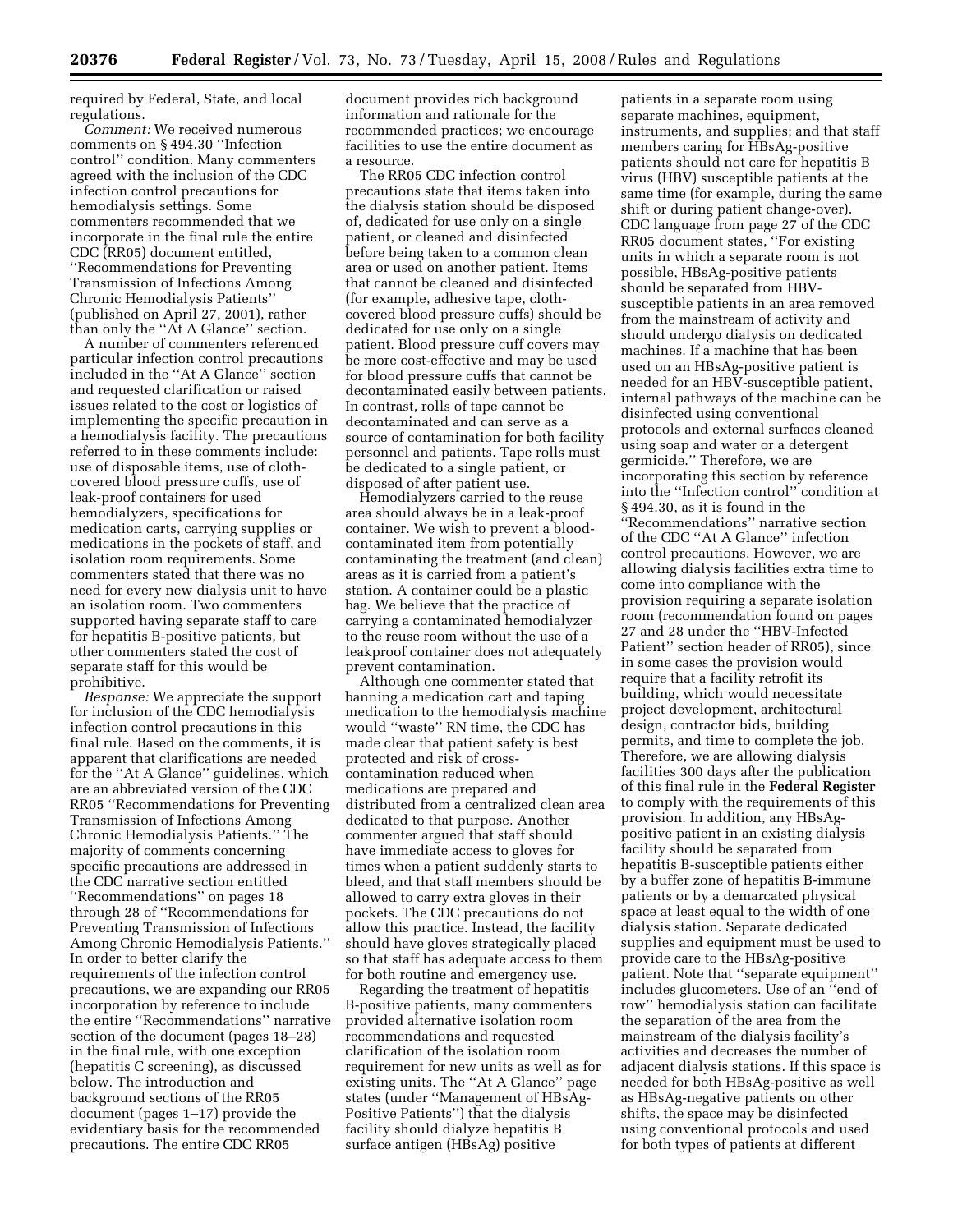required by Federal, State, and local regulations.

*Comment:* We received numerous comments on § 494.30 ''Infection control'' condition. Many commenters agreed with the inclusion of the CDC infection control precautions for hemodialysis settings. Some commenters recommended that we incorporate in the final rule the entire CDC (RR05) document entitled, ''Recommendations for Preventing Transmission of Infections Among Chronic Hemodialysis Patients'' (published on April 27, 2001), rather than only the ''At A Glance'' section.

A number of commenters referenced particular infection control precautions included in the ''At A Glance'' section and requested clarification or raised issues related to the cost or logistics of implementing the specific precaution in a hemodialysis facility. The precautions referred to in these comments include: use of disposable items, use of cloth-covered blood pressure cuffs, use of leak-proof containers for used hemodialyzers, specifications for medication carts, carrying supplies or medications in the pockets of staff, and isolation room requirements. Some commenters stated that there was no need for every new dialysis unit to have an isolation room. Two commenters supported having separate staff to care for hepatitis B-positive patients, but other commenters stated the cost of separate staff for this would be prohibitive.

*Response:* We appreciate the support for inclusion of the CDC hemodialysis infection control precautions in this final rule. Based on the comments, it is apparent that clarifications are needed for the ''At A Glance'' guidelines, which are an abbreviated version of the CDC RR05 ''Recommendations for Preventing Transmission of Infections Among Chronic Hemodialysis Patients.'' The majority of comments concerning specific precautions are addressed in the CDC narrative section entitled ''Recommendations'' on pages 18 through 28 of ''Recommendations for Preventing Transmission of Infections Among Chronic Hemodialysis Patients.'' In order to better clarify the requirements of the infection control precautions, we are expanding our RR05 incorporation by reference to include the entire ''Recommendations'' narrative section of the document (pages 18–28) in the final rule, with one exception (hepatitis C screening), as discussed below. The introduction and background sections of the RR05 document (pages 1–17) provide the evidentiary basis for the recommended precautions. The entire CDC RR05 document provides rich background information and rationale for the recommended practices; we encourage facilities to use the entire document as a resource.

The RR05 CDC infection control precautions state that items taken into the dialysis station should be disposed of, dedicated for use only on a single patient, or cleaned and disinfected before being taken to a common clean area or used on another patient. Items that cannot be cleaned and disinfected (for example, adhesive tape, cloth-covered blood pressure cuffs) should be dedicated for use only on a single patient. Blood pressure cuff covers may be more cost-effective and may be used for blood pressure cuffs that cannot be decontaminated easily between patients. In contrast, rolls of tape cannot be decontaminated and can serve as a source of contamination for both facility personnel and patients. Tape rolls must be dedicated to a single patient, or disposed of after patient use.

Hemodialyzers carried to the reuse area should always be in a leak-proof container. We wish to prevent a blood-contaminated item from potentially contaminating the treatment (and clean) areas as it is carried from a patient's station. A container could be a plastic bag. We believe that the practice of carrying a contaminated hemodialyzer to the reuse room without the use of a leakproof container does not adequately prevent contamination.

Although one commenter stated that banning a medication cart and taping medication to the hemodialysis machine would ''waste'' RN time, the CDC has made clear that patient safety is best protected and risk of cross-contamination reduced when medications are prepared and distributed from a centralized clean area dedicated to that purpose. Another commenter argued that staff should have immediate access to gloves for times when a patient suddenly starts to bleed, and that staff members should be allowed to carry extra gloves in their pockets. The CDC precautions do not allow this practice. Instead, the facility should have gloves strategically placed so that staff has adequate access to them for both routine and emergency use.

Regarding the treatment of hepatitis B-positive patients, many commenters provided alternative isolation room recommendations and requested clarification of the isolation room requirement for new units as well as for existing units. The ''At A Glance'' page states (under ''Management of HBsAg-Positive Patients'') that the dialysis facility should dialyze hepatitis B surface antigen (HBsAg) positive patients in a separate room using separate machines, equipment, instruments, and supplies; and that staff members caring for HBsAg-positive patients should not care for hepatitis B virus (HBV) susceptible patients at the same time (for example, during the same shift or during patient change-over). CDC language from page 27 of the CDC RR05 document states, ''For existing units in which a separate room is not possible, HBsAg-positive patients should be separated from HBV-susceptible patients in an area removed from the mainstream of activity and should undergo dialysis on dedicated machines. If a machine that has been used on an HBsAg-positive patient is needed for an HBV-susceptible patient, internal pathways of the machine can be disinfected using conventional protocols and external surfaces cleaned using soap and water or a detergent germicide.'' Therefore, we are incorporating this section by reference into the ''Infection control'' condition at § 494.30, as it is found in the ''Recommendations'' narrative section of the CDC ''At A Glance'' infection control precautions. However, we are allowing dialysis facilities extra time to come into compliance with the provision requiring a separate isolation room (recommendation found on pages 27 and 28 under the ''HBV-Infected Patient'' section header of RR05), since in some cases the provision would require that a facility retrofit its building, which would necessitate project development, architectural design, contractor bids, building permits, and time to complete the job. Therefore, we are allowing dialysis facilities 300 days after the publication of this final rule in the **Federal Register** to comply with the requirements of this provision. In addition, any HBsAg-positive patient in an existing dialysis facility should be separated from hepatitis B-susceptible patients either by a buffer zone of hepatitis B-immune patients or by a demarcated physical space at least equal to the width of one dialysis station. Separate dedicated supplies and equipment must be used to provide care to the HBsAg-positive patient. Note that ''separate equipment'' includes glucometers. Use of an ''end of row'' hemodialysis station can facilitate the separation of the area from the mainstream of the dialysis facility's activities and decreases the number of adjacent dialysis stations. If this space is needed for both HBsAg-positive as well as HBsAg-negative patients on other shifts, the space may be disinfected using conventional protocols and used for both types of patients at different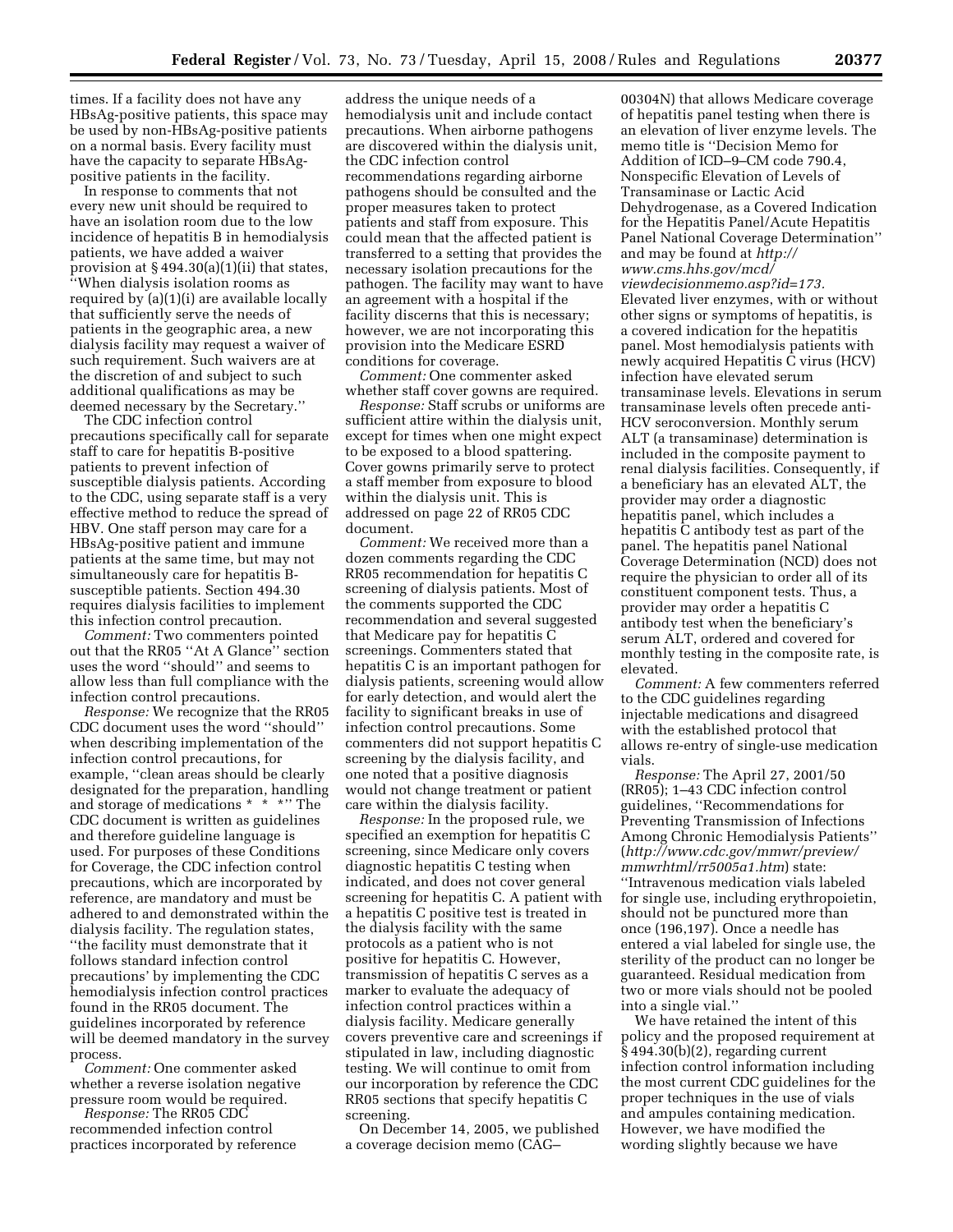times. If a facility does not have any HBsAg-positive patients, this space may be used by non-HBsAg-positive patients on a normal basis. Every facility must have the capacity to separate HBsAg-positive patients in the facility.

In response to comments that not every new unit should be required to have an isolation room due to the low incidence of hepatitis B in hemodialysis patients, we have added a waiver provision at § 494.30(a)(1)(ii) that states, ''When dialysis isolation rooms as required by (a)(1)(i) are available locally that sufficiently serve the needs of patients in the geographic area, a new dialysis facility may request a waiver of such requirement. Such waivers are at the discretion of and subject to such additional qualifications as may be deemed necessary by the Secretary.''

The CDC infection control precautions specifically call for separate staff to care for hepatitis B-positive patients to prevent infection of susceptible dialysis patients. According to the CDC, using separate staff is a very effective method to reduce the spread of HBV. One staff person may care for a HBsAg-positive patient and immune patients at the same time, but may not simultaneously care for hepatitis B-susceptible patients. Section 494.30 requires dialysis facilities to implement this infection control precaution.

*Comment:* Two commenters pointed out that the RR05 ''At A Glance'' section uses the word ''should'' and seems to allow less than full compliance with the infection control precautions.

*Response:* We recognize that the RR05 CDC document uses the word ''should'' when describing implementation of the infection control precautions, for example, ''clean areas should be clearly designated for the preparation, handling and storage of medications * * *'' The CDC document is written as guidelines and therefore guideline language is used. For purposes of these Conditions for Coverage, the CDC infection control precautions, which are incorporated by reference, are mandatory and must be adhered to and demonstrated within the dialysis facility. The regulation states, ''the facility must demonstrate that it follows standard infection control precautions' by implementing the CDC hemodialysis infection control practices found in the RR05 document. The guidelines incorporated by reference will be deemed mandatory in the survey process.

*Comment:* One commenter asked whether a reverse isolation negative pressure room would be required.

*Response:* The RR05 CDC recommended infection control practices incorporated by reference address the unique needs of a hemodialysis unit and include contact precautions. When airborne pathogens are discovered within the dialysis unit, the CDC infection control recommendations regarding airborne pathogens should be consulted and the proper measures taken to protect patients and staff from exposure. This could mean that the affected patient is transferred to a setting that provides the necessary isolation precautions for the pathogen. The facility may want to have an agreement with a hospital if the facility discerns that this is necessary; however, we are not incorporating this provision into the Medicare ESRD conditions for coverage.

*Comment:* One commenter asked whether staff cover gowns are required.

*Response:* Staff scrubs or uniforms are sufficient attire within the dialysis unit, except for times when one might expect to be exposed to a blood spattering. Cover gowns primarily serve to protect a staff member from exposure to blood within the dialysis unit. This is addressed on page 22 of RR05 CDC document.

*Comment:* We received more than a dozen comments regarding the CDC RR05 recommendation for hepatitis C screening of dialysis patients. Most of the comments supported the CDC recommendation and several suggested that Medicare pay for hepatitis C screenings. Commenters stated that hepatitis C is an important pathogen for dialysis patients, screening would allow for early detection, and would alert the facility to significant breaks in use of infection control precautions. Some commenters did not support hepatitis C screening by the dialysis facility, and one noted that a positive diagnosis would not change treatment or patient care within the dialysis facility.

*Response:* In the proposed rule, we specified an exemption for hepatitis C screening, since Medicare only covers diagnostic hepatitis C testing when indicated, and does not cover general screening for hepatitis C. A patient with a hepatitis C positive test is treated in the dialysis facility with the same protocols as a patient who is not positive for hepatitis C. However, transmission of hepatitis C serves as a marker to evaluate the adequacy of infection control practices within a dialysis facility. Medicare generally covers preventive care and screenings if stipulated in law, including diagnostic testing. We will continue to omit from our incorporation by reference the CDC RR05 sections that specify hepatitis C screening.

On December 14, 2005, we published a coverage decision memo (CAG–00304N) that allows Medicare coverage of hepatitis panel testing when there is an elevation of liver enzyme levels. The memo title is ''Decision Memo for Addition of ICD–9–CM code 790.4, Nonspecific Elevation of Levels of Transaminase or Lactic Acid Dehydrogenase, as a Covered Indication for the Hepatitis Panel/Acute Hepatitis Panel National Coverage Determination'' and may be found at *http://www.cms.hhs.gov/mcd/viewdecisionmemo.asp?id=173.* Elevated liver enzymes, with or without other signs or symptoms of hepatitis, is a covered indication for the hepatitis panel. Most hemodialysis patients with newly acquired Hepatitis C virus (HCV) infection have elevated serum transaminase levels. Elevations in serum transaminase levels often precede anti-HCV seroconversion. Monthly serum ALT (a transaminase) determination is included in the composite payment to renal dialysis facilities. Consequently, if a beneficiary has an elevated ALT, the provider may order a diagnostic hepatitis panel, which includes a hepatitis C antibody test as part of the panel. The hepatitis panel National Coverage Determination (NCD) does not require the physician to order all of its constituent component tests. Thus, a provider may order a hepatitis C antibody test when the beneficiary's serum ALT, ordered and covered for monthly testing in the composite rate, is elevated.

*Comment:* A few commenters referred to the CDC guidelines regarding injectable medications and disagreed with the established protocol that allows re-entry of single-use medication vials.

*Response:* The April 27, 2001/50 (RR05); 1–43 CDC infection control guidelines, ''Recommendations for Preventing Transmission of Infections Among Chronic Hemodialysis Patients'' (*http://www.cdc.gov/mmwr/preview/mmwrhtml/rr5005a1.htm*) state: ''Intravenous medication vials labeled for single use, including erythropoietin, should not be punctured more than once (196,197). Once a needle has entered a vial labeled for single use, the sterility of the product can no longer be guaranteed. Residual medication from two or more vials should not be pooled into a single vial.''

We have retained the intent of this policy and the proposed requirement at § 494.30(b)(2), regarding current infection control information including the most current CDC guidelines for the proper techniques in the use of vials and ampules containing medication. However, we have modified the wording slightly because we have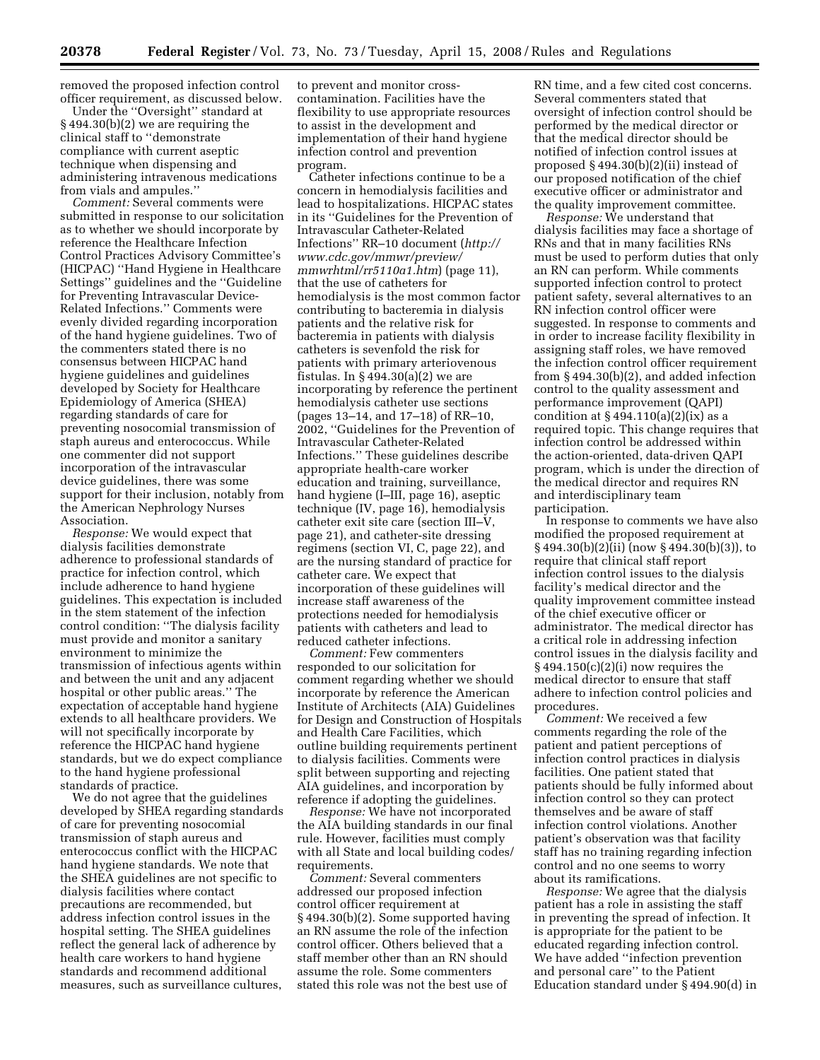removed the proposed infection control officer requirement, as discussed below.

Under the ''Oversight'' standard at § 494.30(b)(2) we are requiring the clinical staff to ''demonstrate compliance with current aseptic technique when dispensing and administering intravenous medications from vials and ampules.''

*Comment:* Several comments were submitted in response to our solicitation as to whether we should incorporate by reference the Healthcare Infection Control Practices Advisory Committee's (HICPAC) ''Hand Hygiene in Healthcare Settings'' guidelines and the ''Guideline for Preventing Intravascular Device-Related Infections.'' Comments were evenly divided regarding incorporation of the hand hygiene guidelines. Two of the commenters stated there is no consensus between HICPAC hand hygiene guidelines and guidelines developed by Society for Healthcare Epidemiology of America (SHEA) regarding standards of care for preventing nosocomial transmission of staph aureus and enterococcus. While one commenter did not support incorporation of the intravascular device guidelines, there was some support for their inclusion, notably from the American Nephrology Nurses Association.

*Response:* We would expect that dialysis facilities demonstrate adherence to professional standards of practice for infection control, which include adherence to hand hygiene guidelines. This expectation is included in the stem statement of the infection control condition: ''The dialysis facility must provide and monitor a sanitary environment to minimize the transmission of infectious agents within and between the unit and any adjacent hospital or other public areas.'' The expectation of acceptable hand hygiene extends to all healthcare providers. We will not specifically incorporate by reference the HICPAC hand hygiene standards, but we do expect compliance to the hand hygiene professional standards of practice.

We do not agree that the guidelines developed by SHEA regarding standards of care for preventing nosocomial transmission of staph aureus and enterococcus conflict with the HICPAC hand hygiene standards. We note that the SHEA guidelines are not specific to dialysis facilities where contact precautions are recommended, but address infection control issues in the hospital setting. The SHEA guidelines reflect the general lack of adherence by health care workers to hand hygiene standards and recommend additional measures, such as surveillance cultures, to prevent and monitor cross-contamination. Facilities have the flexibility to use appropriate resources to assist in the development and implementation of their hand hygiene infection control and prevention program.

Catheter infections continue to be a concern in hemodialysis facilities and lead to hospitalizations. HICPAC states in its ''Guidelines for the Prevention of Intravascular Catheter-Related Infections'' RR–10 document (*http://www.cdc.gov/mmwr/preview/mmwrhtml/rr5110a1.htm*) (page 11), that the use of catheters for hemodialysis is the most common factor contributing to bacteremia in dialysis patients and the relative risk for bacteremia in patients with dialysis catheters is sevenfold the risk for patients with primary arteriovenous fistulas. In § 494.30(a)(2) we are incorporating by reference the pertinent hemodialysis catheter use sections (pages 13–14, and 17–18) of RR–10, 2002, ''Guidelines for the Prevention of Intravascular Catheter-Related Infections.'' These guidelines describe appropriate health-care worker education and training, surveillance, hand hygiene (I–III, page 16), aseptic technique (IV, page 16), hemodialysis catheter exit site care (section III–V, page 21), and catheter-site dressing regimens (section VI, C, page 22), and are the nursing standard of practice for catheter care. We expect that incorporation of these guidelines will increase staff awareness of the protections needed for hemodialysis patients with catheters and lead to reduced catheter infections.

*Comment:* Few commenters responded to our solicitation for comment regarding whether we should incorporate by reference the American Institute of Architects (AIA) Guidelines for Design and Construction of Hospitals and Health Care Facilities, which outline building requirements pertinent to dialysis facilities. Comments were split between supporting and rejecting AIA guidelines, and incorporation by reference if adopting the guidelines.

*Response:* We have not incorporated the AIA building standards in our final rule. However, facilities must comply with all State and local building codes/requirements.

*Comment:* Several commenters addressed our proposed infection control officer requirement at § 494.30(b)(2). Some supported having an RN assume the role of the infection control officer. Others believed that a staff member other than an RN should assume the role. Some commenters stated this role was not the best use of RN time, and a few cited cost concerns. Several commenters stated that oversight of infection control should be performed by the medical director or that the medical director should be notified of infection control issues at proposed § 494.30(b)(2)(ii) instead of our proposed notification of the chief executive officer or administrator and the quality improvement committee.

*Response:* We understand that dialysis facilities may face a shortage of RNs and that in many facilities RNs must be used to perform duties that only an RN can perform. While comments supported infection control to protect patient safety, several alternatives to an RN infection control officer were suggested. In response to comments and in order to increase facility flexibility in assigning staff roles, we have removed the infection control officer requirement from § 494.30(b)(2), and added infection control to the quality assessment and performance improvement (QAPI) condition at § 494.110(a)(2)(ix) as a required topic. This change requires that infection control be addressed within the action-oriented, data-driven QAPI program, which is under the direction of the medical director and requires RN and interdisciplinary team participation.

In response to comments we have also modified the proposed requirement at § 494.30(b)(2)(ii) (now § 494.30(b)(3)), to require that clinical staff report infection control issues to the dialysis facility's medical director and the quality improvement committee instead of the chief executive officer or administrator. The medical director has a critical role in addressing infection control issues in the dialysis facility and § 494.150(c)(2)(i) now requires the medical director to ensure that staff adhere to infection control policies and procedures.

*Comment:* We received a few comments regarding the role of the patient and patient perceptions of infection control practices in dialysis facilities. One patient stated that patients should be fully informed about infection control so they can protect themselves and be aware of staff infection control violations. Another patient's observation was that facility staff has no training regarding infection control and no one seems to worry about its ramifications.

*Response:* We agree that the dialysis patient has a role in assisting the staff in preventing the spread of infection. It is appropriate for the patient to be educated regarding infection control. We have added ''infection prevention and personal care'' to the Patient Education standard under § 494.90(d) in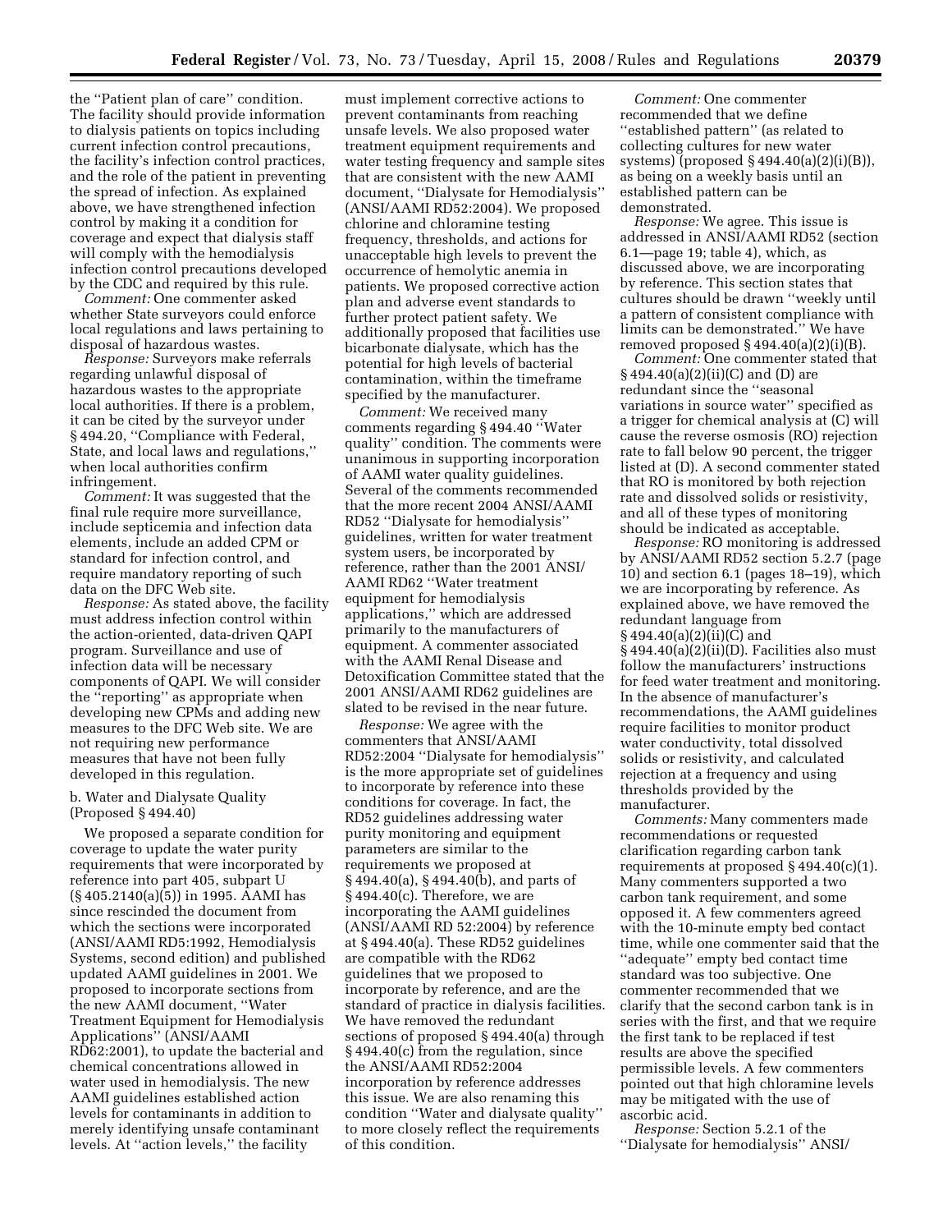the ''Patient plan of care'' condition. The facility should provide information to dialysis patients on topics including current infection control precautions, the facility's infection control practices, and the role of the patient in preventing the spread of infection. As explained above, we have strengthened infection control by making it a condition for coverage and expect that dialysis staff will comply with the hemodialysis infection control precautions developed by the CDC and required by this rule.

*Comment:* One commenter asked whether State surveyors could enforce local regulations and laws pertaining to disposal of hazardous wastes.

*Response:* Surveyors make referrals regarding unlawful disposal of hazardous wastes to the appropriate local authorities. If there is a problem, it can be cited by the surveyor under § 494.20, ''Compliance with Federal, State, and local laws and regulations,'' when local authorities confirm infringement.

*Comment:* It was suggested that the final rule require more surveillance, include septicemia and infection data elements, include an added CPM or standard for infection control, and require mandatory reporting of such data on the DFC Web site.

*Response:* As stated above, the facility must address infection control within the action-oriented, data-driven QAPI program. Surveillance and use of infection data will be necessary components of QAPI. We will consider the ''reporting'' as appropriate when developing new CPMs and adding new measures to the DFC Web site. We are not requiring new performance measures that have not been fully developed in this regulation.

b. Water and Dialysate Quality (Proposed § 494.40)

We proposed a separate condition for coverage to update the water purity requirements that were incorporated by reference into part 405, subpart U (§ 405.2140(a)(5)) in 1995. AAMI has since rescinded the document from which the sections were incorporated (ANSI/AAMI RD5:1992, Hemodialysis Systems, second edition) and published updated AAMI guidelines in 2001. We proposed to incorporate sections from the new AAMI document, ''Water Treatment Equipment for Hemodialysis Applications'' (ANSI/AAMI RD62:2001), to update the bacterial and chemical concentrations allowed in water used in hemodialysis. The new AAMI guidelines established action levels for contaminants in addition to merely identifying unsafe contaminant levels. At ''action levels,'' the facility must implement corrective actions to prevent contaminants from reaching unsafe levels. We also proposed water treatment equipment requirements and water testing frequency and sample sites that are consistent with the new AAMI document, ''Dialysate for Hemodialysis'' (ANSI/AAMI RD52:2004). We proposed chlorine and chloramine testing frequency, thresholds, and actions for unacceptable high levels to prevent the occurrence of hemolytic anemia in patients. We proposed corrective action plan and adverse event standards to further protect patient safety. We additionally proposed that facilities use bicarbonate dialysate, which has the potential for high levels of bacterial contamination, within the timeframe specified by the manufacturer.

*Comment:* We received many comments regarding § 494.40 ''Water quality'' condition. The comments were unanimous in supporting incorporation of AAMI water quality guidelines. Several of the comments recommended that the more recent 2004 ANSI/AAMI RD52 ''Dialysate for hemodialysis'' guidelines, written for water treatment system users, be incorporated by reference, rather than the 2001 ANSI/AAMI RD62 ''Water treatment equipment for hemodialysis applications,'' which are addressed primarily to the manufacturers of equipment. A commenter associated with the AAMI Renal Disease and Detoxification Committee stated that the 2001 ANSI/AAMI RD62 guidelines are slated to be revised in the near future.

*Response:* We agree with the commenters that ANSI/AAMI RD52:2004 ''Dialysate for hemodialysis'' is the more appropriate set of guidelines to incorporate by reference into these conditions for coverage. In fact, the RD52 guidelines addressing water purity monitoring and equipment parameters are similar to the requirements we proposed at § 494.40(a), § 494.40(b), and parts of § 494.40(c). Therefore, we are incorporating the AAMI guidelines (ANSI/AAMI RD 52:2004) by reference at § 494.40(a). These RD52 guidelines are compatible with the RD62 guidelines that we proposed to incorporate by reference, and are the standard of practice in dialysis facilities. We have removed the redundant sections of proposed § 494.40(a) through § 494.40(c) from the regulation, since the ANSI/AAMI RD52:2004 incorporation by reference addresses this issue. We are also renaming this condition ''Water and dialysate quality'' to more closely reflect the requirements of this condition.

*Comment:* One commenter recommended that we define ''established pattern'' (as related to collecting cultures for new water systems) (proposed § 494.40(a)(2)(i)(B)), as being on a weekly basis until an established pattern can be demonstrated.

*Response:* We agree. This issue is addressed in ANSI/AAMI RD52 (section 6.1—page 19; table 4), which, as discussed above, we are incorporating by reference. This section states that cultures should be drawn ''weekly until a pattern of consistent compliance with limits can be demonstrated.'' We have removed proposed § 494.40(a)(2)(i)(B).

*Comment:* One commenter stated that § 494.40(a)(2)(ii)(C) and (D) are redundant since the ''seasonal variations in source water'' specified as a trigger for chemical analysis at (C) will cause the reverse osmosis (RO) rejection rate to fall below 90 percent, the trigger listed at (D). A second commenter stated that RO is monitored by both rejection rate and dissolved solids or resistivity, and all of these types of monitoring should be indicated as acceptable.

*Response:* RO monitoring is addressed by ANSI/AAMI RD52 section 5.2.7 (page 10) and section 6.1 (pages 18–19), which we are incorporating by reference. As explained above, we have removed the redundant language from § 494.40(a)(2)(ii)(C) and § 494.40(a)(2)(ii)(D). Facilities also must follow the manufacturers' instructions for feed water treatment and monitoring. In the absence of manufacturer's recommendations, the AAMI guidelines require facilities to monitor product water conductivity, total dissolved solids or resistivity, and calculated rejection at a frequency and using thresholds provided by the manufacturer.

*Comments:* Many commenters made recommendations or requested clarification regarding carbon tank requirements at proposed § 494.40(c)(1). Many commenters supported a two carbon tank requirement, and some opposed it. A few commenters agreed with the 10-minute empty bed contact time, while one commenter said that the ''adequate'' empty bed contact time standard was too subjective. One commenter recommended that we clarify that the second carbon tank is in series with the first, and that we require the first tank to be replaced if test results are above the specified permissible levels. A few commenters pointed out that high chloramine levels may be mitigated with the use of ascorbic acid.

*Response:* Section 5.2.1 of the ''Dialysate for hemodialysis'' ANSI/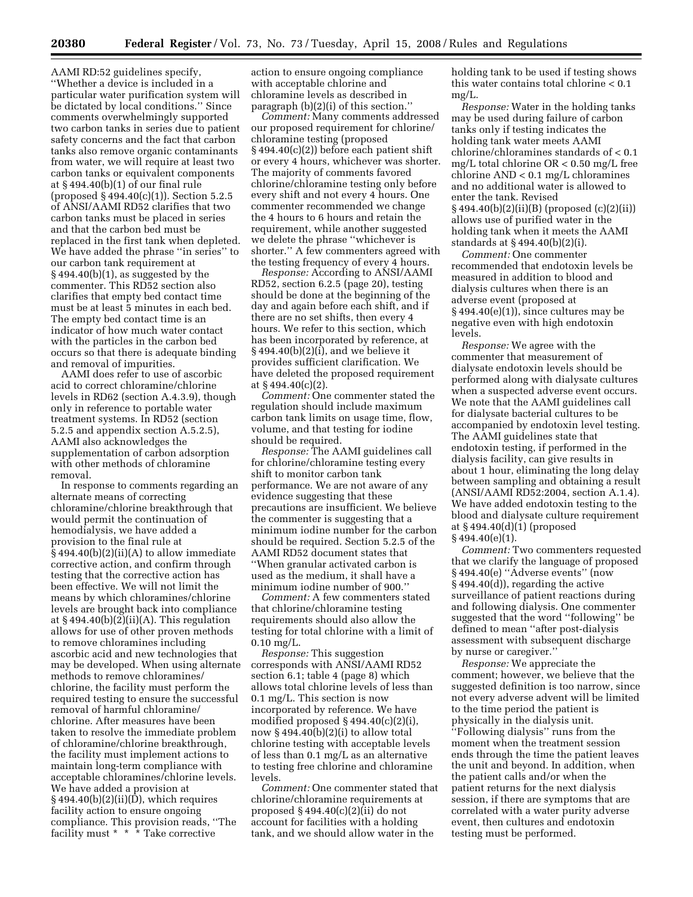AAMI RD:52 guidelines specify, ''Whether a device is included in a particular water purification system will be dictated by local conditions.'' Since comments overwhelmingly supported two carbon tanks in series due to patient safety concerns and the fact that carbon tanks also remove organic contaminants from water, we will require at least two carbon tanks or equivalent components at § 494.40(b)(1) of our final rule (proposed § 494.40(c)(1)). Section 5.2.5 of ANSI/AAMI RD52 clarifies that two carbon tanks must be placed in series and that the carbon bed must be replaced in the first tank when depleted. We have added the phrase ''in series'' to our carbon tank requirement at § 494.40(b)(1), as suggested by the commenter. This RD52 section also clarifies that empty bed contact time must be at least 5 minutes in each bed. The empty bed contact time is an indicator of how much water contact with the particles in the carbon bed occurs so that there is adequate binding and removal of impurities.

AAMI does refer to use of ascorbic acid to correct chloramine/chlorine levels in RD62 (section A.4.3.9), though only in reference to portable water treatment systems. In RD52 (section 5.2.5 and appendix section A.5.2.5), AAMI also acknowledges the supplementation of carbon adsorption with other methods of chloramine removal.

In response to comments regarding an alternate means of correcting chloramine/chlorine breakthrough that would permit the continuation of hemodialysis, we have added a provision to the final rule at § 494.40(b)(2)(ii)(A) to allow immediate corrective action, and confirm through testing that the corrective action has been effective. We will not limit the means by which chloramines/chlorine levels are brought back into compliance at § 494.40(b)(2)(ii)(A). This regulation allows for use of other proven methods to remove chloramines including ascorbic acid and new technologies that may be developed. When using alternate methods to remove chloramines/chlorine, the facility must perform the required testing to ensure the successful removal of harmful chloramine/chlorine. After measures have been taken to resolve the immediate problem of chloramine/chlorine breakthrough, the facility must implement actions to maintain long-term compliance with acceptable chloramines/chlorine levels. We have added a provision at § 494.40(b)(2)(ii)(D), which requires facility action to ensure ongoing compliance. This provision reads, ''The facility must * * * Take corrective action to ensure ongoing compliance with acceptable chlorine and chloramine levels as described in paragraph (b)(2)(i) of this section.''

*Comment:* Many comments addressed our proposed requirement for chlorine/chloramine testing (proposed § 494.40(c)(2)) before each patient shift or every 4 hours, whichever was shorter. The majority of comments favored chlorine/chloramine testing only before every shift and not every 4 hours. One commenter recommended we change the 4 hours to 6 hours and retain the requirement, while another suggested we delete the phrase ''whichever is shorter.'' A few commenters agreed with the testing frequency of every 4 hours.

*Response:* According to ANSI/AAMI RD52, section 6.2.5 (page 20), testing should be done at the beginning of the day and again before each shift, and if there are no set shifts, then every 4 hours. We refer to this section, which has been incorporated by reference, at § 494.40(b)(2)(i), and we believe it provides sufficient clarification. We have deleted the proposed requirement at § 494.40(c)(2).

*Comment:* One commenter stated the regulation should include maximum carbon tank limits on usage time, flow, volume, and that testing for iodine should be required.

*Response:* The AAMI guidelines call for chlorine/chloramine testing every shift to monitor carbon tank performance. We are not aware of any evidence suggesting that these precautions are insufficient. We believe the commenter is suggesting that a minimum iodine number for the carbon should be required. Section 5.2.5 of the AAMI RD52 document states that ''When granular activated carbon is used as the medium, it shall have a minimum iodine number of 900.''

*Comment:* A few commenters stated that chlorine/chloramine testing requirements should also allow the testing for total chlorine with a limit of 0.10 mg/L.

*Response:* This suggestion corresponds with ANSI/AAMI RD52 section 6.1; table 4 (page 8) which allows total chlorine levels of less than 0.1 mg/L. This section is now incorporated by reference. We have modified proposed § 494.40(c)(2)(i), now § 494.40(b)(2)(i) to allow total chlorine testing with acceptable levels of less than 0.1 mg/L as an alternative to testing free chlorine and chloramine levels.

*Comment:* One commenter stated that chlorine/chloramine requirements at proposed § 494.40(c)(2)(ii) do not account for facilities with a holding tank, and we should allow water in the holding tank to be used if testing shows this water contains total chlorine < 0.1 mg/L.

*Response:* Water in the holding tanks may be used during failure of carbon tanks only if testing indicates the holding tank water meets AAMI chlorine/chloramines standards of < 0.1 mg/L total chlorine OR < 0.50 mg/L free chlorine AND < 0.1 mg/L chloramines and no additional water is allowed to enter the tank. Revised § 494.40(b)(2)(ii)(B) (proposed (c)(2)(ii)) allows use of purified water in the holding tank when it meets the AAMI standards at § 494.40(b)(2)(i).

*Comment:* One commenter recommended that endotoxin levels be measured in addition to blood and dialysis cultures when there is an adverse event (proposed at § 494.40(e)(1)), since cultures may be negative even with high endotoxin levels.

*Response:* We agree with the commenter that measurement of dialysate endotoxin levels should be performed along with dialysate cultures when a suspected adverse event occurs. We note that the AAMI guidelines call for dialysate bacterial cultures to be accompanied by endotoxin level testing. The AAMI guidelines state that endotoxin testing, if performed in the dialysis facility, can give results in about 1 hour, eliminating the long delay between sampling and obtaining a result (ANSI/AAMI RD52:2004, section A.1.4). We have added endotoxin testing to the blood and dialysate culture requirement at § 494.40(d)(1) (proposed § 494.40(e)(1).

*Comment:* Two commenters requested that we clarify the language of proposed § 494.40(e) ''Adverse events'' (now § 494.40(d)), regarding the active surveillance of patient reactions during and following dialysis. One commenter suggested that the word ''following'' be defined to mean ''after post-dialysis assessment with subsequent discharge by nurse or caregiver.''

*Response:* We appreciate the comment; however, we believe that the suggested definition is too narrow, since not every adverse advent will be limited to the time period the patient is physically in the dialysis unit. ''Following dialysis'' runs from the moment when the treatment session ends through the time the patient leaves the unit and beyond. In addition, when the patient calls and/or when the patient returns for the next dialysis session, if there are symptoms that are correlated with a water purity adverse event, then cultures and endotoxin testing must be performed.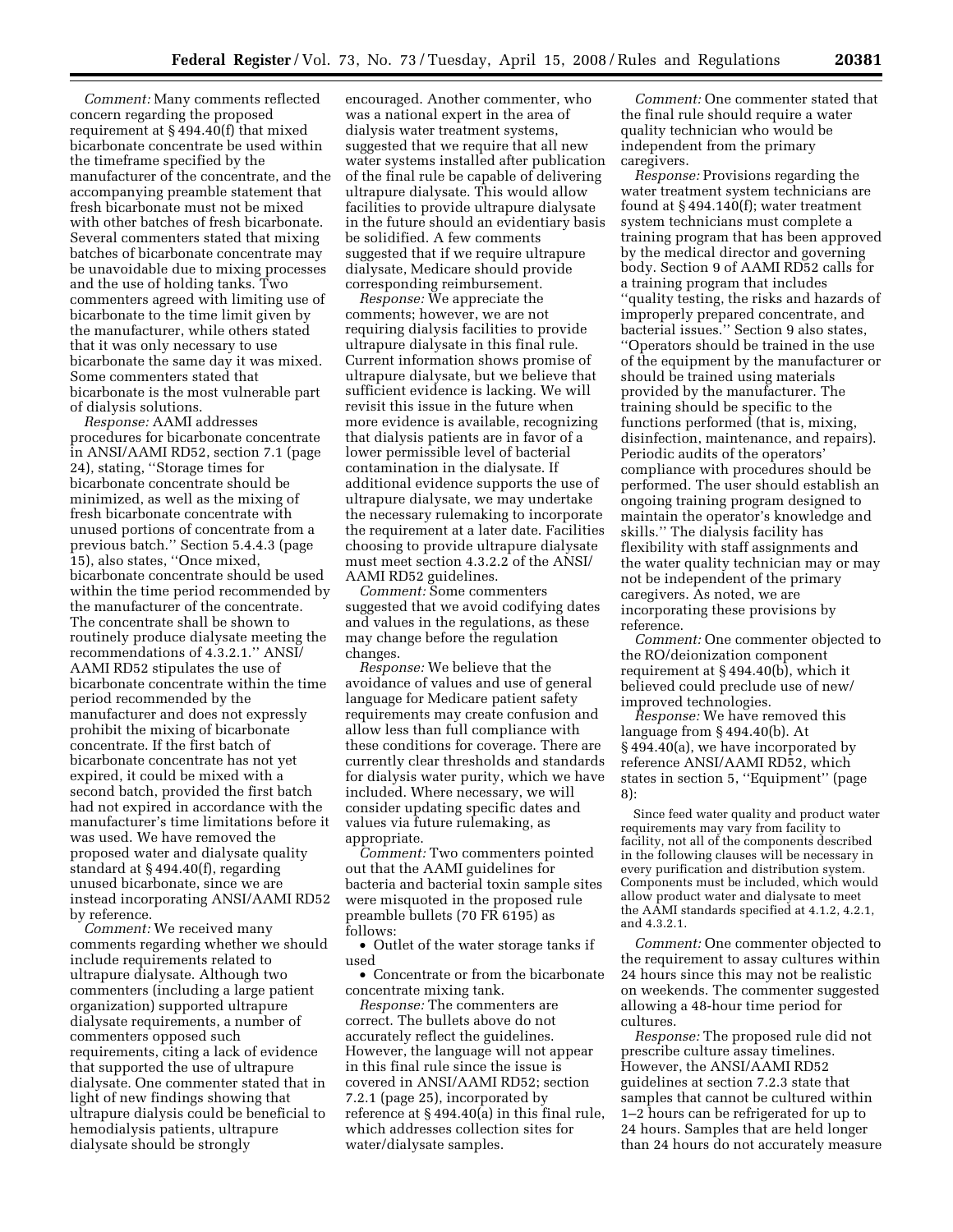*Comment:* Many comments reflected concern regarding the proposed requirement at § 494.40(f) that mixed bicarbonate concentrate be used within the timeframe specified by the manufacturer of the concentrate, and the accompanying preamble statement that fresh bicarbonate must not be mixed with other batches of fresh bicarbonate. Several commenters stated that mixing batches of bicarbonate concentrate may be unavoidable due to mixing processes and the use of holding tanks. Two commenters agreed with limiting use of bicarbonate to the time limit given by the manufacturer, while others stated that it was only necessary to use bicarbonate the same day it was mixed. Some commenters stated that bicarbonate is the most vulnerable part of dialysis solutions.

*Response:* AAMI addresses procedures for bicarbonate concentrate in ANSI/AAMI RD52, section 7.1 (page 24), stating, ''Storage times for bicarbonate concentrate should be minimized, as well as the mixing of fresh bicarbonate concentrate with unused portions of concentrate from a previous batch.'' Section 5.4.4.3 (page 15), also states, ''Once mixed, bicarbonate concentrate should be used within the time period recommended by the manufacturer of the concentrate. The concentrate shall be shown to routinely produce dialysate meeting the recommendations of 4.3.2.1.'' ANSI/AAMI RD52 stipulates the use of bicarbonate concentrate within the time period recommended by the manufacturer and does not expressly prohibit the mixing of bicarbonate concentrate. If the first batch of bicarbonate concentrate has not yet expired, it could be mixed with a second batch, provided the first batch had not expired in accordance with the manufacturer's time limitations before it was used. We have removed the proposed water and dialysate quality standard at § 494.40(f), regarding unused bicarbonate, since we are instead incorporating ANSI/AAMI RD52 by reference.

*Comment:* We received many comments regarding whether we should include requirements related to ultrapure dialysate. Although two commenters (including a large patient organization) supported ultrapure dialysate requirements, a number of commenters opposed such requirements, citing a lack of evidence that supported the use of ultrapure dialysate. One commenter stated that in light of new findings showing that ultrapure dialysis could be beneficial to hemodialysis patients, ultrapure dialysate should be strongly encouraged. Another commenter, who was a national expert in the area of dialysis water treatment systems, suggested that we require that all new water systems installed after publication of the final rule be capable of delivering ultrapure dialysate. This would allow facilities to provide ultrapure dialysate in the future should an evidentiary basis be solidified. A few comments suggested that if we require ultrapure dialysate, Medicare should provide corresponding reimbursement.

*Response:* We appreciate the comments; however, we are not requiring dialysis facilities to provide ultrapure dialysate in this final rule. Current information shows promise of ultrapure dialysate, but we believe that sufficient evidence is lacking. We will revisit this issue in the future when more evidence is available, recognizing that dialysis patients are in favor of a lower permissible level of bacterial contamination in the dialysate. If additional evidence supports the use of ultrapure dialysate, we may undertake the necessary rulemaking to incorporate the requirement at a later date. Facilities choosing to provide ultrapure dialysate must meet section 4.3.2.2 of the ANSI/AAMI RD52 guidelines.

*Comment:* Some commenters suggested that we avoid codifying dates and values in the regulations, as these may change before the regulation changes.

*Response:* We believe that the avoidance of values and use of general language for Medicare patient safety requirements may create confusion and allow less than full compliance with these conditions for coverage. There are currently clear thresholds and standards for dialysis water purity, which we have included. Where necessary, we will consider updating specific dates and values via future rulemaking, as appropriate.

*Comment:* Two commenters pointed out that the AAMI guidelines for bacteria and bacterial toxin sample sites were misquoted in the proposed rule preamble bullets (70 FR 6195) as follows:

- Outlet of the water storage tanks if used
- Concentrate or from the bicarbonate concentrate mixing tank.

*Response:* The commenters are correct. The bullets above do not accurately reflect the guidelines. However, the language will not appear in this final rule since the issue is covered in ANSI/AAMI RD52; section 7.2.1 (page 25), incorporated by reference at § 494.40(a) in this final rule, which addresses collection sites for water/dialysate samples.

*Comment:* One commenter stated that the final rule should require a water quality technician who would be independent from the primary caregivers.

*Response:* Provisions regarding the water treatment system technicians are found at § 494.140(f); water treatment system technicians must complete a training program that has been approved by the medical director and governing body. Section 9 of AAMI RD52 calls for a training program that includes ''quality testing, the risks and hazards of improperly prepared concentrate, and bacterial issues.'' Section 9 also states, ''Operators should be trained in the use of the equipment by the manufacturer or should be trained using materials provided by the manufacturer. The training should be specific to the functions performed (that is, mixing, disinfection, maintenance, and repairs). Periodic audits of the operators' compliance with procedures should be performed. The user should establish an ongoing training program designed to maintain the operator's knowledge and skills.'' The dialysis facility has flexibility with staff assignments and the water quality technician may or may not be independent of the primary caregivers. As noted, we are incorporating these provisions by reference.

*Comment:* One commenter objected to the RO/deionization component requirement at § 494.40(b), which it believed could preclude use of new/improved technologies.

*Response:* We have removed this language from § 494.40(b). At § 494.40(a), we have incorporated by reference ANSI/AAMI RD52, which states in section 5, ''Equipment'' (page 8):

> Since feed water quality and product water requirements may vary from facility to facility, not all of the components described in the following clauses will be necessary in every purification and distribution system. Components must be included, which would allow product water and dialysate to meet the AAMI standards specified at 4.1.2, 4.2.1, and 4.3.2.1.

*Comment:* One commenter objected to the requirement to assay cultures within 24 hours since this may not be realistic on weekends. The commenter suggested allowing a 48-hour time period for cultures.

*Response:* The proposed rule did not prescribe culture assay timelines. However, the ANSI/AAMI RD52 guidelines at section 7.2.3 state that samples that cannot be cultured within 1–2 hours can be refrigerated for up to 24 hours. Samples that are held longer than 24 hours do not accurately measure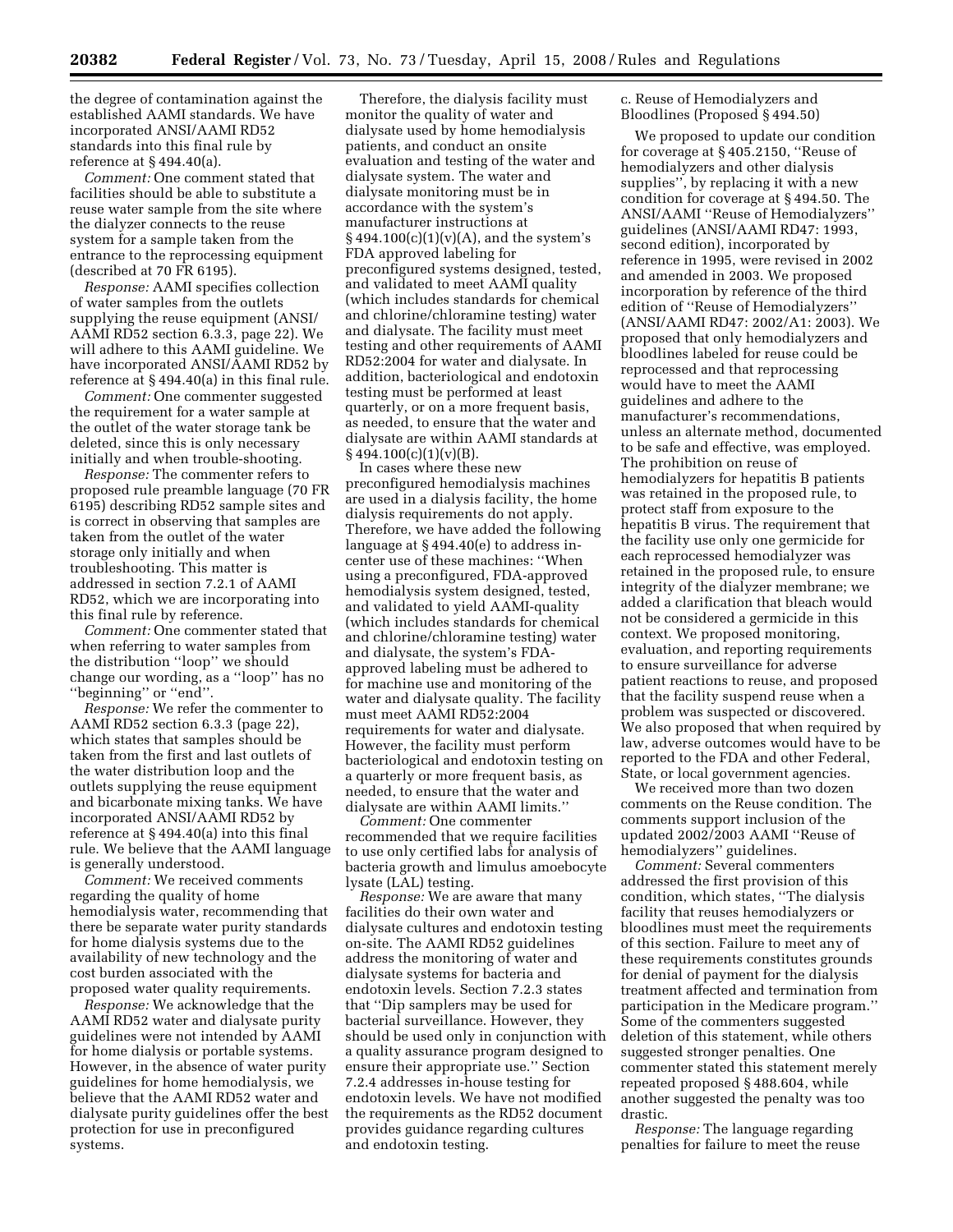the degree of contamination against the established AAMI standards. We have incorporated ANSI/AAMI RD52 standards into this final rule by reference at § 494.40(a).

*Comment:* One comment stated that facilities should be able to substitute a reuse water sample from the site where the dialyzer connects to the reuse system for a sample taken from the entrance to the reprocessing equipment (described at 70 FR 6195).

*Response:* AAMI specifies collection of water samples from the outlets supplying the reuse equipment (ANSI/AAMI RD52 section 6.3.3, page 22). We will adhere to this AAMI guideline. We have incorporated ANSI/AAMI RD52 by reference at § 494.40(a) in this final rule.

*Comment:* One commenter suggested the requirement for a water sample at the outlet of the water storage tank be deleted, since this is only necessary initially and when trouble-shooting.

*Response:* The commenter refers to proposed rule preamble language (70 FR 6195) describing RD52 sample sites and is correct in observing that samples are taken from the outlet of the water storage only initially and when troubleshooting. This matter is addressed in section 7.2.1 of AAMI RD52, which we are incorporating into this final rule by reference.

*Comment:* One commenter stated that when referring to water samples from the distribution "loop" we should change our wording, as a "loop" has no "beginning" or "end".

*Response:* We refer the commenter to AAMI RD52 section 6.3.3 (page 22), which states that samples should be taken from the first and last outlets of the water distribution loop and the outlets supplying the reuse equipment and bicarbonate mixing tanks. We have incorporated ANSI/AAMI RD52 by reference at § 494.40(a) into this final rule. We believe that the AAMI language is generally understood.

*Comment:* We received comments regarding the quality of home hemodialysis water, recommending that there be separate water purity standards for home dialysis systems due to the availability of new technology and the cost burden associated with the proposed water quality requirements.

*Response:* We acknowledge that the AAMI RD52 water and dialysate purity guidelines were not intended by AAMI for home dialysis or portable systems. However, in the absence of water purity guidelines for home hemodialysis, we believe that the AAMI RD52 water and dialysate purity guidelines offer the best protection for use in preconfigured systems.

Therefore, the dialysis facility must monitor the quality of water and dialysate used by home hemodialysis patients, and conduct an onsite evaluation and testing of the water and dialysate system. The water and dialysate monitoring must be in accordance with the system's manufacturer instructions at § 494.100(c)(1)(v)(A), and the system's FDA approved labeling for preconfigured systems designed, tested, and validated to meet AAMI quality (which includes standards for chemical and chlorine/chloramine testing) water and dialysate. The facility must meet testing and other requirements of AAMI RD52:2004 for water and dialysate. In addition, bacteriological and endotoxin testing must be performed at least quarterly, or on a more frequent basis, as needed, to ensure that the water and dialysate are within AAMI standards at § 494.100(c)(1)(v)(B).

In cases where these new preconfigured hemodialysis machines are used in a dialysis facility, the home dialysis requirements do not apply. Therefore, we have added the following language at § 494.40(e) to address in-center use of these machines: "When using a preconfigured, FDA-approved hemodialysis system designed, tested, and validated to yield AAMI-quality (which includes standards for chemical and chlorine/chloramine testing) water and dialysate, the system's FDA-approved labeling must be adhered to for machine use and monitoring of the water and dialysate quality. The facility must meet AAMI RD52:2004 requirements for water and dialysate. However, the facility must perform bacteriological and endotoxin testing on a quarterly or more frequent basis, as needed, to ensure that the water and dialysate are within AAMI limits."

*Comment:* One commenter recommended that we require facilities to use only certified labs for analysis of bacteria growth and limulus amoebocyte lysate (LAL) testing.

*Response:* We are aware that many facilities do their own water and dialysate cultures and endotoxin testing on-site. The AAMI RD52 guidelines address the monitoring of water and dialysate systems for bacteria and endotoxin levels. Section 7.2.3 states that "Dip samplers may be used for bacterial surveillance. However, they should be used only in conjunction with a quality assurance program designed to ensure their appropriate use." Section 7.2.4 addresses in-house testing for endotoxin levels. We have not modified the requirements as the RD52 document provides guidance regarding cultures and endotoxin testing.

c. Reuse of Hemodialyzers and Bloodlines (Proposed § 494.50)

We proposed to update our condition for coverage at § 405.2150, "Reuse of hemodialyzers and other dialysis supplies", by replacing it with a new condition for coverage at § 494.50. The ANSI/AAMI "Reuse of Hemodialyzers" guidelines (ANSI/AAMI RD47: 1993, second edition), incorporated by reference in 1995, were revised in 2002 and amended in 2003. We proposed incorporation by reference of the third edition of "Reuse of Hemodialyzers" (ANSI/AAMI RD47: 2002/A1: 2003). We proposed that only hemodialyzers and bloodlines labeled for reuse could be reprocessed and that reprocessing would have to meet the AAMI guidelines and adhere to the manufacturer's recommendations, unless an alternate method, documented to be safe and effective, was employed. The prohibition on reuse of hemodialyzers for hepatitis B patients was retained in the proposed rule, to protect staff from exposure to the hepatitis B virus. The requirement that the facility use only one germicide for each reprocessed hemodialyzer was retained in the proposed rule, to ensure integrity of the dialyzer membrane; we added a clarification that bleach would not be considered a germicide in this context. We proposed monitoring, evaluation, and reporting requirements to ensure surveillance for adverse patient reactions to reuse, and proposed that the facility suspend reuse when a problem was suspected or discovered. We also proposed that when required by law, adverse outcomes would have to be reported to the FDA and other Federal, State, or local government agencies.

We received more than two dozen comments on the Reuse condition. The comments support inclusion of the updated 2002/2003 AAMI "Reuse of hemodialyzers" guidelines.

*Comment:* Several commenters addressed the first provision of this condition, which states, "The dialysis facility that reuses hemodialyzers or bloodlines must meet the requirements of this section. Failure to meet any of these requirements constitutes grounds for denial of payment for the dialysis treatment affected and termination from participation in the Medicare program." Some of the commenters suggested deletion of this statement, while others suggested stronger penalties. One commenter stated this statement merely repeated proposed § 488.604, while another suggested the penalty was too drastic.

*Response:* The language regarding penalties for failure to meet the reuse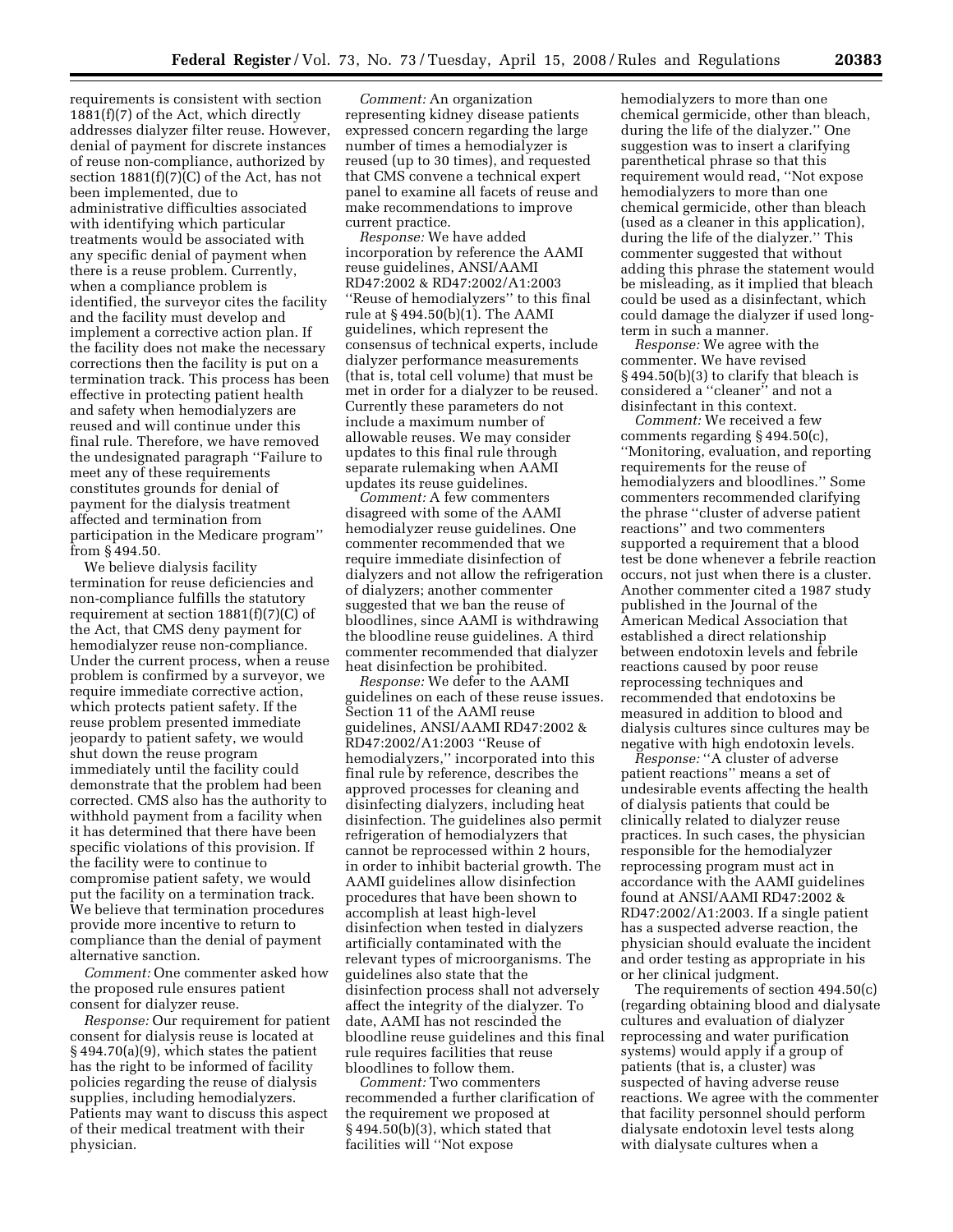requirements is consistent with section 1881(f)(7) of the Act, which directly addresses dialyzer filter reuse. However, denial of payment for discrete instances of reuse non-compliance, authorized by section 1881(f)(7)(C) of the Act, has not been implemented, due to administrative difficulties associated with identifying which particular treatments would be associated with any specific denial of payment when there is a reuse problem. Currently, when a compliance problem is identified, the surveyor cites the facility and the facility must develop and implement a corrective action plan. If the facility does not make the necessary corrections then the facility is put on a termination track. This process has been effective in protecting patient health and safety when hemodialyzers are reused and will continue under this final rule. Therefore, we have removed the undesignated paragraph ''Failure to meet any of these requirements constitutes grounds for denial of payment for the dialysis treatment affected and termination from participation in the Medicare program'' from § 494.50.

We believe dialysis facility termination for reuse deficiencies and non-compliance fulfills the statutory requirement at section 1881(f)(7)(C) of the Act, that CMS deny payment for hemodialyzer reuse non-compliance. Under the current process, when a reuse problem is confirmed by a surveyor, we require immediate corrective action, which protects patient safety. If the reuse problem presented immediate jeopardy to patient safety, we would shut down the reuse program immediately until the facility could demonstrate that the problem had been corrected. CMS also has the authority to withhold payment from a facility when it has determined that there have been specific violations of this provision. If the facility were to continue to compromise patient safety, we would put the facility on a termination track. We believe that termination procedures provide more incentive to return to compliance than the denial of payment alternative sanction.

*Comment:* One commenter asked how the proposed rule ensures patient consent for dialyzer reuse.

*Response:* Our requirement for patient consent for dialysis reuse is located at § 494.70(a)(9), which states the patient has the right to be informed of facility policies regarding the reuse of dialysis supplies, including hemodialyzers. Patients may want to discuss this aspect of their medical treatment with their physician.

*Comment:* An organization representing kidney disease patients expressed concern regarding the large number of times a hemodialyzer is reused (up to 30 times), and requested that CMS convene a technical expert panel to examine all facets of reuse and make recommendations to improve current practice.

*Response:* We have added incorporation by reference the AAMI reuse guidelines, ANSI/AAMI RD47:2002 & RD47:2002/A1:2003 ''Reuse of hemodialyzers'' to this final rule at § 494.50(b)(1). The AAMI guidelines, which represent the consensus of technical experts, include dialyzer performance measurements (that is, total cell volume) that must be met in order for a dialyzer to be reused. Currently these parameters do not include a maximum number of allowable reuses. We may consider updates to this final rule through separate rulemaking when AAMI updates its reuse guidelines.

*Comment:* A few commenters disagreed with some of the AAMI hemodialyzer reuse guidelines. One commenter recommended that we require immediate disinfection of dialyzers and not allow the refrigeration of dialyzers; another commenter suggested that we ban the reuse of bloodlines, since AAMI is withdrawing the bloodline reuse guidelines. A third commenter recommended that dialyzer heat disinfection be prohibited.

*Response:* We defer to the AAMI guidelines on each of these reuse issues. Section 11 of the AAMI reuse guidelines, ANSI/AAMI RD47:2002 & RD47:2002/A1:2003 ''Reuse of hemodialyzers,'' incorporated into this final rule by reference, describes the approved processes for cleaning and disinfecting dialyzers, including heat disinfection. The guidelines also permit refrigeration of hemodialyzers that cannot be reprocessed within 2 hours, in order to inhibit bacterial growth. The AAMI guidelines allow disinfection procedures that have been shown to accomplish at least high-level disinfection when tested in dialyzers artificially contaminated with the relevant types of microorganisms. The guidelines also state that the disinfection process shall not adversely affect the integrity of the dialyzer. To date, AAMI has not rescinded the bloodline reuse guidelines and this final rule requires facilities that reuse bloodlines to follow them.

*Comment:* Two commenters recommended a further clarification of the requirement we proposed at § 494.50(b)(3), which stated that facilities will ''Not expose hemodialyzers to more than one chemical germicide, other than bleach, during the life of the dialyzer.'' One suggestion was to insert a clarifying parenthetical phrase so that this requirement would read, ''Not expose hemodialyzers to more than one chemical germicide, other than bleach (used as a cleaner in this application), during the life of the dialyzer.'' This commenter suggested that without adding this phrase the statement would be misleading, as it implied that bleach could be used as a disinfectant, which could damage the dialyzer if used long-term in such a manner.

*Response:* We agree with the commenter. We have revised § 494.50(b)(3) to clarify that bleach is considered a ''cleaner'' and not a disinfectant in this context.

*Comment:* We received a few comments regarding § 494.50(c), ''Monitoring, evaluation, and reporting requirements for the reuse of hemodialyzers and bloodlines.'' Some commenters recommended clarifying the phrase ''cluster of adverse patient reactions'' and two commenters supported a requirement that a blood test be done whenever a febrile reaction occurs, not just when there is a cluster. Another commenter cited a 1987 study published in the Journal of the American Medical Association that established a direct relationship between endotoxin levels and febrile reactions caused by poor reuse reprocessing techniques and recommended that endotoxins be measured in addition to blood and dialysis cultures since cultures may be negative with high endotoxin levels.

*Response:* ''A cluster of adverse patient reactions'' means a set of undesirable events affecting the health of dialysis patients that could be clinically related to dialyzer reuse practices. In such cases, the physician responsible for the hemodialyzer reprocessing program must act in accordance with the AAMI guidelines found at ANSI/AAMI RD47:2002 & RD47:2002/A1:2003. If a single patient has a suspected adverse reaction, the physician should evaluate the incident and order testing as appropriate in his or her clinical judgment.

The requirements of section 494.50(c) (regarding obtaining blood and dialysate cultures and evaluation of dialyzer reprocessing and water purification systems) would apply if a group of patients (that is, a cluster) was suspected of having adverse reuse reactions. We agree with the commenter that facility personnel should perform dialysate endotoxin level tests along with dialysate cultures when a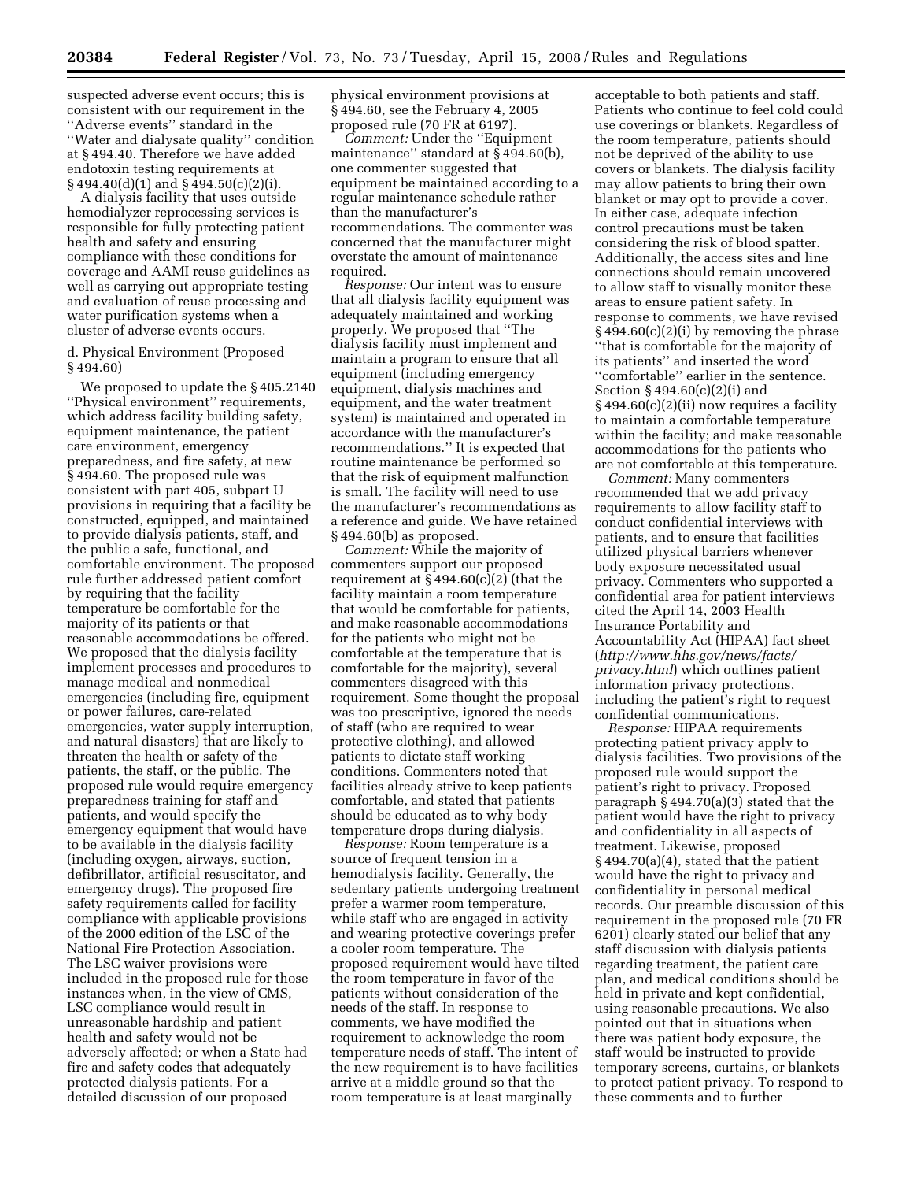suspected adverse event occurs; this is consistent with our requirement in the ''Adverse events'' standard in the ''Water and dialysate quality'' condition at § 494.40. Therefore we have added endotoxin testing requirements at § 494.40(d)(1) and § 494.50(c)(2)(i).

A dialysis facility that uses outside hemodialyzer reprocessing services is responsible for fully protecting patient health and safety and ensuring compliance with these conditions for coverage and AAMI reuse guidelines as well as carrying out appropriate testing and evaluation of reuse processing and water purification systems when a cluster of adverse events occurs.

d. Physical Environment (Proposed § 494.60)

We proposed to update the § 405.2140 ''Physical environment'' requirements, which address facility building safety, equipment maintenance, the patient care environment, emergency preparedness, and fire safety, at new § 494.60. The proposed rule was consistent with part 405, subpart U provisions in requiring that a facility be constructed, equipped, and maintained to provide dialysis patients, staff, and the public a safe, functional, and comfortable environment. The proposed rule further addressed patient comfort by requiring that the facility temperature be comfortable for the majority of its patients or that reasonable accommodations be offered. We proposed that the dialysis facility implement processes and procedures to manage medical and nonmedical emergencies (including fire, equipment or power failures, care-related emergencies, water supply interruption, and natural disasters) that are likely to threaten the health or safety of the patients, the staff, or the public. The proposed rule would require emergency preparedness training for staff and patients, and would specify the emergency equipment that would have to be available in the dialysis facility (including oxygen, airways, suction, defibrillator, artificial resuscitator, and emergency drugs). The proposed fire safety requirements called for facility compliance with applicable provisions of the 2000 edition of the LSC of the National Fire Protection Association. The LSC waiver provisions were included in the proposed rule for those instances when, in the view of CMS, LSC compliance would result in unreasonable hardship and patient health and safety would not be adversely affected; or when a State had fire and safety codes that adequately protected dialysis patients. For a detailed discussion of our proposed physical environment provisions at § 494.60, see the February 4, 2005 proposed rule (70 FR at 6197).

*Comment:* Under the ''Equipment maintenance'' standard at § 494.60(b), one commenter suggested that equipment be maintained according to a regular maintenance schedule rather than the manufacturer's recommendations. The commenter was concerned that the manufacturer might overstate the amount of maintenance required.

*Response:* Our intent was to ensure that all dialysis facility equipment was adequately maintained and working properly. We proposed that ''The dialysis facility must implement and maintain a program to ensure that all equipment (including emergency equipment, dialysis machines and equipment, and the water treatment system) is maintained and operated in accordance with the manufacturer's recommendations.'' It is expected that routine maintenance be performed so that the risk of equipment malfunction is small. The facility will need to use the manufacturer's recommendations as a reference and guide. We have retained § 494.60(b) as proposed.

*Comment:* While the majority of commenters support our proposed requirement at § 494.60(c)(2) (that the facility maintain a room temperature that would be comfortable for patients, and make reasonable accommodations for the patients who might not be comfortable at the temperature that is comfortable for the majority), several commenters disagreed with this requirement. Some thought the proposal was too prescriptive, ignored the needs of staff (who are required to wear protective clothing), and allowed patients to dictate staff working conditions. Commenters noted that facilities already strive to keep patients comfortable, and stated that patients should be educated as to why body temperature drops during dialysis.

*Response:* Room temperature is a source of frequent tension in a hemodialysis facility. Generally, the sedentary patients undergoing treatment prefer a warmer room temperature, while staff who are engaged in activity and wearing protective coverings prefer a cooler room temperature. The proposed requirement would have tilted the room temperature in favor of the patients without consideration of the needs of the staff. In response to comments, we have modified the requirement to acknowledge the room temperature needs of staff. The intent of the new requirement is to have facilities arrive at a middle ground so that the room temperature is at least marginally acceptable to both patients and staff. Patients who continue to feel cold could use coverings or blankets. Regardless of the room temperature, patients should not be deprived of the ability to use covers or blankets. The dialysis facility may allow patients to bring their own blanket or may opt to provide a cover. In either case, adequate infection control precautions must be taken considering the risk of blood spatter. Additionally, the access sites and line connections should remain uncovered to allow staff to visually monitor these areas to ensure patient safety. In response to comments, we have revised § 494.60(c)(2)(i) by removing the phrase ''that is comfortable for the majority of its patients'' and inserted the word ''comfortable'' earlier in the sentence. Section § 494.60(c)(2)(i) and § 494.60(c)(2)(ii) now requires a facility to maintain a comfortable temperature within the facility; and make reasonable accommodations for the patients who are not comfortable at this temperature.

*Comment:* Many commenters recommended that we add privacy requirements to allow facility staff to conduct confidential interviews with patients, and to ensure that facilities utilized physical barriers whenever body exposure necessitated usual privacy. Commenters who supported a confidential area for patient interviews cited the April 14, 2003 Health Insurance Portability and Accountability Act (HIPAA) fact sheet (*http://www.hhs.gov/news/facts/privacy.html*) which outlines patient information privacy protections, including the patient's right to request confidential communications.

*Response:* HIPAA requirements protecting patient privacy apply to dialysis facilities. Two provisions of the proposed rule would support the patient's right to privacy. Proposed paragraph § 494.70(a)(3) stated that the patient would have the right to privacy and confidentiality in all aspects of treatment. Likewise, proposed § 494.70(a)(4), stated that the patient would have the right to privacy and confidentiality in personal medical records. Our preamble discussion of this requirement in the proposed rule (70 FR 6201) clearly stated our belief that any staff discussion with dialysis patients regarding treatment, the patient care plan, and medical conditions should be held in private and kept confidential, using reasonable precautions. We also pointed out that in situations when there was patient body exposure, the staff would be instructed to provide temporary screens, curtains, or blankets to protect patient privacy. To respond to these comments and to further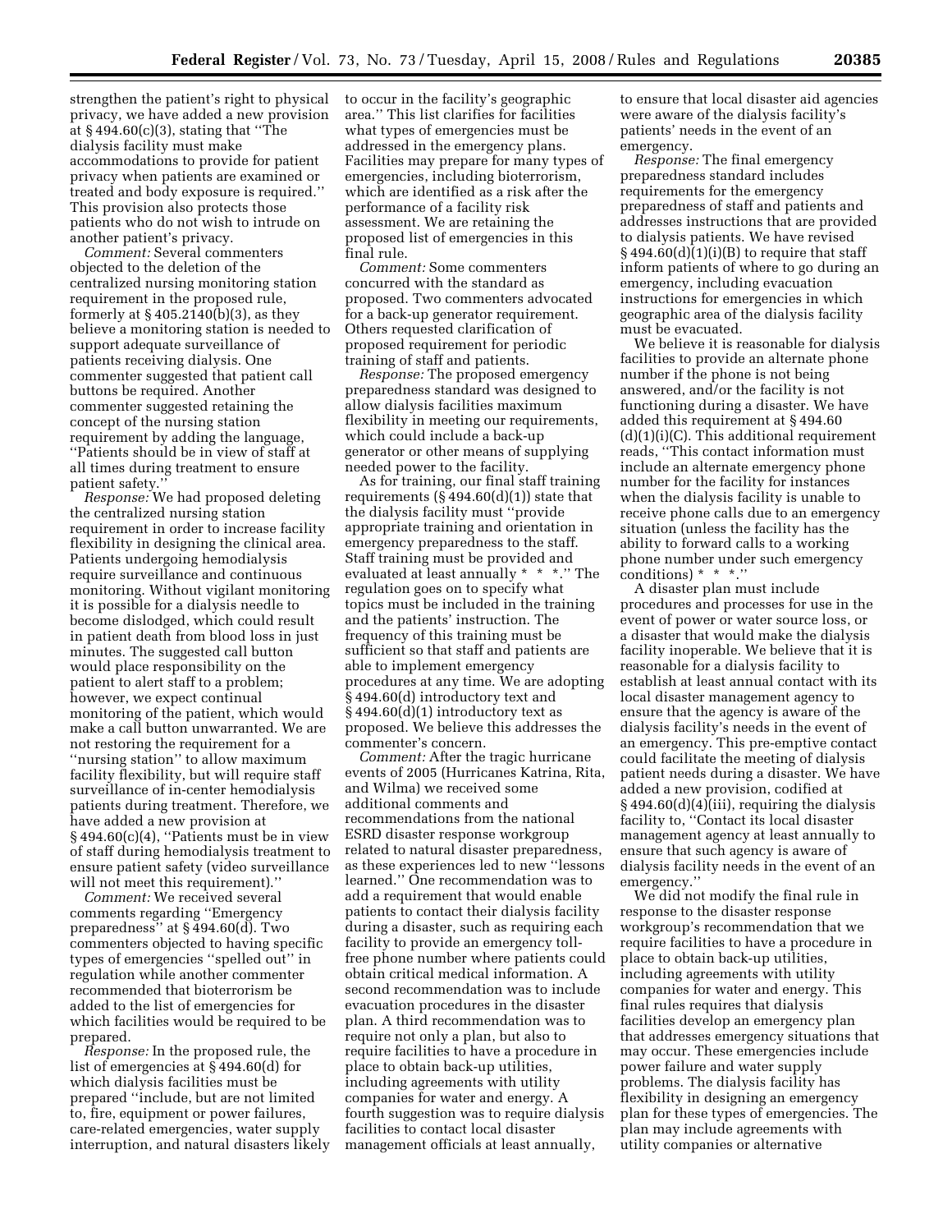strengthen the patient's right to physical privacy, we have added a new provision at § 494.60(c)(3), stating that ''The dialysis facility must make accommodations to provide for patient privacy when patients are examined or treated and body exposure is required.'' This provision also protects those patients who do not wish to intrude on another patient's privacy.

*Comment:* Several commenters objected to the deletion of the centralized nursing monitoring station requirement in the proposed rule, formerly at § 405.2140(b)(3), as they believe a monitoring station is needed to support adequate surveillance of patients receiving dialysis. One commenter suggested that patient call buttons be required. Another commenter suggested retaining the concept of the nursing station requirement by adding the language, ''Patients should be in view of staff at all times during treatment to ensure patient safety.''

*Response:* We had proposed deleting the centralized nursing station requirement in order to increase facility flexibility in designing the clinical area. Patients undergoing hemodialysis require surveillance and continuous monitoring. Without vigilant monitoring it is possible for a dialysis needle to become dislodged, which could result in patient death from blood loss in just minutes. The suggested call button would place responsibility on the patient to alert staff to a problem; however, we expect continual monitoring of the patient, which would make a call button unwarranted. We are not restoring the requirement for a ''nursing station'' to allow maximum facility flexibility, but will require staff surveillance of in-center hemodialysis patients during treatment. Therefore, we have added a new provision at § 494.60(c)(4), ''Patients must be in view of staff during hemodialysis treatment to ensure patient safety (video surveillance will not meet this requirement).''

*Comment:* We received several comments regarding ''Emergency preparedness'' at § 494.60(d). Two commenters objected to having specific types of emergencies ''spelled out'' in regulation while another commenter recommended that bioterrorism be added to the list of emergencies for which facilities would be required to be prepared.

*Response:* In the proposed rule, the list of emergencies at § 494.60(d) for which dialysis facilities must be prepared ''include, but are not limited to, fire, equipment or power failures, care-related emergencies, water supply interruption, and natural disasters likely to occur in the facility's geographic area.'' This list clarifies for facilities what types of emergencies must be addressed in the emergency plans. Facilities may prepare for many types of emergencies, including bioterrorism, which are identified as a risk after the performance of a facility risk assessment. We are retaining the proposed list of emergencies in this final rule.

*Comment:* Some commenters concurred with the standard as proposed. Two commenters advocated for a back-up generator requirement. Others requested clarification of proposed requirement for periodic training of staff and patients.

*Response:* The proposed emergency preparedness standard was designed to allow dialysis facilities maximum flexibility in meeting our requirements, which could include a back-up generator or other means of supplying needed power to the facility.

As for training, our final staff training requirements (§ 494.60(d)(1)) state that the dialysis facility must ''provide appropriate training and orientation in emergency preparedness to the staff. Staff training must be provided and evaluated at least annually * * *.'' The regulation goes on to specify what topics must be included in the training and the patients' instruction. The frequency of this training must be sufficient so that staff and patients are able to implement emergency procedures at any time. We are adopting § 494.60(d) introductory text and § 494.60(d)(1) introductory text as proposed. We believe this addresses the commenter's concern.

*Comment:* After the tragic hurricane events of 2005 (Hurricanes Katrina, Rita, and Wilma) we received some additional comments and recommendations from the national ESRD disaster response workgroup related to natural disaster preparedness, as these experiences led to new ''lessons learned.'' One recommendation was to add a requirement that would enable patients to contact their dialysis facility during a disaster, such as requiring each facility to provide an emergency toll-free phone number where patients could obtain critical medical information. A second recommendation was to include evacuation procedures in the disaster plan. A third recommendation was to require not only a plan, but also to require facilities to have a procedure in place to obtain back-up utilities, including agreements with utility companies for water and energy. A fourth suggestion was to require dialysis facilities to contact local disaster management officials at least annually, to ensure that local disaster aid agencies were aware of the dialysis facility's patients' needs in the event of an emergency.

*Response:* The final emergency preparedness standard includes requirements for the emergency preparedness of staff and patients and addresses instructions that are provided to dialysis patients. We have revised § 494.60(d)(1)(i)(B) to require that staff inform patients of where to go during an emergency, including evacuation instructions for emergencies in which geographic area of the dialysis facility must be evacuated.

We believe it is reasonable for dialysis facilities to provide an alternate phone number if the phone is not being answered, and/or the facility is not functioning during a disaster. We have added this requirement at § 494.60 (d)(1)(i)(C). This additional requirement reads, ''This contact information must include an alternate emergency phone number for the facility for instances when the dialysis facility is unable to receive phone calls due to an emergency situation (unless the facility has the ability to forward calls to a working phone number under such emergency conditions) * * *.''

A disaster plan must include procedures and processes for use in the event of power or water source loss, or a disaster that would make the dialysis facility inoperable. We believe that it is reasonable for a dialysis facility to establish at least annual contact with its local disaster management agency to ensure that the agency is aware of the dialysis facility's needs in the event of an emergency. This pre-emptive contact could facilitate the meeting of dialysis patient needs during a disaster. We have added a new provision, codified at § 494.60(d)(4)(iii), requiring the dialysis facility to, ''Contact its local disaster management agency at least annually to ensure that such agency is aware of dialysis facility needs in the event of an emergency.''

We did not modify the final rule in response to the disaster response workgroup's recommendation that we require facilities to have a procedure in place to obtain back-up utilities, including agreements with utility companies for water and energy. This final rules requires that dialysis facilities develop an emergency plan that addresses emergency situations that may occur. These emergencies include power failure and water supply problems. The dialysis facility has flexibility in designing an emergency plan for these types of emergencies. The plan may include agreements with utility companies or alternative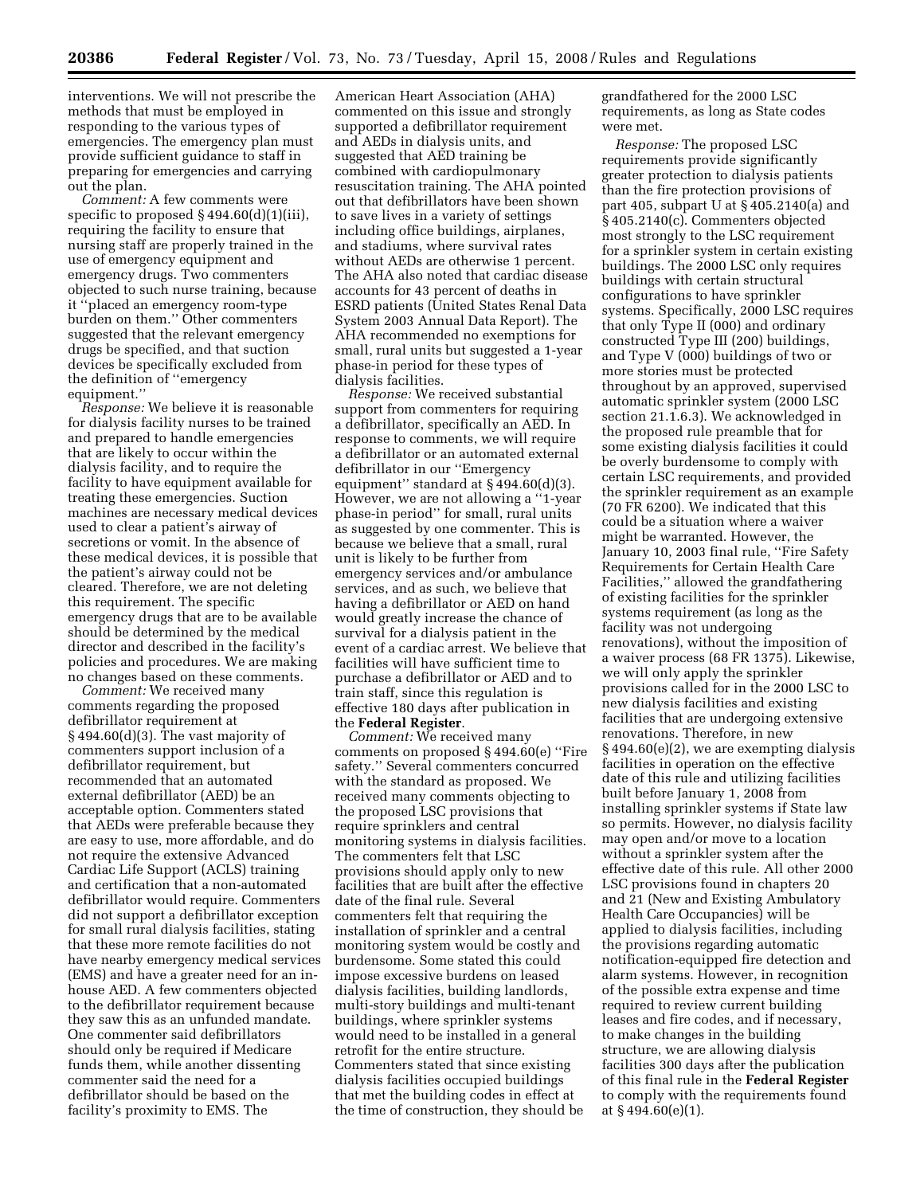interventions. We will not prescribe the methods that must be employed in responding to the various types of emergencies. The emergency plan must provide sufficient guidance to staff in preparing for emergencies and carrying out the plan.

*Comment:* A few comments were specific to proposed § 494.60(d)(1)(iii), requiring the facility to ensure that nursing staff are properly trained in the use of emergency equipment and emergency drugs. Two commenters objected to such nurse training, because it ''placed an emergency room-type burden on them.'' Other commenters suggested that the relevant emergency drugs be specified, and that suction devices be specifically excluded from the definition of ''emergency equipment.''

*Response:* We believe it is reasonable for dialysis facility nurses to be trained and prepared to handle emergencies that are likely to occur within the dialysis facility, and to require the facility to have equipment available for treating these emergencies. Suction machines are necessary medical devices used to clear a patient's airway of secretions or vomit. In the absence of these medical devices, it is possible that the patient's airway could not be cleared. Therefore, we are not deleting this requirement. The specific emergency drugs that are to be available should be determined by the medical director and described in the facility's policies and procedures. We are making no changes based on these comments.

*Comment:* We received many comments regarding the proposed defibrillator requirement at § 494.60(d)(3). The vast majority of commenters support inclusion of a defibrillator requirement, but recommended that an automated external defibrillator (AED) be an acceptable option. Commenters stated that AEDs were preferable because they are easy to use, more affordable, and do not require the extensive Advanced Cardiac Life Support (ACLS) training and certification that a non-automated defibrillator would require. Commenters did not support a defibrillator exception for small rural dialysis facilities, stating that these more remote facilities do not have nearby emergency medical services (EMS) and have a greater need for an in-house AED. A few commenters objected to the defibrillator requirement because they saw this as an unfunded mandate. One commenter said defibrillators should only be required if Medicare funds them, while another dissenting commenter said the need for a defibrillator should be based on the facility's proximity to EMS. The American Heart Association (AHA) commented on this issue and strongly supported a defibrillator requirement and AEDs in dialysis units, and suggested that AED training be combined with cardiopulmonary resuscitation training. The AHA pointed out that defibrillators have been shown to save lives in a variety of settings including office buildings, airplanes, and stadiums, where survival rates without AEDs are otherwise 1 percent. The AHA also noted that cardiac disease accounts for 43 percent of deaths in ESRD patients (United States Renal Data System 2003 Annual Data Report). The AHA recommended no exemptions for small, rural units but suggested a 1-year phase-in period for these types of dialysis facilities.

*Response:* We received substantial support from commenters for requiring a defibrillator, specifically an AED. In response to comments, we will require a defibrillator or an automated external defibrillator in our ''Emergency equipment'' standard at § 494.60(d)(3). However, we are not allowing a ''1-year phase-in period'' for small, rural units as suggested by one commenter. This is because we believe that a small, rural unit is likely to be further from emergency services and/or ambulance services, and as such, we believe that having a defibrillator or AED on hand would greatly increase the chance of survival for a dialysis patient in the event of a cardiac arrest. We believe that facilities will have sufficient time to purchase a defibrillator or AED and to train staff, since this regulation is effective 180 days after publication in the **Federal Register**.

*Comment:* We received many comments on proposed § 494.60(e) ''Fire safety.'' Several commenters concurred with the standard as proposed. We received many comments objecting to the proposed LSC provisions that require sprinklers and central monitoring systems in dialysis facilities. The commenters felt that LSC provisions should apply only to new facilities that are built after the effective date of the final rule. Several commenters felt that requiring the installation of sprinkler and a central monitoring system would be costly and burdensome. Some stated this could impose excessive burdens on leased dialysis facilities, building landlords, multi-story buildings and multi-tenant buildings, where sprinkler systems would need to be installed in a general retrofit for the entire structure. Commenters stated that since existing dialysis facilities occupied buildings that met the building codes in effect at the time of construction, they should be grandfathered for the 2000 LSC requirements, as long as State codes were met.

*Response:* The proposed LSC requirements provide significantly greater protection to dialysis patients than the fire protection provisions of part 405, subpart U at § 405.2140(a) and § 405.2140(c). Commenters objected most strongly to the LSC requirement for a sprinkler system in certain existing buildings. The 2000 LSC only requires buildings with certain structural configurations to have sprinkler systems. Specifically, 2000 LSC requires that only Type II (000) and ordinary constructed Type III (200) buildings, and Type V (000) buildings of two or more stories must be protected throughout by an approved, supervised automatic sprinkler system (2000 LSC section 21.1.6.3). We acknowledged in the proposed rule preamble that for some existing dialysis facilities it could be overly burdensome to comply with certain LSC requirements, and provided the sprinkler requirement as an example (70 FR 6200). We indicated that this could be a situation where a waiver might be warranted. However, the January 10, 2003 final rule, ''Fire Safety Requirements for Certain Health Care Facilities,'' allowed the grandfathering of existing facilities for the sprinkler systems requirement (as long as the facility was not undergoing renovations), without the imposition of a waiver process (68 FR 1375). Likewise, we will only apply the sprinkler provisions called for in the 2000 LSC to new dialysis facilities and existing facilities that are undergoing extensive renovations. Therefore, in new § 494.60(e)(2), we are exempting dialysis facilities in operation on the effective date of this rule and utilizing facilities built before January 1, 2008 from installing sprinkler systems if State law so permits. However, no dialysis facility may open and/or move to a location without a sprinkler system after the effective date of this rule. All other 2000 LSC provisions found in chapters 20 and 21 (New and Existing Ambulatory Health Care Occupancies) will be applied to dialysis facilities, including the provisions regarding automatic notification-equipped fire detection and alarm systems. However, in recognition of the possible extra expense and time required to review current building leases and fire codes, and if necessary, to make changes in the building structure, we are allowing dialysis facilities 300 days after the publication of this final rule in the **Federal Register** to comply with the requirements found at § 494.60(e)(1).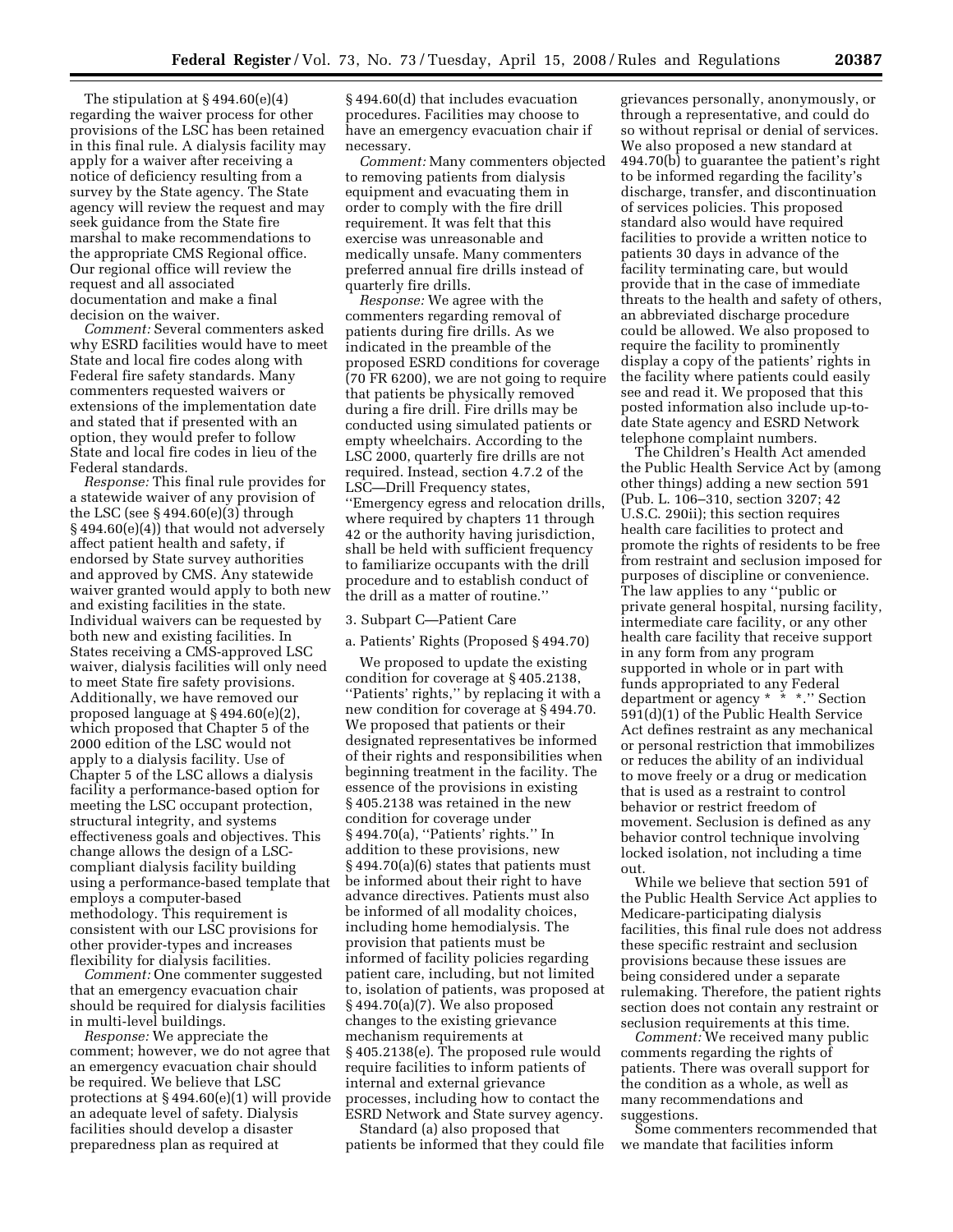The stipulation at § 494.60(e)(4) regarding the waiver process for other provisions of the LSC has been retained in this final rule. A dialysis facility may apply for a waiver after receiving a notice of deficiency resulting from a survey by the State agency. The State agency will review the request and may seek guidance from the State fire marshal to make recommendations to the appropriate CMS Regional office. Our regional office will review the request and all associated documentation and make a final decision on the waiver.

*Comment:* Several commenters asked why ESRD facilities would have to meet State and local fire codes along with Federal fire safety standards. Many commenters requested waivers or extensions of the implementation date and stated that if presented with an option, they would prefer to follow State and local fire codes in lieu of the Federal standards.

*Response:* This final rule provides for a statewide waiver of any provision of the LSC (see § 494.60(e)(3) through § 494.60(e)(4)) that would not adversely affect patient health and safety, if endorsed by State survey authorities and approved by CMS. Any statewide waiver granted would apply to both new and existing facilities in the state. Individual waivers can be requested by both new and existing facilities. In States receiving a CMS-approved LSC waiver, dialysis facilities will only need to meet State fire safety provisions. Additionally, we have removed our proposed language at § 494.60(e)(2), which proposed that Chapter 5 of the 2000 edition of the LSC would not apply to a dialysis facility. Use of Chapter 5 of the LSC allows a dialysis facility a performance-based option for meeting the LSC occupant protection, structural integrity, and systems effectiveness goals and objectives. This change allows the design of a LSC-compliant dialysis facility building using a performance-based template that employs a computer-based methodology. This requirement is consistent with our LSC provisions for other provider-types and increases flexibility for dialysis facilities.

*Comment:* One commenter suggested that an emergency evacuation chair should be required for dialysis facilities in multi-level buildings.

*Response:* We appreciate the comment; however, we do not agree that an emergency evacuation chair should be required. We believe that LSC protections at § 494.60(e)(1) will provide an adequate level of safety. Dialysis facilities should develop a disaster preparedness plan as required at § 494.60(d) that includes evacuation procedures. Facilities may choose to have an emergency evacuation chair if necessary.

*Comment:* Many commenters objected to removing patients from dialysis equipment and evacuating them in order to comply with the fire drill requirement. It was felt that this exercise was unreasonable and medically unsafe. Many commenters preferred annual fire drills instead of quarterly fire drills.

*Response:* We agree with the commenters regarding removal of patients during fire drills. As we indicated in the preamble of the proposed ESRD conditions for coverage (70 FR 6200), we are not going to require that patients be physically removed during a fire drill. Fire drills may be conducted using simulated patients or empty wheelchairs. According to the LSC 2000, quarterly fire drills are not required. Instead, section 4.7.2 of the LSC—Drill Frequency states, ''Emergency egress and relocation drills, where required by chapters 11 through 42 or the authority having jurisdiction, shall be held with sufficient frequency to familiarize occupants with the drill procedure and to establish conduct of the drill as a matter of routine.''

3. Subpart C—Patient Care

a. Patients' Rights (Proposed § 494.70)

We proposed to update the existing condition for coverage at § 405.2138, ''Patients' rights,'' by replacing it with a new condition for coverage at § 494.70. We proposed that patients or their designated representatives be informed of their rights and responsibilities when beginning treatment in the facility. The essence of the provisions in existing § 405.2138 was retained in the new condition for coverage under § 494.70(a), ''Patients' rights.'' In addition to these provisions, new § 494.70(a)(6) states that patients must be informed about their right to have advance directives. Patients must also be informed of all modality choices, including home hemodialysis. The provision that patients must be informed of facility policies regarding patient care, including, but not limited to, isolation of patients, was proposed at § 494.70(a)(7). We also proposed changes to the existing grievance mechanism requirements at § 405.2138(e). The proposed rule would require facilities to inform patients of internal and external grievance processes, including how to contact the ESRD Network and State survey agency.

Standard (a) also proposed that patients be informed that they could file grievances personally, anonymously, or through a representative, and could do so without reprisal or denial of services. We also proposed a new standard at 494.70(b) to guarantee the patient's right to be informed regarding the facility's discharge, transfer, and discontinuation of services policies. This proposed standard also would have required facilities to provide a written notice to patients 30 days in advance of the facility terminating care, but would provide that in the case of immediate threats to the health and safety of others, an abbreviated discharge procedure could be allowed. We also proposed to require the facility to prominently display a copy of the patients' rights in the facility where patients could easily see and read it. We proposed that this posted information also include up-to-date State agency and ESRD Network telephone complaint numbers.

The Children's Health Act amended the Public Health Service Act by (among other things) adding a new section 591 (Pub. L. 106–310, section 3207; 42 U.S.C. 290ii); this section requires health care facilities to protect and promote the rights of residents to be free from restraint and seclusion imposed for purposes of discipline or convenience. The law applies to any ''public or private general hospital, nursing facility, intermediate care facility, or any other health care facility that receive support in any form from any program supported in whole or in part with funds appropriated to any Federal department or agency * * *.'' Section 591(d)(1) of the Public Health Service Act defines restraint as any mechanical or personal restriction that immobilizes or reduces the ability of an individual to move freely or a drug or medication that is used as a restraint to control behavior or restrict freedom of movement. Seclusion is defined as any behavior control technique involving locked isolation, not including a time out.

While we believe that section 591 of the Public Health Service Act applies to Medicare-participating dialysis facilities, this final rule does not address these specific restraint and seclusion provisions because these issues are being considered under a separate rulemaking. Therefore, the patient rights section does not contain any restraint or seclusion requirements at this time.

*Comment:* We received many public comments regarding the rights of patients. There was overall support for the condition as a whole, as well as many recommendations and suggestions.

Some commenters recommended that we mandate that facilities inform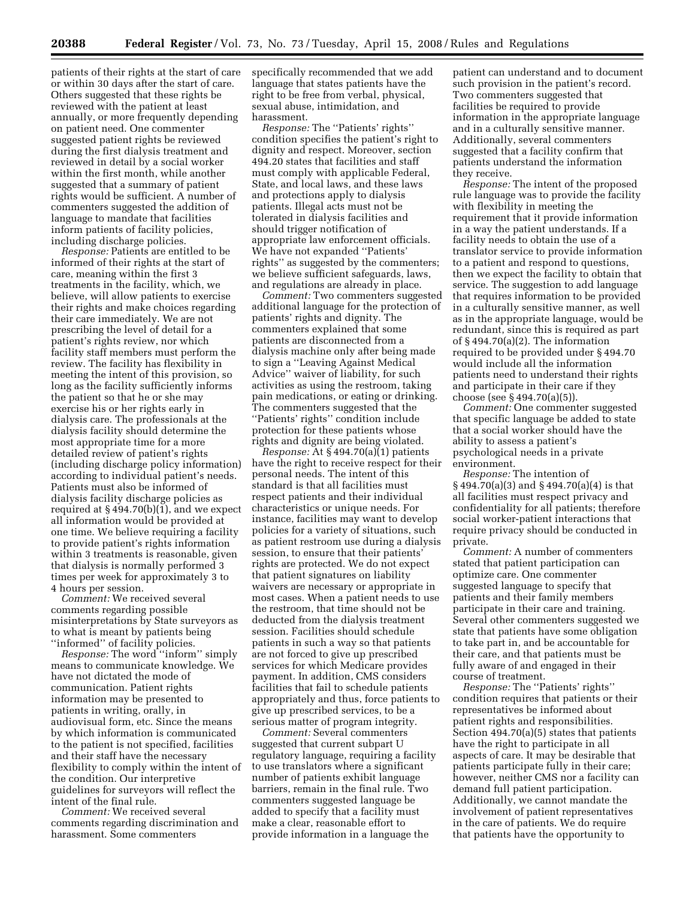patients of their rights at the start of care or within 30 days after the start of care. Others suggested that these rights be reviewed with the patient at least annually, or more frequently depending on patient need. One commenter suggested patient rights be reviewed during the first dialysis treatment and reviewed in detail by a social worker within the first month, while another suggested that a summary of patient rights would be sufficient. A number of commenters suggested the addition of language to mandate that facilities inform patients of facility policies, including discharge policies.

*Response:* Patients are entitled to be informed of their rights at the start of care, meaning within the first 3 treatments in the facility, which, we believe, will allow patients to exercise their rights and make choices regarding their care immediately. We are not prescribing the level of detail for a patient's rights review, nor which facility staff members must perform the review. The facility has flexibility in meeting the intent of this provision, so long as the facility sufficiently informs the patient so that he or she may exercise his or her rights early in dialysis care. The professionals at the dialysis facility should determine the most appropriate time for a more detailed review of patient's rights (including discharge policy information) according to individual patient's needs. Patients must also be informed of dialysis facility discharge policies as required at § 494.70(b)(1), and we expect all information would be provided at one time. We believe requiring a facility to provide patient's rights information within 3 treatments is reasonable, given that dialysis is normally performed 3 times per week for approximately 3 to 4 hours per session.

*Comment:* We received several comments regarding possible misinterpretations by State surveyors as to what is meant by patients being ''informed'' of facility policies.

*Response:* The word ''inform'' simply means to communicate knowledge. We have not dictated the mode of communication. Patient rights information may be presented to patients in writing, orally, in audiovisual form, etc. Since the means by which information is communicated to the patient is not specified, facilities and their staff have the necessary flexibility to comply within the intent of the condition. Our interpretive guidelines for surveyors will reflect the intent of the final rule.

*Comment:* We received several comments regarding discrimination and harassment. Some commenters specifically recommended that we add language that states patients have the right to be free from verbal, physical, sexual abuse, intimidation, and harassment.

*Response:* The ''Patients' rights'' condition specifies the patient's right to dignity and respect. Moreover, section 494.20 states that facilities and staff must comply with applicable Federal, State, and local laws, and these laws and protections apply to dialysis patients. Illegal acts must not be tolerated in dialysis facilities and should trigger notification of appropriate law enforcement officials. We have not expanded ''Patients' rights'' as suggested by the commenters; we believe sufficient safeguards, laws, and regulations are already in place.

*Comment:* Two commenters suggested additional language for the protection of patients' rights and dignity. The commenters explained that some patients are disconnected from a dialysis machine only after being made to sign a ''Leaving Against Medical Advice'' waiver of liability, for such activities as using the restroom, taking pain medications, or eating or drinking. The commenters suggested that the ''Patients' rights'' condition include protection for these patients whose rights and dignity are being violated.

*Response:* At § 494.70(a)(1) patients have the right to receive respect for their personal needs. The intent of this standard is that all facilities must respect patients and their individual characteristics or unique needs. For instance, facilities may want to develop policies for a variety of situations, such as patient restroom use during a dialysis session, to ensure that their patients' rights are protected. We do not expect that patient signatures on liability waivers are necessary or appropriate in most cases. When a patient needs to use the restroom, that time should not be deducted from the dialysis treatment session. Facilities should schedule patients in such a way so that patients are not forced to give up prescribed services for which Medicare provides payment. In addition, CMS considers facilities that fail to schedule patients appropriately and thus, force patients to give up prescribed services, to be a serious matter of program integrity.

*Comment:* Several commenters suggested that current subpart U regulatory language, requiring a facility to use translators where a significant number of patients exhibit language barriers, remain in the final rule. Two commenters suggested language be added to specify that a facility must make a clear, reasonable effort to provide information in a language the patient can understand and to document such provision in the patient's record. Two commenters suggested that facilities be required to provide information in the appropriate language and in a culturally sensitive manner. Additionally, several commenters suggested that a facility confirm that patients understand the information they receive.

*Response:* The intent of the proposed rule language was to provide the facility with flexibility in meeting the requirement that it provide information in a way the patient understands. If a facility needs to obtain the use of a translator service to provide information to a patient and respond to questions, then we expect the facility to obtain that service. The suggestion to add language that requires information to be provided in a culturally sensitive manner, as well as in the appropriate language, would be redundant, since this is required as part of § 494.70(a)(2). The information required to be provided under § 494.70 would include all the information patients need to understand their rights and participate in their care if they choose (see § 494.70(a)(5)).

*Comment:* One commenter suggested that specific language be added to state that a social worker should have the ability to assess a patient's psychological needs in a private environment.

*Response:* The intention of § 494.70(a)(3) and § 494.70(a)(4) is that all facilities must respect privacy and confidentiality for all patients; therefore social worker-patient interactions that require privacy should be conducted in private.

*Comment:* A number of commenters stated that patient participation can optimize care. One commenter suggested language to specify that patients and their family members participate in their care and training. Several other commenters suggested we state that patients have some obligation to take part in, and be accountable for their care, and that patients must be fully aware of and engaged in their course of treatment.

*Response:* The ''Patients' rights'' condition requires that patients or their representatives be informed about patient rights and responsibilities. Section 494.70(a)(5) states that patients have the right to participate in all aspects of care. It may be desirable that patients participate fully in their care; however, neither CMS nor a facility can demand full patient participation. Additionally, we cannot mandate the involvement of patient representatives in the care of patients. We do require that patients have the opportunity to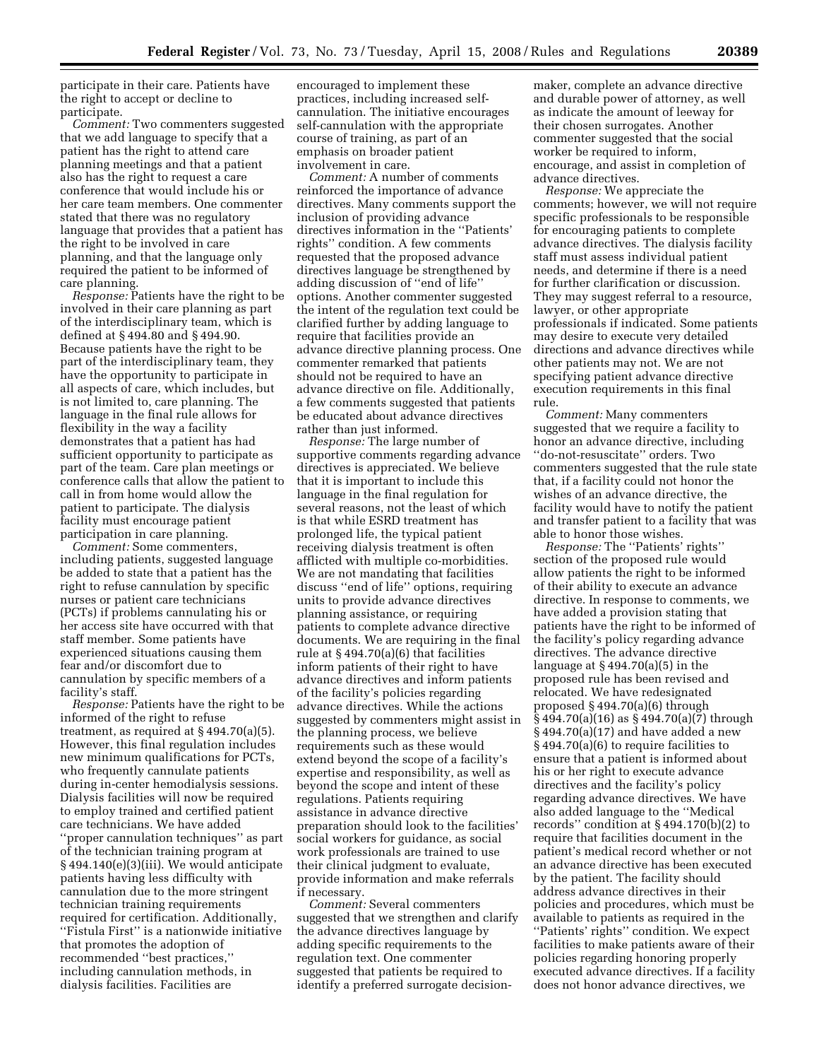participate in their care. Patients have the right to accept or decline to participate.

*Comment:* Two commenters suggested that we add language to specify that a patient has the right to attend care planning meetings and that a patient also has the right to request a care conference that would include his or her care team members. One commenter stated that there was no regulatory language that provides that a patient has the right to be involved in care planning, and that the language only required the patient to be informed of care planning.

*Response:* Patients have the right to be involved in their care planning as part of the interdisciplinary team, which is defined at § 494.80 and § 494.90. Because patients have the right to be part of the interdisciplinary team, they have the opportunity to participate in all aspects of care, which includes, but is not limited to, care planning. The language in the final rule allows for flexibility in the way a facility demonstrates that a patient has had sufficient opportunity to participate as part of the team. Care plan meetings or conference calls that allow the patient to call in from home would allow the patient to participate. The dialysis facility must encourage patient participation in care planning.

*Comment:* Some commenters, including patients, suggested language be added to state that a patient has the right to refuse cannulation by specific nurses or patient care technicians (PCTs) if problems cannulating his or her access site have occurred with that staff member. Some patients have experienced situations causing them fear and/or discomfort due to cannulation by specific members of a facility's staff.

*Response:* Patients have the right to be informed of the right to refuse treatment, as required at § 494.70(a)(5). However, this final regulation includes new minimum qualifications for PCTs, who frequently cannulate patients during in-center hemodialysis sessions. Dialysis facilities will now be required to employ trained and certified patient care technicians. We have added "proper cannulation techniques" as part of the technician training program at § 494.140(e)(3)(iii). We would anticipate patients having less difficulty with cannulation due to the more stringent technician training requirements required for certification. Additionally, "Fistula First" is a nationwide initiative that promotes the adoption of recommended "best practices," including cannulation methods, in dialysis facilities. Facilities are encouraged to implement these practices, including increased self-cannulation. The initiative encourages self-cannulation with the appropriate course of training, as part of an emphasis on broader patient involvement in care.

*Comment:* A number of comments reinforced the importance of advance directives. Many comments support the inclusion of providing advance directives information in the "Patients' rights" condition. A few commenters requested that the proposed advance directives language be strengthened by adding discussion of "end of life" options. Another commenter suggested the intent of the regulation text could be clarified further by adding language to require that facilities provide an advance directive planning process. One commenter remarked that patients should not be required to have an advance directive on file. Additionally, a few comments suggested that patients be educated about advance directives rather than just informed.

*Response:* The large number of supportive comments regarding advance directives is appreciated. We believe that it is important to include this language in the final regulation for several reasons, not the least of which is that while ESRD treatment has prolonged life, the typical patient receiving dialysis treatment is often afflicted with multiple co-morbidities. We are not mandating that facilities discuss "end of life" options, requiring units to provide advance directives planning assistance, or requiring patients to complete advance directive documents. We are requiring in the final rule at § 494.70(a)(6) that facilities inform patients of their right to have advance directives and inform patients of the facility's policies regarding advance directives. While the actions suggested by commenters might assist in the planning process, we believe requirements such as these would extend beyond the scope of a facility's expertise and responsibility, as well as beyond the scope and intent of these regulations. Patients requiring assistance in advance directive preparation should look to the facilities' social workers for guidance, as social work professionals are trained to use their clinical judgment to evaluate, provide information and make referrals if necessary.

*Comment:* Several commenters suggested that we strengthen and clarify the advance directives language by adding specific requirements to the regulation text. One commenter suggested that patients be required to identify a preferred surrogate decision-maker, complete an advance directive and durable power of attorney, as well as indicate the amount of leeway for their chosen surrogates. Another commenter suggested that the social worker be required to inform, encourage, and assist in completion of advance directives.

*Response:* We appreciate the comments; however, we will not require specific professionals to be responsible for encouraging patients to complete advance directives. The dialysis facility staff must assess individual patient needs, and determine if there is a need for further clarification or discussion. They may suggest referral to a resource, lawyer, or other appropriate professionals if indicated. Some patients may desire to execute very detailed directions and advance directives while other patients may not. We are not specifying patient advance directive execution requirements in this final rule.

*Comment:* Many commenters suggested that we require a facility to honor an advance directive, including "do-not-resuscitate" orders. Two commenters suggested that the rule state that, if a facility could not honor the wishes of an advance directive, the facility would have to notify the patient and transfer patient to a facility that was able to honor those wishes.

*Response:* The "Patients' rights" section of the proposed rule would allow patients the right to be informed of their ability to execute an advance directive. In response to comments, we have added a provision stating that patients have the right to be informed of the facility's policy regarding advance directives. The advance directive language at § 494.70(a)(5) in the proposed rule has been revised and relocated. We have redesignated proposed § 494.70(a)(6) through § 494.70(a)(16) as § 494.70(a)(7) through § 494.70(a)(17) and have added a new § 494.70(a)(6) to require facilities to ensure that a patient is informed about his or her right to execute advance directives and the facility's policy regarding advance directives. We have also added language to the "Medical records" condition at § 494.170(b)(2) to require that facilities document in the patient's medical record whether or not an advance directive has been executed by the patient. The facility should address advance directives in their policies and procedures, which must be available to patients as required in the "Patients' rights" condition. We expect facilities to make patients aware of their policies regarding honoring properly executed advance directives. If a facility does not honor advance directives, we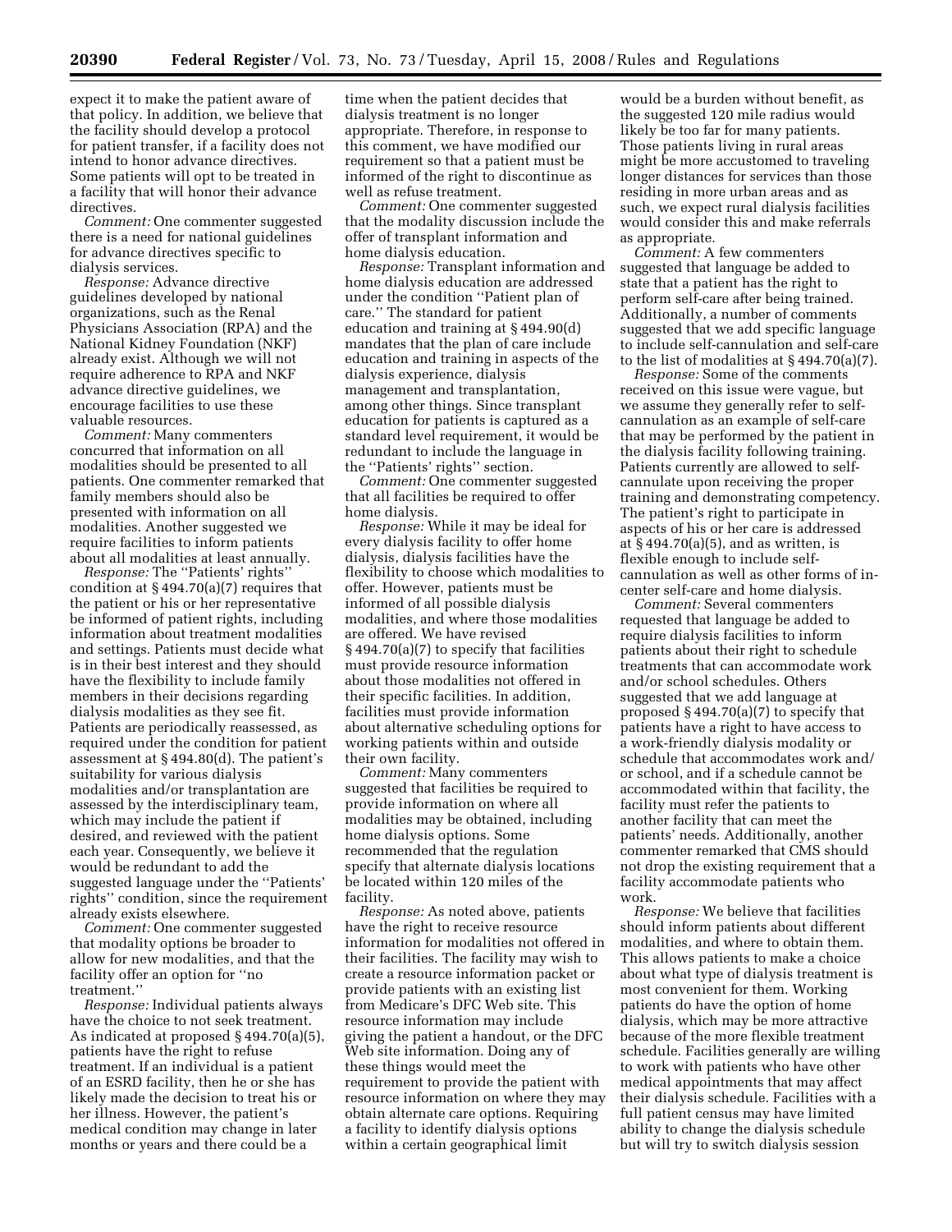expect it to make the patient aware of that policy. In addition, we believe that the facility should develop a protocol for patient transfer, if a facility does not intend to honor advance directives. Some patients will opt to be treated in a facility that will honor their advance directives.

*Comment:* One commenter suggested there is a need for national guidelines for advance directives specific to dialysis services.

*Response:* Advance directive guidelines developed by national organizations, such as the Renal Physicians Association (RPA) and the National Kidney Foundation (NKF) already exist. Although we will not require adherence to RPA and NKF advance directive guidelines, we encourage facilities to use these valuable resources.

*Comment:* Many commenters concurred that information on all modalities should be presented to all patients. One commenter remarked that family members should also be presented with information on all modalities. Another suggested we require facilities to inform patients about all modalities at least annually.

*Response:* The ''Patients' rights'' condition at § 494.70(a)(7) requires that the patient or his or her representative be informed of patient rights, including information about treatment modalities and settings. Patients must decide what is in their best interest and they should have the flexibility to include family members in their decisions regarding dialysis modalities as they see fit. Patients are periodically reassessed, as required under the condition for patient assessment at § 494.80(d). The patient's suitability for various dialysis modalities and/or transplantation are assessed by the interdisciplinary team, which may include the patient if desired, and reviewed with the patient each year. Consequently, we believe it would be redundant to add the suggested language under the ''Patients' rights'' condition, since the requirement already exists elsewhere.

*Comment:* One commenter suggested that modality options be broader to allow for new modalities, and that the facility offer an option for ''no treatment.''

*Response:* Individual patients always have the choice to not seek treatment. As indicated at proposed § 494.70(a)(5), patients have the right to refuse treatment. If an individual is a patient of an ESRD facility, then he or she has likely made the decision to treat his or her illness. However, the patient's medical condition may change in later months or years and there could be a time when the patient decides that dialysis treatment is no longer appropriate. Therefore, in response to this comment, we have modified our requirement so that a patient must be informed of the right to discontinue as well as refuse treatment.

*Comment:* One commenter suggested that the modality discussion include the offer of transplant information and home dialysis education.

*Response:* Transplant information and home dialysis education are addressed under the condition ''Patient plan of care.'' The standard for patient education and training at § 494.90(d) mandates that the plan of care include education and training in aspects of the dialysis experience, dialysis management and transplantation, among other things. Since transplant education for patients is captured as a standard level requirement, it would be redundant to include the language in the ''Patients' rights'' section.

*Comment:* One commenter suggested that all facilities be required to offer home dialysis.

*Response:* While it may be ideal for every dialysis facility to offer home dialysis, dialysis facilities have the flexibility to choose which modalities to offer. However, patients must be informed of all possible dialysis modalities, and where those modalities are offered. We have revised § 494.70(a)(7) to specify that facilities must provide resource information about those modalities not offered in their specific facilities. In addition, facilities must provide information about alternative scheduling options for working patients within and outside their own facility.

*Comment:* Many commenters suggested that facilities be required to provide information on where all modalities may be obtained, including home dialysis options. Some recommended that the regulation specify that alternate dialysis locations be located within 120 miles of the facility.

*Response:* As noted above, patients have the right to receive resource information for modalities not offered in their facilities. The facility may wish to create a resource information packet or provide patients with an existing list from Medicare's DFC Web site. This resource information may include giving the patient a handout, or the DFC Web site information. Doing any of these things would meet the requirement to provide the patient with resource information on where they may obtain alternate care options. Requiring a facility to identify dialysis options within a certain geographical limit would be a burden without benefit, as the suggested 120 mile radius would likely be too far for many patients. Those patients living in rural areas might be more accustomed to traveling longer distances for services than those residing in more urban areas and as such, we expect rural dialysis facilities would consider this and make referrals as appropriate.

*Comment:* A few commenters suggested that language be added to state that a patient has the right to perform self-care after being trained. Additionally, a number of comments suggested that we add specific language to include self-cannulation and self-care to the list of modalities at § 494.70(a)(7).

*Response:* Some of the comments received on this issue were vague, but we assume they generally refer to self-cannulation as an example of self-care that may be performed by the patient in the dialysis facility following training. Patients currently are allowed to self-cannulate upon receiving the proper training and demonstrating competency. The patient's right to participate in aspects of his or her care is addressed at § 494.70(a)(5), and as written, is flexible enough to include self-cannulation as well as other forms of in-center self-care and home dialysis.

*Comment:* Several commenters requested that language be added to require dialysis facilities to inform patients about their right to schedule treatments that can accommodate work and/or school schedules. Others suggested that we add language at proposed § 494.70(a)(7) to specify that patients have a right to have access to a work-friendly dialysis modality or schedule that accommodates work and/or school, and if a schedule cannot be accommodated within that facility, the facility must refer the patients to another facility that can meet the patients' needs. Additionally, another commenter remarked that CMS should not drop the existing requirement that a facility accommodate patients who work.

*Response:* We believe that facilities should inform patients about different modalities, and where to obtain them. This allows patients to make a choice about what type of dialysis treatment is most convenient for them. Working patients do have the option of home dialysis, which may be more attractive because of the more flexible treatment schedule. Facilities generally are willing to work with patients who have other medical appointments that may affect their dialysis schedule. Facilities with a full patient census may have limited ability to change the dialysis schedule but will try to switch dialysis session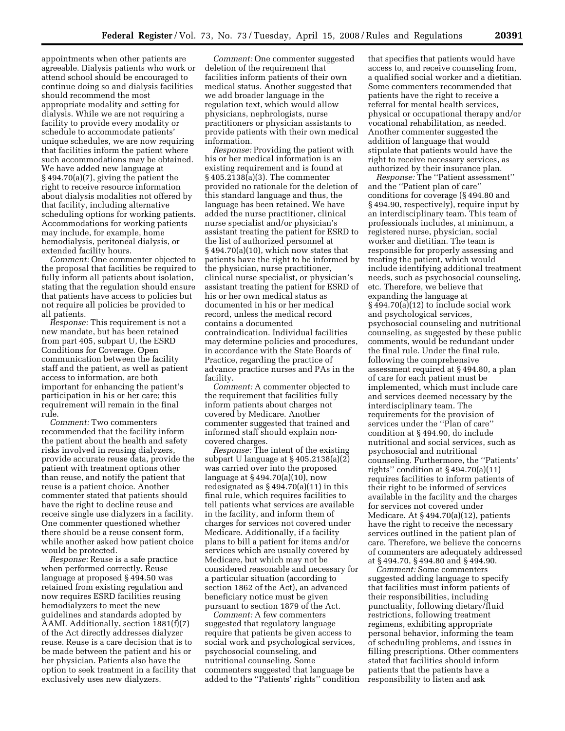appointments when other patients are agreeable. Dialysis patients who work or attend school should be encouraged to continue doing so and dialysis facilities should recommend the most appropriate modality and setting for dialysis. While we are not requiring a facility to provide every modality or schedule to accommodate patients' unique schedules, we are now requiring that facilities inform the patient where such accommodations may be obtained. We have added new language at § 494.70(a)(7), giving the patient the right to receive resource information about dialysis modalities not offered by that facility, including alternative scheduling options for working patients. Accommodations for working patients may include, for example, home hemodialysis, peritoneal dialysis, or extended facility hours.

*Comment:* One commenter objected to the proposal that facilities be required to fully inform all patients about isolation, stating that the regulation should ensure that patients have access to policies but not require all policies be provided to all patients.

*Response:* This requirement is not a new mandate, but has been retained from part 405, subpart U, the ESRD Conditions for Coverage. Open communication between the facility staff and the patient, as well as patient access to information, are both important for enhancing the patient's participation in his or her care; this requirement will remain in the final rule.

*Comment:* Two commenters recommended that the facility inform the patient about the health and safety risks involved in reusing dialyzers, provide accurate reuse data, provide the patient with treatment options other than reuse, and notify the patient that reuse is a patient choice. Another commenter stated that patients should have the right to decline reuse and receive single use dialyzers in a facility. One commenter questioned whether there should be a reuse consent form, while another asked how patient choice would be protected.

*Response:* Reuse is a safe practice when performed correctly. Reuse language at proposed § 494.50 was retained from existing regulation and now requires ESRD facilities reusing hemodialyzers to meet the new guidelines and standards adopted by AAMI. Additionally, section 1881(f)(7) of the Act directly addresses dialyzer reuse. Reuse is a care decision that is to be made between the patient and his or her physician. Patients also have the option to seek treatment in a facility that exclusively uses new dialyzers.

*Comment:* One commenter suggested deletion of the requirement that facilities inform patients of their own medical status. Another suggested that we add broader language in the regulation text, which would allow physicians, nephrologists, nurse practitioners or physician assistants to provide patients with their own medical information.

*Response:* Providing the patient with his or her medical information is an existing requirement and is found at § 405.2138(a)(3). The commenter provided no rationale for the deletion of this standard language and thus, the language has been retained. We have added the nurse practitioner, clinical nurse specialist and/or physician's assistant treating the patient for ESRD to the list of authorized personnel at § 494.70(a)(10), which now states that patients have the right to be informed by the physician, nurse practitioner, clinical nurse specialist, or physician's assistant treating the patient for ESRD of his or her own medical status as documented in his or her medical record, unless the medical record contains a documented contraindication. Individual facilities may determine policies and procedures, in accordance with the State Boards of Practice, regarding the practice of advance practice nurses and PAs in the facility.

*Comment:* A commenter objected to the requirement that facilities fully inform patients about charges not covered by Medicare. Another commenter suggested that trained and informed staff should explain non-covered charges.

*Response:* The intent of the existing subpart U language at § 405.2138(a)(2) was carried over into the proposed language at § 494.70(a)(10), now redesignated as § 494.70(a)(11) in this final rule, which requires facilities to tell patients what services are available in the facility, and inform them of charges for services not covered under Medicare. Additionally, if a facility plans to bill a patient for items and/or services which are usually covered by Medicare, but which may not be considered reasonable and necessary for a particular situation (according to section 1862 of the Act), an advanced beneficiary notice must be given pursuant to section 1879 of the Act.

*Comment:* A few commenters suggested that regulatory language require that patients be given access to social work and psychological services, psychosocial counseling, and nutritional counseling. Some commenters suggested that language be added to the "Patients' rights" condition that specifies that patients would have access to, and receive counseling from, a qualified social worker and a dietitian. Some commenters recommended that patients have the right to receive a referral for mental health services, physical or occupational therapy and/or vocational rehabilitation, as needed. Another commenter suggested the addition of language that would stipulate that patients would have the right to receive necessary services, as authorized by their insurance plan.

*Response:* The "Patient assessment" and the "Patient plan of care" conditions for coverage (§ 494.80 and § 494.90, respectively), require input by an interdisciplinary team. This team of professionals includes, at minimum, a registered nurse, physician, social worker and dietitian. The team is responsible for properly assessing and treating the patient, which would include identifying additional treatment needs, such as psychosocial counseling, etc. Therefore, we believe that expanding the language at § 494.70(a)(12) to include social work and psychological services, psychosocial counseling and nutritional counseling, as suggested by these public comments, would be redundant under the final rule. Under the final rule, following the comprehensive assessment required at § 494.80, a plan of care for each patient must be implemented, which must include care and services deemed necessary by the interdisciplinary team. The requirements for the provision of services under the "Plan of care" condition at § 494.90, do include nutritional and social services, such as psychosocial and nutritional counseling. Furthermore, the "Patients' rights" condition at § 494.70(a)(11) requires facilities to inform patients of their right to be informed of services available in the facility and the charges for services not covered under Medicare. At § 494.70(a)(12), patients have the right to receive the necessary services outlined in the patient plan of care. Therefore, we believe the concerns of commenters are adequately addressed at § 494.70, § 494.80 and § 494.90.

*Comment:* Some commenters suggested adding language to specify that facilities must inform patients of their responsibilities, including punctuality, following dietary/fluid restrictions, following treatment regimens, exhibiting appropriate personal behavior, informing the team of scheduling problems, and issues in filling prescriptions. Other commenters stated that facilities should inform patients that the patients have a responsibility to listen and ask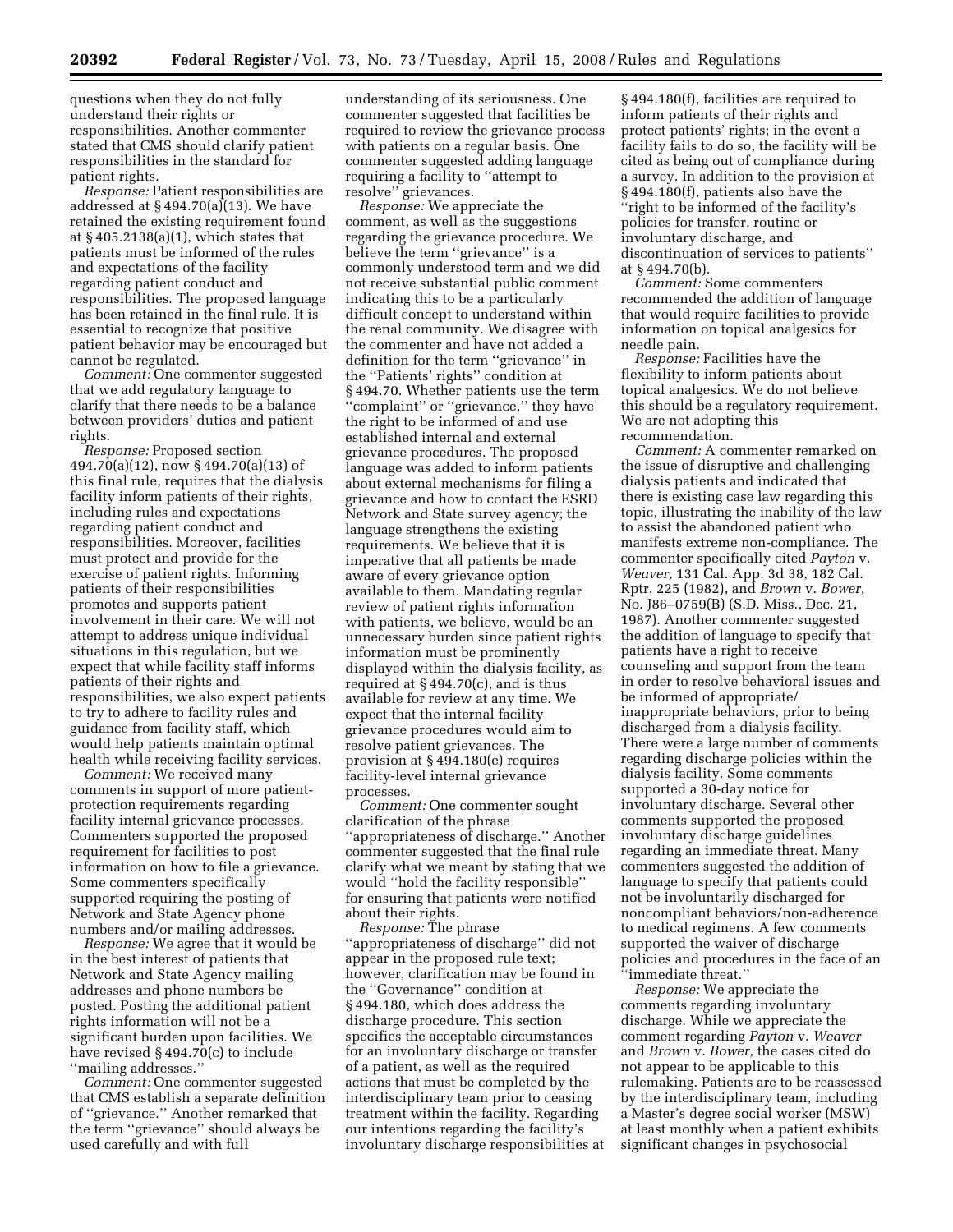questions when they do not fully understand their rights or responsibilities. Another commenter stated that CMS should clarify patient responsibilities in the standard for patient rights.

*Response:* Patient responsibilities are addressed at § 494.70(a)(13). We have retained the existing requirement found at § 405.2138(a)(1), which states that patients must be informed of the rules and expectations of the facility regarding patient conduct and responsibilities. The proposed language has been retained in the final rule. It is essential to recognize that positive patient behavior may be encouraged but cannot be regulated.

*Comment:* One commenter suggested that we add regulatory language to clarify that there needs to be a balance between providers' duties and patient rights.

*Response:* Proposed section 494.70(a)(12), now § 494.70(a)(13) of this final rule, requires that the dialysis facility inform patients of their rights, including rules and expectations regarding patient conduct and responsibilities. Moreover, facilities must protect and provide for the exercise of patient rights. Informing patients of their responsibilities promotes and supports patient involvement in their care. We will not attempt to address unique individual situations in this regulation, but we expect that while facility staff informs patients of their rights and responsibilities, we also expect patients to try to adhere to facility rules and guidance from facility staff, which would help patients maintain optimal health while receiving facility services.

*Comment:* We received many comments in support of more patient-protection requirements regarding facility internal grievance processes. Commenters supported the proposed requirement for facilities to post information on how to file a grievance. Some commenters specifically supported requiring the posting of Network and State Agency phone numbers and/or mailing addresses.

*Response:* We agree that it would be in the best interest of patients that Network and State Agency mailing addresses and phone numbers be posted. Posting the additional patient rights information will not be a significant burden upon facilities. We have revised § 494.70(c) to include ''mailing addresses.''

*Comment:* One commenter suggested that CMS establish a separate definition of ''grievance.'' Another remarked that the term ''grievance'' should always be used carefully and with full understanding of its seriousness. One commenter suggested that facilities be required to review the grievance process with patients on a regular basis. One commenter suggested adding language requiring a facility to ''attempt to resolve'' grievances.

*Response:* We appreciate the comment, as well as the suggestions regarding the grievance procedure. We believe the term ''grievance'' is a commonly understood term and we did not receive substantial public comment indicating this to be a particularly difficult concept to understand within the renal community. We disagree with the commenter and have not added a definition for the term ''grievance'' in the ''Patients' rights'' condition at § 494.70. Whether patients use the term ''complaint'' or ''grievance,'' they have the right to be informed of and use established internal and external grievance procedures. The proposed language was added to inform patients about external mechanisms for filing a grievance and how to contact the ESRD Network and State survey agency; the language strengthens the existing requirements. We believe that it is imperative that all patients be made aware of every grievance option available to them. Mandating regular review of patient rights information with patients, we believe, would be an unnecessary burden since patient rights information must be prominently displayed within the dialysis facility, as required at § 494.70(c), and is thus available for review at any time. We expect that the internal facility grievance procedures would aim to resolve patient grievances. The provision at § 494.180(e) requires facility-level internal grievance processes.

*Comment:* One commenter sought clarification of the phrase ''appropriateness of discharge.'' Another commenter suggested that the final rule clarify what we meant by stating that we would ''hold the facility responsible'' for ensuring that patients were notified about their rights.

*Response:* The phrase ''appropriateness of discharge'' did not appear in the proposed rule text; however, clarification may be found in the ''Governance'' condition at § 494.180, which does address the discharge procedure. This section specifies the acceptable circumstances for an involuntary discharge or transfer of a patient, as well as the required actions that must be completed by the interdisciplinary team prior to ceasing treatment within the facility. Regarding our intentions regarding the facility's involuntary discharge responsibilities at § 494.180(f), facilities are required to inform patients of their rights and protect patients' rights; in the event a facility fails to do so, the facility will be cited as being out of compliance during a survey. In addition to the provision at § 494.180(f), patients also have the ''right to be informed of the facility's policies for transfer, routine or involuntary discharge, and discontinuation of services to patients'' at § 494.70(b).

*Comment:* Some commenters recommended the addition of language that would require facilities to provide information on topical analgesics for needle pain.

*Response:* Facilities have the flexibility to inform patients about topical analgesics. We do not believe this should be a regulatory requirement. We are not adopting this recommendation.

*Comment:* A commenter remarked on the issue of disruptive and challenging dialysis patients and indicated that there is existing case law regarding this topic, illustrating the inability of the law to assist the abandoned patient who manifests extreme non-compliance. The commenter specifically cited *Payton* v. *Weaver,* 131 Cal. App. 3d 38, 182 Cal. Rptr. 225 (1982), and *Brown* v. *Bower,* No. J86–0759(B) (S.D. Miss., Dec. 21, 1987). Another commenter suggested the addition of language to specify that patients have a right to receive counseling and support from the team in order to resolve behavioral issues and be informed of appropriate/inappropriate behaviors, prior to being discharged from a dialysis facility. There were a large number of comments regarding discharge policies within the dialysis facility. Some comments supported a 30-day notice for involuntary discharge. Several other comments supported the proposed involuntary discharge guidelines regarding an immediate threat. Many commenters suggested the addition of language to specify that patients could not be involuntarily discharged for noncompliant behaviors/non-adherence to medical regimens. A few comments supported the waiver of discharge policies and procedures in the face of an ''immediate threat.''

*Response:* We appreciate the comments regarding involuntary discharge. While we appreciate the comment regarding *Payton* v. *Weaver* and *Brown* v. *Bower,* the cases cited do not appear to be applicable to this rulemaking. Patients are to be reassessed by the interdisciplinary team, including a Master's degree social worker (MSW) at least monthly when a patient exhibits significant changes in psychosocial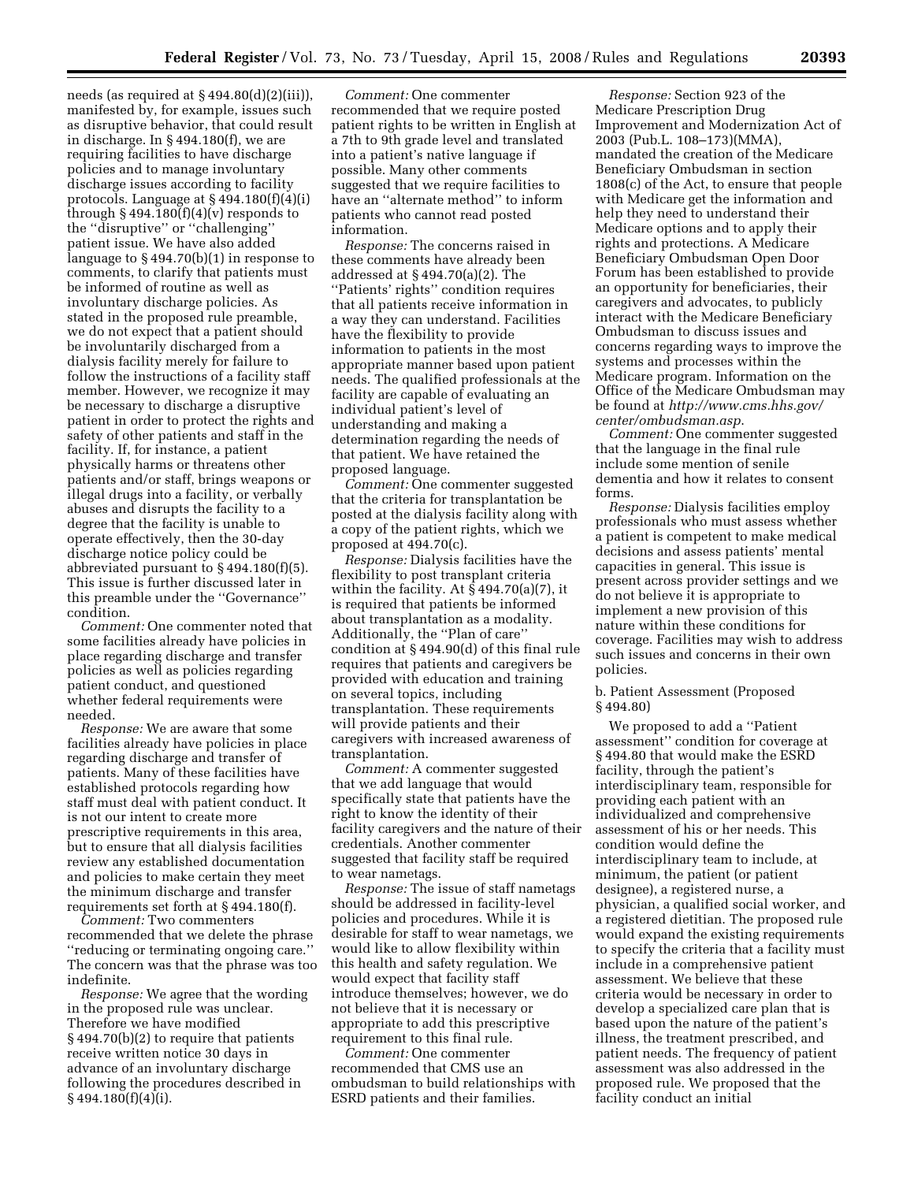needs (as required at § 494.80(d)(2)(iii)), manifested by, for example, issues such as disruptive behavior, that could result in discharge. In § 494.180(f), we are requiring facilities to have discharge policies and to manage involuntary discharge issues according to facility protocols. Language at § 494.180(f)(4)(i) through § 494.180(f)(4)(v) responds to the ''disruptive'' or ''challenging'' patient issue. We have also added language to § 494.70(b)(1) in response to comments, to clarify that patients must be informed of routine as well as involuntary discharge policies. As stated in the proposed rule preamble, we do not expect that a patient should be involuntarily discharged from a dialysis facility merely for failure to follow the instructions of a facility staff member. However, we recognize it may be necessary to discharge a disruptive patient in order to protect the rights and safety of other patients and staff in the facility. If, for instance, a patient physically harms or threatens other patients and/or staff, brings weapons or illegal drugs into a facility, or verbally abuses and disrupts the facility to a degree that the facility is unable to operate effectively, then the 30-day discharge notice policy could be abbreviated pursuant to § 494.180(f)(5). This issue is further discussed later in this preamble under the ''Governance'' condition.

*Comment:* One commenter noted that some facilities already have policies in place regarding discharge and transfer policies as well as policies regarding patient conduct, and questioned whether federal requirements were needed.

*Response:* We are aware that some facilities already have policies in place regarding discharge and transfer of patients. Many of these facilities have established protocols regarding how staff must deal with patient conduct. It is not our intent to create more prescriptive requirements in this area, but to ensure that all dialysis facilities review any established documentation and policies to make certain they meet the minimum discharge and transfer requirements set forth at § 494.180(f).

*Comment:* Two commenters recommended that we delete the phrase ''reducing or terminating ongoing care.'' The concern was that the phrase was too indefinite.

*Response:* We agree that the wording in the proposed rule was unclear. Therefore we have modified § 494.70(b)(2) to require that patients receive written notice 30 days in advance of an involuntary discharge following the procedures described in § 494.180(f)(4)(i).

*Comment:* One commenter recommended that we require posted patient rights to be written in English at a 7th to 9th grade level and translated into a patient's native language if possible. Many other comments suggested that we require facilities to have an ''alternate method'' to inform patients who cannot read posted information.

*Response:* The concerns raised in these comments have already been addressed at § 494.70(a)(2). The ''Patients' rights'' condition requires that all patients receive information in a way they can understand. Facilities have the flexibility to provide information to patients in the most appropriate manner based upon patient needs. The qualified professionals at the facility are capable of evaluating an individual patient's level of understanding and making a determination regarding the needs of that patient. We have retained the proposed language.

*Comment:* One commenter suggested that the criteria for transplantation be posted at the dialysis facility along with a copy of the patient rights, which we proposed at 494.70(c).

*Response:* Dialysis facilities have the flexibility to post transplant criteria within the facility. At § 494.70(a)(7), it is required that patients be informed about transplantation as a modality. Additionally, the ''Plan of care'' condition at § 494.90(d) of this final rule requires that patients and caregivers be provided with education and training on several topics, including transplantation. These requirements will provide patients and their caregivers with increased awareness of transplantation.

*Comment:* A commenter suggested that we add language that would specifically state that patients have the right to know the identity of their facility caregivers and the nature of their credentials. Another commenter suggested that facility staff be required to wear nametags.

*Response:* The issue of staff nametags should be addressed in facility-level policies and procedures. While it is desirable for staff to wear nametags, we would like to allow flexibility within this health and safety regulation. We would expect that facility staff introduce themselves; however, we do not believe that it is necessary or appropriate to add this prescriptive requirement to this final rule.

*Comment:* One commenter recommended that CMS use an ombudsman to build relationships with ESRD patients and their families.

*Response:* Section 923 of the Medicare Prescription Drug Improvement and Modernization Act of 2003 (Pub.L. 108–173)(MMA), mandated the creation of the Medicare Beneficiary Ombudsman in section 1808(c) of the Act, to ensure that people with Medicare get the information and help they need to understand their Medicare options and to apply their rights and protections. A Medicare Beneficiary Ombudsman Open Door Forum has been established to provide an opportunity for beneficiaries, their caregivers and advocates, to publicly interact with the Medicare Beneficiary Ombudsman to discuss issues and concerns regarding ways to improve the systems and processes within the Medicare program. Information on the Office of the Medicare Ombudsman may be found at *http://www.cms.hhs.gov/center/ombudsman.asp*.

*Comment:* One commenter suggested that the language in the final rule include some mention of senile dementia and how it relates to consent forms.

*Response:* Dialysis facilities employ professionals who must assess whether a patient is competent to make medical decisions and assess patients' mental capacities in general. This issue is present across provider settings and we do not believe it is appropriate to implement a new provision of this nature within these conditions for coverage. Facilities may wish to address such issues and concerns in their own policies.

b. Patient Assessment (Proposed § 494.80)

We proposed to add a ''Patient assessment'' condition for coverage at § 494.80 that would make the ESRD facility, through the patient's interdisciplinary team, responsible for providing each patient with an individualized and comprehensive assessment of his or her needs. This condition would define the interdisciplinary team to include, at minimum, the patient (or patient designee), a registered nurse, a physician, a qualified social worker, and a registered dietitian. The proposed rule would expand the existing requirements to specify the criteria that a facility must include in a comprehensive patient assessment. We believe that these criteria would be necessary in order to develop a specialized care plan that is based upon the nature of the patient's illness, the treatment prescribed, and patient needs. The frequency of patient assessment was also addressed in the proposed rule. We proposed that the facility conduct an initial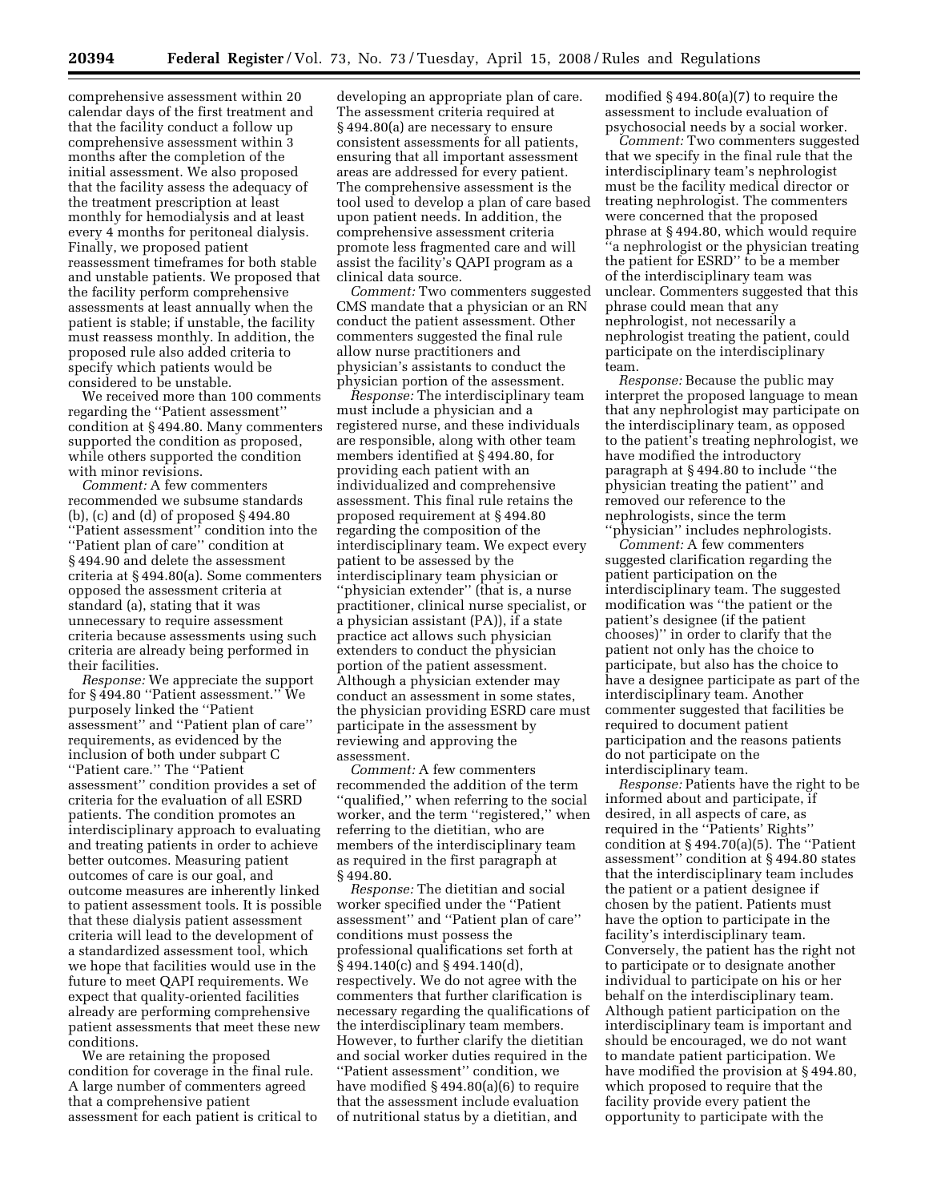comprehensive assessment within 20 calendar days of the first treatment and that the facility conduct a follow up comprehensive assessment within 3 months after the completion of the initial assessment. We also proposed that the facility assess the adequacy of the treatment prescription at least monthly for hemodialysis and at least every 4 months for peritoneal dialysis. Finally, we proposed patient reassessment timeframes for both stable and unstable patients. We proposed that the facility perform comprehensive assessments at least annually when the patient is stable; if unstable, the facility must reassess monthly. In addition, the proposed rule also added criteria to specify which patients would be considered to be unstable.

We received more than 100 comments regarding the ''Patient assessment'' condition at § 494.80. Many commenters supported the condition as proposed, while others supported the condition with minor revisions.

*Comment:* A few commenters recommended we subsume standards (b), (c) and (d) of proposed § 494.80 ''Patient assessment'' condition into the ''Patient plan of care'' condition at § 494.90 and delete the assessment criteria at § 494.80(a). Some commenters opposed the assessment criteria at standard (a), stating that it was unnecessary to require assessment criteria because assessments using such criteria are already being performed in their facilities.

*Response:* We appreciate the support for § 494.80 ''Patient assessment.'' We purposely linked the ''Patient assessment'' and ''Patient plan of care'' requirements, as evidenced by the inclusion of both under subpart C ''Patient care.'' The ''Patient assessment'' condition provides a set of criteria for the evaluation of all ESRD patients. The condition promotes an interdisciplinary approach to evaluating and treating patients in order to achieve better outcomes. Measuring patient outcomes of care is our goal, and outcome measures are inherently linked to patient assessment tools. It is possible that these dialysis patient assessment criteria will lead to the development of a standardized assessment tool, which we hope that facilities would use in the future to meet QAPI requirements. We expect that quality-oriented facilities already are performing comprehensive patient assessments that meet these new conditions.

We are retaining the proposed condition for coverage in the final rule. A large number of commenters agreed that a comprehensive patient assessment for each patient is critical to developing an appropriate plan of care. The assessment criteria required at § 494.80(a) are necessary to ensure consistent assessments for all patients, ensuring that all important assessment areas are addressed for every patient. The comprehensive assessment is the tool used to develop a plan of care based upon patient needs. In addition, the comprehensive assessment criteria promote less fragmented care and will assist the facility's QAPI program as a clinical data source.

*Comment:* Two commenters suggested CMS mandate that a physician or an RN conduct the patient assessment. Other commenters suggested the final rule allow nurse practitioners and physician's assistants to conduct the physician portion of the assessment.

*Response:* The interdisciplinary team must include a physician and a registered nurse, and these individuals are responsible, along with other team members identified at § 494.80, for providing each patient with an individualized and comprehensive assessment. This final rule retains the proposed requirement at § 494.80 regarding the composition of the interdisciplinary team. We expect every patient to be assessed by the interdisciplinary team physician or ''physician extender'' (that is, a nurse practitioner, clinical nurse specialist, or a physician assistant (PA)), if a state practice act allows such physician extenders to conduct the physician portion of the patient assessment. Although a physician extender may conduct an assessment in some states, the physician providing ESRD care must participate in the assessment by reviewing and approving the assessment.

*Comment:* A few commenters recommended the addition of the term ''qualified,'' when referring to the social worker, and the term ''registered,'' when referring to the dietitian, who are members of the interdisciplinary team as required in the first paragraph at § 494.80.

*Response:* The dietitian and social worker specified under the ''Patient assessment'' and ''Patient plan of care'' conditions must possess the professional qualifications set forth at § 494.140(c) and § 494.140(d), respectively. We do not agree with the commenters that further clarification is necessary regarding the qualifications of the interdisciplinary team members. However, to further clarify the dietitian and social worker duties required in the ''Patient assessment'' condition, we have modified § 494.80(a)(6) to require that the assessment include evaluation of nutritional status by a dietitian, and modified § 494.80(a)(7) to require the assessment to include evaluation of psychosocial needs by a social worker.

*Comment:* Two commenters suggested that we specify in the final rule that the interdisciplinary team's nephrologist must be the facility medical director or treating nephrologist. The commenters were concerned that the proposed phrase at § 494.80, which would require ''a nephrologist or the physician treating the patient for ESRD'' to be a member of the interdisciplinary team was unclear. Commenters suggested that this phrase could mean that any nephrologist, not necessarily a nephrologist treating the patient, could participate on the interdisciplinary team.

*Response:* Because the public may interpret the proposed language to mean that any nephrologist may participate on the interdisciplinary team, as opposed to the patient's treating nephrologist, we have modified the introductory paragraph at § 494.80 to include ''the physician treating the patient'' and removed our reference to the nephrologists, since the term ''physician'' includes nephrologists.

*Comment:* A few commenters suggested clarification regarding the patient participation on the interdisciplinary team. The suggested modification was ''the patient or the patient's designee (if the patient chooses)'' in order to clarify that the patient not only has the choice to participate, but also has the choice to have a designee participate as part of the interdisciplinary team. Another commenter suggested that facilities be required to document patient participation and the reasons patients do not participate on the interdisciplinary team.

*Response:* Patients have the right to be informed about and participate, if desired, in all aspects of care, as required in the ''Patients' Rights'' condition at § 494.70(a)(5). The ''Patient assessment'' condition at § 494.80 states that the interdisciplinary team includes the patient or a patient designee if chosen by the patient. Patients must have the option to participate in the facility's interdisciplinary team. Conversely, the patient has the right not to participate or to designate another individual to participate on his or her behalf on the interdisciplinary team. Although patient participation on the interdisciplinary team is important and should be encouraged, we do not want to mandate patient participation. We have modified the provision at § 494.80, which proposed to require that the facility provide every patient the opportunity to participate with the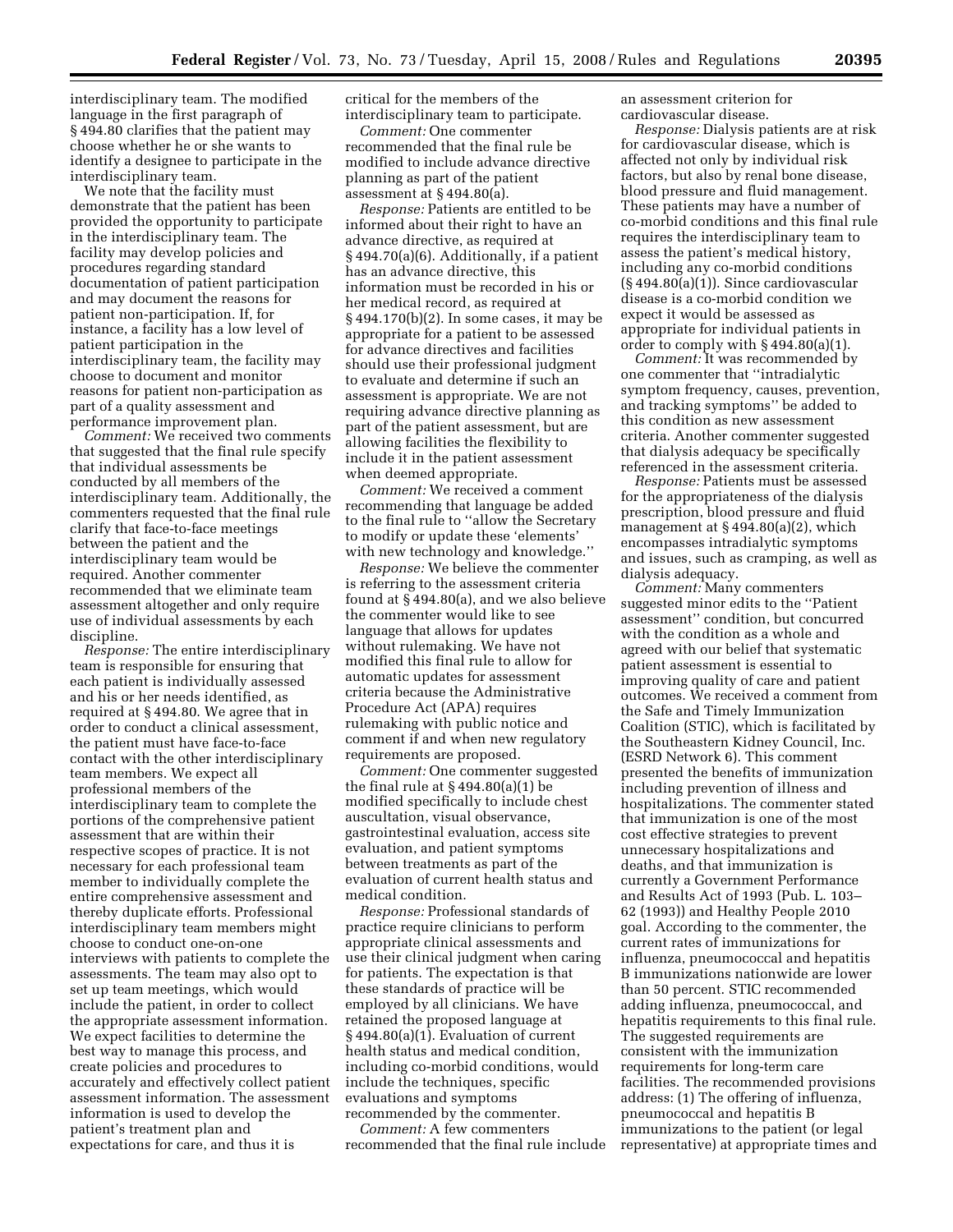interdisciplinary team. The modified language in the first paragraph of § 494.80 clarifies that the patient may choose whether he or she wants to identify a designee to participate in the interdisciplinary team.

We note that the facility must demonstrate that the patient has been provided the opportunity to participate in the interdisciplinary team. The facility may develop policies and procedures regarding standard documentation of patient participation and may document the reasons for patient non-participation. If, for instance, a facility has a low level of patient participation in the interdisciplinary team, the facility may choose to document and monitor reasons for patient non-participation as part of a quality assessment and performance improvement plan.

*Comment:* We received two comments that suggested that the final rule specify that individual assessments be conducted by all members of the interdisciplinary team. Additionally, the commenters requested that the final rule clarify that face-to-face meetings between the patient and the interdisciplinary team would be required. Another commenter recommended that we eliminate team assessment altogether and only require use of individual assessments by each discipline.

*Response:* The entire interdisciplinary team is responsible for ensuring that each patient is individually assessed and his or her needs identified, as required at § 494.80. We agree that in order to conduct a clinical assessment, the patient must have face-to-face contact with the other interdisciplinary team members. We expect all professional members of the interdisciplinary team to complete the portions of the comprehensive patient assessment that are within their respective scopes of practice. It is not necessary for each professional team member to individually complete the entire comprehensive assessment and thereby duplicate efforts. Professional interdisciplinary team members might choose to conduct one-on-one interviews with patients to complete the assessments. The team may also opt to set up team meetings, which would include the patient, in order to collect the appropriate assessment information. We expect facilities to determine the best way to manage this process, and create policies and procedures to accurately and effectively collect patient assessment information. The assessment information is used to develop the patient's treatment plan and expectations for care, and thus it is critical for the members of the interdisciplinary team to participate.

*Comment:* One commenter recommended that the final rule be modified to include advance directive planning as part of the patient assessment at § 494.80(a).

*Response:* Patients are entitled to be informed about their right to have an advance directive, as required at § 494.70(a)(6). Additionally, if a patient has an advance directive, this information must be recorded in his or her medical record, as required at § 494.170(b)(2). In some cases, it may be appropriate for a patient to be assessed for advance directives and facilities should use their professional judgment to evaluate and determine if such an assessment is appropriate. We are not requiring advance directive planning as part of the patient assessment, but are allowing facilities the flexibility to include it in the patient assessment when deemed appropriate.

*Comment:* We received a comment recommending that language be added to the final rule to ''allow the Secretary to modify or update these 'elements' with new technology and knowledge.''

*Response:* We believe the commenter is referring to the assessment criteria found at § 494.80(a), and we also believe the commenter would like to see language that allows for updates without rulemaking. We have not modified this final rule to allow for automatic updates for assessment criteria because the Administrative Procedure Act (APA) requires rulemaking with public notice and comment if and when new regulatory requirements are proposed.

*Comment:* One commenter suggested the final rule at § 494.80(a)(1) be modified specifically to include chest auscultation, visual observance, gastrointestinal evaluation, access site evaluation, and patient symptoms between treatments as part of the evaluation of current health status and medical condition.

*Response:* Professional standards of practice require clinicians to perform appropriate clinical assessments and use their clinical judgment when caring for patients. The expectation is that these standards of practice will be employed by all clinicians. We have retained the proposed language at § 494.80(a)(1). Evaluation of current health status and medical condition, including co-morbid conditions, would include the techniques, specific evaluations and symptoms recommended by the commenter.

*Comment:* A few commenters recommended that the final rule include an assessment criterion for cardiovascular disease.

*Response:* Dialysis patients are at risk for cardiovascular disease, which is affected not only by individual risk factors, but also by renal bone disease, blood pressure and fluid management. These patients may have a number of co-morbid conditions and this final rule requires the interdisciplinary team to assess the patient's medical history, including any co-morbid conditions (§ 494.80(a)(1)). Since cardiovascular disease is a co-morbid condition we expect it would be assessed as appropriate for individual patients in order to comply with § 494.80(a)(1).

*Comment:* It was recommended by one commenter that ''intradialytic symptom frequency, causes, prevention, and tracking symptoms'' be added to this condition as new assessment criteria. Another commenter suggested that dialysis adequacy be specifically referenced in the assessment criteria.

*Response:* Patients must be assessed for the appropriateness of the dialysis prescription, blood pressure and fluid management at § 494.80(a)(2), which encompasses intradialytic symptoms and issues, such as cramping, as well as dialysis adequacy.

*Comment:* Many commenters suggested minor edits to the ''Patient assessment'' condition, but concurred with the condition as a whole and agreed with our belief that systematic patient assessment is essential to improving quality of care and patient outcomes. We received a comment from the Safe and Timely Immunization Coalition (STIC), which is facilitated by the Southeastern Kidney Council, Inc. (ESRD Network 6). This comment presented the benefits of immunization including prevention of illness and hospitalizations. The commenter stated that immunization is one of the most cost effective strategies to prevent unnecessary hospitalizations and deaths, and that immunization is currently a Government Performance and Results Act of 1993 (Pub. L. 103–62 (1993)) and Healthy People 2010 goal. According to the commenter, the current rates of immunizations for influenza, pneumococcal and hepatitis B immunizations nationwide are lower than 50 percent. STIC recommended adding influenza, pneumococcal, and hepatitis requirements to this final rule. The suggested requirements are consistent with the immunization requirements for long-term care facilities. The recommended provisions address: (1) The offering of influenza, pneumococcal and hepatitis B immunizations to the patient (or legal representative) at appropriate times and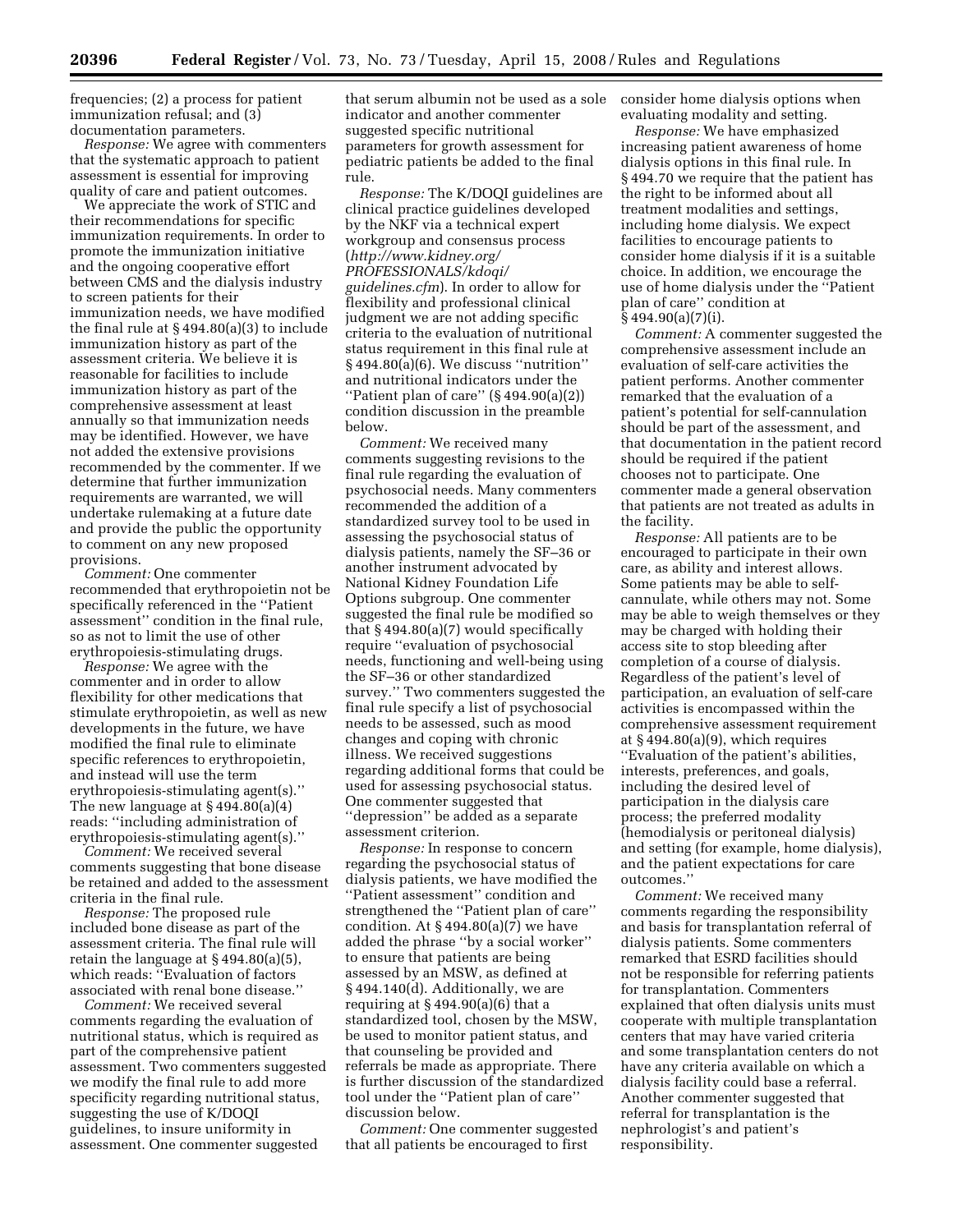frequencies; (2) a process for patient immunization refusal; and (3) documentation parameters.

*Response:* We agree with commenters that the systematic approach to patient assessment is essential for improving quality of care and patient outcomes.

We appreciate the work of STIC and their recommendations for specific immunization requirements. In order to promote the immunization initiative and the ongoing cooperative effort between CMS and the dialysis industry to screen patients for their immunization needs, we have modified the final rule at § 494.80(a)(3) to include immunization history as part of the assessment criteria. We believe it is reasonable for facilities to include immunization history as part of the comprehensive assessment at least annually so that immunization needs may be identified. However, we have not added the extensive provisions recommended by the commenter. If we determine that further immunization requirements are warranted, we will undertake rulemaking at a future date and provide the public the opportunity to comment on any new proposed provisions.

*Comment:* One commenter recommended that erythropoietin not be specifically referenced in the ''Patient assessment'' condition in the final rule, so as not to limit the use of other erythropoiesis-stimulating drugs.

*Response:* We agree with the commenter and in order to allow flexibility for other medications that stimulate erythropoietin, as well as new developments in the future, we have modified the final rule to eliminate specific references to erythropoietin, and instead will use the term erythropoiesis-stimulating agent(s).'' The new language at § 494.80(a)(4) reads: ''including administration of erythropoiesis-stimulating agent(s).''

*Comment:* We received several comments suggesting that bone disease be retained and added to the assessment criteria in the final rule.

*Response:* The proposed rule included bone disease as part of the assessment criteria. The final rule will retain the language at § 494.80(a)(5), which reads: ''Evaluation of factors associated with renal bone disease.''

*Comment:* We received several comments regarding the evaluation of nutritional status, which is required as part of the comprehensive patient assessment. Two commenters suggested we modify the final rule to add more specificity regarding nutritional status, suggesting the use of K/DOQI guidelines, to insure uniformity in assessment. One commenter suggested that serum albumin not be used as a sole indicator and another commenter suggested specific nutritional parameters for growth assessment for pediatric patients be added to the final rule.

*Response:* The K/DOQI guidelines are clinical practice guidelines developed by the NKF via a technical expert workgroup and consensus process (*http://www.kidney.org/PROFESSIONALS/kdoqi/guidelines.cfm*). In order to allow for flexibility and professional clinical judgment we are not adding specific criteria to the evaluation of nutritional status requirement in this final rule at § 494.80(a)(6). We discuss ''nutrition'' and nutritional indicators under the ''Patient plan of care'' (§ 494.90(a)(2)) condition discussion in the preamble below.

*Comment:* We received many comments suggesting revisions to the final rule regarding the evaluation of psychosocial needs. Many commenters recommended the addition of a standardized survey tool to be used in assessing the psychosocial status of dialysis patients, namely the SF–36 or another instrument advocated by National Kidney Foundation Life Options subgroup. One commenter suggested the final rule be modified so that § 494.80(a)(7) would specifically require ''evaluation of psychosocial needs, functioning and well-being using the SF–36 or other standardized survey.'' Two commenters suggested the final rule specify a list of psychosocial needs to be assessed, such as mood changes and coping with chronic illness. We received suggestions regarding additional forms that could be used for assessing psychosocial status. One commenter suggested that ''depression'' be added as a separate assessment criterion.

*Response:* In response to concern regarding the psychosocial status of dialysis patients, we have modified the ''Patient assessment'' condition and strengthened the ''Patient plan of care'' condition. At § 494.80(a)(7) we have added the phrase ''by a social worker'' to ensure that patients are being assessed by an MSW, as defined at § 494.140(d). Additionally, we are requiring at § 494.90(a)(6) that a standardized tool, chosen by the MSW, be used to monitor patient status, and that counseling be provided and referrals be made as appropriate. There is further discussion of the standardized tool under the ''Patient plan of care'' discussion below.

*Comment:* One commenter suggested that all patients be encouraged to first consider home dialysis options when evaluating modality and setting.

*Response:* We have emphasized increasing patient awareness of home dialysis options in this final rule. In § 494.70 we require that the patient has the right to be informed about all treatment modalities and settings, including home dialysis. We expect facilities to encourage patients to consider home dialysis if it is a suitable choice. In addition, we encourage the use of home dialysis under the ''Patient plan of care'' condition at § 494.90(a)(7)(i).

*Comment:* A commenter suggested the comprehensive assessment include an evaluation of self-care activities the patient performs. Another commenter remarked that the evaluation of a patient's potential for self-cannulation should be part of the assessment, and that documentation in the patient record should be required if the patient chooses not to participate. One commenter made a general observation that patients are not treated as adults in the facility.

*Response:* All patients are to be encouraged to participate in their own care, as ability and interest allows. Some patients may be able to self-cannulate, while others may not. Some may be able to weigh themselves or they may be charged with holding their access site to stop bleeding after completion of a course of dialysis. Regardless of the patient's level of participation, an evaluation of self-care activities is encompassed within the comprehensive assessment requirement at § 494.80(a)(9), which requires ''Evaluation of the patient's abilities, interests, preferences, and goals, including the desired level of participation in the dialysis care process; the preferred modality (hemodialysis or peritoneal dialysis) and setting (for example, home dialysis), and the patient expectations for care outcomes.''

*Comment:* We received many comments regarding the responsibility and basis for transplantation referral of dialysis patients. Some commenters remarked that ESRD facilities should not be responsible for referring patients for transplantation. Commenters explained that often dialysis units must cooperate with multiple transplantation centers that may have varied criteria and some transplantation centers do not have any criteria available on which a dialysis facility could base a referral. Another commenter suggested that referral for transplantation is the nephrologist's and patient's responsibility.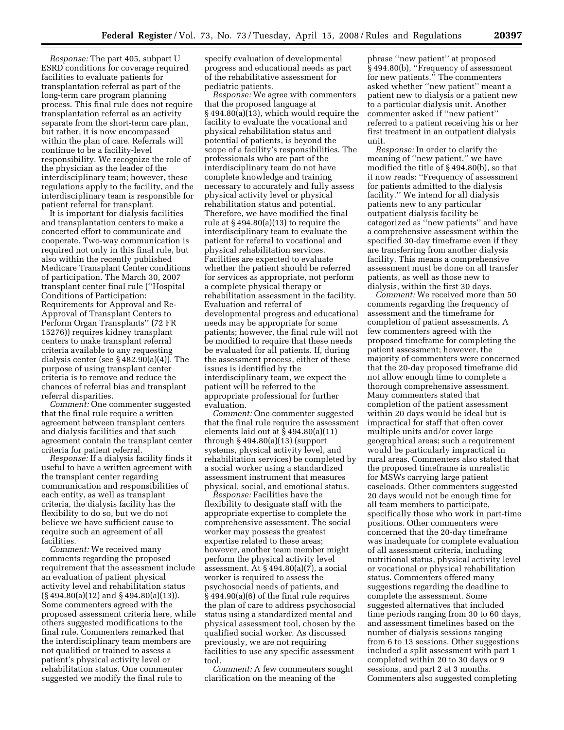*Response:* The part 405, subpart U ESRD conditions for coverage required facilities to evaluate patients for transplantation referral as part of the long-term care program planning process. This final rule does not require transplantation referral as an activity separate from the short-term care plan, but rather, it is now encompassed within the plan of care. Referrals will continue to be a facility-level responsibility. We recognize the role of the physician as the leader of the interdisciplinary team; however, these regulations apply to the facility, and the interdisciplinary team is responsible for patient referral for transplant.

It is important for dialysis facilities and transplantation centers to make a concerted effort to communicate and cooperate. Two-way communication is required not only in this final rule, but also within the recently published Medicare Transplant Center conditions of participation. The March 30, 2007 transplant center final rule (''Hospital Conditions of Participation: Requirements for Approval and Re-Approval of Transplant Centers to Perform Organ Transplants'' (72 FR 15276)) requires kidney transplant centers to make transplant referral criteria available to any requesting dialysis center (see § 482.90(a)(4)). The purpose of using transplant center criteria is to remove and reduce the chances of referral bias and transplant referral disparities.

*Comment:* One commenter suggested that the final rule require a written agreement between transplant centers and dialysis facilities and that such agreement contain the transplant center criteria for patient referral.

*Response:* If a dialysis facility finds it useful to have a written agreement with the transplant center regarding communication and responsibilities of each entity, as well as transplant criteria, the dialysis facility has the flexibility to do so, but we do not believe we have sufficient cause to require such an agreement of all facilities.

*Comment:* We received many comments regarding the proposed requirement that the assessment include an evaluation of patient physical activity level and rehabilitation status (§ 494.80(a)(12) and § 494.80(a)(13)). Some commenters agreed with the proposed assessment criteria here, while others suggested modifications to the final rule. Commenters remarked that the interdisciplinary team members are not qualified or trained to assess a patient's physical activity level or rehabilitation status. One commenter suggested we modify the final rule to specify evaluation of developmental progress and educational needs as part of the rehabilitative assessment for pediatric patients.

*Response:* We agree with commenters that the proposed language at § 494.80(a)(13), which would require the facility to evaluate the vocational and physical rehabilitation status and potential of patients, is beyond the scope of a facility's responsibilities. The professionals who are part of the interdisciplinary team do not have complete knowledge and training necessary to accurately and fully assess physical activity level or physical rehabilitation status and potential. Therefore, we have modified the final rule at § 494.80(a)(13) to require the interdisciplinary team to evaluate the patient for referral to vocational and physical rehabilitation services. Facilities are expected to evaluate whether the patient should be referred for services as appropriate, not perform a complete physical therapy or rehabilitation assessment in the facility. Evaluation and referral of developmental progress and educational needs may be appropriate for some patients; however, the final rule will not be modified to require that these needs be evaluated for all patients. If, during the assessment process, either of these issues is identified by the interdisciplinary team, we expect the patient will be referred to the appropriate professional for further evaluation.

*Comment:* One commenter suggested that the final rule require the assessment elements laid out at § 494.80(a)(11) through § 494.80(a)(13) (support systems, physical activity level, and rehabilitation services) be completed by a social worker using a standardized assessment instrument that measures physical, social, and emotional status.

*Response:* Facilities have the flexibility to designate staff with the appropriate expertise to complete the comprehensive assessment. The social worker may possess the greatest expertise related to these areas; however, another team member might perform the physical activity level assessment. At § 494.80(a)(7), a social worker is required to assess the psychosocial needs of patients, and § 494.90(a)(6) of the final rule requires the plan of care to address psychosocial status using a standardized mental and physical assessment tool, chosen by the qualified social worker. As discussed previously, we are not requiring facilities to use any specific assessment tool.

*Comment:* A few commenters sought clarification on the meaning of the phrase ''new patient'' at proposed § 494.80(b), ''Frequency of assessment for new patients.'' The commenters asked whether ''new patient'' meant a patient new to dialysis or a patient new to a particular dialysis unit. Another commenter asked if ''new patient'' referred to a patient receiving his or her first treatment in an outpatient dialysis unit.

*Response:* In order to clarify the meaning of ''new patient,'' we have modified the title of § 494.80(b), so that it now reads: ''Frequency of assessment for patients admitted to the dialysis facility.'' We intend for all dialysis patients new to any particular outpatient dialysis facility be categorized as ''new patients'' and have a comprehensive assessment within the specified 30-day timeframe even if they are transferring from another dialysis facility. This means a comprehensive assessment must be done on all transfer patients, as well as those new to dialysis, within the first 30 days.

*Comment:* We received more than 50 comments regarding the frequency of assessment and the timeframe for completion of patient assessments. A few commenters agreed with the proposed timeframe for completing the patient assessment; however, the majority of commenters were concerned that the 20-day proposed timeframe did not allow enough time to complete a thorough comprehensive assessment. Many commenters stated that completion of the patient assessment within 20 days would be ideal but is impractical for staff that often cover multiple units and/or cover large geographical areas; such a requirement would be particularly impractical in rural areas. Commenters also stated that the proposed timeframe is unrealistic for MSWs carrying large patient caseloads. Other commenters suggested 20 days would not be enough time for all team members to participate, specifically those who work in part-time positions. Other commenters were concerned that the 20-day timeframe was inadequate for complete evaluation of all assessment criteria, including nutritional status, physical activity level or vocational or physical rehabilitation status. Commenters offered many suggestions regarding the deadline to complete the assessment. Some suggested alternatives that included time periods ranging from 30 to 60 days, and assessment timelines based on the number of dialysis sessions ranging from 6 to 13 sessions. Other suggestions included a split assessment with part 1 completed within 20 to 30 days or 9 sessions, and part 2 at 3 months. Commenters also suggested completing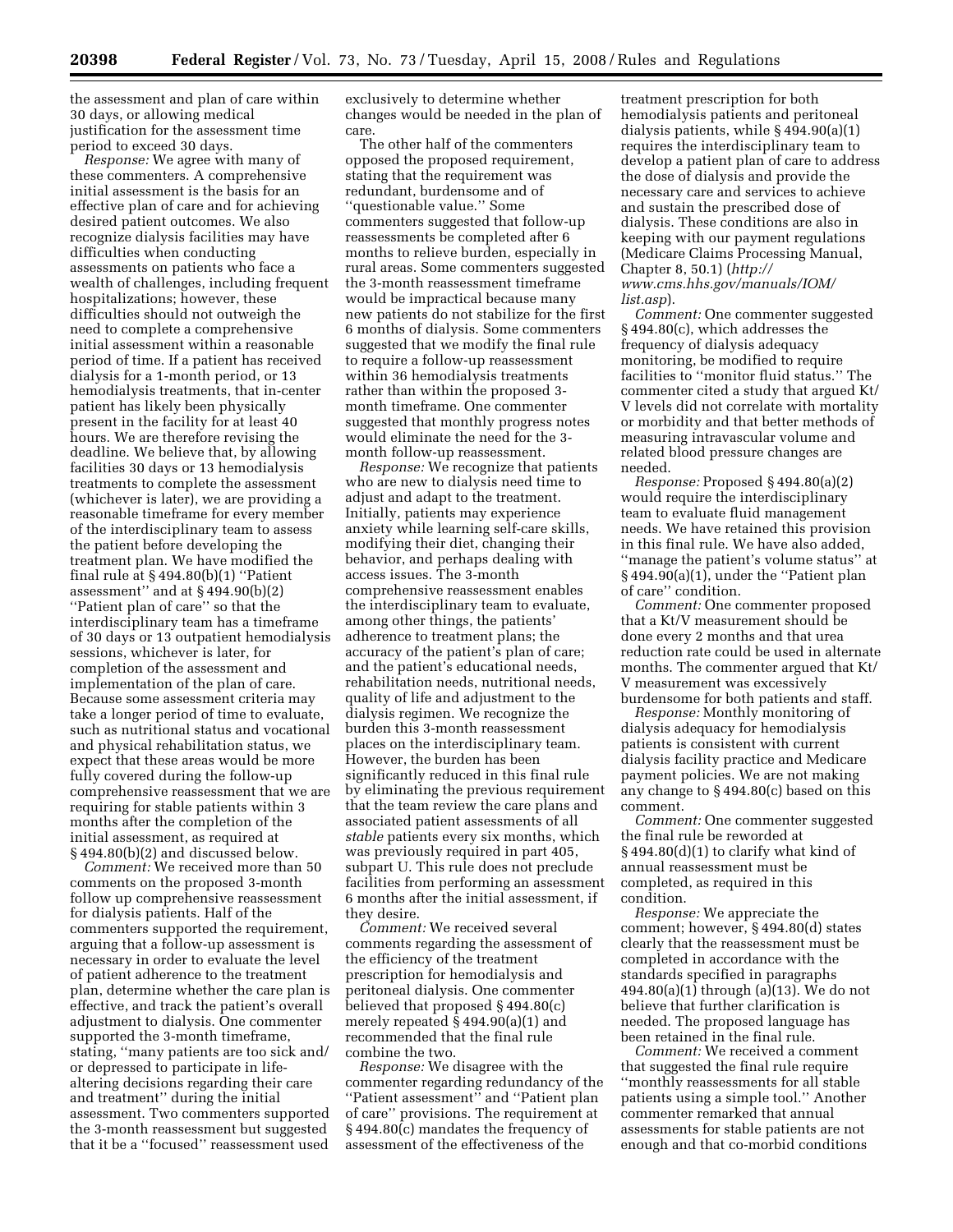the assessment and plan of care within 30 days, or allowing medical justification for the assessment time period to exceed 30 days.

*Response:* We agree with many of these commenters. A comprehensive initial assessment is the basis for an effective plan of care and for achieving desired patient outcomes. We also recognize dialysis facilities may have difficulties when conducting assessments on patients who face a wealth of challenges, including frequent hospitalizations; however, these difficulties should not outweigh the need to complete a comprehensive initial assessment within a reasonable period of time. If a patient has received dialysis for a 1-month period, or 13 hemodialysis treatments, that in-center patient has likely been physically present in the facility for at least 40 hours. We are therefore revising the deadline. We believe that, by allowing facilities 30 days or 13 hemodialysis treatments to complete the assessment (whichever is later), we are providing a reasonable timeframe for every member of the interdisciplinary team to assess the patient before developing the treatment plan. We have modified the final rule at § 494.80(b)(1) ''Patient assessment'' and at § 494.90(b)(2) ''Patient plan of care'' so that the interdisciplinary team has a timeframe of 30 days or 13 outpatient hemodialysis sessions, whichever is later, for completion of the assessment and implementation of the plan of care. Because some assessment criteria may take a longer period of time to evaluate, such as nutritional status and vocational and physical rehabilitation status, we expect that these areas would be more fully covered during the follow-up comprehensive reassessment that we are requiring for stable patients within 3 months after the completion of the initial assessment, as required at § 494.80(b)(2) and discussed below.

*Comment:* We received more than 50 comments on the proposed 3-month follow up comprehensive reassessment for dialysis patients. Half of the commenters supported the requirement, arguing that a follow-up assessment is necessary in order to evaluate the level of patient adherence to the treatment plan, determine whether the care plan is effective, and track the patient's overall adjustment to dialysis. One commenter supported the 3-month timeframe, stating, ''many patients are too sick and/or depressed to participate in life-altering decisions regarding their care and treatment'' during the initial assessment. Two commenters supported the 3-month reassessment but suggested that it be a ''focused'' reassessment used exclusively to determine whether changes would be needed in the plan of care.

The other half of the commenters opposed the proposed requirement, stating that the requirement was redundant, burdensome and of ''questionable value.'' Some commenters suggested that follow-up reassessments be completed after 6 months to relieve burden, especially in rural areas. Some commenters suggested the 3-month reassessment timeframe would be impractical because many new patients do not stabilize for the first 6 months of dialysis. Some commenters suggested that we modify the final rule to require a follow-up reassessment within 36 hemodialysis treatments rather than within the proposed 3-month timeframe. One commenter suggested that monthly progress notes would eliminate the need for the 3-month follow-up reassessment.

*Response:* We recognize that patients who are new to dialysis need time to adjust and adapt to the treatment. Initially, patients may experience anxiety while learning self-care skills, modifying their diet, changing their behavior, and perhaps dealing with access issues. The 3-month comprehensive reassessment enables the interdisciplinary team to evaluate, among other things, the patients' adherence to treatment plans; the accuracy of the patient's plan of care; and the patient's educational needs, rehabilitation needs, nutritional needs, quality of life and adjustment to the dialysis regimen. We recognize the burden this 3-month reassessment places on the interdisciplinary team. However, the burden has been significantly reduced in this final rule by eliminating the previous requirement that the team review the care plans and associated patient assessments of all *stable* patients every six months, which was previously required in part 405, subpart U. This rule does not preclude facilities from performing an assessment 6 months after the initial assessment, if they desire.

*Comment:* We received several comments regarding the assessment of the efficiency of the treatment prescription for hemodialysis and peritoneal dialysis. One commenter believed that proposed § 494.80(c) merely repeated § 494.90(a)(1) and recommended that the final rule combine the two.

*Response:* We disagree with the commenter regarding redundancy of the ''Patient assessment'' and ''Patient plan of care'' provisions. The requirement at § 494.80(c) mandates the frequency of assessment of the effectiveness of the treatment prescription for both hemodialysis patients and peritoneal dialysis patients, while § 494.90(a)(1) requires the interdisciplinary team to develop a patient plan of care to address the dose of dialysis and provide the necessary care and services to achieve and sustain the prescribed dose of dialysis. These conditions are also in keeping with our payment regulations (Medicare Claims Processing Manual, Chapter 8, 50.1) (*http://www.cms.hhs.gov/manuals/IOM/list.asp*).

*Comment:* One commenter suggested § 494.80(c), which addresses the frequency of dialysis adequacy monitoring, be modified to require facilities to ''monitor fluid status.'' The commenter cited a study that argued Kt/V levels did not correlate with mortality or morbidity and that better methods of measuring intravascular volume and related blood pressure changes are needed.

*Response:* Proposed § 494.80(a)(2) would require the interdisciplinary team to evaluate fluid management needs. We have retained this provision in this final rule. We have also added, ''manage the patient's volume status'' at § 494.90(a)(1), under the ''Patient plan of care'' condition.

*Comment:* One commenter proposed that a Kt/V measurement should be done every 2 months and that urea reduction rate could be used in alternate months. The commenter argued that Kt/V measurement was excessively burdensome for both patients and staff.

*Response:* Monthly monitoring of dialysis adequacy for hemodialysis patients is consistent with current dialysis facility practice and Medicare payment policies. We are not making any change to § 494.80(c) based on this comment.

*Comment:* One commenter suggested the final rule be reworded at § 494.80(d)(1) to clarify what kind of annual reassessment must be completed, as required in this condition.

*Response:* We appreciate the comment; however, § 494.80(d) states clearly that the reassessment must be completed in accordance with the standards specified in paragraphs 494.80(a)(1) through (a)(13). We do not believe that further clarification is needed. The proposed language has been retained in the final rule.

*Comment:* We received a comment that suggested the final rule require ''monthly reassessments for all stable patients using a simple tool.'' Another commenter remarked that annual assessments for stable patients are not enough and that co-morbid conditions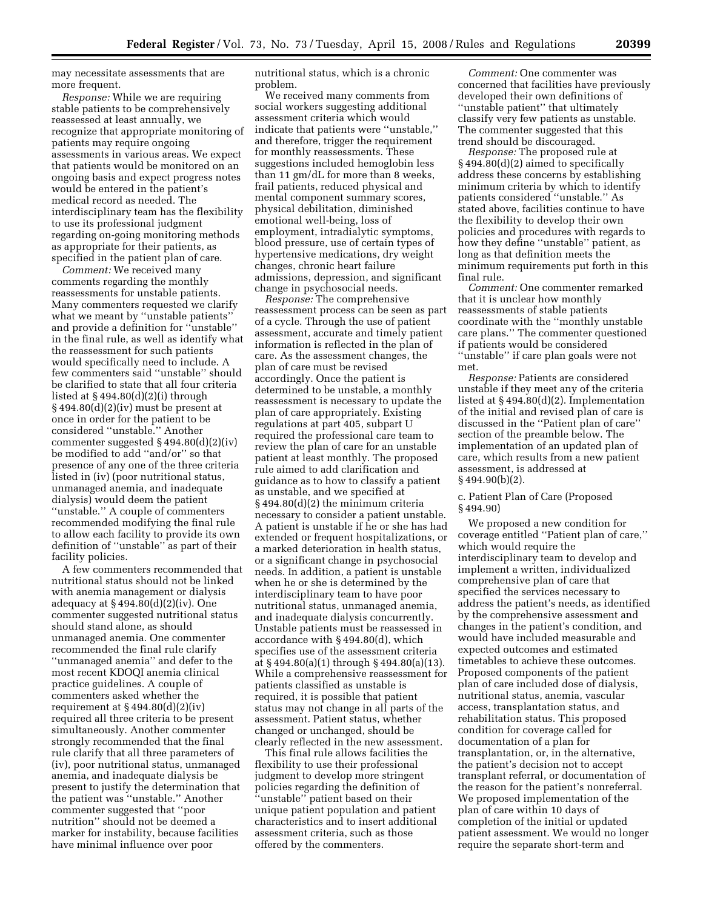may necessitate assessments that are more frequent.

*Response:* While we are requiring stable patients to be comprehensively reassessed at least annually, we recognize that appropriate monitoring of patients may require ongoing assessments in various areas. We expect that patients would be monitored on an ongoing basis and expect progress notes would be entered in the patient's medical record as needed. The interdisciplinary team has the flexibility to use its professional judgment regarding on-going monitoring methods as appropriate for their patients, as specified in the patient plan of care.

*Comment:* We received many comments regarding the monthly reassessments for unstable patients. Many commenters requested we clarify what we meant by ''unstable patients'' and provide a definition for ''unstable'' in the final rule, as well as identify what the reassessment for such patients would specifically need to include. A few commenters said ''unstable'' should be clarified to state that all four criteria listed at § 494.80(d)(2)(i) through § 494.80(d)(2)(iv) must be present at once in order for the patient to be considered ''unstable.'' Another commenter suggested § 494.80(d)(2)(iv) be modified to add ''and/or'' so that presence of any one of the three criteria listed in (iv) (poor nutritional status, unmanaged anemia, and inadequate dialysis) would deem the patient ''unstable.'' A couple of commenters recommended modifying the final rule to allow each facility to provide its own definition of ''unstable'' as part of their facility policies.

A few commenters recommended that nutritional status should not be linked with anemia management or dialysis adequacy at § 494.80(d)(2)(iv). One commenter suggested nutritional status should stand alone, as should unmanaged anemia. One commenter recommended the final rule clarify ''unmanaged anemia'' and defer to the most recent KDOQI anemia clinical practice guidelines. A couple of commenters asked whether the requirement at § 494.80(d)(2)(iv) required all three criteria to be present simultaneously. Another commenter strongly recommended that the final rule clarify that all three parameters of (iv), poor nutritional status, unmanaged anemia, and inadequate dialysis be present to justify the determination that the patient was ''unstable.'' Another commenter suggested that ''poor nutrition'' should not be deemed a marker for instability, because facilities have minimal influence over poor nutritional status, which is a chronic problem.

We received many comments from social workers suggesting additional assessment criteria which would indicate that patients were ''unstable,'' and therefore, trigger the requirement for monthly reassessments. These suggestions included hemoglobin less than 11 gm/dL for more than 8 weeks, frail patients, reduced physical and mental component summary scores, physical debilitation, diminished emotional well-being, loss of employment, intradialytic symptoms, blood pressure, use of certain types of hypertensive medications, dry weight changes, chronic heart failure admissions, depression, and significant change in psychosocial needs.

*Response:* The comprehensive reassessment process can be seen as part of a cycle. Through the use of patient assessment, accurate and timely patient information is reflected in the plan of care. As the assessment changes, the plan of care must be revised accordingly. Once the patient is determined to be unstable, a monthly reassessment is necessary to update the plan of care appropriately. Existing regulations at part 405, subpart U required the professional care team to review the plan of care for an unstable patient at least monthly. The proposed rule aimed to add clarification and guidance as to how to classify a patient as unstable, and we specified at § 494.80(d)(2) the minimum criteria necessary to consider a patient unstable. A patient is unstable if he or she has had extended or frequent hospitalizations, or a marked deterioration in health status, or a significant change in psychosocial needs. In addition, a patient is unstable when he or she is determined by the interdisciplinary team to have poor nutritional status, unmanaged anemia, and inadequate dialysis concurrently. Unstable patients must be reassessed in accordance with § 494.80(d), which specifies use of the assessment criteria at § 494.80(a)(1) through § 494.80(a)(13). While a comprehensive reassessment for patients classified as unstable is required, it is possible that patient status may not change in all parts of the assessment. Patient status, whether changed or unchanged, should be clearly reflected in the new assessment.

This final rule allows facilities the flexibility to use their professional judgment to develop more stringent policies regarding the definition of ''unstable'' patient based on their unique patient population and patient characteristics and to insert additional assessment criteria, such as those offered by the commenters.

*Comment:* One commenter was concerned that facilities have previously developed their own definitions of ''unstable patient'' that ultimately classify very few patients as unstable. The commenter suggested that this trend should be discouraged.

*Response:* The proposed rule at § 494.80(d)(2) aimed to specifically address these concerns by establishing minimum criteria by which to identify patients considered ''unstable.'' As stated above, facilities continue to have the flexibility to develop their own policies and procedures with regards to how they define ''unstable'' patient, as long as that definition meets the minimum requirements put forth in this final rule.

*Comment:* One commenter remarked that it is unclear how monthly reassessments of stable patients coordinate with the ''monthly unstable care plans.'' The commenter questioned if patients would be considered ''unstable'' if care plan goals were not met.

*Response:* Patients are considered unstable if they meet any of the criteria listed at § 494.80(d)(2). Implementation of the initial and revised plan of care is discussed in the ''Patient plan of care'' section of the preamble below. The implementation of an updated plan of care, which results from a new patient assessment, is addressed at § 494.90(b)(2).

c. Patient Plan of Care (Proposed § 494.90)

We proposed a new condition for coverage entitled ''Patient plan of care,'' which would require the interdisciplinary team to develop and implement a written, individualized comprehensive plan of care that specified the services necessary to address the patient's needs, as identified by the comprehensive assessment and changes in the patient's condition, and would have included measurable and expected outcomes and estimated timetables to achieve these outcomes. Proposed components of the patient plan of care included dose of dialysis, nutritional status, anemia, vascular access, transplantation status, and rehabilitation status. This proposed condition for coverage called for documentation of a plan for transplantation, or, in the alternative, the patient's decision not to accept transplant referral, or documentation of the reason for the patient's nonreferral. We proposed implementation of the plan of care within 10 days of completion of the initial or updated patient assessment. We would no longer require the separate short-term and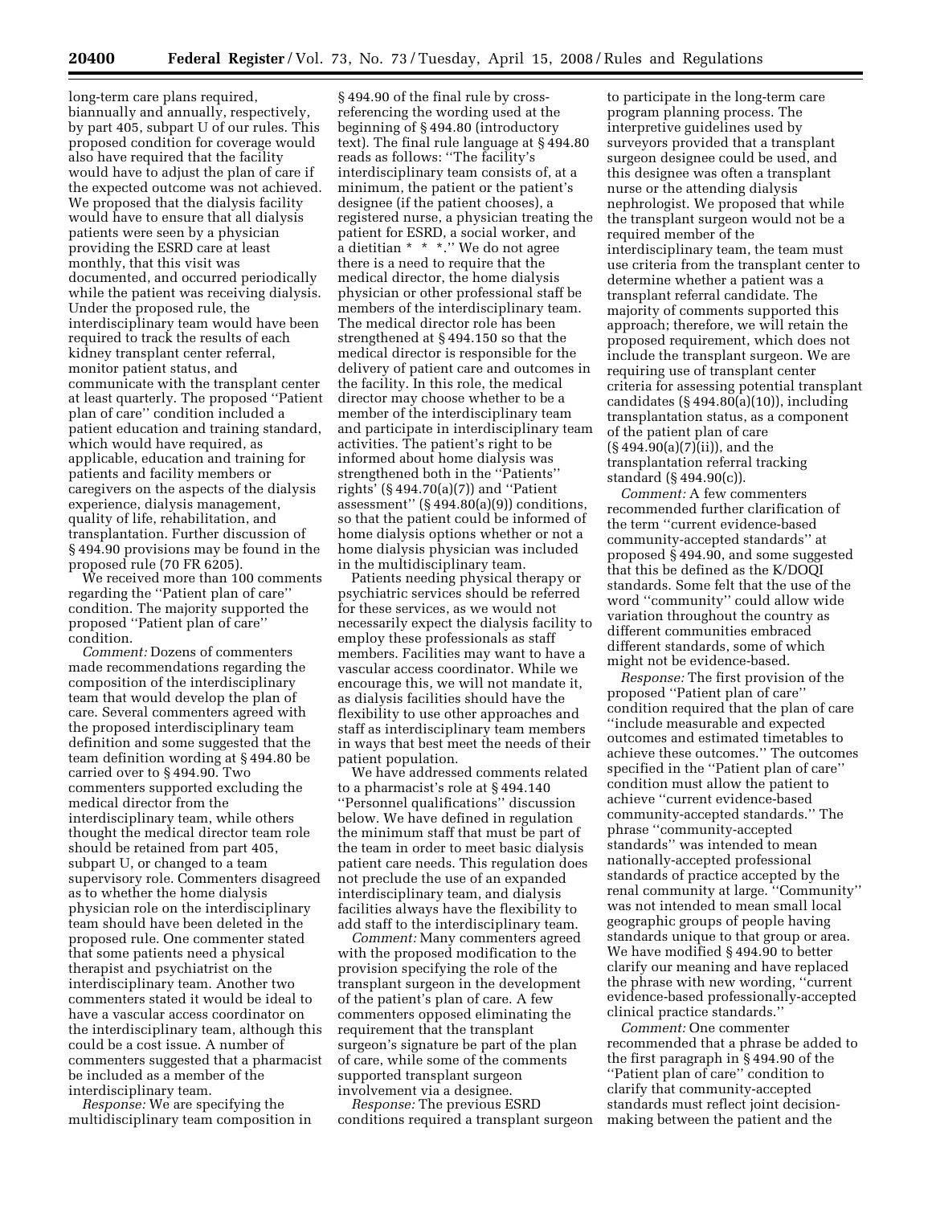long-term care plans required, biannually and annually, respectively, by part 405, subpart U of our rules. This proposed condition for coverage would also have required that the facility would have to adjust the plan of care if the expected outcome was not achieved. We proposed that the dialysis facility would have to ensure that all dialysis patients were seen by a physician providing the ESRD care at least monthly, that this visit was documented, and occurred periodically while the patient was receiving dialysis. Under the proposed rule, the interdisciplinary team would have been required to track the results of each kidney transplant center referral, monitor patient status, and communicate with the transplant center at least quarterly. The proposed ''Patient plan of care'' condition included a patient education and training standard, which would have required, as applicable, education and training for patients and facility members or caregivers on the aspects of the dialysis experience, dialysis management, quality of life, rehabilitation, and transplantation. Further discussion of § 494.90 provisions may be found in the proposed rule (70 FR 6205).

We received more than 100 comments regarding the ''Patient plan of care'' condition. The majority supported the proposed ''Patient plan of care'' condition.

*Comment:* Dozens of commenters made recommendations regarding the composition of the interdisciplinary team that would develop the plan of care. Several commenters agreed with the proposed interdisciplinary team definition and some suggested that the team definition wording at § 494.80 be carried over to § 494.90. Two commenters supported excluding the medical director from the interdisciplinary team, while others thought the medical director team role should be retained from part 405, subpart U, or changed to a team supervisory role. Commenters disagreed as to whether the home dialysis physician role on the interdisciplinary team should have been deleted in the proposed rule. One commenter stated that some patients need a physical therapist and psychiatrist on the interdisciplinary team. Another two commenters stated it would be ideal to have a vascular access coordinator on the interdisciplinary team, although this could be a cost issue. A number of commenters suggested that a pharmacist be included as a member of the interdisciplinary team.

*Response:* We are specifying the multidisciplinary team composition in § 494.90 of the final rule by cross-referencing the wording used at the beginning of § 494.80 (introductory text). The final rule language at § 494.80 reads as follows: ''The facility's interdisciplinary team consists of, at a minimum, the patient or the patient's designee (if the patient chooses), a registered nurse, a physician treating the patient for ESRD, a social worker, and a dietitian * * *.'' We do not agree there is a need to require that the medical director, the home dialysis physician or other professional staff be members of the interdisciplinary team. The medical director role has been strengthened at § 494.150 so that the medical director is responsible for the delivery of patient care and outcomes in the facility. In this role, the medical director may choose whether to be a member of the interdisciplinary team and participate in interdisciplinary team activities. The patient's right to be informed about home dialysis was strengthened both in the ''Patients'' rights' (§ 494.70(a)(7)) and ''Patient assessment'' (§ 494.80(a)(9)) conditions, so that the patient could be informed of home dialysis options whether or not a home dialysis physician was included in the multidisciplinary team.

Patients needing physical therapy or psychiatric services should be referred for these services, as we would not necessarily expect the dialysis facility to employ these professionals as staff members. Facilities may want to have a vascular access coordinator. While we encourage this, we will not mandate it, as dialysis facilities should have the flexibility to use other approaches and staff as interdisciplinary team members in ways that best meet the needs of their patient population.

We have addressed comments related to a pharmacist's role at § 494.140 ''Personnel qualifications'' discussion below. We have defined in regulation the minimum staff that must be part of the team in order to meet basic dialysis patient care needs. This regulation does not preclude the use of an expanded interdisciplinary team, and dialysis facilities always have the flexibility to add staff to the interdisciplinary team.

*Comment:* Many commenters agreed with the proposed modification to the provision specifying the role of the transplant surgeon in the development of the patient's plan of care. A few commenters opposed eliminating the requirement that the transplant surgeon's signature be part of the plan of care, while some of the comments supported transplant surgeon involvement via a designee.

*Response:* The previous ESRD conditions required a transplant surgeon to participate in the long-term care program planning process. The interpretive guidelines used by surveyors provided that a transplant surgeon designee could be used, and this designee was often a transplant nurse or the attending dialysis nephrologist. We proposed that while the transplant surgeon would not be a required member of the interdisciplinary team, the team must use criteria from the transplant center to determine whether a patient was a transplant referral candidate. The majority of comments supported this approach; therefore, we will retain the proposed requirement, which does not include the transplant surgeon. We are requiring use of transplant center criteria for assessing potential transplant candidates (§ 494.80(a)(10)), including transplantation status, as a component of the patient plan of care (§ 494.90(a)(7)(ii)), and the transplantation referral tracking standard (§ 494.90(c)).

*Comment:* A few commenters recommended further clarification of the term ''current evidence-based community-accepted standards'' at proposed § 494.90, and some suggested that this be defined as the K/DOQI standards. Some felt that the use of the word ''community'' could allow wide variation throughout the country as different communities embraced different standards, some of which might not be evidence-based.

*Response:* The first provision of the proposed ''Patient plan of care'' condition required that the plan of care ''include measurable and expected outcomes and estimated timetables to achieve these outcomes.'' The outcomes specified in the ''Patient plan of care'' condition must allow the patient to achieve ''current evidence-based community-accepted standards.'' The phrase ''community-accepted standards'' was intended to mean nationally-accepted professional standards of practice accepted by the renal community at large. ''Community'' was not intended to mean small local geographic groups of people having standards unique to that group or area. We have modified § 494.90 to better clarify our meaning and have replaced the phrase with new wording, ''current evidence-based professionally-accepted clinical practice standards.''

*Comment:* One commenter recommended that a phrase be added to the first paragraph in § 494.90 of the ''Patient plan of care'' condition to clarify that community-accepted standards must reflect joint decision-making between the patient and the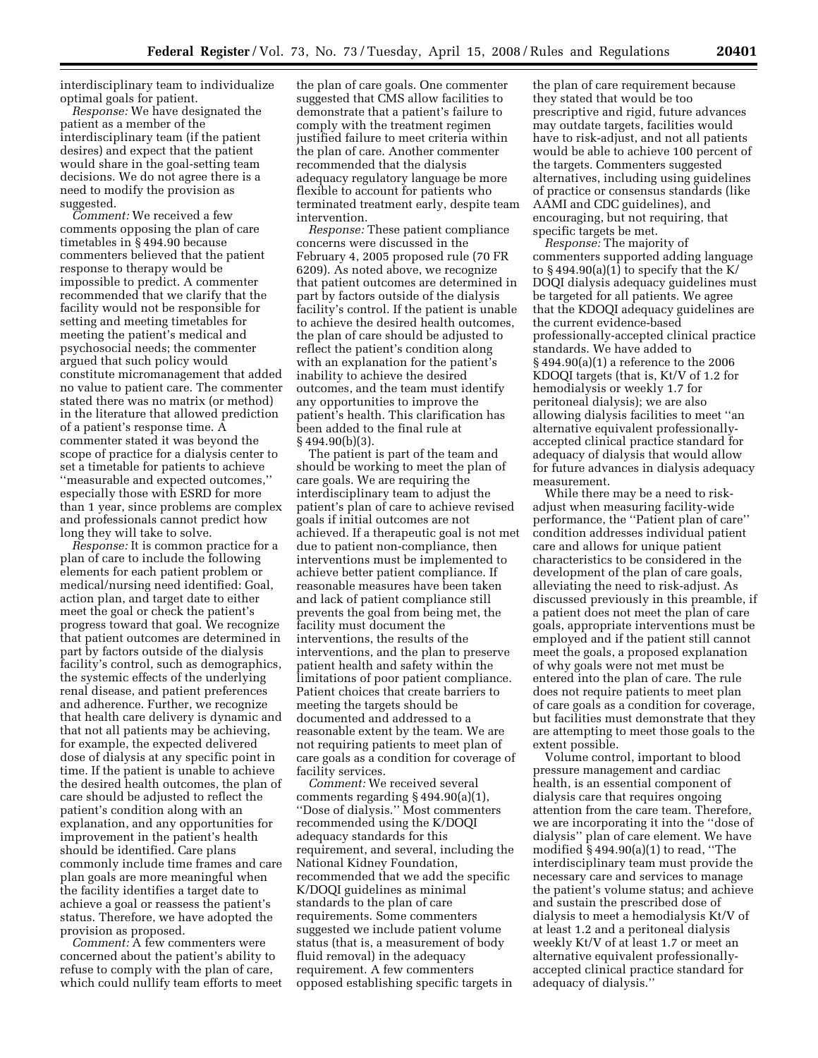interdisciplinary team to individualize optimal goals for patient.

*Response:* We have designated the patient as a member of the interdisciplinary team (if the patient desires) and expect that the patient would share in the goal-setting team decisions. We do not agree there is a need to modify the provision as suggested.

*Comment:* We received a few comments opposing the plan of care timetables in § 494.90 because commenters believed that the patient response to therapy would be impossible to predict. A commenter recommended that we clarify that the facility would not be responsible for setting and meeting timetables for meeting the patient's medical and psychosocial needs; the commenter argued that such policy would constitute micromanagement that added no value to patient care. The commenter stated there was no matrix (or method) in the literature that allowed prediction of a patient's response time. A commenter stated it was beyond the scope of practice for a dialysis center to set a timetable for patients to achieve ''measurable and expected outcomes,'' especially those with ESRD for more than 1 year, since problems are complex and professionals cannot predict how long they will take to solve.

*Response:* It is common practice for a plan of care to include the following elements for each patient problem or medical/nursing need identified: Goal, action plan, and target date to either meet the goal or check the patient's progress toward that goal. We recognize that patient outcomes are determined in part by factors outside of the dialysis facility's control, such as demographics, the systemic effects of the underlying renal disease, and patient preferences and adherence. Further, we recognize that health care delivery is dynamic and that not all patients may be achieving, for example, the expected delivered dose of dialysis at any specific point in time. If the patient is unable to achieve the desired health outcomes, the plan of care should be adjusted to reflect the patient's condition along with an explanation, and any opportunities for improvement in the patient's health should be identified. Care plans commonly include time frames and care plan goals are more meaningful when the facility identifies a target date to achieve a goal or reassess the patient's status. Therefore, we have adopted the provision as proposed.

*Comment:* A few commenters were concerned about the patient's ability to refuse to comply with the plan of care, which could nullify team efforts to meet the plan of care goals. One commenter suggested that CMS allow facilities to demonstrate that a patient's failure to comply with the treatment regimen justified failure to meet criteria within the plan of care. Another commenter recommended that the dialysis adequacy regulatory language be more flexible to account for patients who terminated treatment early, despite team intervention.

*Response:* These patient compliance concerns were discussed in the February 4, 2005 proposed rule (70 FR 6209). As noted above, we recognize that patient outcomes are determined in part by factors outside of the dialysis facility's control. If the patient is unable to achieve the desired health outcomes, the plan of care should be adjusted to reflect the patient's condition along with an explanation for the patient's inability to achieve the desired outcomes, and the team must identify any opportunities to improve the patient's health. This clarification has been added to the final rule at § 494.90(b)(3).

The patient is part of the team and should be working to meet the plan of care goals. We are requiring the interdisciplinary team to adjust the patient's plan of care to achieve revised goals if initial outcomes are not achieved. If a therapeutic goal is not met due to patient non-compliance, then interventions must be implemented to achieve better patient compliance. If reasonable measures have been taken and lack of patient compliance still prevents the goal from being met, the facility must document the interventions, the results of the interventions, and the plan to preserve patient health and safety within the limitations of poor patient compliance. Patient choices that create barriers to meeting the targets should be documented and addressed to a reasonable extent by the team. We are not requiring patients to meet plan of care goals as a condition for coverage of facility services.

*Comment:* We received several comments regarding § 494.90(a)(1), ''Dose of dialysis.'' Most commenters recommended using the K/DOQI adequacy standards for this requirement, and several, including the National Kidney Foundation, recommended that we add the specific K/DOQI guidelines as minimal standards to the plan of care requirements. Some commenters suggested we include patient volume status (that is, a measurement of body fluid removal) in the adequacy requirement. A few commenters opposed establishing specific targets in the plan of care requirement because they stated that would be too prescriptive and rigid, future advances may outdate targets, facilities would have to risk-adjust, and not all patients would be able to achieve 100 percent of the targets. Commenters suggested alternatives, including using guidelines of practice or consensus standards (like AAMI and CDC guidelines), and encouraging, but not requiring, that specific targets be met.

*Response:* The majority of commenters supported adding language to § 494.90(a)(1) to specify that the K/DOQI dialysis adequacy guidelines must be targeted for all patients. We agree that the KDOQI adequacy guidelines are the current evidence-based professionally-accepted clinical practice standards. We have added to § 494.90(a)(1) a reference to the 2006 KDOQI targets (that is, Kt/V of 1.2 for hemodialysis or weekly 1.7 for peritoneal dialysis); we are also allowing dialysis facilities to meet ''an alternative equivalent professionally-accepted clinical practice standard for adequacy of dialysis that would allow for future advances in dialysis adequacy measurement.

While there may be a need to risk-adjust when measuring facility-wide performance, the ''Patient plan of care'' condition addresses individual patient care and allows for unique patient characteristics to be considered in the development of the plan of care goals, alleviating the need to risk-adjust. As discussed previously in this preamble, if a patient does not meet the plan of care goals, appropriate interventions must be employed and if the patient still cannot meet the goals, a proposed explanation of why goals were not met must be entered into the plan of care. The rule does not require patients to meet plan of care goals as a condition for coverage, but facilities must demonstrate that they are attempting to meet those goals to the extent possible.

Volume control, important to blood pressure management and cardiac health, is an essential component of dialysis care that requires ongoing attention from the care team. Therefore, we are incorporating it into the ''dose of dialysis'' plan of care element. We have modified § 494.90(a)(1) to read, ''The interdisciplinary team must provide the necessary care and services to manage the patient's volume status; and achieve and sustain the prescribed dose of dialysis to meet a hemodialysis Kt/V of at least 1.2 and a peritoneal dialysis weekly Kt/V of at least 1.7 or meet an alternative equivalent professionally-accepted clinical practice standard for adequacy of dialysis.''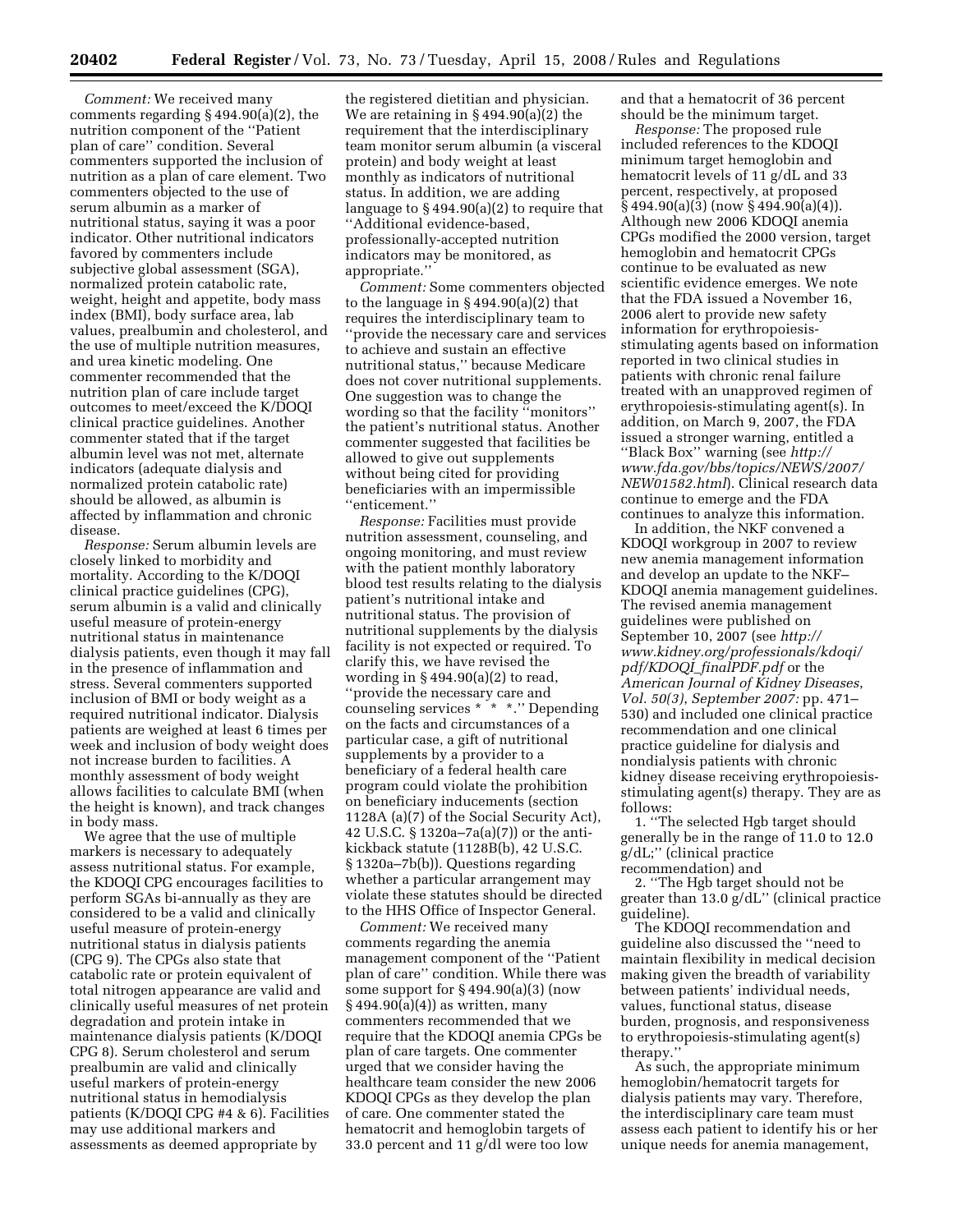*Comment:* We received many comments regarding § 494.90(a)(2), the nutrition component of the ''Patient plan of care'' condition. Several commenters supported the inclusion of nutrition as a plan of care element. Two commenters objected to the use of serum albumin as a marker of nutritional status, saying it was a poor indicator. Other nutritional indicators favored by commenters include subjective global assessment (SGA), normalized protein catabolic rate, weight, height and appetite, body mass index (BMI), body surface area, lab values, prealbumin and cholesterol, and the use of multiple nutrition measures, and urea kinetic modeling. One commenter recommended that the nutrition plan of care include target outcomes to meet/exceed the K/DOQI clinical practice guidelines. Another commenter stated that if the target albumin level was not met, alternate indicators (adequate dialysis and normalized protein catabolic rate) should be allowed, as albumin is affected by inflammation and chronic disease.

*Response:* Serum albumin levels are closely linked to morbidity and mortality. According to the K/DOQI clinical practice guidelines (CPG), serum albumin is a valid and clinically useful measure of protein-energy nutritional status in maintenance dialysis patients, even though it may fall in the presence of inflammation and stress. Several commenters supported inclusion of BMI or body weight as a required nutritional indicator. Dialysis patients are weighed at least 6 times per week and inclusion of body weight does not increase burden to facilities. A monthly assessment of body weight allows facilities to calculate BMI (when the height is known), and track changes in body mass.

We agree that the use of multiple markers is necessary to adequately assess nutritional status. For example, the KDOQI CPG encourages facilities to perform SGAs bi-annually as they are considered to be a valid and clinically useful measure of protein-energy nutritional status in dialysis patients (CPG 9). The CPGs also state that catabolic rate or protein equivalent of total nitrogen appearance are valid and clinically useful measures of net protein degradation and protein intake in maintenance dialysis patients (K/DOQI CPG 8). Serum cholesterol and serum prealbumin are valid and clinically useful markers of protein-energy nutritional status in hemodialysis patients (K/DOQI CPG #4 & 6). Facilities may use additional markers and assessments as deemed appropriate by the registered dietitian and physician. We are retaining in § 494.90(a)(2) the requirement that the interdisciplinary team monitor serum albumin (a visceral protein) and body weight at least monthly as indicators of nutritional status. In addition, we are adding language to § 494.90(a)(2) to require that ''Additional evidence-based, professionally-accepted nutrition indicators may be monitored, as appropriate.''

*Comment:* Some commenters objected to the language in § 494.90(a)(2) that requires the interdisciplinary team to ''provide the necessary care and services to achieve and sustain an effective nutritional status,'' because Medicare does not cover nutritional supplements. One suggestion was to change the wording so that the facility ''monitors'' the patient's nutritional status. Another commenter suggested that facilities be allowed to give out supplements without being cited for providing beneficiaries with an impermissible ''enticement.''

*Response:* Facilities must provide nutrition assessment, counseling, and ongoing monitoring, and must review with the patient monthly laboratory blood test results relating to the dialysis patient's nutritional intake and nutritional status. The provision of nutritional supplements by the dialysis facility is not expected or required. To clarify this, we have revised the wording in § 494.90(a)(2) to read, ''provide the necessary care and counseling services * * *.'' Depending on the facts and circumstances of a particular case, a gift of nutritional supplements by a provider to a beneficiary of a federal health care program could violate the prohibition on beneficiary inducements (section 1128A (a)(7) of the Social Security Act), 42 U.S.C. § 1320a–7a(a)(7)) or the anti-kickback statute (1128B(b), 42 U.S.C. § 1320a–7b(b)). Questions regarding whether a particular arrangement may violate these statutes should be directed to the HHS Office of Inspector General.

*Comment:* We received many comments regarding the anemia management component of the ''Patient plan of care'' condition. While there was some support for § 494.90(a)(3) (now § 494.90(a)(4)) as written, many commenters recommended that we require that the KDOQI anemia CPGs be plan of care targets. One commenter urged that we consider having the healthcare team consider the new 2006 KDOQI CPGs as they develop the plan of care. One commenter stated the hematocrit and hemoglobin targets of 33.0 percent and 11 g/dl were too low and that a hematocrit of 36 percent should be the minimum target.

*Response:* The proposed rule included references to the KDOQI minimum target hemoglobin and hematocrit levels of 11 g/dL and 33 percent, respectively, at proposed § 494.90(a)(3) (now § 494.90(a)(4)). Although new 2006 KDOQI anemia CPGs modified the 2000 version, target hemoglobin and hematocrit CPGs continue to be evaluated as new scientific evidence emerges. We note that the FDA issued a November 16, 2006 alert to provide new safety information for erythropoiesis-stimulating agents based on information reported in two clinical studies in patients with chronic renal failure treated with an unapproved regimen of erythropoiesis-stimulating agent(s). In addition, on March 9, 2007, the FDA issued a stronger warning, entitled a ''Black Box'' warning (see *http://www.fda.gov/bbs/topics/NEWS/2007/NEW01582.html*). Clinical research data continue to emerge and the FDA continues to analyze this information.

In addition, the NKF convened a KDOQI workgroup in 2007 to review new anemia management information and develop an update to the NKF–KDOQI anemia management guidelines. The revised anemia management guidelines were published on September 10, 2007 (see *http://www.kidney.org/professionals/kdoqi/pdf/KDOQI_finalPDF.pdf* or the *American Journal of Kidney Diseases, Vol. 50(3), September 2007:* pp. 471–530) and included one clinical practice recommendation and one clinical practice guideline for dialysis and nondialysis patients with chronic kidney disease receiving erythropoiesis-stimulating agent(s) therapy. They are as follows:

1. ''The selected Hgb target should generally be in the range of 11.0 to 12.0 g/dL;'' (clinical practice recommendation) and
2. ''The Hgb target should not be greater than 13.0 g/dL'' (clinical practice guideline).

The KDOQI recommendation and guideline also discussed the ''need to maintain flexibility in medical decision making given the breadth of variability between patients' individual needs, values, functional status, disease burden, prognosis, and responsiveness to erythropoiesis-stimulating agent(s) therapy.''

As such, the appropriate minimum hemoglobin/hematocrit targets for dialysis patients may vary. Therefore, the interdisciplinary care team must assess each patient to identify his or her unique needs for anemia management,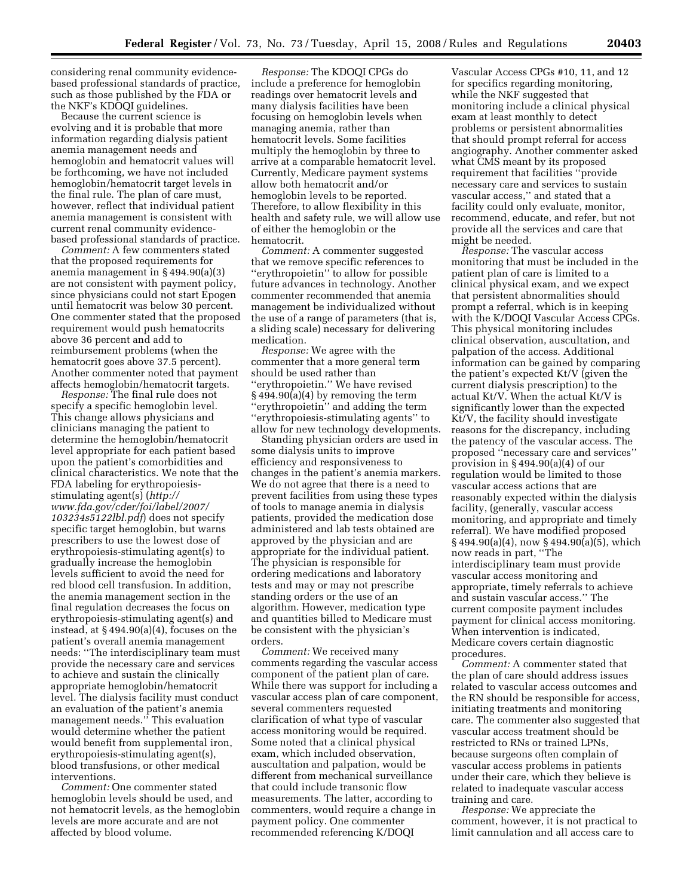considering renal community evidence-based professional standards of practice, such as those published by the FDA or the NKF's KDOQI guidelines.

Because the current science is evolving and it is probable that more information regarding dialysis patient anemia management needs and hemoglobin and hematocrit values will be forthcoming, we have not included hemoglobin/hematocrit target levels in the final rule. The plan of care must, however, reflect that individual patient anemia management is consistent with current renal community evidence-based professional standards of practice.

*Comment:* A few commenters stated that the proposed requirements for anemia management in § 494.90(a)(3) are not consistent with payment policy, since physicians could not start Epogen until hematocrit was below 30 percent. One commenter stated that the proposed requirement would push hematocrits above 36 percent and add to reimbursement problems (when the hematocrit goes above 37.5 percent). Another commenter noted that payment affects hemoglobin/hematocrit targets.

*Response:* The final rule does not specify a specific hemoglobin level. This change allows physicians and clinicians managing the patient to determine the hemoglobin/hematocrit level appropriate for each patient based upon the patient's comorbidities and clinical characteristics. We note that the FDA labeling for erythropoiesis-stimulating agent(s) (*http://www.fda.gov/cder/foi/label/2007/103234s5122lbl.pdf*) does not specify specific target hemoglobin, but warns prescribers to use the lowest dose of erythropoiesis-stimulating agent(s) to gradually increase the hemoglobin levels sufficient to avoid the need for red blood cell transfusion. In addition, the anemia management section in the final regulation decreases the focus on erythropoiesis-stimulating agent(s) and instead, at § 494.90(a)(4), focuses on the patient's overall anemia management needs: "The interdisciplinary team must provide the necessary care and services to achieve and sustain the clinically appropriate hemoglobin/hematocrit level. The dialysis facility must conduct an evaluation of the patient's anemia management needs." This evaluation would determine whether the patient would benefit from supplemental iron, erythropoiesis-stimulating agent(s), blood transfusions, or other medical interventions.

*Comment:* One commenter stated hemoglobin levels should be used, and not hematocrit levels, as the hemoglobin levels are more accurate and are not affected by blood volume.

*Response:* The KDOQI CPGs do include a preference for hemoglobin readings over hematocrit levels and many dialysis facilities have been focusing on hemoglobin levels when managing anemia, rather than hematocrit levels. Some facilities multiply the hemoglobin by three to arrive at a comparable hematocrit level. Currently, Medicare payment systems allow both hematocrit and/or hemoglobin levels to be reported. Therefore, to allow flexibility in this health and safety rule, we will allow use of either the hemoglobin or the hematocrit.

*Comment:* A commenter suggested that we remove specific references to "erythropoietin" to allow for possible future advances in technology. Another commenter recommended that anemia management be individualized without the use of a range of parameters (that is, a sliding scale) necessary for delivering medication.

*Response:* We agree with the commenter that a more general term should be used rather than "erythropoietin." We have revised § 494.90(a)(4) by removing the term "erythropoietin" and adding the term "erythropoiesis-stimulating agents" to allow for new technology developments.

Standing physician orders are used in some dialysis units to improve efficiency and responsiveness to changes in the patient's anemia markers. We do not agree that there is a need to prevent facilities from using these types of tools to manage anemia in dialysis patients, provided the medication dose administered and lab tests obtained are approved by the physician and are appropriate for the individual patient. The physician is responsible for ordering medications and laboratory tests and may or may not prescribe standing orders or the use of an algorithm. However, medication type and quantities billed to Medicare must be consistent with the physician's orders.

*Comment:* We received many comments regarding the vascular access component of the patient plan of care. While there was support for including a vascular access plan of care component, several commenters requested clarification of what type of vascular access monitoring would be required. Some noted that a clinical physical exam, which included observation, auscultation and palpation, would be different from mechanical surveillance that could include transonic flow measurements. The latter, according to commenters, would require a change in payment policy. One commenter recommended referencing K/DOQI Vascular Access CPGs #10, 11, and 12 for specifics regarding monitoring, while the NKF suggested that monitoring include a clinical physical exam at least monthly to detect problems or persistent abnormalities that should prompt referral for access angiography. Another commenter asked what CMS meant by its proposed requirement that facilities "provide necessary care and services to sustain vascular access," and stated that a facility could only evaluate, monitor, recommend, educate, and refer, but not provide all the services and care that might be needed.

*Response:* The vascular access monitoring that must be included in the patient plan of care is limited to a clinical physical exam, and we expect that persistent abnormalities should prompt a referral, which is in keeping with the K/DOQI Vascular Access CPGs. This physical monitoring includes clinical observation, auscultation, and palpation of the access. Additional information can be gained by comparing the patient's expected Kt/V (given the current dialysis prescription) to the actual Kt/V. When the actual Kt/V is significantly lower than the expected Kt/V, the facility should investigate reasons for the discrepancy, including the patency of the vascular access. The proposed "necessary care and services" provision in § 494.90(a)(4) of our regulation would be limited to those vascular access actions that are reasonably expected within the dialysis facility, (generally, vascular access monitoring, and appropriate and timely referral). We have modified proposed § 494.90(a)(4), now § 494.90(a)(5), which now reads in part, "The interdisciplinary team must provide vascular access monitoring and appropriate, timely referrals to achieve and sustain vascular access." The current composite payment includes payment for clinical access monitoring. When intervention is indicated, Medicare covers certain diagnostic procedures.

*Comment:* A commenter stated that the plan of care should address issues related to vascular access outcomes and the RN should be responsible for access, initiating treatments and monitoring care. The commenter also suggested that vascular access treatment should be restricted to RNs or trained LPNs, because surgeons often complain of vascular access problems in patients under their care, which they believe is related to inadequate vascular access training and care.

*Response:* We appreciate the comment, however, it is not practical to limit cannulation and all access care to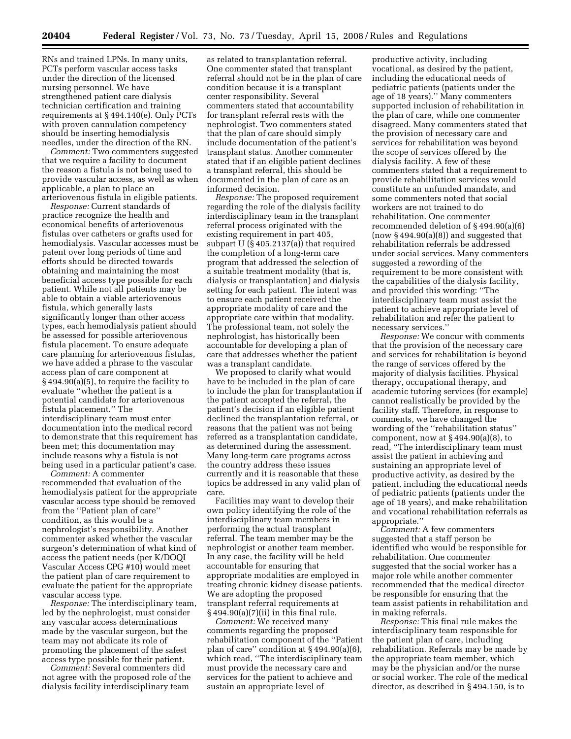RNs and trained LPNs. In many units, PCTs perform vascular access tasks under the direction of the licensed nursing personnel. We have strengthened patient care dialysis technician certification and training requirements at § 494.140(e). Only PCTs with proven cannulation competency should be inserting hemodialysis needles, under the direction of the RN.

*Comment:* Two commenters suggested that we require a facility to document the reason a fistula is not being used to provide vascular access, as well as when applicable, a plan to place an arteriovenous fistula in eligible patients.

*Response:* Current standards of practice recognize the health and economical benefits of arteriovenous fistulas over catheters or grafts used for hemodialysis. Vascular accesses must be patent over long periods of time and efforts should be directed towards obtaining and maintaining the most beneficial access type possible for each patient. While not all patients may be able to obtain a viable arteriovenous fistula, which generally lasts significantly longer than other access types, each hemodialysis patient should be assessed for possible arteriovenous fistula placement. To ensure adequate care planning for arteriovenous fistulas, we have added a phrase to the vascular access plan of care component at § 494.90(a)(5), to require the facility to evaluate ''whether the patient is a potential candidate for arteriovenous fistula placement.'' The interdisciplinary team must enter documentation into the medical record to demonstrate that this requirement has been met; this documentation may include reasons why a fistula is not being used in a particular patient's case.

*Comment:* A commenter recommended that evaluation of the hemodialysis patient for the appropriate vascular access type should be removed from the ''Patient plan of care'' condition, as this would be a nephrologist's responsibility. Another commenter asked whether the vascular surgeon's determination of what kind of access the patient needs (per K/DOQI Vascular Access CPG #10) would meet the patient plan of care requirement to evaluate the patient for the appropriate vascular access type.

*Response:* The interdisciplinary team, led by the nephrologist, must consider any vascular access determinations made by the vascular surgeon, but the team may not abdicate its role of promoting the placement of the safest access type possible for their patient.

*Comment:* Several commenters did not agree with the proposed role of the dialysis facility interdisciplinary team as related to transplantation referral. One commenter stated that transplant referral should not be in the plan of care condition because it is a transplant center responsibility. Several commenters stated that accountability for transplant referral rests with the nephrologist. Two commenters stated that the plan of care should simply include documentation of the patient's transplant status. Another commenter stated that if an eligible patient declines a transplant referral, this should be documented in the plan of care as an informed decision.

*Response:* The proposed requirement regarding the role of the dialysis facility interdisciplinary team in the transplant referral process originated with the existing requirement in part 405, subpart U (§ 405.2137(a)) that required the completion of a long-term care program that addressed the selection of a suitable treatment modality (that is, dialysis or transplantation) and dialysis setting for each patient. The intent was to ensure each patient received the appropriate modality of care and the appropriate care within that modality. The professional team, not solely the nephrologist, has historically been accountable for developing a plan of care that addresses whether the patient was a transplant candidate.

We proposed to clarify what would have to be included in the plan of care to include the plan for transplantation if the patient accepted the referral, the patient's decision if an eligible patient declined the transplantation referral, or reasons that the patient was not being referred as a transplantation candidate, as determined during the assessment. Many long-term care programs across the country address these issues currently and it is reasonable that these topics be addressed in any valid plan of care.

Facilities may want to develop their own policy identifying the role of the interdisciplinary team members in performing the actual transplant referral. The team member may be the nephrologist or another team member. In any case, the facility will be held accountable for ensuring that appropriate modalities are employed in treating chronic kidney disease patients. We are adopting the proposed transplant referral requirements at § 494.90(a)(7)(ii) in this final rule.

*Comment:* We received many comments regarding the proposed rehabilitation component of the ''Patient plan of care'' condition at § 494.90(a)(6), which read, ''The interdisciplinary team must provide the necessary care and services for the patient to achieve and sustain an appropriate level of productive activity, including vocational, as desired by the patient, including the educational needs of pediatric patients (patients under the age of 18 years).'' Many commenters supported inclusion of rehabilitation in the plan of care, while one commenter disagreed. Many commenters stated that the provision of necessary care and services for rehabilitation was beyond the scope of services offered by the dialysis facility. A few of these commenters stated that a requirement to provide rehabilitation services would constitute an unfunded mandate, and some commenters noted that social workers are not trained to do rehabilitation. One commenter recommended deletion of § 494.90(a)(6) (now § 494.90(a)(8)) and suggested that rehabilitation referrals be addressed under social services. Many commenters suggested a rewording of the requirement to be more consistent with the capabilities of the dialysis facility, and provided this wording: ''The interdisciplinary team must assist the patient to achieve appropriate level of rehabilitation and refer the patient to necessary services.''

*Response:* We concur with comments that the provision of the necessary care and services for rehabilitation is beyond the range of services offered by the majority of dialysis facilities. Physical therapy, occupational therapy, and academic tutoring services (for example) cannot realistically be provided by the facility staff. Therefore, in response to comments, we have changed the wording of the ''rehabilitation status'' component, now at § 494.90(a)(8), to read, ''The interdisciplinary team must assist the patient in achieving and sustaining an appropriate level of productive activity, as desired by the patient, including the educational needs of pediatric patients (patients under the age of 18 years), and make rehabilitation and vocational rehabilitation referrals as appropriate.''

*Comment:* A few commenters suggested that a staff person be identified who would be responsible for rehabilitation. One commenter suggested that the social worker has a major role while another commenter recommended that the medical director be responsible for ensuring that the team assist patients in rehabilitation and in making referrals.

*Response:* This final rule makes the interdisciplinary team responsible for the patient plan of care, including rehabilitation. Referrals may be made by the appropriate team member, which may be the physician and/or the nurse or social worker. The role of the medical director, as described in § 494.150, is to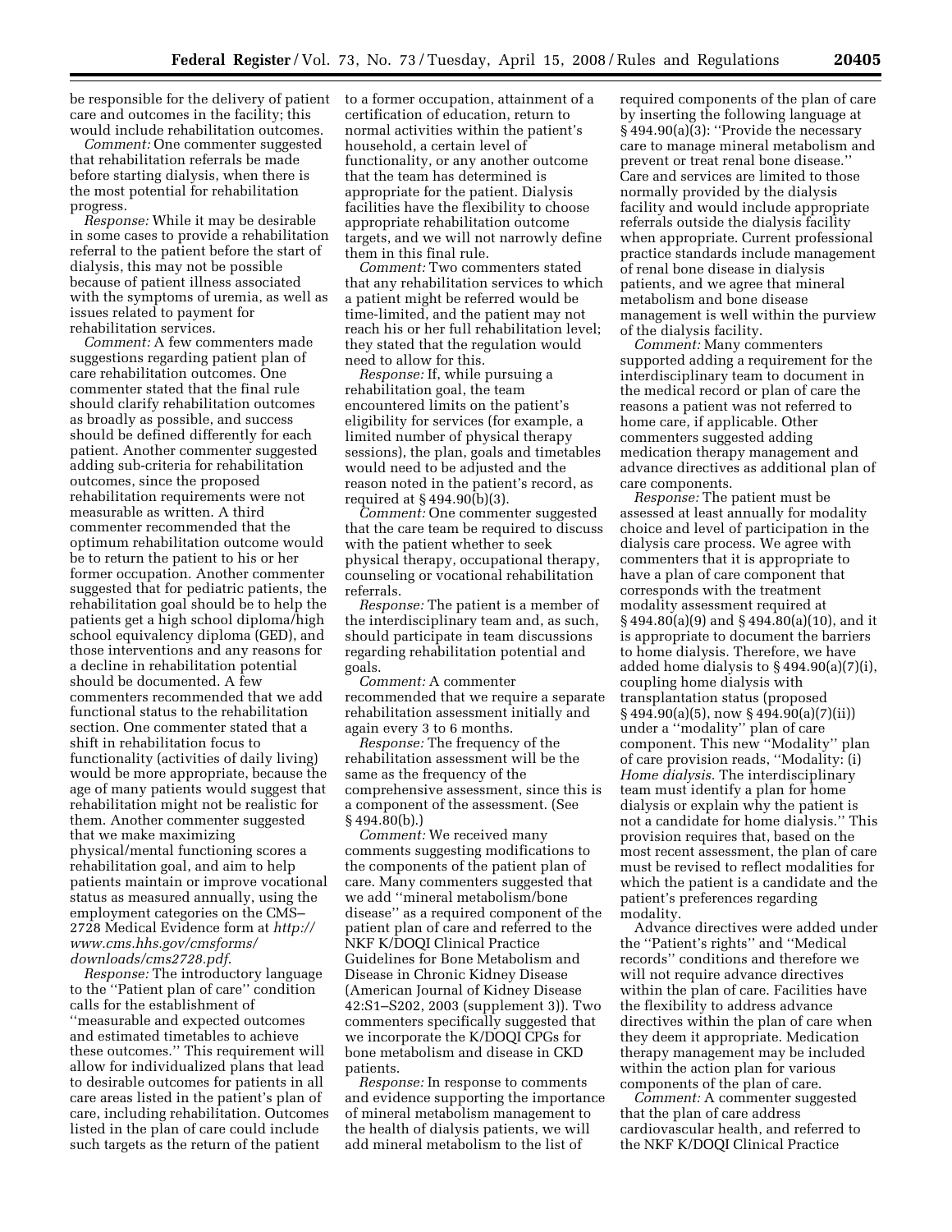be responsible for the delivery of patient care and outcomes in the facility; this would include rehabilitation outcomes.

*Comment:* One commenter suggested that rehabilitation referrals be made before starting dialysis, when there is the most potential for rehabilitation progress.

*Response:* While it may be desirable in some cases to provide a rehabilitation referral to the patient before the start of dialysis, this may not be possible because of patient illness associated with the symptoms of uremia, as well as issues related to payment for rehabilitation services.

*Comment:* A few commenters made suggestions regarding patient plan of care rehabilitation outcomes. One commenter stated that the final rule should clarify rehabilitation outcomes as broadly as possible, and success should be defined differently for each patient. Another commenter suggested adding sub-criteria for rehabilitation outcomes, since the proposed rehabilitation requirements were not measurable as written. A third commenter recommended that the optimum rehabilitation outcome would be to return the patient to his or her former occupation. Another commenter suggested that for pediatric patients, the rehabilitation goal should be to help the patients get a high school diploma/high school equivalency diploma (GED), and those interventions and any reasons for a decline in rehabilitation potential should be documented. A few commenters recommended that we add functional status to the rehabilitation section. One commenter stated that a shift in rehabilitation focus to functionality (activities of daily living) would be more appropriate, because the age of many patients would suggest that rehabilitation might not be realistic for them. Another commenter suggested that we make maximizing physical/mental functioning scores a rehabilitation goal, and aim to help patients maintain or improve vocational status as measured annually, using the employment categories on the CMS–2728 Medical Evidence form at *http://www.cms.hhs.gov/cmsforms/downloads/cms2728.pdf*.

*Response:* The introductory language to the ''Patient plan of care'' condition calls for the establishment of ''measurable and expected outcomes and estimated timetables to achieve these outcomes.'' This requirement will allow for individualized plans that lead to desirable outcomes for patients in all care areas listed in the patient's plan of care, including rehabilitation. Outcomes listed in the plan of care could include such targets as the return of the patient to a former occupation, attainment of a certification of education, return to normal activities within the patient's household, a certain level of functionality, or any another outcome that the team has determined is appropriate for the patient. Dialysis facilities have the flexibility to choose appropriate rehabilitation outcome targets, and we will not narrowly define them in this final rule.

*Comment:* Two commenters stated that any rehabilitation services to which a patient might be referred would be time-limited, and the patient may not reach his or her full rehabilitation level; they stated that the regulation would need to allow for this.

*Response:* If, while pursuing a rehabilitation goal, the team encountered limits on the patient's eligibility for services (for example, a limited number of physical therapy sessions), the plan, goals and timetables would need to be adjusted and the reason noted in the patient's record, as required at § 494.90(b)(3).

*Comment:* One commenter suggested that the care team be required to discuss with the patient whether to seek physical therapy, occupational therapy, counseling or vocational rehabilitation referrals.

*Response:* The patient is a member of the interdisciplinary team and, as such, should participate in team discussions regarding rehabilitation potential and goals.

*Comment:* A commenter recommended that we require a separate rehabilitation assessment initially and again every 3 to 6 months.

*Response:* The frequency of the rehabilitation assessment will be the same as the frequency of the comprehensive assessment, since this is a component of the assessment. (See § 494.80(b).)

*Comment:* We received many comments suggesting modifications to the components of the patient plan of care. Many commenters suggested that we add ''mineral metabolism/bone disease'' as a required component of the patient plan of care and referred to the NKF K/DOQI Clinical Practice Guidelines for Bone Metabolism and Disease in Chronic Kidney Disease (American Journal of Kidney Disease 42:S1–S202, 2003 (supplement 3)). Two commenters specifically suggested that we incorporate the K/DOQI CPGs for bone metabolism and disease in CKD patients.

*Response:* In response to comments and evidence supporting the importance of mineral metabolism management to the health of dialysis patients, we will add mineral metabolism to the list of required components of the plan of care by inserting the following language at § 494.90(a)(3): ''Provide the necessary care to manage mineral metabolism and prevent or treat renal bone disease.'' Care and services are limited to those normally provided by the dialysis facility and would include appropriate referrals outside the dialysis facility when appropriate. Current professional practice standards include management of renal bone disease in dialysis patients, and we agree that mineral metabolism and bone disease management is well within the purview of the dialysis facility.

*Comment:* Many commenters supported adding a requirement for the interdisciplinary team to document in the medical record or plan of care the reasons a patient was not referred to home care, if applicable. Other commenters suggested adding medication therapy management and advance directives as additional plan of care components.

*Response:* The patient must be assessed at least annually for modality choice and level of participation in the dialysis care process. We agree with commenters that it is appropriate to have a plan of care component that corresponds with the treatment modality assessment required at § 494.80(a)(9) and § 494.80(a)(10), and it is appropriate to document the barriers to home dialysis. Therefore, we have added home dialysis to § 494.90(a)(7)(i), coupling home dialysis with transplantation status (proposed § 494.90(a)(5), now § 494.90(a)(7)(ii)) under a ''modality'' plan of care component. This new ''Modality'' plan of care provision reads, ''Modality: (i) *Home dialysis.* The interdisciplinary team must identify a plan for home dialysis or explain why the patient is not a candidate for home dialysis.'' This provision requires that, based on the most recent assessment, the plan of care must be revised to reflect modalities for which the patient is a candidate and the patient's preferences regarding modality.

Advance directives were added under the ''Patient's rights'' and ''Medical records'' conditions and therefore we will not require advance directives within the plan of care. Facilities have the flexibility to address advance directives within the plan of care when they deem it appropriate. Medication therapy management may be included within the action plan for various components of the plan of care.

*Comment:* A commenter suggested that the plan of care address cardiovascular health, and referred to the NKF K/DOQI Clinical Practice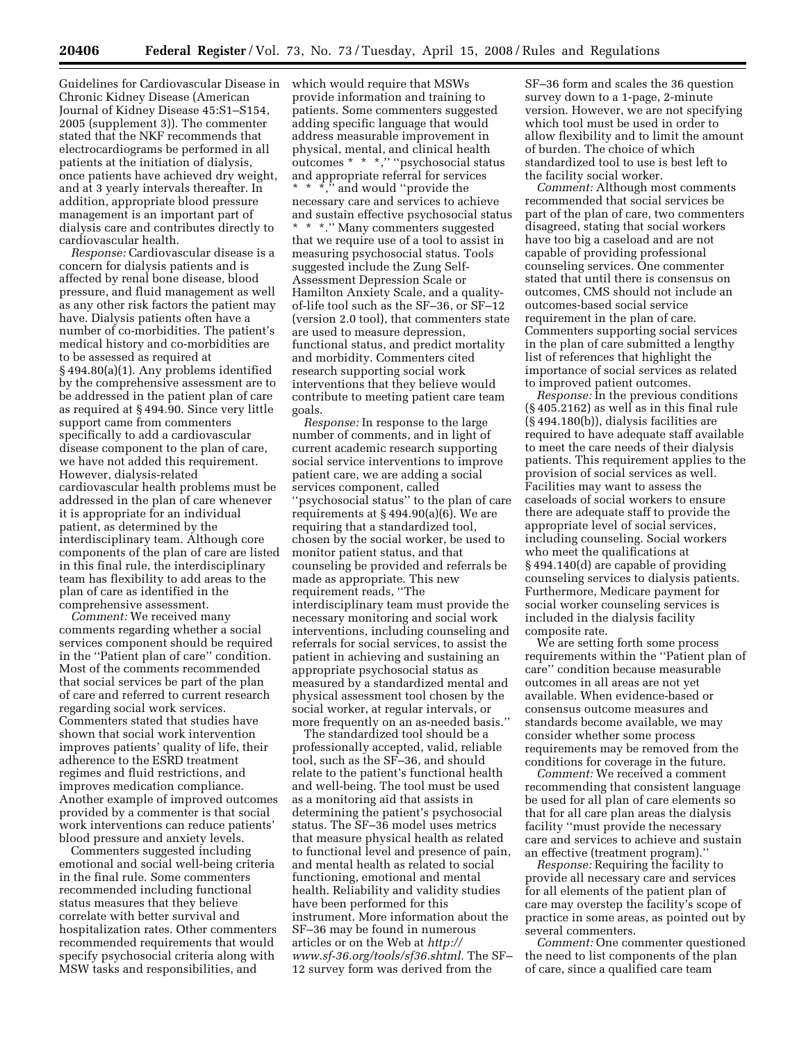Guidelines for Cardiovascular Disease in Chronic Kidney Disease (American Journal of Kidney Disease 45:S1–S154, 2005 (supplement 3)). The commenter stated that the NKF recommends that electrocardiograms be performed in all patients at the initiation of dialysis, once patients have achieved dry weight, and at 3 yearly intervals thereafter. In addition, appropriate blood pressure management is an important part of dialysis care and contributes directly to cardiovascular health.

*Response:* Cardiovascular disease is a concern for dialysis patients and is affected by renal bone disease, blood pressure, and fluid management as well as any other risk factors the patient may have. Dialysis patients often have a number of co-morbidities. The patient's medical history and co-morbidities are to be assessed as required at § 494.80(a)(1). Any problems identified by the comprehensive assessment are to be addressed in the patient plan of care as required at § 494.90. Since very little support came from commenters specifically to add a cardiovascular disease component to the plan of care, we have not added this requirement. However, dialysis-related cardiovascular health problems must be addressed in the plan of care whenever it is appropriate for an individual patient, as determined by the interdisciplinary team. Although core components of the plan of care are listed in this final rule, the interdisciplinary team has flexibility to add areas to the plan of care as identified in the comprehensive assessment.

*Comment:* We received many comments regarding whether a social services component should be required in the ''Patient plan of care'' condition. Most of the comments recommended that social services be part of the plan of care and referred to current research regarding social work services. Commenters stated that studies have shown that social work intervention improves patients' quality of life, their adherence to the ESRD treatment regimes and fluid restrictions, and improves medication compliance. Another example of improved outcomes provided by a commenter is that social work interventions can reduce patients' blood pressure and anxiety levels.

Commenters suggested including emotional and social well-being criteria in the final rule. Some commenters recommended including functional status measures that they believe correlate with better survival and hospitalization rates. Other commenters recommended requirements that would specify psychosocial criteria along with MSW tasks and responsibilities, and which would require that MSWs provide information and training to patients. Some commenters suggested adding specific language that would address measurable improvement in physical, mental, and clinical health outcomes * * *,'' ''psychosocial status and appropriate referral for services * * *,'' and would ''provide the necessary care and services to achieve and sustain effective psychosocial status * * *.'' Many commenters suggested that we require use of a tool to assist in measuring psychosocial status. Tools suggested include the Zung Self-Assessment Depression Scale or Hamilton Anxiety Scale, and a quality-of-life tool such as the SF–36, or SF–12 (version 2.0 tool), that commenters state are used to measure depression, functional status, and predict mortality and morbidity. Commenters cited research supporting social work interventions that they believe would contribute to meeting patient care team goals.

*Response:* In response to the large number of comments, and in light of current academic research supporting social service interventions to improve patient care, we are adding a social services component, called ''psychosocial status'' to the plan of care requirements at § 494.90(a)(6). We are requiring that a standardized tool, chosen by the social worker, be used to monitor patient status, and that counseling be provided and referrals be made as appropriate. This new requirement reads, ''The interdisciplinary team must provide the necessary monitoring and social work interventions, including counseling and referrals for social services, to assist the patient in achieving and sustaining an appropriate psychosocial status as measured by a standardized mental and physical assessment tool chosen by the social worker, at regular intervals, or more frequently on an as-needed basis.''

The standardized tool should be a professionally accepted, valid, reliable tool, such as the SF–36, and should relate to the patient's functional health and well-being. The tool must be used as a monitoring aid that assists in determining the patient's psychosocial status. The SF–36 model uses metrics that measure physical health as related to functional level and presence of pain, and mental health as related to social functioning, emotional and mental health. Reliability and validity studies have been performed for this instrument. More information about the SF–36 may be found in numerous articles or on the Web at *http://www.sf-36.org/tools/sf36.shtml.* The SF–12 survey form was derived from the SF–36 form and scales the 36 question survey down to a 1-page, 2-minute version. However, we are not specifying which tool must be used in order to allow flexibility and to limit the amount of burden. The choice of which standardized tool to use is best left to the facility social worker.

*Comment:* Although most comments recommended that social services be part of the plan of care, two commenters disagreed, stating that social workers have too big a caseload and are not capable of providing professional counseling services. One commenter stated that until there is consensus on outcomes, CMS should not include an outcomes-based social service requirement in the plan of care. Commenters supporting social services in the plan of care submitted a lengthy list of references that highlight the importance of social services as related to improved patient outcomes.

*Response:* In the previous conditions (§ 405.2162) as well as in this final rule (§ 494.180(b)), dialysis facilities are required to have adequate staff available to meet the care needs of their dialysis patients. This requirement applies to the provision of social services as well. Facilities may want to assess the caseloads of social workers to ensure there are adequate staff to provide the appropriate level of social services, including counseling. Social workers who meet the qualifications at § 494.140(d) are capable of providing counseling services to dialysis patients. Furthermore, Medicare payment for social worker counseling services is included in the dialysis facility composite rate.

We are setting forth some process requirements within the ''Patient plan of care'' condition because measurable outcomes in all areas are not yet available. When evidence-based or consensus outcome measures and standards become available, we may consider whether some process requirements may be removed from the conditions for coverage in the future.

*Comment:* We received a comment recommending that consistent language be used for all plan of care elements so that for all care plan areas the dialysis facility ''must provide the necessary care and services to achieve and sustain an effective (treatment program).''

*Response:* Requiring the facility to provide all necessary care and services for all elements of the patient plan of care may overstep the facility's scope of practice in some areas, as pointed out by several commenters.

*Comment:* One commenter questioned the need to list components of the plan of care, since a qualified care team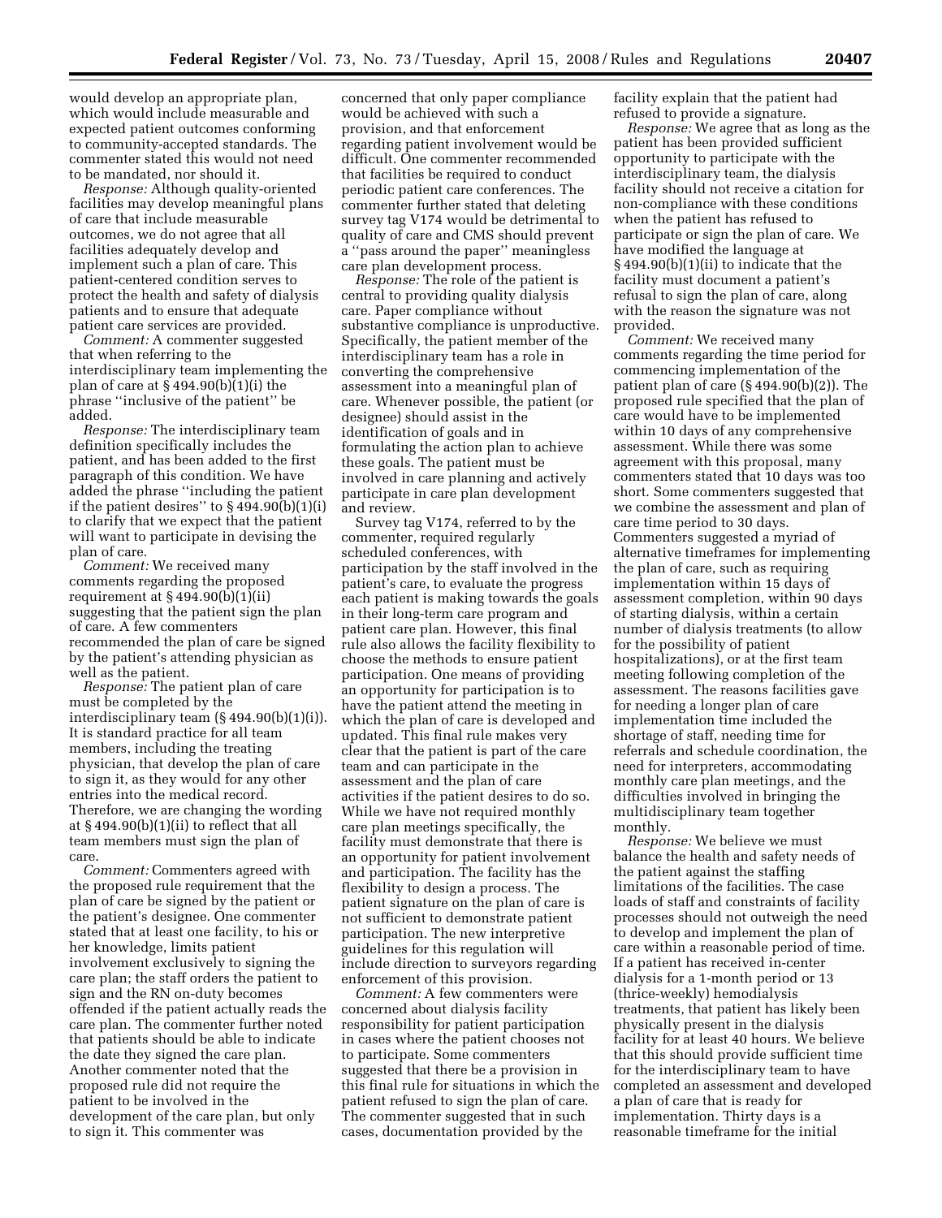would develop an appropriate plan, which would include measurable and expected patient outcomes conforming to community-accepted standards. The commenter stated this would not need to be mandated, nor should it.

*Response:* Although quality-oriented facilities may develop meaningful plans of care that include measurable outcomes, we do not agree that all facilities adequately develop and implement such a plan of care. This patient-centered condition serves to protect the health and safety of dialysis patients and to ensure that adequate patient care services are provided.

*Comment:* A commenter suggested that when referring to the interdisciplinary team implementing the plan of care at § 494.90(b)(1)(i) the phrase ''inclusive of the patient'' be added.

*Response:* The interdisciplinary team definition specifically includes the patient, and has been added to the first paragraph of this condition. We have added the phrase ''including the patient if the patient desires'' to § 494.90(b)(1)(i) to clarify that we expect that the patient will want to participate in devising the plan of care.

*Comment:* We received many comments regarding the proposed requirement at § 494.90(b)(1)(ii) suggesting that the patient sign the plan of care. A few commenters recommended the plan of care be signed by the patient's attending physician as well as the patient.

*Response:* The patient plan of care must be completed by the interdisciplinary team (§ 494.90(b)(1)(i)). It is standard practice for all team members, including the treating physician, that develop the plan of care to sign it, as they would for any other entries into the medical record. Therefore, we are changing the wording at § 494.90(b)(1)(ii) to reflect that all team members must sign the plan of care.

*Comment:* Commenters agreed with the proposed rule requirement that the plan of care be signed by the patient or the patient's designee. One commenter stated that at least one facility, to his or her knowledge, limits patient involvement exclusively to signing the care plan; the staff orders the patient to sign and the RN on-duty becomes offended if the patient actually reads the care plan. The commenter further noted that patients should be able to indicate the date they signed the care plan. Another commenter noted that the proposed rule did not require the patient to be involved in the development of the care plan, but only to sign it. This commenter was concerned that only paper compliance would be achieved with such a provision, and that enforcement regarding patient involvement would be difficult. One commenter recommended that facilities be required to conduct periodic patient care conferences. The commenter further stated that deleting survey tag V174 would be detrimental to quality of care and CMS should prevent a ''pass around the paper'' meaningless care plan development process.

*Response:* The role of the patient is central to providing quality dialysis care. Paper compliance without substantive compliance is unproductive. Specifically, the patient member of the interdisciplinary team has a role in converting the comprehensive assessment into a meaningful plan of care. Whenever possible, the patient (or designee) should assist in the identification of goals and in formulating the action plan to achieve these goals. The patient must be involved in care planning and actively participate in care plan development and review.

Survey tag V174, referred to by the commenter, required regularly scheduled conferences, with participation by the staff involved in the patient's care, to evaluate the progress each patient is making towards the goals in their long-term care program and patient care plan. However, this final rule also allows the facility flexibility to choose the methods to ensure patient participation. One means of providing an opportunity for participation is to have the patient attend the meeting in which the plan of care is developed and updated. This final rule makes very clear that the patient is part of the care team and can participate in the assessment and the plan of care activities if the patient desires to do so. While we have not required monthly care plan meetings specifically, the facility must demonstrate that there is an opportunity for patient involvement and participation. The facility has the flexibility to design a process. The patient signature on the plan of care is not sufficient to demonstrate patient participation. The new interpretive guidelines for this regulation will include direction to surveyors regarding enforcement of this provision.

*Comment:* A few commenters were concerned about dialysis facility responsibility for patient participation in cases where the patient chooses not to participate. Some commenters suggested that there be a provision in this final rule for situations in which the patient refused to sign the plan of care. The commenter suggested that in such cases, documentation provided by the facility explain that the patient had refused to provide a signature.

*Response:* We agree that as long as the patient has been provided sufficient opportunity to participate with the interdisciplinary team, the dialysis facility should not receive a citation for non-compliance with these conditions when the patient has refused to participate or sign the plan of care. We have modified the language at § 494.90(b)(1)(ii) to indicate that the facility must document a patient's refusal to sign the plan of care, along with the reason the signature was not provided.

*Comment:* We received many comments regarding the time period for commencing implementation of the patient plan of care (§ 494.90(b)(2)). The proposed rule specified that the plan of care would have to be implemented within 10 days of any comprehensive assessment. While there was some agreement with this proposal, many commenters stated that 10 days was too short. Some commenters suggested that we combine the assessment and plan of care time period to 30 days. Commenters suggested a myriad of alternative timeframes for implementing the plan of care, such as requiring implementation within 15 days of assessment completion, within 90 days of starting dialysis, within a certain number of dialysis treatments (to allow for the possibility of patient hospitalizations), or at the first team meeting following completion of the assessment. The reasons facilities gave for needing a longer plan of care implementation time included the shortage of staff, needing time for referrals and schedule coordination, the need for interpreters, accommodating monthly care plan meetings, and the difficulties involved in bringing the multidisciplinary team together monthly.

*Response:* We believe we must balance the health and safety needs of the patient against the staffing limitations of the facilities. The case loads of staff and constraints of facility processes should not outweigh the need to develop and implement the plan of care within a reasonable period of time. If a patient has received in-center dialysis for a 1-month period or 13 (thrice-weekly) hemodialysis treatments, that patient has likely been physically present in the dialysis facility for at least 40 hours. We believe that this should provide sufficient time for the interdisciplinary team to have completed an assessment and developed a plan of care that is ready for implementation. Thirty days is a reasonable timeframe for the initial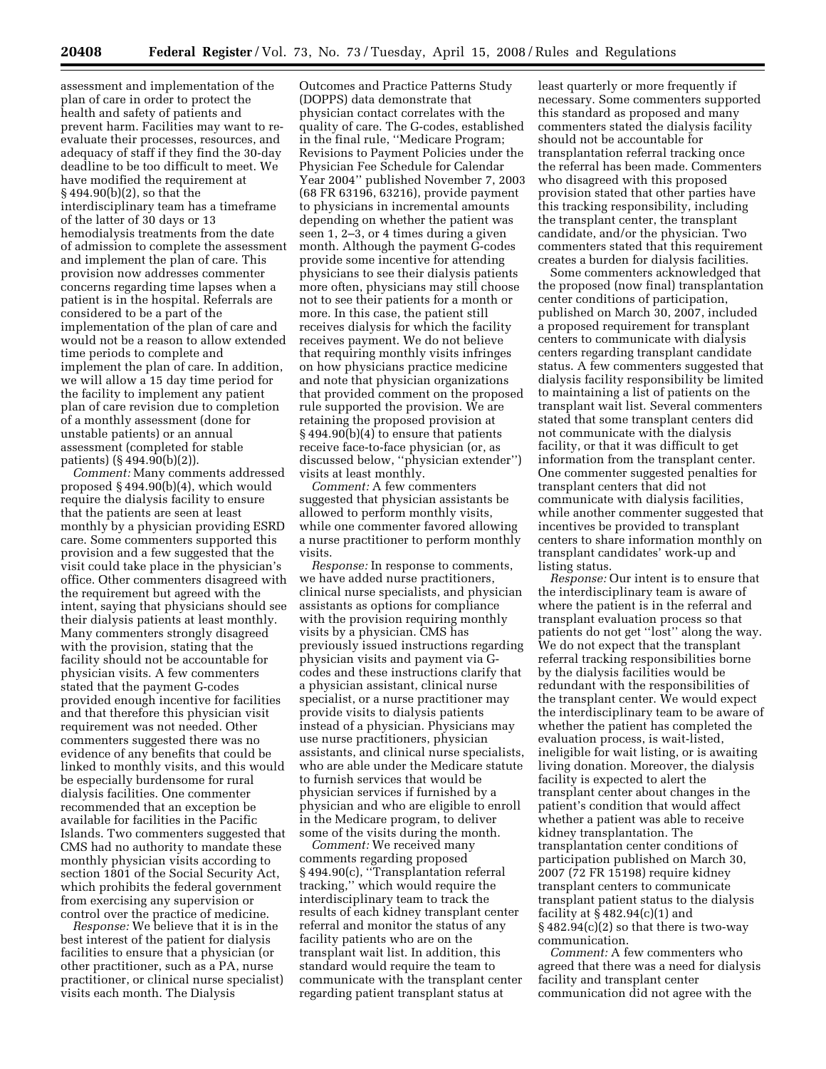assessment and implementation of the plan of care in order to protect the health and safety of patients and prevent harm. Facilities may want to re-evaluate their processes, resources, and adequacy of staff if they find the 30-day deadline to be too difficult to meet. We have modified the requirement at § 494.90(b)(2), so that the interdisciplinary team has a timeframe of the latter of 30 days or 13 hemodialysis treatments from the date of admission to complete the assessment and implement the plan of care. This provision now addresses commenter concerns regarding time lapses when a patient is in the hospital. Referrals are considered to be a part of the implementation of the plan of care and would not be a reason to allow extended time periods to complete and implement the plan of care. In addition, we will allow a 15 day time period for the facility to implement any patient plan of care revision due to completion of a monthly assessment (done for unstable patients) or an annual assessment (completed for stable patients) (§ 494.90(b)(2)).

*Comment:* Many comments addressed proposed § 494.90(b)(4), which would require the dialysis facility to ensure that the patients are seen at least monthly by a physician providing ESRD care. Some commenters supported this provision and a few suggested that the visit could take place in the physician's office. Other commenters disagreed with the requirement but agreed with the intent, saying that physicians should see their dialysis patients at least monthly. Many commenters strongly disagreed with the provision, stating that the facility should not be accountable for physician visits. A few commenters stated that the payment G-codes provided enough incentive for facilities and that therefore this physician visit requirement was not needed. Other commenters suggested there was no evidence of any benefits that could be linked to monthly visits, and this would be especially burdensome for rural dialysis facilities. One commenter recommended that an exception be available for facilities in the Pacific Islands. Two commenters suggested that CMS had no authority to mandate these monthly physician visits according to section 1801 of the Social Security Act, which prohibits the federal government from exercising any supervision or control over the practice of medicine.

*Response:* We believe that it is in the best interest of the patient for dialysis facilities to ensure that a physician (or other practitioner, such as a PA, nurse practitioner, or clinical nurse specialist) visits each month. The Dialysis Outcomes and Practice Patterns Study (DOPPS) data demonstrate that physician contact correlates with the quality of care. The G-codes, established in the final rule, ''Medicare Program; Revisions to Payment Policies under the Physician Fee Schedule for Calendar Year 2004'' published November 7, 2003 (68 FR 63196, 63216), provide payment to physicians in incremental amounts depending on whether the patient was seen 1, 2–3, or 4 times during a given month. Although the payment G-codes provide some incentive for attending physicians to see their dialysis patients more often, physicians may still choose not to see their patients for a month or more. In this case, the patient still receives dialysis for which the facility receives payment. We do not believe that requiring monthly visits infringes on how physicians practice medicine and note that physician organizations that provided comment on the proposed rule supported the provision. We are retaining the proposed provision at § 494.90(b)(4) to ensure that patients receive face-to-face physician (or, as discussed below, ''physician extender'') visits at least monthly.

*Comment:* A few commenters suggested that physician assistants be allowed to perform monthly visits, while one commenter favored allowing a nurse practitioner to perform monthly visits.

*Response:* In response to comments, we have added nurse practitioners, clinical nurse specialists, and physician assistants as options for compliance with the provision requiring monthly visits by a physician. CMS has previously issued instructions regarding physician visits and payment via G-codes and these instructions clarify that a physician assistant, clinical nurse specialist, or a nurse practitioner may provide visits to dialysis patients instead of a physician. Physicians may use nurse practitioners, physician assistants, and clinical nurse specialists, who are able under the Medicare statute to furnish services that would be physician services if furnished by a physician and who are eligible to enroll in the Medicare program, to deliver some of the visits during the month.

*Comment:* We received many comments regarding proposed § 494.90(c), ''Transplantation referral tracking,'' which would require the interdisciplinary team to track the results of each kidney transplant center referral and monitor the status of any facility patients who are on the transplant wait list. In addition, this standard would require the team to communicate with the transplant center regarding patient transplant status at least quarterly or more frequently if necessary. Some commenters supported this standard as proposed and many commenters stated the dialysis facility should not be accountable for transplantation referral tracking once the referral has been made. Commenters who disagreed with this proposed provision stated that other parties have this tracking responsibility, including the transplant center, the transplant candidate, and/or the physician. Two commenters stated that this requirement creates a burden for dialysis facilities.

Some commenters acknowledged that the proposed (now final) transplantation center conditions of participation, published on March 30, 2007, included a proposed requirement for transplant centers to communicate with dialysis centers regarding transplant candidate status. A few commenters suggested that dialysis facility responsibility be limited to maintaining a list of patients on the transplant wait list. Several commenters stated that some transplant centers did not communicate with the dialysis facility, or that it was difficult to get information from the transplant center. One commenter suggested penalties for transplant centers that did not communicate with dialysis facilities, while another commenter suggested that incentives be provided to transplant centers to share information monthly on transplant candidates' work-up and listing status.

*Response:* Our intent is to ensure that the interdisciplinary team is aware of where the patient is in the referral and transplant evaluation process so that patients do not get ''lost'' along the way. We do not expect that the transplant referral tracking responsibilities borne by the dialysis facilities would be redundant with the responsibilities of the transplant center. We would expect the interdisciplinary team to be aware of whether the patient has completed the evaluation process, is wait-listed, ineligible for wait listing, or is awaiting living donation. Moreover, the dialysis facility is expected to alert the transplant center about changes in the patient's condition that would affect whether a patient was able to receive kidney transplantation. The transplantation center conditions of participation published on March 30, 2007 (72 FR 15198) require kidney transplant centers to communicate transplant patient status to the dialysis facility at § 482.94(c)(1) and § 482.94(c)(2) so that there is two-way communication.

*Comment:* A few commenters who agreed that there was a need for dialysis facility and transplant center communication did not agree with the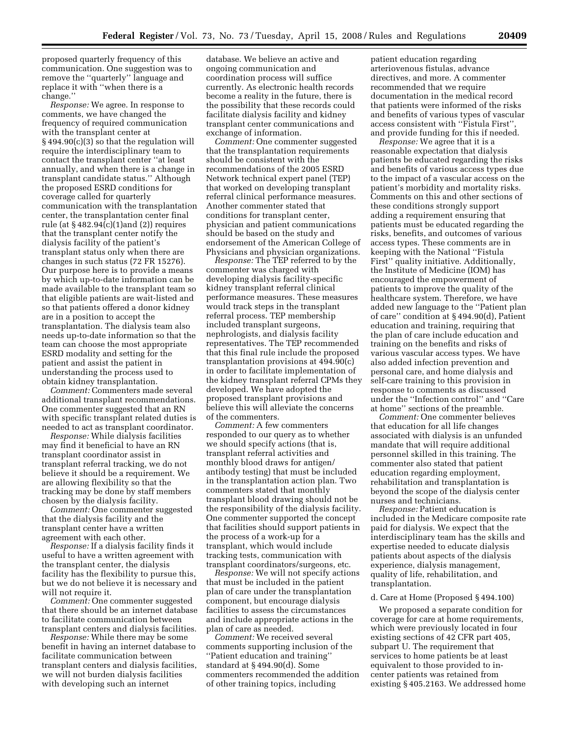proposed quarterly frequency of this communication. One suggestion was to remove the ''quarterly'' language and replace it with ''when there is a change.''

*Response:* We agree. In response to comments, we have changed the frequency of required communication with the transplant center at § 494.90(c)(3) so that the regulation will require the interdisciplinary team to contact the transplant center ''at least annually, and when there is a change in transplant candidate status.'' Although the proposed ESRD conditions for coverage called for quarterly communication with the transplantation center, the transplantation center final rule (at § 482.94(c)(1)and (2)) requires that the transplant center notify the dialysis facility of the patient's transplant status only when there are changes in such status (72 FR 15276). Our purpose here is to provide a means by which up-to-date information can be made available to the transplant team so that eligible patients are wait-listed and so that patients offered a donor kidney are in a position to accept the transplantation. The dialysis team also needs up-to-date information so that the team can choose the most appropriate ESRD modality and setting for the patient and assist the patient in understanding the process used to obtain kidney transplantation.

*Comment:* Commenters made several additional transplant recommendations. One commenter suggested that an RN with specific transplant related duties is needed to act as transplant coordinator.

*Response:* While dialysis facilities may find it beneficial to have an RN transplant coordinator assist in transplant referral tracking, we do not believe it should be a requirement. We are allowing flexibility so that the tracking may be done by staff members chosen by the dialysis facility.

*Comment:* One commenter suggested that the dialysis facility and the transplant center have a written agreement with each other.

*Response:* If a dialysis facility finds it useful to have a written agreement with the transplant center, the dialysis facility has the flexibility to pursue this, but we do not believe it is necessary and will not require it.

*Comment:* One commenter suggested that there should be an internet database to facilitate communication between transplant centers and dialysis facilities.

*Response:* While there may be some benefit in having an internet database to facilitate communication between transplant centers and dialysis facilities, we will not burden dialysis facilities with developing such an internet database. We believe an active and ongoing communication and coordination process will suffice currently. As electronic health records become a reality in the future, there is the possibility that these records could facilitate dialysis facility and kidney transplant center communications and exchange of information.

*Comment:* One commenter suggested that the transplantation requirements should be consistent with the recommendations of the 2005 ESRD Network technical expert panel (TEP) that worked on developing transplant referral clinical performance measures. Another commenter stated that conditions for transplant center, physician and patient communications should be based on the study and endorsement of the American College of Physicians and physician organizations.

*Response:* The TEP referred to by the commenter was charged with developing dialysis facility-specific kidney transplant referral clinical performance measures. These measures would track steps in the transplant referral process. TEP membership included transplant surgeons, nephrologists, and dialysis facility representatives. The TEP recommended that this final rule include the proposed transplantation provisions at 494.90(c) in order to facilitate implementation of the kidney transplant referral CPMs they developed. We have adopted the proposed transplant provisions and believe this will alleviate the concerns of the commenters.

*Comment:* A few commenters responded to our query as to whether we should specify actions (that is, transplant referral activities and monthly blood draws for antigen/antibody testing) that must be included in the transplantation action plan. Two commenters stated that monthly transplant blood drawing should not be the responsibility of the dialysis facility. One commenter supported the concept that facilities should support patients in the process of a work-up for a transplant, which would include tracking tests, communication with transplant coordinators/surgeons, etc.

*Response:* We will not specify actions that must be included in the patient plan of care under the transplantation component, but encourage dialysis facilities to assess the circumstances and include appropriate actions in the plan of care as needed.

*Comment:* We received several comments supporting inclusion of the ''Patient education and training'' standard at § 494.90(d). Some commenters recommended the addition of other training topics, including patient education regarding arteriovenous fistulas, advance directives, and more. A commenter recommended that we require documentation in the medical record that patients were informed of the risks and benefits of various types of vascular access consistent with ''Fistula First'', and provide funding for this if needed.

*Response:* We agree that it is a reasonable expectation that dialysis patients be educated regarding the risks and benefits of various access types due to the impact of a vascular access on the patient's morbidity and mortality risks. Comments on this and other sections of these conditions strongly support adding a requirement ensuring that patients must be educated regarding the risks, benefits, and outcomes of various access types. These comments are in keeping with the National ''Fistula First'' quality initiative. Additionally, the Institute of Medicine (IOM) has encouraged the empowerment of patients to improve the quality of the healthcare system. Therefore, we have added new language to the ''Patient plan of care'' condition at § 494.90(d), Patient education and training, requiring that the plan of care include education and training on the benefits and risks of various vascular access types. We have also added infection prevention and personal care, and home dialysis and self-care training to this provision in response to comments as discussed under the ''Infection control'' and ''Care at home'' sections of the preamble.

*Comment:* One commenter believes that education for all life changes associated with dialysis is an unfunded mandate that will require additional personnel skilled in this training. The commenter also stated that patient education regarding employment, rehabilitation and transplantation is beyond the scope of the dialysis center nurses and technicians.

*Response:* Patient education is included in the Medicare composite rate paid for dialysis. We expect that the interdisciplinary team has the skills and expertise needed to educate dialysis patients about aspects of the dialysis experience, dialysis management, quality of life, rehabilitation, and transplantation.

d. Care at Home (Proposed § 494.100)

We proposed a separate condition for coverage for care at home requirements, which were previously located in four existing sections of 42 CFR part 405, subpart U. The requirement that services to home patients be at least equivalent to those provided to in-center patients was retained from existing § 405.2163. We addressed home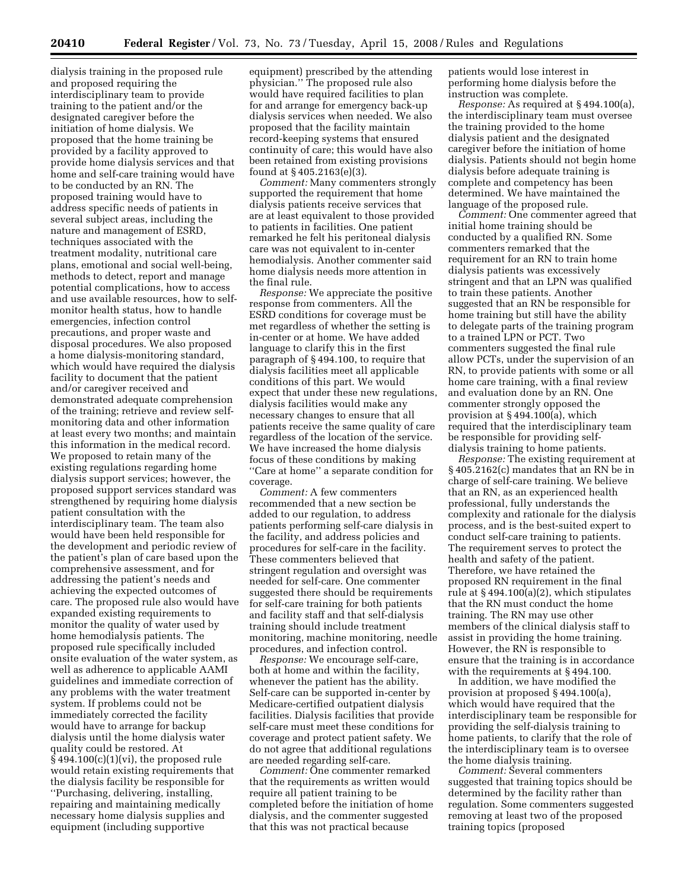dialysis training in the proposed rule and proposed requiring the interdisciplinary team to provide training to the patient and/or the designated caregiver before the initiation of home dialysis. We proposed that the home training be provided by a facility approved to provide home dialysis services and that home and self-care training would have to be conducted by an RN. The proposed training would have to address specific needs of patients in several subject areas, including the nature and management of ESRD, techniques associated with the treatment modality, nutritional care plans, emotional and social well-being, methods to detect, report and manage potential complications, how to access and use available resources, how to self-monitor health status, how to handle emergencies, infection control precautions, and proper waste and disposal procedures. We also proposed a home dialysis-monitoring standard, which would have required the dialysis facility to document that the patient and/or caregiver received and demonstrated adequate comprehension of the training; retrieve and review self-monitoring data and other information at least every two months; and maintain this information in the medical record. We proposed to retain many of the existing regulations regarding home dialysis support services; however, the proposed support services standard was strengthened by requiring home dialysis patient consultation with the interdisciplinary team. The team also would have been held responsible for the development and periodic review of the patient's plan of care based upon the comprehensive assessment, and for addressing the patient's needs and achieving the expected outcomes of care. The proposed rule also would have expanded existing requirements to monitor the quality of water used by home hemodialysis patients. The proposed rule specifically included onsite evaluation of the water system, as well as adherence to applicable AAMI guidelines and immediate correction of any problems with the water treatment system. If problems could not be immediately corrected the facility would have to arrange for backup dialysis until the home dialysis water quality could be restored. At § 494.100(c)(1)(vi), the proposed rule would retain existing requirements that the dialysis facility be responsible for ''Purchasing, delivering, installing, repairing and maintaining medically necessary home dialysis supplies and equipment (including supportive equipment) prescribed by the attending physician.'' The proposed rule also would have required facilities to plan for and arrange for emergency back-up dialysis services when needed. We also proposed that the facility maintain record-keeping systems that ensured continuity of care; this would have also been retained from existing provisions found at § 405.2163(e)(3).

*Comment:* Many commenters strongly supported the requirement that home dialysis patients receive services that are at least equivalent to those provided to patients in facilities. One patient remarked he felt his peritoneal dialysis care was not equivalent to in-center hemodialysis. Another commenter said home dialysis needs more attention in the final rule.

*Response:* We appreciate the positive response from commenters. All the ESRD conditions for coverage must be met regardless of whether the setting is in-center or at home. We have added language to clarify this in the first paragraph of § 494.100, to require that dialysis facilities meet all applicable conditions of this part. We would expect that under these new regulations, dialysis facilities would make any necessary changes to ensure that all patients receive the same quality of care regardless of the location of the service. We have increased the home dialysis focus of these conditions by making ''Care at home'' a separate condition for coverage.

*Comment:* A few commenters recommended that a new section be added to our regulation, to address patients performing self-care dialysis in the facility, and address policies and procedures for self-care in the facility. These commenters believed that stringent regulation and oversight was needed for self-care. One commenter suggested there should be requirements for self-care training for both patients and facility staff and that self-dialysis training should include treatment monitoring, machine monitoring, needle procedures, and infection control.

*Response:* We encourage self-care, both at home and within the facility, whenever the patient has the ability. Self-care can be supported in-center by Medicare-certified outpatient dialysis facilities. Dialysis facilities that provide self-care must meet these conditions for coverage and protect patient safety. We do not agree that additional regulations are needed regarding self-care.

*Comment:* One commenter remarked that the requirements as written would require all patient training to be completed before the initiation of home dialysis, and the commenter suggested that this was not practical because patients would lose interest in performing home dialysis before the instruction was complete.

*Response:* As required at § 494.100(a), the interdisciplinary team must oversee the training provided to the home dialysis patient and the designated caregiver before the initiation of home dialysis. Patients should not begin home dialysis before adequate training is complete and competency has been determined. We have maintained the language of the proposed rule.

*Comment:* One commenter agreed that initial home training should be conducted by a qualified RN. Some commenters remarked that the requirement for an RN to train home dialysis patients was excessively stringent and that an LPN was qualified to train these patients. Another suggested that an RN be responsible for home training but still have the ability to delegate parts of the training program to a trained LPN or PCT. Two commenters suggested the final rule allow PCTs, under the supervision of an RN, to provide patients with some or all home care training, with a final review and evaluation done by an RN. One commenter strongly opposed the provision at § 494.100(a), which required that the interdisciplinary team be responsible for providing self-dialysis training to home patients.

*Response:* The existing requirement at § 405.2162(c) mandates that an RN be in charge of self-care training. We believe that an RN, as an experienced health professional, fully understands the complexity and rationale for the dialysis process, and is the best-suited expert to conduct self-care training to patients. The requirement serves to protect the health and safety of the patient. Therefore, we have retained the proposed RN requirement in the final rule at § 494.100(a)(2), which stipulates that the RN must conduct the home training. The RN may use other members of the clinical dialysis staff to assist in providing the home training. However, the RN is responsible to ensure that the training is in accordance with the requirements at § 494.100.

In addition, we have modified the provision at proposed § 494.100(a), which would have required that the interdisciplinary team be responsible for providing the self-dialysis training to home patients, to clarify that the role of the interdisciplinary team is to oversee the home dialysis training.

*Comment:* Several commenters suggested that training topics should be determined by the facility rather than regulation. Some commenters suggested removing at least two of the proposed training topics (proposed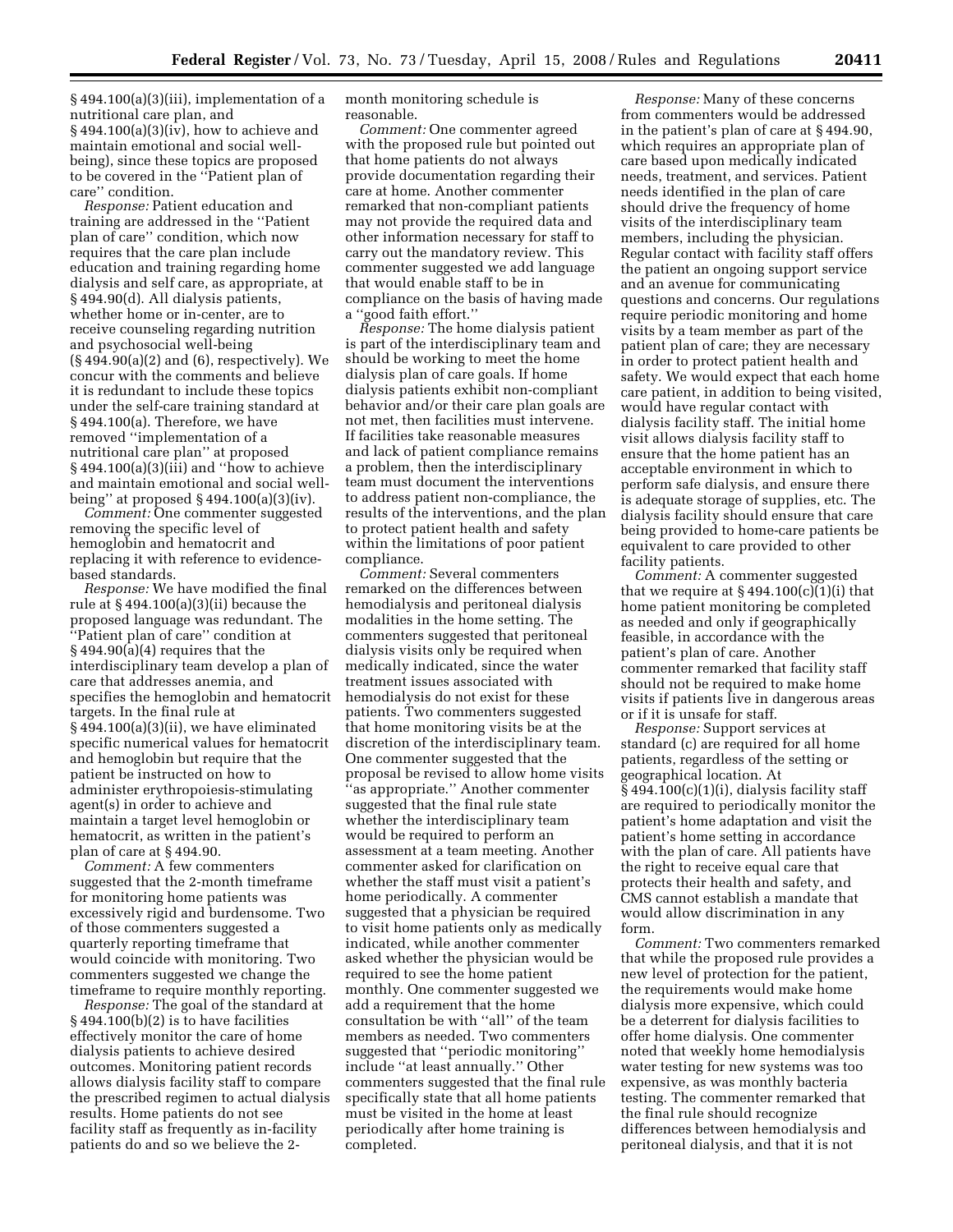§ 494.100(a)(3)(iii), implementation of a nutritional care plan, and § 494.100(a)(3)(iv), how to achieve and maintain emotional and social well-being), since these topics are proposed to be covered in the ''Patient plan of care'' condition.

*Response:* Patient education and training are addressed in the ''Patient plan of care'' condition, which now requires that the care plan include education and training regarding home dialysis and self care, as appropriate, at § 494.90(d). All dialysis patients, whether home or in-center, are to receive counseling regarding nutrition and psychosocial well-being (§ 494.90(a)(2) and (6), respectively). We concur with the comments and believe it is redundant to include these topics under the self-care training standard at § 494.100(a). Therefore, we have removed ''implementation of a nutritional care plan'' at proposed § 494.100(a)(3)(iii) and ''how to achieve and maintain emotional and social well-being'' at proposed § 494.100(a)(3)(iv).

*Comment:* One commenter suggested removing the specific level of hemoglobin and hematocrit and replacing it with reference to evidence-based standards.

*Response:* We have modified the final rule at § 494.100(a)(3)(ii) because the proposed language was redundant. The ''Patient plan of care'' condition at § 494.90(a)(4) requires that the interdisciplinary team develop a plan of care that addresses anemia, and specifies the hemoglobin and hematocrit targets. In the final rule at § 494.100(a)(3)(ii), we have eliminated specific numerical values for hematocrit and hemoglobin but require that the patient be instructed on how to administer erythropoiesis-stimulating agent(s) in order to achieve and maintain a target level hemoglobin or hematocrit, as written in the patient's plan of care at § 494.90.

*Comment:* A few commenters suggested that the 2-month timeframe for monitoring home patients was excessively rigid and burdensome. Two of those commenters suggested a quarterly reporting timeframe that would coincide with monitoring. Two commenters suggested we change the timeframe to require monthly reporting.

*Response:* The goal of the standard at § 494.100(b)(2) is to have facilities effectively monitor the care of home dialysis patients to achieve desired outcomes. Monitoring patient records allows dialysis facility staff to compare the prescribed regimen to actual dialysis results. Home patients do not see facility staff as frequently as in-facility patients do and so we believe the 2-month monitoring schedule is reasonable.

*Comment:* One commenter agreed with the proposed rule but pointed out that home patients do not always provide documentation regarding their care at home. Another commenter remarked that non-compliant patients may not provide the required data and other information necessary for staff to carry out the mandatory review. This commenter suggested we add language that would enable staff to be in compliance on the basis of having made a ''good faith effort.''

*Response:* The home dialysis patient is part of the interdisciplinary team and should be working to meet the home dialysis plan of care goals. If home dialysis patients exhibit non-compliant behavior and/or their care plan goals are not met, then facilities must intervene. If facilities take reasonable measures and lack of patient compliance remains a problem, then the interdisciplinary team must document the interventions to address patient non-compliance, the results of the interventions, and the plan to protect patient health and safety within the limitations of poor patient compliance.

*Comment:* Several commenters remarked on the differences between hemodialysis and peritoneal dialysis modalities in the home setting. The commenters suggested that peritoneal dialysis visits only be required when medically indicated, since the water treatment issues associated with hemodialysis do not exist for these patients. Two commenters suggested that home monitoring visits be at the discretion of the interdisciplinary team. One commenter suggested that the proposal be revised to allow home visits ''as appropriate.'' Another commenter suggested that the final rule state whether the interdisciplinary team would be required to perform an assessment at a team meeting. Another commenter asked for clarification on whether the staff must visit a patient's home periodically. A commenter suggested that a physician be required to visit home patients only as medically indicated, while another commenter asked whether the physician would be required to see the home patient monthly. One commenter suggested we add a requirement that the home consultation be with ''all'' of the team members as needed. Two commenters suggested that ''periodic monitoring'' include ''at least annually.'' Other commenters suggested that the final rule specifically state that all home patients must be visited in the home at least periodically after home training is completed.

*Response:* Many of these concerns from commenters would be addressed in the patient's plan of care at § 494.90, which requires an appropriate plan of care based upon medically indicated needs, treatment, and services. Patient needs identified in the plan of care should drive the frequency of home visits of the interdisciplinary team members, including the physician. Regular contact with facility staff offers the patient an ongoing support service and an avenue for communicating questions and concerns. Our regulations require periodic monitoring and home visits by a team member as part of the patient plan of care; they are necessary in order to protect patient health and safety. We would expect that each home care patient, in addition to being visited, would have regular contact with dialysis facility staff. The initial home visit allows dialysis facility staff to ensure that the home patient has an acceptable environment in which to perform safe dialysis, and ensure there is adequate storage of supplies, etc. The dialysis facility should ensure that care being provided to home-care patients be equivalent to care provided to other facility patients.

*Comment:* A commenter suggested that we require at § 494.100(c)(1)(i) that home patient monitoring be completed as needed and only if geographically feasible, in accordance with the patient's plan of care. Another commenter remarked that facility staff should not be required to make home visits if patients live in dangerous areas or if it is unsafe for staff.

*Response:* Support services at standard (c) are required for all home patients, regardless of the setting or geographical location. At § 494.100(c)(1)(i), dialysis facility staff are required to periodically monitor the patient's home adaptation and visit the patient's home setting in accordance with the plan of care. All patients have the right to receive equal care that protects their health and safety, and CMS cannot establish a mandate that would allow discrimination in any form.

*Comment:* Two commenters remarked that while the proposed rule provides a new level of protection for the patient, the requirements would make home dialysis more expensive, which could be a deterrent for dialysis facilities to offer home dialysis. One commenter noted that weekly home hemodialysis water testing for new systems was too expensive, as was monthly bacteria testing. The commenter remarked that the final rule should recognize differences between hemodialysis and peritoneal dialysis, and that it is not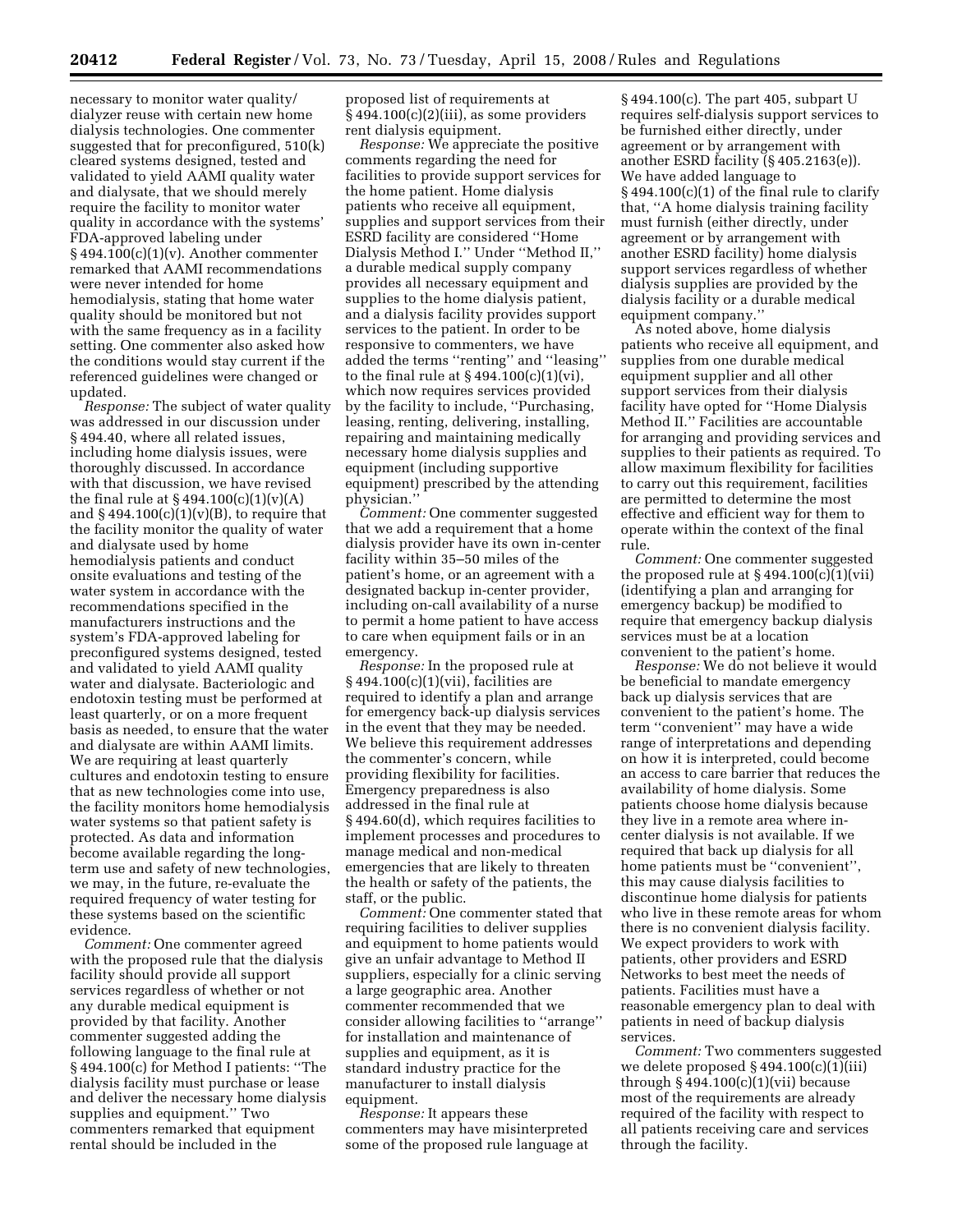necessary to monitor water quality/dialyzer reuse with certain new home dialysis technologies. One commenter suggested that for preconfigured, 510(k) cleared systems designed, tested and validated to yield AAMI quality water and dialysate, that we should merely require the facility to monitor water quality in accordance with the systems' FDA-approved labeling under § 494.100(c)(1)(v). Another commenter remarked that AAMI recommendations were never intended for home hemodialysis, stating that home water quality should be monitored but not with the same frequency as in a facility setting. One commenter also asked how the conditions would stay current if the referenced guidelines were changed or updated.

*Response:* The subject of water quality was addressed in our discussion under § 494.40, where all related issues, including home dialysis issues, were thoroughly discussed. In accordance with that discussion, we have revised the final rule at § 494.100(c)(1)(v)(A) and § 494.100(c)(1)(v)(B), to require that the facility monitor the quality of water and dialysate used by home hemodialysis patients and conduct onsite evaluations and testing of the water system in accordance with the recommendations specified in the manufacturers instructions and the system's FDA-approved labeling for preconfigured systems designed, tested and validated to yield AAMI quality water and dialysate. Bacteriologic and endotoxin testing must be performed at least quarterly, or on a more frequent basis as needed, to ensure that the water and dialysate are within AAMI limits. We are requiring at least quarterly cultures and endotoxin testing to ensure that as new technologies come into use, the facility monitors home hemodialysis water systems so that patient safety is protected. As data and information become available regarding the long-term use and safety of new technologies, we may, in the future, re-evaluate the required frequency of water testing for these systems based on the scientific evidence.

*Comment:* One commenter agreed with the proposed rule that the dialysis facility should provide all support services regardless of whether or not any durable medical equipment is provided by that facility. Another commenter suggested adding the following language to the final rule at § 494.100(c) for Method I patients: "The dialysis facility must purchase or lease and deliver the necessary home dialysis supplies and equipment." Two commenters remarked that equipment rental should be included in the proposed list of requirements at § 494.100(c)(2)(iii), as some providers rent dialysis equipment.

*Response:* We appreciate the positive comments regarding the need for facilities to provide support services for the home patient. Home dialysis patients who receive all equipment, supplies and support services from their ESRD facility are considered "Home Dialysis Method I." Under "Method II," a durable medical supply company provides all necessary equipment and supplies to the home dialysis patient, and a dialysis facility provides support services to the patient. In order to be responsive to commenters, we have added the terms "renting" and "leasing" to the final rule at § 494.100(c)(1)(vi), which now requires services provided by the facility to include, "Purchasing, leasing, renting, delivering, installing, repairing and maintaining medically necessary home dialysis supplies and equipment (including supportive equipment) prescribed by the attending physician."

*Comment:* One commenter suggested that we add a requirement that a home dialysis provider have its own in-center facility within 35–50 miles of the patient's home, or an agreement with a designated backup in-center provider, including on-call availability of a nurse to permit a home patient to have access to care when equipment fails or in an emergency.

*Response:* In the proposed rule at § 494.100(c)(1)(vii), facilities are required to identify a plan and arrange for emergency back-up dialysis services in the event that they may be needed. We believe this requirement addresses the commenter's concern, while providing flexibility for facilities. Emergency preparedness is also addressed in the final rule at § 494.60(d), which requires facilities to implement processes and procedures to manage medical and non-medical emergencies that are likely to threaten the health or safety of the patients, the staff, or the public.

*Comment:* One commenter stated that requiring facilities to deliver supplies and equipment to home patients would give an unfair advantage to Method II suppliers, especially for a clinic serving a large geographic area. Another commenter recommended that we consider allowing facilities to "arrange" for installation and maintenance of supplies and equipment, as it is standard industry practice for the manufacturer to install dialysis equipment.

*Response:* It appears these commenters may have misinterpreted some of the proposed rule language at § 494.100(c). The part 405, subpart U requires self-dialysis support services to be furnished either directly, under agreement or by arrangement with another ESRD facility (§ 405.2163(e)). We have added language to § 494.100(c)(1) of the final rule to clarify that, "A home dialysis training facility must furnish (either directly, under agreement or by arrangement with another ESRD facility) home dialysis support services regardless of whether dialysis supplies are provided by the dialysis facility or a durable medical equipment company."

As noted above, home dialysis patients who receive all equipment, and supplies from one durable medical equipment supplier and all other support services from their dialysis facility have opted for "Home Dialysis Method II." Facilities are accountable for arranging and providing services and supplies to their patients as required. To allow maximum flexibility for facilities to carry out this requirement, facilities are permitted to determine the most effective and efficient way for them to operate within the context of the final rule.

*Comment:* One commenter suggested the proposed rule at § 494.100(c)(1)(vii) (identifying a plan and arranging for emergency backup) be modified to require that emergency backup dialysis services must be at a location convenient to the patient's home.

*Response:* We do not believe it would be beneficial to mandate emergency back up dialysis services that are convenient to the patient's home. The term "convenient" may have a wide range of interpretations and depending on how it is interpreted, could become an access to care barrier that reduces the availability of home dialysis. Some patients choose home dialysis because they live in a remote area where in-center dialysis is not available. If we required that back up dialysis for all home patients must be "convenient", this may cause dialysis facilities to discontinue home dialysis for patients who live in these remote areas for whom there is no convenient dialysis facility. We expect providers to work with patients, other providers and ESRD Networks to best meet the needs of patients. Facilities must have a reasonable emergency plan to deal with patients in need of backup dialysis services.

*Comment:* Two commenters suggested we delete proposed § 494.100(c)(1)(iii) through § 494.100(c)(1)(vii) because most of the requirements are already required of the facility with respect to all patients receiving care and services through the facility.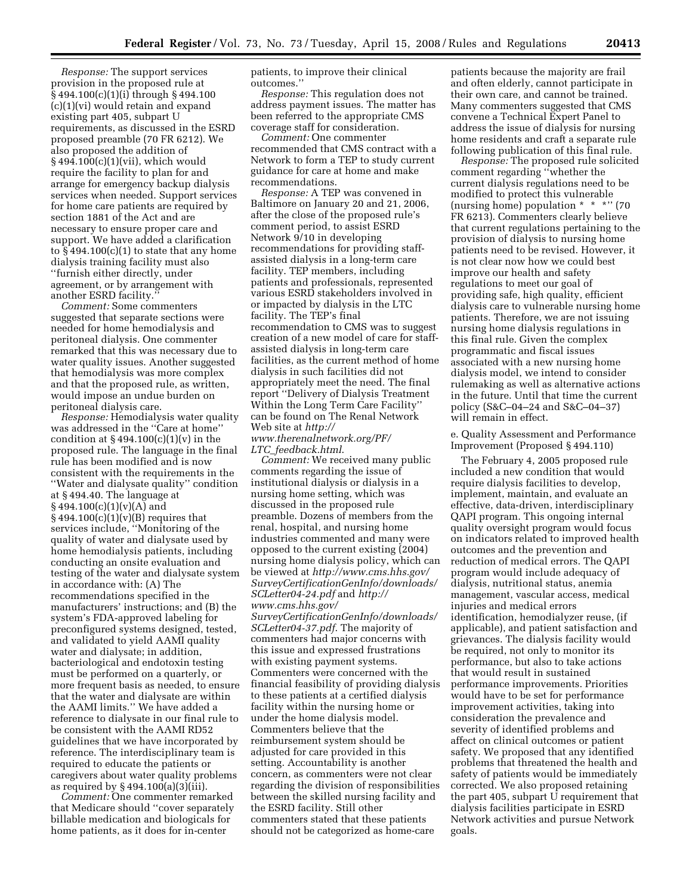*Response:* The support services provision in the proposed rule at § 494.100(c)(1)(i) through § 494.100 (c)(1)(vi) would retain and expand existing part 405, subpart U requirements, as discussed in the ESRD proposed preamble (70 FR 6212). We also proposed the addition of § 494.100(c)(1)(vii), which would require the facility to plan for and arrange for emergency backup dialysis services when needed. Support services for home care patients are required by section 1881 of the Act and are necessary to ensure proper care and support. We have added a clarification to § 494.100(c)(1) to state that any home dialysis training facility must also ''furnish either directly, under agreement, or by arrangement with another ESRD facility.''

*Comment:* Some commenters suggested that separate sections were needed for home hemodialysis and peritoneal dialysis. One commenter remarked that this was necessary due to water quality issues. Another suggested that hemodialysis was more complex and that the proposed rule, as written, would impose an undue burden on peritoneal dialysis care.

*Response:* Hemodialysis water quality was addressed in the ''Care at home'' condition at § 494.100(c)(1)(v) in the proposed rule. The language in the final rule has been modified and is now consistent with the requirements in the ''Water and dialysate quality'' condition at § 494.40. The language at § 494.100(c)(1)(v)(A) and § 494.100(c)(1)(v)(B) requires that services include, ''Monitoring of the quality of water and dialysate used by home hemodialysis patients, including conducting an onsite evaluation and testing of the water and dialysate system in accordance with: (A) The recommendations specified in the manufacturers' instructions; and (B) the system's FDA-approved labeling for preconfigured systems designed, tested, and validated to yield AAMI quality water and dialysate; in addition, bacteriological and endotoxin testing must be performed on a quarterly, or more frequent basis as needed, to ensure that the water and dialysate are within the AAMI limits.'' We have added a reference to dialysate in our final rule to be consistent with the AAMI RD52 guidelines that we have incorporated by reference. The interdisciplinary team is required to educate the patients or caregivers about water quality problems as required by § 494.100(a)(3)(iii).

*Comment:* One commenter remarked that Medicare should ''cover separately billable medication and biologicals for home patients, as it does for in-center patients, to improve their clinical outcomes.''

*Response:* This regulation does not address payment issues. The matter has been referred to the appropriate CMS coverage staff for consideration.

*Comment:* One commenter recommended that CMS contract with a Network to form a TEP to study current guidance for care at home and make recommendations.

*Response:* A TEP was convened in Baltimore on January 20 and 21, 2006, after the close of the proposed rule's comment period, to assist ESRD Network 9/10 in developing recommendations for providing staff-assisted dialysis in a long-term care facility. TEP members, including patients and professionals, represented various ESRD stakeholders involved in or impacted by dialysis in the LTC facility. The TEP's final recommendation to CMS was to suggest creation of a new model of care for staff-assisted dialysis in long-term care facilities, as the current method of home dialysis in such facilities did not appropriately meet the need. The final report ''Delivery of Dialysis Treatment Within the Long Term Care Facility'' can be found on The Renal Network Web site at *http://www.therenalnetwork.org/PF/LTC_feedback.html*.

*Comment:* We received many public comments regarding the issue of institutional dialysis or dialysis in a nursing home setting, which was discussed in the proposed rule preamble. Dozens of members from the renal, hospital, and nursing home industries commented and many were opposed to the current existing (2004) nursing home dialysis policy, which can be viewed at *http://www.cms.hhs.gov/SurveyCertificationGenInfo/downloads/SCLetter04-24.pdf* and *http://www.cms.hhs.gov/SurveyCertificationGenInfo/downloads/SCLetter04-37.pdf*. The majority of commenters had major concerns with this issue and expressed frustrations with existing payment systems. Commenters were concerned with the financial feasibility of providing dialysis to these patients at a certified dialysis facility within the nursing home or under the home dialysis model. Commenters believe that the reimbursement system should be adjusted for care provided in this setting. Accountability is another concern, as commenters were not clear regarding the division of responsibilities between the skilled nursing facility and the ESRD facility. Still other commenters stated that these patients should not be categorized as home-care patients because the majority are frail and often elderly, cannot participate in their own care, and cannot be trained. Many commenters suggested that CMS convene a Technical Expert Panel to address the issue of dialysis for nursing home residents and craft a separate rule following publication of this final rule.

*Response:* The proposed rule solicited comment regarding ''whether the current dialysis regulations need to be modified to protect this vulnerable (nursing home) population * * *'' (70 FR 6213). Commenters clearly believe that current regulations pertaining to the provision of dialysis to nursing home patients need to be revised. However, it is not clear now how we could best improve our health and safety regulations to meet our goal of providing safe, high quality, efficient dialysis care to vulnerable nursing home patients. Therefore, we are not issuing nursing home dialysis regulations in this final rule. Given the complex programmatic and fiscal issues associated with a new nursing home dialysis model, we intend to consider rulemaking as well as alternative actions in the future. Until that time the current policy (S&C–04–24 and S&C–04–37) will remain in effect.

e. Quality Assessment and Performance Improvement (Proposed § 494.110)

The February 4, 2005 proposed rule included a new condition that would require dialysis facilities to develop, implement, maintain, and evaluate an effective, data-driven, interdisciplinary QAPI program. This ongoing internal quality oversight program would focus on indicators related to improved health outcomes and the prevention and reduction of medical errors. The QAPI program would include adequacy of dialysis, nutritional status, anemia management, vascular access, medical injuries and medical errors identification, hemodialyzer reuse, (if applicable), and patient satisfaction and grievances. The dialysis facility would be required, not only to monitor its performance, but also to take actions that would result in sustained performance improvements. Priorities would have to be set for performance improvement activities, taking into consideration the prevalence and severity of identified problems and affect on clinical outcomes or patient safety. We proposed that any identified problems that threatened the health and safety of patients would be immediately corrected. We also proposed retaining the part 405, subpart U requirement that dialysis facilities participate in ESRD Network activities and pursue Network goals.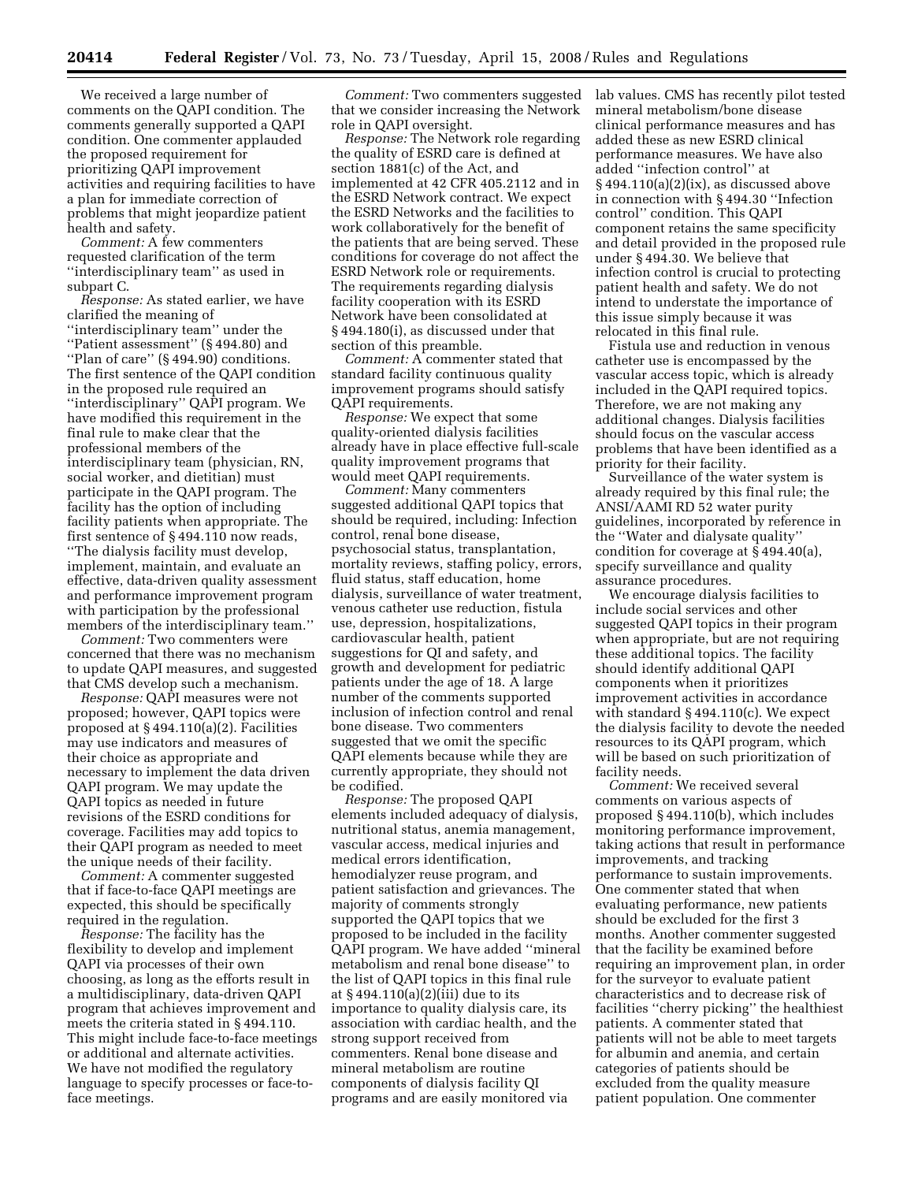We received a large number of comments on the QAPI condition. The comments generally supported a QAPI condition. One commenter applauded the proposed requirement for prioritizing QAPI improvement activities and requiring facilities to have a plan for immediate correction of problems that might jeopardize patient health and safety.

*Comment:* A few commenters requested clarification of the term ''interdisciplinary team'' as used in subpart C.

*Response:* As stated earlier, we have clarified the meaning of ''interdisciplinary team'' under the ''Patient assessment'' (§ 494.80) and ''Plan of care'' (§ 494.90) conditions. The first sentence of the QAPI condition in the proposed rule required an ''interdisciplinary'' QAPI program. We have modified this requirement in the final rule to make clear that the professional members of the interdisciplinary team (physician, RN, social worker, and dietitian) must participate in the QAPI program. The facility has the option of including facility patients when appropriate. The first sentence of § 494.110 now reads, ''The dialysis facility must develop, implement, maintain, and evaluate an effective, data-driven quality assessment and performance improvement program with participation by the professional members of the interdisciplinary team.''

*Comment:* Two commenters were concerned that there was no mechanism to update QAPI measures, and suggested that CMS develop such a mechanism.

*Response:* QAPI measures were not proposed; however, QAPI topics were proposed at § 494.110(a)(2). Facilities may use indicators and measures of their choice as appropriate and necessary to implement the data driven QAPI program. We may update the QAPI topics as needed in future revisions of the ESRD conditions for coverage. Facilities may add topics to their QAPI program as needed to meet the unique needs of their facility.

*Comment:* A commenter suggested that if face-to-face QAPI meetings are expected, this should be specifically required in the regulation.

*Response:* The facility has the flexibility to develop and implement QAPI via processes of their own choosing, as long as the efforts result in a multidisciplinary, data-driven QAPI program that achieves improvement and meets the criteria stated in § 494.110. This might include face-to-face meetings or additional and alternate activities. We have not modified the regulatory language to specify processes or face-to-face meetings.

*Comment:* Two commenters suggested that we consider increasing the Network role in QAPI oversight.

*Response:* The Network role regarding the quality of ESRD care is defined at section 1881(c) of the Act, and implemented at 42 CFR 405.2112 and in the ESRD Network contract. We expect the ESRD Networks and the facilities to work collaboratively for the benefit of the patients that are being served. These conditions for coverage do not affect the ESRD Network role or requirements. The requirements regarding dialysis facility cooperation with its ESRD Network have been consolidated at § 494.180(i), as discussed under that section of this preamble.

*Comment:* A commenter stated that standard facility continuous quality improvement programs should satisfy QAPI requirements.

*Response:* We expect that some quality-oriented dialysis facilities already have in place effective full-scale quality improvement programs that would meet QAPI requirements.

*Comment:* Many commenters suggested additional QAPI topics that should be required, including: Infection control, renal bone disease, psychosocial status, transplantation, mortality reviews, staffing policy, errors, fluid status, staff education, home dialysis, surveillance of water treatment, venous catheter use reduction, fistula use, depression, hospitalizations, cardiovascular health, patient suggestions for QI and safety, and growth and development for pediatric patients under the age of 18. A large number of the comments supported inclusion of infection control and renal bone disease. Two commenters suggested that we omit the specific QAPI elements because while they are currently appropriate, they should not be codified.

*Response:* The proposed QAPI elements included adequacy of dialysis, nutritional status, anemia management, vascular access, medical injuries and medical errors identification, hemodialyzer reuse program, and patient satisfaction and grievances. The majority of comments strongly supported the QAPI topics that we proposed to be included in the facility QAPI program. We have added ''mineral metabolism and renal bone disease'' to the list of QAPI topics in this final rule at § 494.110(a)(2)(iii) due to its importance to quality dialysis care, its association with cardiac health, and the strong support received from commenters. Renal bone disease and mineral metabolism are routine components of dialysis facility QI programs and are easily monitored via lab values. CMS has recently pilot tested mineral metabolism/bone disease clinical performance measures and has added these as new ESRD clinical performance measures. We have also added ''infection control'' at § 494.110(a)(2)(ix), as discussed above in connection with § 494.30 ''Infection control'' condition. This QAPI component retains the same specificity and detail provided in the proposed rule under § 494.30. We believe that infection control is crucial to protecting patient health and safety. We do not intend to understate the importance of this issue simply because it was relocated in this final rule.

Fistula use and reduction in venous catheter use is encompassed by the vascular access topic, which is already included in the QAPI required topics. Therefore, we are not making any additional changes. Dialysis facilities should focus on the vascular access problems that have been identified as a priority for their facility.

Surveillance of the water system is already required by this final rule; the ANSI/AAMI RD 52 water purity guidelines, incorporated by reference in the ''Water and dialysate quality'' condition for coverage at § 494.40(a), specify surveillance and quality assurance procedures.

We encourage dialysis facilities to include social services and other suggested QAPI topics in their program when appropriate, but are not requiring these additional topics. The facility should identify additional QAPI components when it prioritizes improvement activities in accordance with standard § 494.110(c). We expect the dialysis facility to devote the needed resources to its QAPI program, which will be based on such prioritization of facility needs.

*Comment:* We received several comments on various aspects of proposed § 494.110(b), which includes monitoring performance improvement, taking actions that result in performance improvements, and tracking performance to sustain improvements. One commenter stated that when evaluating performance, new patients should be excluded for the first 3 months. Another commenter suggested that the facility be examined before requiring an improvement plan, in order for the surveyor to evaluate patient characteristics and to decrease risk of facilities ''cherry picking'' the healthiest patients. A commenter stated that patients will not be able to meet targets for albumin and anemia, and certain categories of patients should be excluded from the quality measure patient population. One commenter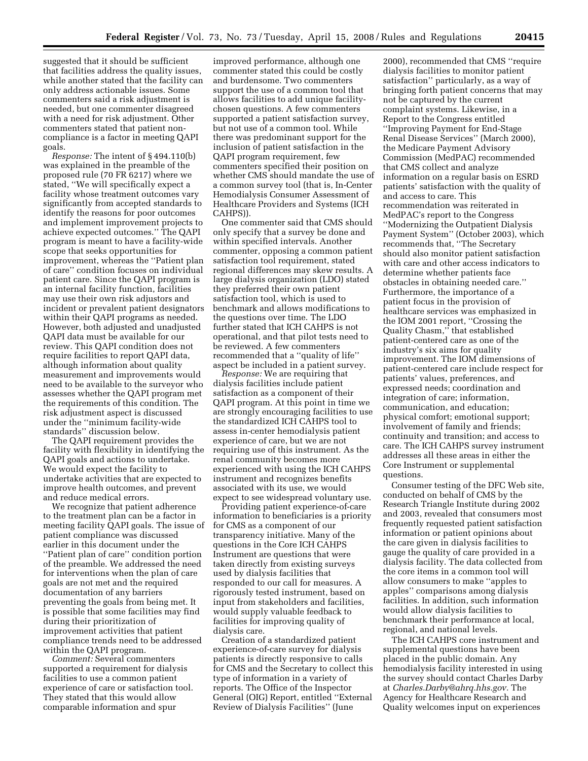suggested that it should be sufficient that facilities address the quality issues, while another stated that the facility can only address actionable issues. Some commenters said a risk adjustment is needed, but one commenter disagreed with a need for risk adjustment. Other commenters stated that patient non-compliance is a factor in meeting QAPI goals.

*Response:* The intent of § 494.110(b) was explained in the preamble of the proposed rule (70 FR 6217) where we stated, ''We will specifically expect a facility whose treatment outcomes vary significantly from accepted standards to identify the reasons for poor outcomes and implement improvement projects to achieve expected outcomes.'' The QAPI program is meant to have a facility-wide scope that seeks opportunities for improvement, whereas the ''Patient plan of care'' condition focuses on individual patient care. Since the QAPI program is an internal facility function, facilities may use their own risk adjustors and incident or prevalent patient designators within their QAPI programs as needed. However, both adjusted and unadjusted QAPI data must be available for our review. This QAPI condition does not require facilities to report QAPI data, although information about quality measurement and improvements would need to be available to the surveyor who assesses whether the QAPI program met the requirements of this condition. The risk adjustment aspect is discussed under the ''minimum facility-wide standards'' discussion below.

The QAPI requirement provides the facility with flexibility in identifying the QAPI goals and actions to undertake. We would expect the facility to undertake activities that are expected to improve health outcomes, and prevent and reduce medical errors.

We recognize that patient adherence to the treatment plan can be a factor in meeting facility QAPI goals. The issue of patient compliance was discussed earlier in this document under the ''Patient plan of care'' condition portion of the preamble. We addressed the need for interventions when the plan of care goals are not met and the required documentation of any barriers preventing the goals from being met. It is possible that some facilities may find during their prioritization of improvement activities that patient compliance trends need to be addressed within the QAPI program.

*Comment:* Several commenters supported a requirement for dialysis facilities to use a common patient experience of care or satisfaction tool. They stated that this would allow comparable information and spur improved performance, although one commenter stated this could be costly and burdensome. Two commenters support the use of a common tool that allows facilities to add unique facility-chosen questions. A few commenters supported a patient satisfaction survey, but not use of a common tool. While there was predominant support for the inclusion of patient satisfaction in the QAPI program requirement, few commenters specified their position on whether CMS should mandate the use of a common survey tool (that is, In-Center Hemodialysis Consumer Assessment of Healthcare Providers and Systems (ICH CAHPS)).

One commenter said that CMS should only specify that a survey be done and within specified intervals. Another commenter, opposing a common patient satisfaction tool requirement, stated regional differences may skew results. A large dialysis organization (LDO) stated they preferred their own patient satisfaction tool, which is used to benchmark and allows modifications to the questions over time. The LDO further stated that ICH CAHPS is not operational, and that pilot tests need to be reviewed. A few commenters recommended that a ''quality of life'' aspect be included in a patient survey.

*Response:* We are requiring that dialysis facilities include patient satisfaction as a component of their QAPI program. At this point in time we are strongly encouraging facilities to use the standardized ICH CAHPS tool to assess in-center hemodialysis patient experience of care, but we are not requiring use of this instrument. As the renal community becomes more experienced with using the ICH CAHPS instrument and recognizes benefits associated with its use, we would expect to see widespread voluntary use.

Providing patient experience-of-care information to beneficiaries is a priority for CMS as a component of our transparency initiative. Many of the questions in the Core ICH CAHPS Instrument are questions that were taken directly from existing surveys used by dialysis facilities that responded to our call for measures. A rigorously tested instrument, based on input from stakeholders and facilities, would supply valuable feedback to facilities for improving quality of dialysis care.

Creation of a standardized patient experience-of-care survey for dialysis patients is directly responsive to calls for CMS and the Secretary to collect this type of information in a variety of reports. The Office of the Inspector General (OIG) Report, entitled ''External Review of Dialysis Facilities'' (June 2000), recommended that CMS ''require dialysis facilities to monitor patient satisfaction'' particularly, as a way of bringing forth patient concerns that may not be captured by the current complaint systems. Likewise, in a Report to the Congress entitled ''Improving Payment for End-Stage Renal Disease Services'' (March 2000), the Medicare Payment Advisory Commission (MedPAC) recommended that CMS collect and analyze information on a regular basis on ESRD patients' satisfaction with the quality of and access to care. This recommendation was reiterated in MedPAC's report to the Congress ''Modernizing the Outpatient Dialysis Payment System'' (October 2003), which recommends that, ''The Secretary should also monitor patient satisfaction with care and other access indicators to determine whether patients face obstacles in obtaining needed care.'' Furthermore, the importance of a patient focus in the provision of healthcare services was emphasized in the IOM 2001 report, ''Crossing the Quality Chasm,'' that established patient-centered care as one of the industry's six aims for quality improvement. The IOM dimensions of patient-centered care include respect for patients' values, preferences, and expressed needs; coordination and integration of care; information, communication, and education; physical comfort; emotional support; involvement of family and friends; continuity and transition; and access to care. The ICH CAHPS survey instrument addresses all these areas in either the Core Instrument or supplemental questions.

Consumer testing of the DFC Web site, conducted on behalf of CMS by the Research Triangle Institute during 2002 and 2003, revealed that consumers most frequently requested patient satisfaction information or patient opinions about the care given in dialysis facilities to gauge the quality of care provided in a dialysis facility. The data collected from the core items in a common tool will allow consumers to make ''apples to apples'' comparisons among dialysis facilities. In addition, such information would allow dialysis facilities to benchmark their performance at local, regional, and national levels.

The ICH CAHPS core instrument and supplemental questions have been placed in the public domain. Any hemodialysis facility interested in using the survey should contact Charles Darby at *Charles.Darby@ahrq.hhs.gov*. The Agency for Healthcare Research and Quality welcomes input on experiences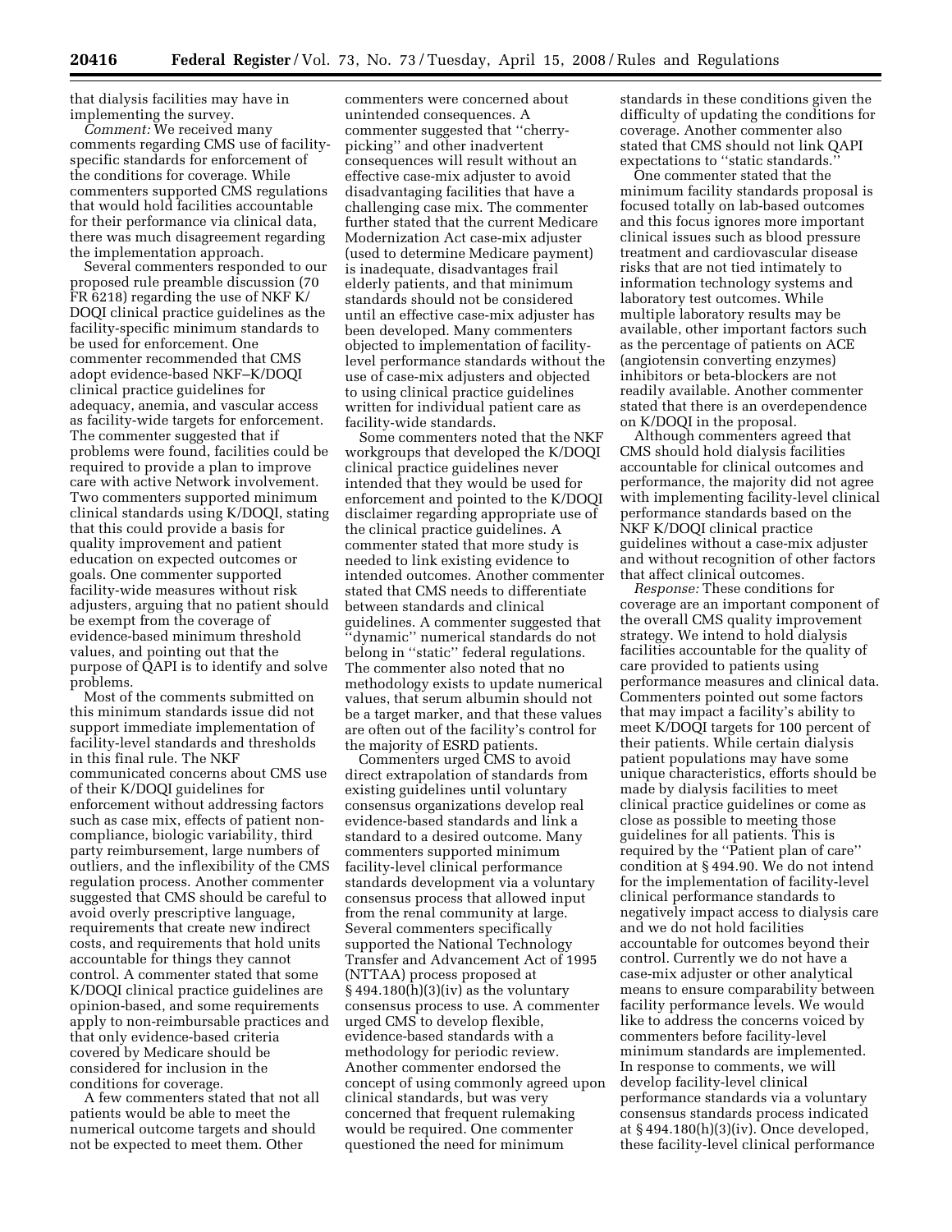that dialysis facilities may have in implementing the survey.

*Comment:* We received many comments regarding CMS use of facility-specific standards for enforcement of the conditions for coverage. While commenters supported CMS regulations that would hold facilities accountable for their performance via clinical data, there was much disagreement regarding the implementation approach.

Several commenters responded to our proposed rule preamble discussion (70 FR 6218) regarding the use of NKF K/DOQI clinical practice guidelines as the facility-specific minimum standards to be used for enforcement. One commenter recommended that CMS adopt evidence-based NKF–K/DOQI clinical practice guidelines for adequacy, anemia, and vascular access as facility-wide targets for enforcement. The commenter suggested that if problems were found, facilities could be required to provide a plan to improve care with active Network involvement. Two commenters supported minimum clinical standards using K/DOQI, stating that this could provide a basis for quality improvement and patient education on expected outcomes or goals. One commenter supported facility-wide measures without risk adjusters, arguing that no patient should be exempt from the coverage of evidence-based minimum threshold values, and pointing out that the purpose of QAPI is to identify and solve problems.

Most of the comments submitted on this minimum standards issue did not support immediate implementation of facility-level standards and thresholds in this final rule. The NKF communicated concerns about CMS use of their K/DOQI guidelines for enforcement without addressing factors such as case mix, effects of patient non-compliance, biologic variability, third party reimbursement, large numbers of outliers, and the inflexibility of the CMS regulation process. Another commenter suggested that CMS should be careful to avoid overly prescriptive language, requirements that create new indirect costs, and requirements that hold units accountable for things they cannot control. A commenter stated that some K/DOQI clinical practice guidelines are opinion-based, and some requirements apply to non-reimbursable practices and that only evidence-based criteria covered by Medicare should be considered for inclusion in the conditions for coverage.

A few commenters stated that not all patients would be able to meet the numerical outcome targets and should not be expected to meet them. Other commenters were concerned about unintended consequences. A commenter suggested that ''cherry-picking'' and other inadvertent consequences will result without an effective case-mix adjuster to avoid disadvantaging facilities that have a challenging case mix. The commenter further stated that the current Medicare Modernization Act case-mix adjuster (used to determine Medicare payment) is inadequate, disadvantages frail elderly patients, and that minimum standards should not be considered until an effective case-mix adjuster has been developed. Many commenters objected to implementation of facility-level performance standards without the use of case-mix adjusters and objected to using clinical practice guidelines written for individual patient care as facility-wide standards.

Some commenters noted that the NKF workgroups that developed the K/DOQI clinical practice guidelines never intended that they would be used for enforcement and pointed to the K/DOQI disclaimer regarding appropriate use of the clinical practice guidelines. A commenter stated that more study is needed to link existing evidence to intended outcomes. Another commenter stated that CMS needs to differentiate between standards and clinical guidelines. A commenter suggested that ''dynamic'' numerical standards do not belong in ''static'' federal regulations. The commenter also noted that no methodology exists to update numerical values, that serum albumin should not be a target marker, and that these values are often out of the facility's control for the majority of ESRD patients.

Commenters urged CMS to avoid direct extrapolation of standards from existing guidelines until voluntary consensus organizations develop real evidence-based standards and link a standard to a desired outcome. Many commenters supported minimum facility-level clinical performance standards development via a voluntary consensus process that allowed input from the renal community at large. Several commenters specifically supported the National Technology Transfer and Advancement Act of 1995 (NTTAA) process proposed at § 494.180(h)(3)(iv) as the voluntary consensus process to use. A commenter urged CMS to develop flexible, evidence-based standards with a methodology for periodic review. Another commenter endorsed the concept of using commonly agreed upon clinical standards, but was very concerned that frequent rulemaking would be required. One commenter questioned the need for minimum standards in these conditions given the difficulty of updating the conditions for coverage. Another commenter also stated that CMS should not link QAPI expectations to ''static standards.''

One commenter stated that the minimum facility standards proposal is focused totally on lab-based outcomes and this focus ignores more important clinical issues such as blood pressure treatment and cardiovascular disease risks that are not tied intimately to information technology systems and laboratory test outcomes. While multiple laboratory results may be available, other important factors such as the percentage of patients on ACE (angiotensin converting enzymes) inhibitors or beta-blockers are not readily available. Another commenter stated that there is an overdependence on K/DOQI in the proposal.

Although commenters agreed that CMS should hold dialysis facilities accountable for clinical outcomes and performance, the majority did not agree with implementing facility-level clinical performance standards based on the NKF K/DOQI clinical practice guidelines without a case-mix adjuster and without recognition of other factors that affect clinical outcomes.

*Response:* These conditions for coverage are an important component of the overall CMS quality improvement strategy. We intend to hold dialysis facilities accountable for the quality of care provided to patients using performance measures and clinical data. Commenters pointed out some factors that may impact a facility's ability to meet K/DOQI targets for 100 percent of their patients. While certain dialysis patient populations may have some unique characteristics, efforts should be made by dialysis facilities to meet clinical practice guidelines or come as close as possible to meeting those guidelines for all patients. This is required by the ''Patient plan of care'' condition at § 494.90. We do not intend for the implementation of facility-level clinical performance standards to negatively impact access to dialysis care and we do not hold facilities accountable for outcomes beyond their control. Currently we do not have a case-mix adjuster or other analytical means to ensure comparability between facility performance levels. We would like to address the concerns voiced by commenters before facility-level minimum standards are implemented. In response to comments, we will develop facility-level clinical performance standards via a voluntary consensus standards process indicated at § 494.180(h)(3)(iv). Once developed, these facility-level clinical performance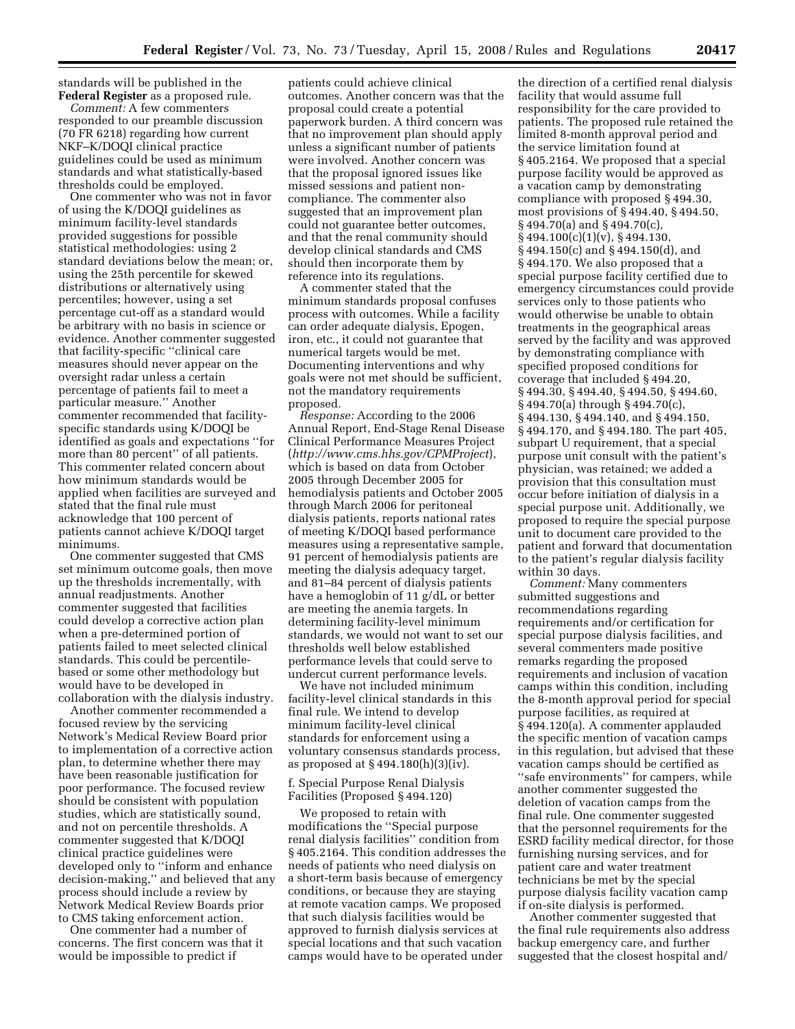standards will be published in the **Federal Register** as a proposed rule.

*Comment:* A few commenters responded to our preamble discussion (70 FR 6218) regarding how current NKF–K/DOQI clinical practice guidelines could be used as minimum standards and what statistically-based thresholds could be employed.

One commenter who was not in favor of using the K/DOQI guidelines as minimum facility-level standards provided suggestions for possible statistical methodologies: using 2 standard deviations below the mean; or, using the 25th percentile for skewed distributions or alternatively using percentiles; however, using a set percentage cut-off as a standard would be arbitrary with no basis in science or evidence. Another commenter suggested that facility-specific ''clinical care measures should never appear on the oversight radar unless a certain percentage of patients fail to meet a particular measure.'' Another commenter recommended that facility-specific standards using K/DOQI be identified as goals and expectations ''for more than 80 percent'' of all patients. This commenter related concern about how minimum standards would be applied when facilities are surveyed and stated that the final rule must acknowledge that 100 percent of patients cannot achieve K/DOQI target minimums.

One commenter suggested that CMS set minimum outcome goals, then move up the thresholds incrementally, with annual readjustments. Another commenter suggested that facilities could develop a corrective action plan when a pre-determined portion of patients failed to meet selected clinical standards. This could be percentile-based or some other methodology but would have to be developed in collaboration with the dialysis industry.

Another commenter recommended a focused review by the servicing Network's Medical Review Board prior to implementation of a corrective action plan, to determine whether there may have been reasonable justification for poor performance. The focused review should be consistent with population studies, which are statistically sound, and not on percentile thresholds. A commenter suggested that K/DOQI clinical practice guidelines were developed only to ''inform and enhance decision-making,'' and believed that any process should include a review by Network Medical Review Boards prior to CMS taking enforcement action.

One commenter had a number of concerns. The first concern was that it would be impossible to predict if patients could achieve clinical outcomes. Another concern was that the proposal could create a potential paperwork burden. A third concern was that no improvement plan should apply unless a significant number of patients were involved. Another concern was that the proposal ignored issues like missed sessions and patient non-compliance. The commenter also suggested that an improvement plan could not guarantee better outcomes, and that the renal community should develop clinical standards and CMS should then incorporate them by reference into its regulations.

A commenter stated that the minimum standards proposal confuses process with outcomes. While a facility can order adequate dialysis, Epogen, iron, etc., it could not guarantee that numerical targets would be met. Documenting interventions and why goals were not met should be sufficient, not the mandatory requirements proposed.

*Response:* According to the 2006 Annual Report, End-Stage Renal Disease Clinical Performance Measures Project (*http://www.cms.hhs.gov/CPMProject*), which is based on data from October 2005 through December 2005 for hemodialysis patients and October 2005 through March 2006 for peritoneal dialysis patients, reports national rates of meeting K/DOQI based performance measures using a representative sample, 91 percent of hemodialysis patients are meeting the dialysis adequacy target, and 81–84 percent of dialysis patients have a hemoglobin of 11 g/dL or better are meeting the anemia targets. In determining facility-level minimum standards, we would not want to set our thresholds well below established performance levels that could serve to undercut current performance levels.

We have not included minimum facility-level clinical standards in this final rule. We intend to develop minimum facility-level clinical standards for enforcement using a voluntary consensus standards process, as proposed at § 494.180(h)(3)(iv).

f. Special Purpose Renal Dialysis Facilities (Proposed § 494.120)

We proposed to retain with modifications the ''Special purpose renal dialysis facilities'' condition from § 405.2164. This condition addresses the needs of patients who need dialysis on a short-term basis because of emergency conditions, or because they are staying at remote vacation camps. We proposed that such dialysis facilities would be approved to furnish dialysis services at special locations and that such vacation camps would have to be operated under the direction of a certified renal dialysis facility that would assume full responsibility for the care provided to patients. The proposed rule retained the limited 8-month approval period and the service limitation found at § 405.2164. We proposed that a special purpose facility would be approved as a vacation camp by demonstrating compliance with proposed § 494.30, most provisions of § 494.40, § 494.50, § 494.70(a) and § 494.70(c), § 494.100(c)(1)(v), § 494.130, § 494.150(c) and § 494.150(d), and § 494.170. We also proposed that a special purpose facility certified due to emergency circumstances could provide services only to those patients who would otherwise be unable to obtain treatments in the geographical areas served by the facility and was approved by demonstrating compliance with specified proposed conditions for coverage that included § 494.20, § 494.30, § 494.40, § 494.50, § 494.60, § 494.70(a) through § 494.70(c), § 494.130, § 494.140, and § 494.150, § 494.170, and § 494.180. The part 405, subpart U requirement, that a special purpose unit consult with the patient's physician, was retained; we added a provision that this consultation must occur before initiation of dialysis in a special purpose unit. Additionally, we proposed to require the special purpose unit to document care provided to the patient and forward that documentation to the patient's regular dialysis facility within 30 days.

*Comment:* Many commenters submitted suggestions and recommendations regarding requirements and/or certification for special purpose dialysis facilities, and several commenters made positive remarks regarding the proposed requirements and inclusion of vacation camps within this condition, including the 8-month approval period for special purpose facilities, as required at § 494.120(a). A commenter applauded the specific mention of vacation camps in this regulation, but advised that these vacation camps should be certified as ''safe environments'' for campers, while another commenter suggested the deletion of vacation camps from the final rule. One commenter suggested that the personnel requirements for the ESRD facility medical director, for those furnishing nursing services, and for patient care and water treatment technicians be met by the special purpose dialysis facility vacation camp if on-site dialysis is performed.

Another commenter suggested that the final rule requirements also address backup emergency care, and further suggested that the closest hospital and/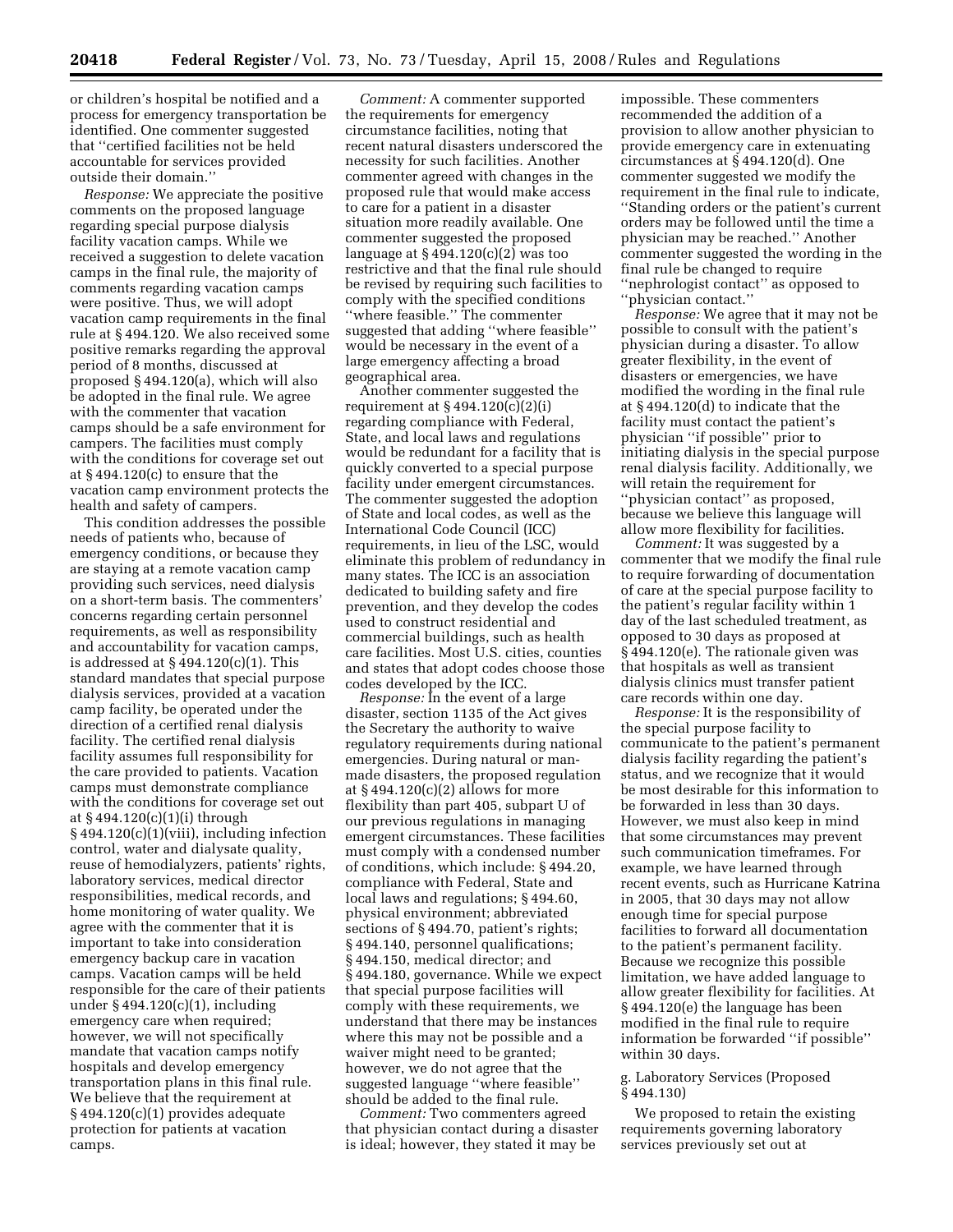or children's hospital be notified and a process for emergency transportation be identified. One commenter suggested that ''certified facilities not be held accountable for services provided outside their domain.''

*Response:* We appreciate the positive comments on the proposed language regarding special purpose dialysis facility vacation camps. While we received a suggestion to delete vacation camps in the final rule, the majority of comments regarding vacation camps were positive. Thus, we will adopt vacation camp requirements in the final rule at § 494.120. We also received some positive remarks regarding the approval period of 8 months, discussed at proposed § 494.120(a), which will also be adopted in the final rule. We agree with the commenter that vacation camps should be a safe environment for campers. The facilities must comply with the conditions for coverage set out at § 494.120(c) to ensure that the vacation camp environment protects the health and safety of campers.

This condition addresses the possible needs of patients who, because of emergency conditions, or because they are staying at a remote vacation camp providing such services, need dialysis on a short-term basis. The commenters' concerns regarding certain personnel requirements, as well as responsibility and accountability for vacation camps, is addressed at § 494.120(c)(1). This standard mandates that special purpose dialysis services, provided at a vacation camp facility, be operated under the direction of a certified renal dialysis facility. The certified renal dialysis facility assumes full responsibility for the care provided to patients. Vacation camps must demonstrate compliance with the conditions for coverage set out at § 494.120(c)(1)(i) through § 494.120(c)(1)(viii), including infection control, water and dialysate quality, reuse of hemodialyzers, patients' rights, laboratory services, medical director responsibilities, medical records, and home monitoring of water quality. We agree with the commenter that it is important to take into consideration emergency backup care in vacation camps. Vacation camps will be held responsible for the care of their patients under § 494.120(c)(1), including emergency care when required; however, we will not specifically mandate that vacation camps notify hospitals and develop emergency transportation plans in this final rule. We believe that the requirement at § 494.120(c)(1) provides adequate protection for patients at vacation camps.

*Comment:* A commenter supported the requirements for emergency circumstance facilities, noting that recent natural disasters underscored the necessity for such facilities. Another commenter agreed with changes in the proposed rule that would make access to care for a patient in a disaster situation more readily available. One commenter suggested the proposed language at § 494.120(c)(2) was too restrictive and that the final rule should be revised by requiring such facilities to comply with the specified conditions ''where feasible.'' The commenter suggested that adding ''where feasible'' would be necessary in the event of a large emergency affecting a broad geographical area.

Another commenter suggested the requirement at § 494.120(c)(2)(i) regarding compliance with Federal, State, and local laws and regulations would be redundant for a facility that is quickly converted to a special purpose facility under emergent circumstances. The commenter suggested the adoption of State and local codes, as well as the International Code Council (ICC) requirements, in lieu of the LSC, would eliminate this problem of redundancy in many states. The ICC is an association dedicated to building safety and fire prevention, and they develop the codes used to construct residential and commercial buildings, such as health care facilities. Most U.S. cities, counties and states that adopt codes choose those codes developed by the ICC.

*Response:* In the event of a large disaster, section 1135 of the Act gives the Secretary the authority to waive regulatory requirements during national emergencies. During natural or man-made disasters, the proposed regulation at § 494.120(c)(2) allows for more flexibility than part 405, subpart U of our previous regulations in managing emergent circumstances. These facilities must comply with a condensed number of conditions, which include: § 494.20, compliance with Federal, State and local laws and regulations; § 494.60, physical environment; abbreviated sections of § 494.70, patient's rights; § 494.140, personnel qualifications; § 494.150, medical director; and § 494.180, governance. While we expect that special purpose facilities will comply with these requirements, we understand that there may be instances where this may not be possible and a waiver might need to be granted; however, we do not agree that the suggested language ''where feasible'' should be added to the final rule.

*Comment:* Two commenters agreed that physician contact during a disaster is ideal; however, they stated it may be impossible. These commenters recommended the addition of a provision to allow another physician to provide emergency care in extenuating circumstances at § 494.120(d). One commenter suggested we modify the requirement in the final rule to indicate, ''Standing orders or the patient's current orders may be followed until the time a physician may be reached.'' Another commenter suggested the wording in the final rule be changed to require ''nephrologist contact'' as opposed to ''physician contact.''

*Response:* We agree that it may not be possible to consult with the patient's physician during a disaster. To allow greater flexibility, in the event of disasters or emergencies, we have modified the wording in the final rule at § 494.120(d) to indicate that the facility must contact the patient's physician ''if possible'' prior to initiating dialysis in the special purpose renal dialysis facility. Additionally, we will retain the requirement for ''physician contact'' as proposed, because we believe this language will allow more flexibility for facilities.

*Comment:* It was suggested by a commenter that we modify the final rule to require forwarding of documentation of care at the special purpose facility to the patient's regular facility within 1 day of the last scheduled treatment, as opposed to 30 days as proposed at § 494.120(e). The rationale given was that hospitals as well as transient dialysis clinics must transfer patient care records within one day.

*Response:* It is the responsibility of the special purpose facility to communicate to the patient's permanent dialysis facility regarding the patient's status, and we recognize that it would be most desirable for this information to be forwarded in less than 30 days. However, we must also keep in mind that some circumstances may prevent such communication timeframes. For example, we have learned through recent events, such as Hurricane Katrina in 2005, that 30 days may not allow enough time for special purpose facilities to forward all documentation to the patient's permanent facility. Because we recognize this possible limitation, we have added language to allow greater flexibility for facilities. At § 494.120(e) the language has been modified in the final rule to require information be forwarded ''if possible'' within 30 days.

g. Laboratory Services (Proposed § 494.130)

We proposed to retain the existing requirements governing laboratory services previously set out at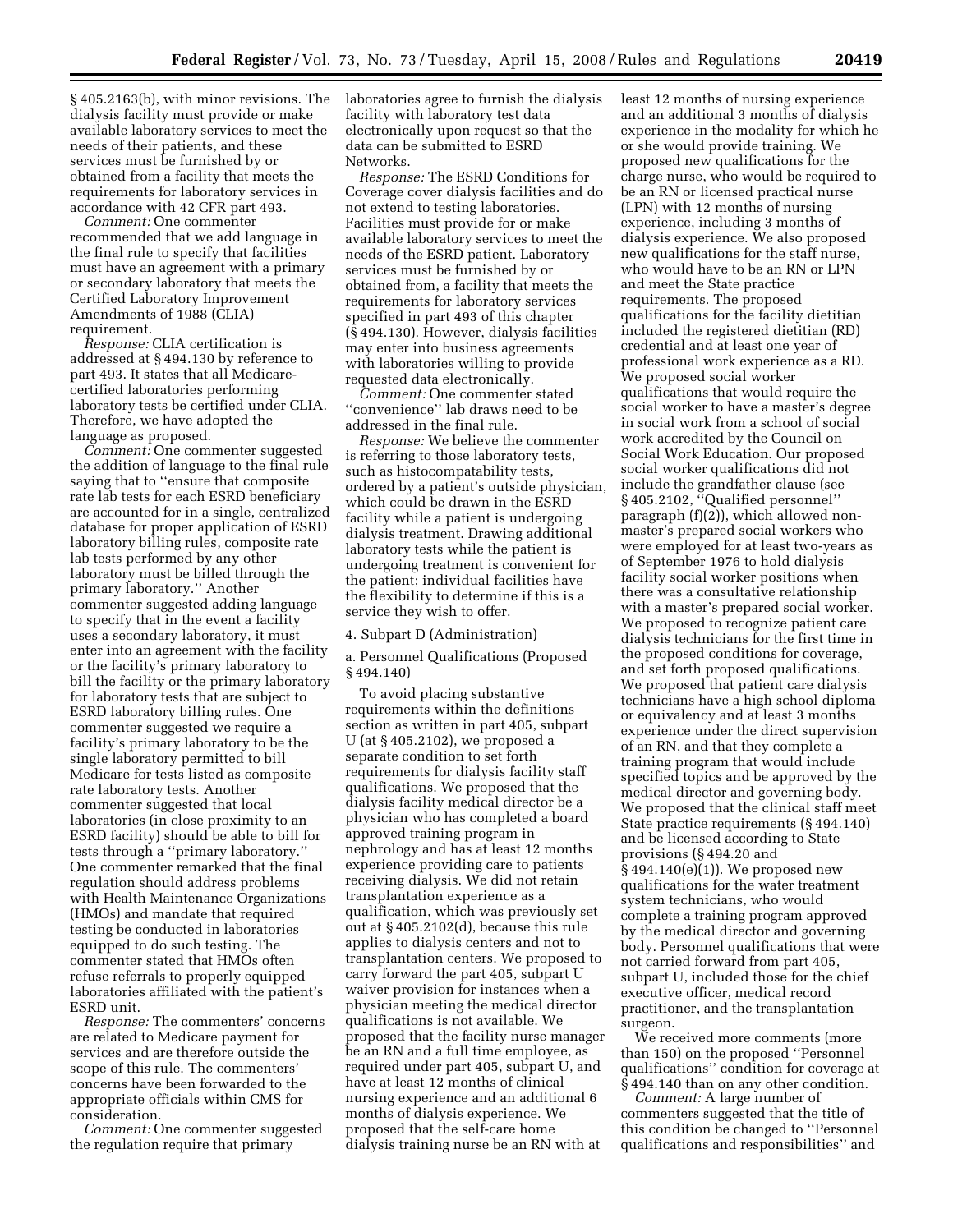§ 405.2163(b), with minor revisions. The dialysis facility must provide or make available laboratory services to meet the needs of their patients, and these services must be furnished by or obtained from a facility that meets the requirements for laboratory services in accordance with 42 CFR part 493.

*Comment:* One commenter recommended that we add language in the final rule to specify that facilities must have an agreement with a primary or secondary laboratory that meets the Certified Laboratory Improvement Amendments of 1988 (CLIA) requirement.

*Response:* CLIA certification is addressed at § 494.130 by reference to part 493. It states that all Medicare-certified laboratories performing laboratory tests be certified under CLIA. Therefore, we have adopted the language as proposed.

*Comment:* One commenter suggested the addition of language to the final rule saying that to ''ensure that composite rate lab tests for each ESRD beneficiary are accounted for in a single, centralized database for proper application of ESRD laboratory billing rules, composite rate lab tests performed by any other laboratory must be billed through the primary laboratory.'' Another commenter suggested adding language to specify that in the event a facility uses a secondary laboratory, it must enter into an agreement with the facility or the facility's primary laboratory to bill the facility or the primary laboratory for laboratory tests that are subject to ESRD laboratory billing rules. One commenter suggested we require a facility's primary laboratory to be the single laboratory permitted to bill Medicare for tests listed as composite rate laboratory tests. Another commenter suggested that local laboratories (in close proximity to an ESRD facility) should be able to bill for tests through a ''primary laboratory.'' One commenter remarked that the final regulation should address problems with Health Maintenance Organizations (HMOs) and mandate that required testing be conducted in laboratories equipped to do such testing. The commenter stated that HMOs often refuse referrals to properly equipped laboratories affiliated with the patient's ESRD unit.

*Response:* The commenters' concerns are related to Medicare payment for services and are therefore outside the scope of this rule. The commenters' concerns have been forwarded to the appropriate officials within CMS for consideration.

*Comment:* One commenter suggested the regulation require that primary laboratories agree to furnish the dialysis facility with laboratory test data electronically upon request so that the data can be submitted to ESRD Networks.

*Response:* The ESRD Conditions for Coverage cover dialysis facilities and do not extend to testing laboratories. Facilities must provide for or make available laboratory services to meet the needs of the ESRD patient. Laboratory services must be furnished by or obtained from, a facility that meets the requirements for laboratory services specified in part 493 of this chapter (§ 494.130). However, dialysis facilities may enter into business agreements with laboratories willing to provide requested data electronically.

*Comment:* One commenter stated ''convenience'' lab draws need to be addressed in the final rule.

*Response:* We believe the commenter is referring to those laboratory tests, such as histocompatability tests, ordered by a patient's outside physician, which could be drawn in the ESRD facility while a patient is undergoing dialysis treatment. Drawing additional laboratory tests while the patient is undergoing treatment is convenient for the patient; individual facilities have the flexibility to determine if this is a service they wish to offer.

4. Subpart D (Administration)

a. Personnel Qualifications (Proposed § 494.140)

To avoid placing substantive requirements within the definitions section as written in part 405, subpart U (at § 405.2102), we proposed a separate condition to set forth requirements for dialysis facility staff qualifications. We proposed that the dialysis facility medical director be a physician who has completed a board approved training program in nephrology and has at least 12 months experience providing care to patients receiving dialysis. We did not retain transplantation experience as a qualification, which was previously set out at § 405.2102(d), because this rule applies to dialysis centers and not to transplantation centers. We proposed to carry forward the part 405, subpart U waiver provision for instances when a physician meeting the medical director qualifications is not available. We proposed that the facility nurse manager be an RN and a full time employee, as required under part 405, subpart U, and have at least 12 months of clinical nursing experience and an additional 6 months of dialysis experience. We proposed that the self-care home dialysis training nurse be an RN with at least 12 months of nursing experience and an additional 3 months of dialysis experience in the modality for which he or she would provide training. We proposed new qualifications for the charge nurse, who would be required to be an RN or licensed practical nurse (LPN) with 12 months of nursing experience, including 3 months of dialysis experience. We also proposed new qualifications for the staff nurse, who would have to be an RN or LPN and meet the State practice requirements. The proposed qualifications for the facility dietitian included the registered dietitian (RD) credential and at least one year of professional work experience as a RD. We proposed social worker qualifications that would require the social worker to have a master's degree in social work from a school of social work accredited by the Council on Social Work Education. Our proposed social worker qualifications did not include the grandfather clause (see § 405.2102, ''Qualified personnel'' paragraph (f)(2)), which allowed non-master's prepared social workers who were employed for at least two-years as of September 1976 to hold dialysis facility social worker positions when there was a consultative relationship with a master's prepared social worker. We proposed to recognize patient care dialysis technicians for the first time in the proposed conditions for coverage, and set forth proposed qualifications. We proposed that patient care dialysis technicians have a high school diploma or equivalency and at least 3 months experience under the direct supervision of an RN, and that they complete a training program that would include specified topics and be approved by the medical director and governing body. We proposed that the clinical staff meet State practice requirements (§ 494.140) and be licensed according to State provisions (§ 494.20 and § 494.140(e)(1)). We proposed new qualifications for the water treatment system technicians, who would complete a training program approved by the medical director and governing body. Personnel qualifications that were not carried forward from part 405, subpart U, included those for the chief executive officer, medical record practitioner, and the transplantation surgeon.

We received more comments (more than 150) on the proposed ''Personnel qualifications'' condition for coverage at § 494.140 than on any other condition.

*Comment:* A large number of commenters suggested that the title of this condition be changed to ''Personnel qualifications and responsibilities'' and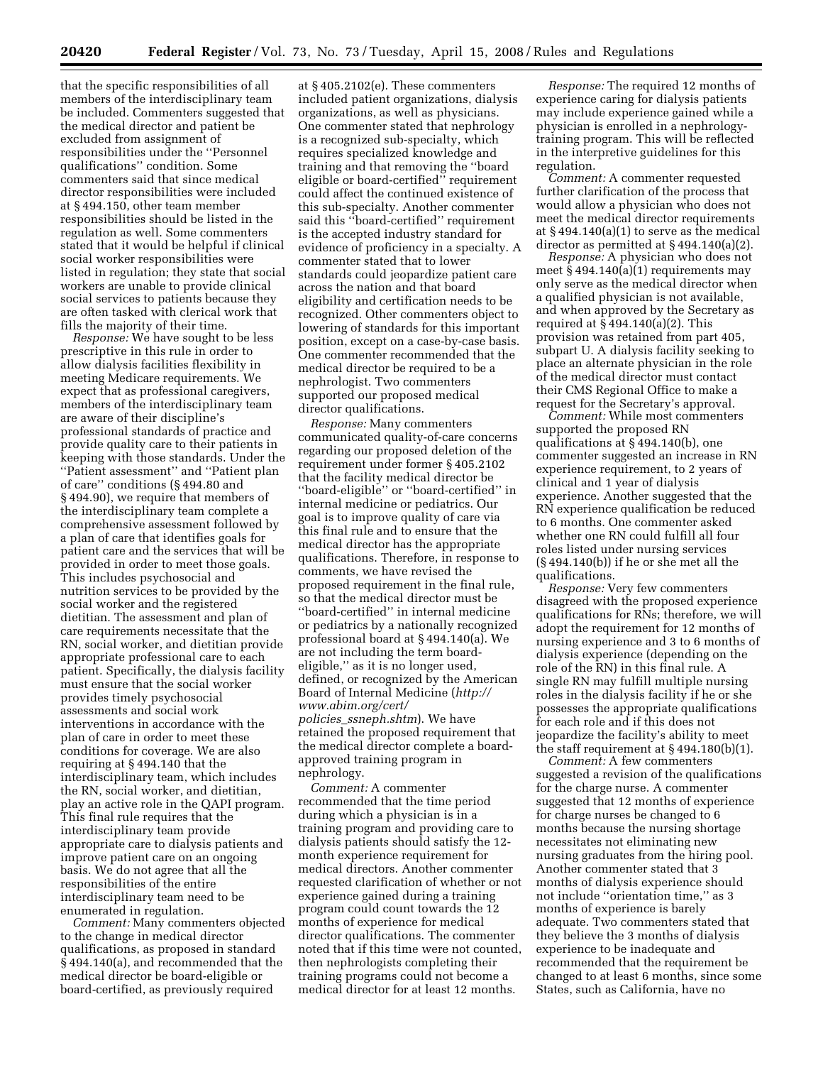that the specific responsibilities of all members of the interdisciplinary team be included. Commenters suggested that the medical director and patient be excluded from assignment of responsibilities under the ''Personnel qualifications'' condition. Some commenters said that since medical director responsibilities were included at § 494.150, other team member responsibilities should be listed in the regulation as well. Some commenters stated that it would be helpful if clinical social worker responsibilities were listed in regulation; they state that social workers are unable to provide clinical social services to patients because they are often tasked with clerical work that fills the majority of their time.

*Response:* We have sought to be less prescriptive in this rule in order to allow dialysis facilities flexibility in meeting Medicare requirements. We expect that as professional caregivers, members of the interdisciplinary team are aware of their discipline's professional standards of practice and provide quality care to their patients in keeping with those standards. Under the ''Patient assessment'' and ''Patient plan of care'' conditions (§ 494.80 and § 494.90), we require that members of the interdisciplinary team complete a comprehensive assessment followed by a plan of care that identifies goals for patient care and the services that will be provided in order to meet those goals. This includes psychosocial and nutrition services to be provided by the social worker and the registered dietitian. The assessment and plan of care requirements necessitate that the RN, social worker, and dietitian provide appropriate professional care to each patient. Specifically, the dialysis facility must ensure that the social worker provides timely psychosocial assessments and social work interventions in accordance with the plan of care in order to meet these conditions for coverage. We are also requiring at § 494.140 that the interdisciplinary team, which includes the RN, social worker, and dietitian, play an active role in the QAPI program. This final rule requires that the interdisciplinary team provide appropriate care to dialysis patients and improve patient care on an ongoing basis. We do not agree that all the responsibilities of the entire interdisciplinary team need to be enumerated in regulation.

*Comment:* Many commenters objected to the change in medical director qualifications, as proposed in standard § 494.140(a), and recommended that the medical director be board-eligible or board-certified, as previously required at § 405.2102(e). These commenters included patient organizations, dialysis organizations, as well as physicians. One commenter stated that nephrology is a recognized sub-specialty, which requires specialized knowledge and training and that removing the ''board eligible or board-certified'' requirement could affect the continued existence of this sub-specialty. Another commenter said this ''board-certified'' requirement is the accepted industry standard for evidence of proficiency in a specialty. A commenter stated that to lower standards could jeopardize patient care across the nation and that board eligibility and certification needs to be recognized. Other commenters object to lowering of standards for this important position, except on a case-by-case basis. One commenter recommended that the medical director be required to be a nephrologist. Two commenters supported our proposed medical director qualifications.

*Response:* Many commenters communicated quality-of-care concerns regarding our proposed deletion of the requirement under former § 405.2102 that the facility medical director be ''board-eligible'' or ''board-certified'' in internal medicine or pediatrics. Our goal is to improve quality of care via this final rule and to ensure that the medical director has the appropriate qualifications. Therefore, in response to comments, we have revised the proposed requirement in the final rule, so that the medical director must be ''board-certified'' in internal medicine or pediatrics by a nationally recognized professional board at § 494.140(a). We are not including the term board-eligible,'' as it is no longer used, defined, or recognized by the American Board of Internal Medicine (*http://www.abim.org/cert/policies_ssneph.shtm*). We have retained the proposed requirement that the medical director complete a board-approved training program in nephrology.

*Comment:* A commenter recommended that the time period during which a physician is in a training program and providing care to dialysis patients should satisfy the 12-month experience requirement for medical directors. Another commenter requested clarification of whether or not experience gained during a training program could count towards the 12 months of experience for medical director qualifications. The commenter noted that if this time were not counted, then nephrologists completing their training programs could not become a medical director for at least 12 months.

*Response:* The required 12 months of experience caring for dialysis patients may include experience gained while a physician is enrolled in a nephrology-training program. This will be reflected in the interpretive guidelines for this regulation.

*Comment:* A commenter requested further clarification of the process that would allow a physician who does not meet the medical director requirements at § 494.140(a)(1) to serve as the medical director as permitted at § 494.140(a)(2).

*Response:* A physician who does not meet § 494.140(a)(1) requirements may only serve as the medical director when a qualified physician is not available, and when approved by the Secretary as required at § 494.140(a)(2). This provision was retained from part 405, subpart U. A dialysis facility seeking to place an alternate physician in the role of the medical director must contact their CMS Regional Office to make a request for the Secretary's approval.

*Comment:* While most commenters supported the proposed RN qualifications at § 494.140(b), one commenter suggested an increase in RN experience requirement, to 2 years of clinical and 1 year of dialysis experience. Another suggested that the RN experience qualification be reduced to 6 months. One commenter asked whether one RN could fulfill all four roles listed under nursing services (§ 494.140(b)) if he or she met all the qualifications.

*Response:* Very few commenters disagreed with the proposed experience qualifications for RNs; therefore, we will adopt the requirement for 12 months of nursing experience and 3 to 6 months of dialysis experience (depending on the role of the RN) in this final rule. A single RN may fulfill multiple nursing roles in the dialysis facility if he or she possesses the appropriate qualifications for each role and if this does not jeopardize the facility's ability to meet the staff requirement at § 494.180(b)(1).

*Comment:* A few commenters suggested a revision of the qualifications for the charge nurse. A commenter suggested that 12 months of experience for charge nurses be changed to 6 months because the nursing shortage necessitates not eliminating new nursing graduates from the hiring pool. Another commenter stated that 3 months of dialysis experience should not include ''orientation time,'' as 3 months of experience is barely adequate. Two commenters stated that they believe the 3 months of dialysis experience to be inadequate and recommended that the requirement be changed to at least 6 months, since some States, such as California, have no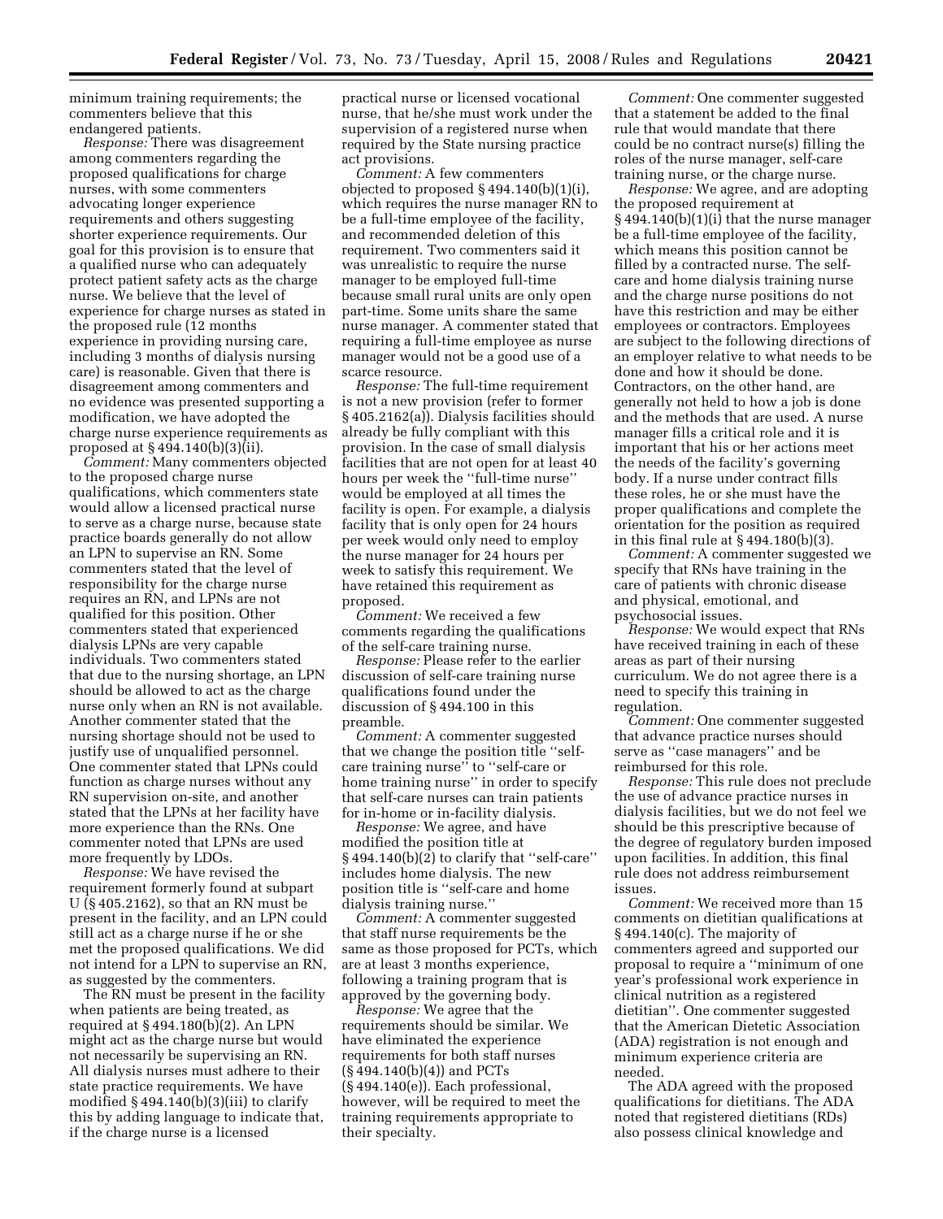minimum training requirements; the commenters believe that this endangered patients.

*Response:* There was disagreement among commenters regarding the proposed qualifications for charge nurses, with some commenters advocating longer experience requirements and others suggesting shorter experience requirements. Our goal for this provision is to ensure that a qualified nurse who can adequately protect patient safety acts as the charge nurse. We believe that the level of experience for charge nurses as stated in the proposed rule (12 months experience in providing nursing care, including 3 months of dialysis nursing care) is reasonable. Given that there is disagreement among commenters and no evidence was presented supporting a modification, we have adopted the charge nurse experience requirements as proposed at § 494.140(b)(3)(ii).

*Comment:* Many commenters objected to the proposed charge nurse qualifications, which commenters state would allow a licensed practical nurse to serve as a charge nurse, because state practice boards generally do not allow an LPN to supervise an RN. Some commenters stated that the level of responsibility for the charge nurse requires an RN, and LPNs are not qualified for this position. Other commenters stated that experienced dialysis LPNs are very capable individuals. Two commenters stated that due to the nursing shortage, an LPN should be allowed to act as the charge nurse only when an RN is not available. Another commenter stated that the nursing shortage should not be used to justify use of unqualified personnel. One commenter stated that LPNs could function as charge nurses without any RN supervision on-site, and another stated that the LPNs at her facility have more experience than the RNs. One commenter noted that LPNs are used more frequently by LDOs.

*Response:* We have revised the requirement formerly found at subpart U (§ 405.2162), so that an RN must be present in the facility, and an LPN could still act as a charge nurse if he or she met the proposed qualifications. We did not intend for a LPN to supervise an RN, as suggested by the commenters.

The RN must be present in the facility when patients are being treated, as required at § 494.180(b)(2). An LPN might act as the charge nurse but would not necessarily be supervising an RN. All dialysis nurses must adhere to their state practice requirements. We have modified § 494.140(b)(3)(iii) to clarify this by adding language to indicate that, if the charge nurse is a licensed practical nurse or licensed vocational nurse, that he/she must work under the supervision of a registered nurse when required by the State nursing practice act provisions.

*Comment:* A few commenters objected to proposed § 494.140(b)(1)(i), which requires the nurse manager RN to be a full-time employee of the facility, and recommended deletion of this requirement. Two commenters said it was unrealistic to require the nurse manager to be employed full-time because small rural units are only open part-time. Some units share the same nurse manager. A commenter stated that requiring a full-time employee as nurse manager would not be a good use of a scarce resource.

*Response:* The full-time requirement is not a new provision (refer to former § 405.2162(a)). Dialysis facilities should already be fully compliant with this provision. In the case of small dialysis facilities that are not open for at least 40 hours per week the "full-time nurse" would be employed at all times the facility is open. For example, a dialysis facility that is only open for 24 hours per week would only need to employ the nurse manager for 24 hours per week to satisfy this requirement. We have retained this requirement as proposed.

*Comment:* We received a few comments regarding the qualifications of the self-care training nurse.

*Response:* Please refer to the earlier discussion of self-care training nurse qualifications found under the discussion of § 494.100 in this preamble.

*Comment:* A commenter suggested that we change the position title "self-care training nurse" to "self-care or home training nurse" in order to specify that self-care nurses can train patients for in-home or in-facility dialysis.

*Response:* We agree, and have modified the position title at § 494.140(b)(2) to clarify that "self-care" includes home dialysis. The new position title is "self-care and home dialysis training nurse."

*Comment:* A commenter suggested that staff nurse requirements be the same as those proposed for PCTs, which are at least 3 months experience, following a training program that is approved by the governing body.

*Response:* We agree that the requirements should be similar. We have eliminated the experience requirements for both staff nurses (§ 494.140(b)(4)) and PCTs (§ 494.140(e)). Each professional, however, will be required to meet the training requirements appropriate to their specialty.

*Comment:* One commenter suggested that a statement be added to the final rule that would mandate that there could be no contract nurse(s) filling the roles of the nurse manager, self-care training nurse, or the charge nurse.

*Response:* We agree, and are adopting the proposed requirement at § 494.140(b)(1)(i) that the nurse manager be a full-time employee of the facility, which means this position cannot be filled by a contracted nurse. The self-care and home dialysis training nurse and the charge nurse positions do not have this restriction and may be either employees or contractors. Employees are subject to the following directions of an employer relative to what needs to be done and how it should be done. Contractors, on the other hand, are generally not held to how a job is done and the methods that are used. A nurse manager fills a critical role and it is important that his or her actions meet the needs of the facility's governing body. If a nurse under contract fills these roles, he or she must have the proper qualifications and complete the orientation for the position as required in this final rule at § 494.180(b)(3).

*Comment:* A commenter suggested we specify that RNs have training in the care of patients with chronic disease and physical, emotional, and psychosocial issues.

*Response:* We would expect that RNs have received training in each of these areas as part of their nursing curriculum. We do not agree there is a need to specify this training in regulation.

*Comment:* One commenter suggested that advance practice nurses should serve as "case managers" and be reimbursed for this role.

*Response:* This rule does not preclude the use of advance practice nurses in dialysis facilities, but we do not feel we should be this prescriptive because of the degree of regulatory burden imposed upon facilities. In addition, this final rule does not address reimbursement issues.

*Comment:* We received more than 15 comments on dietitian qualifications at § 494.140(c). The majority of commenters agreed and supported our proposal to require a "minimum of one year's professional work experience in clinical nutrition as a registered dietitian". One commenter suggested that the American Dietetic Association (ADA) registration is not enough and minimum experience criteria are needed.

The ADA agreed with the proposed qualifications for dietitians. The ADA noted that registered dietitians (RDs) also possess clinical knowledge and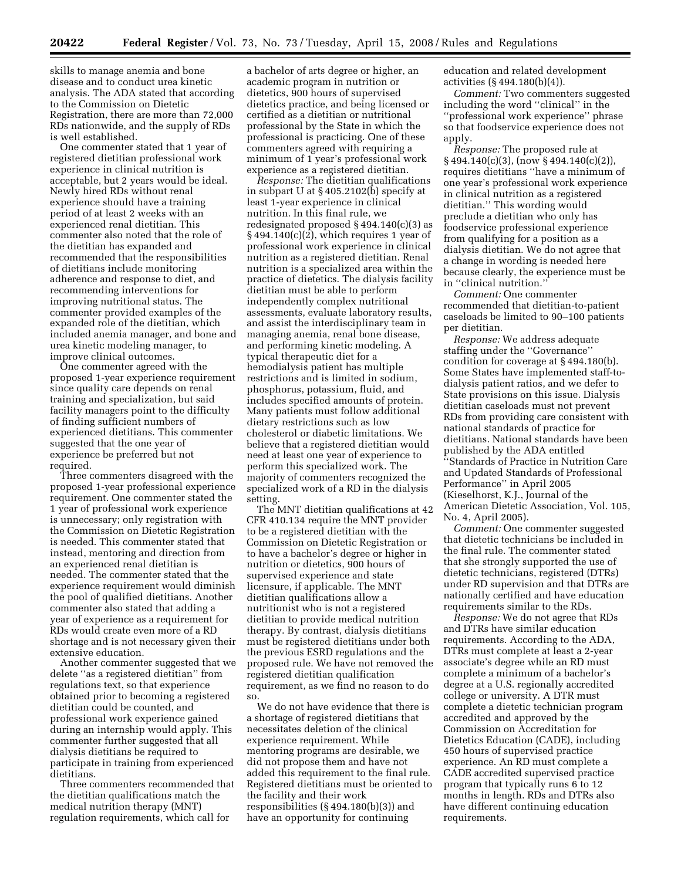skills to manage anemia and bone disease and to conduct urea kinetic analysis. The ADA stated that according to the Commission on Dietetic Registration, there are more than 72,000 RDs nationwide, and the supply of RDs is well established.

One commenter stated that 1 year of registered dietitian professional work experience in clinical nutrition is acceptable, but 2 years would be ideal. Newly hired RDs without renal experience should have a training period of at least 2 weeks with an experienced renal dietitian. This commenter also noted that the role of the dietitian has expanded and recommended that the responsibilities of dietitians include monitoring adherence and response to diet, and recommending interventions for improving nutritional status. The commenter provided examples of the expanded role of the dietitian, which included anemia manager, and bone and urea kinetic modeling manager, to improve clinical outcomes.

One commenter agreed with the proposed 1-year experience requirement since quality care depends on renal training and specialization, but said facility managers point to the difficulty of finding sufficient numbers of experienced dietitians. This commenter suggested that the one year of experience be preferred but not required.

Three commenters disagreed with the proposed 1-year professional experience requirement. One commenter stated the 1 year of professional work experience is unnecessary; only registration with the Commission on Dietetic Registration is needed. This commenter stated that instead, mentoring and direction from an experienced renal dietitian is needed. The commenter stated that the experience requirement would diminish the pool of qualified dietitians. Another commenter also stated that adding a year of experience as a requirement for RDs would create even more of a RD shortage and is not necessary given their extensive education.

Another commenter suggested that we delete ''as a registered dietitian'' from regulations text, so that experience obtained prior to becoming a registered dietitian could be counted, and professional work experience gained during an internship would apply. This commenter further suggested that all dialysis dietitians be required to participate in training from experienced dietitians.

Three commenters recommended that the dietitian qualifications match the medical nutrition therapy (MNT) regulation requirements, which call for a bachelor of arts degree or higher, an academic program in nutrition or dietetics, 900 hours of supervised dietetics practice, and being licensed or certified as a dietitian or nutritional professional by the State in which the professional is practicing. One of these commenters agreed with requiring a minimum of 1 year's professional work experience as a registered dietitian.

*Response:* The dietitian qualifications in subpart U at § 405.2102(b) specify at least 1-year experience in clinical nutrition. In this final rule, we redesignated proposed § 494.140(c)(3) as § 494.140(c)(2), which requires 1 year of professional work experience in clinical nutrition as a registered dietitian. Renal nutrition is a specialized area within the practice of dietetics. The dialysis facility dietitian must be able to perform independently complex nutritional assessments, evaluate laboratory results, and assist the interdisciplinary team in managing anemia, renal bone disease, and performing kinetic modeling. A typical therapeutic diet for a hemodialysis patient has multiple restrictions and is limited in sodium, phosphorus, potassium, fluid, and includes specified amounts of protein. Many patients must follow additional dietary restrictions such as low cholesterol or diabetic limitations. We believe that a registered dietitian would need at least one year of experience to perform this specialized work. The majority of commenters recognized the specialized work of a RD in the dialysis setting.

The MNT dietitian qualifications at 42 CFR 410.134 require the MNT provider to be a registered dietitian with the Commission on Dietetic Registration or to have a bachelor's degree or higher in nutrition or dietetics, 900 hours of supervised experience and state licensure, if applicable. The MNT dietitian qualifications allow a nutritionist who is not a registered dietitian to provide medical nutrition therapy. By contrast, dialysis dietitians must be registered dietitians under both the previous ESRD regulations and the proposed rule. We have not removed the registered dietitian qualification requirement, as we find no reason to do so.

We do not have evidence that there is a shortage of registered dietitians that necessitates deletion of the clinical experience requirement. While mentoring programs are desirable, we did not propose them and have not added this requirement to the final rule. Registered dietitians must be oriented to the facility and their work responsibilities (§ 494.180(b)(3)) and have an opportunity for continuing education and related development activities (§ 494.180(b)(4)).

*Comment:* Two commenters suggested including the word ''clinical'' in the ''professional work experience'' phrase so that foodservice experience does not apply.

*Response:* The proposed rule at § 494.140(c)(3), (now § 494.140(c)(2)), requires dietitians ''have a minimum of one year's professional work experience in clinical nutrition as a registered dietitian.'' This wording would preclude a dietitian who only has foodservice professional experience from qualifying for a position as a dialysis dietitian. We do not agree that a change in wording is needed here because clearly, the experience must be in ''clinical nutrition.''

*Comment:* One commenter recommended that dietitian-to-patient caseloads be limited to 90–100 patients per dietitian.

*Response:* We address adequate staffing under the ''Governance'' condition for coverage at § 494.180(b). Some States have implemented staff-to-dialysis patient ratios, and we defer to State provisions on this issue. Dialysis dietitian caseloads must not prevent RDs from providing care consistent with national standards of practice for dietitians. National standards have been published by the ADA entitled ''Standards of Practice in Nutrition Care and Updated Standards of Professional Performance'' in April 2005 (Kieselhorst, K.J., Journal of the American Dietetic Association, Vol. 105, No. 4, April 2005).

*Comment:* One commenter suggested that dietetic technicians be included in the final rule. The commenter stated that she strongly supported the use of dietetic technicians, registered (DTRs) under RD supervision and that DTRs are nationally certified and have education requirements similar to the RDs.

*Response:* We do not agree that RDs and DTRs have similar education requirements. According to the ADA, DTRs must complete at least a 2-year associate's degree while an RD must complete a minimum of a bachelor's degree at a U.S. regionally accredited college or university. A DTR must complete a dietetic technician program accredited and approved by the Commission on Accreditation for Dietetics Education (CADE), including 450 hours of supervised practice experience. An RD must complete a CADE accredited supervised practice program that typically runs 6 to 12 months in length. RDs and DTRs also have different continuing education requirements.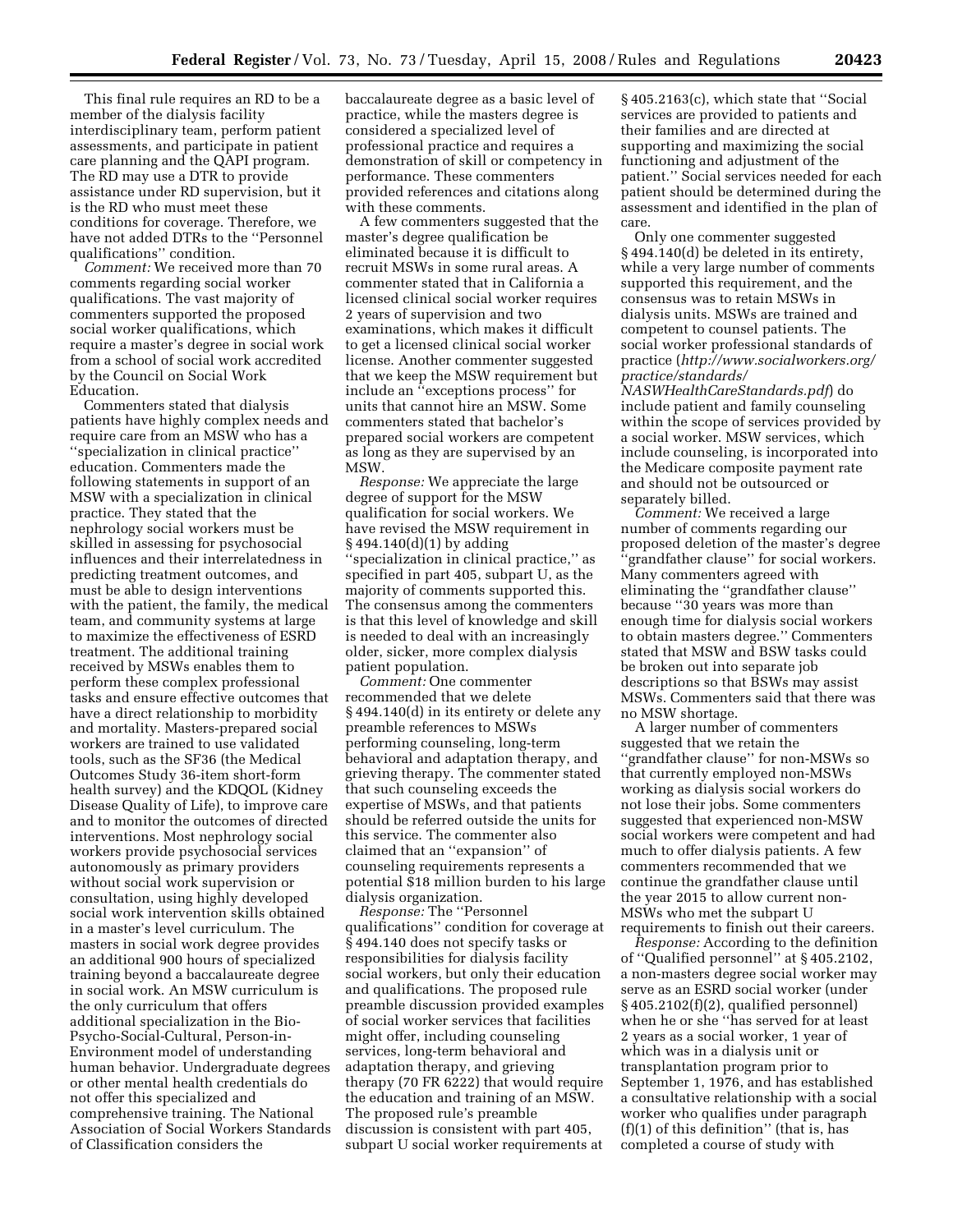This final rule requires an RD to be a member of the dialysis facility interdisciplinary team, perform patient assessments, and participate in patient care planning and the QAPI program. The RD may use a DTR to provide assistance under RD supervision, but it is the RD who must meet these conditions for coverage. Therefore, we have not added DTRs to the ''Personnel qualifications'' condition.

*Comment:* We received more than 70 comments regarding social worker qualifications. The vast majority of commenters supported the proposed social worker qualifications, which require a master's degree in social work from a school of social work accredited by the Council on Social Work Education.

Commenters stated that dialysis patients have highly complex needs and require care from an MSW who has a ''specialization in clinical practice'' education. Commenters made the following statements in support of an MSW with a specialization in clinical practice. They stated that the nephrology social workers must be skilled in assessing for psychosocial influences and their interrelatedness in predicting treatment outcomes, and must be able to design interventions with the patient, the family, the medical team, and community systems at large to maximize the effectiveness of ESRD treatment. The additional training received by MSWs enables them to perform these complex professional tasks and ensure effective outcomes that have a direct relationship to morbidity and mortality. Masters-prepared social workers are trained to use validated tools, such as the SF36 (the Medical Outcomes Study 36-item short-form health survey) and the KDQOL (Kidney Disease Quality of Life), to improve care and to monitor the outcomes of directed interventions. Most nephrology social workers provide psychosocial services autonomously as primary providers without social work supervision or consultation, using highly developed social work intervention skills obtained in a master's level curriculum. The masters in social work degree provides an additional 900 hours of specialized training beyond a baccalaureate degree in social work. An MSW curriculum is the only curriculum that offers additional specialization in the Bio-Psycho-Social-Cultural, Person-in-Environment model of understanding human behavior. Undergraduate degrees or other mental health credentials do not offer this specialized and comprehensive training. The National Association of Social Workers Standards of Classification considers the baccalaureate degree as a basic level of practice, while the masters degree is considered a specialized level of professional practice and requires a demonstration of skill or competency in performance. These commenters provided references and citations along with these comments.

A few commenters suggested that the master's degree qualification be eliminated because it is difficult to recruit MSWs in some rural areas. A commenter stated that in California a licensed clinical social worker requires 2 years of supervision and two examinations, which makes it difficult to get a licensed clinical social worker license. Another commenter suggested that we keep the MSW requirement but include an ''exceptions process'' for units that cannot hire an MSW. Some commenters stated that bachelor's prepared social workers are competent as long as they are supervised by an MSW.

*Response:* We appreciate the large degree of support for the MSW qualification for social workers. We have revised the MSW requirement in § 494.140(d)(1) by adding ''specialization in clinical practice,'' as specified in part 405, subpart U, as the majority of comments supported this. The consensus among the commenters is that this level of knowledge and skill is needed to deal with an increasingly older, sicker, more complex dialysis patient population.

*Comment:* One commenter recommended that we delete § 494.140(d) in its entirety or delete any preamble references to MSWs performing counseling, long-term behavioral and adaptation therapy, and grieving therapy. The commenter stated that such counseling exceeds the expertise of MSWs, and that patients should be referred outside the units for this service. The commenter also claimed that an ''expansion'' of counseling requirements represents a potential $18 million burden to his large dialysis organization.

*Response:* The ''Personnel qualifications'' condition for coverage at § 494.140 does not specify tasks or responsibilities for dialysis facility social workers, but only their education and qualifications. The proposed rule preamble discussion provided examples of social worker services that facilities might offer, including counseling services, long-term behavioral and adaptation therapy, and grieving therapy (70 FR 6222) that would require the education and training of an MSW. The proposed rule's preamble discussion is consistent with part 405, subpart U social worker requirements at § 405.2163(c), which state that ''Social services are provided to patients and their families and are directed at supporting and maximizing the social functioning and adjustment of the patient.'' Social services needed for each patient should be determined during the assessment and identified in the plan of care.

Only one commenter suggested § 494.140(d) be deleted in its entirety, while a very large number of comments supported this requirement, and the consensus was to retain MSWs in dialysis units. MSWs are trained and competent to counsel patients. The social worker professional standards of practice (*http://www.socialworkers.org/practice/standards/NASWHealthCareStandards.pdf*) do include patient and family counseling within the scope of services provided by a social worker. MSW services, which include counseling, is incorporated into the Medicare composite payment rate and should not be outsourced or separately billed.

*Comment:* We received a large number of comments regarding our proposed deletion of the master's degree ''grandfather clause'' for social workers. Many commenters agreed with eliminating the ''grandfather clause'' because ''30 years was more than enough time for dialysis social workers to obtain masters degree.'' Commenters stated that MSW and BSW tasks could be broken out into separate job descriptions so that BSWs may assist MSWs. Commenters said that there was no MSW shortage.

A larger number of commenters suggested that we retain the ''grandfather clause'' for non-MSWs so that currently employed non-MSWs working as dialysis social workers do not lose their jobs. Some commenters suggested that experienced non-MSW social workers were competent and had much to offer dialysis patients. A few commenters recommended that we continue the grandfather clause until the year 2015 to allow current non-MSWs who met the subpart U requirements to finish out their careers.

*Response:* According to the definition of ''Qualified personnel'' at § 405.2102, a non-masters degree social worker may serve as an ESRD social worker (under § 405.2102(f)(2), qualified personnel) when he or she ''has served for at least 2 years as a social worker, 1 year of which was in a dialysis unit or transplantation program prior to September 1, 1976, and has established a consultative relationship with a social worker who qualifies under paragraph (f)(1) of this definition'' (that is, has completed a course of study with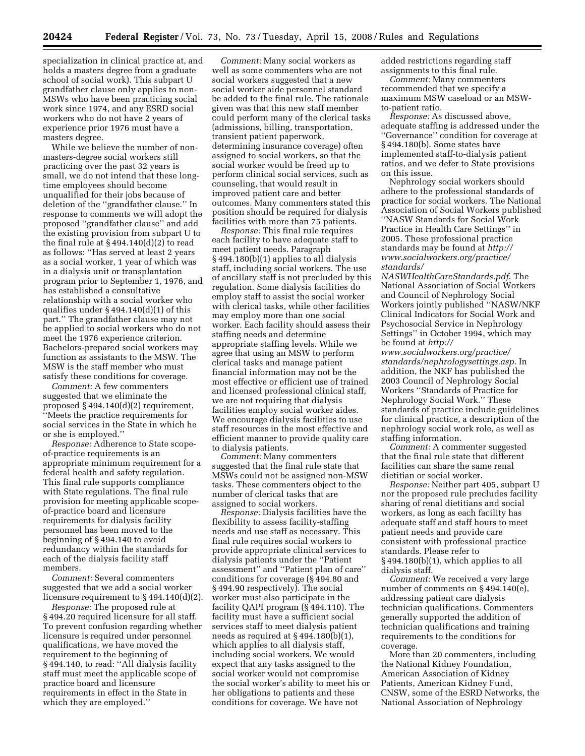specialization in clinical practice at, and holds a masters degree from a graduate school of social work). This subpart U grandfather clause only applies to non-MSWs who have been practicing social work since 1974, and any ESRD social workers who do not have 2 years of experience prior 1976 must have a masters degree.

While we believe the number of non-masters-degree social workers still practicing over the past 32 years is small, we do not intend that these long-time employees should become unqualified for their jobs because of deletion of the ''grandfather clause.'' In response to comments we will adopt the proposed ''grandfather clause'' and add the existing provision from subpart U to the final rule at § 494.140(d)(2) to read as follows: ''Has served at least 2 years as a social worker, 1 year of which was in a dialysis unit or transplantation program prior to September 1, 1976, and has established a consultative relationship with a social worker who qualifies under § 494.140(d)(1) of this part.'' The grandfather clause may not be applied to social workers who do not meet the 1976 experience criterion. Bachelors-prepared social workers may function as assistants to the MSW. The MSW is the staff member who must satisfy these conditions for coverage.

*Comment:* A few commenters suggested that we eliminate the proposed § 494.140(d)(2) requirement, ''Meets the practice requirements for social services in the State in which he or she is employed.''

*Response:* Adherence to State scope-of-practice requirements is an appropriate minimum requirement for a federal health and safety regulation. This final rule supports compliance with State regulations. The final rule provision for meeting applicable scope-of-practice board and licensure requirements for dialysis facility personnel has been moved to the beginning of § 494.140 to avoid redundancy within the standards for each of the dialysis facility staff members.

*Comment:* Several commenters suggested that we add a social worker licensure requirement to § 494.140(d)(2).

*Response:* The proposed rule at § 494.20 required licensure for all staff. To prevent confusion regarding whether licensure is required under personnel qualifications, we have moved the requirement to the beginning of § 494.140, to read: ''All dialysis facility staff must meet the applicable scope of practice board and licensure requirements in effect in the State in which they are employed.''

*Comment:* Many social workers as well as some commenters who are not social workers suggested that a new social worker aide personnel standard be added to the final rule. The rationale given was that this new staff member could perform many of the clerical tasks (admissions, billing, transportation, transient patient paperwork, determining insurance coverage) often assigned to social workers, so that the social worker would be freed up to perform clinical social services, such as counseling, that would result in improved patient care and better outcomes. Many commenters stated this position should be required for dialysis facilities with more than 75 patients.

*Response:* This final rule requires each facility to have adequate staff to meet patient needs. Paragraph § 494.180(b)(1) applies to all dialysis staff, including social workers. The use of ancillary staff is not precluded by this regulation. Some dialysis facilities do employ staff to assist the social worker with clerical tasks, while other facilities may employ more than one social worker. Each facility should assess their staffing needs and determine appropriate staffing levels. While we agree that using an MSW to perform clerical tasks and manage patient financial information may not be the most effective or efficient use of trained and licensed professional clinical staff, we are not requiring that dialysis facilities employ social worker aides. We encourage dialysis facilities to use staff resources in the most effective and efficient manner to provide quality care to dialysis patients.

*Comment:* Many commenters suggested that the final rule state that MSWs could not be assigned non-MSW tasks. These commenters object to the number of clerical tasks that are assigned to social workers.

*Response:* Dialysis facilities have the flexibility to assess facility-staffing needs and use staff as necessary. This final rule requires social workers to provide appropriate clinical services to dialysis patients under the ''Patient assessment'' and ''Patient plan of care'' conditions for coverage (§ 494.80 and § 494.90 respectively). The social worker must also participate in the facility QAPI program (§ 494.110). The facility must have a sufficient social services staff to meet dialysis patient needs as required at § 494.180(b)(1), which applies to all dialysis staff, including social workers. We would expect that any tasks assigned to the social worker would not compromise the social worker's ability to meet his or her obligations to patients and these conditions for coverage. We have not added restrictions regarding staff assignments to this final rule.

*Comment:* Many commenters recommended that we specify a maximum MSW caseload or an MSW-to-patient ratio.

*Response:* As discussed above, adequate staffing is addressed under the ''Governance'' condition for coverage at § 494.180(b). Some states have implemented staff-to-dialysis patient ratios, and we defer to State provisions on this issue.

Nephrology social workers should adhere to the professional standards of practice for social workers. The National Association of Social Workers published ''NASW Standards for Social Work Practice in Health Care Settings'' in 2005. These professional practice standards may be found at *http://www.socialworkers.org/practice/standards/NASWHealthCareStandards.pdf*. The National Association of Social Workers and Council of Nephrology Social Workers jointly published ''NASW/NKF Clinical Indicators for Social Work and Psychosocial Service in Nephrology Settings'' in October 1994, which may be found at *http://www.socialworkers.org/practice/standards/nephrologysettings.asp*. In addition, the NKF has published the 2003 Council of Nephrology Social Workers ''Standards of Practice for Nephrology Social Work.'' These standards of practice include guidelines for clinical practice, a description of the nephrology social work role, as well as staffing information.

*Comment:* A commenter suggested that the final rule state that different facilities can share the same renal dietitian or social worker.

*Response:* Neither part 405, subpart U nor the proposed rule precludes facility sharing of renal dietitians and social workers, as long as each facility has adequate staff and staff hours to meet patient needs and provide care consistent with professional practice standards. Please refer to § 494.180(b)(1), which applies to all dialysis staff.

*Comment:* We received a very large number of comments on § 494.140(e), addressing patient care dialysis technician qualifications. Commenters generally supported the addition of technician qualifications and training requirements to the conditions for coverage.

More than 20 commenters, including the National Kidney Foundation, American Association of Kidney Patients, American Kidney Fund, CNSW, some of the ESRD Networks, the National Association of Nephrology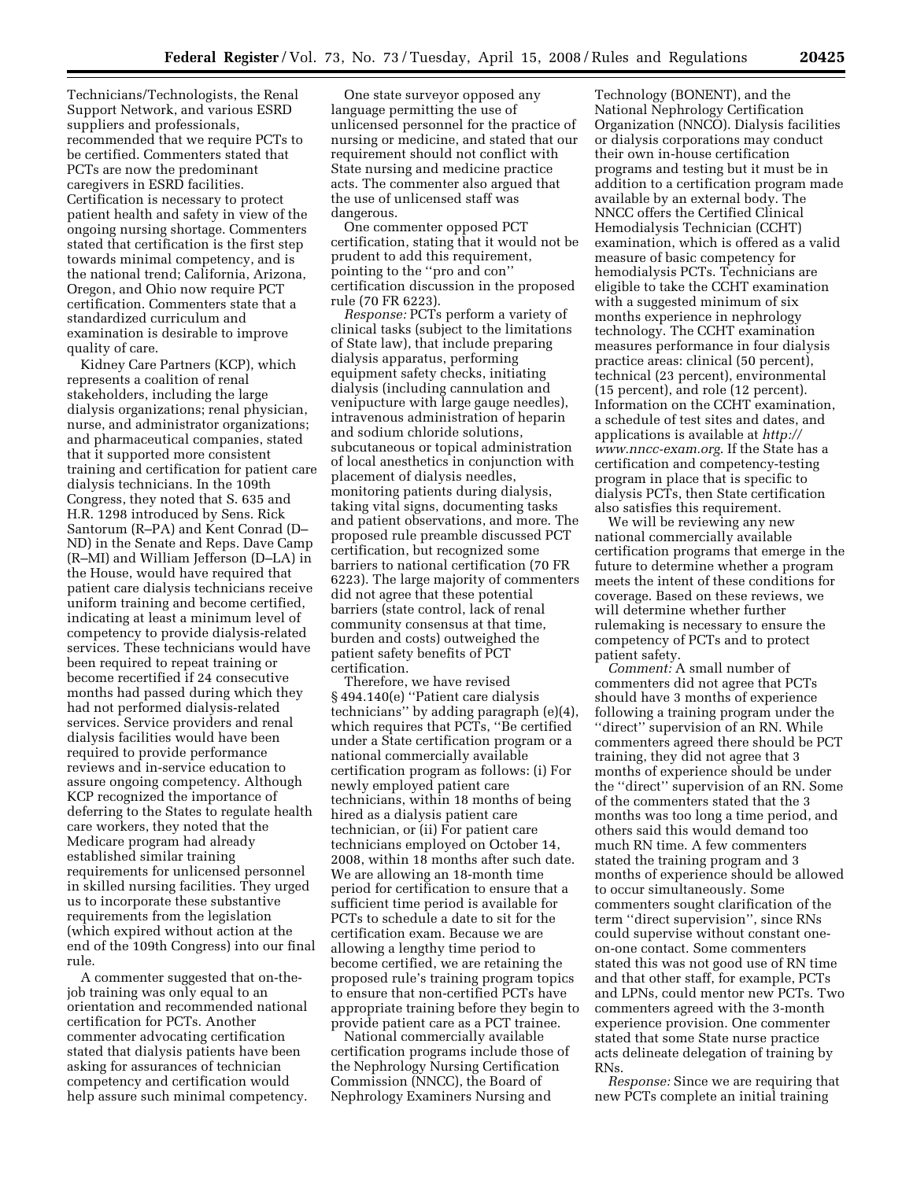Technicians/Technologists, the Renal Support Network, and various ESRD suppliers and professionals, recommended that we require PCTs to be certified. Commenters stated that PCTs are now the predominant caregivers in ESRD facilities. Certification is necessary to protect patient health and safety in view of the ongoing nursing shortage. Commenters stated that certification is the first step towards minimal competency, and is the national trend; California, Arizona, Oregon, and Ohio now require PCT certification. Commenters state that a standardized curriculum and examination is desirable to improve quality of care.

Kidney Care Partners (KCP), which represents a coalition of renal stakeholders, including the large dialysis organizations; renal physician, nurse, and administrator organizations; and pharmaceutical companies, stated that it supported more consistent training and certification for patient care dialysis technicians. In the 109th Congress, they noted that S. 635 and H.R. 1298 introduced by Sens. Rick Santorum (R–PA) and Kent Conrad (D–ND) in the Senate and Reps. Dave Camp (R–MI) and William Jefferson (D–LA) in the House, would have required that patient care dialysis technicians receive uniform training and become certified, indicating at least a minimum level of competency to provide dialysis-related services. These technicians would have been required to repeat training or become recertified if 24 consecutive months had passed during which they had not performed dialysis-related services. Service providers and renal dialysis facilities would have been required to provide performance reviews and in-service education to assure ongoing competency. Although KCP recognized the importance of deferring to the States to regulate health care workers, they noted that the Medicare program had already established similar training requirements for unlicensed personnel in skilled nursing facilities. They urged us to incorporate these substantive requirements from the legislation (which expired without action at the end of the 109th Congress) into our final rule.

A commenter suggested that on-the-job training was only equal to an orientation and recommended national certification for PCTs. Another commenter advocating certification stated that dialysis patients have been asking for assurances of technician competency and certification would help assure such minimal competency.

One state surveyor opposed any language permitting the use of unlicensed personnel for the practice of nursing or medicine, and stated that our requirement should not conflict with State nursing and medicine practice acts. The commenter also argued that the use of unlicensed staff was dangerous.

One commenter opposed PCT certification, stating that it would not be prudent to add this requirement, pointing to the ''pro and con'' certification discussion in the proposed rule (70 FR 6223).

*Response:* PCTs perform a variety of clinical tasks (subject to the limitations of State law), that include preparing dialysis apparatus, performing equipment safety checks, initiating dialysis (including cannulation and venipuncture with large gauge needles), intravenous administration of heparin and sodium chloride solutions, subcutaneous or topical administration of local anesthetics in conjunction with placement of dialysis needles, monitoring patients during dialysis, taking vital signs, documenting tasks and patient observations, and more. The proposed rule preamble discussed PCT certification, but recognized some barriers to national certification (70 FR 6223). The large majority of commenters did not agree that these potential barriers (state control, lack of renal community consensus at that time, burden and costs) outweighed the patient safety benefits of PCT certification.

Therefore, we have revised § 494.140(e) ''Patient care dialysis technicians'' by adding paragraph (e)(4), which requires that PCTs, ''Be certified under a State certification program or a national commercially available certification program as follows: (i) For newly employed patient care technicians, within 18 months of being hired as a dialysis patient care technician, or (ii) For patient care technicians employed on October 14, 2008, within 18 months after such date. We are allowing an 18-month time period for certification to ensure that a sufficient time period is available for PCTs to schedule a date to sit for the certification exam. Because we are allowing a lengthy time period to become certified, we are retaining the proposed rule's training program topics to ensure that non-certified PCTs have appropriate training before they begin to provide patient care as a PCT trainee.

National commercially available certification programs include those of the Nephrology Nursing Certification Commission (NNCC), the Board of Nephrology Examiners Nursing and Technology (BONENT), and the National Nephrology Certification Organization (NNCO). Dialysis facilities or dialysis corporations may conduct their own in-house certification programs and testing but it must be in addition to a certification program made available by an external body. The NNCC offers the Certified Clinical Hemodialysis Technician (CCHT) examination, which is offered as a valid measure of basic competency for hemodialysis PCTs. Technicians are eligible to take the CCHT examination with a suggested minimum of six months experience in nephrology technology. The CCHT examination measures performance in four dialysis practice areas: clinical (50 percent), technical (23 percent), environmental (15 percent), and role (12 percent). Information on the CCHT examination, a schedule of test sites and dates, and applications is available at *http://www.nncc-exam.org*. If the State has a certification and competency-testing program in place that is specific to dialysis PCTs, then State certification also satisfies this requirement.

We will be reviewing any new national commercially available certification programs that emerge in the future to determine whether a program meets the intent of these conditions for coverage. Based on these reviews, we will determine whether further rulemaking is necessary to ensure the competency of PCTs and to protect patient safety.

*Comment:* A small number of commenters did not agree that PCTs should have 3 months of experience following a training program under the ''direct'' supervision of an RN. While commenters agreed there should be PCT training, they did not agree that 3 months of experience should be under the ''direct'' supervision of an RN. Some of the commenters stated that the 3 months was too long a time period, and others said this would demand too much RN time. A few commenters stated the training program and 3 months of experience should be allowed to occur simultaneously. Some commenters sought clarification of the term ''direct supervision'', since RNs could supervise without constant one-on-one contact. Some commenters stated this was not good use of RN time and that other staff, for example, PCTs and LPNs, could mentor new PCTs. Two commenters agreed with the 3-month experience provision. One commenter stated that some State nurse practice acts delineate delegation of training by RNs.

*Response:* Since we are requiring that new PCTs complete an initial training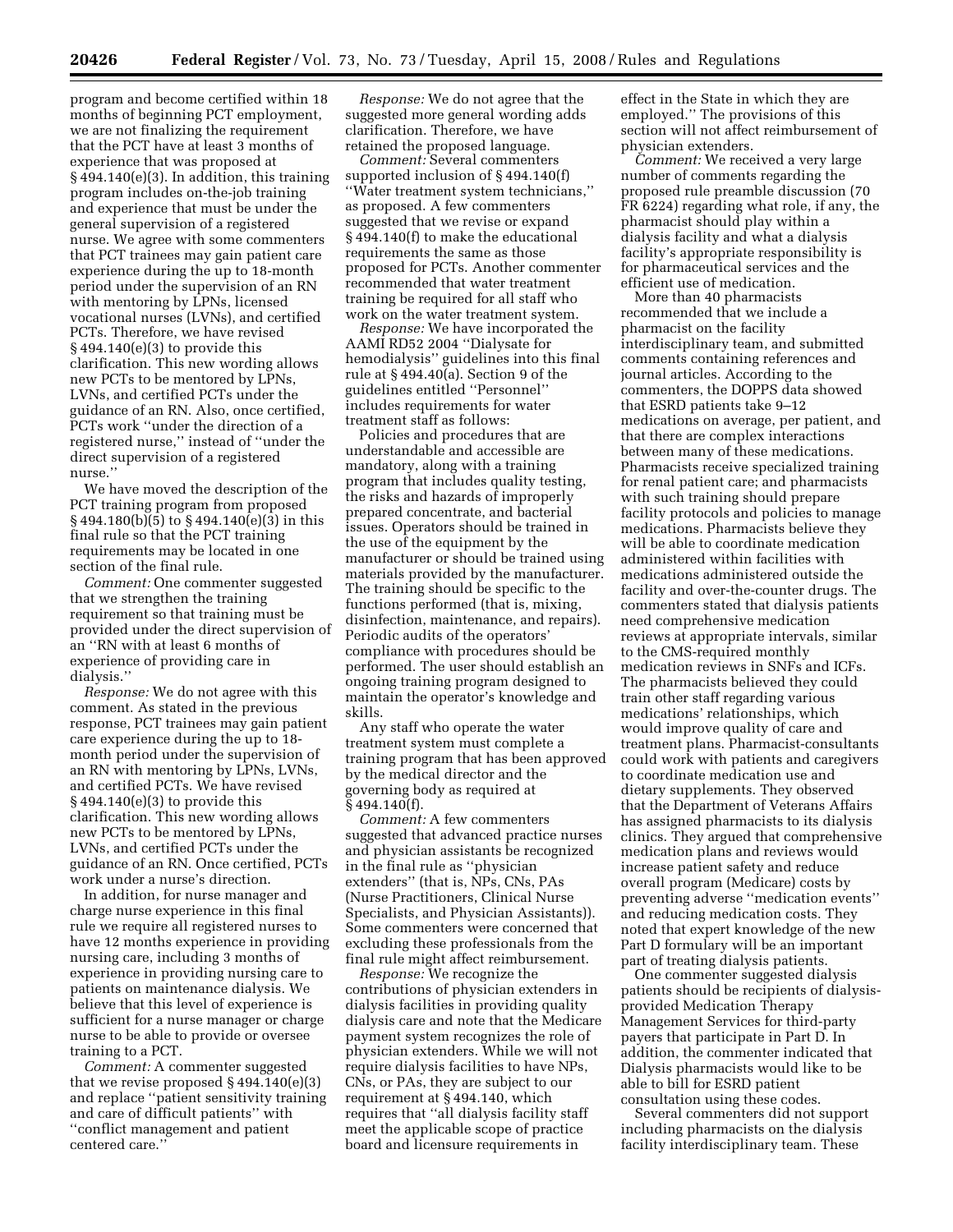program and become certified within 18 months of beginning PCT employment, we are not finalizing the requirement that the PCT have at least 3 months of experience that was proposed at § 494.140(e)(3). In addition, this training program includes on-the-job training and experience that must be under the general supervision of a registered nurse. We agree with some commenters that PCT trainees may gain patient care experience during the up to 18-month period under the supervision of an RN with mentoring by LPNs, licensed vocational nurses (LVNs), and certified PCTs. Therefore, we have revised § 494.140(e)(3) to provide this clarification. This new wording allows new PCTs to be mentored by LPNs, LVNs, and certified PCTs under the guidance of an RN. Also, once certified, PCTs work ''under the direction of a registered nurse,'' instead of ''under the direct supervision of a registered nurse.''

We have moved the description of the PCT training program from proposed § 494.180(b)(5) to § 494.140(e)(3) in this final rule so that the PCT training requirements may be located in one section of the final rule.

*Comment:* One commenter suggested that we strengthen the training requirement so that training must be provided under the direct supervision of an ''RN with at least 6 months of experience of providing care in dialysis.''

*Response:* We do not agree with this comment. As stated in the previous response, PCT trainees may gain patient care experience during the up to 18-month period under the supervision of an RN with mentoring by LPNs, LVNs, and certified PCTs. We have revised § 494.140(e)(3) to provide this clarification. This new wording allows new PCTs to be mentored by LPNs, LVNs, and certified PCTs under the guidance of an RN. Once certified, PCTs work under a nurse's direction.

In addition, for nurse manager and charge nurse experience in this final rule we require all registered nurses to have 12 months experience in providing nursing care, including 3 months of experience in providing nursing care to patients on maintenance dialysis. We believe that this level of experience is sufficient for a nurse manager or charge nurse to be able to provide or oversee training to a PCT.

*Comment:* A commenter suggested that we revise proposed § 494.140(e)(3) and replace ''patient sensitivity training and care of difficult patients'' with ''conflict management and patient centered care.''

*Response:* We do not agree that the suggested more general wording adds clarification. Therefore, we have retained the proposed language.

*Comment:* Several commenters supported inclusion of § 494.140(f) ''Water treatment system technicians,'' as proposed. A few commenters suggested that we revise or expand § 494.140(f) to make the educational requirements the same as those proposed for PCTs. Another commenter recommended that water treatment training be required for all staff who work on the water treatment system.

*Response:* We have incorporated the AAMI RD52 2004 ''Dialysate for hemodialysis'' guidelines into this final rule at § 494.40(a). Section 9 of the guidelines entitled ''Personnel'' includes requirements for water treatment staff as follows:

Policies and procedures that are understandable and accessible are mandatory, along with a training program that includes quality testing, the risks and hazards of improperly prepared concentrate, and bacterial issues. Operators should be trained in the use of the equipment by the manufacturer or should be trained using materials provided by the manufacturer. The training should be specific to the functions performed (that is, mixing, disinfection, maintenance, and repairs). Periodic audits of the operators' compliance with procedures should be performed. The user should establish an ongoing training program designed to maintain the operator's knowledge and skills.

Any staff who operate the water treatment system must complete a training program that has been approved by the medical director and the governing body as required at § 494.140(f).

*Comment:* A few commenters suggested that advanced practice nurses and physician assistants be recognized in the final rule as ''physician extenders'' (that is, NPs, CNs, PAs (Nurse Practitioners, Clinical Nurse Specialists, and Physician Assistants)). Some commenters were concerned that excluding these professionals from the final rule might affect reimbursement.

*Response:* We recognize the contributions of physician extenders in dialysis facilities in providing quality dialysis care and note that the Medicare payment system recognizes the role of physician extenders. While we will not require dialysis facilities to have NPs, CNs, or PAs, they are subject to our requirement at § 494.140, which requires that ''all dialysis facility staff meet the applicable scope of practice board and licensure requirements in effect in the State in which they are employed.'' The provisions of this section will not affect reimbursement of physician extenders.

*Comment:* We received a very large number of comments regarding the proposed rule preamble discussion (70 FR 6224) regarding what role, if any, the pharmacist should play within a dialysis facility and what a dialysis facility's appropriate responsibility is for pharmaceutical services and the efficient use of medication.

More than 40 pharmacists recommended that we include a pharmacist on the facility interdisciplinary team, and submitted comments containing references and journal articles. According to the commenters, the DOPPS data showed that ESRD patients take 9–12 medications on average, per patient, and that there are complex interactions between many of these medications. Pharmacists receive specialized training for renal patient care; and pharmacists with such training should prepare facility protocols and policies to manage medications. Pharmacists believe they will be able to coordinate medication administered within facilities with medications administered outside the facility and over-the-counter drugs. The commenters stated that dialysis patients need comprehensive medication reviews at appropriate intervals, similar to the CMS-required monthly medication reviews in SNFs and ICFs. The pharmacists believed they could train other staff regarding various medications' relationships, which would improve quality of care and treatment plans. Pharmacist-consultants could work with patients and caregivers to coordinate medication use and dietary supplements. They observed that the Department of Veterans Affairs has assigned pharmacists to its dialysis clinics. They argued that comprehensive medication plans and reviews would increase patient safety and reduce overall program (Medicare) costs by preventing adverse ''medication events'' and reducing medication costs. They noted that expert knowledge of the new Part D formulary will be an important part of treating dialysis patients.

One commenter suggested dialysis patients should be recipients of dialysis-provided Medication Therapy Management Services for third-party payers that participate in Part D. In addition, the commenter indicated that Dialysis pharmacists would like to be able to bill for ESRD patient consultation using these codes.

Several commenters did not support including pharmacists on the dialysis facility interdisciplinary team. These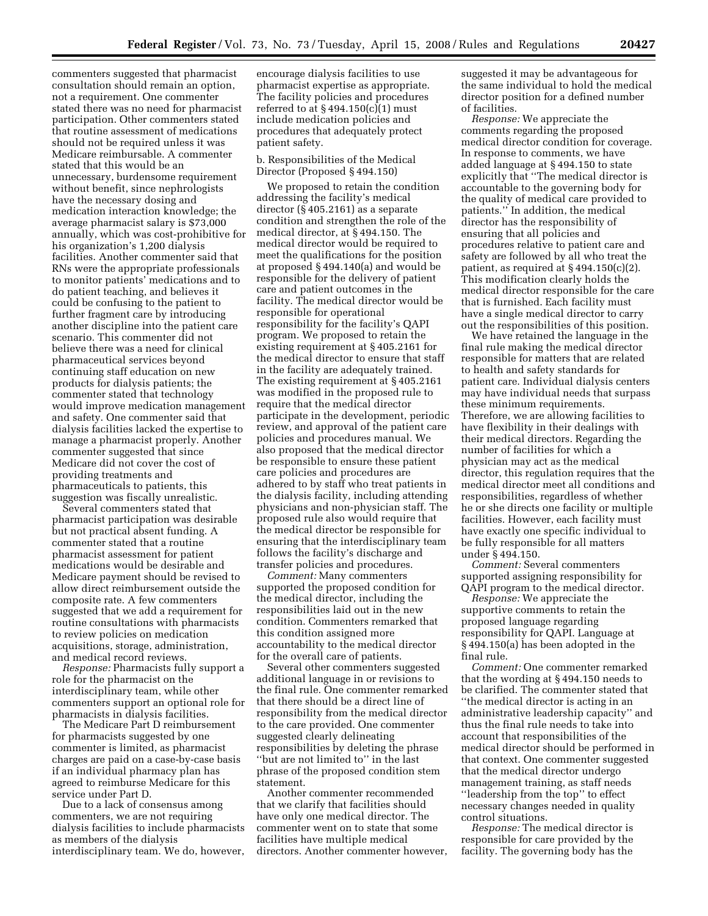commenters suggested that pharmacist consultation should remain an option, not a requirement. One commenter stated there was no need for pharmacist participation. Other commenters stated that routine assessment of medications should not be required unless it was Medicare reimbursable. A commenter stated that this would be an unnecessary, burdensome requirement without benefit, since nephrologists have the necessary dosing and medication interaction knowledge; the average pharmacist salary is $73,000 annually, which was cost-prohibitive for his organization's 1,200 dialysis facilities. Another commenter said that RNs were the appropriate professionals to monitor patients' medications and to do patient teaching, and believes it could be confusing to the patient to further fragment care by introducing another discipline into the patient care scenario. This commenter did not believe there was a need for clinical pharmaceutical services beyond continuing staff education on new products for dialysis patients; the commenter stated that technology would improve medication management and safety. One commenter said that dialysis facilities lacked the expertise to manage a pharmacist properly. Another commenter suggested that since Medicare did not cover the cost of providing treatments and pharmaceuticals to patients, this suggestion was fiscally unrealistic.

Several commenters stated that pharmacist participation was desirable but not practical absent funding. A commenter stated that a routine pharmacist assessment for patient medications would be desirable and Medicare payment should be revised to allow direct reimbursement outside the composite rate. A few commenters suggested that we add a requirement for routine consultations with pharmacists to review policies on medication acquisitions, storage, administration, and medical record reviews.

*Response:* Pharmacists fully support a role for the pharmacist on the interdisciplinary team, while other commenters support an optional role for pharmacists in dialysis facilities.

The Medicare Part D reimbursement for pharmacists suggested by one commenter is limited, as pharmacist charges are paid on a case-by-case basis if an individual pharmacy plan has agreed to reimburse Medicare for this service under Part D.

Due to a lack of consensus among commenters, we are not requiring dialysis facilities to include pharmacists as members of the dialysis interdisciplinary team. We do, however, encourage dialysis facilities to use pharmacist expertise as appropriate. The facility policies and procedures referred to at § 494.150(c)(1) must include medication policies and procedures that adequately protect patient safety.

b. Responsibilities of the Medical Director (Proposed § 494.150)

We proposed to retain the condition addressing the facility's medical director (§ 405.2161) as a separate condition and strengthen the role of the medical director, at § 494.150. The medical director would be required to meet the qualifications for the position at proposed § 494.140(a) and would be responsible for the delivery of patient care and patient outcomes in the facility. The medical director would be responsible for operational responsibility for the facility's QAPI program. We proposed to retain the existing requirement at § 405.2161 for the medical director to ensure that staff in the facility are adequately trained. The existing requirement at § 405.2161 was modified in the proposed rule to require that the medical director participate in the development, periodic review, and approval of the patient care policies and procedures manual. We also proposed that the medical director be responsible to ensure these patient care policies and procedures are adhered to by staff who treat patients in the dialysis facility, including attending physicians and non-physician staff. The proposed rule also would require that the medical director be responsible for ensuring that the interdisciplinary team follows the facility's discharge and transfer policies and procedures.

*Comment:* Many commenters supported the proposed condition for the medical director, including the responsibilities laid out in the new condition. Commenters remarked that this condition assigned more accountability to the medical director for the overall care of patients.

Several other commenters suggested additional language in or revisions to the final rule. One commenter remarked that there should be a direct line of responsibility from the medical director to the care provided. One commenter suggested clearly delineating responsibilities by deleting the phrase ''but are not limited to'' in the last phrase of the proposed condition stem statement.

Another commenter recommended that we clarify that facilities should have only one medical director. The commenter went on to state that some facilities have multiple medical directors. Another commenter however, suggested it may be advantageous for the same individual to hold the medical director position for a defined number of facilities.

*Response:* We appreciate the comments regarding the proposed medical director condition for coverage. In response to comments, we have added language at § 494.150 to state explicitly that ''The medical director is accountable to the governing body for the quality of medical care provided to patients.'' In addition, the medical director has the responsibility of ensuring that all policies and procedures relative to patient care and safety are followed by all who treat the patient, as required at § 494.150(c)(2). This modification clearly holds the medical director responsible for the care that is furnished. Each facility must have a single medical director to carry out the responsibilities of this position.

We have retained the language in the final rule making the medical director responsible for matters that are related to health and safety standards for patient care. Individual dialysis centers may have individual needs that surpass these minimum requirements. Therefore, we are allowing facilities to have flexibility in their dealings with their medical directors. Regarding the number of facilities for which a physician may act as the medical director, this regulation requires that the medical director meet all conditions and responsibilities, regardless of whether he or she directs one facility or multiple facilities. However, each facility must have exactly one specific individual to be fully responsible for all matters under § 494.150.

*Comment:* Several commenters supported assigning responsibility for QAPI program to the medical director.

*Response:* We appreciate the supportive comments to retain the proposed language regarding responsibility for QAPI. Language at § 494.150(a) has been adopted in the final rule.

*Comment:* One commenter remarked that the wording at § 494.150 needs to be clarified. The commenter stated that ''the medical director is acting in an administrative leadership capacity'' and thus the final rule needs to take into account that responsibilities of the medical director should be performed in that context. One commenter suggested that the medical director undergo management training, as staff needs ''leadership from the top'' to effect necessary changes needed in quality control situations.

*Response:* The medical director is responsible for care provided by the facility. The governing body has the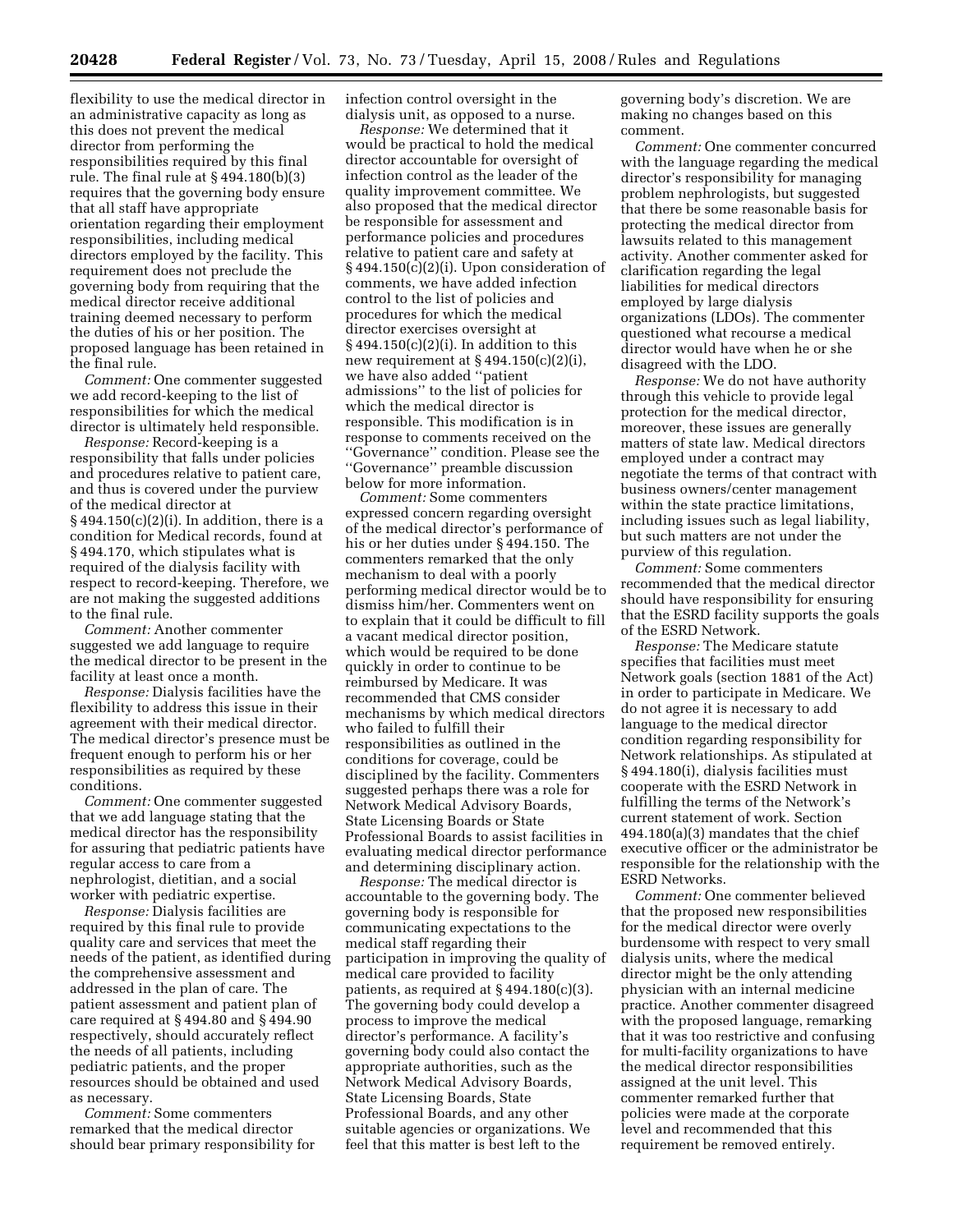flexibility to use the medical director in an administrative capacity as long as this does not prevent the medical director from performing the responsibilities required by this final rule. The final rule at § 494.180(b)(3) requires that the governing body ensure that all staff have appropriate orientation regarding their employment responsibilities, including medical directors employed by the facility. This requirement does not preclude the governing body from requiring that the medical director receive additional training deemed necessary to perform the duties of his or her position. The proposed language has been retained in the final rule.

*Comment:* One commenter suggested we add record-keeping to the list of responsibilities for which the medical director is ultimately held responsible.

*Response:* Record-keeping is a responsibility that falls under policies and procedures relative to patient care, and thus is covered under the purview of the medical director at § 494.150(c)(2)(i). In addition, there is a condition for Medical records, found at § 494.170, which stipulates what is required of the dialysis facility with respect to record-keeping. Therefore, we are not making the suggested additions to the final rule.

*Comment:* Another commenter suggested we add language to require the medical director to be present in the facility at least once a month.

*Response:* Dialysis facilities have the flexibility to address this issue in their agreement with their medical director. The medical director's presence must be frequent enough to perform his or her responsibilities as required by these conditions.

*Comment:* One commenter suggested that we add language stating that the medical director has the responsibility for assuring that pediatric patients have regular access to care from a nephrologist, dietitian, and a social worker with pediatric expertise.

*Response:* Dialysis facilities are required by this final rule to provide quality care and services that meet the needs of the patient, as identified during the comprehensive assessment and addressed in the plan of care. The patient assessment and patient plan of care required at § 494.80 and § 494.90 respectively, should accurately reflect the needs of all patients, including pediatric patients, and the proper resources should be obtained and used as necessary.

*Comment:* Some commenters remarked that the medical director should bear primary responsibility for infection control oversight in the dialysis unit, as opposed to a nurse.

*Response:* We determined that it would be practical to hold the medical director accountable for oversight of infection control as the leader of the quality improvement committee. We also proposed that the medical director be responsible for assessment and performance policies and procedures relative to patient care and safety at § 494.150(c)(2)(i). Upon consideration of comments, we have added infection control to the list of policies and procedures for which the medical director exercises oversight at § 494.150(c)(2)(i). In addition to this new requirement at § 494.150(c)(2)(i), we have also added ''patient admissions'' to the list of policies for which the medical director is responsible. This modification is in response to comments received on the ''Governance'' condition. Please see the ''Governance'' preamble discussion below for more information.

*Comment:* Some commenters expressed concern regarding oversight of the medical director's performance of his or her duties under § 494.150. The commenters remarked that the only mechanism to deal with a poorly performing medical director would be to dismiss him/her. Commenters went on to explain that it could be difficult to fill a vacant medical director position, which would be required to be done quickly in order to continue to be reimbursed by Medicare. It was recommended that CMS consider mechanisms by which medical directors who failed to fulfill their responsibilities as outlined in the conditions for coverage, could be disciplined by the facility. Commenters suggested perhaps there was a role for Network Medical Advisory Boards, State Licensing Boards or State Professional Boards to assist facilities in evaluating medical director performance and determining disciplinary action.

*Response:* The medical director is accountable to the governing body. The governing body is responsible for communicating expectations to the medical staff regarding their participation in improving the quality of medical care provided to facility patients, as required at § 494.180(c)(3). The governing body could develop a process to improve the medical director's performance. A facility's governing body could also contact the appropriate authorities, such as the Network Medical Advisory Boards, State Licensing Boards, State Professional Boards, and any other suitable agencies or organizations. We feel that this matter is best left to the governing body's discretion. We are making no changes based on this comment.

*Comment:* One commenter concurred with the language regarding the medical director's responsibility for managing problem nephrologists, but suggested that there be some reasonable basis for protecting the medical director from lawsuits related to this management activity. Another commenter asked for clarification regarding the legal liabilities for medical directors employed by large dialysis organizations (LDOs). The commenter questioned what recourse a medical director would have when he or she disagreed with the LDO.

*Response:* We do not have authority through this vehicle to provide legal protection for the medical director, moreover, these issues are generally matters of state law. Medical directors employed under a contract may negotiate the terms of that contract with business owners/center management within the state practice limitations, including issues such as legal liability, but such matters are not under the purview of this regulation.

*Comment:* Some commenters recommended that the medical director should have responsibility for ensuring that the ESRD facility supports the goals of the ESRD Network.

*Response:* The Medicare statute specifies that facilities must meet Network goals (section 1881 of the Act) in order to participate in Medicare. We do not agree it is necessary to add language to the medical director condition regarding responsibility for Network relationships. As stipulated at § 494.180(i), dialysis facilities must cooperate with the ESRD Network in fulfilling the terms of the Network's current statement of work. Section 494.180(a)(3) mandates that the chief executive officer or the administrator be responsible for the relationship with the ESRD Networks.

*Comment:* One commenter believed that the proposed new responsibilities for the medical director were overly burdensome with respect to very small dialysis units, where the medical director might be the only attending physician with an internal medicine practice. Another commenter disagreed with the proposed language, remarking that it was too restrictive and confusing for multi-facility organizations to have the medical director responsibilities assigned at the unit level. This commenter remarked further that policies were made at the corporate level and recommended that this requirement be removed entirely.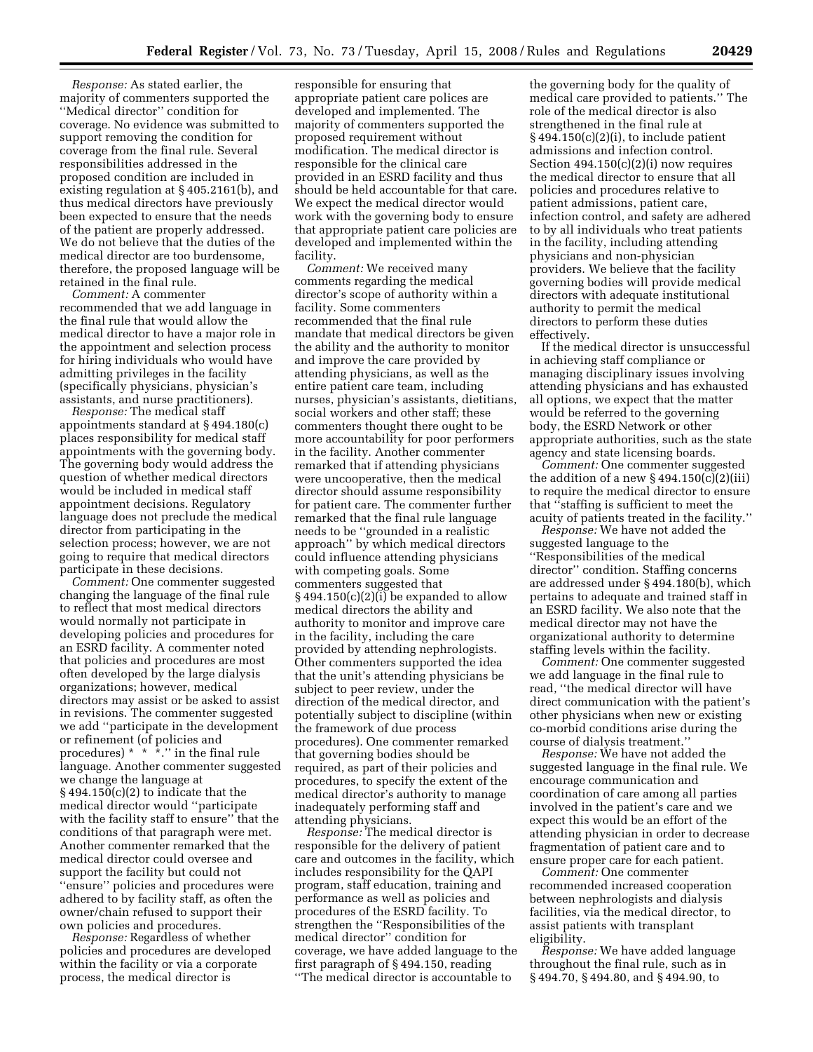*Response:* As stated earlier, the majority of commenters supported the ''Medical director'' condition for coverage. No evidence was submitted to support removing the condition for coverage from the final rule. Several responsibilities addressed in the proposed condition are included in existing regulation at § 405.2161(b), and thus medical directors have previously been expected to ensure that the needs of the patient are properly addressed. We do not believe that the duties of the medical director are too burdensome, therefore, the proposed language will be retained in the final rule.

*Comment:* A commenter recommended that we add language in the final rule that would allow the medical director to have a major role in the appointment and selection process for hiring individuals who would have admitting privileges in the facility (specifically physicians, physician's assistants, and nurse practitioners).

*Response:* The medical staff appointments standard at § 494.180(c) places responsibility for medical staff appointments with the governing body. The governing body would address the question of whether medical directors would be included in medical staff appointment decisions. Regulatory language does not preclude the medical director from participating in the selection process; however, we are not going to require that medical directors participate in these decisions.

*Comment:* One commenter suggested changing the language of the final rule to reflect that most medical directors would normally not participate in developing policies and procedures for an ESRD facility. A commenter noted that policies and procedures are most often developed by the large dialysis organizations; however, medical directors may assist or be asked to assist in revisions. The commenter suggested we add ''participate in the development or refinement (of policies and procedures) * * *.'' in the final rule language. Another commenter suggested we change the language at § 494.150(c)(2) to indicate that the medical director would ''participate with the facility staff to ensure'' that the conditions of that paragraph were met. Another commenter remarked that the medical director could oversee and support the facility but could not ''ensure'' policies and procedures were adhered to by facility staff, as often the owner/chain refused to support their own policies and procedures.

*Response:* Regardless of whether policies and procedures are developed within the facility or via a corporate process, the medical director is responsible for ensuring that appropriate patient care polices are developed and implemented. The majority of commenters supported the proposed requirement without modification. The medical director is responsible for the clinical care provided in an ESRD facility and thus should be held accountable for that care. We expect the medical director would work with the governing body to ensure that appropriate patient care policies are developed and implemented within the facility.

*Comment:* We received many comments regarding the medical director's scope of authority within a facility. Some commenters recommended that the final rule mandate that medical directors be given the ability and the authority to monitor and improve the care provided by attending physicians, as well as the entire patient care team, including nurses, physician's assistants, dietitians, social workers and other staff; these commenters thought there ought to be more accountability for poor performers in the facility. Another commenter remarked that if attending physicians were uncooperative, then the medical director should assume responsibility for patient care. The commenter further remarked that the final rule language needs to be ''grounded in a realistic approach'' by which medical directors could influence attending physicians with competing goals. Some commenters suggested that § 494.150(c)(2)(i) be expanded to allow medical directors the ability and authority to monitor and improve care in the facility, including the care provided by attending nephrologists. Other commenters supported the idea that the unit's attending physicians be subject to peer review, under the direction of the medical director, and potentially subject to discipline (within the framework of due process procedures). One commenter remarked that governing bodies should be required, as part of their policies and procedures, to specify the extent of the medical director's authority to manage inadequately performing staff and attending physicians.

*Response:* The medical director is responsible for the delivery of patient care and outcomes in the facility, which includes responsibility for the QAPI program, staff education, training and performance as well as policies and procedures of the ESRD facility. To strengthen the ''Responsibilities of the medical director'' condition for coverage, we have added language to the first paragraph of § 494.150, reading ''The medical director is accountable to the governing body for the quality of medical care provided to patients.'' The role of the medical director is also strengthened in the final rule at § 494.150(c)(2)(i), to include patient admissions and infection control. Section 494.150(c)(2)(i) now requires the medical director to ensure that all policies and procedures relative to patient admissions, patient care, infection control, and safety are adhered to by all individuals who treat patients in the facility, including attending physicians and non-physician providers. We believe that the facility governing bodies will provide medical directors with adequate institutional authority to permit the medical directors to perform these duties effectively.

If the medical director is unsuccessful in achieving staff compliance or managing disciplinary issues involving attending physicians and has exhausted all options, we expect that the matter would be referred to the governing body, the ESRD Network or other appropriate authorities, such as the state agency and state licensing boards.

*Comment:* One commenter suggested the addition of a new § 494.150(c)(2)(iii) to require the medical director to ensure that ''staffing is sufficient to meet the acuity of patients treated in the facility.''

*Response:* We have not added the suggested language to the ''Responsibilities of the medical director'' condition. Staffing concerns are addressed under § 494.180(b), which pertains to adequate and trained staff in an ESRD facility. We also note that the medical director may not have the organizational authority to determine staffing levels within the facility.

*Comment:* One commenter suggested we add language in the final rule to read, ''the medical director will have direct communication with the patient's other physicians when new or existing co-morbid conditions arise during the course of dialysis treatment.''

*Response:* We have not added the suggested language in the final rule. We encourage communication and coordination of care among all parties involved in the patient's care and we expect this would be an effort of the attending physician in order to decrease fragmentation of patient care and to ensure proper care for each patient.

*Comment:* One commenter recommended increased cooperation between nephrologists and dialysis facilities, via the medical director, to assist patients with transplant eligibility.

*Response:* We have added language throughout the final rule, such as in § 494.70, § 494.80, and § 494.90, to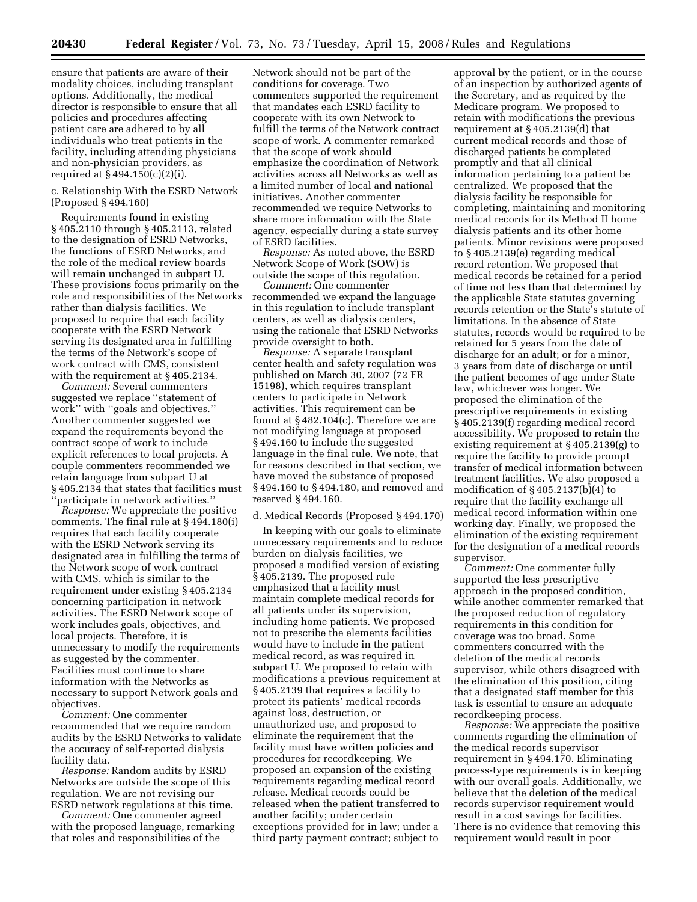ensure that patients are aware of their modality choices, including transplant options. Additionally, the medical director is responsible to ensure that all policies and procedures affecting patient care are adhered to by all individuals who treat patients in the facility, including attending physicians and non-physician providers, as required at § 494.150(c)(2)(i).

c. Relationship With the ESRD Network (Proposed § 494.160)

Requirements found in existing § 405.2110 through § 405.2113, related to the designation of ESRD Networks, the functions of ESRD Networks, and the role of the medical review boards will remain unchanged in subpart U. These provisions focus primarily on the role and responsibilities of the Networks rather than dialysis facilities. We proposed to require that each facility cooperate with the ESRD Network serving its designated area in fulfilling the terms of the Network's scope of work contract with CMS, consistent with the requirement at § 405.2134.

*Comment:* Several commenters suggested we replace ''statement of work'' with ''goals and objectives.'' Another commenter suggested we expand the requirements beyond the contract scope of work to include explicit references to local projects. A couple commenters recommended we retain language from subpart U at § 405.2134 that states that facilities must ''participate in network activities.''

*Response:* We appreciate the positive comments. The final rule at § 494.180(i) requires that each facility cooperate with the ESRD Network serving its designated area in fulfilling the terms of the Network scope of work contract with CMS, which is similar to the requirement under existing § 405.2134 concerning participation in network activities. The ESRD Network scope of work includes goals, objectives, and local projects. Therefore, it is unnecessary to modify the requirements as suggested by the commenter. Facilities must continue to share information with the Networks as necessary to support Network goals and objectives.

*Comment:* One commenter recommended that we require random audits by the ESRD Networks to validate the accuracy of self-reported dialysis facility data.

*Response:* Random audits by ESRD Networks are outside the scope of this regulation. We are not revising our ESRD network regulations at this time.

*Comment:* One commenter agreed with the proposed language, remarking that roles and responsibilities of the Network should not be part of the conditions for coverage. Two commenters supported the requirement that mandates each ESRD facility to cooperate with its own Network to fulfill the terms of the Network contract scope of work. A commenter remarked that the scope of work should emphasize the coordination of Network activities across all Networks as well as a limited number of local and national initiatives. Another commenter recommended we require Networks to share more information with the State agency, especially during a state survey of ESRD facilities.

*Response:* As noted above, the ESRD Network Scope of Work (SOW) is outside the scope of this regulation.

*Comment:* One commenter recommended we expand the language in this regulation to include transplant centers, as well as dialysis centers, using the rationale that ESRD Networks provide oversight to both.

*Response:* A separate transplant center health and safety regulation was published on March 30, 2007 (72 FR 15198), which requires transplant centers to participate in Network activities. This requirement can be found at § 482.104(c). Therefore we are not modifying language at proposed § 494.160 to include the suggested language in the final rule. We note, that for reasons described in that section, we have moved the substance of proposed § 494.160 to § 494.180, and removed and reserved § 494.160.

d. Medical Records (Proposed § 494.170)

In keeping with our goals to eliminate unnecessary requirements and to reduce burden on dialysis facilities, we proposed a modified version of existing § 405.2139. The proposed rule emphasized that a facility must maintain complete medical records for all patients under its supervision, including home patients. We proposed not to prescribe the elements facilities would have to include in the patient medical record, as was required in subpart U. We proposed to retain with modifications a previous requirement at § 405.2139 that requires a facility to protect its patients' medical records against loss, destruction, or unauthorized use, and proposed to eliminate the requirement that the facility must have written policies and procedures for recordkeeping. We proposed an expansion of the existing requirements regarding medical record release. Medical records could be released when the patient transferred to another facility; under certain exceptions provided for in law; under a third party payment contract; subject to approval by the patient, or in the course of an inspection by authorized agents of the Secretary, and as required by the Medicare program. We proposed to retain with modifications the previous requirement at § 405.2139(d) that current medical records and those of discharged patients be completed promptly and that all clinical information pertaining to a patient be centralized. We proposed that the dialysis facility be responsible for completing, maintaining and monitoring medical records for its Method II home dialysis patients and its other home patients. Minor revisions were proposed to § 405.2139(e) regarding medical record retention. We proposed that medical records be retained for a period of time not less than that determined by the applicable State statutes governing records retention or the State's statute of limitations. In the absence of State statutes, records would be required to be retained for 5 years from the date of discharge for an adult; or for a minor, 3 years from date of discharge or until the patient becomes of age under State law, whichever was longer. We proposed the elimination of the prescriptive requirements in existing § 405.2139(f) regarding medical record accessibility. We proposed to retain the existing requirement at § 405.2139(g) to require the facility to provide prompt transfer of medical information between treatment facilities. We also proposed a modification of § 405.2137(b)(4) to require that the facility exchange all medical record information within one working day. Finally, we proposed the elimination of the existing requirement for the designation of a medical records supervisor.

*Comment:* One commenter fully supported the less prescriptive approach in the proposed condition, while another commenter remarked that the proposed reduction of regulatory requirements in this condition for coverage was too broad. Some commenters concurred with the deletion of the medical records supervisor, while others disagreed with the elimination of this position, citing that a designated staff member for this task is essential to ensure an adequate recordkeeping process.

*Response:* We appreciate the positive comments regarding the elimination of the medical records supervisor requirement in § 494.170. Eliminating process-type requirements is in keeping with our overall goals. Additionally, we believe that the deletion of the medical records supervisor requirement would result in a cost savings for facilities. There is no evidence that removing this requirement would result in poor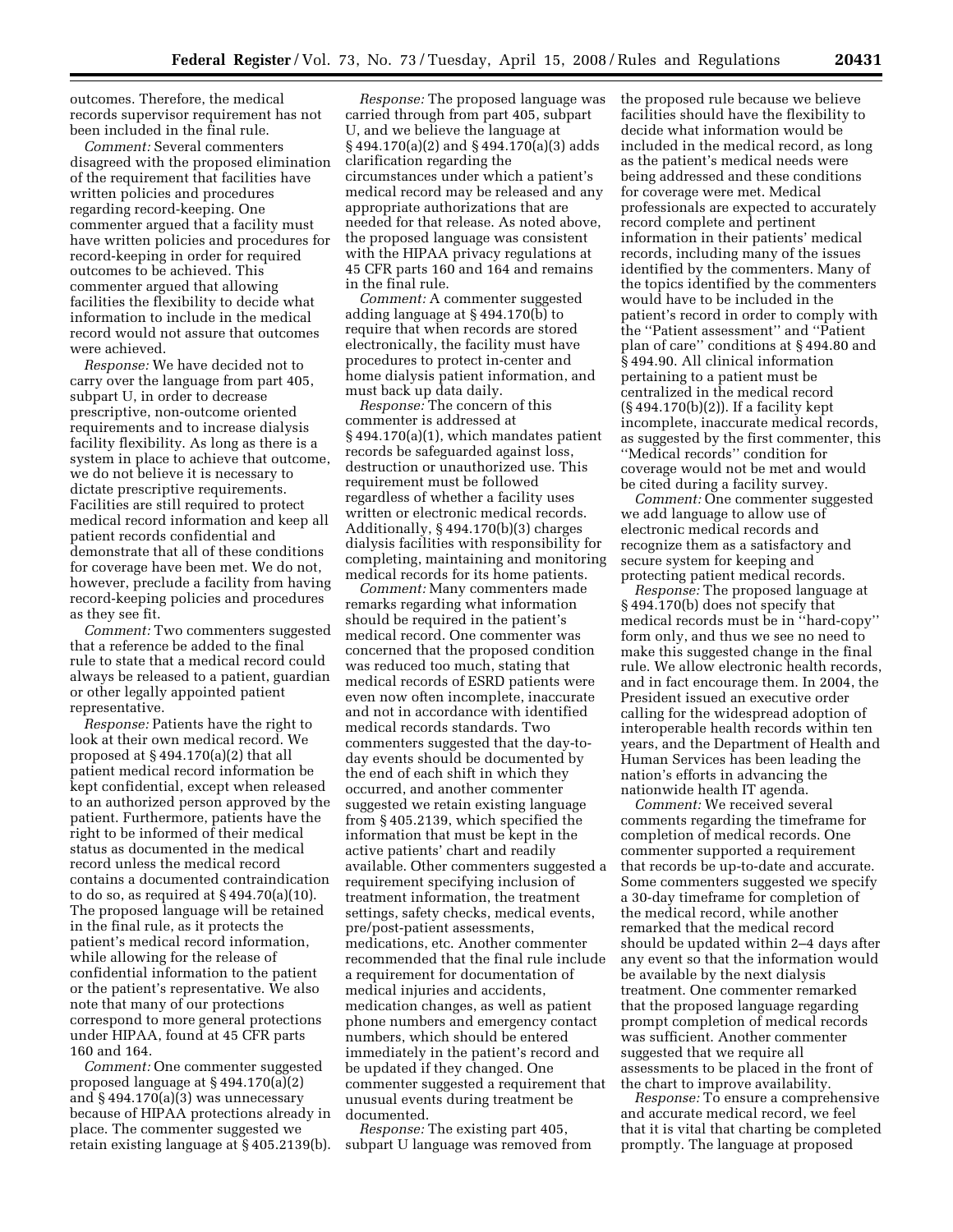outcomes. Therefore, the medical records supervisor requirement has not been included in the final rule.

*Comment:* Several commenters disagreed with the proposed elimination of the requirement that facilities have written policies and procedures regarding record-keeping. One commenter argued that a facility must have written policies and procedures for record-keeping in order for required outcomes to be achieved. This commenter argued that allowing facilities the flexibility to decide what information to include in the medical record would not assure that outcomes were achieved.

*Response:* We have decided not to carry over the language from part 405, subpart U, in order to decrease prescriptive, non-outcome oriented requirements and to increase dialysis facility flexibility. As long as there is a system in place to achieve that outcome, we do not believe it is necessary to dictate prescriptive requirements. Facilities are still required to protect medical record information and keep all patient records confidential and demonstrate that all of these conditions for coverage have been met. We do not, however, preclude a facility from having record-keeping policies and procedures as they see fit.

*Comment:* Two commenters suggested that a reference be added to the final rule to state that a medical record could always be released to a patient, guardian or other legally appointed patient representative.

*Response:* Patients have the right to look at their own medical record. We proposed at § 494.170(a)(2) that all patient medical record information be kept confidential, except when released to an authorized person approved by the patient. Furthermore, patients have the right to be informed of their medical status as documented in the medical record unless the medical record contains a documented contraindication to do so, as required at § 494.70(a)(10). The proposed language will be retained in the final rule, as it protects the patient's medical record information, while allowing for the release of confidential information to the patient or the patient's representative. We also note that many of our protections correspond to more general protections under HIPAA, found at 45 CFR parts 160 and 164.

*Comment:* One commenter suggested proposed language at § 494.170(a)(2) and § 494.170(a)(3) was unnecessary because of HIPAA protections already in place. The commenter suggested we retain existing language at § 405.2139(b).

*Response:* The proposed language was carried through from part 405, subpart U, and we believe the language at § 494.170(a)(2) and § 494.170(a)(3) adds clarification regarding the circumstances under which a patient's medical record may be released and any appropriate authorizations that are needed for that release. As noted above, the proposed language was consistent with the HIPAA privacy regulations at 45 CFR parts 160 and 164 and remains in the final rule.

*Comment:* A commenter suggested adding language at § 494.170(b) to require that when records are stored electronically, the facility must have procedures to protect in-center and home dialysis patient information, and must back up data daily.

*Response:* The concern of this commenter is addressed at § 494.170(a)(1), which mandates patient records be safeguarded against loss, destruction or unauthorized use. This requirement must be followed regardless of whether a facility uses written or electronic medical records. Additionally, § 494.170(b)(3) charges dialysis facilities with responsibility for completing, maintaining and monitoring medical records for its home patients.

*Comment:* Many commenters made remarks regarding what information should be required in the patient's medical record. One commenter was concerned that the proposed condition was reduced too much, stating that medical records of ESRD patients were even now often incomplete, inaccurate and not in accordance with identified medical records standards. Two commenters suggested that the day-to-day events should be documented by the end of each shift in which they occurred, and another commenter suggested we retain existing language from § 405.2139, which specified the information that must be kept in the active patients' chart and readily available. Other commenters suggested a requirement specifying inclusion of treatment information, the treatment settings, safety checks, medical events, pre/post-patient assessments, medications, etc. Another commenter recommended that the final rule include a requirement for documentation of medical injuries and accidents, medication changes, as well as patient phone numbers and emergency contact numbers, which should be entered immediately in the patient's record and be updated if they changed. One commenter suggested a requirement that unusual events during treatment be documented.

*Response:* The existing part 405, subpart U language was removed from the proposed rule because we believe facilities should have the flexibility to decide what information would be included in the medical record, as long as the patient's medical needs were being addressed and these conditions for coverage were met. Medical professionals are expected to accurately record complete and pertinent information in their patients' medical records, including many of the issues identified by the commenters. Many of the topics identified by the commenters would have to be included in the patient's record in order to comply with the "Patient assessment" and "Patient plan of care" conditions at § 494.80 and § 494.90. All clinical information pertaining to a patient must be centralized in the medical record (§ 494.170(b)(2)). If a facility kept incomplete, inaccurate medical records, as suggested by the first commenter, this "Medical records" condition for coverage would not be met and would be cited during a facility survey.

*Comment:* One commenter suggested we add language to allow use of electronic medical records and recognize them as a satisfactory and secure system for keeping and protecting patient medical records.

*Response:* The proposed language at § 494.170(b) does not specify that medical records must be in "hard-copy" form only, and thus we see no need to make this suggested change in the final rule. We allow electronic health records, and in fact encourage them. In 2004, the President issued an executive order calling for the widespread adoption of interoperable health records within ten years, and the Department of Health and Human Services has been leading the nation's efforts in advancing the nationwide health IT agenda.

*Comment:* We received several comments regarding the timeframe for completion of medical records. One commenter supported a requirement that records be up-to-date and accurate. Some commenters suggested we specify a 30-day timeframe for completion of the medical record, while another remarked that the medical record should be updated within 2–4 days after any event so that the information would be available by the next dialysis treatment. One commenter remarked that the proposed language regarding prompt completion of medical records was sufficient. Another commenter suggested that we require all assessments to be placed in the front of the chart to improve availability.

*Response:* To ensure a comprehensive and accurate medical record, we feel that it is vital that charting be completed promptly. The language at proposed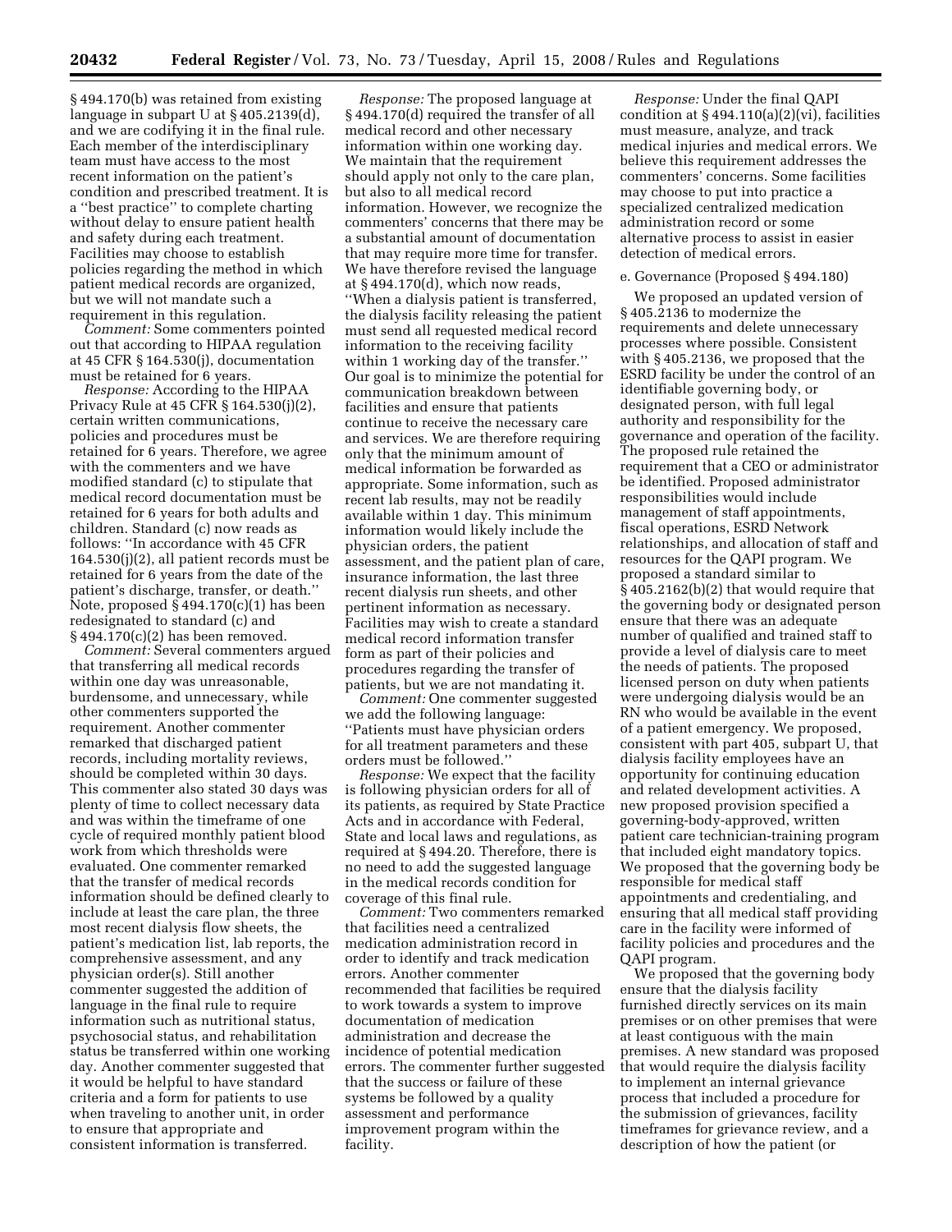§ 494.170(b) was retained from existing language in subpart U at § 405.2139(d), and we are codifying it in the final rule. Each member of the interdisciplinary team must have access to the most recent information on the patient's condition and prescribed treatment. It is a ''best practice'' to complete charting without delay to ensure patient health and safety during each treatment. Facilities may choose to establish policies regarding the method in which patient medical records are organized, but we will not mandate such a requirement in this regulation.

*Comment:* Some commenters pointed out that according to HIPAA regulation at 45 CFR § 164.530(j), documentation must be retained for 6 years.

*Response:* According to the HIPAA Privacy Rule at 45 CFR § 164.530(j)(2), certain written communications, policies and procedures must be retained for 6 years. Therefore, we agree with the commenters and we have modified standard (c) to stipulate that medical record documentation must be retained for 6 years for both adults and children. Standard (c) now reads as follows: ''In accordance with 45 CFR 164.530(j)(2), all patient records must be retained for 6 years from the date of the patient's discharge, transfer, or death.'' Note, proposed § 494.170(c)(1) has been redesignated to standard (c) and § 494.170(c)(2) has been removed.

*Comment:* Several commenters argued that transferring all medical records within one day was unreasonable, burdensome, and unnecessary, while other commenters supported the requirement. Another commenter remarked that discharged patient records, including mortality reviews, should be completed within 30 days. This commenter also stated 30 days was plenty of time to collect necessary data and was within the timeframe of one cycle of required monthly patient blood work from which thresholds were evaluated. One commenter remarked that the transfer of medical records information should be defined clearly to include at least the care plan, the three most recent dialysis flow sheets, the patient's medication list, lab reports, the comprehensive assessment, and any physician order(s). Still another commenter suggested the addition of language in the final rule to require information such as nutritional status, psychosocial status, and rehabilitation status be transferred within one working day. Another commenter suggested that it would be helpful to have standard criteria and a form for patients to use when traveling to another unit, in order to ensure that appropriate and consistent information is transferred.

*Response:* The proposed language at § 494.170(d) required the transfer of all medical record and other necessary information within one working day. We maintain that the requirement should apply not only to the care plan, but also to all medical record information. However, we recognize the commenters' concerns that there may be a substantial amount of documentation that may require more time for transfer. We have therefore revised the language at § 494.170(d), which now reads, ''When a dialysis patient is transferred, the dialysis facility releasing the patient must send all requested medical record information to the receiving facility within 1 working day of the transfer.'' Our goal is to minimize the potential for communication breakdown between facilities and ensure that patients continue to receive the necessary care and services. We are therefore requiring only that the minimum amount of medical information be forwarded as appropriate. Some information, such as recent lab results, may not be readily available within 1 day. This minimum information would likely include the physician orders, the patient assessment, and the patient plan of care, insurance information, the last three recent dialysis run sheets, and other pertinent information as necessary. Facilities may wish to create a standard medical record information transfer form as part of their policies and procedures regarding the transfer of patients, but we are not mandating it.

*Comment:* One commenter suggested we add the following language: ''Patients must have physician orders for all treatment parameters and these orders must be followed.''

*Response:* We expect that the facility is following physician orders for all of its patients, as required by State Practice Acts and in accordance with Federal, State and local laws and regulations, as required at § 494.20. Therefore, there is no need to add the suggested language in the medical records condition for coverage of this final rule.

*Comment:* Two commenters remarked that facilities need a centralized medication administration record in order to identify and track medication errors. Another commenter recommended that facilities be required to work towards a system to improve documentation of medication administration and decrease the incidence of potential medication errors. The commenter further suggested that the success or failure of these systems be followed by a quality assessment and performance improvement program within the facility.

*Response:* Under the final QAPI condition at § 494.110(a)(2)(vi), facilities must measure, analyze, and track medical injuries and medical errors. We believe this requirement addresses the commenters' concerns. Some facilities may choose to put into practice a specialized centralized medication administration record or some alternative process to assist in easier detection of medical errors.

e. Governance (Proposed § 494.180)

We proposed an updated version of § 405.2136 to modernize the requirements and delete unnecessary processes where possible. Consistent with § 405.2136, we proposed that the ESRD facility be under the control of an identifiable governing body, or designated person, with full legal authority and responsibility for the governance and operation of the facility. The proposed rule retained the requirement that a CEO or administrator be identified. Proposed administrator responsibilities would include management of staff appointments, fiscal operations, ESRD Network relationships, and allocation of staff and resources for the QAPI program. We proposed a standard similar to § 405.2162(b)(2) that would require that the governing body or designated person ensure that there was an adequate number of qualified and trained staff to provide a level of dialysis care to meet the needs of patients. The proposed licensed person on duty when patients were undergoing dialysis would be an RN who would be available in the event of a patient emergency. We proposed, consistent with part 405, subpart U, that dialysis facility employees have an opportunity for continuing education and related development activities. A new proposed provision specified a governing-body-approved, written patient care technician-training program that included eight mandatory topics. We proposed that the governing body be responsible for medical staff appointments and credentialing, and ensuring that all medical staff providing care in the facility were informed of facility policies and procedures and the QAPI program.

We proposed that the governing body ensure that the dialysis facility furnished directly services on its main premises or on other premises that were at least contiguous with the main premises. A new standard was proposed that would require the dialysis facility to implement an internal grievance process that included a procedure for the submission of grievances, facility timeframes for grievance review, and a description of how the patient (or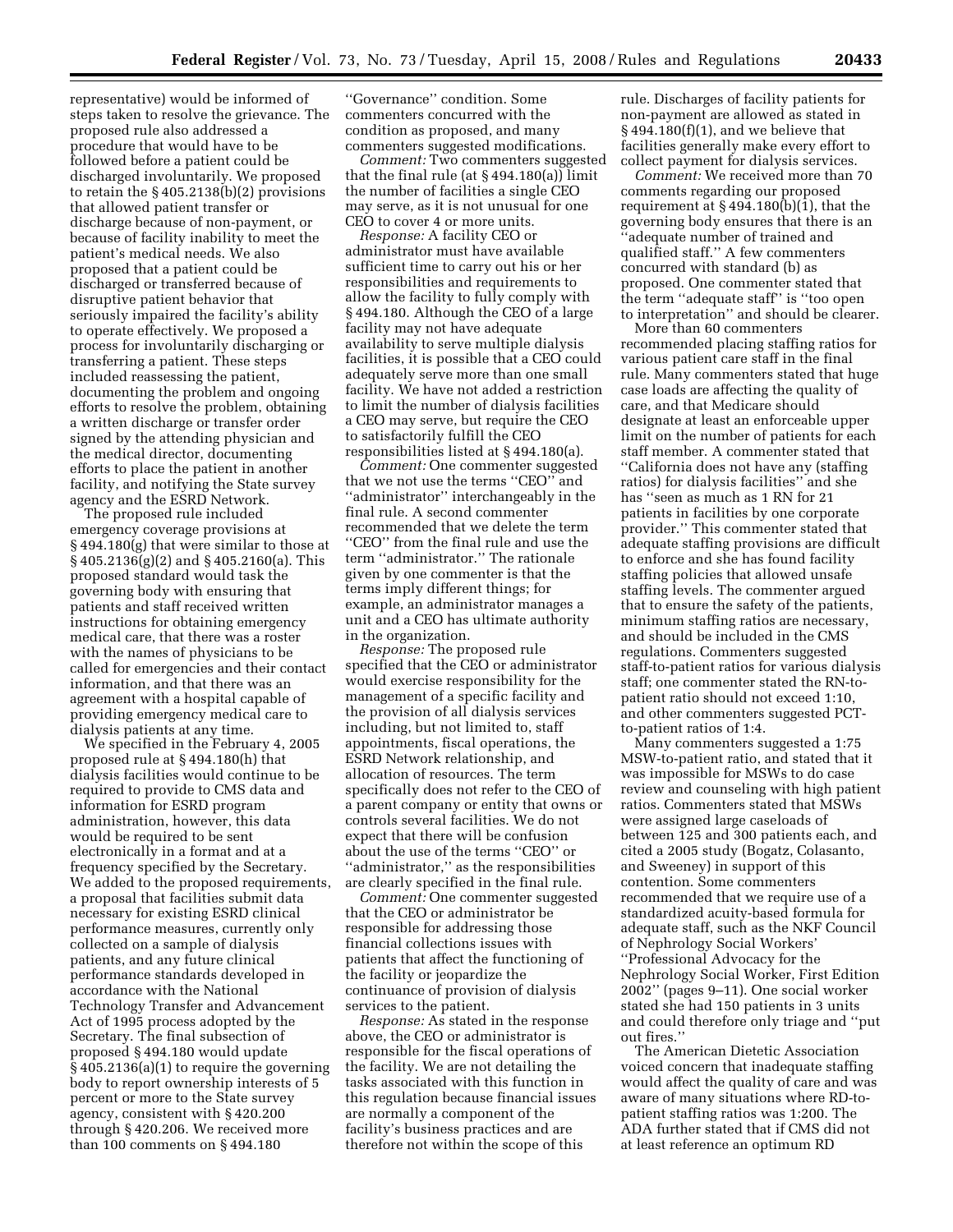representative) would be informed of steps taken to resolve the grievance. The proposed rule also addressed a procedure that would have to be followed before a patient could be discharged involuntarily. We proposed to retain the § 405.2138(b)(2) provisions that allowed patient transfer or discharge because of non-payment, or because of facility inability to meet the patient's medical needs. We also proposed that a patient could be discharged or transferred because of disruptive patient behavior that seriously impaired the facility's ability to operate effectively. We proposed a process for involuntarily discharging or transferring a patient. These steps included reassessing the patient, documenting the problem and ongoing efforts to resolve the problem, obtaining a written discharge or transfer order signed by the attending physician and the medical director, documenting efforts to place the patient in another facility, and notifying the State survey agency and the ESRD Network.

The proposed rule included emergency coverage provisions at § 494.180(g) that were similar to those at § 405.2136(g)(2) and § 405.2160(a). This proposed standard would task the governing body with ensuring that patients and staff received written instructions for obtaining emergency medical care, that there was a roster with the names of physicians to be called for emergencies and their contact information, and that there was an agreement with a hospital capable of providing emergency medical care to dialysis patients at any time.

We specified in the February 4, 2005 proposed rule at § 494.180(h) that dialysis facilities would continue to be required to provide to CMS data and information for ESRD program administration, however, this data would be required to be sent electronically in a format and at a frequency specified by the Secretary. We added to the proposed requirements, a proposal that facilities submit data necessary for existing ESRD clinical performance measures, currently only collected on a sample of dialysis patients, and any future clinical performance standards developed in accordance with the National Technology Transfer and Advancement Act of 1995 process adopted by the Secretary. The final subsection of proposed § 494.180 would update § 405.2136(a)(1) to require the governing body to report ownership interests of 5 percent or more to the State survey agency, consistent with § 420.200 through § 420.206. We received more than 100 comments on § 494.180 "Governance" condition. Some commenters concurred with the condition as proposed, and many commenters suggested modifications.

*Comment:* Two commenters suggested that the final rule (at § 494.180(a)) limit the number of facilities a single CEO may serve, as it is not unusual for one CEO to cover 4 or more units.

*Response:* A facility CEO or administrator must have available sufficient time to carry out his or her responsibilities and requirements to allow the facility to fully comply with § 494.180. Although the CEO of a large facility may not have adequate availability to serve multiple dialysis facilities, it is possible that a CEO could adequately serve more than one small facility. We have not added a restriction to limit the number of dialysis facilities a CEO may serve, but require the CEO to satisfactorily fulfill the CEO responsibilities listed at § 494.180(a).

*Comment:* One commenter suggested that we not use the terms "CEO" and "administrator" interchangeably in the final rule. A second commenter recommended that we delete the term "CEO" from the final rule and use the term "administrator." The rationale given by one commenter is that the terms imply different things; for example, an administrator manages a unit and a CEO has ultimate authority in the organization.

*Response:* The proposed rule specified that the CEO or administrator would exercise responsibility for the management of a specific facility and the provision of all dialysis services including, but not limited to, staff appointments, fiscal operations, the ESRD Network relationship, and allocation of resources. The term specifically does not refer to the CEO of a parent company or entity that owns or controls several facilities. We do not expect that there will be confusion about the use of the terms "CEO" or "administrator," as the responsibilities are clearly specified in the final rule.

*Comment:* One commenter suggested that the CEO or administrator be responsible for addressing those financial collections issues with patients that affect the functioning of the facility or jeopardize the continuance of provision of dialysis services to the patient.

*Response:* As stated in the response above, the CEO or administrator is responsible for the fiscal operations of the facility. We are not detailing the tasks associated with this function in this regulation because financial issues are normally a component of the facility's business practices and are therefore not within the scope of this rule. Discharges of facility patients for non-payment are allowed as stated in § 494.180(f)(1), and we believe that facilities generally make every effort to collect payment for dialysis services.

*Comment:* We received more than 70 comments regarding our proposed requirement at § 494.180(b)(1), that the governing body ensures that there is an "adequate number of trained and qualified staff." A few commenters concurred with standard (b) as proposed. One commenter stated that the term "adequate staff" is "too open to interpretation" and should be clearer.

More than 60 commenters recommended placing staffing ratios for various patient care staff in the final rule. Many commenters stated that huge case loads are affecting the quality of care, and that Medicare should designate at least an enforceable upper limit on the number of patients for each staff member. A commenter stated that "California does not have any (staffing ratios) for dialysis facilities" and she has "seen as much as 1 RN for 21 patients in facilities by one corporate provider." This commenter stated that adequate staffing provisions are difficult to enforce and she has found facility staffing policies that allowed unsafe staffing levels. The commenter argued that to ensure the safety of the patients, minimum staffing ratios are necessary, and should be included in the CMS regulations. Commenters suggested staff-to-patient ratios for various dialysis staff; one commenter stated the RN-to-patient ratio should not exceed 1:10, and other commenters suggested PCT-to-patient ratios of 1:4.

Many commenters suggested a 1:75 MSW-to-patient ratio, and stated that it was impossible for MSWs to do case review and counseling with high patient ratios. Commenters stated that MSWs were assigned large caseloads of between 125 and 300 patients each, and cited a 2005 study (Bogatz, Colasanto, and Sweeney) in support of this contention. Some commenters recommended that we require use of a standardized acuity-based formula for adequate staff, such as the NKF Council of Nephrology Social Workers' "Professional Advocacy for the Nephrology Social Worker, First Edition 2002" (pages 9–11). One social worker stated she had 150 patients in 3 units and could therefore only triage and "put out fires."

The American Dietetic Association voiced concern that inadequate staffing would affect the quality of care and was aware of many situations where RD-to-patient staffing ratios was 1:200. The ADA further stated that if CMS did not at least reference an optimum RD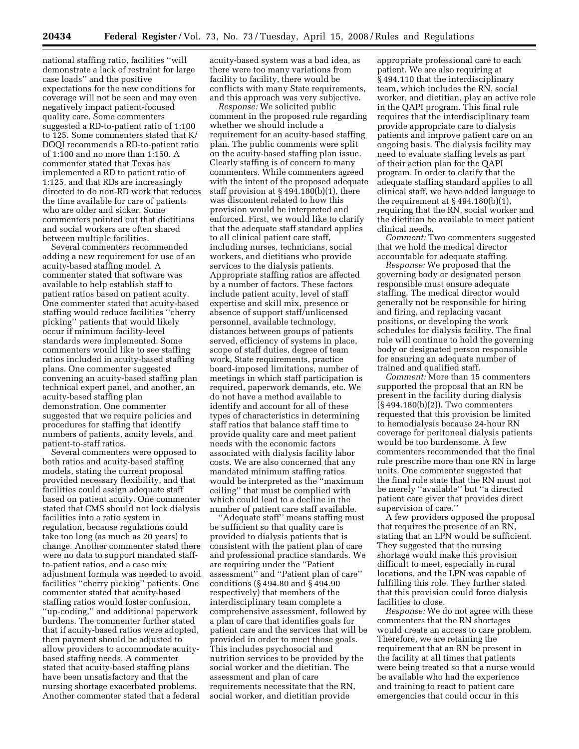national staffing ratio, facilities ''will demonstrate a lack of restraint for large case loads'' and the positive expectations for the new conditions for coverage will not be seen and may even negatively impact patient-focused quality care. Some commenters suggested a RD-to-patient ratio of 1:100 to 125. Some commenters stated that K/DOQI recommends a RD-to-patient ratio of 1:100 and no more than 1:150. A commenter stated that Texas has implemented a RD to patient ratio of 1:125, and that RDs are increasingly directed to do non-RD work that reduces the time available for care of patients who are older and sicker. Some commenters pointed out that dietitians and social workers are often shared between multiple facilities.

Several commenters recommended adding a new requirement for use of an acuity-based staffing model. A commenter stated that software was available to help establish staff to patient ratios based on patient acuity. One commenter stated that acuity-based staffing would reduce facilities ''cherry picking'' patients that would likely occur if minimum facility-level standards were implemented. Some commenters would like to see staffing ratios included in acuity-based staffing plans. One commenter suggested convening an acuity-based staffing plan technical expert panel, and another, an acuity-based staffing plan demonstration. One commenter suggested that we require policies and procedures for staffing that identify numbers of patients, acuity levels, and patient-to-staff ratios.

Several commenters were opposed to both ratios and acuity-based staffing models, stating the current proposal provided necessary flexibility, and that facilities could assign adequate staff based on patient acuity. One commenter stated that CMS should not lock dialysis facilities into a ratio system in regulation, because regulations could take too long (as much as 20 years) to change. Another commenter stated there were no data to support mandated staff-to-patient ratios, and a case mix adjustment formula was needed to avoid facilities ''cherry picking'' patients. One commenter stated that acuity-based staffing ratios would foster confusion, ''up-coding,'' and additional paperwork burdens. The commenter further stated that if acuity-based ratios were adopted, then payment should be adjusted to allow providers to accommodate acuity-based staffing needs. A commenter stated that acuity-based staffing plans have been unsatisfactory and that the nursing shortage exacerbated problems. Another commenter stated that a federal acuity-based system was a bad idea, as there were too many variations from facility to facility, there would be conflicts with many State requirements, and this approach was very subjective.

*Response:* We solicited public comment in the proposed rule regarding whether we should include a requirement for an acuity-based staffing plan. The public comments were split on the acuity-based staffing plan issue. Clearly staffing is of concern to many commenters. While commenters agreed with the intent of the proposed adequate staff provision at § 494.180(b)(1), there was discontent related to how this provision would be interpreted and enforced. First, we would like to clarify that the adequate staff standard applies to all clinical patient care staff, including nurses, technicians, social workers, and dietitians who provide services to the dialysis patients. Appropriate staffing ratios are affected by a number of factors. These factors include patient acuity, level of staff expertise and skill mix, presence or absence of support staff/unlicensed personnel, available technology, distances between groups of patients served, efficiency of systems in place, scope of staff duties, degree of team work, State requirements, practice board-imposed limitations, number of meetings in which staff participation is required, paperwork demands, etc. We do not have a method available to identify and account for all of these types of characteristics in determining staff ratios that balance staff time to provide quality care and meet patient needs with the economic factors associated with dialysis facility labor costs. We are also concerned that any mandated minimum staffing ratios would be interpreted as the ''maximum ceiling'' that must be complied with which could lead to a decline in the number of patient care staff available.

''Adequate staff'' means staffing must be sufficient so that quality care is provided to dialysis patients that is consistent with the patient plan of care and professional practice standards. We are requiring under the ''Patient assessment'' and ''Patient plan of care'' conditions (§ 494.80 and § 494.90 respectively) that members of the interdisciplinary team complete a comprehensive assessment, followed by a plan of care that identifies goals for patient care and the services that will be provided in order to meet those goals. This includes psychosocial and nutrition services to be provided by the social worker and the dietitian. The assessment and plan of care requirements necessitate that the RN, social worker, and dietitian provide appropriate professional care to each patient. We are also requiring at § 494.110 that the interdisciplinary team, which includes the RN, social worker, and dietitian, play an active role in the QAPI program. This final rule requires that the interdisciplinary team provide appropriate care to dialysis patients and improve patient care on an ongoing basis. The dialysis facility may need to evaluate staffing levels as part of their action plan for the QAPI program. In order to clarify that the adequate staffing standard applies to all clinical staff, we have added language to the requirement at § 494.180(b)(1), requiring that the RN, social worker and the dietitian be available to meet patient clinical needs.

*Comment:* Two commenters suggested that we hold the medical director accountable for adequate staffing.

*Response:* We proposed that the governing body or designated person responsible must ensure adequate staffing. The medical director would generally not be responsible for hiring and firing, and replacing vacant positions, or developing the work schedules for dialysis facility. The final rule will continue to hold the governing body or designated person responsible for ensuring an adequate number of trained and qualified staff.

*Comment:* More than 15 commenters supported the proposal that an RN be present in the facility during dialysis (§ 494.180(b)(2)). Two commenters requested that this provision be limited to hemodialysis because 24-hour RN coverage for peritoneal dialysis patients would be too burdensome. A few commenters recommended that the final rule prescribe more than one RN in large units. One commenter suggested that the final rule state that the RN must not be merely ''available'' but ''a directed patient care giver that provides direct supervision of care.''

A few providers opposed the proposal that requires the presence of an RN, stating that an LPN would be sufficient. They suggested that the nursing shortage would make this provision difficult to meet, especially in rural locations, and the LPN was capable of fulfilling this role. They further stated that this provision could force dialysis facilities to close.

*Response:* We do not agree with these commenters that the RN shortages would create an access to care problem. Therefore, we are retaining the requirement that an RN be present in the facility at all times that patients were being treated so that a nurse would be available who had the experience and training to react to patient care emergencies that could occur in this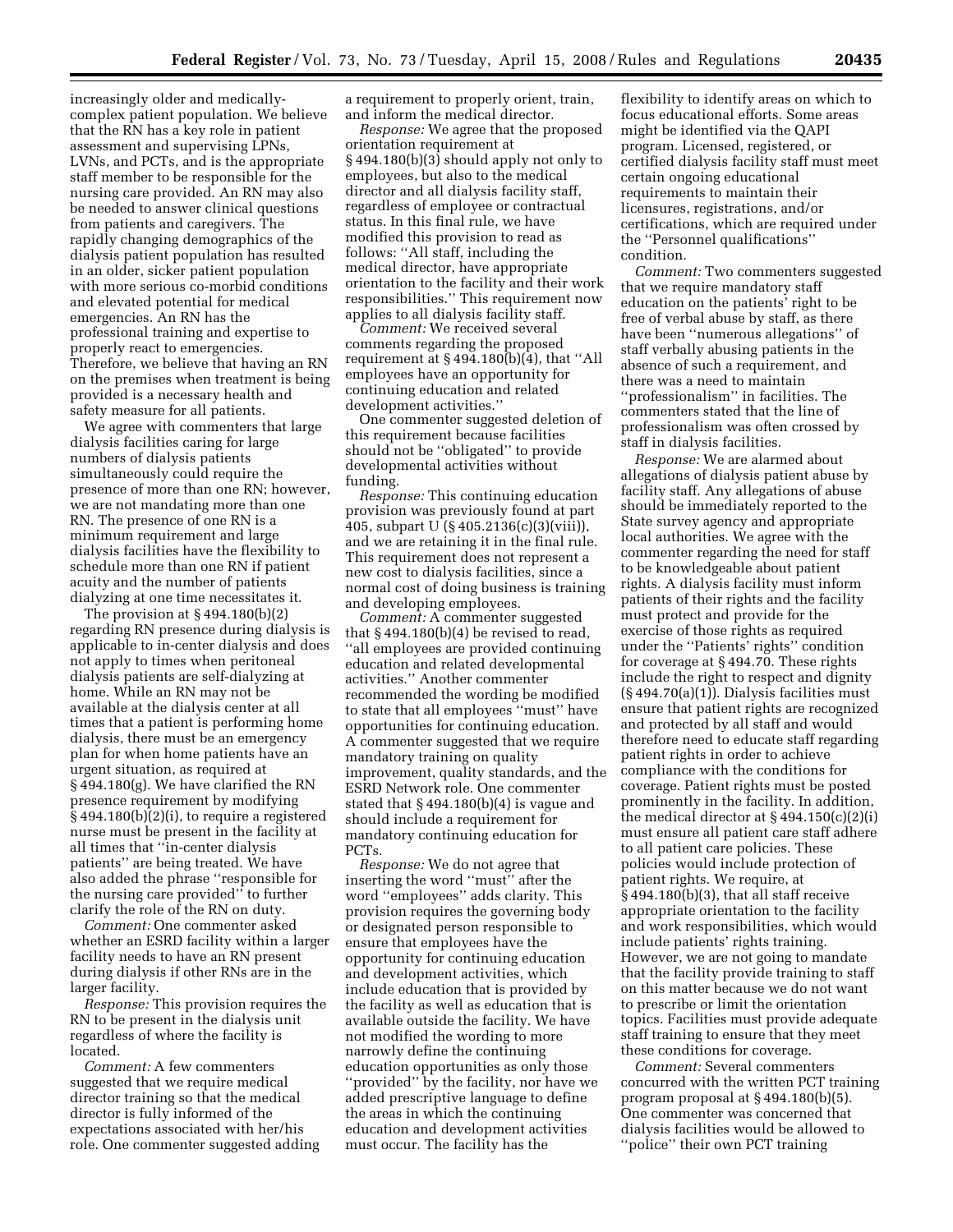increasingly older and medically-complex patient population. We believe that the RN has a key role in patient assessment and supervising LPNs, LVNs, and PCTs, and is the appropriate staff member to be responsible for the nursing care provided. An RN may also be needed to answer clinical questions from patients and caregivers. The rapidly changing demographics of the dialysis patient population has resulted in an older, sicker patient population with more serious co-morbid conditions and elevated potential for medical emergencies. An RN has the professional training and expertise to properly react to emergencies. Therefore, we believe that having an RN on the premises when treatment is being provided is a necessary health and safety measure for all patients.

We agree with commenters that large dialysis facilities caring for large numbers of dialysis patients simultaneously could require the presence of more than one RN; however, we are not mandating more than one RN. The presence of one RN is a minimum requirement and large dialysis facilities have the flexibility to schedule more than one RN if patient acuity and the number of patients dialyzing at one time necessitates it.

The provision at § 494.180(b)(2) regarding RN presence during dialysis is applicable to in-center dialysis and does not apply to times when peritoneal dialysis patients are self-dialyzing at home. While an RN may not be available at the dialysis center at all times that a patient is performing home dialysis, there must be an emergency plan for when home patients have an urgent situation, as required at § 494.180(g). We have clarified the RN presence requirement by modifying § 494.180(b)(2)(i), to require a registered nurse must be present in the facility at all times that ''in-center dialysis patients'' are being treated. We have also added the phrase ''responsible for the nursing care provided'' to further clarify the role of the RN on duty.

*Comment:* One commenter asked whether an ESRD facility within a larger facility needs to have an RN present during dialysis if other RNs are in the larger facility.

*Response:* This provision requires the RN to be present in the dialysis unit regardless of where the facility is located.

*Comment:* A few commenters suggested that we require medical director training so that the medical director is fully informed of the expectations associated with her/his role. One commenter suggested adding a requirement to properly orient, train, and inform the medical director.

*Response:* We agree that the proposed orientation requirement at § 494.180(b)(3) should apply not only to employees, but also to the medical director and all dialysis facility staff, regardless of employee or contractual status. In this final rule, we have modified this provision to read as follows: ''All staff, including the medical director, have appropriate orientation to the facility and their work responsibilities.'' This requirement now applies to all dialysis facility staff.

*Comment:* We received several comments regarding the proposed requirement at § 494.180(b)(4), that ''All employees have an opportunity for continuing education and related development activities.''

One commenter suggested deletion of this requirement because facilities should not be ''obligated'' to provide developmental activities without funding.

*Response:* This continuing education provision was previously found at part 405, subpart U (§ 405.2136(c)(3)(viii)), and we are retaining it in the final rule. This requirement does not represent a new cost to dialysis facilities, since a normal cost of doing business is training and developing employees.

*Comment:* A commenter suggested that § 494.180(b)(4) be revised to read, ''all employees are provided continuing education and related developmental activities.'' Another commenter recommended the wording be modified to state that all employees ''must'' have opportunities for continuing education. A commenter suggested that we require mandatory training on quality improvement, quality standards, and the ESRD Network role. One commenter stated that § 494.180(b)(4) is vague and should include a requirement for mandatory continuing education for PCTs.

*Response:* We do not agree that inserting the word ''must'' after the word ''employees'' adds clarity. This provision requires the governing body or designated person responsible to ensure that employees have the opportunity for continuing education and development activities, which include education that is provided by the facility as well as education that is available outside the facility. We have not modified the wording to more narrowly define the continuing education opportunities as only those ''provided'' by the facility, nor have we added prescriptive language to define the areas in which the continuing education and development activities must occur. The facility has the flexibility to identify areas on which to focus educational efforts. Some areas might be identified via the QAPI program. Licensed, registered, or certified dialysis facility staff must meet certain ongoing educational requirements to maintain their licensures, registrations, and/or certifications, which are required under the ''Personnel qualifications'' condition.

*Comment:* Two commenters suggested that we require mandatory staff education on the patients' right to be free of verbal abuse by staff, as there have been ''numerous allegations'' of staff verbally abusing patients in the absence of such a requirement, and there was a need to maintain ''professionalism'' in facilities. The commenters stated that the line of professionalism was often crossed by staff in dialysis facilities.

*Response:* We are alarmed about allegations of dialysis patient abuse by facility staff. Any allegations of abuse should be immediately reported to the State survey agency and appropriate local authorities. We agree with the commenter regarding the need for staff to be knowledgeable about patient rights. A dialysis facility must inform patients of their rights and the facility must protect and provide for the exercise of those rights as required under the ''Patients' rights'' condition for coverage at § 494.70. These rights include the right to respect and dignity (§ 494.70(a)(1)). Dialysis facilities must ensure that patient rights are recognized and protected by all staff and would therefore need to educate staff regarding patient rights in order to achieve compliance with the conditions for coverage. Patient rights must be posted prominently in the facility. In addition, the medical director at § 494.150(c)(2)(i) must ensure all patient care staff adhere to all patient care policies. These policies would include protection of patient rights. We require, at § 494.180(b)(3), that all staff receive appropriate orientation to the facility and work responsibilities, which would include patients' rights training. However, we are not going to mandate that the facility provide training to staff on this matter because we do not want to prescribe or limit the orientation topics. Facilities must provide adequate staff training to ensure that they meet these conditions for coverage.

*Comment:* Several commenters concurred with the written PCT training program proposal at § 494.180(b)(5). One commenter was concerned that dialysis facilities would be allowed to ''police'' their own PCT training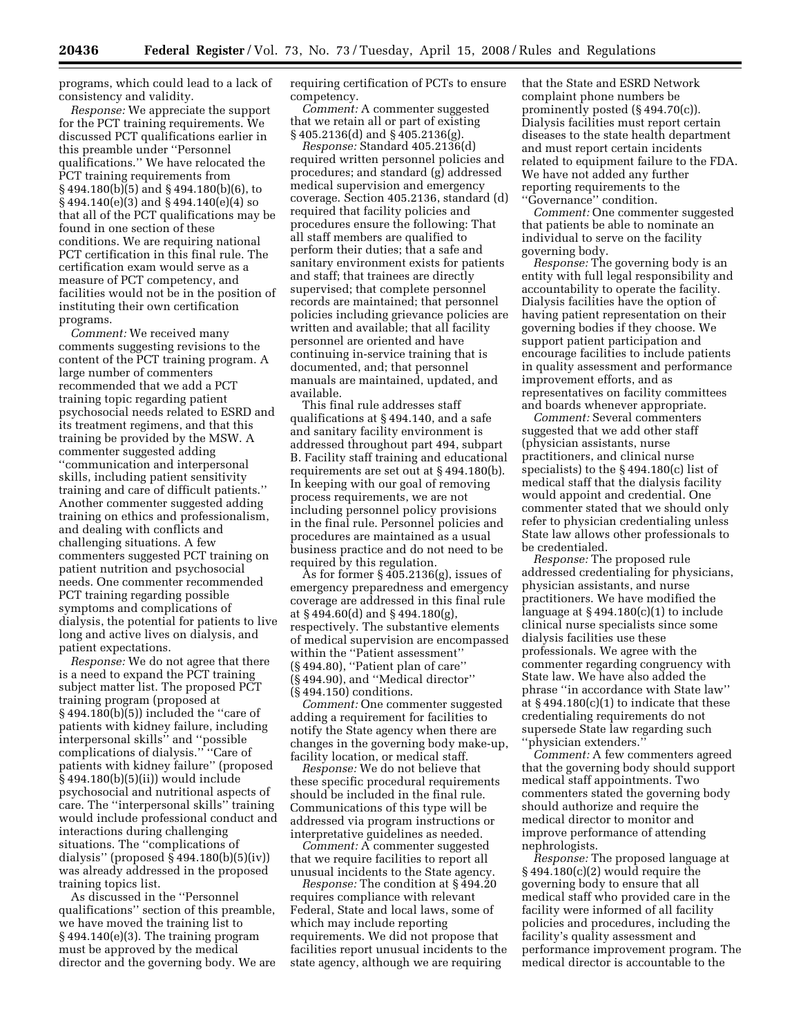programs, which could lead to a lack of consistency and validity.

*Response:* We appreciate the support for the PCT training requirements. We discussed PCT qualifications earlier in this preamble under ''Personnel qualifications.'' We have relocated the PCT training requirements from § 494.180(b)(5) and § 494.180(b)(6), to § 494.140(e)(3) and § 494.140(e)(4) so that all of the PCT qualifications may be found in one section of these conditions. We are requiring national PCT certification in this final rule. The certification exam would serve as a measure of PCT competency, and facilities would not be in the position of instituting their own certification programs.

*Comment:* We received many comments suggesting revisions to the content of the PCT training program. A large number of commenters recommended that we add a PCT training topic regarding patient psychosocial needs related to ESRD and its treatment regimens, and that this training be provided by the MSW. A commenter suggested adding ''communication and interpersonal skills, including patient sensitivity training and care of difficult patients.'' Another commenter suggested adding training on ethics and professionalism, and dealing with conflicts and challenging situations. A few commenters suggested PCT training on patient nutrition and psychosocial needs. One commenter recommended PCT training regarding possible symptoms and complications of dialysis, the potential for patients to live long and active lives on dialysis, and patient expectations.

*Response:* We do not agree that there is a need to expand the PCT training subject matter list. The proposed PCT training program (proposed at § 494.180(b)(5)) included the ''care of patients with kidney failure, including interpersonal skills'' and ''possible complications of dialysis.'' ''Care of patients with kidney failure'' (proposed § 494.180(b)(5)(ii)) would include psychosocial and nutritional aspects of care. The ''interpersonal skills'' training would include professional conduct and interactions during challenging situations. The ''complications of dialysis'' (proposed § 494.180(b)(5)(iv)) was already addressed in the proposed training topics list.

As discussed in the ''Personnel qualifications'' section of this preamble, we have moved the training list to § 494.140(e)(3). The training program must be approved by the medical director and the governing body. We are requiring certification of PCTs to ensure competency.

*Comment:* A commenter suggested that we retain all or part of existing § 405.2136(d) and § 405.2136(g).

*Response:* Standard 405.2136(d) required written personnel policies and procedures; and standard (g) addressed medical supervision and emergency coverage. Section 405.2136, standard (d) required that facility policies and procedures ensure the following: That all staff members are qualified to perform their duties; that a safe and sanitary environment exists for patients and staff; that trainees are directly supervised; that complete personnel records are maintained; that personnel policies including grievance policies are written and available; that all facility personnel are oriented and have continuing in-service training that is documented, and; that personnel manuals are maintained, updated, and available.

This final rule addresses staff qualifications at § 494.140, and a safe and sanitary facility environment is addressed throughout part 494, subpart B. Facility staff training and educational requirements are set out at § 494.180(b). In keeping with our goal of removing process requirements, we are not including personnel policy provisions in the final rule. Personnel policies and procedures are maintained as a usual business practice and do not need to be required by this regulation.

As for former § 405.2136(g), issues of emergency preparedness and emergency coverage are addressed in this final rule at § 494.60(d) and § 494.180(g), respectively. The substantive elements of medical supervision are encompassed within the ''Patient assessment'' (§ 494.80), ''Patient plan of care'' (§ 494.90), and ''Medical director'' (§ 494.150) conditions.

*Comment:* One commenter suggested adding a requirement for facilities to notify the State agency when there are changes in the governing body make-up, facility location, or medical staff.

*Response:* We do not believe that these specific procedural requirements should be included in the final rule. Communications of this type will be addressed via program instructions or interpretative guidelines as needed.

*Comment:* A commenter suggested that we require facilities to report all unusual incidents to the State agency.

*Response:* The condition at § 494.20 requires compliance with relevant Federal, State and local laws, some of which may include reporting requirements. We did not propose that facilities report unusual incidents to the state agency, although we are requiring that the State and ESRD Network complaint phone numbers be prominently posted (§ 494.70(c)). Dialysis facilities must report certain diseases to the state health department and must report certain incidents related to equipment failure to the FDA. We have not added any further reporting requirements to the ''Governance'' condition.

*Comment:* One commenter suggested that patients be able to nominate an individual to serve on the facility governing body.

*Response:* The governing body is an entity with full legal responsibility and accountability to operate the facility. Dialysis facilities have the option of having patient representation on their governing bodies if they choose. We support patient participation and encourage facilities to include patients in quality assessment and performance improvement efforts, and as representatives on facility committees and boards whenever appropriate.

*Comment:* Several commenters suggested that we add other staff (physician assistants, nurse practitioners, and clinical nurse specialists) to the § 494.180(c) list of medical staff that the dialysis facility would appoint and credential. One commenter stated that we should only refer to physician credentialing unless State law allows other professionals to be credentialed.

*Response:* The proposed rule addressed credentialing for physicians, physician assistants, and nurse practitioners. We have modified the language at § 494.180(c)(1) to include clinical nurse specialists since some dialysis facilities use these professionals. We agree with the commenter regarding congruency with State law. We have also added the phrase ''in accordance with State law'' at § 494.180(c)(1) to indicate that these credentialing requirements do not supersede State law regarding such ''physician extenders.''

*Comment:* A few commenters agreed that the governing body should support medical staff appointments. Two commenters stated the governing body should authorize and require the medical director to monitor and improve performance of attending nephrologists.

*Response:* The proposed language at § 494.180(c)(2) would require the governing body to ensure that all medical staff who provided care in the facility were informed of all facility policies and procedures, including the facility's quality assessment and performance improvement program. The medical director is accountable to the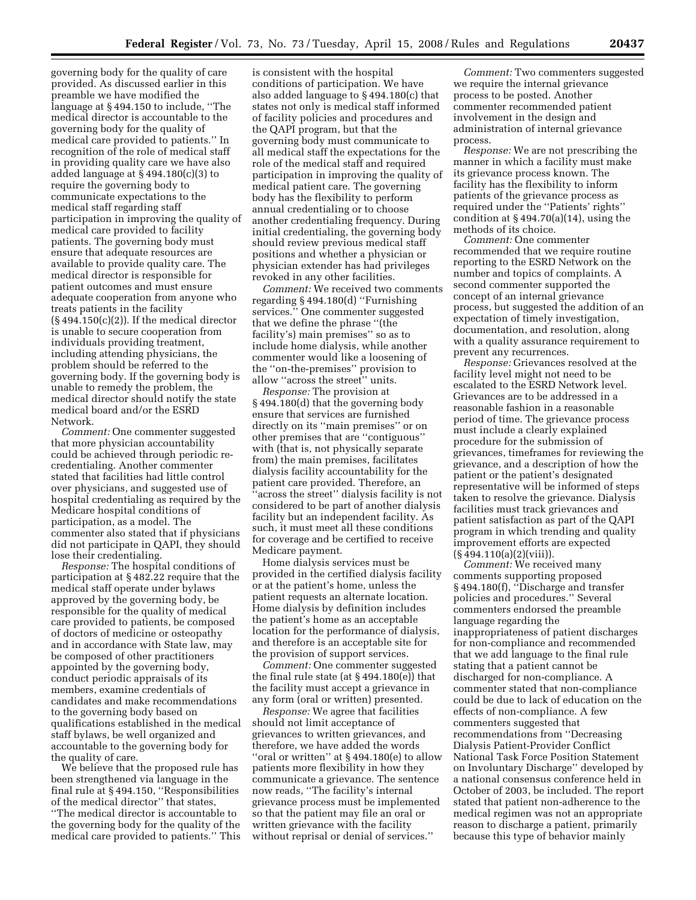governing body for the quality of care provided. As discussed earlier in this preamble we have modified the language at § 494.150 to include, ''The medical director is accountable to the governing body for the quality of medical care provided to patients.'' In recognition of the role of medical staff in providing quality care we have also added language at § 494.180(c)(3) to require the governing body to communicate expectations to the medical staff regarding staff participation in improving the quality of medical care provided to facility patients. The governing body must ensure that adequate resources are available to provide quality care. The medical director is responsible for patient outcomes and must ensure adequate cooperation from anyone who treats patients in the facility (§ 494.150(c)(2)). If the medical director is unable to secure cooperation from individuals providing treatment, including attending physicians, the problem should be referred to the governing body. If the governing body is unable to remedy the problem, the medical director should notify the state medical board and/or the ESRD Network.

*Comment:* One commenter suggested that more physician accountability could be achieved through periodic re-credentialing. Another commenter stated that facilities had little control over physicians, and suggested use of hospital credentialing as required by the Medicare hospital conditions of participation, as a model. The commenter also stated that if physicians did not participate in QAPI, they should lose their credentialing.

*Response:* The hospital conditions of participation at § 482.22 require that the medical staff operate under bylaws approved by the governing body, be responsible for the quality of medical care provided to patients, be composed of doctors of medicine or osteopathy and in accordance with State law, may be composed of other practitioners appointed by the governing body, conduct periodic appraisals of its members, examine credentials of candidates and make recommendations to the governing body based on qualifications established in the medical staff bylaws, be well organized and accountable to the governing body for the quality of care.

We believe that the proposed rule has been strengthened via language in the final rule at § 494.150, ''Responsibilities of the medical director'' that states, ''The medical director is accountable to the governing body for the quality of the medical care provided to patients.'' This is consistent with the hospital conditions of participation. We have also added language to § 494.180(c) that states not only is medical staff informed of facility policies and procedures and the QAPI program, but that the governing body must communicate to all medical staff the expectations for the role of the medical staff and required participation in improving the quality of medical patient care. The governing body has the flexibility to perform annual credentialing or to choose another credentialing frequency. During initial credentialing, the governing body should review previous medical staff positions and whether a physician or physician extender has had privileges revoked in any other facilities.

*Comment:* We received two comments regarding § 494.180(d) ''Furnishing services.'' One commenter suggested that we define the phrase ''(the facility's) main premises'' so as to include home dialysis, while another commenter would like a loosening of the ''on-the-premises'' provision to allow ''across the street'' units.

*Response:* The provision at § 494.180(d) that the governing body ensure that services are furnished directly on its ''main premises'' or on other premises that are ''contiguous'' with (that is, not physically separate from) the main premises, facilitates dialysis facility accountability for the patient care provided. Therefore, an ''across the street'' dialysis facility is not considered to be part of another dialysis facility but an independent facility. As such, it must meet all these conditions for coverage and be certified to receive Medicare payment.

Home dialysis services must be provided in the certified dialysis facility or at the patient's home, unless the patient requests an alternate location. Home dialysis by definition includes the patient's home as an acceptable location for the performance of dialysis, and therefore is an acceptable site for the provision of support services.

*Comment:* One commenter suggested the final rule state (at § 494.180(e)) that the facility must accept a grievance in any form (oral or written) presented.

*Response:* We agree that facilities should not limit acceptance of grievances to written grievances, and therefore, we have added the words ''oral or written'' at § 494.180(e) to allow patients more flexibility in how they communicate a grievance. The sentence now reads, ''The facility's internal grievance process must be implemented so that the patient may file an oral or written grievance with the facility without reprisal or denial of services.''

*Comment:* Two commenters suggested we require the internal grievance process to be posted. Another commenter recommended patient involvement in the design and administration of internal grievance process.

*Response:* We are not prescribing the manner in which a facility must make its grievance process known. The facility has the flexibility to inform patients of the grievance process as required under the ''Patients' rights'' condition at § 494.70(a)(14), using the methods of its choice.

*Comment:* One commenter recommended that we require routine reporting to the ESRD Network on the number and topics of complaints. A second commenter supported the concept of an internal grievance process, but suggested the addition of an expectation of timely investigation, documentation, and resolution, along with a quality assurance requirement to prevent any recurrences.

*Response:* Grievances resolved at the facility level might not need to be escalated to the ESRD Network level. Grievances are to be addressed in a reasonable fashion in a reasonable period of time. The grievance process must include a clearly explained procedure for the submission of grievances, timeframes for reviewing the grievance, and a description of how the patient or the patient's designated representative will be informed of steps taken to resolve the grievance. Dialysis facilities must track grievances and patient satisfaction as part of the QAPI program in which trending and quality improvement efforts are expected (§ 494.110(a)(2)(viii)).

*Comment:* We received many comments supporting proposed § 494.180(f), ''Discharge and transfer policies and procedures.'' Several commenters endorsed the preamble language regarding the inappropriateness of patient discharges for non-compliance and recommended that we add language to the final rule stating that a patient cannot be discharged for non-compliance. A commenter stated that non-compliance could be due to lack of education on the effects of non-compliance. A few commenters suggested that recommendations from ''Decreasing Dialysis Patient-Provider Conflict National Task Force Position Statement on Involuntary Discharge'' developed by a national consensus conference held in October of 2003, be included. The report stated that patient non-adherence to the medical regimen was not an appropriate reason to discharge a patient, primarily because this type of behavior mainly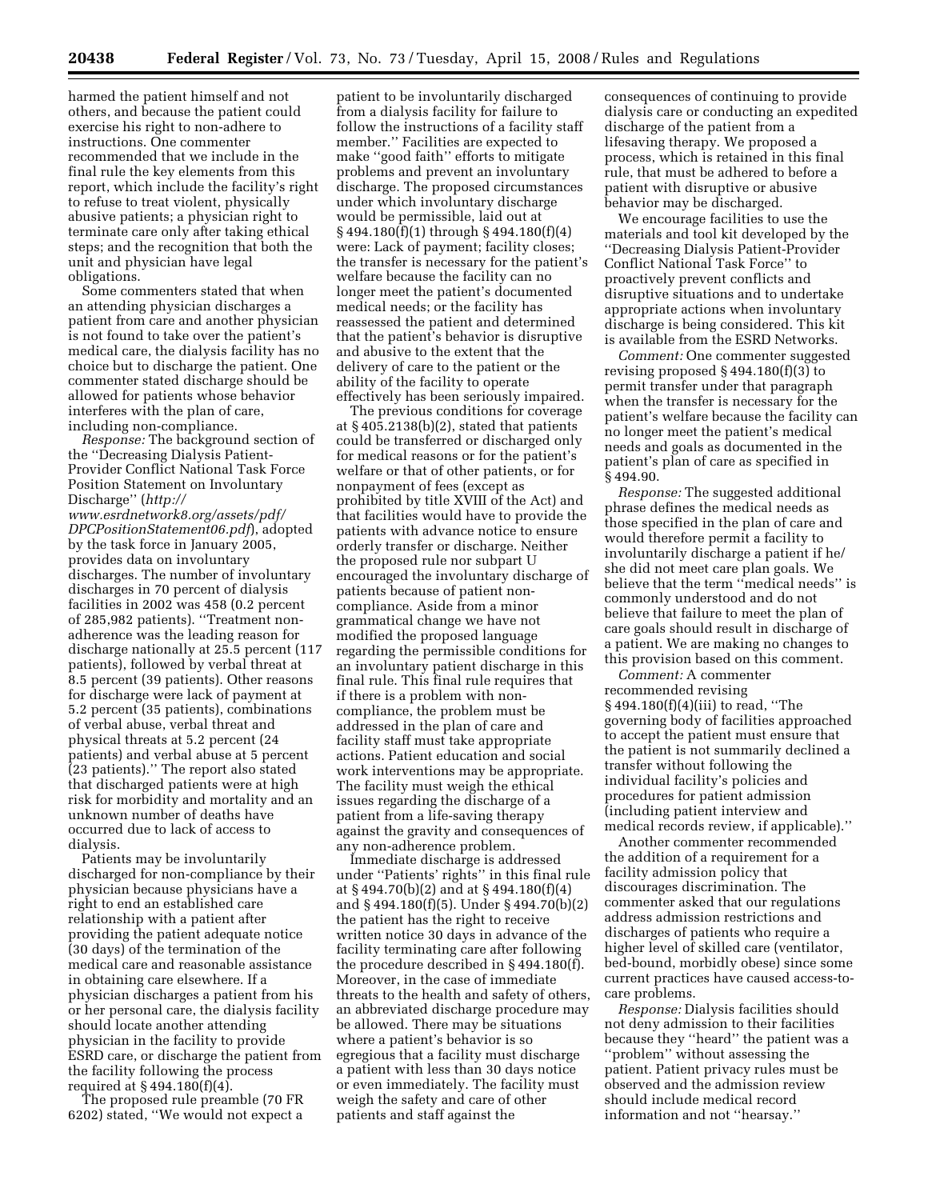harmed the patient himself and not others, and because the patient could exercise his right to non-adhere to instructions. One commenter recommended that we include in the final rule the key elements from this report, which include the facility's right to refuse to treat violent, physically abusive patients; a physician right to terminate care only after taking ethical steps; and the recognition that both the unit and physician have legal obligations.

Some commenters stated that when an attending physician discharges a patient from care and another physician is not found to take over the patient's medical care, the dialysis facility has no choice but to discharge the patient. One commenter stated discharge should be allowed for patients whose behavior interferes with the plan of care, including non-compliance.

*Response:* The background section of the "Decreasing Dialysis Patient-Provider Conflict National Task Force Position Statement on Involuntary Discharge" (*http://www.esrdnetwork8.org/assets/pdf/DPCPositionStatement06.pdf*), adopted by the task force in January 2005, provides data on involuntary discharges. The number of involuntary discharges in 70 percent of dialysis facilities in 2002 was 458 (0.2 percent of 285,982 patients). "Treatment non-adherence was the leading reason for discharge nationally at 25.5 percent (117 patients), followed by verbal threat at 8.5 percent (39 patients). Other reasons for discharge were lack of payment at 5.2 percent (35 patients), combinations of verbal abuse, verbal threat and physical threats at 5.2 percent (24 patients) and verbal abuse at 5 percent (23 patients)." The report also stated that discharged patients were at high risk for morbidity and mortality and an unknown number of deaths have occurred due to lack of access to dialysis.

Patients may be involuntarily discharged for non-compliance by their physician because physicians have a right to end an established care relationship with a patient after providing the patient adequate notice (30 days) of the termination of the medical care and reasonable assistance in obtaining care elsewhere. If a physician discharges a patient from his or her personal care, the dialysis facility should locate another attending physician in the facility to provide ESRD care, or discharge the patient from the facility following the process required at § 494.180(f)(4).

The proposed rule preamble (70 FR 6202) stated, "We would not expect a patient to be involuntarily discharged from a dialysis facility for failure to follow the instructions of a facility staff member." Facilities are expected to make "good faith" efforts to mitigate problems and prevent an involuntary discharge. The proposed circumstances under which involuntary discharge would be permissible, laid out at § 494.180(f)(1) through § 494.180(f)(4) were: Lack of payment; facility closes; the transfer is necessary for the patient's welfare because the facility can no longer meet the patient's documented medical needs; or the facility has reassessed the patient and determined that the patient's behavior is disruptive and abusive to the extent that the delivery of care to the patient or the ability of the facility to operate effectively has been seriously impaired.

The previous conditions for coverage at § 405.2138(b)(2), stated that patients could be transferred or discharged only for medical reasons or for the patient's welfare or that of other patients, or for nonpayment of fees (except as prohibited by title XVIII of the Act) and that facilities would have to provide the patients with advance notice to ensure orderly transfer or discharge. Neither the proposed rule nor subpart U encouraged the involuntary discharge of patients because of patient non-compliance. Aside from a minor grammatical change we have not modified the proposed language regarding the permissible conditions for an involuntary patient discharge in this final rule. This final rule requires that if there is a problem with non-compliance, the problem must be addressed in the plan of care and facility staff must take appropriate actions. Patient education and social work interventions may be appropriate. The facility must weigh the ethical issues regarding the discharge of a patient from a life-saving therapy against the gravity and consequences of any non-adherence problem.

Immediate discharge is addressed under "Patients' rights" in this final rule at § 494.70(b)(2) and at § 494.180(f)(4) and § 494.180(f)(5). Under § 494.70(b)(2) the patient has the right to receive written notice 30 days in advance of the facility terminating care after following the procedure described in § 494.180(f). Moreover, in the case of immediate threats to the health and safety of others, an abbreviated discharge procedure may be allowed. There may be situations where a patient's behavior is so egregious that a facility must discharge a patient with less than 30 days notice or even immediately. The facility must weigh the safety and care of other patients and staff against the consequences of continuing to provide dialysis care or conducting an expedited discharge of the patient from a lifesaving therapy. We proposed a process, which is retained in this final rule, that must be adhered to before a patient with disruptive or abusive behavior may be discharged.

We encourage facilities to use the materials and tool kit developed by the "Decreasing Dialysis Patient-Provider Conflict National Task Force" to proactively prevent conflicts and disruptive situations and to undertake appropriate actions when involuntary discharge is being considered. This kit is available from the ESRD Networks.

*Comment:* One commenter suggested revising proposed § 494.180(f)(3) to permit transfer under that paragraph when the transfer is necessary for the patient's welfare because the facility can no longer meet the patient's medical needs and goals as documented in the patient's plan of care as specified in § 494.90.

*Response:* The suggested additional phrase defines the medical needs as those specified in the plan of care and would therefore permit a facility to involuntarily discharge a patient if he/she did not meet care plan goals. We believe that the term "medical needs" is commonly understood and do not believe that failure to meet the plan of care goals should result in discharge of a patient. We are making no changes to this provision based on this comment.

*Comment:* A commenter recommended revising § 494.180(f)(4)(iii) to read, "The governing body of facilities approached to accept the patient must ensure that the patient is not summarily declined a transfer without following the individual facility's policies and procedures for patient admission (including patient interview and medical records review, if applicable)."

Another commenter recommended the addition of a requirement for a facility admission policy that discourages discrimination. The commenter asked that our regulations address admission restrictions and discharges of patients who require a higher level of skilled care (ventilator, bed-bound, morbidly obese) since some current practices have caused access-to-care problems.

*Response:* Dialysis facilities should not deny admission to their facilities because they "heard" the patient was a "problem" without assessing the patient. Patient privacy rules must be observed and the admission review should include medical record information and not "hearsay."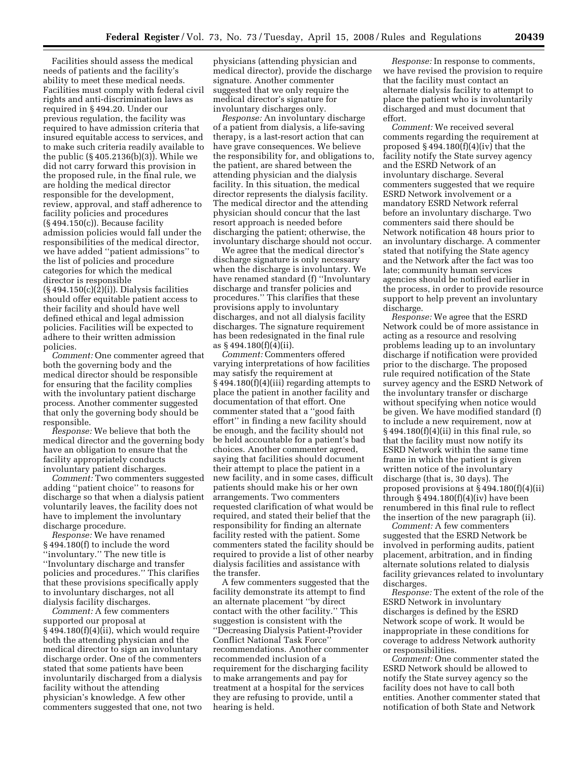Facilities should assess the medical needs of patients and the facility's ability to meet these medical needs. Facilities must comply with federal civil rights and anti-discrimination laws as required in § 494.20. Under our previous regulation, the facility was required to have admission criteria that insured equitable access to services, and to make such criteria readily available to the public (§ 405.2136(b)(3)). While we did not carry forward this provision in the proposed rule, in the final rule, we are holding the medical director responsible for the development, review, approval, and staff adherence to facility policies and procedures (§ 494.150(c)). Because facility admission policies would fall under the responsibilities of the medical director, we have added ''patient admissions'' to the list of policies and procedure categories for which the medical director is responsible (§ 494.150(c)(2)(i)). Dialysis facilities should offer equitable patient access to their facility and should have well defined ethical and legal admission policies. Facilities will be expected to adhere to their written admission policies.

*Comment:* One commenter agreed that both the governing body and the medical director should be responsible for ensuring that the facility complies with the involuntary patient discharge process. Another commenter suggested that only the governing body should be responsible.

*Response:* We believe that both the medical director and the governing body have an obligation to ensure that the facility appropriately conducts involuntary patient discharges.

*Comment:* Two commenters suggested adding ''patient choice'' to reasons for discharge so that when a dialysis patient voluntarily leaves, the facility does not have to implement the involuntary discharge procedure.

*Response:* We have renamed § 494.180(f) to include the word ''involuntary.'' The new title is ''Involuntary discharge and transfer policies and procedures.'' This clarifies that these provisions specifically apply to involuntary discharges, not all dialysis facility discharges.

*Comment:* A few commenters supported our proposal at § 494.180(f)(4)(ii), which would require both the attending physician and the medical director to sign an involuntary discharge order. One of the commenters stated that some patients have been involuntarily discharged from a dialysis facility without the attending physician's knowledge. A few other commenters suggested that one, not two physicians (attending physician and medical director), provide the discharge signature. Another commenter suggested that we only require the medical director's signature for involuntary discharges only.

*Response:* An involuntary discharge of a patient from dialysis, a life-saving therapy, is a last-resort action that can have grave consequences. We believe the responsibility for, and obligations to, the patient, are shared between the attending physician and the dialysis facility. In this situation, the medical director represents the dialysis facility. The medical director and the attending physician should concur that the last resort approach is needed before discharging the patient; otherwise, the involuntary discharge should not occur.

We agree that the medical director's discharge signature is only necessary when the discharge is involuntary. We have renamed standard (f) ''Involuntary discharge and transfer policies and procedures.'' This clarifies that these provisions apply to involuntary discharges, and not all dialysis facility discharges. The signature requirement has been redesignated in the final rule as § 494.180(f)(4)(ii).

*Comment:* Commenters offered varying interpretations of how facilities may satisfy the requirement at § 494.180(f)(4)(iii) regarding attempts to place the patient in another facility and documentation of that effort. One commenter stated that a ''good faith effort'' in finding a new facility should be enough, and the facility should not be held accountable for a patient's bad choices. Another commenter agreed, saying that facilities should document their attempt to place the patient in a new facility, and in some cases, difficult patients should make his or her own arrangements. Two commenters requested clarification of what would be required, and stated their belief that the responsibility for finding an alternate facility rested with the patient. Some commenters stated the facility should be required to provide a list of other nearby dialysis facilities and assistance with the transfer.

A few commenters suggested that the facility demonstrate its attempt to find an alternate placement ''by direct contact with the other facility.'' This suggestion is consistent with the ''Decreasing Dialysis Patient-Provider Conflict National Task Force'' recommendations. Another commenter recommended inclusion of a requirement for the discharging facility to make arrangements and pay for treatment at a hospital for the services they are refusing to provide, until a hearing is held.

*Response:* In response to comments, we have revised the provision to require that the facility must contact an alternate dialysis facility to attempt to place the patient who is involuntarily discharged and must document that effort.

*Comment:* We received several comments regarding the requirement at proposed § 494.180(f)(4)(iv) that the facility notify the State survey agency and the ESRD Network of an involuntary discharge. Several commenters suggested that we require ESRD Network involvement or a mandatory ESRD Network referral before an involuntary discharge. Two commenters said there should be Network notification 48 hours prior to an involuntary discharge. A commenter stated that notifying the State agency and the Network after the fact was too late; community human services agencies should be notified earlier in the process, in order to provide resource support to help prevent an involuntary discharge.

*Response:* We agree that the ESRD Network could be of more assistance in acting as a resource and resolving problems leading up to an involuntary discharge if notification were provided prior to the discharge. The proposed rule required notification of the State survey agency and the ESRD Network of the involuntary transfer or discharge without specifying when notice would be given. We have modified standard (f) to include a new requirement, now at § 494.180(f)(4)(ii) in this final rule, so that the facility must now notify its ESRD Network within the same time frame in which the patient is given written notice of the involuntary discharge (that is, 30 days). The proposed provisions at § 494.180(f)(4)(ii) through § 494.180(f)(4)(iv) have been renumbered in this final rule to reflect the insertion of the new paragraph (ii).

*Comment:* A few commenters suggested that the ESRD Network be involved in performing audits, patient placement, arbitration, and in finding alternate solutions related to dialysis facility grievances related to involuntary discharges.

*Response:* The extent of the role of the ESRD Network in involuntary discharges is defined by the ESRD Network scope of work. It would be inappropriate in these conditions for coverage to address Network authority or responsibilities.

*Comment:* One commenter stated the ESRD Network should be allowed to notify the State survey agency so the facility does not have to call both entities. Another commenter stated that notification of both State and Network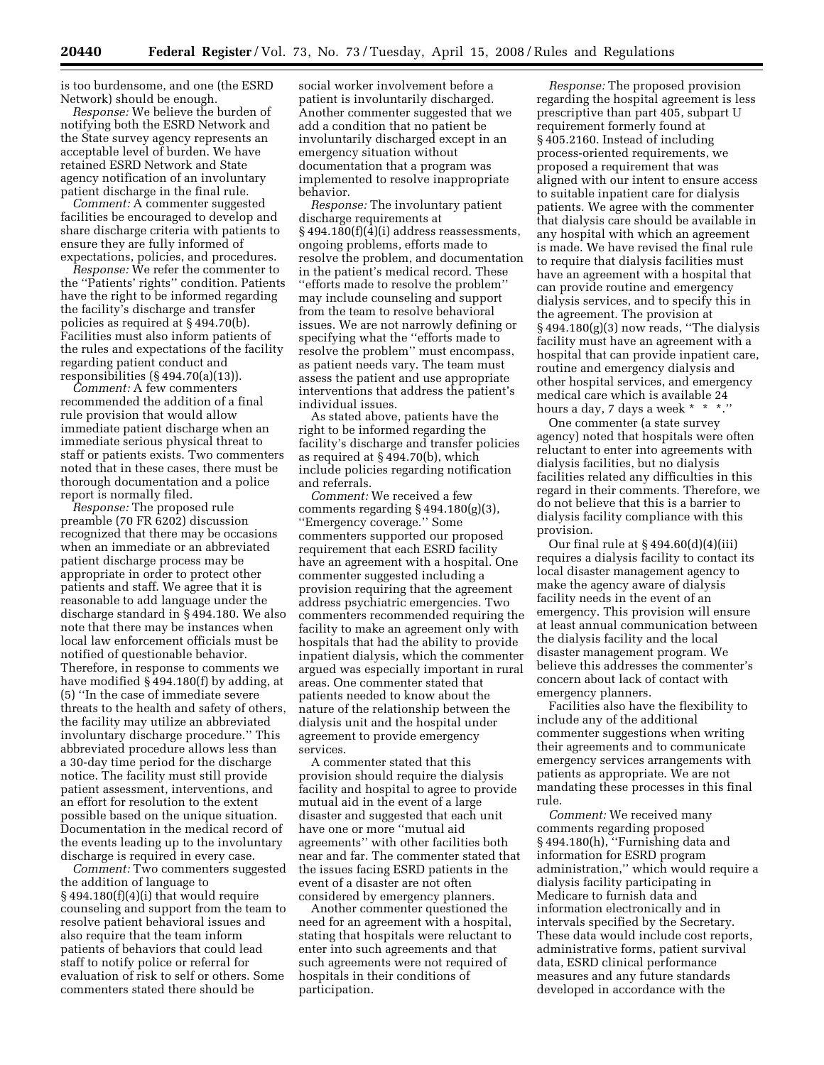is too burdensome, and one (the ESRD Network) should be enough.

*Response:* We believe the burden of notifying both the ESRD Network and the State survey agency represents an acceptable level of burden. We have retained ESRD Network and State agency notification of an involuntary patient discharge in the final rule.

*Comment:* A commenter suggested facilities be encouraged to develop and share discharge criteria with patients to ensure they are fully informed of expectations, policies, and procedures.

*Response:* We refer the commenter to the ''Patients' rights'' condition. Patients have the right to be informed regarding the facility's discharge and transfer policies as required at § 494.70(b). Facilities must also inform patients of the rules and expectations of the facility regarding patient conduct and responsibilities (§ 494.70(a)(13)).

*Comment:* A few commenters recommended the addition of a final rule provision that would allow immediate patient discharge when an immediate serious physical threat to staff or patients exists. Two commenters noted that in these cases, there must be thorough documentation and a police report is normally filed.

*Response:* The proposed rule preamble (70 FR 6202) discussion recognized that there may be occasions when an immediate or an abbreviated patient discharge process may be appropriate in order to protect other patients and staff. We agree that it is reasonable to add language under the discharge standard in § 494.180. We also note that there may be instances when local law enforcement officials must be notified of questionable behavior. Therefore, in response to comments we have modified § 494.180(f) by adding, at (5) ''In the case of immediate severe threats to the health and safety of others, the facility may utilize an abbreviated involuntary discharge procedure.'' This abbreviated procedure allows less than a 30-day time period for the discharge notice. The facility must still provide patient assessment, interventions, and an effort for resolution to the extent possible based on the unique situation. Documentation in the medical record of the events leading up to the involuntary discharge is required in every case.

*Comment:* Two commenters suggested the addition of language to § 494.180(f)(4)(i) that would require counseling and support from the team to resolve patient behavioral issues and also require that the team inform patients of behaviors that could lead staff to notify police or referral for evaluation of risk to self or others. Some commenters stated there should be social worker involvement before a patient is involuntarily discharged. Another commenter suggested that we add a condition that no patient be involuntarily discharged except in an emergency situation without documentation that a program was implemented to resolve inappropriate behavior.

*Response:* The involuntary patient discharge requirements at § 494.180(f)(4)(i) address reassessments, ongoing problems, efforts made to resolve the problem, and documentation in the patient's medical record. These ''efforts made to resolve the problem'' may include counseling and support from the team to resolve behavioral issues. We are not narrowly defining or specifying what the ''efforts made to resolve the problem'' must encompass, as patient needs vary. The team must assess the patient and use appropriate interventions that address the patient's individual issues.

As stated above, patients have the right to be informed regarding the facility's discharge and transfer policies as required at § 494.70(b), which include policies regarding notification and referrals.

*Comment:* We received a few comments regarding § 494.180(g)(3), ''Emergency coverage.'' Some commenters supported our proposed requirement that each ESRD facility have an agreement with a hospital. One commenter suggested including a provision requiring that the agreement address psychiatric emergencies. Two commenters recommended requiring the facility to make an agreement only with hospitals that had the ability to provide inpatient dialysis, which the commenter argued was especially important in rural areas. One commenter stated that patients needed to know about the nature of the relationship between the dialysis unit and the hospital under agreement to provide emergency services.

A commenter stated that this provision should require the dialysis facility and hospital to agree to provide mutual aid in the event of a large disaster and suggested that each unit have one or more ''mutual aid agreements'' with other facilities both near and far. The commenter stated that the issues facing ESRD patients in the event of a disaster are not often considered by emergency planners.

Another commenter questioned the need for an agreement with a hospital, stating that hospitals were reluctant to enter into such agreements and that such agreements were not required of hospitals in their conditions of participation.

*Response:* The proposed provision regarding the hospital agreement is less prescriptive than part 405, subpart U requirement formerly found at § 405.2160. Instead of including process-oriented requirements, we proposed a requirement that was aligned with our intent to ensure access to suitable inpatient care for dialysis patients. We agree with the commenter that dialysis care should be available in any hospital with which an agreement is made. We have revised the final rule to require that dialysis facilities must have an agreement with a hospital that can provide routine and emergency dialysis services, and to specify this in the agreement. The provision at § 494.180(g)(3) now reads, ''The dialysis facility must have an agreement with a hospital that can provide inpatient care, routine and emergency dialysis and other hospital services, and emergency medical care which is available 24 hours a day, 7 days a week * * *.''

One commenter (a state survey agency) noted that hospitals were often reluctant to enter into agreements with dialysis facilities, but no dialysis facilities related any difficulties in this regard in their comments. Therefore, we do not believe that this is a barrier to dialysis facility compliance with this provision.

Our final rule at § 494.60(d)(4)(iii) requires a dialysis facility to contact its local disaster management agency to make the agency aware of dialysis facility needs in the event of an emergency. This provision will ensure at least annual communication between the dialysis facility and the local disaster management program. We believe this addresses the commenter's concern about lack of contact with emergency planners.

Facilities also have the flexibility to include any of the additional commenter suggestions when writing their agreements and to communicate emergency services arrangements with patients as appropriate. We are not mandating these processes in this final rule.

*Comment:* We received many comments regarding proposed § 494.180(h), ''Furnishing data and information for ESRD program administration,'' which would require a dialysis facility participating in Medicare to furnish data and information electronically and in intervals specified by the Secretary. These data would include cost reports, administrative forms, patient survival data, ESRD clinical performance measures and any future standards developed in accordance with the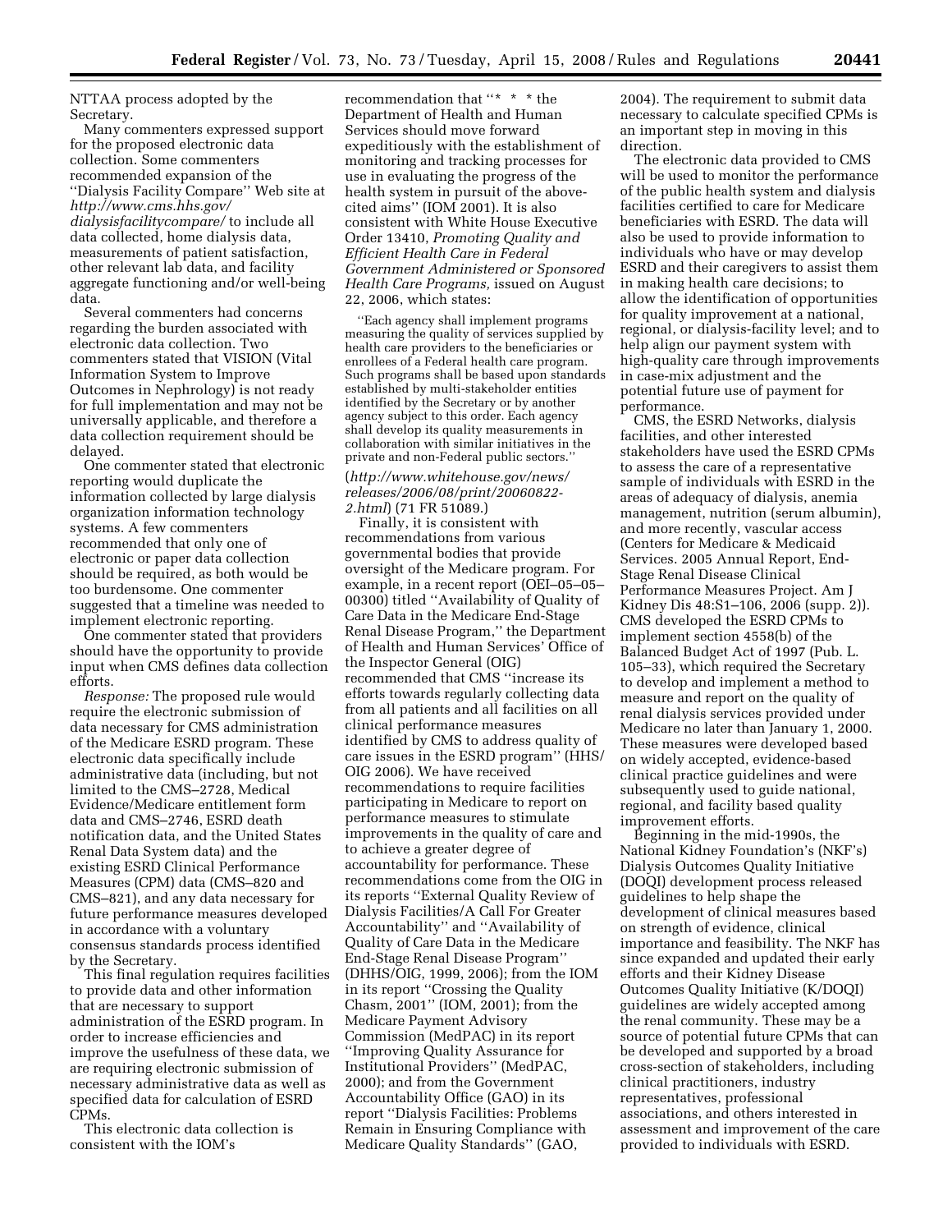NTTAA process adopted by the Secretary.

Many commenters expressed support for the proposed electronic data collection. Some commenters recommended expansion of the ''Dialysis Facility Compare'' Web site at *http://www.cms.hhs.gov/dialysisfacilitycompare/* to include all data collected, home dialysis data, measurements of patient satisfaction, other relevant lab data, and facility aggregate functioning and/or well-being data.

Several commenters had concerns regarding the burden associated with electronic data collection. Two commenters stated that VISION (Vital Information System to Improve Outcomes in Nephrology) is not ready for full implementation and may not be universally applicable, and therefore a data collection requirement should be delayed.

One commenter stated that electronic reporting would duplicate the information collected by large dialysis organization information technology systems. A few commenters recommended that only one of electronic or paper data collection should be required, as both would be too burdensome. One commenter suggested that a timeline was needed to implement electronic reporting.

One commenter stated that providers should have the opportunity to provide input when CMS defines data collection efforts.

*Response:* The proposed rule would require the electronic submission of data necessary for CMS administration of the Medicare ESRD program. These electronic data specifically include administrative data (including, but not limited to the CMS–2728, Medical Evidence/Medicare entitlement form data and CMS–2746, ESRD death notification data, and the United States Renal Data System data) and the existing ESRD Clinical Performance Measures (CPM) data (CMS–820 and CMS–821), and any data necessary for future performance measures developed in accordance with a voluntary consensus standards process identified by the Secretary.

This final regulation requires facilities to provide data and other information that are necessary to support administration of the ESRD program. In order to increase efficiencies and improve the usefulness of these data, we are requiring electronic submission of necessary administrative data as well as specified data for calculation of ESRD CPMs.

This electronic data collection is consistent with the IOM's recommendation that ''* * * the Department of Health and Human Services should move forward expeditiously with the establishment of monitoring and tracking processes for use in evaluating the progress of the health system in pursuit of the above-cited aims'' (IOM 2001). It is also consistent with White House Executive Order 13410, *Promoting Quality and Efficient Health Care in Federal Government Administered or Sponsored Health Care Programs,* issued on August 22, 2006, which states:

> ''Each agency shall implement programs measuring the quality of services supplied by health care providers to the beneficiaries or enrollees of a Federal health care program. Such programs shall be based upon standards established by multi-stakeholder entities identified by the Secretary or by another agency subject to this order. Each agency shall develop its quality measurements in collaboration with similar initiatives in the private and non-Federal public sectors.''

(*http://www.whitehouse.gov/news/releases/2006/08/print/20060822-2.html*) (71 FR 51089.)

Finally, it is consistent with recommendations from various governmental bodies that provide oversight of the Medicare program. For example, in a recent report (OEI–05–05–00300) titled ''Availability of Quality of Care Data in the Medicare End-Stage Renal Disease Program,'' the Department of Health and Human Services' Office of the Inspector General (OIG) recommended that CMS ''increase its efforts towards regularly collecting data from all patients and all facilities on all clinical performance measures identified by CMS to address quality of care issues in the ESRD program'' (HHS/OIG 2006). We have received recommendations to require facilities participating in Medicare to report on performance measures to stimulate improvements in the quality of care and to achieve a greater degree of accountability for performance. These recommendations come from the OIG in its reports ''External Quality Review of Dialysis Facilities/A Call For Greater Accountability'' and ''Availability of Quality of Care Data in the Medicare End-Stage Renal Disease Program'' (DHHS/OIG, 1999, 2006); from the IOM in its report ''Crossing the Quality Chasm, 2001'' (IOM, 2001); from the Medicare Payment Advisory Commission (MedPAC) in its report ''Improving Quality Assurance for Institutional Providers'' (MedPAC, 2000); and from the Government Accountability Office (GAO) in its report ''Dialysis Facilities: Problems Remain in Ensuring Compliance with Medicare Quality Standards'' (GAO, 2004). The requirement to submit data necessary to calculate specified CPMs is an important step in moving in this direction.

The electronic data provided to CMS will be used to monitor the performance of the public health system and dialysis facilities certified to care for Medicare beneficiaries with ESRD. The data will also be used to provide information to individuals who have or may develop ESRD and their caregivers to assist them in making health care decisions; to allow the identification of opportunities for quality improvement at a national, regional, or dialysis-facility level; and to help align our payment system with high-quality care through improvements in case-mix adjustment and the potential future use of payment for performance.

CMS, the ESRD Networks, dialysis facilities, and other interested stakeholders have used the ESRD CPMs to assess the care of a representative sample of individuals with ESRD in the areas of adequacy of dialysis, anemia management, nutrition (serum albumin), and more recently, vascular access (Centers for Medicare & Medicaid Services. 2005 Annual Report, End-Stage Renal Disease Clinical Performance Measures Project. Am J Kidney Dis 48:S1–106, 2006 (supp. 2)). CMS developed the ESRD CPMs to implement section 4558(b) of the Balanced Budget Act of 1997 (Pub. L. 105–33), which required the Secretary to develop and implement a method to measure and report on the quality of renal dialysis services provided under Medicare no later than January 1, 2000. These measures were developed based on widely accepted, evidence-based clinical practice guidelines and were subsequently used to guide national, regional, and facility based quality improvement efforts.

Beginning in the mid-1990s, the National Kidney Foundation's (NKF's) Dialysis Outcomes Quality Initiative (DOQI) development process released guidelines to help shape the development of clinical measures based on strength of evidence, clinical importance and feasibility. The NKF has since expanded and updated their early efforts and their Kidney Disease Outcomes Quality Initiative (K/DOQI) guidelines are widely accepted among the renal community. These may be a source of potential future CPMs that can be developed and supported by a broad cross-section of stakeholders, including clinical practitioners, industry representatives, professional associations, and others interested in assessment and improvement of the care provided to individuals with ESRD.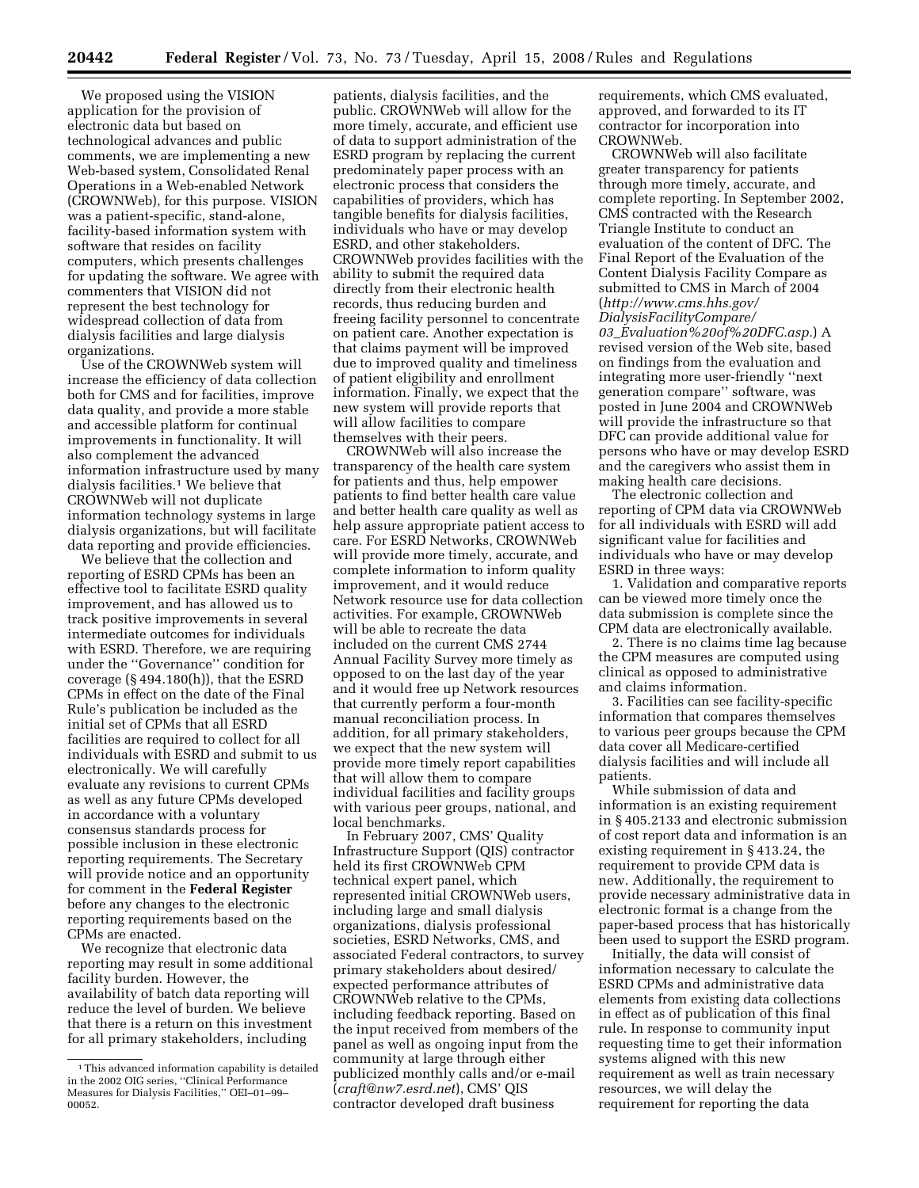We proposed using the VISION application for the provision of electronic data but based on technological advances and public comments, we are implementing a new Web-based system, Consolidated Renal Operations in a Web-enabled Network (CROWNWeb), for this purpose. VISION was a patient-specific, stand-alone, facility-based information system with software that resides on facility computers, which presents challenges for updating the software. We agree with commenters that VISION did not represent the best technology for widespread collection of data from dialysis facilities and large dialysis organizations.

Use of the CROWNWeb system will increase the efficiency of data collection both for CMS and for facilities, improve data quality, and provide a more stable and accessible platform for continual improvements in functionality. It will also complement the advanced information infrastructure used by many dialysis facilities.[1] We believe that CROWNWeb will not duplicate information technology systems in large dialysis organizations, but will facilitate data reporting and provide efficiencies.

We believe that the collection and reporting of ESRD CPMs has been an effective tool to facilitate ESRD quality improvement, and has allowed us to track positive improvements in several intermediate outcomes for individuals with ESRD. Therefore, we are requiring under the ''Governance'' condition for coverage (§ 494.180(h)), that the ESRD CPMs in effect on the date of the Final Rule's publication be included as the initial set of CPMs that all ESRD facilities are required to collect for all individuals with ESRD and submit to us electronically. We will carefully evaluate any revisions to current CPMs as well as any future CPMs developed in accordance with a voluntary consensus standards process for possible inclusion in these electronic reporting requirements. The Secretary will provide notice and an opportunity for comment in the **Federal Register** before any changes to the electronic reporting requirements based on the CPMs are enacted.

We recognize that electronic data reporting may result in some additional facility burden. However, the availability of batch data reporting will reduce the level of burden. We believe that there is a return on this investment for all primary stakeholders, including patients, dialysis facilities, and the public. CROWNWeb will allow for the more timely, accurate, and efficient use of data to support administration of the ESRD program by replacing the current predominately paper process with an electronic process that considers the capabilities of providers, which has tangible benefits for dialysis facilities, individuals who have or may develop ESRD, and other stakeholders. CROWNWeb provides facilities with the ability to submit the required data directly from their electronic health records, thus reducing burden and freeing facility personnel to concentrate on patient care. Another expectation is that claims payment will be improved due to improved quality and timeliness of patient eligibility and enrollment information. Finally, we expect that the new system will provide reports that will allow facilities to compare themselves with their peers.

CROWNWeb will also increase the transparency of the health care system for patients and thus, help empower patients to find better health care value and better health care quality as well as help assure appropriate patient access to care. For ESRD Networks, CROWNWeb will provide more timely, accurate, and complete information to inform quality improvement, and it would reduce Network resource use for data collection activities. For example, CROWNWeb will be able to recreate the data included on the current CMS 2744 Annual Facility Survey more timely as opposed to on the last day of the year and it would free up Network resources that currently perform a four-month manual reconciliation process. In addition, for all primary stakeholders, we expect that the new system will provide more timely report capabilities that will allow them to compare individual facilities and facility groups with various peer groups, national, and local benchmarks.

In February 2007, CMS' Quality Infrastructure Support (QIS) contractor held its first CROWNWeb CPM technical expert panel, which represented initial CROWNWeb users, including large and small dialysis organizations, dialysis professional societies, ESRD Networks, CMS, and associated Federal contractors, to survey primary stakeholders about desired/expected performance attributes of CROWNWeb relative to the CPMs, including feedback reporting. Based on the input received from members of the panel as well as ongoing input from the community at large through either publicized monthly calls and/or e-mail (*craft@nw7.esrd.net*), CMS' QIS contractor developed draft business requirements, which CMS evaluated, approved, and forwarded to its IT contractor for incorporation into CROWNWeb.

CROWNWeb will also facilitate greater transparency for patients through more timely, accurate, and complete reporting. In September 2002, CMS contracted with the Research Triangle Institute to conduct an evaluation of the content of DFC. The Final Report of the Evaluation of the Content Dialysis Facility Compare as submitted to CMS in March of 2004 (*http://www.cms.hhs.gov/DialysisFacilityCompare/03_Evaluation%20of%20DFC.asp*.) A revised version of the Web site, based on findings from the evaluation and integrating more user-friendly ''next generation compare'' software, was posted in June 2004 and CROWNWeb will provide the infrastructure so that DFC can provide additional value for persons who have or may develop ESRD and the caregivers who assist them in making health care decisions.

The electronic collection and reporting of CPM data via CROWNWeb for all individuals with ESRD will add significant value for facilities and individuals who have or may develop ESRD in three ways:

1. Validation and comparative reports can be viewed more timely once the data submission is complete since the CPM data are electronically available.
2. There is no claims time lag because the CPM measures are computed using clinical as opposed to administrative and claims information.
3. Facilities can see facility-specific information that compares themselves to various peer groups because the CPM data cover all Medicare-certified dialysis facilities and will include all patients.

While submission of data and information is an existing requirement in § 405.2133 and electronic submission of cost report data and information is an existing requirement in § 413.24, the requirement to provide CPM data is new. Additionally, the requirement to provide necessary administrative data in electronic format is a change from the paper-based process that has historically been used to support the ESRD program.

Initially, the data will consist of information necessary to calculate the ESRD CPMs and administrative data elements from existing data collections in effect as of publication of this final rule. In response to community input requesting time to get their information systems aligned with this new requirement as well as train necessary resources, we will delay the requirement for reporting the data

[1] This advanced information capability is detailed in the 2002 OIG series, ''Clinical Performance Measures for Dialysis Facilities,'' OEI–01–99–00052.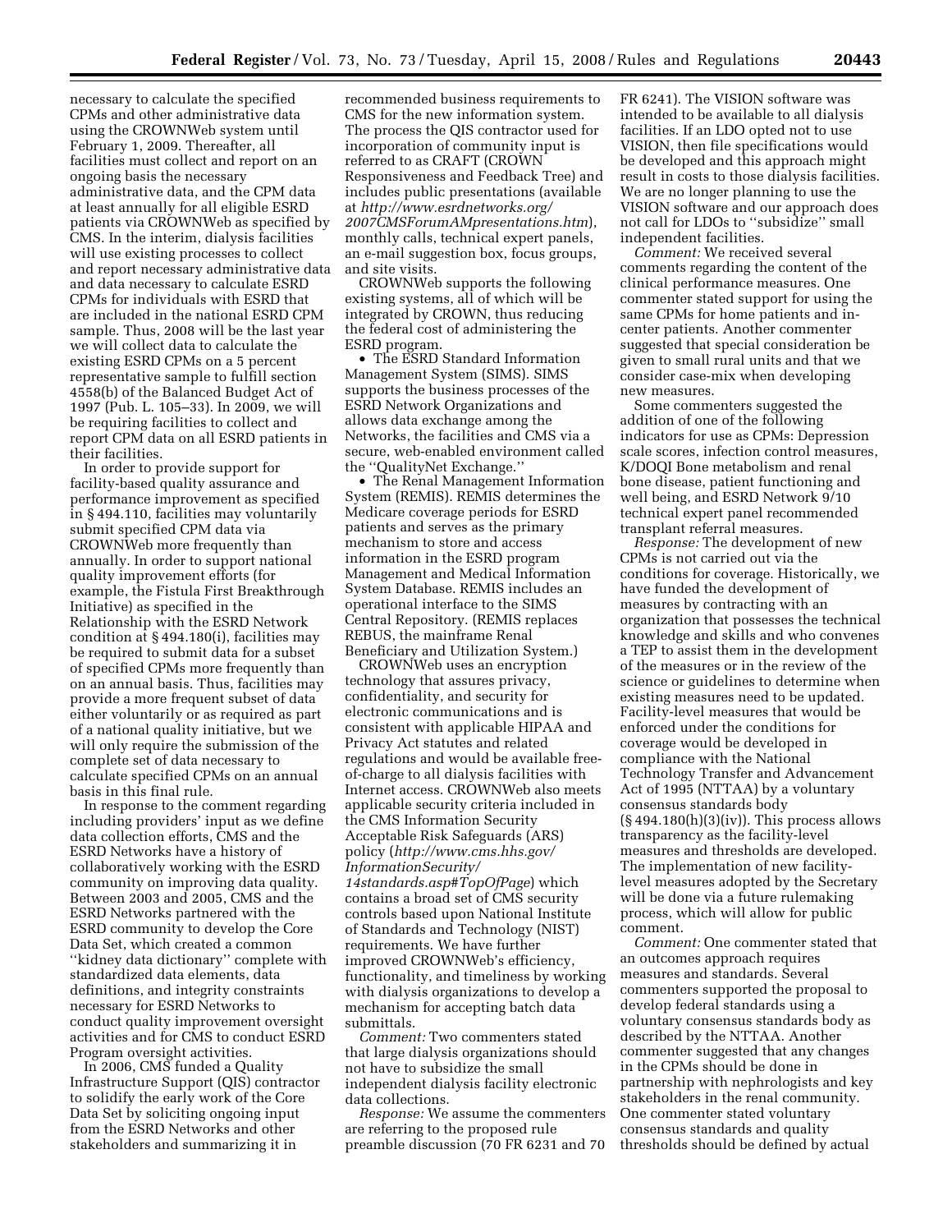necessary to calculate the specified CPMs and other administrative data using the CROWNWeb system until February 1, 2009. Thereafter, all facilities must collect and report on an ongoing basis the necessary administrative data, and the CPM data at least annually for all eligible ESRD patients via CROWNWeb as specified by CMS. In the interim, dialysis facilities will use existing processes to collect and report necessary administrative data and data necessary to calculate ESRD CPMs for individuals with ESRD that are included in the national ESRD CPM sample. Thus, 2008 will be the last year we will collect data to calculate the existing ESRD CPMs on a 5 percent representative sample to fulfill section 4558(b) of the Balanced Budget Act of 1997 (Pub. L. 105–33). In 2009, we will be requiring facilities to collect and report CPM data on all ESRD patients in their facilities.

In order to provide support for facility-based quality assurance and performance improvement as specified in § 494.110, facilities may voluntarily submit specified CPM data via CROWNWeb more frequently than annually. In order to support national quality improvement efforts (for example, the Fistula First Breakthrough Initiative) as specified in the Relationship with the ESRD Network condition at § 494.180(i), facilities may be required to submit data for a subset of specified CPMs more frequently than on an annual basis. Thus, facilities may provide a more frequent subset of data either voluntarily or as required as part of a national quality initiative, but we will only require the submission of the complete set of data necessary to calculate specified CPMs on an annual basis in this final rule.

In response to the comment regarding including providers' input as we define data collection efforts, CMS and the ESRD Networks have a history of collaboratively working with the ESRD community on improving data quality. Between 2003 and 2005, CMS and the ESRD Networks partnered with the ESRD community to develop the Core Data Set, which created a common ''kidney data dictionary'' complete with standardized data elements, data definitions, and integrity constraints necessary for ESRD Networks to conduct quality improvement oversight activities and for CMS to conduct ESRD Program oversight activities.

In 2006, CMS funded a Quality Infrastructure Support (QIS) contractor to solidify the early work of the Core Data Set by soliciting ongoing input from the ESRD Networks and other stakeholders and summarizing it in recommended business requirements to CMS for the new information system. The process the QIS contractor used for incorporation of community input is referred to as CRAFT (CROWN Responsiveness and Feedback Tree) and includes public presentations (available at *http://www.esrdnetworks.org/2007CMSForumAMpresentations.htm*), monthly calls, technical expert panels, an e-mail suggestion box, focus groups, and site visits.

CROWNWeb supports the following existing systems, all of which will be integrated by CROWN, thus reducing the federal cost of administering the ESRD program.

- The ESRD Standard Information Management System (SIMS). SIMS supports the business processes of the ESRD Network Organizations and allows data exchange among the Networks, the facilities and CMS via a secure, web-enabled environment called the ''QualityNet Exchange.''
- The Renal Management Information System (REMIS). REMIS determines the Medicare coverage periods for ESRD patients and serves as the primary mechanism to store and access information in the ESRD program Management and Medical Information System Database. REMIS includes an operational interface to the SIMS Central Repository. (REMIS replaces REBUS, the mainframe Renal Beneficiary and Utilization System.)

CROWNWeb uses an encryption technology that assures privacy, confidentiality, and security for electronic communications and is consistent with applicable HIPAA and Privacy Act statutes and related regulations and would be available free-of-charge to all dialysis facilities with Internet access. CROWNWeb also meets applicable security criteria included in the CMS Information Security Acceptable Risk Safeguards (ARS) policy (*http://www.cms.hhs.gov/InformationSecurity/14standards.asp#TopOfPage*) which contains a broad set of CMS security controls based upon National Institute of Standards and Technology (NIST) requirements. We have further improved CROWNWeb's efficiency, functionality, and timeliness by working with dialysis organizations to develop a mechanism for accepting batch data submittals.

*Comment:* Two commenters stated that large dialysis organizations should not have to subsidize the small independent dialysis facility electronic data collections.

*Response:* We assume the commenters are referring to the proposed rule preamble discussion (70 FR 6231 and 70 FR 6241). The VISION software was intended to be available to all dialysis facilities. If an LDO opted not to use VISION, then file specifications would be developed and this approach might result in costs to those dialysis facilities. We are no longer planning to use the VISION software and our approach does not call for LDOs to ''subsidize'' small independent facilities.

*Comment:* We received several comments regarding the content of the clinical performance measures. One commenter stated support for using the same CPMs for home patients and in-center patients. Another commenter suggested that special consideration be given to small rural units and that we consider case-mix when developing new measures.

Some commenters suggested the addition of one of the following indicators for use as CPMs: Depression scale scores, infection control measures, K/DOQI Bone metabolism and renal bone disease, patient functioning and well being, and ESRD Network 9/10 technical expert panel recommended transplant referral measures.

*Response:* The development of new CPMs is not carried out via the conditions for coverage. Historically, we have funded the development of measures by contracting with an organization that possesses the technical knowledge and skills and who convenes a TEP to assist them in the development of the measures or in the review of the science or guidelines to determine when existing measures need to be updated. Facility-level measures that would be enforced under the conditions for coverage would be developed in compliance with the National Technology Transfer and Advancement Act of 1995 (NTTAA) by a voluntary consensus standards body (§ 494.180(h)(3)(iv)). This process allows transparency as the facility-level measures and thresholds are developed. The implementation of new facility-level measures adopted by the Secretary will be done via a future rulemaking process, which will allow for public comment.

*Comment:* One commenter stated that an outcomes approach requires measures and standards. Several commenters supported the proposal to develop federal standards using a voluntary consensus standards body as described by the NTTAA. Another commenter suggested that any changes in the CPMs should be done in partnership with nephrologists and key stakeholders in the renal community. One commenter stated voluntary consensus standards and quality thresholds should be defined by actual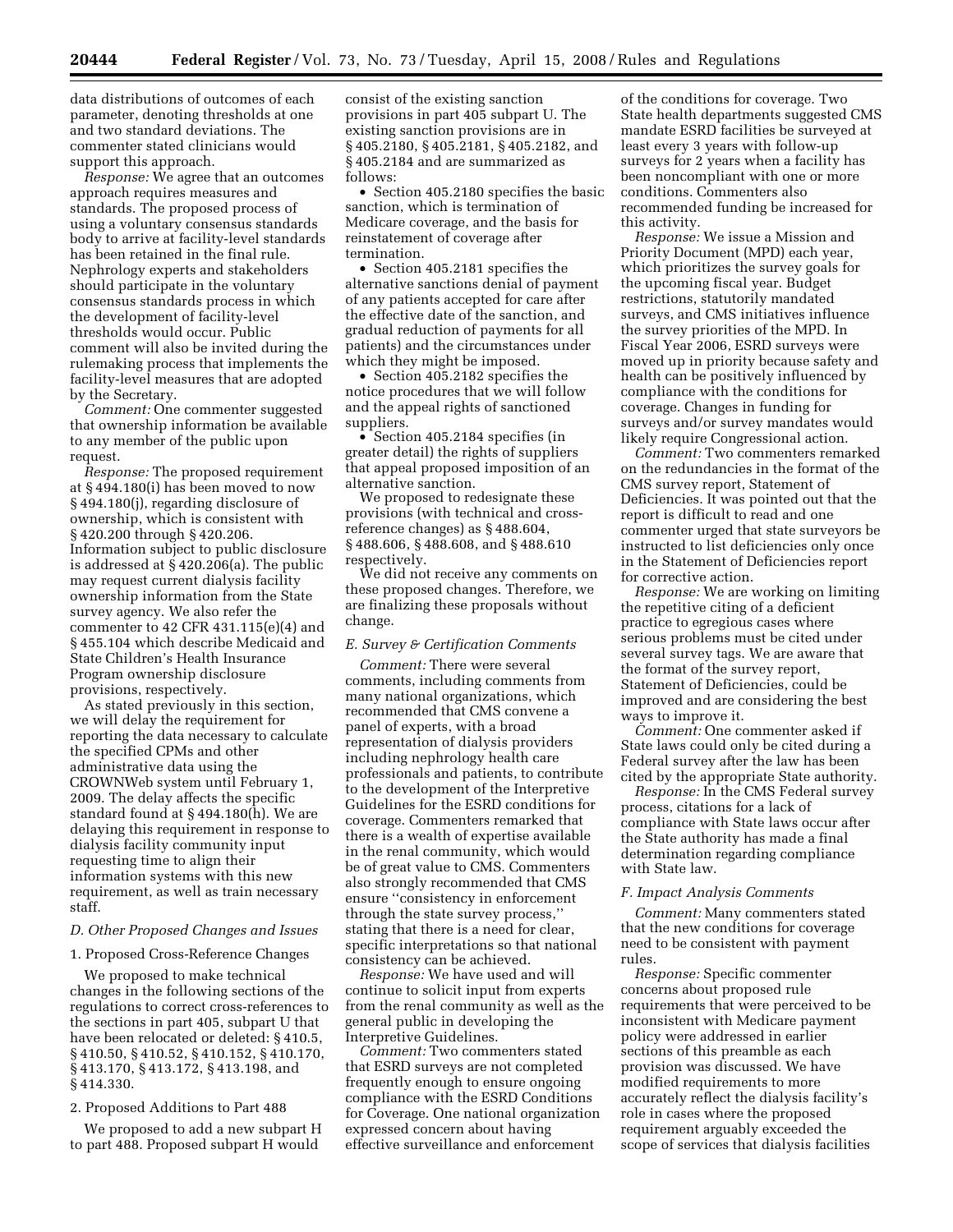data distributions of outcomes of each parameter, denoting thresholds at one and two standard deviations. The commenter stated clinicians would support this approach.

*Response:* We agree that an outcomes approach requires measures and standards. The proposed process of using a voluntary consensus standards body to arrive at facility-level standards has been retained in the final rule. Nephrology experts and stakeholders should participate in the voluntary consensus standards process in which the development of facility-level thresholds would occur. Public comment will also be invited during the rulemaking process that implements the facility-level measures that are adopted by the Secretary.

*Comment:* One commenter suggested that ownership information be available to any member of the public upon request.

*Response:* The proposed requirement at § 494.180(i) has been moved to now § 494.180(j), regarding disclosure of ownership, which is consistent with § 420.200 through § 420.206. Information subject to public disclosure is addressed at § 420.206(a). The public may request current dialysis facility ownership information from the State survey agency. We also refer the commenter to 42 CFR 431.115(e)(4) and § 455.104 which describe Medicaid and State Children's Health Insurance Program ownership disclosure provisions, respectively.

As stated previously in this section, we will delay the requirement for reporting the data necessary to calculate the specified CPMs and other administrative data using the CROWNWeb system until February 1, 2009. The delay affects the specific standard found at § 494.180(h). We are delaying this requirement in response to dialysis facility community input requesting time to align their information systems with this new requirement, as well as train necessary staff.

### *D. Other Proposed Changes and Issues*

#### 1. Proposed Cross-Reference Changes

We proposed to make technical changes in the following sections of the regulations to correct cross-references to the sections in part 405, subpart U that have been relocated or deleted: § 410.5, § 410.50, § 410.52, § 410.152, § 410.170, § 413.170, § 413.172, § 413.198, and § 414.330.

#### 2. Proposed Additions to Part 488

We proposed to add a new subpart H to part 488. Proposed subpart H would consist of the existing sanction provisions in part 405 subpart U. The existing sanction provisions are in § 405.2180, § 405.2181, § 405.2182, and § 405.2184 and are summarized as follows:

- Section 405.2180 specifies the basic sanction, which is termination of Medicare coverage, and the basis for reinstatement of coverage after termination.
- Section 405.2181 specifies the alternative sanctions denial of payment of any patients accepted for care after the effective date of the sanction, and gradual reduction of payments for all patients) and the circumstances under which they might be imposed.
- Section 405.2182 specifies the notice procedures that we will follow and the appeal rights of sanctioned suppliers.
- Section 405.2184 specifies (in greater detail) the rights of suppliers that appeal proposed imposition of an alternative sanction.

We proposed to redesignate these provisions (with technical and cross-reference changes) as § 488.604, § 488.606, § 488.608, and § 488.610 respectively.

We did not receive any comments on these proposed changes. Therefore, we are finalizing these proposals without change.

### *E. Survey & Certification Comments*

*Comment:* There were several comments, including comments from many national organizations, which recommended that CMS convene a panel of experts, with a broad representation of dialysis providers including nephrology health care professionals and patients, to contribute to the development of the Interpretive Guidelines for the ESRD conditions for coverage. Commenters remarked that there is a wealth of expertise available in the renal community, which would be of great value to CMS. Commenters also strongly recommended that CMS ensure ''consistency in enforcement through the state survey process,'' stating that there is a need for clear, specific interpretations so that national consistency can be achieved.

*Response:* We have used and will continue to solicit input from experts from the renal community as well as the general public in developing the Interpretive Guidelines.

*Comment:* Two commenters stated that ESRD surveys are not completed frequently enough to ensure ongoing compliance with the ESRD Conditions for Coverage. One national organization expressed concern about having effective surveillance and enforcement of the conditions for coverage. Two State health departments suggested CMS mandate ESRD facilities be surveyed at least every 3 years with follow-up surveys for 2 years when a facility has been noncompliant with one or more conditions. Commenters also recommended funding be increased for this activity.

*Response:* We issue a Mission and Priority Document (MPD) each year, which prioritizes the survey goals for the upcoming fiscal year. Budget restrictions, statutorily mandated surveys, and CMS initiatives influence the survey priorities of the MPD. In Fiscal Year 2006, ESRD surveys were moved up in priority because safety and health can be positively influenced by compliance with the conditions for coverage. Changes in funding for surveys and/or survey mandates would likely require Congressional action.

*Comment:* Two commenters remarked on the redundancies in the format of the CMS survey report, Statement of Deficiencies. It was pointed out that the report is difficult to read and one commenter urged that state surveyors be instructed to list deficiencies only once in the Statement of Deficiencies report for corrective action.

*Response:* We are working on limiting the repetitive citing of a deficient practice to egregious cases where serious problems must be cited under several survey tags. We are aware that the format of the survey report, Statement of Deficiencies, could be improved and are considering the best ways to improve it.

*Comment:* One commenter asked if State laws could only be cited during a Federal survey after the law has been cited by the appropriate State authority.

*Response:* In the CMS Federal survey process, citations for a lack of compliance with State laws occur after the State authority has made a final determination regarding compliance with State law.

### *F. Impact Analysis Comments*

*Comment:* Many commenters stated that the new conditions for coverage need to be consistent with payment rules.

*Response:* Specific commenter concerns about proposed rule requirements that were perceived to be inconsistent with Medicare payment policy were addressed in earlier sections of this preamble as each provision was discussed. We have modified requirements to more accurately reflect the dialysis facility's role in cases where the proposed requirement arguably exceeded the scope of services that dialysis facilities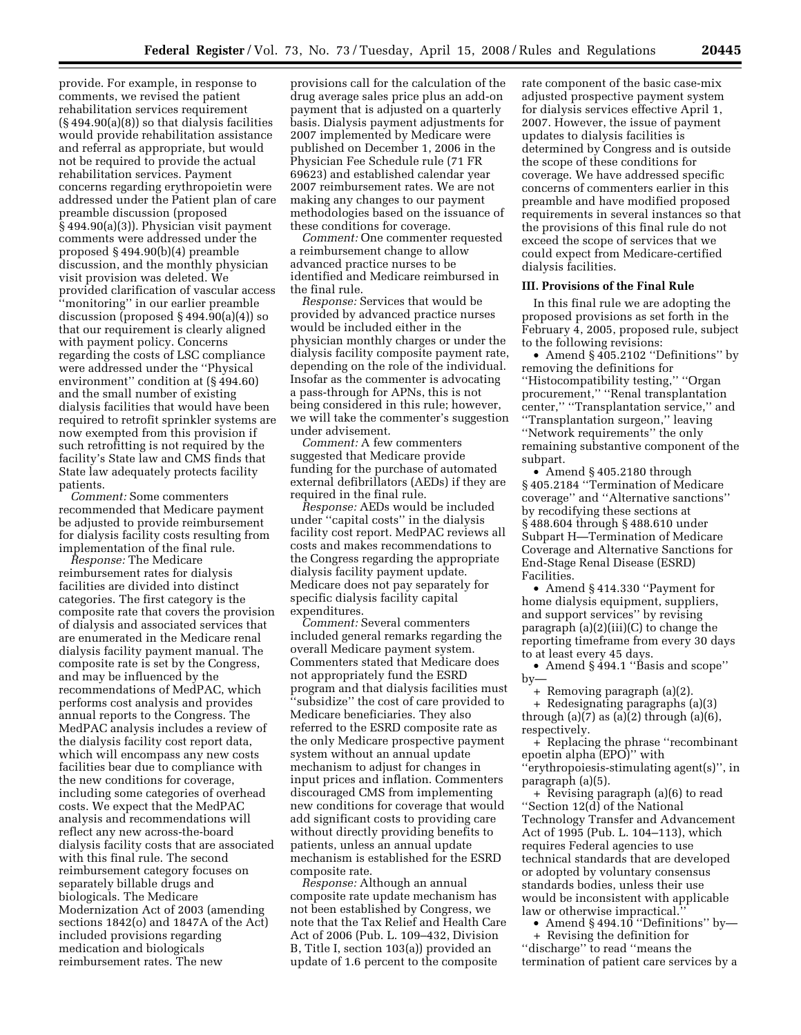provide. For example, in response to comments, we revised the patient rehabilitation services requirement (§ 494.90(a)(8)) so that dialysis facilities would provide rehabilitation assistance and referral as appropriate, but would not be required to provide the actual rehabilitation services. Payment concerns regarding erythropoietin were addressed under the Patient plan of care preamble discussion (proposed § 494.90(a)(3)). Physician visit payment comments were addressed under the proposed § 494.90(b)(4) preamble discussion, and the monthly physician visit provision was deleted. We provided clarification of vascular access ''monitoring'' in our earlier preamble discussion (proposed § 494.90(a)(4)) so that our requirement is clearly aligned with payment policy. Concerns regarding the costs of LSC compliance were addressed under the ''Physical environment'' condition at (§ 494.60) and the small number of existing dialysis facilities that would have been required to retrofit sprinkler systems are now exempted from this provision if such retrofitting is not required by the facility's State law and CMS finds that State law adequately protects facility patients.

*Comment:* Some commenters recommended that Medicare payment be adjusted to provide reimbursement for dialysis facility costs resulting from implementation of the final rule.

*Response:* The Medicare reimbursement rates for dialysis facilities are divided into distinct categories. The first category is the composite rate that covers the provision of dialysis and associated services that are enumerated in the Medicare renal dialysis facility payment manual. The composite rate is set by the Congress, and may be influenced by the recommendations of MedPAC, which performs cost analysis and provides annual reports to the Congress. The MedPAC analysis includes a review of the dialysis facility cost report data, which will encompass any new costs facilities bear due to compliance with the new conditions for coverage, including some categories of overhead costs. We expect that the MedPAC analysis and recommendations will reflect any new across-the-board dialysis facility costs that are associated with this final rule. The second reimbursement category focuses on separately billable drugs and biologicals. The Medicare Modernization Act of 2003 (amending sections 1842(o) and 1847A of the Act) included provisions regarding medication and biologicals reimbursement rates. The new provisions call for the calculation of the drug average sales price plus an add-on payment that is adjusted on a quarterly basis. Dialysis payment adjustments for 2007 implemented by Medicare were published on December 1, 2006 in the Physician Fee Schedule rule (71 FR 69623) and established calendar year 2007 reimbursement rates. We are not making any changes to our payment methodologies based on the issuance of these conditions for coverage.

*Comment:* One commenter requested a reimbursement change to allow advanced practice nurses to be identified and Medicare reimbursed in the final rule.

*Response:* Services that would be provided by advanced practice nurses would be included either in the physician monthly charges or under the dialysis facility composite payment rate, depending on the role of the individual. Insofar as the commenter is advocating a pass-through for APNs, this is not being considered in this rule; however, we will take the commenter's suggestion under advisement.

*Comment:* A few commenters suggested that Medicare provide funding for the purchase of automated external defibrillators (AEDs) if they are required in the final rule.

*Response:* AEDs would be included under ''capital costs'' in the dialysis facility cost report. MedPAC reviews all costs and makes recommendations to the Congress regarding the appropriate dialysis facility payment update. Medicare does not pay separately for specific dialysis facility capital expenditures.

*Comment:* Several commenters included general remarks regarding the overall Medicare payment system. Commenters stated that Medicare does not appropriately fund the ESRD program and that dialysis facilities must ''subsidize'' the cost of care provided to Medicare beneficiaries. They also referred to the ESRD composite rate as the only Medicare prospective payment system without an annual update mechanism to adjust for changes in input prices and inflation. Commenters discouraged CMS from implementing new conditions for coverage that would add significant costs to providing care without directly providing benefits to patients, unless an annual update mechanism is established for the ESRD composite rate.

*Response:* Although an annual composite rate update mechanism has not been established by Congress, we note that the Tax Relief and Health Care Act of 2006 (Pub. L. 109–432, Division B, Title I, section 103(a)) provided an update of 1.6 percent to the composite rate component of the basic case-mix adjusted prospective payment system for dialysis services effective April 1, 2007. However, the issue of payment updates to dialysis facilities is determined by Congress and is outside the scope of these conditions for coverage. We have addressed specific concerns of commenters earlier in this preamble and have modified proposed requirements in several instances so that the provisions of this final rule do not exceed the scope of services that we could expect from Medicare-certified dialysis facilities.

## III. Provisions of the Final Rule

In this final rule we are adopting the proposed provisions as set forth in the February 4, 2005, proposed rule, subject to the following revisions:

- Amend § 405.2102 ''Definitions'' by removing the definitions for ''Histocompatibility testing,'' ''Organ procurement,'' ''Renal transplantation center,'' ''Transplantation service,'' and ''Transplantation surgeon,'' leaving ''Network requirements'' the only remaining substantive component of the subpart.
- Amend § 405.2180 through § 405.2184 ''Termination of Medicare coverage'' and ''Alternative sanctions'' by recodifying these sections at § 488.604 through § 488.610 under Subpart H—Termination of Medicare Coverage and Alternative Sanctions for End-Stage Renal Disease (ESRD) Facilities.
- Amend § 414.330 ''Payment for home dialysis equipment, suppliers, and support services'' by revising paragraph (a)(2)(iii)(C) to change the reporting timeframe from every 30 days to at least every 45 days.
- Amend § 494.1 ''Basis and scope'' by—
  + Removing paragraph (a)(2).
  + Redesignating paragraphs (a)(3) through (a)(7) as (a)(2) through (a)(6), respectively.
  + Replacing the phrase ''recombinant epoetin alpha (EPO)'' with ''erythropoiesis-stimulating agent(s)'', in paragraph (a)(5).
  + Revising paragraph (a)(6) to read ''Section 12(d) of the National Technology Transfer and Advancement Act of 1995 (Pub. L. 104–113), which requires Federal agencies to use technical standards that are developed or adopted by voluntary consensus standards bodies, unless their use would be inconsistent with applicable law or otherwise impractical.''
- Amend § 494.10 ''Definitions'' by—
  + Revising the definition for ''discharge'' to read ''means the termination of patient care services by a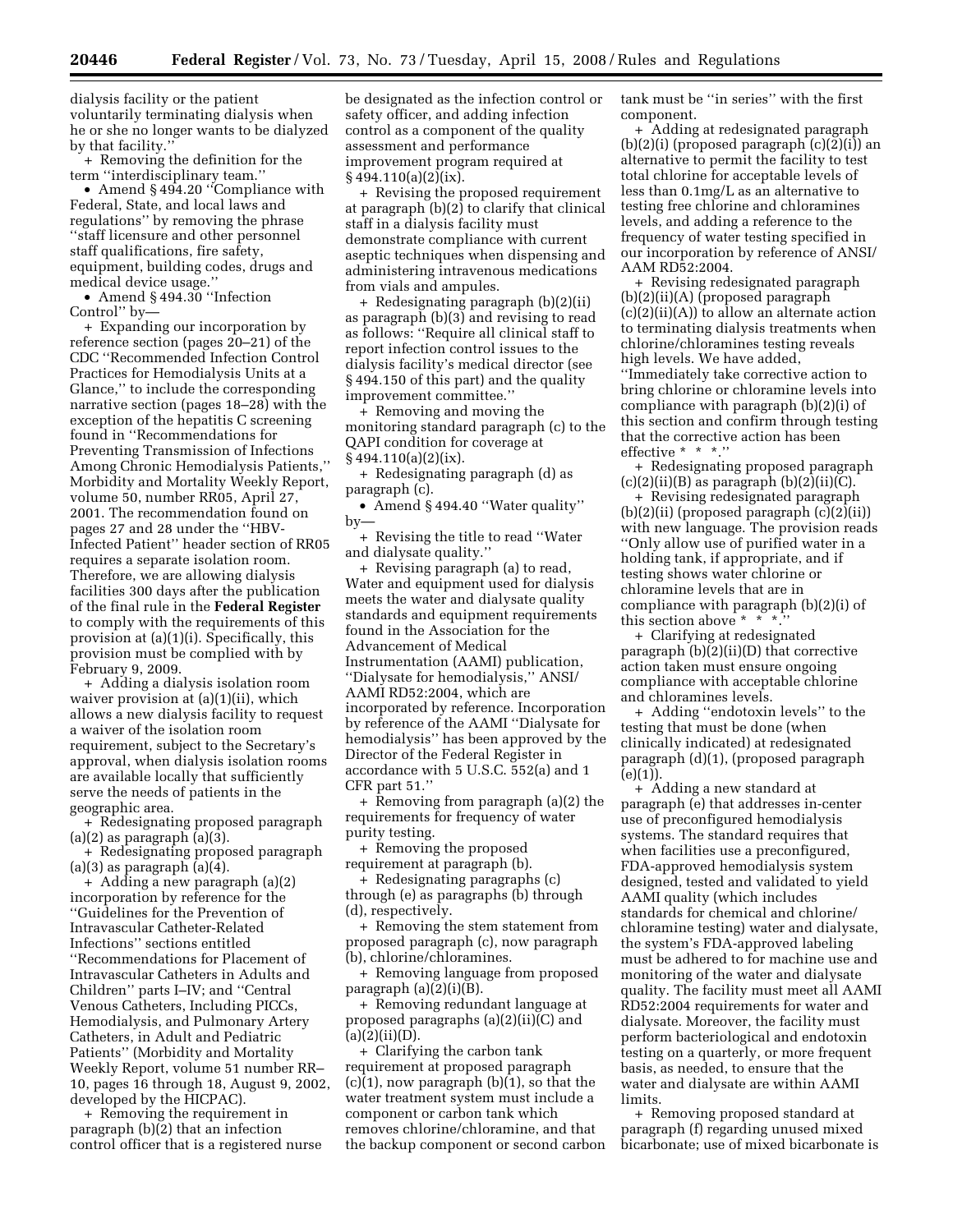dialysis facility or the patient voluntarily terminating dialysis when he or she no longer wants to be dialyzed by that facility.''

+ Removing the definition for the term ''interdisciplinary team.''

• Amend § 494.20 ''Compliance with Federal, State, and local laws and regulations'' by removing the phrase ''staff licensure and other personnel staff qualifications, fire safety, equipment, building codes, drugs and medical device usage.''

• Amend § 494.30 ''Infection Control'' by—

+ Expanding our incorporation by reference section (pages 20–21) of the CDC ''Recommended Infection Control Practices for Hemodialysis Units at a Glance,'' to include the corresponding narrative section (pages 18–28) with the exception of the hepatitis C screening found in ''Recommendations for Preventing Transmission of Infections Among Chronic Hemodialysis Patients,'' Morbidity and Mortality Weekly Report, volume 50, number RR05, April 27, 2001. The recommendation found on pages 27 and 28 under the ''HBV-Infected Patient'' header section of RR05 requires a separate isolation room. Therefore, we are allowing dialysis facilities 300 days after the publication of the final rule in the **Federal Register** to comply with the requirements of this provision at (a)(1)(i). Specifically, this provision must be complied with by February 9, 2009.

+ Adding a dialysis isolation room waiver provision at (a)(1)(ii), which allows a new dialysis facility to request a waiver of the isolation room requirement, subject to the Secretary's approval, when dialysis isolation rooms are available locally that sufficiently serve the needs of patients in the geographic area.

+ Redesignating proposed paragraph (a)(2) as paragraph (a)(3).

+ Redesignating proposed paragraph (a)(3) as paragraph (a)(4).

+ Adding a new paragraph (a)(2) incorporation by reference for the ''Guidelines for the Prevention of Intravascular Catheter-Related Infections'' sections entitled ''Recommendations for Placement of Intravascular Catheters in Adults and Children'' parts I–IV; and ''Central Venous Catheters, Including PICCs, Hemodialysis, and Pulmonary Artery Catheters, in Adult and Pediatric Patients'' (Morbidity and Mortality Weekly Report, volume 51 number RR–10, pages 16 through 18, August 9, 2002, developed by the HICPAC).

+ Removing the requirement in paragraph (b)(2) that an infection control officer that is a registered nurse be designated as the infection control or safety officer, and adding infection control as a component of the quality assessment and performance improvement program required at § 494.110(a)(2)(ix).

+ Revising the proposed requirement at paragraph (b)(2) to clarify that clinical staff in a dialysis facility must demonstrate compliance with current aseptic techniques when dispensing and administering intravenous medications from vials and ampules.

+ Redesignating paragraph (b)(2)(ii) as paragraph (b)(3) and revising to read as follows: ''Require all clinical staff to report infection control issues to the dialysis facility's medical director (see § 494.150 of this part) and the quality improvement committee.''

+ Removing and moving the monitoring standard paragraph (c) to the QAPI condition for coverage at § 494.110(a)(2)(ix).

+ Redesignating paragraph (d) as paragraph (c).

• Amend § 494.40 ''Water quality'' by—

+ Revising the title to read ''Water and dialysate quality.''

+ Revising paragraph (a) to read, Water and equipment used for dialysis meets the water and dialysate quality standards and equipment requirements found in the Association for the Advancement of Medical Instrumentation (AAMI) publication, ''Dialysate for hemodialysis,'' ANSI/AAMI RD52:2004, which are incorporated by reference. Incorporation by reference of the AAMI ''Dialysate for hemodialysis'' has been approved by the Director of the Federal Register in accordance with 5 U.S.C. 552(a) and 1 CFR part 51.''

+ Removing from paragraph (a)(2) the requirements for frequency of water purity testing.

+ Removing the proposed requirement at paragraph (b).

+ Redesignating paragraphs (c) through (e) as paragraphs (b) through (d), respectively.

+ Removing the stem statement from proposed paragraph (c), now paragraph (b), chlorine/chloramines.

+ Removing language from proposed paragraph (a)(2)(i)(B).

+ Removing redundant language at proposed paragraphs (a)(2)(ii)(C) and (a)(2)(ii)(D).

+ Clarifying the carbon tank requirement at proposed paragraph (c)(1), now paragraph (b)(1), so that the water treatment system must include a component or carbon tank which removes chlorine/chloramine, and that the backup component or second carbon tank must be ''in series'' with the first component.

+ Adding at redesignated paragraph (b)(2)(i) (proposed paragraph (c)(2)(i)) an alternative to permit the facility to test total chlorine for acceptable levels of less than 0.1mg/L as an alternative to testing free chlorine and chloramines levels, and adding a reference to the frequency of water testing specified in our incorporation by reference of ANSI/AAM RD52:2004.

+ Revising redesignated paragraph (b)(2)(ii)(A) (proposed paragraph (c)(2)(ii)(A)) to allow an alternate action to terminating dialysis treatments when chlorine/chloramines testing reveals high levels. We have added, ''Immediately take corrective action to bring chlorine or chloramine levels into compliance with paragraph (b)(2)(i) of this section and confirm through testing that the corrective action has been effective * * *.''

+ Redesignating proposed paragraph (c)(2)(ii)(B) as paragraph (b)(2)(ii)(C).

+ Revising redesignated paragraph (b)(2)(ii) (proposed paragraph (c)(2)(ii)) with new language. The provision reads ''Only allow use of purified water in a holding tank, if appropriate, and if testing shows water chlorine or chloramine levels that are in compliance with paragraph (b)(2)(i) of this section above * * *.''

+ Clarifying at redesignated paragraph (b)(2)(ii)(D) that corrective action taken must ensure ongoing compliance with acceptable chlorine and chloramines levels.

+ Adding ''endotoxin levels'' to the testing that must be done (when clinically indicated) at redesignated paragraph (d)(1), (proposed paragraph (e)(1)).

+ Adding a new standard at paragraph (e) that addresses in-center use of preconfigured hemodialysis systems. The standard requires that when facilities use a preconfigured, FDA-approved hemodialysis system designed, tested and validated to yield AAMI quality (which includes standards for chemical and chlorine/chloramine testing) water and dialysate, the system's FDA-approved labeling must be adhered to for machine use and monitoring of the water and dialysate quality. The facility must meet all AAMI RD52:2004 requirements for water and dialysate. Moreover, the facility must perform bacteriological and endotoxin testing on a quarterly, or more frequent basis, as needed, to ensure that the water and dialysate are within AAMI limits.

+ Removing proposed standard at paragraph (f) regarding unused mixed bicarbonate; use of mixed bicarbonate is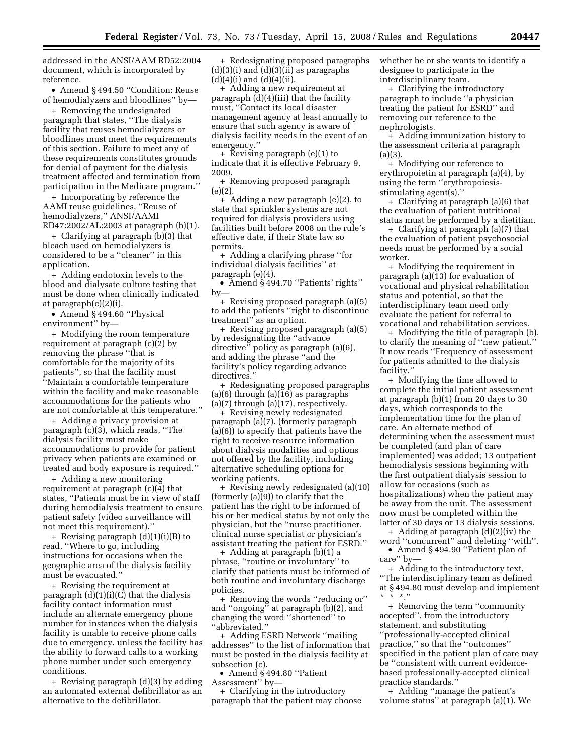addressed in the ANSI/AAM RD52:2004 document, which is incorporated by reference.

• Amend § 494.50 ''Condition: Reuse of hemodialyzers and bloodlines'' by—

+ Removing the undesignated paragraph that states, ''The dialysis facility that reuses hemodialyzers or bloodlines must meet the requirements of this section. Failure to meet any of these requirements constitutes grounds for denial of payment for the dialysis treatment affected and termination from participation in the Medicare program.''

+ Incorporating by reference the AAMI reuse guidelines, ''Reuse of hemodialyzers,'' ANSI/AAMI RD47:2002/AL:2003 at paragraph (b)(1).

+ Clarifying at paragraph (b)(3) that bleach used on hemodialyzers is considered to be a ''cleaner'' in this application.

+ Adding endotoxin levels to the blood and dialysate culture testing that must be done when clinically indicated at paragraph(c)(2)(i).

• Amend § 494.60 ''Physical environment'' by—

+ Modifying the room temperature requirement at paragraph (c)(2) by removing the phrase ''that is comfortable for the majority of its patients'', so that the facility must ''Maintain a comfortable temperature within the facility and make reasonable accommodations for the patients who are not comfortable at this temperature.''

+ Adding a privacy provision at paragraph (c)(3), which reads, ''The dialysis facility must make accommodations to provide for patient privacy when patients are examined or treated and body exposure is required.''

+ Adding a new monitoring requirement at paragraph (c)(4) that states, ''Patients must be in view of staff during hemodialysis treatment to ensure patient safety (video surveillance will not meet this requirement).''

+ Revising paragraph (d)(1)(i)(B) to read, ''Where to go, including instructions for occasions when the geographic area of the dialysis facility must be evacuated.''

+ Revising the requirement at paragraph (d)(1)(i)(C) that the dialysis facility contact information must include an alternate emergency phone number for instances when the dialysis facility is unable to receive phone calls due to emergency, unless the facility has the ability to forward calls to a working phone number under such emergency conditions.

+ Revising paragraph (d)(3) by adding an automated external defibrillator as an alternative to the defibrillator.

+ Redesignating proposed paragraphs (d)(3)(i) and (d)(3)(ii) as paragraphs (d)(4)(i) and (d)(4)(ii).

+ Adding a new requirement at paragraph (d)(4)(iii) that the facility must, ''Contact its local disaster management agency at least annually to ensure that such agency is aware of dialysis facility needs in the event of an emergency.''

+ Revising paragraph (e)(1) to indicate that it is effective February 9, 2009.

+ Removing proposed paragraph (e)(2).

+ Adding a new paragraph (e)(2), to state that sprinkler systems are not required for dialysis providers using facilities built before 2008 on the rule's effective date, if their State law so permits.

+ Adding a clarifying phrase ''for individual dialysis facilities'' at paragraph (e)(4).

• Amend § 494.70 ''Patients' rights'' by—

+ Revising proposed paragraph (a)(5) to add the patients ''right to discontinue treatment'' as an option.

+ Revising proposed paragraph (a)(5) by redesignating the ''advance directive'' policy as paragraph (a)(6), and adding the phrase ''and the facility's policy regarding advance directives.''

+ Redesignating proposed paragraphs (a)(6) through (a)(16) as paragraphs (a)(7) through (a)(17), respectively.

+ Revising newly redesignated paragraph (a)(7), (formerly paragraph (a)(6)) to specify that patients have the right to receive resource information about dialysis modalities and options not offered by the facility, including alternative scheduling options for working patients.

+ Revising newly redesignated (a)(10) (formerly (a)(9)) to clarify that the patient has the right to be informed of his or her medical status by not only the physician, but the ''nurse practitioner, clinical nurse specialist or physician's assistant treating the patient for ESRD.''

+ Adding at paragraph (b)(1) a phrase, ''routine or involuntary'' to clarify that patients must be informed of both routine and involuntary discharge policies.

+ Removing the words ''reducing or'' and ''ongoing'' at paragraph (b)(2), and changing the word ''shortened'' to ''abbreviated.''

+ Adding ESRD Network ''mailing addresses'' to the list of information that must be posted in the dialysis facility at subsection (c).

• Amend § 494.80 ''Patient Assessment'' by—

+ Clarifying in the introductory paragraph that the patient may choose whether he or she wants to identify a designee to participate in the interdisciplinary team.

+ Clarifying the introductory paragraph to include ''a physician treating the patient for ESRD'' and removing our reference to the nephrologists.

+ Adding immunization history to the assessment criteria at paragraph (a)(3).

+ Modifying our reference to erythropoietin at paragraph (a)(4), by using the term ''erythropoiesis-stimulating agent(s).''

+ Clarifying at paragraph (a)(6) that the evaluation of patient nutritional status must be performed by a dietitian.

+ Clarifying at paragraph (a)(7) that the evaluation of patient psychosocial needs must be performed by a social worker.

+ Modifying the requirement in paragraph (a)(13) for evaluation of vocational and physical rehabilitation status and potential, so that the interdisciplinary team need only evaluate the patient for referral to vocational and rehabilitation services.

+ Modifying the title of paragraph (b), to clarify the meaning of ''new patient.'' It now reads ''Frequency of assessment for patients admitted to the dialysis facility.''

+ Modifying the time allowed to complete the initial patient assessment at paragraph (b)(1) from 20 days to 30 days, which corresponds to the implementation time for the plan of care. An alternate method of determining when the assessment must be completed (and plan of care implemented) was added; 13 outpatient hemodialysis sessions beginning with the first outpatient dialysis session to allow for occasions (such as hospitalizations) when the patient may be away from the unit. The assessment now must be completed within the latter of 30 days or 13 dialysis sessions.

+ Adding at paragraph (d)(2)(iv) the word ''concurrent'' and deleting ''with''.

• Amend § 494.90 ''Patient plan of care'' by—

+ Adding to the introductory text, ''The interdisciplinary team as defined at § 494.80 must develop and implement * * *.''

+ Removing the term ''community accepted'', from the introductory statement, and substituting ''professionally-accepted clinical practice,'' so that the ''outcomes'' specified in the patient plan of care may be ''consistent with current evidence-based professionally-accepted clinical practice standards.''

+ Adding ''manage the patient's volume status'' at paragraph (a)(1). We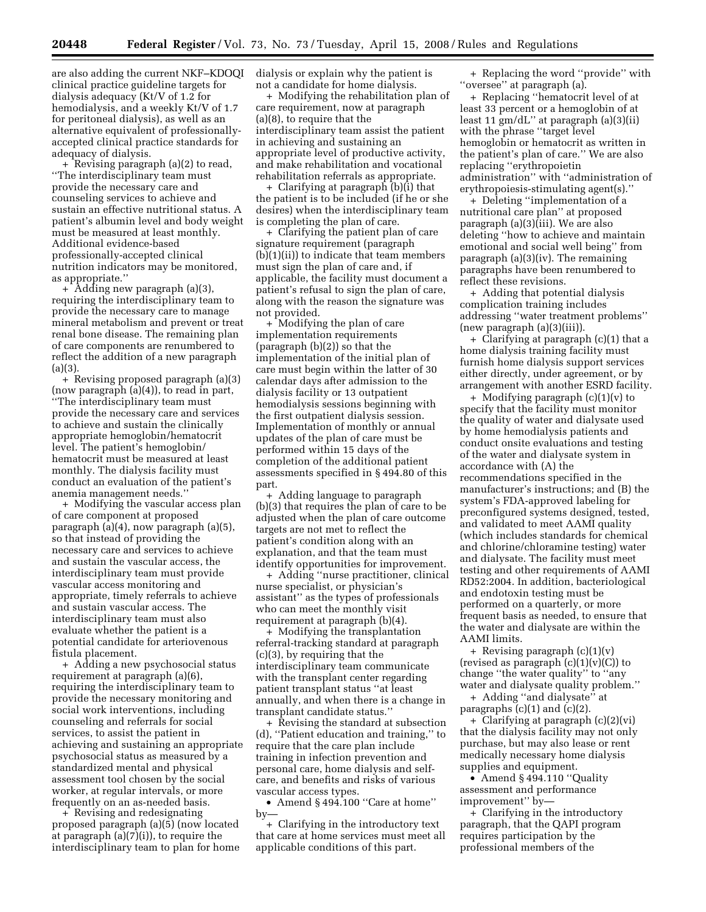are also adding the current NKF–KDOQI clinical practice guideline targets for dialysis adequacy (Kt/V of 1.2 for hemodialysis, and a weekly Kt/V of 1.7 for peritoneal dialysis), as well as an alternative equivalent of professionally-accepted clinical practice standards for adequacy of dialysis.

+ Revising paragraph (a)(2) to read, ''The interdisciplinary team must provide the necessary care and counseling services to achieve and sustain an effective nutritional status. A patient's albumin level and body weight must be measured at least monthly. Additional evidence-based professionally-accepted clinical nutrition indicators may be monitored, as appropriate.''

+ Adding new paragraph (a)(3), requiring the interdisciplinary team to provide the necessary care to manage mineral metabolism and prevent or treat renal bone disease. The remaining plan of care components are renumbered to reflect the addition of a new paragraph (a)(3).

+ Revising proposed paragraph (a)(3) (now paragraph (a)(4)), to read in part, ''The interdisciplinary team must provide the necessary care and services to achieve and sustain the clinically appropriate hemoglobin/hematocrit level. The patient's hemoglobin/hematocrit must be measured at least monthly. The dialysis facility must conduct an evaluation of the patient's anemia management needs.''

+ Modifying the vascular access plan of care component at proposed paragraph (a)(4), now paragraph (a)(5), so that instead of providing the necessary care and services to achieve and sustain the vascular access, the interdisciplinary team must provide vascular access monitoring and appropriate, timely referrals to achieve and sustain vascular access. The interdisciplinary team must also evaluate whether the patient is a potential candidate for arteriovenous fistula placement.

+ Adding a new psychosocial status requirement at paragraph (a)(6), requiring the interdisciplinary team to provide the necessary monitoring and social work interventions, including counseling and referrals for social services, to assist the patient in achieving and sustaining an appropriate psychosocial status as measured by a standardized mental and physical assessment tool chosen by the social worker, at regular intervals, or more frequently on an as-needed basis.

+ Revising and redesignating proposed paragraph (a)(5) (now located at paragraph (a)(7)(i)), to require the interdisciplinary team to plan for home dialysis or explain why the patient is not a candidate for home dialysis.

+ Modifying the rehabilitation plan of care requirement, now at paragraph (a)(8), to require that the interdisciplinary team assist the patient in achieving and sustaining an appropriate level of productive activity, and make rehabilitation and vocational rehabilitation referrals as appropriate.

+ Clarifying at paragraph (b)(i) that the patient is to be included (if he or she desires) when the interdisciplinary team is completing the plan of care.

+ Clarifying the patient plan of care signature requirement (paragraph (b)(1)(ii)) to indicate that team members must sign the plan of care and, if applicable, the facility must document a patient's refusal to sign the plan of care, along with the reason the signature was not provided.

+ Modifying the plan of care implementation requirements (paragraph (b)(2)) so that the implementation of the initial plan of care must begin within the latter of 30 calendar days after admission to the dialysis facility or 13 outpatient hemodialysis sessions beginning with the first outpatient dialysis session. Implementation of monthly or annual updates of the plan of care must be performed within 15 days of the completion of the additional patient assessments specified in § 494.80 of this part.

+ Adding language to paragraph (b)(3) that requires the plan of care to be adjusted when the plan of care outcome targets are not met to reflect the patient's condition along with an explanation, and that the team must identify opportunities for improvement.

+ Adding ''nurse practitioner, clinical nurse specialist, or physician's assistant'' as the types of professionals who can meet the monthly visit requirement at paragraph (b)(4).

+ Modifying the transplantation referral-tracking standard at paragraph (c)(3), by requiring that the interdisciplinary team communicate with the transplant center regarding patient transplant status ''at least annually, and when there is a change in transplant candidate status.''

+ Revising the standard at subsection (d), ''Patient education and training,'' to require that the care plan include training in infection prevention and personal care, home dialysis and self-care, and benefits and risks of various vascular access types.

• Amend § 494.100 ''Care at home'' by—

+ Clarifying in the introductory text that care at home services must meet all applicable conditions of this part.

+ Replacing the word ''provide'' with ''oversee'' at paragraph (a).

+ Replacing ''hematocrit level of at least 33 percent or a hemoglobin of at least 11 gm/dL'' at paragraph (a)(3)(ii) with the phrase ''target level hemoglobin or hematocrit as written in the patient's plan of care.'' We are also replacing ''erythropoietin administration'' with ''administration of erythropoiesis-stimulating agent(s).''

+ Deleting ''implementation of a nutritional care plan'' at proposed paragraph (a)(3)(iii). We are also deleting ''how to achieve and maintain emotional and social well being'' from paragraph (a)(3)(iv). The remaining paragraphs have been renumbered to reflect these revisions.

+ Adding that potential dialysis complication training includes addressing ''water treatment problems'' (new paragraph (a)(3)(iii)).

+ Clarifying at paragraph (c)(1) that a home dialysis training facility must furnish home dialysis support services either directly, under agreement, or by arrangement with another ESRD facility.

+ Modifying paragraph (c)(1)(v) to specify that the facility must monitor the quality of water and dialysate used by home hemodialysis patients and conduct onsite evaluations and testing of the water and dialysate system in accordance with (A) the recommendations specified in the manufacturer's instructions; and (B) the system's FDA-approved labeling for preconfigured systems designed, tested, and validated to meet AAMI quality (which includes standards for chemical and chlorine/chloramine testing) water and dialysate. The facility must meet testing and other requirements of AAMI RD52:2004. In addition, bacteriological and endotoxin testing must be performed on a quarterly, or more frequent basis as needed, to ensure that the water and dialysate are within the AAMI limits.

+ Revising paragraph (c)(1)(v) (revised as paragraph (c)(1)(v)(C)) to change ''the water quality'' to ''any water and dialysate quality problem.''

+ Adding ''and dialysate'' at paragraphs (c)(1) and (c)(2).

+ Clarifying at paragraph (c)(2)(vi) that the dialysis facility may not only purchase, but may also lease or rent medically necessary home dialysis supplies and equipment.

• Amend § 494.110 ''Quality assessment and performance improvement'' by—

+ Clarifying in the introductory paragraph, that the QAPI program requires participation by the professional members of the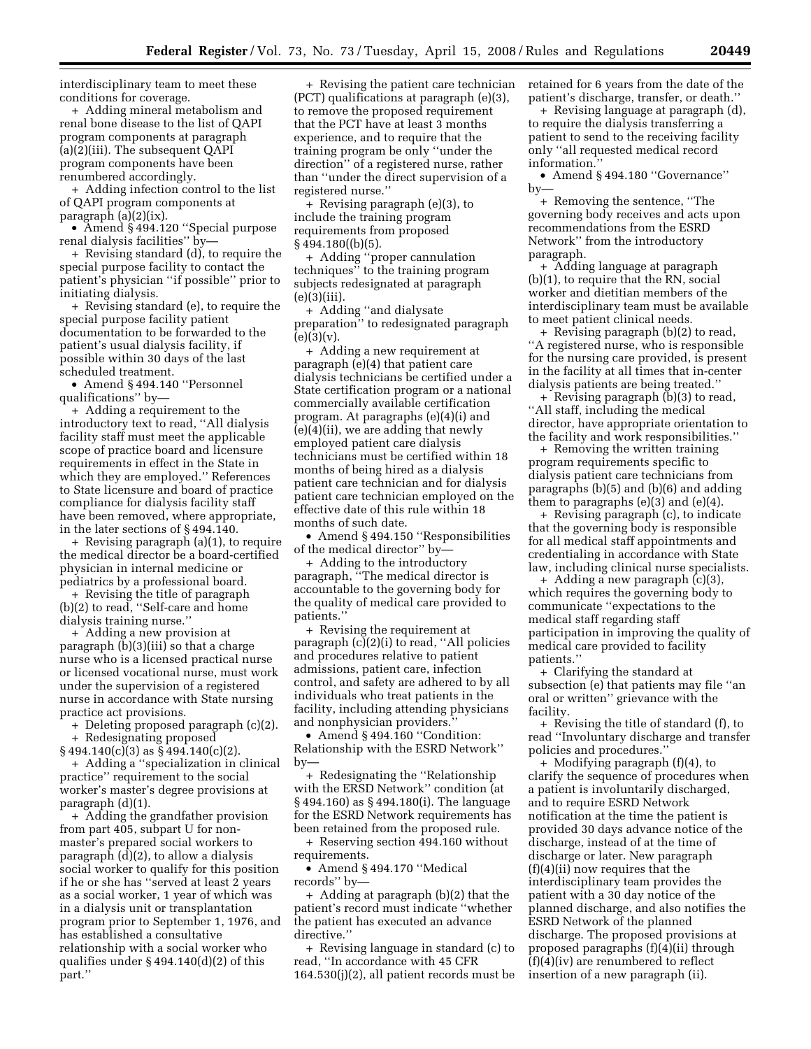interdisciplinary team to meet these conditions for coverage.

+ Adding mineral metabolism and renal bone disease to the list of QAPI program components at paragraph (a)(2)(iii). The subsequent QAPI program components have been renumbered accordingly.

+ Adding infection control to the list of QAPI program components at paragraph (a)(2)(ix).

• Amend § 494.120 ''Special purpose renal dialysis facilities'' by—

+ Revising standard (d), to require the special purpose facility to contact the patient's physician ''if possible'' prior to initiating dialysis.

+ Revising standard (e), to require the special purpose facility patient documentation to be forwarded to the patient's usual dialysis facility, if possible within 30 days of the last scheduled treatment.

• Amend § 494.140 ''Personnel qualifications'' by—

+ Adding a requirement to the introductory text to read, ''All dialysis facility staff must meet the applicable scope of practice board and licensure requirements in effect in the State in which they are employed.'' References to State licensure and board of practice compliance for dialysis facility staff have been removed, where appropriate, in the later sections of § 494.140.

+ Revising paragraph (a)(1), to require the medical director be a board-certified physician in internal medicine or pediatrics by a professional board.

+ Revising the title of paragraph (b)(2) to read, ''Self-care and home dialysis training nurse.''

+ Adding a new provision at paragraph (b)(3)(iii) so that a charge nurse who is a licensed practical nurse or licensed vocational nurse, must work under the supervision of a registered nurse in accordance with State nursing practice act provisions.

+ Deleting proposed paragraph (c)(2).

+ Redesignating proposed § 494.140(c)(3) as § 494.140(c)(2).

+ Adding a ''specialization in clinical practice'' requirement to the social worker's master's degree provisions at paragraph (d)(1).

+ Adding the grandfather provision from part 405, subpart U for non-master's prepared social workers to paragraph (d)(2), to allow a dialysis social worker to qualify for this position if he or she has ''served at least 2 years as a social worker, 1 year of which was in a dialysis unit or transplantation program prior to September 1, 1976, and has established a consultative relationship with a social worker who qualifies under § 494.140(d)(2) of this part.''

+ Revising the patient care technician (PCT) qualifications at paragraph (e)(3), to remove the proposed requirement that the PCT have at least 3 months experience, and to require that the training program be only ''under the direction'' of a registered nurse, rather than ''under the direct supervision of a registered nurse.''

+ Revising paragraph (e)(3), to include the training program requirements from proposed § 494.180((b)(5).

+ Adding ''proper cannulation techniques'' to the training program subjects redesignated at paragraph (e)(3)(iii).

+ Adding ''and dialysate preparation'' to redesignated paragraph (e)(3)(v).

+ Adding a new requirement at paragraph (e)(4) that patient care dialysis technicians be certified under a State certification program or a national commercially available certification program. At paragraphs (e)(4)(i) and (e)(4)(ii), we are adding that newly employed patient care dialysis technicians must be certified within 18 months of being hired as a dialysis patient care technician and for dialysis patient care technician employed on the effective date of this rule within 18 months of such date.

• Amend § 494.150 ''Responsibilities of the medical director'' by—

+ Adding to the introductory paragraph, ''The medical director is accountable to the governing body for the quality of medical care provided to patients.''

+ Revising the requirement at paragraph (c)(2)(i) to read, ''All policies and procedures relative to patient admissions, patient care, infection control, and safety are adhered to by all individuals who treat patients in the facility, including attending physicians and nonphysician providers.''

• Amend § 494.160 ''Condition: Relationship with the ESRD Network'' by—

+ Redesignating the ''Relationship with the ERSD Network'' condition (at § 494.160) as § 494.180(i). The language for the ESRD Network requirements has been retained from the proposed rule.

+ Reserving section 494.160 without requirements.

• Amend § 494.170 ''Medical records'' by—

+ Adding at paragraph (b)(2) that the patient's record must indicate ''whether the patient has executed an advance directive.''

+ Revising language in standard (c) to read, ''In accordance with 45 CFR 164.530(j)(2), all patient records must be retained for 6 years from the date of the patient's discharge, transfer, or death.''

+ Revising language at paragraph (d), to require the dialysis transferring a patient to send to the receiving facility only ''all requested medical record information.''

• Amend § 494.180 ''Governance'' by—

+ Removing the sentence, ''The governing body receives and acts upon recommendations from the ESRD Network'' from the introductory paragraph.

+ Adding language at paragraph (b)(1), to require that the RN, social worker and dietitian members of the interdisciplinary team must be available to meet patient clinical needs.

+ Revising paragraph (b)(2) to read, ''A registered nurse, who is responsible for the nursing care provided, is present in the facility at all times that in-center dialysis patients are being treated.''

+ Revising paragraph (b)(3) to read, ''All staff, including the medical director, have appropriate orientation to the facility and work responsibilities.''

+ Removing the written training program requirements specific to dialysis patient care technicians from paragraphs (b)(5) and (b)(6) and adding them to paragraphs (e)(3) and (e)(4).

+ Revising paragraph (c), to indicate that the governing body is responsible for all medical staff appointments and credentialing in accordance with State law, including clinical nurse specialists.

+ Adding a new paragraph (c)(3), which requires the governing body to communicate ''expectations to the medical staff regarding staff participation in improving the quality of medical care provided to facility patients.''

+ Clarifying the standard at subsection (e) that patients may file ''an oral or written'' grievance with the facility.

+ Revising the title of standard (f), to read ''Involuntary discharge and transfer policies and procedures.''

+ Modifying paragraph (f)(4), to clarify the sequence of procedures when a patient is involuntarily discharged, and to require ESRD Network notification at the time the patient is provided 30 days advance notice of the discharge, instead of at the time of discharge or later. New paragraph (f)(4)(ii) now requires that the interdisciplinary team provides the patient with a 30 day notice of the planned discharge, and also notifies the ESRD Network of the planned discharge. The proposed provisions at proposed paragraphs (f)(4)(ii) through (f)(4)(iv) are renumbered to reflect insertion of a new paragraph (ii).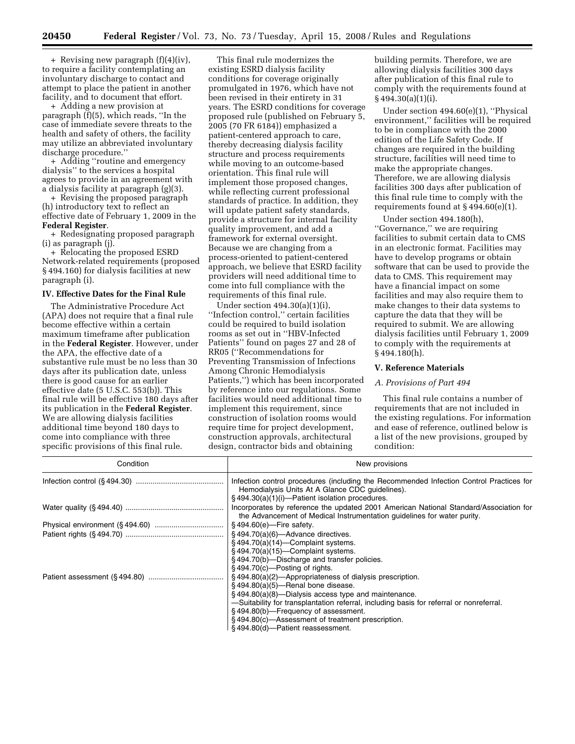+ Revising new paragraph (f)(4)(iv), to require a facility contemplating an involuntary discharge to contact and attempt to place the patient in another facility, and to document that effort.

+ Adding a new provision at paragraph (f)(5), which reads, ''In the case of immediate severe threats to the health and safety of others, the facility may utilize an abbreviated involuntary discharge procedure.''

+ Adding ''routine and emergency dialysis'' to the services a hospital agrees to provide in an agreement with a dialysis facility at paragraph (g)(3).

+ Revising the proposed paragraph (h) introductory text to reflect an effective date of February 1, 2009 in the **Federal Register**.

+ Redesignating proposed paragraph (i) as paragraph (j).

+ Relocating the proposed ESRD Network-related requirements (proposed § 494.160) for dialysis facilities at new paragraph (i).

## IV. Effective Dates for the Final Rule

The Administrative Procedure Act (APA) does not require that a final rule become effective within a certain maximum timeframe after publication in the **Federal Register**. However, under the APA, the effective date of a substantive rule must be no less than 30 days after its publication date, unless there is good cause for an earlier effective date (5 U.S.C. 553(b)). This final rule will be effective 180 days after its publication in the **Federal Register**. We are allowing dialysis facilities additional time beyond 180 days to come into compliance with three specific provisions of this final rule.

This final rule modernizes the existing ESRD dialysis facility conditions for coverage originally promulgated in 1976, which have not been revised in their entirety in 31 years. The ESRD conditions for coverage proposed rule (published on February 5, 2005 (70 FR 6184)) emphasized a patient-centered approach to care, thereby decreasing dialysis facility structure and process requirements while moving to an outcome-based orientation. This final rule will implement those proposed changes, while reflecting current professional standards of practice. In addition, they will update patient safety standards, provide a structure for internal facility quality improvement, and add a framework for external oversight. Because we are changing from a process-oriented to patient-centered approach, we believe that ESRD facility providers will need additional time to come into full compliance with the requirements of this final rule.

Under section 494.30(a)(1)(i), ''Infection control,'' certain facilities could be required to build isolation rooms as set out in ''HBV-Infected Patients'' found on pages 27 and 28 of RR05 (''Recommendations for Preventing Transmission of Infections Among Chronic Hemodialysis Patients,'') which has been incorporated by reference into our regulations. Some facilities would need additional time to implement this requirement, since construction of isolation rooms would require time for project development, construction approvals, architectural design, contractor bids and obtaining building permits. Therefore, we are allowing dialysis facilities 300 days after publication of this final rule to comply with the requirements found at § 494.30(a)(1)(i).

Under section 494.60(e)(1), ''Physical environment,'' facilities will be required to be in compliance with the 2000 edition of the Life Safety Code. If changes are required in the building structure, facilities will need time to make the appropriate changes. Therefore, we are allowing dialysis facilities 300 days after publication of this final rule time to comply with the requirements found at § 494.60(e)(1).

Under section 494.180(h), ''Governance,'' we are requiring facilities to submit certain data to CMS in an electronic format. Facilities may have to develop programs or obtain software that can be used to provide the data to CMS. This requirement may have a financial impact on some facilities and may also require them to make changes to their data systems to capture the data that they will be required to submit. We are allowing dialysis facilities until February 1, 2009 to comply with the requirements at § 494.180(h).

## V. Reference Materials

### *A. Provisions of Part 494*

This final rule contains a number of requirements that are not included in the existing regulations. For information and ease of reference, outlined below is a list of the new provisions, grouped by condition:

| Condition | New provisions |
|---|---|
| Infection control (§ 494.30) | Infection control procedures (including the Recommended Infection Control Practices for Hemodialysis Units At A Glance CDC guidelines).<br>§ 494.30(a)(1)(i)—Patient isolation procedures. |
| Water quality (§ 494.40) | Incorporates by reference the updated 2001 American National Standard/Association for the Advancement of Medical Instrumentation guidelines for water purity. |
| Physical environment (§ 494.60) | § 494.60(e)—Fire safety. |
| Patient rights (§ 494.70) | § 494.70(a)(6)—Advance directives.<br>§ 494.70(a)(14)—Complaint systems.<br>§ 494.70(a)(15)—Complaint systems.<br>§ 494.70(b)—Discharge and transfer policies.<br>§ 494.70(c)—Posting of rights. |
| Patient assessment (§ 494.80) | § 494.80(a)(2)—Appropriateness of dialysis prescription.<br>§ 494.80(a)(5)—Renal bone disease.<br>§ 494.80(a)(8)—Dialysis access type and maintenance.<br>—Suitability for transplantation referral, including basis for referral or nonreferral.<br>§ 494.80(b)—Frequency of assessment.<br>§ 494.80(c)—Assessment of treatment prescription.<br>§ 494.80(d)—Patient reassessment. |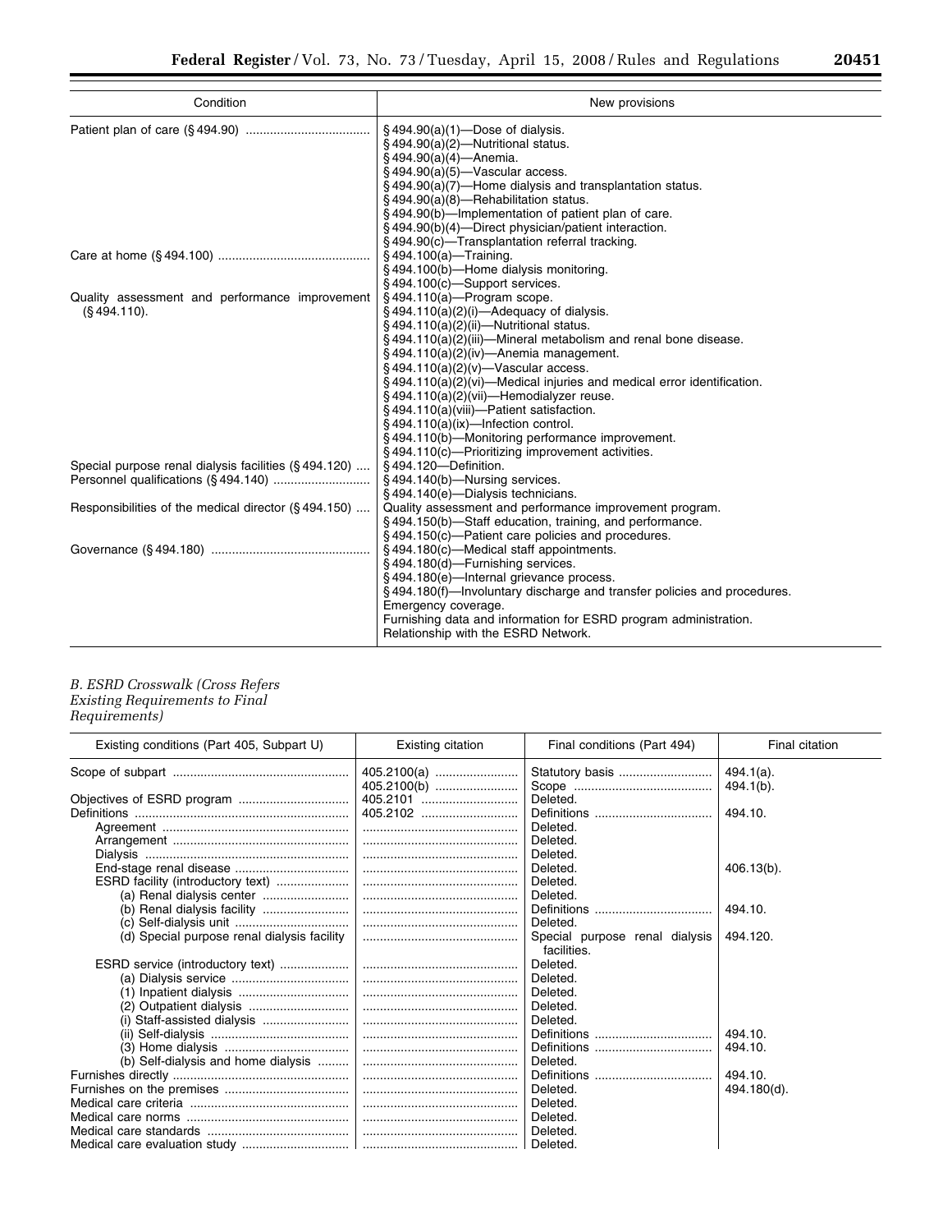| Condition | New provisions |
|---|---|
| Patient plan of care (§ 494.90) | § 494.90(a)(1)—Dose of dialysis.<br>§ 494.90(a)(2)—Nutritional status.<br>§ 494.90(a)(4)—Anemia.<br>§ 494.90(a)(5)—Vascular access.<br>§ 494.90(a)(7)—Home dialysis and transplantation status.<br>§ 494.90(a)(8)—Rehabilitation status.<br>§ 494.90(b)—Implementation of patient plan of care.<br>§ 494.90(b)(4)—Direct physician/patient interaction.<br>§ 494.90(c)—Transplantation referral tracking. |
| Care at home (§ 494.100) | § 494.100(a)—Training.<br>§ 494.100(b)—Home dialysis monitoring.<br>§ 494.100(c)—Support services. |
| Quality assessment and performance improvement (§ 494.110). | § 494.110(a)—Program scope.<br>§ 494.110(a)(2)(i)—Adequacy of dialysis.<br>§ 494.110(a)(2)(ii)—Nutritional status.<br>§ 494.110(a)(2)(iii)—Mineral metabolism and renal bone disease.<br>§ 494.110(a)(2)(iv)—Anemia management.<br>§ 494.110(a)(2)(v)—Vascular access.<br>§ 494.110(a)(2)(vi)—Medical injuries and medical error identification.<br>§ 494.110(a)(2)(vii)—Hemodialyzer reuse.<br>§ 494.110(a)(viii)—Patient satisfaction.<br>§ 494.110(a)(ix)—Infection control.<br>§ 494.110(b)—Monitoring performance improvement.<br>§ 494.110(c)—Prioritizing improvement activities. |
| Special purpose renal dialysis facilities (§ 494.120) | § 494.120—Definition. |
| Personnel qualifications (§ 494.140) | § 494.140(b)—Nursing services.<br>§ 494.140(e)—Dialysis technicians. |
| Responsibilities of the medical director (§ 494.150) | Quality assessment and performance improvement program.<br>§ 494.150(b)—Staff education, training, and performance.<br>§ 494.150(c)—Patient care policies and procedures. |
| Governance (§ 494.180) | § 494.180(c)—Medical staff appointments.<br>§ 494.180(d)—Furnishing services.<br>§ 494.180(e)—Internal grievance process.<br>§ 494.180(f)—Involuntary discharge and transfer policies and procedures.<br>Emergency coverage.<br>Furnishing data and information for ESRD program administration.<br>Relationship with the ESRD Network. |

*B. ESRD Crosswalk (Cross Refers Existing Requirements to Final Requirements)*

| Existing conditions (Part 405, Subpart U) | Existing citation | Final conditions (Part 494) | Final citation |
|---|---|---|---|
| Scope of subpart | 405.2100(a) | Statutory basis | 494.1(a). |
| | 405.2100(b) | Scope | 494.1(b). |
| Objectives of ESRD program | 405.2101 | Deleted. | |
| Definitions | 405.2102 | Definitions | 494.10. |
| Agreement | | Deleted. | |
| Arrangement | | Deleted. | |
| Dialysis | | Deleted. | |
| End-stage renal disease | | Deleted. | 406.13(b). |
| ESRD facility (introductory text) | | Deleted. | |
| (a) Renal dialysis center | | Deleted. | |
| (b) Renal dialysis facility | | Definitions | 494.10. |
| (c) Self-dialysis unit | | Deleted. | |
| (d) Special purpose renal dialysis facility | | Special purpose renal dialysis facilities. | 494.120. |
| ESRD service (introductory text) | | Deleted. | |
| (a) Dialysis service | | Deleted. | |
| (1) Inpatient dialysis | | Deleted. | |
| (2) Outpatient dialysis | | Deleted. | |
| (i) Staff-assisted dialysis | | Deleted. | |
| (ii) Self-dialysis | | Definitions | 494.10. |
| (3) Home dialysis | | Definitions | 494.10. |
| (b) Self-dialysis and home dialysis | | Deleted. | |
| Furnishes directly | | Definitions | 494.10. |
| Furnishes on the premises | | Deleted. | 494.180(d). |
| Medical care criteria | | Deleted. | |
| Medical care norms | | Deleted. | |
| Medical care standards | | Deleted. | |
| Medical care evaluation study | | Deleted. | |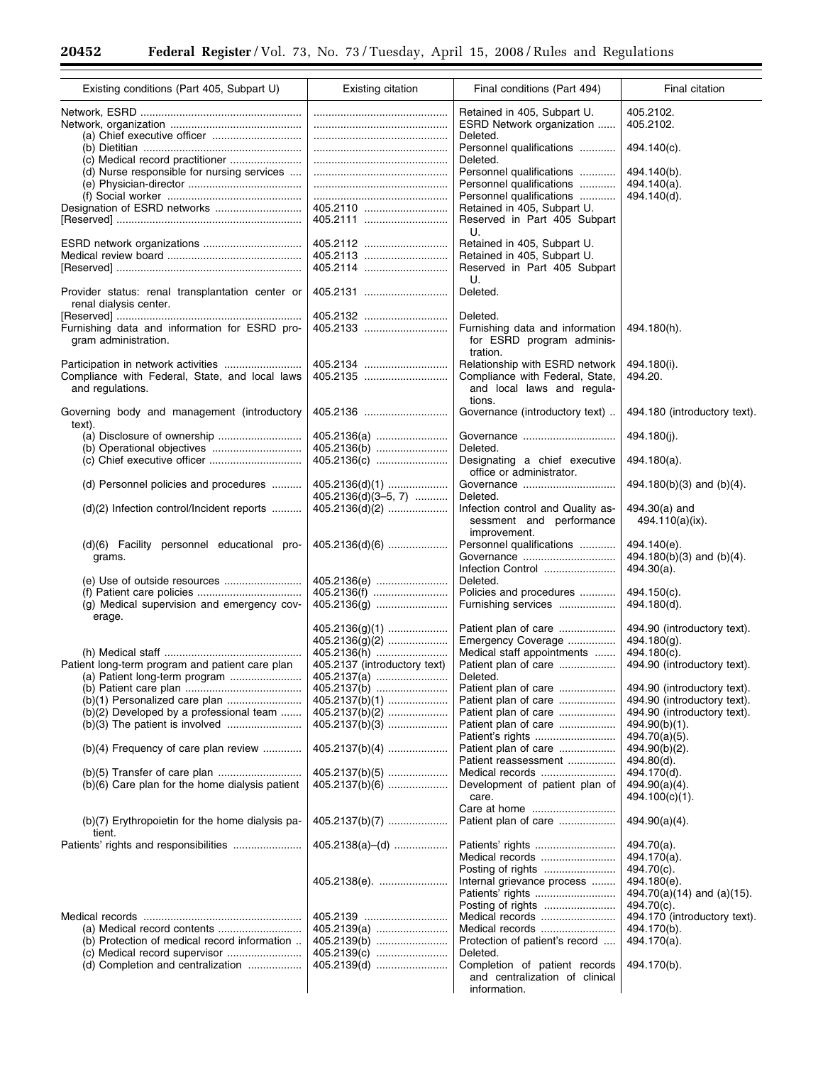| Existing conditions (Part 405, Subpart U) | Existing citation | Final conditions (Part 494) | Final citation |
|---|---|---|---|
| Network, ESRD | | Retained in 405, Subpart U. | 405.2102. |
| Network, organization | | ESRD Network organization | 405.2102. |
| (a) Chief executive officer | | Deleted. | |
| (b) Dietitian | | Personnel qualifications | 494.140(c). |
| (c) Medical record practitioner | | Deleted. | |
| (d) Nurse responsible for nursing services | | Personnel qualifications | 494.140(b). |
| (e) Physician-director | | Personnel qualifications | 494.140(a). |
| (f) Social worker | | Personnel qualifications | 494.140(d). |
| Designation of ESRD networks | 405.2110 | Retained in 405, Subpart U. | |
| [Reserved] | 405.2111 | Reserved in Part 405 Subpart U. | |
| ESRD network organizations | 405.2112 | Retained in 405, Subpart U. | |
| Medical review board | 405.2113 | Retained in 405, Subpart U. | |
| [Reserved] | 405.2114 | Reserved in Part 405 Subpart U. | |
| Provider status: renal transplantation center or renal dialysis center. | 405.2131 | Deleted. | |
| [Reserved] | 405.2132 | Deleted. | |
| Furnishing data and information for ESRD program administration. | 405.2133 | Furnishing data and information for ESRD program administration. | 494.180(h). |
| Participation in network activities | 405.2134 | Relationship with ESRD network | 494.180(i). |
| Compliance with Federal, State, and local laws and regulations. | 405.2135 | Compliance with Federal, State, and local laws and regulations. | 494.20. |
| Governing body and management (introductory text). | 405.2136 | Governance (introductory text) | 494.180 (introductory text). |
| (a) Disclosure of ownership | 405.2136(a) | Governance | 494.180(j). |
| (b) Operational objectives | 405.2136(b) | Deleted. | |
| (c) Chief executive officer | 405.2136(c) | Designating a chief executive office or administrator. | 494.180(a). |
| (d) Personnel policies and procedures | 405.2136(d)(1) | Governance | 494.180(b)(3) and (b)(4). |
| | 405.2136(d)(3–5, 7) | Deleted. | |
| (d)(2) Infection control/Incident reports | 405.2136(d)(2) | Infection control and Quality assessment and performance improvement. | 494.30(a) and 494.110(a)(ix). |
| (d)(6) Facility personnel educational programs. | 405.2136(d)(6) | Personnel qualifications | 494.140(e). |
| | | Governance | 494.180(b)(3) and (b)(4). |
| | | Infection Control | 494.30(a). |
| (e) Use of outside resources | 405.2136(e) | Deleted. | |
| (f) Patient care policies | 405.2136(f) | Policies and procedures | 494.150(c). |
| (g) Medical supervision and emergency coverage. | 405.2136(g) | Furnishing services | 494.180(d). |
| | 405.2136(g)(1) | Patient plan of care | 494.90 (introductory text). |
| | 405.2136(g)(2) | Emergency Coverage | 494.180(g). |
| (h) Medical staff | 405.2136(h) | Medical staff appointments | 494.180(c). |
| Patient long-term program and patient care plan | 405.2137 (introductory text) | Patient plan of care | 494.90 (introductory text). |
| (a) Patient long-term program | 405.2137(a) | Deleted. | |
| (b) Patient care plan | 405.2137(b) | Patient plan of care | 494.90 (introductory text). |
| (b)(1) Personalized care plan | 405.2137(b)(1) | Patient plan of care | 494.90 (introductory text). |
| (b)(2) Developed by a professional team | 405.2137(b)(2) | Patient plan of care | 494.90 (introductory text). |
| (b)(3) The patient is involved | 405.2137(b)(3) | Patient plan of care | 494.90(b)(1). |
| | | Patient's rights | 494.70(a)(5). |
| (b)(4) Frequency of care plan review | 405.2137(b)(4) | Patient plan of care | 494.90(b)(2). |
| | | Patient reassessment | 494.80(d). |
| (b)(5) Transfer of care plan | 405.2137(b)(5) | Medical records | 494.170(d). |
| (b)(6) Care plan for the home dialysis patient | 405.2137(b)(6) | Development of patient plan of care. | 494.90(a)(4). |
| | | Care at home | 494.100(c)(1). |
| (b)(7) Erythropoietin for the home dialysis patient. | 405.2137(b)(7) | Patient plan of care | 494.90(a)(4). |
| Patients' rights and responsibilities | 405.2138(a)–(d) | Patients' rights | 494.70(a). |
| | | Medical records | 494.170(a). |
| | | Posting of rights | 494.70(c). |
| | 405.2138(e). | Internal grievance process | 494.180(e). |
| | | Patients' rights | 494.70(a)(14) and (a)(15). |
| | | Posting of rights | 494.70(c). |
| Medical records | 405.2139 | Medical records | 494.170 (introductory text). |
| (a) Medical record contents | 405.2139(a) | Medical records | 494.170(b). |
| (b) Protection of medical record information | 405.2139(b) | Protection of patient's record | 494.170(a). |
| (c) Medical record supervisor | 405.2139(c) | Deleted. | |
| (d) Completion and centralization | 405.2139(d) | Completion of patient records and centralization of clinical information. | 494.170(b). |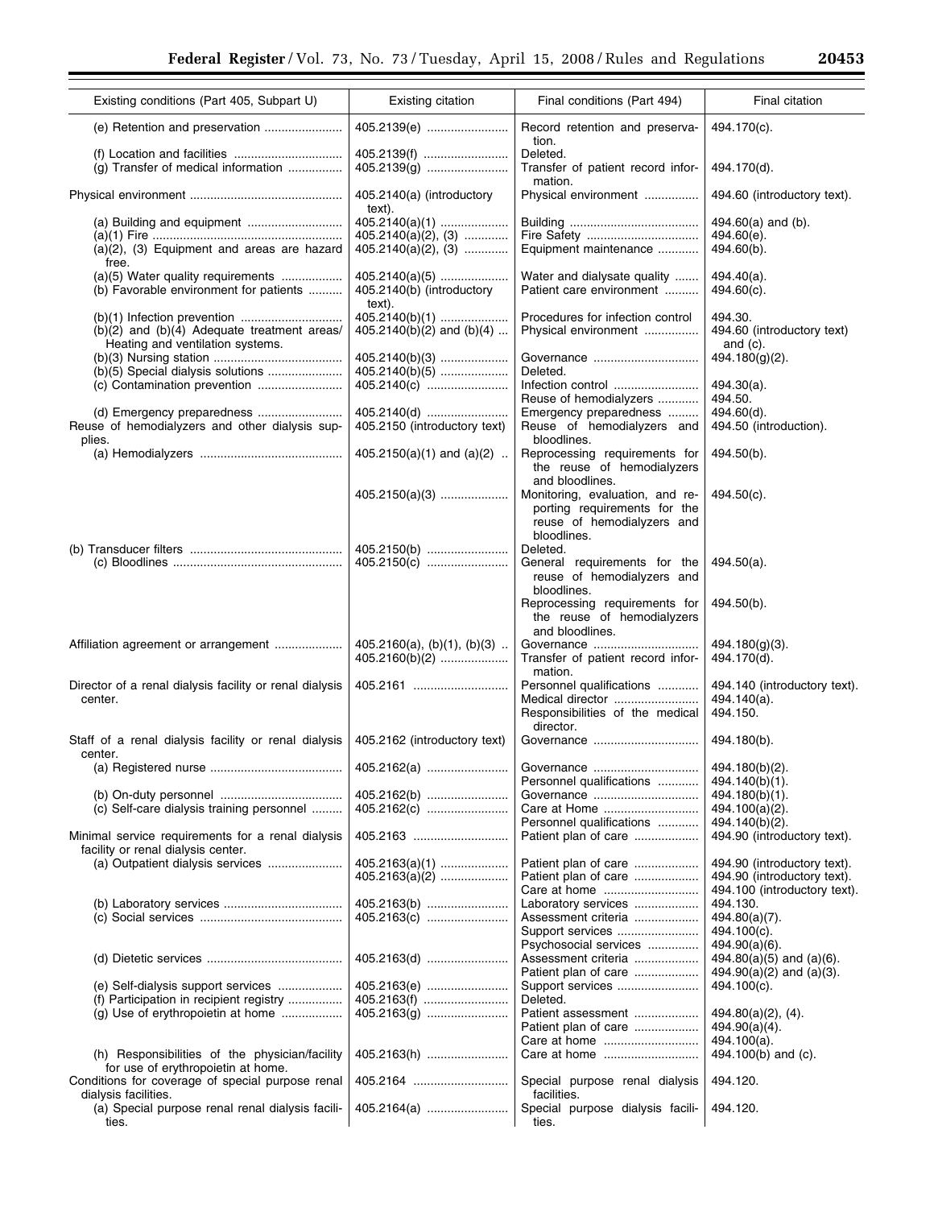| Existing conditions (Part 405, Subpart U) | Existing citation | Final conditions (Part 494) | Final citation |
|---|---|---|---|
| (e) Retention and preservation | 405.2139(e) | Record retention and preservation. | 494.170(c). |
| (f) Location and facilities | 405.2139(f) | Deleted. | |
| (g) Transfer of medical information | 405.2139(g) | Transfer of patient record information. | 494.170(d). |
| Physical environment | 405.2140(a) (introductory text). | Physical environment | 494.60 (introductory text). |
| (a) Building and equipment | 405.2140(a)(1) | Building | 494.60(a) and (b). |
| (a)(1) Fire | 405.2140(a)(2), (3) | Fire Safety | 494.60(e). |
| (a)(2), (3) Equipment and areas are hazard free. | 405.2140(a)(2), (3) | Equipment maintenance | 494.60(b). |
| (a)(5) Water quality requirements | 405.2140(a)(5) | Water and dialysate quality | 494.40(a). |
| (b) Favorable environment for patients | 405.2140(b) (introductory text). | Patient care environment | 494.60(c). |
| (b)(1) Infection prevention | 405.2140(b)(1) | Procedures for infection control | 494.30. |
| (b)(2) and (b)(4) Adequate treatment areas/Heating and ventilation systems. | 405.2140(b)(2) and (b)(4) | Physical environment | 494.60 (introductory text) and (c). |
| (b)(3) Nursing station | 405.2140(b)(3) | Governance | 494.180(g)(2). |
| (b)(5) Special dialysis solutions | 405.2140(b)(5) | Deleted. | |
| (c) Contamination prevention | 405.2140(c) | Infection control | 494.30(a). |
| | | Reuse of hemodialyzers | 494.50. |
| (d) Emergency preparedness | 405.2140(d) | Emergency preparedness | 494.60(d). |
| Reuse of hemodialyzers and other dialysis supplies. | 405.2150 (introductory text) | Reuse of hemodialyzers and bloodlines. | 494.50 (introduction). |
| (a) Hemodialyzers | 405.2150(a)(1) and (a)(2) | Reprocessing requirements for the reuse of hemodialyzers and bloodlines. | 494.50(b). |
| | 405.2150(a)(3) | Monitoring, evaluation, and reporting requirements for the reuse of hemodialyzers and bloodlines. | 494.50(c). |
| (b) Transducer filters | 405.2150(b) | Deleted. | |
| (c) Bloodlines | 405.2150(c) | General requirements for the reuse of hemodialyzers and bloodlines. | 494.50(a). |
| | | Reprocessing requirements for the reuse of hemodialyzers and bloodlines. | 494.50(b). |
| Affiliation agreement or arrangement | 405.2160(a), (b)(1), (b)(3) | Governance | 494.180(g)(3). |
| | 405.2160(b)(2) | Transfer of patient record information. | 494.170(d). |
| Director of a renal dialysis facility or renal dialysis center. | 405.2161 | Personnel qualifications | 494.140 (introductory text). |
| | | Medical director | 494.140(a). |
| | | Responsibilities of the medical director. | 494.150. |
| Staff of a renal dialysis facility or renal dialysis center. | 405.2162 (introductory text) | Governance | 494.180(b). |
| (a) Registered nurse | 405.2162(a) | Governance | 494.180(b)(2). |
| | | Personnel qualifications | 494.140(b)(1). |
| (b) On-duty personnel | 405.2162(b) | Governance | 494.180(b)(1). |
| (c) Self-care dialysis training personnel | 405.2162(c) | Care at Home | 494.100(a)(2). |
| | | Personnel qualifications | 494.140(b)(2). |
| Minimal service requirements for a renal dialysis facility or renal dialysis center. | 405.2163 | Patient plan of care | 494.90 (introductory text). |
| (a) Outpatient dialysis services | 405.2163(a)(1) | Patient plan of care | 494.90 (introductory text). |
| | 405.2163(a)(2) | Patient plan of care | 494.90 (introductory text). |
| | | Care at home | 494.100 (introductory text). |
| (b) Laboratory services | 405.2163(b) | Laboratory services | 494.130. |
| (c) Social services | 405.2163(c) | Assessment criteria | 494.80(a)(7). |
| | | Support services | 494.100(c). |
| | | Psychosocial services | 494.90(a)(6). |
| (d) Dietetic services | 405.2163(d) | Assessment criteria | 494.80(a)(5) and (a)(6). |
| | | Patient plan of care | 494.90(a)(2) and (a)(3). |
| (e) Self-dialysis support services | 405.2163(e) | Support services | 494.100(c). |
| (f) Participation in recipient registry | 405.2163(f) | Deleted. | |
| (g) Use of erythropoietin at home | 405.2163(g) | Patient assessment | 494.80(a)(2), (4). |
| | | Patient plan of care | 494.90(a)(4). |
| | | Care at home | 494.100(a). |
| (h) Responsibilities of the physician/facility for use of erythropoietin at home. | 405.2163(h) | Care at home | 494.100(b) and (c). |
| Conditions for coverage of special purpose renal dialysis facilities. | 405.2164 | Special purpose renal dialysis facilities. | 494.120. |
| (a) Special purpose renal renal dialysis facilities. | 405.2164(a) | Special purpose dialysis facilities. | 494.120. |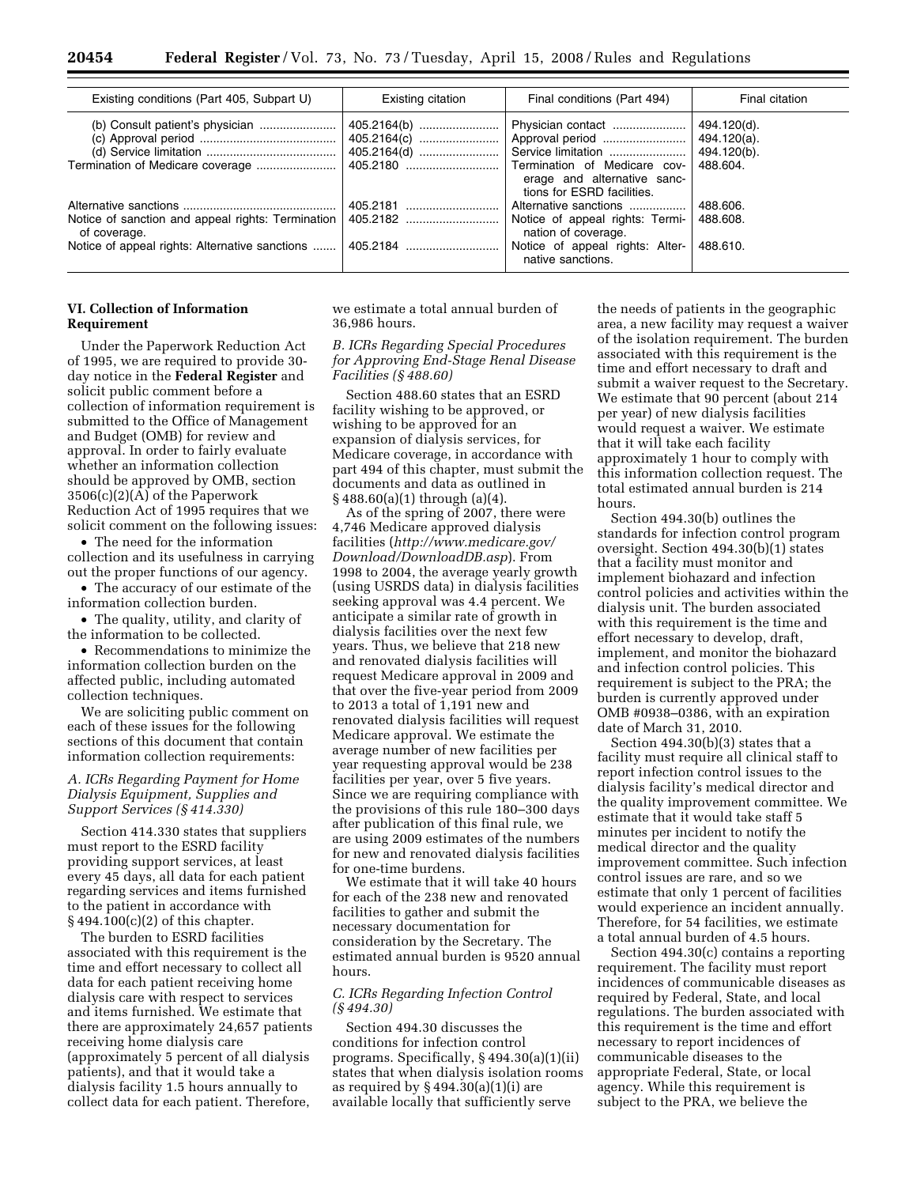| Existing conditions (Part 405, Subpart U) | Existing citation | Final conditions (Part 494) | Final citation |
|---|---|---|---|
| (b) Consult patient's physician | 405.2164(b) | Physician contact | 494.120(d). |
| (c) Approval period | 405.2164(c) | Approval period | 494.120(a). |
| (d) Service limitation | 405.2164(d) | Service limitation | 494.120(b). |
| Termination of Medicare coverage | 405.2180 | Termination of Medicare coverage and alternative sanctions for ESRD facilities. | 488.604. |
| Alternative sanctions | 405.2181 | Alternative sanctions | 488.606. |
| Notice of sanction and appeal rights: Termination of coverage. | 405.2182 | Notice of appeal rights: Termination of coverage. | 488.608. |
| Notice of appeal rights: Alternative sanctions | 405.2184 | Notice of appeal rights: Alternative sanctions. | 488.610. |

## VI. Collection of Information Requirement

Under the Paperwork Reduction Act of 1995, we are required to provide 30-day notice in the **Federal Register** and solicit public comment before a collection of information requirement is submitted to the Office of Management and Budget (OMB) for review and approval. In order to fairly evaluate whether an information collection should be approved by OMB, section 3506(c)(2)(A) of the Paperwork Reduction Act of 1995 requires that we solicit comment on the following issues:

- The need for the information collection and its usefulness in carrying out the proper functions of our agency.
- The accuracy of our estimate of the information collection burden.
- The quality, utility, and clarity of the information to be collected.
- Recommendations to minimize the information collection burden on the affected public, including automated collection techniques.

We are soliciting public comment on each of these issues for the following sections of this document that contain information collection requirements:

### *A. ICRs Regarding Payment for Home Dialysis Equipment, Supplies and Support Services (§ 414.330)*

Section 414.330 states that suppliers must report to the ESRD facility providing support services, at least every 45 days, all data for each patient regarding services and items furnished to the patient in accordance with § 494.100(c)(2) of this chapter.

The burden to ESRD facilities associated with this requirement is the time and effort necessary to collect all data for each patient receiving home dialysis care with respect to services and items furnished. We estimate that there are approximately 24,657 patients receiving home dialysis care (approximately 5 percent of all dialysis patients), and that it would take a dialysis facility 1.5 hours annually to collect data for each patient. Therefore, we estimate a total annual burden of 36,986 hours.

### *B. ICRs Regarding Special Procedures for Approving End-Stage Renal Disease Facilities (§ 488.60)*

Section 488.60 states that an ESRD facility wishing to be approved, or wishing to be approved for an expansion of dialysis services, for Medicare coverage, in accordance with part 494 of this chapter, must submit the documents and data as outlined in § 488.60(a)(1) through (a)(4).

As of the spring of 2007, there were 4,746 Medicare approved dialysis facilities (*http://www.medicare.gov/Download/DownloadDB.asp*). From 1998 to 2004, the average yearly growth (using USRDS data) in dialysis facilities seeking approval was 4.4 percent. We anticipate a similar rate of growth in dialysis facilities over the next few years. Thus, we believe that 218 new and renovated dialysis facilities will request Medicare approval in 2009 and that over the five-year period from 2009 to 2013 a total of 1,191 new and renovated dialysis facilities will request Medicare approval. We estimate the average number of new facilities per year requesting approval would be 238 facilities per year, over 5 five years. Since we are requiring compliance with the provisions of this rule 180–300 days after publication of this final rule, we are using 2009 estimates of the numbers for new and renovated dialysis facilities for one-time burdens.

We estimate that it will take 40 hours for each of the 238 new and renovated facilities to gather and submit the necessary documentation for consideration by the Secretary. The estimated annual burden is 9520 annual hours.

### *C. ICRs Regarding Infection Control (§ 494.30)*

Section 494.30 discusses the conditions for infection control programs. Specifically, § 494.30(a)(1)(ii) states that when dialysis isolation rooms as required by § 494.30(a)(1)(i) are available locally that sufficiently serve the needs of patients in the geographic area, a new facility may request a waiver of the isolation requirement. The burden associated with this requirement is the time and effort necessary to draft and submit a waiver request to the Secretary. We estimate that 90 percent (about 214 per year) of new dialysis facilities would request a waiver. We estimate that it will take each facility approximately 1 hour to comply with this information collection request. The total estimated annual burden is 214 hours.

Section 494.30(b) outlines the standards for infection control program oversight. Section 494.30(b)(1) states that a facility must monitor and implement biohazard and infection control policies and activities within the dialysis unit. The burden associated with this requirement is the time and effort necessary to develop, draft, implement, and monitor the biohazard and infection control policies. This requirement is subject to the PRA; the burden is currently approved under OMB #0938–0386, with an expiration date of March 31, 2010.

Section 494.30(b)(3) states that a facility must require all clinical staff to report infection control issues to the dialysis facility's medical director and the quality improvement committee. We estimate that it would take staff 5 minutes per incident to notify the medical director and the quality improvement committee. Such infection control issues are rare, and so we estimate that only 1 percent of facilities would experience an incident annually. Therefore, for 54 facilities, we estimate a total annual burden of 4.5 hours.

Section 494.30(c) contains a reporting requirement. The facility must report incidences of communicable diseases as required by Federal, State, and local regulations. The burden associated with this requirement is the time and effort necessary to report incidences of communicable diseases to the appropriate Federal, State, or local agency. While this requirement is subject to the PRA, we believe the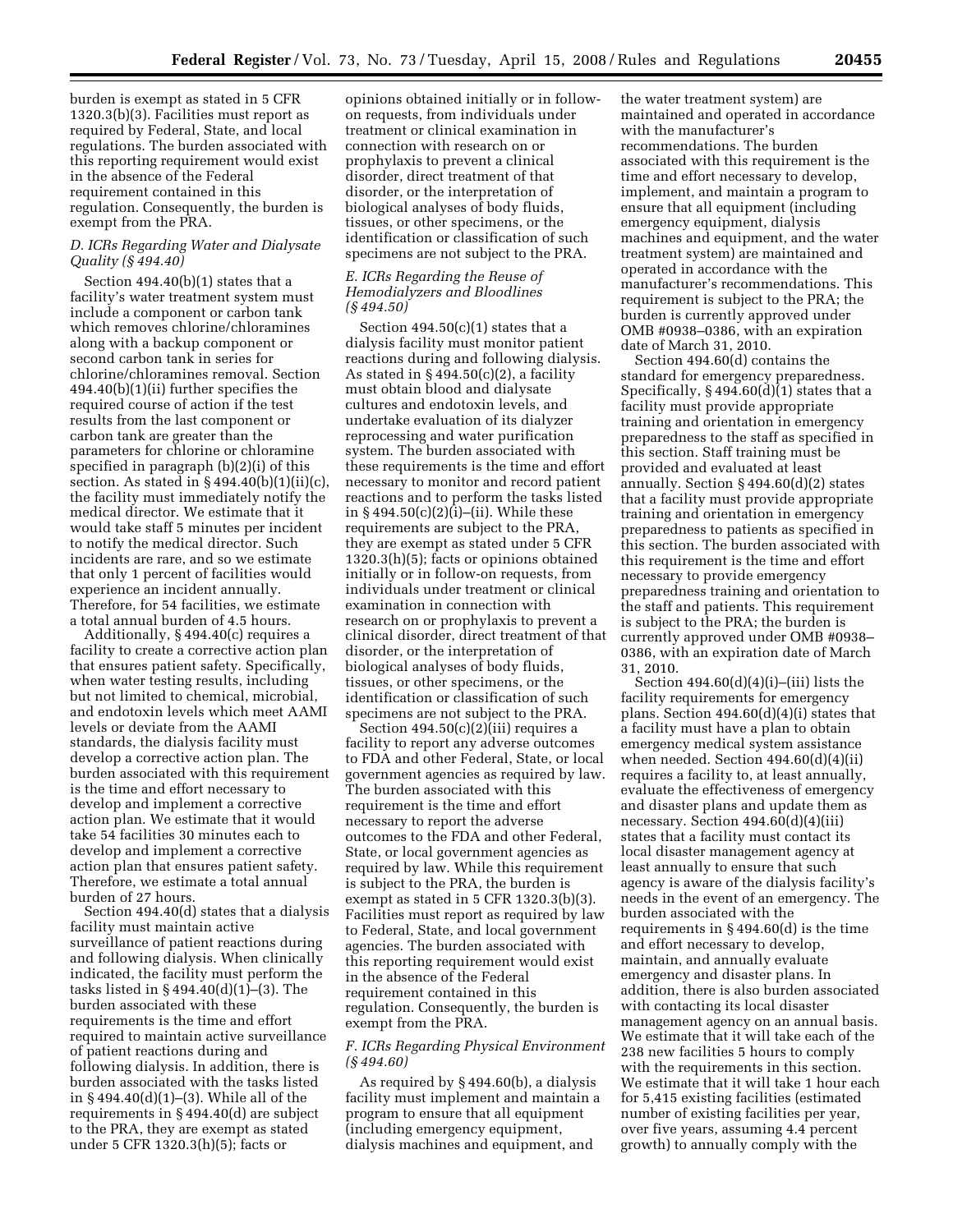burden is exempt as stated in 5 CFR 1320.3(b)(3). Facilities must report as required by Federal, State, and local regulations. The burden associated with this reporting requirement would exist in the absence of the Federal requirement contained in this regulation. Consequently, the burden is exempt from the PRA.

### *D. ICRs Regarding Water and Dialysate Quality (§ 494.40)*

Section 494.40(b)(1) states that a facility's water treatment system must include a component or carbon tank which removes chlorine/chloramines along with a backup component or second carbon tank in series for chlorine/chloramines removal. Section 494.40(b)(1)(ii) further specifies the required course of action if the test results from the last component or carbon tank are greater than the parameters for chlorine or chloramine specified in paragraph (b)(2)(i) of this section. As stated in § 494.40(b)(1)(ii)(c), the facility must immediately notify the medical director. We estimate that it would take staff 5 minutes per incident to notify the medical director. Such incidents are rare, and so we estimate that only 1 percent of facilities would experience an incident annually. Therefore, for 54 facilities, we estimate a total annual burden of 4.5 hours.

Additionally, § 494.40(c) requires a facility to create a corrective action plan that ensures patient safety. Specifically, when water testing results, including but not limited to chemical, microbial, and endotoxin levels which meet AAMI levels or deviate from the AAMI standards, the dialysis facility must develop a corrective action plan. The burden associated with this requirement is the time and effort necessary to develop and implement a corrective action plan. We estimate that it would take 54 facilities 30 minutes each to develop and implement a corrective action plan that ensures patient safety. Therefore, we estimate a total annual burden of 27 hours.

Section 494.40(d) states that a dialysis facility must maintain active surveillance of patient reactions during and following dialysis. When clinically indicated, the facility must perform the tasks listed in § 494.40(d)(1)–(3). The burden associated with these requirements is the time and effort required to maintain active surveillance of patient reactions during and following dialysis. In addition, there is burden associated with the tasks listed in § 494.40(d)(1)–(3). While all of the requirements in § 494.40(d) are subject to the PRA, they are exempt as stated under 5 CFR 1320.3(h)(5); facts or opinions obtained initially or in follow-on requests, from individuals under treatment or clinical examination in connection with research on or prophylaxis to prevent a clinical disorder, direct treatment of that disorder, or the interpretation of biological analyses of body fluids, tissues, or other specimens, or the identification or classification of such specimens are not subject to the PRA.

### *E. ICRs Regarding the Reuse of Hemodialyzers and Bloodlines (§ 494.50)*

Section 494.50(c)(1) states that a dialysis facility must monitor patient reactions during and following dialysis. As stated in § 494.50(c)(2), a facility must obtain blood and dialysate cultures and endotoxin levels, and undertake evaluation of its dialyzer reprocessing and water purification system. The burden associated with these requirements is the time and effort necessary to monitor and record patient reactions and to perform the tasks listed in § 494.50(c)(2)(i)–(ii). While these requirements are subject to the PRA, they are exempt as stated under 5 CFR 1320.3(h)(5); facts or opinions obtained initially or in follow-on requests, from individuals under treatment or clinical examination in connection with research on or prophylaxis to prevent a clinical disorder, direct treatment of that disorder, or the interpretation of biological analyses of body fluids, tissues, or other specimens, or the identification or classification of such specimens are not subject to the PRA.

Section 494.50(c)(2)(iii) requires a facility to report any adverse outcomes to FDA and other Federal, State, or local government agencies as required by law. The burden associated with this requirement is the time and effort necessary to report the adverse outcomes to the FDA and other Federal, State, or local government agencies as required by law. While this requirement is subject to the PRA, the burden is exempt as stated in 5 CFR 1320.3(b)(3). Facilities must report as required by law to Federal, State, and local government agencies. The burden associated with this reporting requirement would exist in the absence of the Federal requirement contained in this regulation. Consequently, the burden is exempt from the PRA.

### *F. ICRs Regarding Physical Environment (§ 494.60)*

As required by § 494.60(b), a dialysis facility must implement and maintain a program to ensure that all equipment (including emergency equipment, dialysis machines and equipment, and the water treatment system) are maintained and operated in accordance with the manufacturer's recommendations. The burden associated with this requirement is the time and effort necessary to develop, implement, and maintain a program to ensure that all equipment (including emergency equipment, dialysis machines and equipment, and the water treatment system) are maintained and operated in accordance with the manufacturer's recommendations. This requirement is subject to the PRA; the burden is currently approved under OMB #0938–0386, with an expiration date of March 31, 2010.

Section 494.60(d) contains the standard for emergency preparedness. Specifically, § 494.60(d)(1) states that a facility must provide appropriate training and orientation in emergency preparedness to the staff as specified in this section. Staff training must be provided and evaluated at least annually. Section § 494.60(d)(2) states that a facility must provide appropriate training and orientation in emergency preparedness to patients as specified in this section. The burden associated with this requirement is the time and effort necessary to provide emergency preparedness training and orientation to the staff and patients. This requirement is subject to the PRA; the burden is currently approved under OMB #0938–0386, with an expiration date of March 31, 2010.

Section 494.60(d)(4)(i)–(iii) lists the facility requirements for emergency plans. Section 494.60(d)(4)(i) states that a facility must have a plan to obtain emergency medical system assistance when needed. Section 494.60(d)(4)(ii) requires a facility to, at least annually, evaluate the effectiveness of emergency and disaster plans and update them as necessary. Section 494.60(d)(4)(iii) states that a facility must contact its local disaster management agency at least annually to ensure that such agency is aware of the dialysis facility's needs in the event of an emergency. The burden associated with the requirements in § 494.60(d) is the time and effort necessary to develop, maintain, and annually evaluate emergency and disaster plans. In addition, there is also burden associated with contacting its local disaster management agency on an annual basis. We estimate that it will take each of the 238 new facilities 5 hours to comply with the requirements in this section. We estimate that it will take 1 hour each for 5,415 existing facilities (estimated number of existing facilities per year, over five years, assuming 4.4 percent growth) to annually comply with the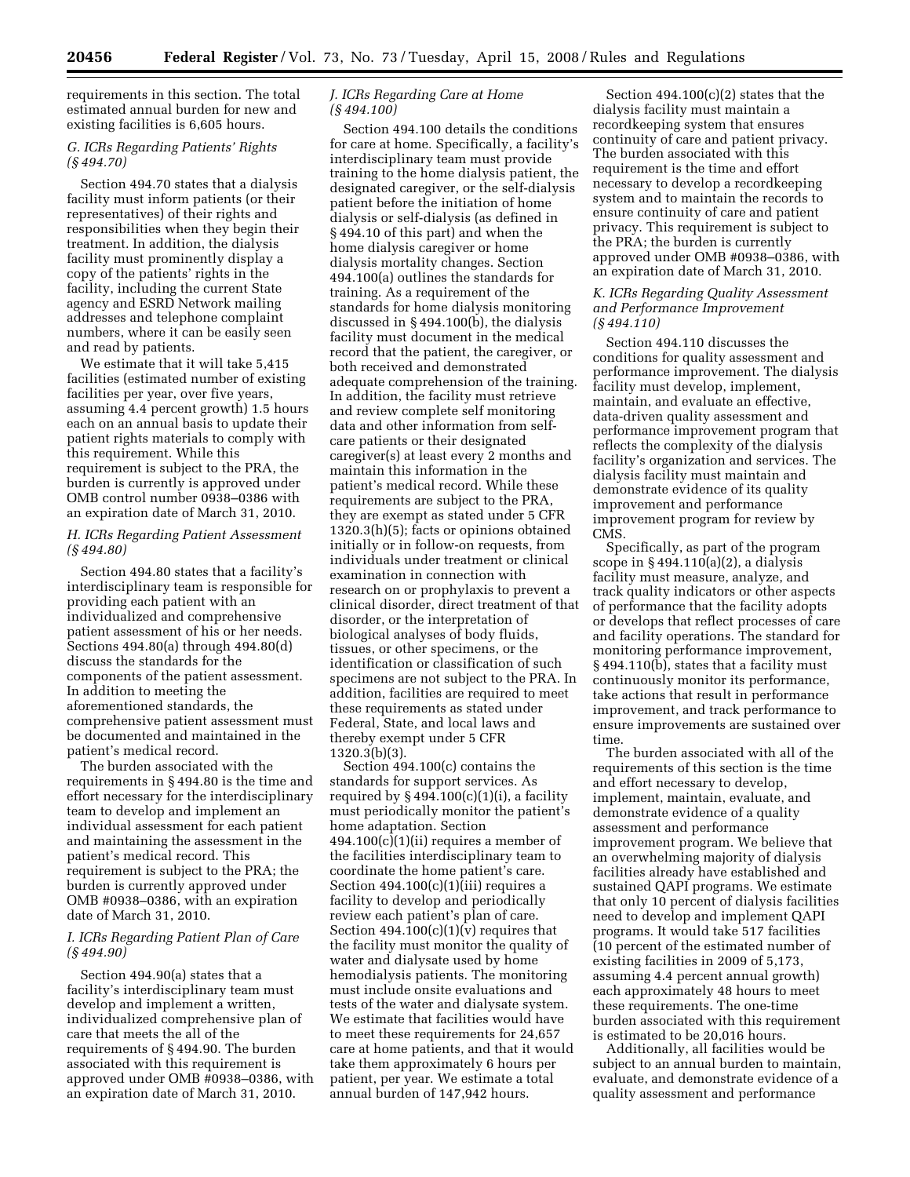requirements in this section. The total estimated annual burden for new and existing facilities is 6,605 hours.

### G. ICRs Regarding Patients' Rights (§ 494.70)

Section 494.70 states that a dialysis facility must inform patients (or their representatives) of their rights and responsibilities when they begin their treatment. In addition, the dialysis facility must prominently display a copy of the patients' rights in the facility, including the current State agency and ESRD Network mailing addresses and telephone complaint numbers, where it can be easily seen and read by patients.

We estimate that it will take 5,415 facilities (estimated number of existing facilities per year, over five years, assuming 4.4 percent growth) 1.5 hours each on an annual basis to update their patient rights materials to comply with this requirement. While this requirement is subject to the PRA, the burden is currently is approved under OMB control number 0938–0386 with an expiration date of March 31, 2010.

### H. ICRs Regarding Patient Assessment (§ 494.80)

Section 494.80 states that a facility's interdisciplinary team is responsible for providing each patient with an individualized and comprehensive patient assessment of his or her needs. Sections 494.80(a) through 494.80(d) discuss the standards for the components of the patient assessment. In addition to meeting the aforementioned standards, the comprehensive patient assessment must be documented and maintained in the patient's medical record.

The burden associated with the requirements in § 494.80 is the time and effort necessary for the interdisciplinary team to develop and implement an individual assessment for each patient and maintaining the assessment in the patient's medical record. This requirement is subject to the PRA; the burden is currently approved under OMB #0938–0386, with an expiration date of March 31, 2010.

### I. ICRs Regarding Patient Plan of Care (§ 494.90)

Section 494.90(a) states that a facility's interdisciplinary team must develop and implement a written, individualized comprehensive plan of care that meets the all of the requirements of § 494.90. The burden associated with this requirement is approved under OMB #0938–0386, with an expiration date of March 31, 2010.

### J. ICRs Regarding Care at Home (§ 494.100)

Section 494.100 details the conditions for care at home. Specifically, a facility's interdisciplinary team must provide training to the home dialysis patient, the designated caregiver, or the self-dialysis patient before the initiation of home dialysis or self-dialysis (as defined in § 494.10 of this part) and when the home dialysis caregiver or home dialysis mortality changes. Section 494.100(a) outlines the standards for training. As a requirement of the standards for home dialysis monitoring discussed in § 494.100(b), the dialysis facility must document in the medical record that the patient, the caregiver, or both received and demonstrated adequate comprehension of the training. In addition, the facility must retrieve and review complete self monitoring data and other information from self-care patients or their designated caregiver(s) at least every 2 months and maintain this information in the patient's medical record. While these requirements are subject to the PRA, they are exempt as stated under 5 CFR 1320.3(h)(5); facts or opinions obtained initially or in follow-on requests, from individuals under treatment or clinical examination in connection with research on or prophylaxis to prevent a clinical disorder, direct treatment of that disorder, or the interpretation of biological analyses of body fluids, tissues, or other specimens, or the identification or classification of such specimens are not subject to the PRA. In addition, facilities are required to meet these requirements as stated under Federal, State, and local laws and thereby exempt under 5 CFR 1320.3(b)(3).

Section 494.100(c) contains the standards for support services. As required by § 494.100(c)(1)(i), a facility must periodically monitor the patient's home adaptation. Section 494.100(c)(1)(ii) requires a member of the facilities interdisciplinary team to coordinate the home patient's care. Section 494.100(c)(1)(iii) requires a facility to develop and periodically review each patient's plan of care. Section 494.100(c)(1)(v) requires that the facility must monitor the quality of water and dialysate used by home hemodialysis patients. The monitoring must include onsite evaluations and tests of the water and dialysate system. We estimate that facilities would have to meet these requirements for 24,657 care at home patients, and that it would take them approximately 6 hours per patient, per year. We estimate a total annual burden of 147,942 hours.

Section 494.100(c)(2) states that the dialysis facility must maintain a recordkeeping system that ensures continuity of care and patient privacy. The burden associated with this requirement is the time and effort necessary to develop a recordkeeping system and to maintain the records to ensure continuity of care and patient privacy. This requirement is subject to the PRA; the burden is currently approved under OMB #0938–0386, with an expiration date of March 31, 2010.

### K. ICRs Regarding Quality Assessment and Performance Improvement (§ 494.110)

Section 494.110 discusses the conditions for quality assessment and performance improvement. The dialysis facility must develop, implement, maintain, and evaluate an effective, data-driven quality assessment and performance improvement program that reflects the complexity of the dialysis facility's organization and services. The dialysis facility must maintain and demonstrate evidence of its quality improvement and performance improvement program for review by CMS.

Specifically, as part of the program scope in § 494.110(a)(2), a dialysis facility must measure, analyze, and track quality indicators or other aspects of performance that the facility adopts or develops that reflect processes of care and facility operations. The standard for monitoring performance improvement, § 494.110(b), states that a facility must continuously monitor its performance, take actions that result in performance improvement, and track performance to ensure improvements are sustained over time.

The burden associated with all of the requirements of this section is the time and effort necessary to develop, implement, maintain, evaluate, and demonstrate evidence of a quality assessment and performance improvement program. We believe that an overwhelming majority of dialysis facilities already have established and sustained QAPI programs. We estimate that only 10 percent of dialysis facilities need to develop and implement QAPI programs. It would take 517 facilities (10 percent of the estimated number of existing facilities in 2009 of 5,173, assuming 4.4 percent annual growth) each approximately 48 hours to meet these requirements. The one-time burden associated with this requirement is estimated to be 20,016 hours.

Additionally, all facilities would be subject to an annual burden to maintain, evaluate, and demonstrate evidence of a quality assessment and performance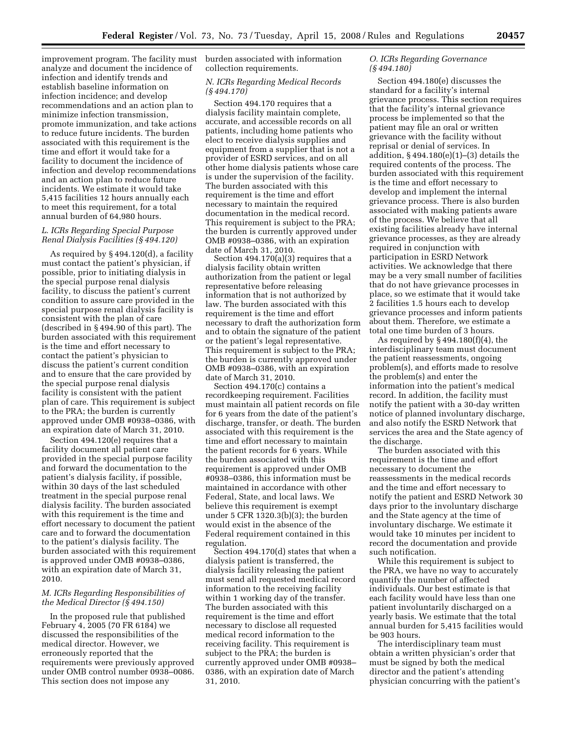improvement program. The facility must analyze and document the incidence of infection and identify trends and establish baseline information on infection incidence; and develop recommendations and an action plan to minimize infection transmission, promote immunization, and take actions to reduce future incidents. The burden associated with this requirement is the time and effort it would take for a facility to document the incidence of infection and develop recommendations and an action plan to reduce future incidents. We estimate it would take 5,415 facilities 12 hours annually each to meet this requirement, for a total annual burden of 64,980 hours.

### *L. ICRs Regarding Special Purpose Renal Dialysis Facilities (§ 494.120)*

As required by § 494.120(d), a facility must contact the patient's physician, if possible, prior to initiating dialysis in the special purpose renal dialysis facility, to discuss the patient's current condition to assure care provided in the special purpose renal dialysis facility is consistent with the plan of care (described in § 494.90 of this part). The burden associated with this requirement is the time and effort necessary to contact the patient's physician to discuss the patient's current condition and to ensure that the care provided by the special purpose renal dialysis facility is consistent with the patient plan of care. This requirement is subject to the PRA; the burden is currently approved under OMB #0938–0386, with an expiration date of March 31, 2010.

Section 494.120(e) requires that a facility document all patient care provided in the special purpose facility and forward the documentation to the patient's dialysis facility, if possible, within 30 days of the last scheduled treatment in the special purpose renal dialysis facility. The burden associated with this requirement is the time and effort necessary to document the patient care and to forward the documentation to the patient's dialysis facility. The burden associated with this requirement is approved under OMB #0938–0386, with an expiration date of March 31, 2010.

### *M. ICRs Regarding Responsibilities of the Medical Director (§ 494.150)*

In the proposed rule that published February 4, 2005 (70 FR 6184) we discussed the responsibilities of the medical director. However, we erroneously reported that the requirements were previously approved under OMB control number 0938–0086. This section does not impose any burden associated with information collection requirements.

### *N. ICRs Regarding Medical Records (§ 494.170)*

Section 494.170 requires that a dialysis facility maintain complete, accurate, and accessible records on all patients, including home patients who elect to receive dialysis supplies and equipment from a supplier that is not a provider of ESRD services, and on all other home dialysis patients whose care is under the supervision of the facility. The burden associated with this requirement is the time and effort necessary to maintain the required documentation in the medical record. This requirement is subject to the PRA; the burden is currently approved under OMB #0938–0386, with an expiration date of March 31, 2010.

Section 494.170(a)(3) requires that a dialysis facility obtain written authorization from the patient or legal representative before releasing information that is not authorized by law. The burden associated with this requirement is the time and effort necessary to draft the authorization form and to obtain the signature of the patient or the patient's legal representative. This requirement is subject to the PRA; the burden is currently approved under OMB #0938–0386, with an expiration date of March 31, 2010.

Section 494.170(c) contains a recordkeeping requirement. Facilities must maintain all patient records on file for 6 years from the date of the patient's discharge, transfer, or death. The burden associated with this requirement is the time and effort necessary to maintain the patient records for 6 years. While the burden associated with this requirement is approved under OMB #0938–0386, this information must be maintained in accordance with other Federal, State, and local laws. We believe this requirement is exempt under 5 CFR 1320.3(b)(3); the burden would exist in the absence of the Federal requirement contained in this regulation.

Section 494.170(d) states that when a dialysis patient is transferred, the dialysis facility releasing the patient must send all requested medical record information to the receiving facility within 1 working day of the transfer. The burden associated with this requirement is the time and effort necessary to disclose all requested medical record information to the receiving facility. This requirement is subject to the PRA; the burden is currently approved under OMB #0938–0386, with an expiration date of March 31, 2010.

### *O. ICRs Regarding Governance (§ 494.180)*

Section 494.180(e) discusses the standard for a facility's internal grievance process. This section requires that the facility's internal grievance process be implemented so that the patient may file an oral or written grievance with the facility without reprisal or denial of services. In addition, § 494.180(e)(1)–(3) details the required contents of the process. The burden associated with this requirement is the time and effort necessary to develop and implement the internal grievance process. There is also burden associated with making patients aware of the process. We believe that all existing facilities already have internal grievance processes, as they are already required in conjunction with participation in ESRD Network activities. We acknowledge that there may be a very small number of facilities that do not have grievance processes in place, so we estimate that it would take 2 facilities 1.5 hours each to develop grievance processes and inform patients about them. Therefore, we estimate a total one time burden of 3 hours.

As required by § 494.180(f)(4), the interdisciplinary team must document the patient reassessments, ongoing problem(s), and efforts made to resolve the problem(s) and enter the information into the patient's medical record. In addition, the facility must notify the patient with a 30-day written notice of planned involuntary discharge, and also notify the ESRD Network that services the area and the State agency of the discharge.

The burden associated with this requirement is the time and effort necessary to document the reassessments in the medical records and the time and effort necessary to notify the patient and ESRD Network 30 days prior to the involuntary discharge and the State agency at the time of involuntary discharge. We estimate it would take 10 minutes per incident to record the documentation and provide such notification.

While this requirement is subject to the PRA, we have no way to accurately quantify the number of affected individuals. Our best estimate is that each facility would have less than one patient involuntarily discharged on a yearly basis. We estimate that the total annual burden for 5,415 facilities would be 903 hours.

The interdisciplinary team must obtain a written physician's order that must be signed by both the medical director and the patient's attending physician concurring with the patient's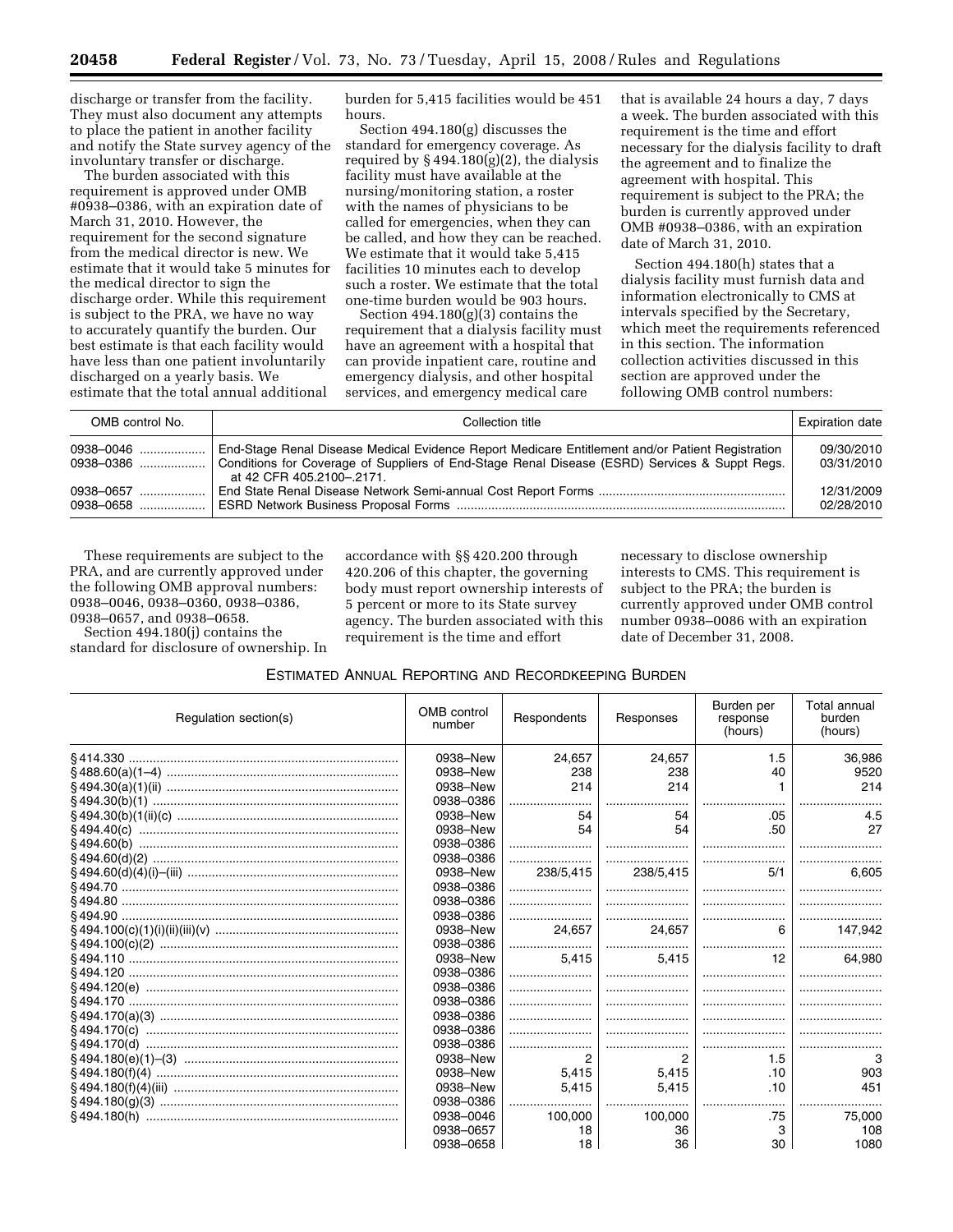discharge or transfer from the facility. They must also document any attempts to place the patient in another facility and notify the State survey agency of the involuntary transfer or discharge.

The burden associated with this requirement is approved under OMB #0938–0386, with an expiration date of March 31, 2010. However, the requirement for the second signature from the medical director is new. We estimate that it would take 5 minutes for the medical director to sign the discharge order. While this requirement is subject to the PRA, we have no way to accurately quantify the burden. Our best estimate is that each facility would have less than one patient involuntarily discharged on a yearly basis. We estimate that the total annual additional burden for 5,415 facilities would be 451 hours.

Section 494.180(g) discusses the standard for emergency coverage. As required by § 494.180(g)(2), the dialysis facility must have available at the nursing/monitoring station, a roster with the names of physicians to be called for emergencies, when they can be called, and how they can be reached. We estimate that it would take 5,415 facilities 10 minutes each to develop such a roster. We estimate that the total one-time burden would be 903 hours.

Section 494.180(g)(3) contains the requirement that a dialysis facility must have an agreement with a hospital that can provide inpatient care, routine and emergency dialysis, and other hospital services, and emergency medical care that is available 24 hours a day, 7 days a week. The burden associated with this requirement is the time and effort necessary for the dialysis facility to draft the agreement and to finalize the agreement with hospital. This requirement is subject to the PRA; the burden is currently approved under OMB #0938–0386, with an expiration date of March 31, 2010.

Section 494.180(h) states that a dialysis facility must furnish data and information electronically to CMS at intervals specified by the Secretary, which meet the requirements referenced in this section. The information collection activities discussed in this section are approved under the following OMB control numbers:

| OMB control No. | Collection title | Expiration date |
|---|---|---|
| 0938–0046 | End-Stage Renal Disease Medical Evidence Report Medicare Entitlement and/or Patient Registration | 09/30/2010 |
| 0938–0386 | Conditions for Coverage of Suppliers of End-Stage Renal Disease (ESRD) Services & Suppt Regs. at 42 CFR 405.2100–.2171. | 03/31/2010 |
| 0938–0657 | End State Renal Disease Network Semi-annual Cost Report Forms | 12/31/2009 |
| 0938–0658 | ESRD Network Business Proposal Forms | 02/28/2010 |

These requirements are subject to the PRA, and are currently approved under the following OMB approval numbers: 0938–0046, 0938–0360, 0938–0386, 0938–0657, and 0938–0658.

Section 494.180(j) contains the standard for disclosure of ownership. In accordance with §§ 420.200 through 420.206 of this chapter, the governing body must report ownership interests of 5 percent or more to its State survey agency. The burden associated with this requirement is the time and effort necessary to disclose ownership interests to CMS. This requirement is subject to the PRA; the burden is currently approved under OMB control number 0938–0086 with an expiration date of December 31, 2008.

ESTIMATED ANNUAL REPORTING AND RECORDKEEPING BURDEN

| Regulation section(s) | OMB control number | Respondents | Responses | Burden per response (hours) | Total annual burden (hours) |
|---|---|---|---|---|---|
| § 414.330 | 0938–New | 24,657 | 24,657 | 1.5 | 36,986 |
| § 488.60(a)(1–4) | 0938–New | 238 | 238 | 40 | 9520 |
| § 494.30(a)(1)(ii) | 0938–New | 214 | 214 | 1 | 214 |
| § 494.30(b)(1) | 0938–0386 | | | | |
| § 494.30(b)(1(ii)(c) | 0938–New | 54 | 54 | .05 | 4.5 |
| § 494.40(c) | 0938–New | 54 | 54 | .50 | 27 |
| § 494.60(b) | 0938–0386 | | | | |
| § 494.60(d)(2) | 0938–0386 | | | | |
| § 494.60(d)(4)(i)–(iii) | 0938–New | 238/5,415 | 238/5,415 | 5/1 | 6,605 |
| § 494.70 | 0938–0386 | | | | |
| § 494.80 | 0938–0386 | | | | |
| § 494.90 | 0938–0386 | | | | |
| § 494.100(c)(1)(i)(ii)(iii)(v) | 0938–New | 24,657 | 24,657 | 6 | 147,942 |
| § 494.100(c)(2) | 0938–0386 | | | | |
| § 494.110 | 0938–New | 5,415 | 5,415 | 12 | 64,980 |
| § 494.120 | 0938–0386 | | | | |
| § 494.120(e) | 0938–0386 | | | | |
| § 494.170 | 0938–0386 | | | | |
| § 494.170(a)(3) | 0938–0386 | | | | |
| § 494.170(c) | 0938–0386 | | | | |
| § 494.170(d) | 0938–0386 | | | | |
| § 494.180(e)(1)–(3) | 0938–New | 2 | 2 | 1.5 | 3 |
| § 494.180(f)(4) | 0938–New | 5,415 | 5,415 | .10 | 903 |
| § 494.180(f)(4)(iii) | 0938–New | 5,415 | 5,415 | .10 | 451 |
| § 494.180(g)(3) | 0938–0386 | | | | |
| § 494.180(h) | 0938–0046 | 100,000 | 100,000 | .75 | 75,000 |
| | 0938–0657 | 18 | 36 | 3 | 108 |
| | 0938–0658 | 18 | 36 | 30 | 1080 |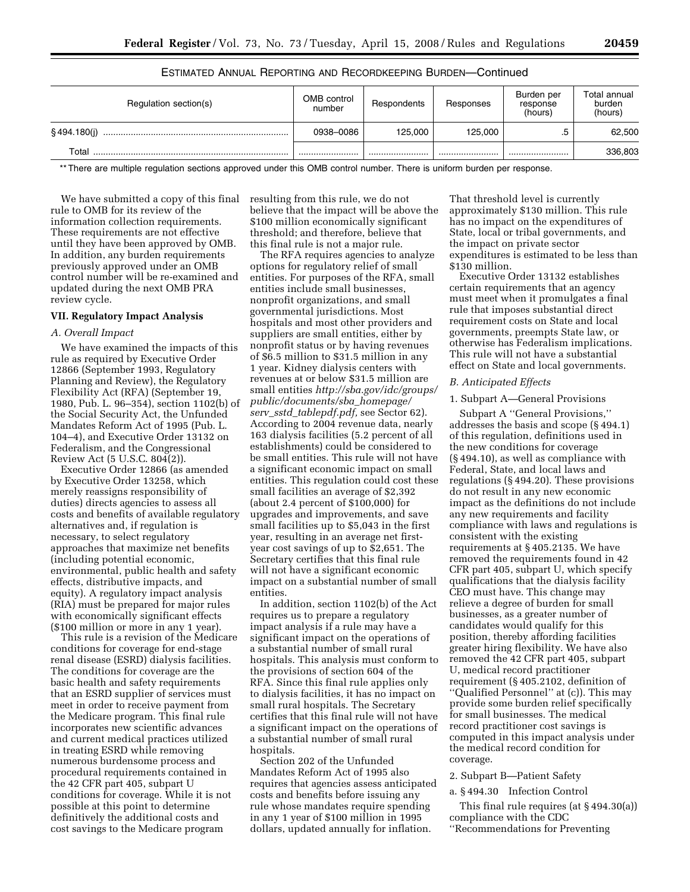ESTIMATED ANNUAL REPORTING AND RECORDKEEPING BURDEN—Continued

| Regulation section(s) | OMB control number | Respondents | Responses | Burden per response (hours) | Total annual burden (hours) |
|---|---|---|---|---|---|
| § 494.180(j) | 0938–0086 | 125,000 | 125,000 | .5 | 62,500 |
| Total | | | | | 336,803 |

** There are multiple regulation sections approved under this OMB control number. There is uniform burden per response.

We have submitted a copy of this final rule to OMB for its review of the information collection requirements. These requirements are not effective until they have been approved by OMB. In addition, any burden requirements previously approved under an OMB control number will be re-examined and updated during the next OMB PRA review cycle.

**VII. Regulatory Impact Analysis**

*A. Overall Impact*

We have examined the impacts of this rule as required by Executive Order 12866 (September 1993, Regulatory Planning and Review), the Regulatory Flexibility Act (RFA) (September 19, 1980, Pub. L. 96–354), section 1102(b) of the Social Security Act, the Unfunded Mandates Reform Act of 1995 (Pub. L. 104–4), and Executive Order 13132 on Federalism, and the Congressional Review Act (5 U.S.C. 804(2)).

Executive Order 12866 (as amended by Executive Order 13258, which merely reassigns responsibility of duties) directs agencies to assess all costs and benefits of available regulatory alternatives and, if regulation is necessary, to select regulatory approaches that maximize net benefits (including potential economic, environmental, public health and safety effects, distributive impacts, and equity). A regulatory impact analysis (RIA) must be prepared for major rules with economically significant effects ($100 million or more in any 1 year).

This rule is a revision of the Medicare conditions for coverage for end-stage renal disease (ESRD) dialysis facilities. The conditions for coverage are the basic health and safety requirements that an ESRD supplier of services must meet in order to receive payment from the Medicare program. This final rule incorporates new scientific advances and current medical practices utilized in treating ESRD while removing numerous burdensome process and procedural requirements contained in the 42 CFR part 405, subpart U conditions for coverage. While it is not possible at this point to determine definitively the additional costs and cost savings to the Medicare program resulting from this rule, we do not believe that the impact will be above the $100 million economically significant threshold; and therefore, believe that this final rule is not a major rule.

The RFA requires agencies to analyze options for regulatory relief of small entities. For purposes of the RFA, small entities include small businesses, nonprofit organizations, and small governmental jurisdictions. Most hospitals and most other providers and suppliers are small entities, either by nonprofit status or by having revenues of $6.5 million to $31.5 million in any 1 year. Kidney dialysis centers with revenues at or below $31.5 million are small entities *http://sba.gov/idc/groups/public/documents/sba_homepage/serv_sstd_tablepdf.pdf,* see Sector 62). According to 2004 revenue data, nearly 163 dialysis facilities (5.2 percent of all establishments) could be considered to be small entities. This rule will not have a significant economic impact on small entities. This regulation could cost these small facilities an average of $2,392 (about 2.4 percent of $100,000) for upgrades and improvements, and save small facilities up to $5,043 in the first year, resulting in an average net first-year cost savings of up to $2,651. The Secretary certifies that this final rule will not have a significant economic impact on a substantial number of small entities.

In addition, section 1102(b) of the Act requires us to prepare a regulatory impact analysis if a rule may have a significant impact on the operations of a substantial number of small rural hospitals. This analysis must conform to the provisions of section 604 of the RFA. Since this final rule applies only to dialysis facilities, it has no impact on small rural hospitals. The Secretary certifies that this final rule will not have a significant impact on the operations of a substantial number of small rural hospitals.

Section 202 of the Unfunded Mandates Reform Act of 1995 also requires that agencies assess anticipated costs and benefits before issuing any rule whose mandates require spending in any 1 year of $100 million in 1995 dollars, updated annually for inflation. That threshold level is currently approximately $130 million. This rule has no impact on the expenditures of State, local or tribal governments, and the impact on private sector expenditures is estimated to be less than $130 million.

Executive Order 13132 establishes certain requirements that an agency must meet when it promulgates a final rule that imposes substantial direct requirement costs on State and local governments, preempts State law, or otherwise has Federalism implications. This rule will not have a substantial effect on State and local governments.

*B. Anticipated Effects*

1. Subpart A—General Provisions

Subpart A ''General Provisions,'' addresses the basis and scope (§ 494.1) of this regulation, definitions used in the new conditions for coverage (§ 494.10), as well as compliance with Federal, State, and local laws and regulations (§ 494.20). These provisions do not result in any new economic impact as the definitions do not include any new requirements and facility compliance with laws and regulations is consistent with the existing requirements at § 405.2135. We have removed the requirements found in 42 CFR part 405, subpart U, which specify qualifications that the dialysis facility CEO must have. This change may relieve a degree of burden for small businesses, as a greater number of candidates would qualify for this position, thereby affording facilities greater hiring flexibility. We have also removed the 42 CFR part 405, subpart U, medical record practitioner requirement (§ 405.2102, definition of ''Qualified Personnel'' at (c)). This may provide some burden relief specifically for small businesses. The medical record practitioner cost savings is computed in this impact analysis under the medical record condition for coverage.

2. Subpart B—Patient Safety

a. § 494.30 Infection Control

This final rule requires (at § 494.30(a)) compliance with the CDC ''Recommendations for Preventing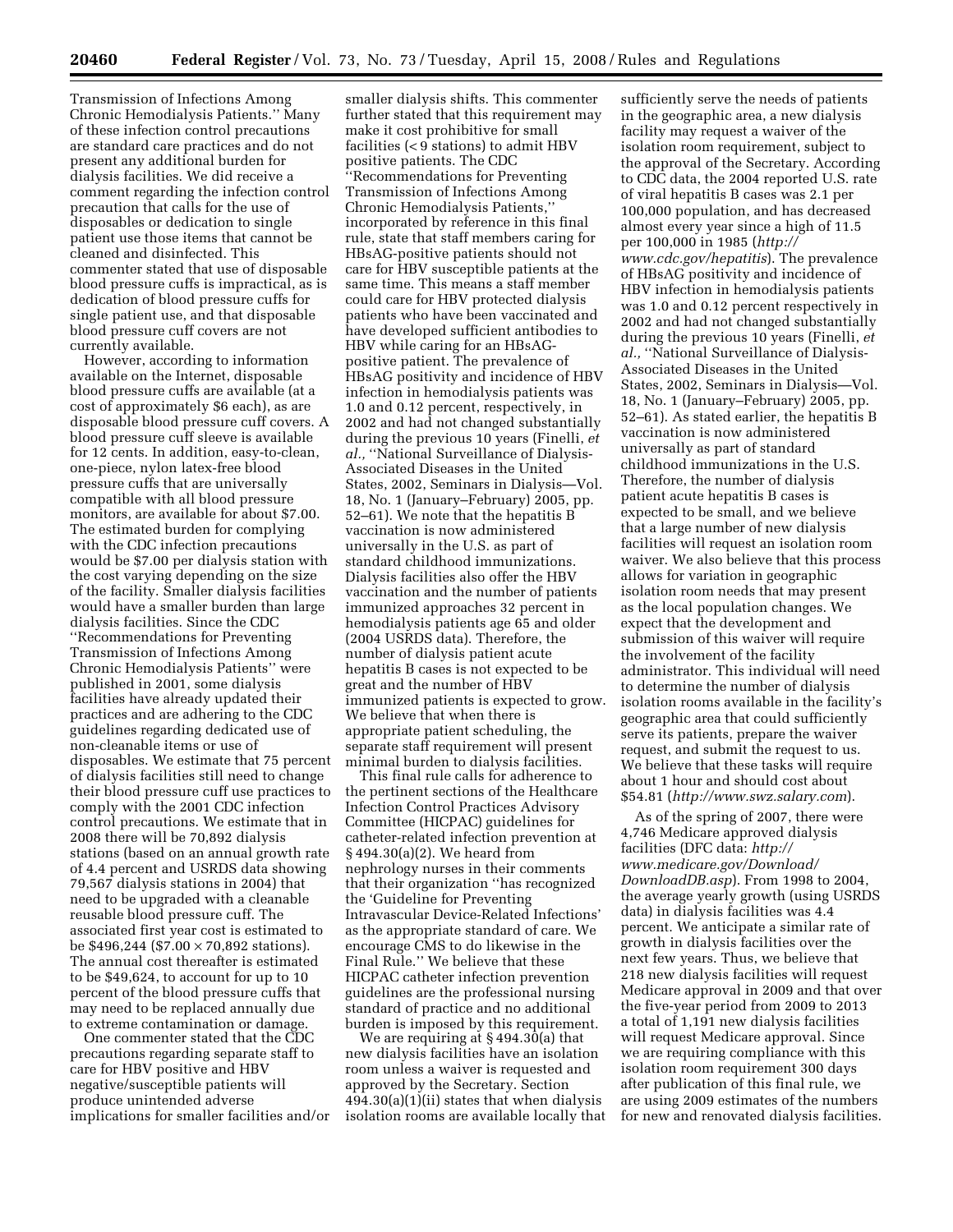Transmission of Infections Among Chronic Hemodialysis Patients.'' Many of these infection control precautions are standard care practices and do not present any additional burden for dialysis facilities. We did receive a comment regarding the infection control precaution that calls for the use of disposables or dedication to single patient use those items that cannot be cleaned and disinfected. This commenter stated that use of disposable blood pressure cuffs is impractical, as is dedication of blood pressure cuffs for single patient use, and that disposable blood pressure cuff covers are not currently available.

However, according to information available on the Internet, disposable blood pressure cuffs are available (at a cost of approximately $6 each), as are disposable blood pressure cuff covers. A blood pressure cuff sleeve is available for 12 cents. In addition, easy-to-clean, one-piece, nylon latex-free blood pressure cuffs that are universally compatible with all blood pressure monitors, are available for about $7.00. The estimated burden for complying with the CDC infection precautions would be $7.00 per dialysis station with the cost varying depending on the size of the facility. Smaller dialysis facilities would have a smaller burden than large dialysis facilities. Since the CDC ''Recommendations for Preventing Transmission of Infections Among Chronic Hemodialysis Patients'' were published in 2001, some dialysis facilities have already updated their practices and are adhering to the CDC guidelines regarding dedicated use of non-cleanable items or use of disposables. We estimate that 75 percent of dialysis facilities still need to change their blood pressure cuff use practices to comply with the 2001 CDC infection control precautions. We estimate that in 2008 there will be 70,892 dialysis stations (based on an annual growth rate of 4.4 percent and USRDS data showing 79,567 dialysis stations in 2004) that need to be upgraded with a cleanable reusable blood pressure cuff. The associated first year cost is estimated to be $496,244 ($7.00 × 70,892 stations). The annual cost thereafter is estimated to be $49,624, to account for up to 10 percent of the blood pressure cuffs that may need to be replaced annually due to extreme contamination or damage.

One commenter stated that the CDC precautions regarding separate staff to care for HBV positive and HBV negative/susceptible patients will produce unintended adverse implications for smaller facilities and/or smaller dialysis shifts. This commenter further stated that this requirement may make it cost prohibitive for small facilities (< 9 stations) to admit HBV positive patients. The CDC ''Recommendations for Preventing Transmission of Infections Among Chronic Hemodialysis Patients,'' incorporated by reference in this final rule, state that staff members caring for HBsAG-positive patients should not care for HBV susceptible patients at the same time. This means a staff member could care for HBV protected dialysis patients who have been vaccinated and have developed sufficient antibodies to HBV while caring for an HBsAG-positive patient. The prevalence of HBsAG positivity and incidence of HBV infection in hemodialysis patients was 1.0 and 0.12 percent, respectively, in 2002 and had not changed substantially during the previous 10 years (Finelli, *et al.,* ''National Surveillance of Dialysis-Associated Diseases in the United States, 2002, Seminars in Dialysis—Vol. 18, No. 1 (January–February) 2005, pp. 52–61). We note that the hepatitis B vaccination is now administered universally in the U.S. as part of standard childhood immunizations. Dialysis facilities also offer the HBV vaccination and the number of patients immunized approaches 32 percent in hemodialysis patients age 65 and older (2004 USRDS data). Therefore, the number of dialysis patient acute hepatitis B cases is not expected to be great and the number of HBV immunized patients is expected to grow. We believe that when there is appropriate patient scheduling, the separate staff requirement will present minimal burden to dialysis facilities.

This final rule calls for adherence to the pertinent sections of the Healthcare Infection Control Practices Advisory Committee (HICPAC) guidelines for catheter-related infection prevention at § 494.30(a)(2). We heard from nephrology nurses in their comments that their organization ''has recognized the 'Guideline for Preventing Intravascular Device-Related Infections' as the appropriate standard of care. We encourage CMS to do likewise in the Final Rule.'' We believe that these HICPAC catheter infection prevention guidelines are the professional nursing standard of practice and no additional burden is imposed by this requirement.

We are requiring at § 494.30(a) that new dialysis facilities have an isolation room unless a waiver is requested and approved by the Secretary. Section 494.30(a)(1)(ii) states that when dialysis isolation rooms are available locally that sufficiently serve the needs of patients in the geographic area, a new dialysis facility may request a waiver of the isolation room requirement, subject to the approval of the Secretary. According to CDC data, the 2004 reported U.S. rate of viral hepatitis B cases was 2.1 per 100,000 population, and has decreased almost every year since a high of 11.5 per 100,000 in 1985 (*http://www.cdc.gov/hepatitis*). The prevalence of HBsAG positivity and incidence of HBV infection in hemodialysis patients was 1.0 and 0.12 percent respectively in 2002 and had not changed substantially during the previous 10 years (Finelli, *et al.,* ''National Surveillance of Dialysis-Associated Diseases in the United States, 2002, Seminars in Dialysis—Vol. 18, No. 1 (January–February) 2005, pp. 52–61). As stated earlier, the hepatitis B vaccination is now administered universally as part of standard childhood immunizations in the U.S. Therefore, the number of dialysis patient acute hepatitis B cases is expected to be small, and we believe that a large number of new dialysis facilities will request an isolation room waiver. We also believe that this process allows for variation in geographic isolation room needs that may present as the local population changes. We expect that the development and submission of this waiver will require the involvement of the facility administrator. This individual will need to determine the number of dialysis isolation rooms available in the facility's geographic area that could sufficiently serve its patients, prepare the waiver request, and submit the request to us. We believe that these tasks will require about 1 hour and should cost about $54.81 (*http://www.swz.salary.com*).

As of the spring of 2007, there were 4,746 Medicare approved dialysis facilities (DFC data: *http://www.medicare.gov/Download/DownloadDB.asp*). From 1998 to 2004, the average yearly growth (using USRDS data) in dialysis facilities was 4.4 percent. We anticipate a similar rate of growth in dialysis facilities over the next few years. Thus, we believe that 218 new dialysis facilities will request Medicare approval in 2009 and that over the five-year period from 2009 to 2013 a total of 1,191 new dialysis facilities will request Medicare approval. Since we are requiring compliance with this isolation room requirement 300 days after publication of this final rule, we are using 2009 estimates of the numbers for new and renovated dialysis facilities.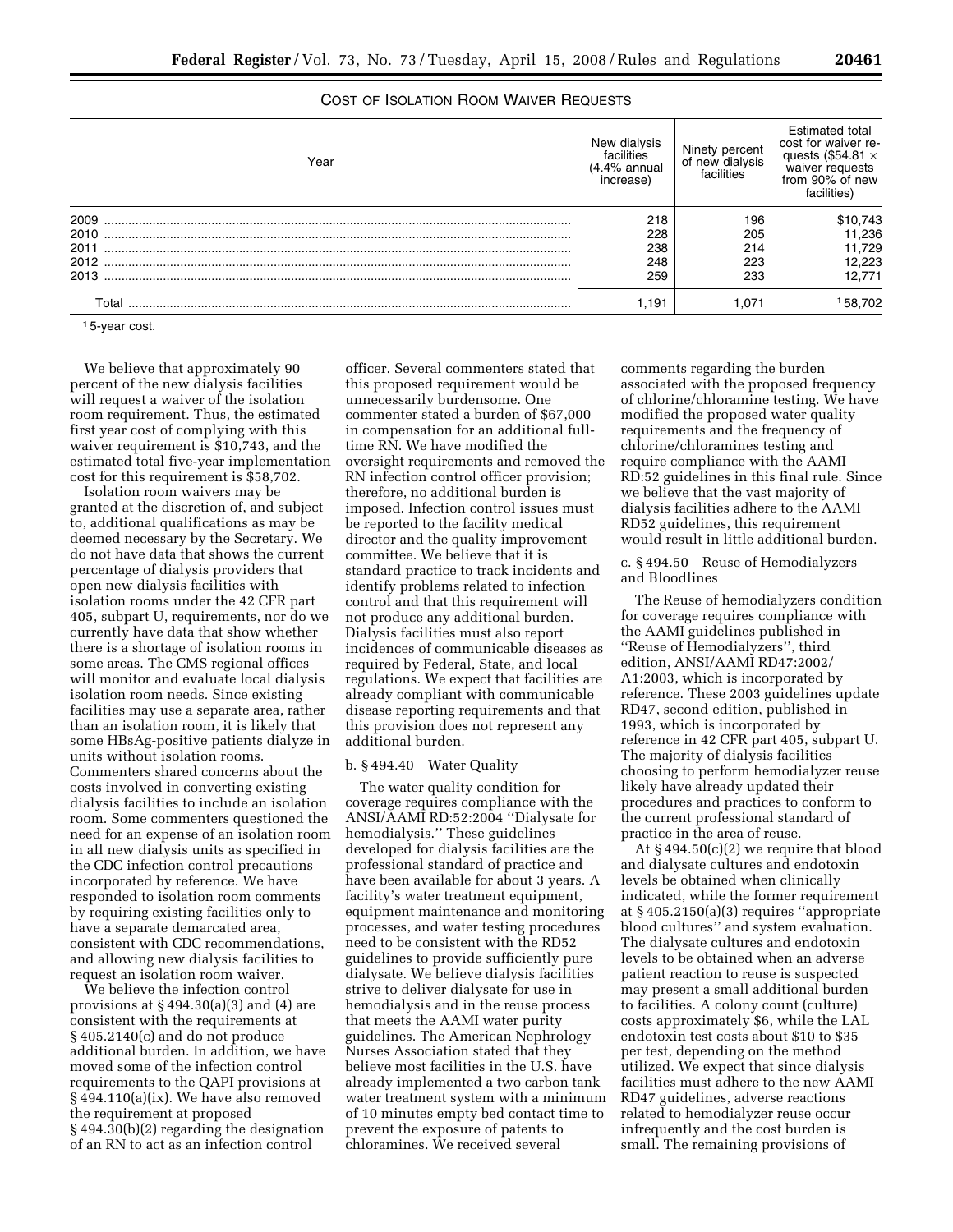COST OF ISOLATION ROOM WAIVER REQUESTS

| Year | New dialysis facilities (4.4% annual increase) | Ninety percent of new dialysis facilities | Estimated total cost for waiver requests ($54.81 × waiver requests from 90% of new facilities) |
|---|---|---|---|
| 2009 | 218 | 196 | $10,743 |
| 2010 | 228 | 205 | 11,236 |
| 2011 | 238 | 214 | 11,729 |
| 2012 | 248 | 223 | 12,223 |
| 2013 | 259 | 233 | 12,771 |
| Total | 1,191 | 1,071 | [1] 58,702 |

[1] 5-year cost.

We believe that approximately 90 percent of the new dialysis facilities will request a waiver of the isolation room requirement. Thus, the estimated first year cost of complying with this waiver requirement is $10,743, and the estimated total five-year implementation cost for this requirement is $58,702.

Isolation room waivers may be granted at the discretion of, and subject to, additional qualifications as may be deemed necessary by the Secretary. We do not have data that shows the current percentage of dialysis providers that open new dialysis facilities with isolation rooms under the 42 CFR part 405, subpart U, requirements, nor do we currently have data that show whether there is a shortage of isolation rooms in some areas. The CMS regional offices will monitor and evaluate local dialysis isolation room needs. Since existing facilities may use a separate area, rather than an isolation room, it is likely that some HBsAg-positive patients dialyze in units without isolation rooms. Commenters shared concerns about the costs involved in converting existing dialysis facilities to include an isolation room. Some commenters questioned the need for an expense of an isolation room in all new dialysis units as specified in the CDC infection control precautions incorporated by reference. We have responded to isolation room comments by requiring existing facilities only to have a separate demarcated area, consistent with CDC recommendations, and allowing new dialysis facilities to request an isolation room waiver.

We believe the infection control provisions at § 494.30(a)(3) and (4) are consistent with the requirements at § 405.2140(c) and do not produce additional burden. In addition, we have moved some of the infection control requirements to the QAPI provisions at § 494.110(a)(ix). We have also removed the requirement at proposed § 494.30(b)(2) regarding the designation of an RN to act as an infection control officer. Several commenters stated that this proposed requirement would be unnecessarily burdensome. One commenter stated a burden of $67,000 in compensation for an additional full-time RN. We have modified the oversight requirements and removed the RN infection control officer provision; therefore, no additional burden is imposed. Infection control issues must be reported to the facility medical director and the quality improvement committee. We believe that it is standard practice to track incidents and identify problems related to infection control and that this requirement will not produce any additional burden. Dialysis facilities must also report incidences of communicable diseases as required by Federal, State, and local regulations. We expect that facilities are already compliant with communicable disease reporting requirements and that this provision does not represent any additional burden.

b. § 494.40 Water Quality

The water quality condition for coverage requires compliance with the ANSI/AAMI RD:52:2004 ''Dialysate for hemodialysis.'' These guidelines developed for dialysis facilities are the professional standard of practice and have been available for about 3 years. A facility's water treatment equipment, equipment maintenance and monitoring processes, and water testing procedures need to be consistent with the RD52 guidelines to provide sufficiently pure dialysate. We believe dialysis facilities strive to deliver dialysate for use in hemodialysis and in the reuse process that meets the AAMI water purity guidelines. The American Nephrology Nurses Association stated that they believe most facilities in the U.S. have already implemented a two carbon tank water treatment system with a minimum of 10 minutes empty bed contact time to prevent the exposure of patients to chloramines. We received several comments regarding the burden associated with the proposed frequency of chlorine/chloramine testing. We have modified the proposed water quality requirements and the frequency of chlorine/chloramines testing and require compliance with the AAMI RD:52 guidelines in this final rule. Since we believe that the vast majority of dialysis facilities adhere to the AAMI RD52 guidelines, this requirement would result in little additional burden.

c. § 494.50 Reuse of Hemodialyzers and Bloodlines

The Reuse of hemodialyzers condition for coverage requires compliance with the AAMI guidelines published in ''Reuse of Hemodialyzers'', third edition, ANSI/AAMI RD47:2002/A1:2003, which is incorporated by reference. These 2003 guidelines update RD47, second edition, published in 1993, which is incorporated by reference in 42 CFR part 405, subpart U. The majority of dialysis facilities choosing to perform hemodialyzer reuse likely have already updated their procedures and practices to conform to the current professional standard of practice in the area of reuse.

At § 494.50(c)(2) we require that blood and dialysate cultures and endotoxin levels be obtained when clinically indicated, while the former requirement at § 405.2150(a)(3) requires ''appropriate blood cultures'' and system evaluation. The dialysate cultures and endotoxin levels to be obtained when an adverse patient reaction to reuse is suspected may present a small additional burden to facilities. A colony count (culture) costs approximately $6, while the LAL endotoxin test costs about $10 to $35 per test, depending on the method utilized. We expect that since dialysis facilities must adhere to the new AAMI RD47 guidelines, adverse reactions related to hemodialyzer reuse occur infrequently and the cost burden is small. The remaining provisions of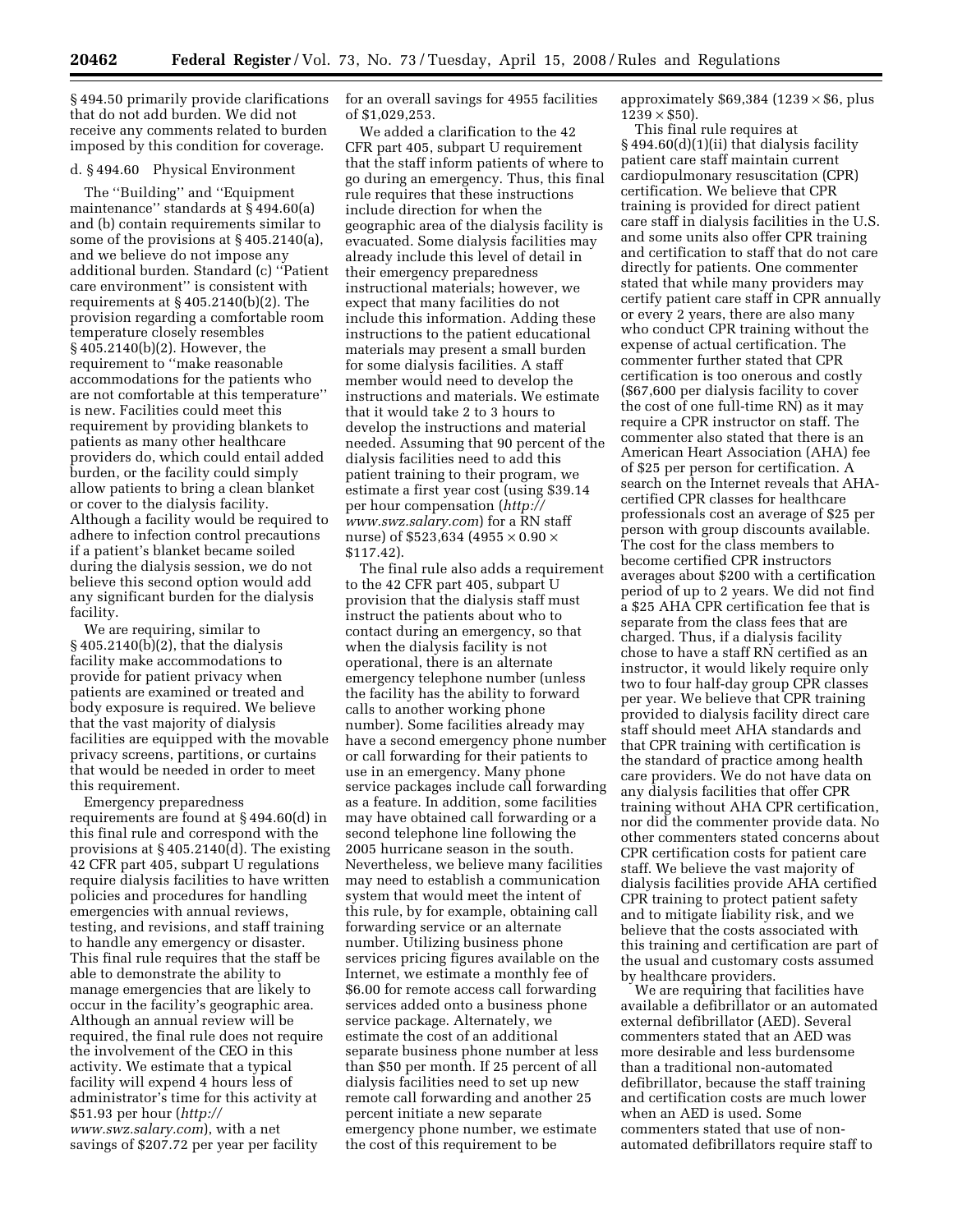§ 494.50 primarily provide clarifications that do not add burden. We did not receive any comments related to burden imposed by this condition for coverage.

d. § 494.60 Physical Environment

The ''Building'' and ''Equipment maintenance'' standards at § 494.60(a) and (b) contain requirements similar to some of the provisions at § 405.2140(a), and we believe do not impose any additional burden. Standard (c) ''Patient care environment'' is consistent with requirements at § 405.2140(b)(2). The provision regarding a comfortable room temperature closely resembles § 405.2140(b)(2). However, the requirement to ''make reasonable accommodations for the patients who are not comfortable at this temperature'' is new. Facilities could meet this requirement by providing blankets to patients as many other healthcare providers do, which could entail added burden, or the facility could simply allow patients to bring a clean blanket or cover to the dialysis facility. Although a facility would be required to adhere to infection control precautions if a patient's blanket became soiled during the dialysis session, we do not believe this second option would add any significant burden for the dialysis facility.

We are requiring, similar to § 405.2140(b)(2), that the dialysis facility make accommodations to provide for patient privacy when patients are examined or treated and body exposure is required. We believe that the vast majority of dialysis facilities are equipped with the movable privacy screens, partitions, or curtains that would be needed in order to meet this requirement.

Emergency preparedness requirements are found at § 494.60(d) in this final rule and correspond with the provisions at § 405.2140(d). The existing 42 CFR part 405, subpart U regulations require dialysis facilities to have written policies and procedures for handling emergencies with annual reviews, testing, and revisions, and staff training to handle any emergency or disaster. This final rule requires that the staff be able to demonstrate the ability to manage emergencies that are likely to occur in the facility's geographic area. Although an annual review will be required, the final rule does not require the involvement of the CEO in this activity. We estimate that a typical facility will expend 4 hours less of administrator's time for this activity at $51.93 per hour (*http://www.swz.salary.com*), with a net savings of $207.72 per year per facility for an overall savings for 4955 facilities of $1,029,253.

We added a clarification to the 42 CFR part 405, subpart U requirement that the staff inform patients of where to go during an emergency. Thus, this final rule requires that these instructions include direction for when the geographic area of the dialysis facility is evacuated. Some dialysis facilities may already include this level of detail in their emergency preparedness instructional materials; however, we expect that many facilities do not include this information. Adding these instructions to the patient educational materials may present a small burden for some dialysis facilities. A staff member would need to develop the instructions and materials. We estimate that it would take 2 to 3 hours to develop the instructions and material needed. Assuming that 90 percent of the dialysis facilities need to add this patient training to their program, we estimate a first year cost (using $39.14 per hour compensation (*http://www.swz.salary.com*) for a RN staff nurse) of $523,634 (4955 × 0.90 × $117.42).

The final rule also adds a requirement to the 42 CFR part 405, subpart U provision that the dialysis staff must instruct the patients about who to contact during an emergency, so that when the dialysis facility is not operational, there is an alternate emergency telephone number (unless the facility has the ability to forward calls to another working phone number). Some facilities already may have a second emergency phone number or call forwarding for their patients to use in an emergency. Many phone service packages include call forwarding as a feature. In addition, some facilities may have obtained call forwarding or a second telephone line following the 2005 hurricane season in the south. Nevertheless, we believe many facilities may need to establish a communication system that would meet the intent of this rule, by for example, obtaining call forwarding service or an alternate number. Utilizing business phone services pricing figures available on the Internet, we estimate a monthly fee of $6.00 for remote access call forwarding services added onto a business phone service package. Alternately, we estimate the cost of an additional separate business phone number at less than $50 per month. If 25 percent of all dialysis facilities need to set up new remote call forwarding and another 25 percent initiate a new separate emergency phone number, we estimate the cost of this requirement to be approximately $69,384 (1239 × $6, plus 1239 × $50).

This final rule requires at § 494.60(d)(1)(ii) that dialysis facility patient care staff maintain current cardiopulmonary resuscitation (CPR) certification. We believe that CPR training is provided for direct patient care staff in dialysis facilities in the U.S. and some units also offer CPR training and certification to staff that do not care directly for patients. One commenter stated that while many providers may certify patient care staff in CPR annually or every 2 years, there are also many who conduct CPR training without the expense of actual certification. The commenter further stated that CPR certification is too onerous and costly ($67,600 per dialysis facility to cover the cost of one full-time RN) as it may require a CPR instructor on staff. The commenter also stated that there is an American Heart Association (AHA) fee of $25 per person for certification. A search on the Internet reveals that AHA-certified CPR classes for healthcare professionals cost an average of $25 per person with group discounts available. The cost for the class members to become certified CPR instructors averages about $200 with a certification period of up to 2 years. We did not find a $25 AHA CPR certification fee that is separate from the class fees that are charged. Thus, if a dialysis facility chose to have a staff RN certified as an instructor, it would likely require only two to four half-day group CPR classes per year. We believe that CPR training provided to dialysis facility direct care staff should meet AHA standards and that CPR training with certification is the standard of practice among health care providers. We do not have data on any dialysis facilities that offer CPR training without AHA CPR certification, nor did the commenter provide data. No other commenters stated concerns about CPR certification costs for patient care staff. We believe the vast majority of dialysis facilities provide AHA certified CPR training to protect patient safety and to mitigate liability risk, and we believe that the costs associated with this training and certification are part of the usual and customary costs assumed by healthcare providers.

We are requiring that facilities have available a defibrillator or an automated external defibrillator (AED). Several commenters stated that an AED was more desirable and less burdensome than a traditional non-automated defibrillator, because the staff training and certification costs are much lower when an AED is used. Some commenters stated that use of non-automated defibrillators require staff to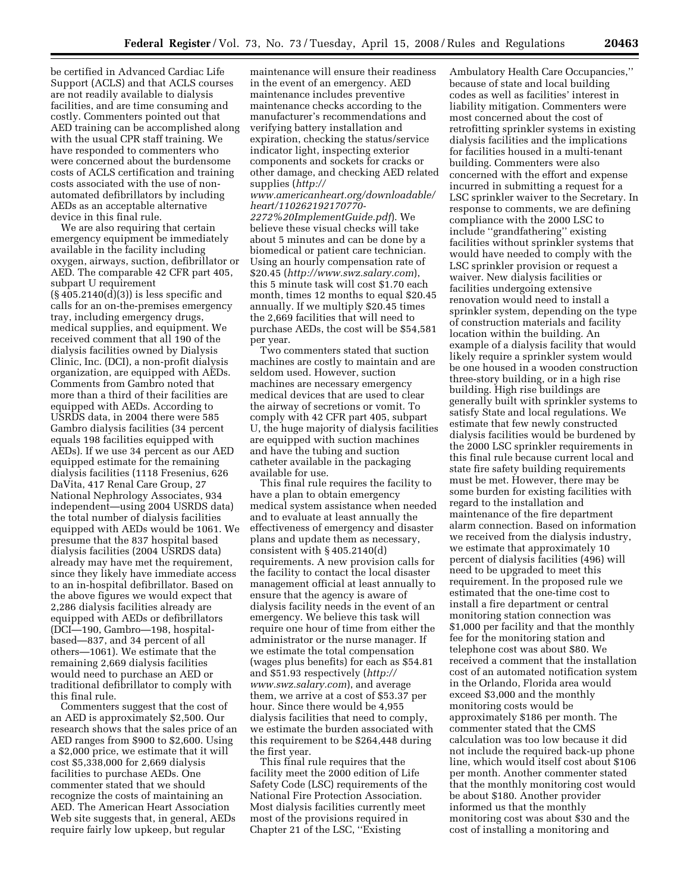be certified in Advanced Cardiac Life Support (ACLS) and that ACLS courses are not readily available to dialysis facilities, and are time consuming and costly. Commenters pointed out that AED training can be accomplished along with the usual CPR staff training. We have responded to commenters who were concerned about the burdensome costs of ACLS certification and training costs associated with the use of non-automated defibrillators by including AEDs as an acceptable alternative device in this final rule.

We are also requiring that certain emergency equipment be immediately available in the facility including oxygen, airways, suction, defibrillator or AED. The comparable 42 CFR part 405, subpart U requirement (§ 405.2140(d)(3)) is less specific and calls for an on-the-premises emergency tray, including emergency drugs, medical supplies, and equipment. We received comment that all 190 of the dialysis facilities owned by Dialysis Clinic, Inc. (DCI), a non-profit dialysis organization, are equipped with AEDs. Comments from Gambro noted that more than a third of their facilities are equipped with AEDs. According to USRDS data, in 2004 there were 585 Gambro dialysis facilities (34 percent equals 198 facilities equipped with AEDs). If we use 34 percent as our AED equipped estimate for the remaining dialysis facilities (1118 Fresenius, 626 DaVita, 417 Renal Care Group, 27 National Nephrology Associates, 934 independent—using 2004 USRDS data) the total number of dialysis facilities equipped with AEDs would be 1061. We presume that the 837 hospital based dialysis facilities (2004 USRDS data) already may have met the requirement, since they likely have immediate access to an in-hospital defibrillator. Based on the above figures we would expect that 2,286 dialysis facilities already are equipped with AEDs or defibrillators (DCI—190, Gambro—198, hospital-based—837, and 34 percent of all others—1061). We estimate that the remaining 2,669 dialysis facilities would need to purchase an AED or traditional defibrillator to comply with this final rule.

Commenters suggest that the cost of an AED is approximately $2,500. Our research shows that the sales price of an AED ranges from $900 to $2,600. Using a $2,000 price, we estimate that it will cost $5,338,000 for 2,669 dialysis facilities to purchase AEDs. One commenter stated that we should recognize the costs of maintaining an AED. The American Heart Association Web site suggests that, in general, AEDs require fairly low upkeep, but regular maintenance will ensure their readiness in the event of an emergency. AED maintenance includes preventive maintenance checks according to the manufacturer's recommendations and verifying battery installation and expiration, checking the status/service indicator light, inspecting exterior components and sockets for cracks or other damage, and checking AED related supplies (*http://www.americanheart.org/downloadable/heart/110262192170770-2272%20ImplementGuide.pdf*). We believe these visual checks will take about 5 minutes and can be done by a biomedical or patient care technician. Using an hourly compensation rate of $20.45 (*http://www.swz.salary.com*), this 5 minute task will cost $1.70 each month, times 12 months to equal $20.45 annually. If we multiply $20.45 times the 2,669 facilities that will need to purchase AEDs, the cost will be $54,581 per year.

Two commenters stated that suction machines are costly to maintain and are seldom used. However, suction machines are necessary emergency medical devices that are used to clear the airway of secretions or vomit. To comply with 42 CFR part 405, subpart U, the huge majority of dialysis facilities are equipped with suction machines and have the tubing and suction catheter available in the packaging available for use.

This final rule requires the facility to have a plan to obtain emergency medical system assistance when needed and to evaluate at least annually the effectiveness of emergency and disaster plans and update them as necessary, consistent with § 405.2140(d) requirements. A new provision calls for the facility to contact the local disaster management official at least annually to ensure that the agency is aware of dialysis facility needs in the event of an emergency. We believe this task will require one hour of time from either the administrator or the nurse manager. If we estimate the total compensation (wages plus benefits) for each as $54.81 and $51.93 respectively (*http://www.swz.salary.com*), and average them, we arrive at a cost of $53.37 per hour. Since there would be 4,955 dialysis facilities that need to comply, we estimate the burden associated with this requirement to be $264,448 during the first year.

This final rule requires that the facility meet the 2000 edition of Life Safety Code (LSC) requirements of the National Fire Protection Association. Most dialysis facilities currently meet most of the provisions required in Chapter 21 of the LSC, ''Existing Ambulatory Health Care Occupancies,'' because of state and local building codes as well as facilities' interest in liability mitigation. Commenters were most concerned about the cost of retrofitting sprinkler systems in existing dialysis facilities and the implications for facilities housed in a multi-tenant building. Commenters were also concerned with the effort and expense incurred in submitting a request for a LSC sprinkler waiver to the Secretary. In response to comments, we are defining compliance with the 2000 LSC to include ''grandfathering'' existing facilities without sprinkler systems that would have needed to comply with the LSC sprinkler provision or request a waiver. New dialysis facilities or facilities undergoing extensive renovation would need to install a sprinkler system, depending on the type of construction materials and facility location within the building. An example of a dialysis facility that would likely require a sprinkler system would be one housed in a wooden construction three-story building, or in a high rise building. High rise buildings are generally built with sprinkler systems to satisfy State and local regulations. We estimate that few newly constructed dialysis facilities would be burdened by the 2000 LSC sprinkler requirements in this final rule because current local and state fire safety building requirements must be met. However, there may be some burden for existing facilities with regard to the installation and maintenance of the fire department alarm connection. Based on information we received from the dialysis industry, we estimate that approximately 10 percent of dialysis facilities (496) will need to be upgraded to meet this requirement. In the proposed rule we estimated that the one-time cost to install a fire department or central monitoring station connection was $1,000 per facility and that the monthly fee for the monitoring station and telephone cost was about $80. We received a comment that the installation cost of an automated notification system in the Orlando, Florida area would exceed $3,000 and the monthly monitoring costs would be approximately $186 per month. The commenter stated that the CMS calculation was too low because it did not include the required back-up phone line, which would itself cost about $106 per month. Another commenter stated that the monthly monitoring cost would be about $180. Another provider informed us that the monthly monitoring cost was about $30 and the cost of installing a monitoring and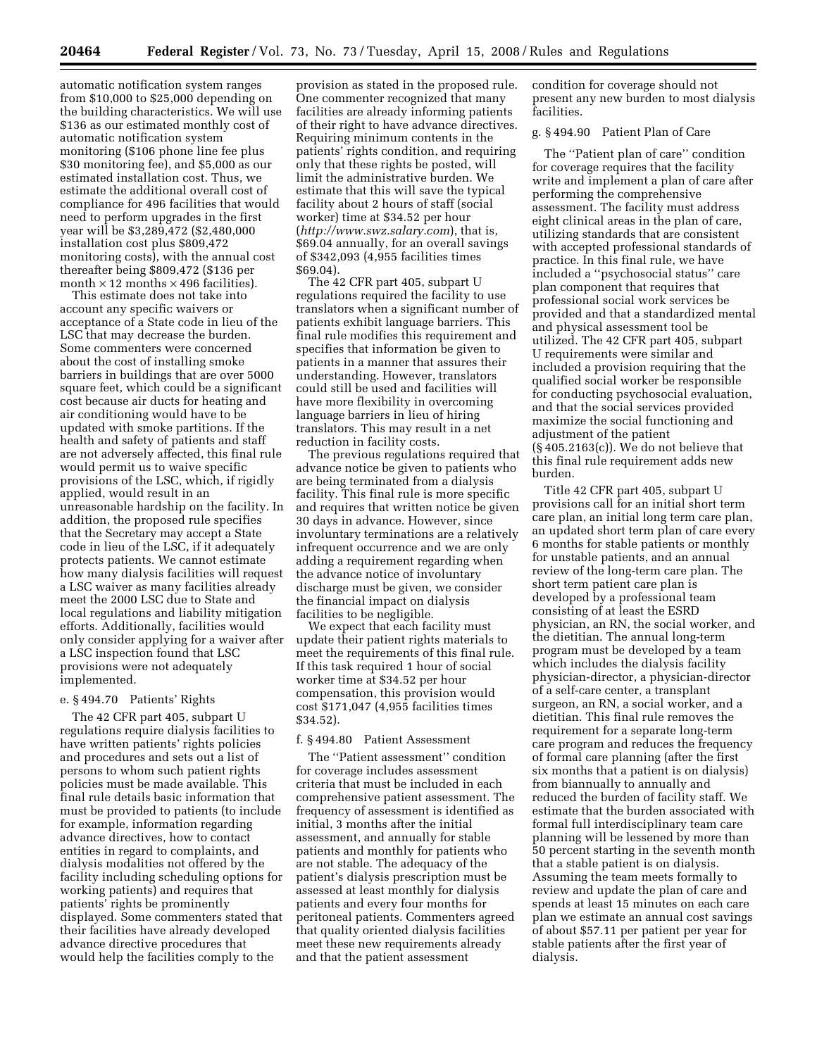automatic notification system ranges from $10,000 to $25,000 depending on the building characteristics. We will use $136 as our estimated monthly cost of automatic notification system monitoring ($106 phone line fee plus $30 monitoring fee), and $5,000 as our estimated installation cost. Thus, we estimate the additional overall cost of compliance for 496 facilities that would need to perform upgrades in the first year will be $3,289,472 ($2,480,000 installation cost plus $809,472 monitoring costs), with the annual cost thereafter being $809,472 ($136 per month × 12 months × 496 facilities).

This estimate does not take into account any specific waivers or acceptance of a State code in lieu of the LSC that may decrease the burden. Some commenters were concerned about the cost of installing smoke barriers in buildings that are over 5000 square feet, which could be a significant cost because air ducts for heating and air conditioning would have to be updated with smoke partitions. If the health and safety of patients and staff are not adversely affected, this final rule would permit us to waive specific provisions of the LSC, which, if rigidly applied, would result in an unreasonable hardship on the facility. In addition, the proposed rule specifies that the Secretary may accept a State code in lieu of the LSC, if it adequately protects patients. We cannot estimate how many dialysis facilities will request a LSC waiver as many facilities already meet the 2000 LSC due to State and local regulations and liability mitigation efforts. Additionally, facilities would only consider applying for a waiver after a LSC inspection found that LSC provisions were not adequately implemented.

e. § 494.70 Patients' Rights

The 42 CFR part 405, subpart U regulations require dialysis facilities to have written patients' rights policies and procedures and sets out a list of persons to whom such patient rights policies must be made available. This final rule details basic information that must be provided to patients (to include for example, information regarding advance directives, how to contact entities in regard to complaints, and dialysis modalities not offered by the facility including scheduling options for working patients) and requires that patients' rights be prominently displayed. Some commenters stated that their facilities have already developed advance directive procedures that would help the facilities comply to the provision as stated in the proposed rule. One commenter recognized that many facilities are already informing patients of their right to have advance directives. Requiring minimum contents in the patients' rights condition, and requiring only that these rights be posted, will limit the administrative burden. We estimate that this will save the typical facility about 2 hours of staff (social worker) time at $34.52 per hour (*http://www.swz.salary.com*), that is, $69.04 annually, for an overall savings of $342,093 (4,955 facilities times $69.04).

The 42 CFR part 405, subpart U regulations required the facility to use translators when a significant number of patients exhibit language barriers. This final rule modifies this requirement and specifies that information be given to patients in a manner that assures their understanding. However, translators could still be used and facilities will have more flexibility in overcoming language barriers in lieu of hiring translators. This may result in a net reduction in facility costs.

The previous regulations required that advance notice be given to patients who are being terminated from a dialysis facility. This final rule is more specific and requires that written notice be given 30 days in advance. However, since involuntary terminations are a relatively infrequent occurrence and we are only adding a requirement regarding when the advance notice of involuntary discharge must be given, we consider the financial impact on dialysis facilities to be negligible.

We expect that each facility must update their patient rights materials to meet the requirements of this final rule. If this task required 1 hour of social worker time at $34.52 per hour compensation, this provision would cost $171,047 (4,955 facilities times $34.52).

f. § 494.80 Patient Assessment

The "Patient assessment" condition for coverage includes assessment criteria that must be included in each comprehensive patient assessment. The frequency of assessment is identified as initial, 3 months after the initial assessment, and annually for stable patients and monthly for patients who are not stable. The adequacy of the patient's dialysis prescription must be assessed at least monthly for dialysis patients and every four months for peritoneal patients. Commenters agreed that quality oriented dialysis facilities meet these new requirements already and that the patient assessment condition for coverage should not present any new burden to most dialysis facilities.

g. § 494.90 Patient Plan of Care

The "Patient plan of care" condition for coverage requires that the facility write and implement a plan of care after performing the comprehensive assessment. The facility must address eight clinical areas in the plan of care, utilizing standards that are consistent with accepted professional standards of practice. In this final rule, we have included a "psychosocial status" care plan component that requires that professional social work services be provided and that a standardized mental and physical assessment tool be utilized. The 42 CFR part 405, subpart U requirements were similar and included a provision requiring that the qualified social worker be responsible for conducting psychosocial evaluation, and that the social services provided maximize the social functioning and adjustment of the patient (§ 405.2163(c)). We do not believe that this final rule requirement adds new burden.

Title 42 CFR part 405, subpart U provisions call for an initial short term care plan, an initial long term care plan, an updated short term plan of care every 6 months for stable patients or monthly for unstable patients, and an annual review of the long-term care plan. The short term patient care plan is developed by a professional team consisting of at least the ESRD physician, an RN, the social worker, and the dietitian. The annual long-term program must be developed by a team which includes the dialysis facility physician-director, a physician-director of a self-care center, a transplant surgeon, an RN, a social worker, and a dietitian. This final rule removes the requirement for a separate long-term care program and reduces the frequency of formal care planning (after the first six months that a patient is on dialysis) from biannually to annually and reduced the burden of facility staff. We estimate that the burden associated with formal full interdisciplinary team care planning will be lessened by more than 50 percent starting in the seventh month that a stable patient is on dialysis. Assuming the team meets formally to review and update the plan of care and spends at least 15 minutes on each care plan we estimate an annual cost savings of about $57.11 per patient per year for stable patients after the first year of dialysis.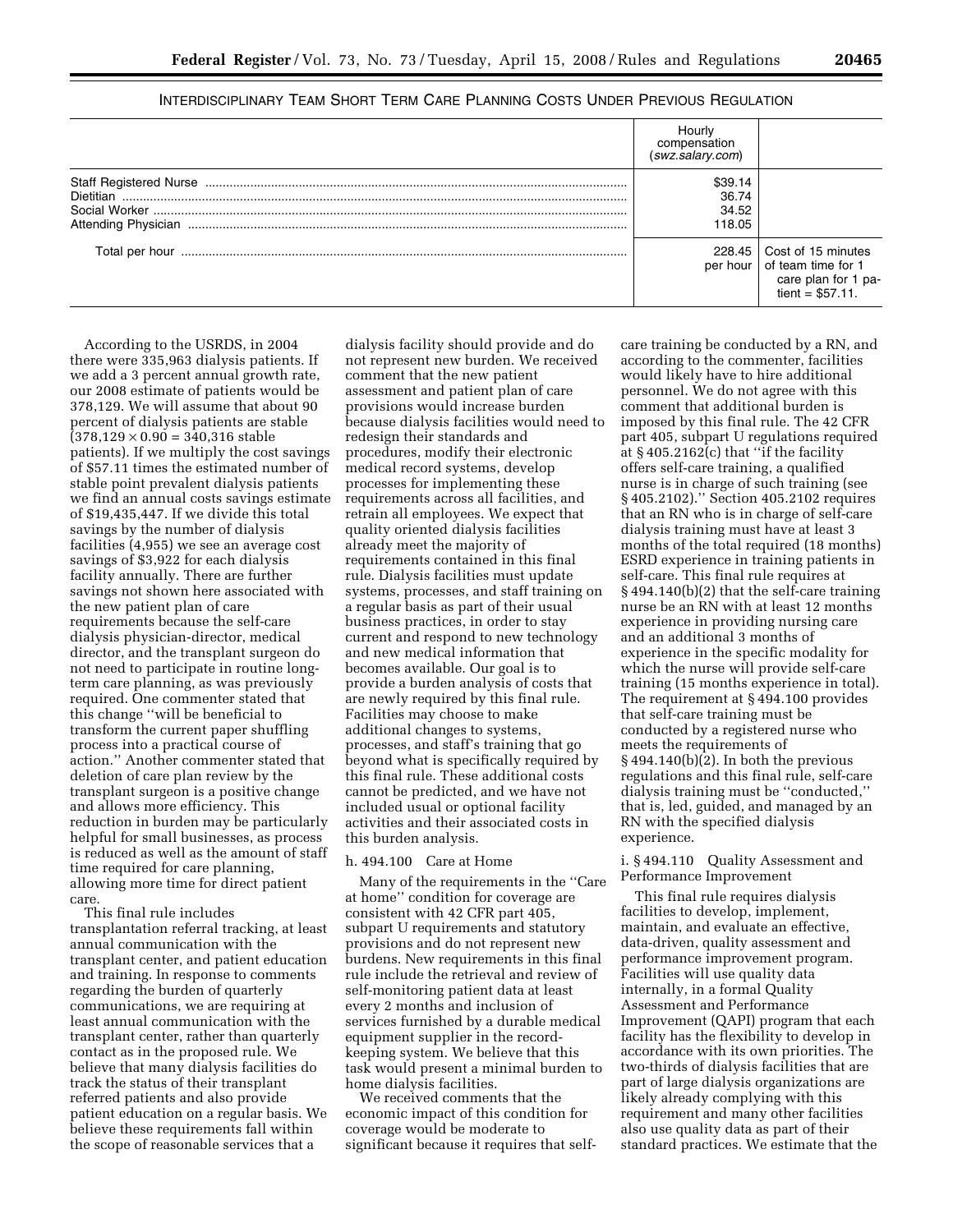INTERDISCIPLINARY TEAM SHORT TERM CARE PLANNING COSTS UNDER PREVIOUS REGULATION

| | Hourly compensation (*swz.salary.com*) | |
|---|---|---|
| Staff Registered Nurse | $39.14 | |
| Dietitian | 36.74 | |
| Social Worker | 34.52 | |
| Attending Physician | 118.05 | |
| Total per hour | 228.45 per hour | Cost of 15 minutes of team time for 1 care plan for 1 patient = $57.11. |

According to the USRDS, in 2004 there were 335,963 dialysis patients. If we add a 3 percent annual growth rate, our 2008 estimate of patients would be 378,129. We will assume that about 90 percent of dialysis patients are stable ($378{,}129 \times 0.90 = 340{,}316$ stable patients). If we multiply the cost savings of $57.11 times the estimated number of stable point prevalent dialysis patients we find an annual costs savings estimate of $19,435,447. If we divide this total savings by the number of dialysis facilities (4,955) we see an average cost savings of $3,922 for each dialysis facility annually. There are further savings not shown here associated with the new patient plan of care requirements because the self-care dialysis physician-director, medical director, and the transplant surgeon do not need to participate in routine long-term care planning, as was previously required. One commenter stated that this change "will be beneficial to transform the current paper shuffling process into a practical course of action." Another commenter stated that deletion of care plan review by the transplant surgeon is a positive change and allows more efficiency. This reduction in burden may be particularly helpful for small businesses, as process is reduced as well as the amount of staff time required for care planning, allowing more time for direct patient care.

This final rule includes transplantation referral tracking, at least annual communication with the transplant center, and patient education and training. In response to comments regarding the burden of quarterly communications, we are requiring at least annual communication with the transplant center, rather than quarterly contact as in the proposed rule. We believe that many dialysis facilities do track the status of their transplant referred patients and also provide patient education on a regular basis. We believe these requirements fall within the scope of reasonable services that a dialysis facility should provide and do not represent new burden. We received comment that the new patient assessment and patient plan of care provisions would increase burden because dialysis facilities would need to redesign their standards and procedures, modify their electronic medical record systems, develop processes for implementing these requirements across all facilities, and retrain all employees. We expect that quality oriented dialysis facilities already meet the majority of requirements contained in this final rule. Dialysis facilities must update systems, processes, and staff training on a regular basis as part of their usual business practices, in order to stay current and respond to new technology and new medical information that becomes available. Our goal is to provide a burden analysis of costs that are newly required by this final rule. Facilities may choose to make additional changes to systems, processes, and staff's training that go beyond what is specifically required by this final rule. These additional costs cannot be predicted, and we have not included usual or optional facility activities and their associated costs in this burden analysis.

h. 494.100 Care at Home

Many of the requirements in the "Care at home" condition for coverage are consistent with 42 CFR part 405, subpart U requirements and statutory provisions and do not represent new burdens. New requirements in this final rule include the retrieval and review of self-monitoring patient data at least every 2 months and inclusion of services furnished by a durable medical equipment supplier in the record-keeping system. We believe that this task would present a minimal burden to home dialysis facilities.

We received comments that the economic impact of this condition for coverage would be moderate to significant because it requires that self-care training be conducted by a RN, and according to the commenter, facilities would likely have to hire additional personnel. We do not agree with this comment that additional burden is imposed by this final rule. The 42 CFR part 405, subpart U regulations required at § 405.2162(c) that "if the facility offers self-care training, a qualified nurse is in charge of such training (see § 405.2102)." Section 405.2102 requires that an RN who is in charge of self-care dialysis training must have at least 3 months of the total required (18 months) ESRD experience in training patients in self-care. This final rule requires at § 494.140(b)(2) that the self-care training nurse be an RN with at least 12 months experience in providing nursing care and an additional 3 months of experience in the specific modality for which the nurse will provide self-care training (15 months experience in total). The requirement at § 494.100 provides that self-care training must be conducted by a registered nurse who meets the requirements of § 494.140(b)(2). In both the previous regulations and this final rule, self-care dialysis training must be "conducted," that is, led, guided, and managed by an RN with the specified dialysis experience.

i. § 494.110 Quality Assessment and Performance Improvement

This final rule requires dialysis facilities to develop, implement, maintain, and evaluate an effective, data-driven, quality assessment and performance improvement program. Facilities will use quality data internally, in a formal Quality Assessment and Performance Improvement (QAPI) program that each facility has the flexibility to develop in accordance with its own priorities. The two-thirds of dialysis facilities that are part of large dialysis organizations are likely already complying with this requirement and many other facilities also use quality data as part of their standard practices. We estimate that the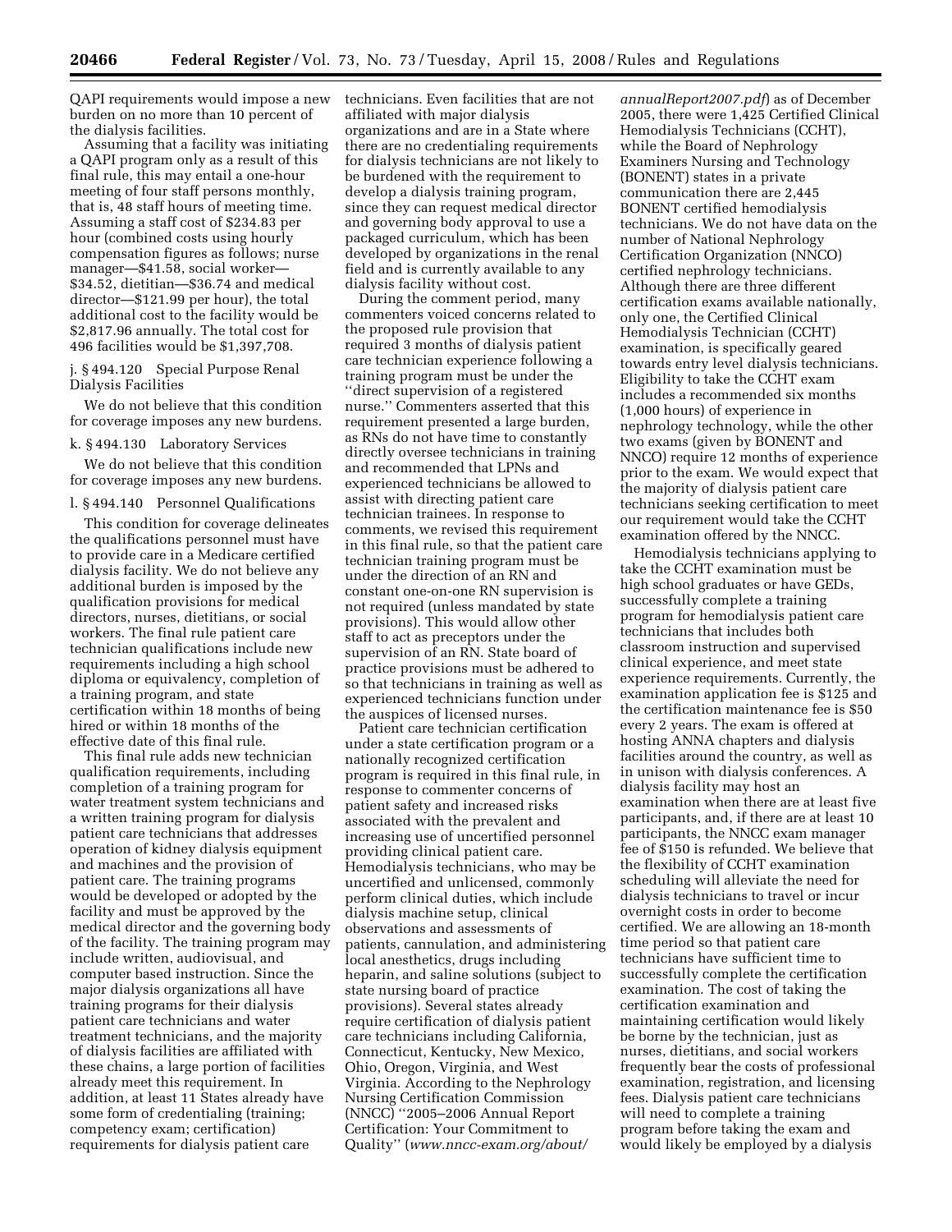QAPI requirements would impose a new burden on no more than 10 percent of the dialysis facilities.

Assuming that a facility was initiating a QAPI program only as a result of this final rule, this may entail a one-hour meeting of four staff persons monthly, that is, 48 staff hours of meeting time. Assuming a staff cost of $234.83 per hour (combined costs using hourly compensation figures as follows; nurse manager—$41.58, social worker—$34.52, dietitian—$36.74 and medical director—$121.99 per hour), the total additional cost to the facility would be $2,817.96 annually. The total cost for 496 facilities would be $1,397,708.

j. § 494.120 Special Purpose Renal Dialysis Facilities

We do not believe that this condition for coverage imposes any new burdens.

k. § 494.130 Laboratory Services

We do not believe that this condition for coverage imposes any new burdens.

l. § 494.140 Personnel Qualifications

This condition for coverage delineates the qualifications personnel must have to provide care in a Medicare certified dialysis facility. We do not believe any additional burden is imposed by the qualification provisions for medical directors, nurses, dietitians, or social workers. The final rule patient care technician qualifications include new requirements including a high school diploma or equivalency, completion of a training program, and state certification within 18 months of being hired or within 18 months of the effective date of this final rule.

This final rule adds new technician qualification requirements, including completion of a training program for water treatment system technicians and a written training program for dialysis patient care technicians that addresses operation of kidney dialysis equipment and machines and the provision of patient care. The training programs would be developed or adopted by the facility and must be approved by the medical director and the governing body of the facility. The training program may include written, audiovisual, and computer based instruction. Since the major dialysis organizations all have training programs for their dialysis patient care technicians and water treatment technicians, and the majority of dialysis facilities are affiliated with these chains, a large portion of facilities already meet this requirement. In addition, at least 11 States already have some form of credentialing (training; competency exam; certification) requirements for dialysis patient care technicians. Even facilities that are not affiliated with major dialysis organizations and are in a State where there are no credentialing requirements for dialysis technicians are not likely to be burdened with the requirement to develop a dialysis training program, since they can request medical director and governing body approval to use a packaged curriculum, which has been developed by organizations in the renal field and is currently available to any dialysis facility without cost.

During the comment period, many commenters voiced concerns related to the proposed rule provision that required 3 months of dialysis patient care technician experience following a training program must be under the "direct supervision of a registered nurse." Commenters asserted that this requirement presented a large burden, as RNs do not have time to constantly directly oversee technicians in training and recommended that LPNs and experienced technicians be allowed to assist with directing patient care technician trainees. In response to comments, we revised this requirement in this final rule, so that the patient care technician training program must be under the direction of an RN and constant one-on-one RN supervision is not required (unless mandated by state provisions). This would allow other staff to act as preceptors under the supervision of an RN. State board of practice provisions must be adhered to so that technicians in training as well as experienced technicians function under the auspices of licensed nurses.

Patient care technician certification under a state certification program or a nationally recognized certification program is required in this final rule, in response to commenter concerns of patient safety and increased risks associated with the prevalent and increasing use of uncertified personnel providing clinical patient care. Hemodialysis technicians, who may be uncertified and unlicensed, commonly perform clinical duties, which include dialysis machine setup, clinical observations and assessments of patients, cannulation, and administering local anesthetics, drugs including heparin, and saline solutions (subject to state nursing board of practice provisions). Several states already require certification of dialysis patient care technicians including California, Connecticut, Kentucky, New Mexico, Ohio, Oregon, Virginia, and West Virginia. According to the Nephrology Nursing Certification Commission (NNCC) "2005–2006 Annual Report Certification: Your Commitment to Quality" (*www.nncc-exam.org/about/annualReport2007.pdf*) as of December 2005, there were 1,425 Certified Clinical Hemodialysis Technicians (CCHT), while the Board of Nephrology Examiners Nursing and Technology (BONENT) states in a private communication there are 2,445 BONENT certified hemodialysis technicians. We do not have data on the number of National Nephrology Certification Organization (NNCO) certified nephrology technicians. Although there are three different certification exams available nationally, only one, the Certified Clinical Hemodialysis Technician (CCHT) examination, is specifically geared towards entry level dialysis technicians. Eligibility to take the CCHT exam includes a recommended six months (1,000 hours) of experience in nephrology technology, while the other two exams (given by BONENT and NNCO) require 12 months of experience prior to the exam. We would expect that the majority of dialysis patient care technicians seeking certification to meet our requirement would take the CCHT examination offered by the NNCC.

Hemodialysis technicians applying to take the CCHT examination must be high school graduates or have GEDs, successfully complete a training program for hemodialysis patient care technicians that includes both classroom instruction and supervised clinical experience, and meet state experience requirements. Currently, the examination application fee is $125 and the certification maintenance fee is $50 every 2 years. The exam is offered at hosting ANNA chapters and dialysis facilities around the country, as well as in unison with dialysis conferences. A dialysis facility may host an examination when there are at least five participants, and, if there are at least 10 participants, the NNCC exam manager fee of $150 is refunded. We believe that the flexibility of CCHT examination scheduling will alleviate the need for dialysis technicians to travel or incur overnight costs in order to become certified. We are allowing an 18-month time period so that patient care technicians have sufficient time to successfully complete the certification examination. The cost of taking the certification examination and maintaining certification would likely be borne by the technician, just as nurses, dietitians, and social workers frequently bear the costs of professional examination, registration, and licensing fees. Dialysis patient care technicians will need to complete a training program before taking the exam and would likely be employed by a dialysis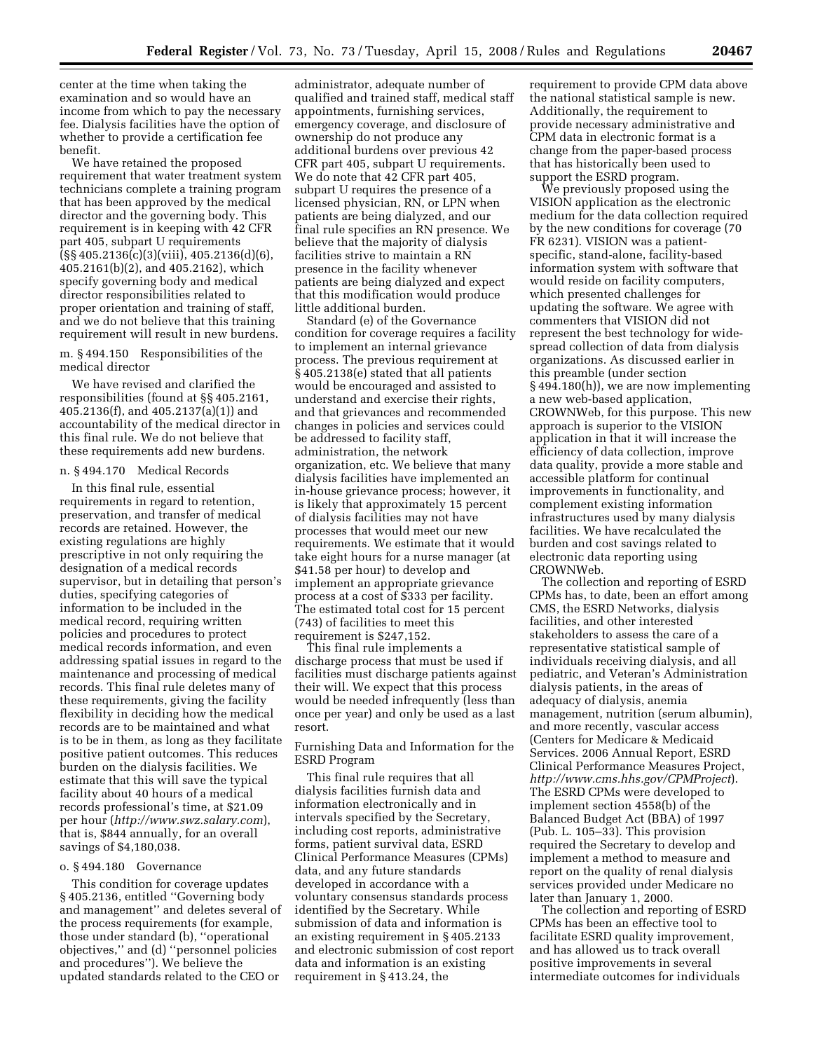center at the time when taking the examination and so would have an income from which to pay the necessary fee. Dialysis facilities have the option of whether to provide a certification fee benefit.

We have retained the proposed requirement that water treatment system technicians complete a training program that has been approved by the medical director and the governing body. This requirement is in keeping with 42 CFR part 405, subpart U requirements (§§ 405.2136(c)(3)(viii), 405.2136(d)(6), 405.2161(b)(2), and 405.2162), which specify governing body and medical director responsibilities related to proper orientation and training of staff, and we do not believe that this training requirement will result in new burdens.

m. § 494.150 Responsibilities of the medical director

We have revised and clarified the responsibilities (found at §§ 405.2161, 405.2136(f), and 405.2137(a)(1)) and accountability of the medical director in this final rule. We do not believe that these requirements add new burdens.

n. § 494.170 Medical Records

In this final rule, essential requirements in regard to retention, preservation, and transfer of medical records are retained. However, the existing regulations are highly prescriptive in not only requiring the designation of a medical records supervisor, but in detailing that person's duties, specifying categories of information to be included in the medical record, requiring written policies and procedures to protect medical records information, and even addressing spatial issues in regard to the maintenance and processing of medical records. This final rule deletes many of these requirements, giving the facility flexibility in deciding how the medical records are to be maintained and what is to be in them, as long as they facilitate positive patient outcomes. This reduces burden on the dialysis facilities. We estimate that this will save the typical facility about 40 hours of a medical records professional's time, at $21.09 per hour (*http://www.swz.salary.com*), that is, $844 annually, for an overall savings of $4,180,038.

o. § 494.180 Governance

This condition for coverage updates § 405.2136, entitled ''Governing body and management'' and deletes several of the process requirements (for example, those under standard (b), ''operational objectives,'' and (d) ''personnel policies and procedures''). We believe the updated standards related to the CEO or administrator, adequate number of qualified and trained staff, medical staff appointments, furnishing services, emergency coverage, and disclosure of ownership do not produce any additional burdens over previous 42 CFR part 405, subpart U requirements. We do note that 42 CFR part 405, subpart U requires the presence of a licensed physician, RN, or LPN when patients are being dialyzed, and our final rule specifies an RN presence. We believe that the majority of dialysis facilities strive to maintain a RN presence in the facility whenever patients are being dialyzed and expect that this modification would produce little additional burden.

Standard (e) of the Governance condition for coverage requires a facility to implement an internal grievance process. The previous requirement at § 405.2138(e) stated that all patients would be encouraged and assisted to understand and exercise their rights, and that grievances and recommended changes in policies and services could be addressed to facility staff, administration, the network organization, etc. We believe that many dialysis facilities have implemented an in-house grievance process; however, it is likely that approximately 15 percent of dialysis facilities may not have processes that would meet our new requirements. We estimate that it would take eight hours for a nurse manager (at $41.58 per hour) to develop and implement an appropriate grievance process at a cost of $333 per facility. The estimated total cost for 15 percent (743) of facilities to meet this requirement is $247,152.

This final rule implements a discharge process that must be used if facilities must discharge patients against their will. We expect that this process would be needed infrequently (less than once per year) and only be used as a last resort.

Furnishing Data and Information for the ESRD Program

This final rule requires that all dialysis facilities furnish data and information electronically and in intervals specified by the Secretary, including cost reports, administrative forms, patient survival data, ESRD Clinical Performance Measures (CPMs) data, and any future standards developed in accordance with a voluntary consensus standards process identified by the Secretary. While submission of data and information is an existing requirement in § 405.2133 and electronic submission of cost report data and information is an existing requirement in § 413.24, the requirement to provide CPM data above the national statistical sample is new. Additionally, the requirement to provide necessary administrative and CPM data in electronic format is a change from the paper-based process that has historically been used to support the ESRD program.

We previously proposed using the VISION application as the electronic medium for the data collection required by the new conditions for coverage (70 FR 6231). VISION was a patient-specific, stand-alone, facility-based information system with software that would reside on facility computers, which presented challenges for updating the software. We agree with commenters that VISION did not represent the best technology for wide-spread collection of data from dialysis organizations. As discussed earlier in this preamble (under section § 494.180(h)), we are now implementing a new web-based application, CROWNWeb, for this purpose. This new approach is superior to the VISION application in that it will increase the efficiency of data collection, improve data quality, provide a more stable and accessible platform for continual improvements in functionality, and complement existing information infrastructures used by many dialysis facilities. We have recalculated the burden and cost savings related to electronic data reporting using CROWNWeb.

The collection and reporting of ESRD CPMs has, to date, been an effort among CMS, the ESRD Networks, dialysis facilities, and other interested stakeholders to assess the care of a representative statistical sample of individuals receiving dialysis, and all pediatric, and Veteran's Administration dialysis patients, in the areas of adequacy of dialysis, anemia management, nutrition (serum albumin), and more recently, vascular access (Centers for Medicare & Medicaid Services. 2006 Annual Report, ESRD Clinical Performance Measures Project, *http://www.cms.hhs.gov/CPMProject*). The ESRD CPMs were developed to implement section 4558(b) of the Balanced Budget Act (BBA) of 1997 (Pub. L. 105–33). This provision required the Secretary to develop and implement a method to measure and report on the quality of renal dialysis services provided under Medicare no later than January 1, 2000.

The collection and reporting of ESRD CPMs has been an effective tool to facilitate ESRD quality improvement, and has allowed us to track overall positive improvements in several intermediate outcomes for individuals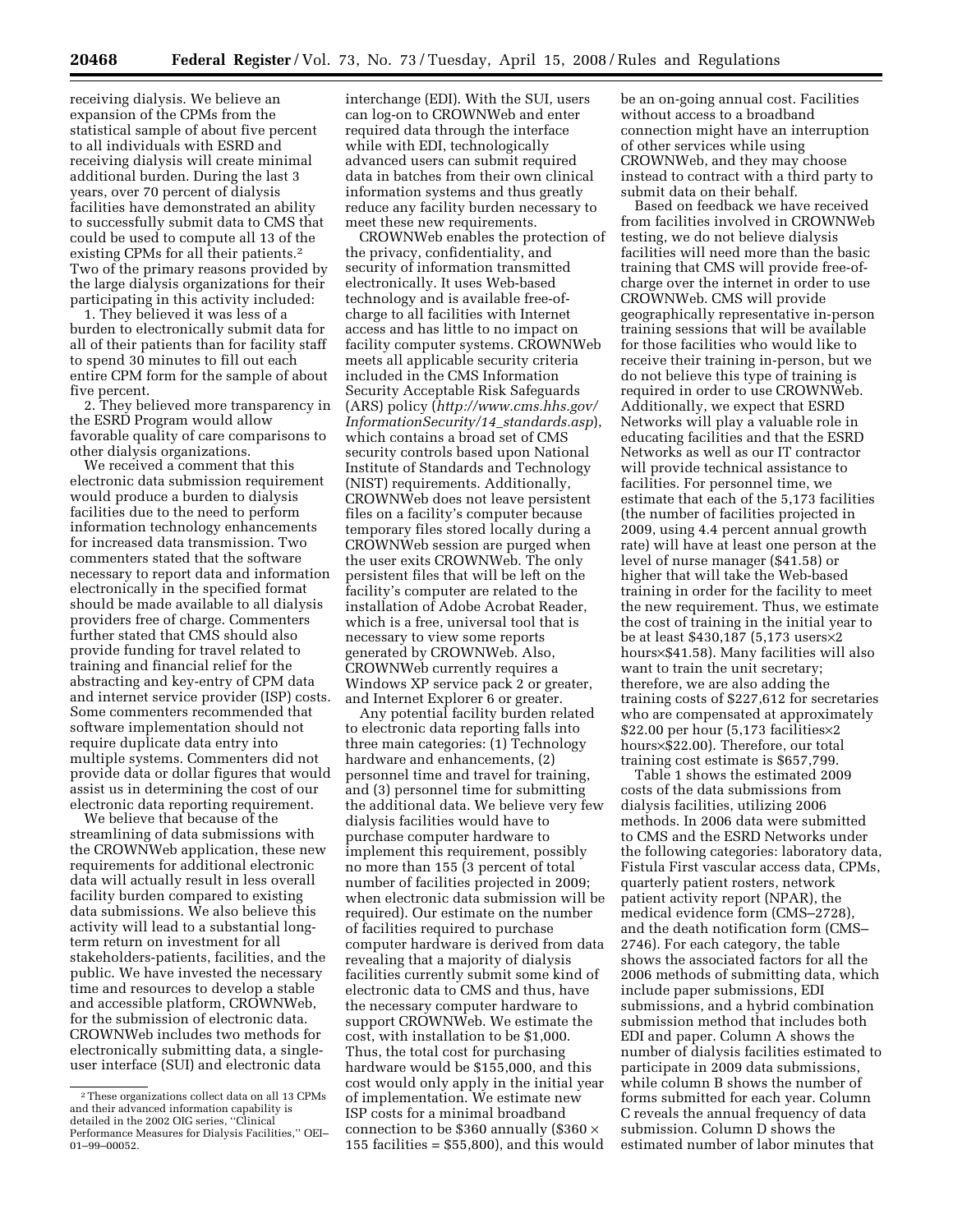receiving dialysis. We believe an expansion of the CPMs from the statistical sample of about five percent to all individuals with ESRD and receiving dialysis will create minimal additional burden. During the last 3 years, over 70 percent of dialysis facilities have demonstrated an ability to successfully submit data to CMS that could be used to compute all 13 of the existing CPMs for all their patients.[2] Two of the primary reasons provided by the large dialysis organizations for their participating in this activity included:

1. They believed it was less of a burden to electronically submit data for all of their patients than for facility staff to spend 30 minutes to fill out each entire CPM form for the sample of about five percent.

2. They believed more transparency in the ESRD Program would allow favorable quality of care comparisons to other dialysis organizations.

We received a comment that this electronic data submission requirement would produce a burden to dialysis facilities due to the need to perform information technology enhancements for increased data transmission. Two commenters stated that the software necessary to report data and information electronically in the specified format should be made available to all dialysis providers free of charge. Commenters further stated that CMS should also provide funding for travel related to training and financial relief for the abstracting and key-entry of CPM data and internet service provider (ISP) costs. Some commenters recommended that software implementation should not require duplicate data entry into multiple systems. Commenters did not provide data or dollar figures that would assist us in determining the cost of our electronic data reporting requirement.

We believe that because of the streamlining of data submissions with the CROWNWeb application, these new requirements for additional electronic data will actually result in less overall facility burden compared to existing data submissions. We also believe this activity will lead to a substantial long-term return on investment for all stakeholders-patients, facilities, and the public. We have invested the necessary time and resources to develop a stable and accessible platform, CROWNWeb, for the submission of electronic data. CROWNWeb includes two methods for electronically submitting data, a single-user interface (SUI) and electronic data interchange (EDI). With the SUI, users can log-on to CROWNWeb and enter required data through the interface while with EDI, technologically advanced users can submit required data in batches from their own clinical information systems and thus greatly reduce any facility burden necessary to meet these new requirements.

CROWNWeb enables the protection of the privacy, confidentiality, and security of information transmitted electronically. It uses Web-based technology and is available free-of-charge to all facilities with Internet access and has little to no impact on facility computer systems. CROWNWeb meets all applicable security criteria included in the CMS Information Security Acceptable Risk Safeguards (ARS) policy (*http://www.cms.hhs.gov/InformationSecurity/14_standards.asp*), which contains a broad set of CMS security controls based upon National Institute of Standards and Technology (NIST) requirements. Additionally, CROWNWeb does not leave persistent files on a facility's computer because temporary files stored locally during a CROWNWeb session are purged when the user exits CROWNWeb. The only persistent files that will be left on the facility's computer are related to the installation of Adobe Acrobat Reader, which is a free, universal tool that is necessary to view some reports generated by CROWNWeb. Also, CROWNWeb currently requires a Windows XP service pack 2 or greater, and Internet Explorer 6 or greater.

Any potential facility burden related to electronic data reporting falls into three main categories: (1) Technology hardware and enhancements, (2) personnel time and travel for training, and (3) personnel time for submitting the additional data. We believe very few dialysis facilities would have to purchase computer hardware to implement this requirement, possibly no more than 155 (3 percent of total number of facilities projected in 2009; when electronic data submission will be required). Our estimate on the number of facilities required to purchase computer hardware is derived from data revealing that a majority of dialysis facilities currently submit some kind of electronic data to CMS and thus, have the necessary computer hardware to support CROWNWeb. We estimate the cost, with installation to be $1,000. Thus, the total cost for purchasing hardware would be $155,000, and this cost would only apply in the initial year of implementation. We estimate new ISP costs for a minimal broadband connection to be $360 annually ($\$360 \times 155$ facilities = $55,800), and this would be an on-going annual cost. Facilities without access to a broadband connection might have an interruption of other services while using CROWNWeb, and they may choose instead to contract with a third party to submit data on their behalf.

Based on feedback we have received from facilities involved in CROWNWeb testing, we do not believe dialysis facilities will need more than the basic training that CMS will provide free-of-charge over the internet in order to use CROWNWeb. CMS will provide geographically representative in-person training sessions that will be available for those facilities who would like to receive their training in-person, but we do not believe this type of training is required in order to use CROWNWeb. Additionally, we expect that ESRD Networks will play a valuable role in educating facilities and that the ESRD Networks as well as our IT contractor will provide technical assistance to facilities. For personnel time, we estimate that each of the 5,173 facilities (the number of facilities projected in 2009, using 4.4 percent annual growth rate) will have at least one person at the level of nurse manager ($41.58) or higher that will take the Web-based training in order for the facility to meet the new requirement. Thus, we estimate the cost of training in the initial year to be at least $430,187 (5,173 users$\times$2 hours$\times$$41.58). Many facilities will also want to train the unit secretary; therefore, we are also adding the training costs of $227,612 for secretaries who are compensated at approximately $22.00 per hour (5,173 facilities$\times$2 hours$\times$$22.00). Therefore, our total training cost estimate is $657,799.

Table 1 shows the estimated 2009 costs of the data submissions from dialysis facilities, utilizing 2006 methods. In 2006 data were submitted to CMS and the ESRD Networks under the following categories: laboratory data, Fistula First vascular access data, CPMs, quarterly patient rosters, network patient activity report (NPAR), the medical evidence form (CMS–2728), and the death notification form (CMS–2746). For each category, the table shows the associated factors for all the 2006 methods of submitting data, which include paper submissions, EDI submissions, and a hybrid combination submission method that includes both EDI and paper. Column A shows the number of dialysis facilities estimated to participate in 2009 data submissions, while column B shows the number of forms submitted for each year. Column C reveals the annual frequency of data submission. Column D shows the estimated number of labor minutes that

[2] These organizations collect data on all 13 CPMs and their advanced information capability is detailed in the 2002 OIG series, "Clinical Performance Measures for Dialysis Facilities," OEI–01–99–00052.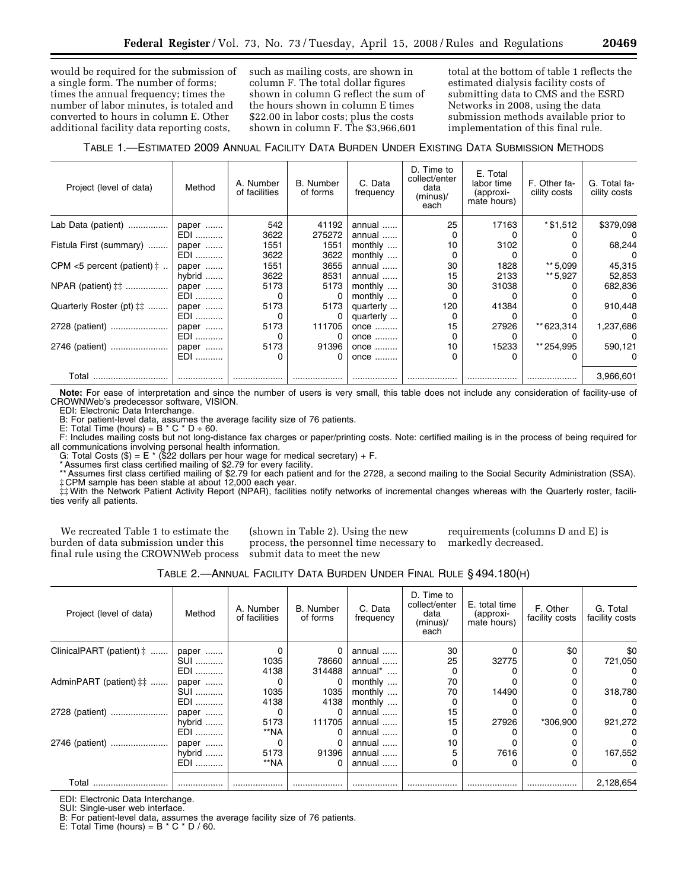would be required for the submission of a single form. The number of forms; times the annual frequency; times the number of labor minutes, is totaled and converted to hours in column E. Other additional facility data reporting costs, such as mailing costs, are shown in column F. The total dollar figures shown in column G reflect the sum of the hours shown in column E times $22.00 in labor costs; plus the costs shown in column F. The $3,966,601 total at the bottom of table 1 reflects the estimated dialysis facility costs of submitting data to CMS and the ESRD Networks in 2008, using the data submission methods available prior to implementation of this final rule.

TABLE 1.—ESTIMATED 2009 ANNUAL FACILITY DATA BURDEN UNDER EXISTING DATA SUBMISSION METHODS

| Project (level of data) | Method | A. Number of facilities | B. Number of forms | C. Data frequency | D. Time to collect/enter data (minus)/ each | E. Total labor time (approximate hours) | F. Other facility costs | G. Total facility costs |
|---|---|---|---|---|---|---|---|---|
| Lab Data (patient) | paper | 542 | 41192 | annual | 25 | 17163 | * $1,512 | $379,098 |
| | EDI | 3622 | 275272 | annual | 0 | 0 | 0 | 0 |
| Fistula First (summary) | paper | 1551 | 1551 | monthly | 10 | 3102 | 0 | 68,244 |
| | EDI | 3622 | 3622 | monthly | 0 | 0 | 0 | 0 |
| CPM <5 percent (patient) ‡ | paper | 1551 | 3655 | annual | 30 | 1828 | ** 5,099 | 45,315 |
| | hybrid | 3622 | 8531 | annual | 15 | 2133 | ** 5,927 | 52,853 |
| NPAR (patient) ‡‡ | paper | 5173 | 5173 | monthly | 30 | 31038 | 0 | 682,836 |
| | EDI | 0 | 0 | monthly | 0 | 0 | 0 | 0 |
| Quarterly Roster (pt) ‡‡ | paper | 5173 | 5173 | quarterly | 120 | 41384 | 0 | 910,448 |
| | EDI | 0 | 0 | quarterly | 0 | 0 | 0 | 0 |
| 2728 (patient) | paper | 5173 | 111705 | once | 15 | 27926 | ** 623,314 | 1,237,686 |
| | EDI | 0 | 0 | once | 0 | 0 | 0 | 0 |
| 2746 (patient) | paper | 5173 | 91396 | once | 10 | 15233 | ** 254,995 | 590,121 |
| | EDI | 0 | 0 | once | 0 | 0 | 0 | 0 |
| Total | | | | | | | | 3,966,601 |

**Note:** For ease of interpretation and since the number of users is very small, this table does not include any consideration of facility-use of CROWNWeb's predecessor software, VISION.

EDI: Electronic Data Interchange.

B: For patient-level data, assumes the average facility size of 76 patients.

E: Total Time (hours) = B * C * D ÷ 60.

F: Includes mailing costs but not long-distance fax charges or paper/printing costs. Note: certified mailing is in the process of being required for all communications involving personal health information.

G: Total Costs ($) = E * ($22 dollars per hour wage for medical secretary) + F.

* Assumes first class certified mailing of $2.79 for every facility.

** Assumes first class certified mailing of $2.79 for each patient and for the 2728, a second mailing to the Social Security Administration (SSA).

‡ CPM sample has been stable at about 12,000 each year.

‡‡ With the Network Patient Activity Report (NPAR), facilities notify networks of incremental changes whereas with the Quarterly roster, facilities verify all patients.

We recreated Table 1 to estimate the burden of data submission under this final rule using the CROWNWeb process (shown in Table 2). Using the new process, the personnel time necessary to submit data to meet the new requirements (columns D and E) is markedly decreased.

TABLE 2.—ANNUAL FACILITY DATA BURDEN UNDER FINAL RULE § 494.180(H)

| Project (level of data) | Method | A. Number of facilities | B. Number of forms | C. Data frequency | D. Time to collect/enter data (minus)/ each | E. total time (approximate hours) | F. Other facility costs | G. Total facility costs |
|---|---|---|---|---|---|---|---|---|
| ClinicalPART (patient) ‡ | paper | 0 | 0 | annual | 30 | 0 | $0 | $0 |
| | SUI | 1035 | 78660 | annual | 25 | 32775 | 0 | 721,050 |
| | EDI | 4138 | 314488 | annual* | 0 | 0 | 0 | 0 |
| AdminPART (patient) ‡‡ | paper | 0 | 0 | monthly | 70 | 0 | 0 | 0 |
| | SUI | 1035 | 1035 | monthly | 70 | 14490 | 0 | 318,780 |
| | EDI | 4138 | 4138 | monthly | 0 | 0 | 0 | 0 |
| 2728 (patient) | paper | 0 | 0 | annual | 15 | 0 | 0 | 0 |
| | hybrid | 5173 | 111705 | annual | 15 | 27926 | *306,900 | 921,272 |
| | EDI | **NA | 0 | annual | 0 | 0 | 0 | 0 |
| 2746 (patient) | paper | 0 | 0 | annual | 10 | 0 | 0 | 0 |
| | hybrid | 5173 | 91396 | annual | 5 | 7616 | 0 | 167,552 |
| | EDI | **NA | 0 | annual | 0 | 0 | 0 | 0 |
| Total | | | | | | | | 2,128,654 |

EDI: Electronic Data Interchange.

SUI: Single-user web interface.

B: For patient-level data, assumes the average facility size of 76 patients.

E: Total Time (hours) = B * C * D / 60.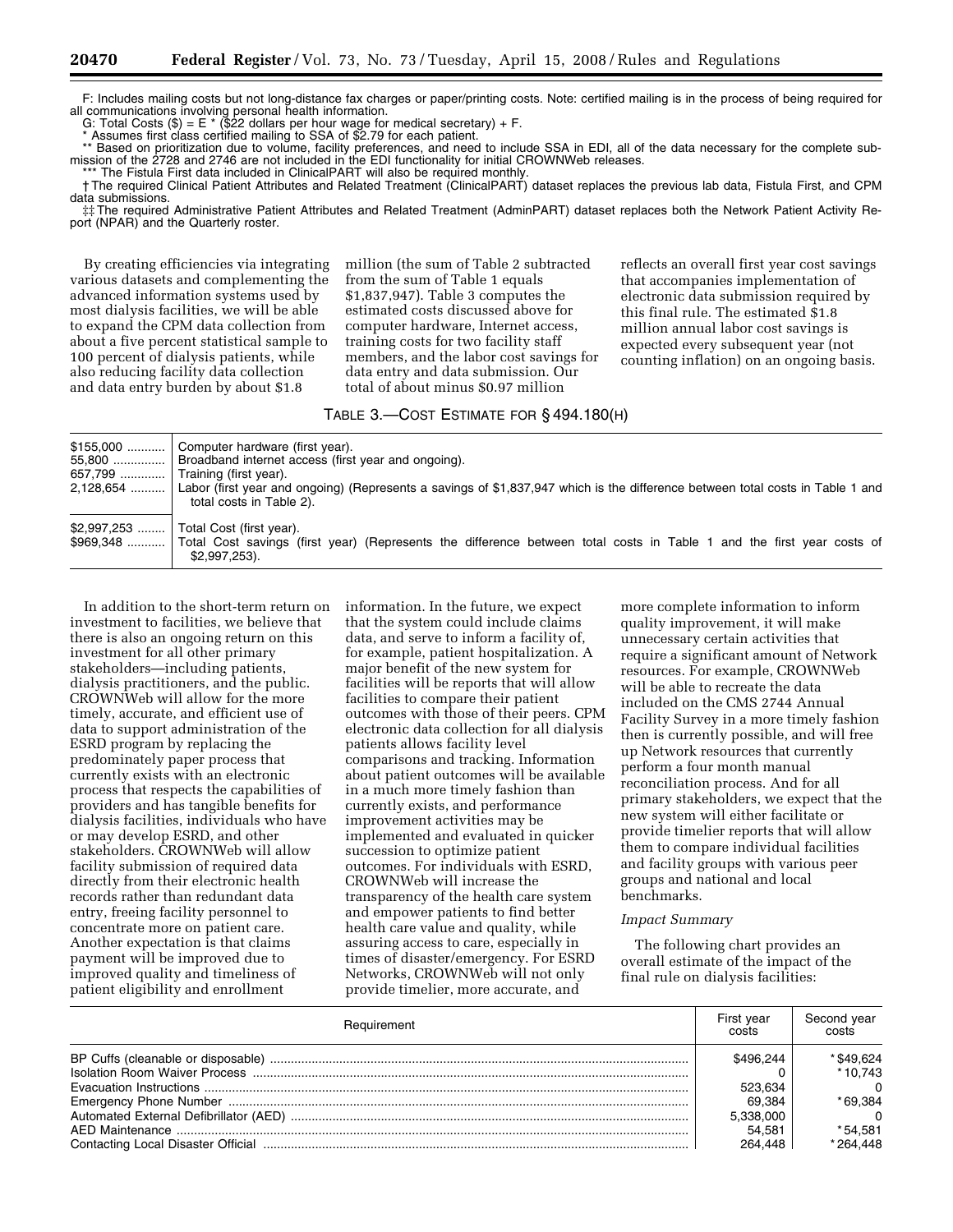F: Includes mailing costs but not long-distance fax charges or paper/printing costs. Note: certified mailing is in the process of being required for all communications involving personal health information.

G: Total Costs ($) = E * ($22 dollars per hour wage for medical secretary) + F.

* Assumes first class certified mailing to SSA of $2.79 for each patient.

** Based on prioritization due to volume, facility preferences, and need to include SSA in EDI, all of the data necessary for the complete submission of the 2728 and 2746 are not included in the EDI functionality for initial CROWNWeb releases.

*** The Fistula First data included in ClinicalPART will also be required monthly.

† The required Clinical Patient Attributes and Related Treatment (ClinicalPART) dataset replaces the previous lab data, Fistula First, and CPM data submissions.

‡‡ The required Administrative Patient Attributes and Related Treatment (AdminPART) dataset replaces both the Network Patient Activity Report (NPAR) and the Quarterly roster.

By creating efficiencies via integrating various datasets and complementing the advanced information systems used by most dialysis facilities, we will be able to expand the CPM data collection from about a five percent statistical sample to 100 percent of dialysis patients, while also reducing facility data collection and data entry burden by about $1.8 million (the sum of Table 2 subtracted from the sum of Table 1 equals $1,837,947). Table 3 computes the estimated costs discussed above for computer hardware, Internet access, training costs for two facility staff members, and the labor cost savings for data entry and data submission. Our total of about minus $0.97 million reflects an overall first year cost savings that accompanies implementation of electronic data submission required by this final rule. The estimated $1.8 million annual labor cost savings is expected every subsequent year (not counting inflation) on an ongoing basis.

TABLE 3.—COST ESTIMATE FOR § 494.180(H)

| | |
|---|---|
| $155,000 | Computer hardware (first year). |
| 55,800 | Broadband internet access (first year and ongoing). |
| 657,799 | Training (first year). |
| 2,128,654 | Labor (first year and ongoing) (Represents a savings of $1,837,947 which is the difference between total costs in Table 1 and total costs in Table 2). |
| $2,997,253 | Total Cost (first year). |
| $969,348 | Total Cost savings (first year) (Represents the difference between total costs in Table 1 and the first year costs of $2,997,253). |

In addition to the short-term return on investment to facilities, we believe that there is also an ongoing return on this investment for all other primary stakeholders—including patients, dialysis practitioners, and the public. CROWNWeb will allow for the more timely, accurate, and efficient use of data to support administration of the ESRD program by replacing the predominately paper process that currently exists with an electronic process that respects the capabilities of providers and has tangible benefits for dialysis facilities, individuals who have or may develop ESRD, and other stakeholders. CROWNWeb will allow facility submission of required data directly from their electronic health records rather than redundant data entry, freeing facility personnel to concentrate more on patient care. Another expectation is that claims payment will be improved due to improved quality and timeliness of patient eligibility and enrollment information. In the future, we expect that the system could include claims data, and serve to inform a facility of, for example, patient hospitalization. A major benefit of the new system for facilities will be reports that will allow facilities to compare their patient outcomes with those of their peers. CPM electronic data collection for all dialysis patients allows facility level comparisons and tracking. Information about patient outcomes will be available in a much more timely fashion than currently exists, and performance improvement activities may be implemented and evaluated in quicker succession to optimize patient outcomes. For individuals with ESRD, CROWNWeb will increase the transparency of the health care system and empower patients to find better health care value and quality, while assuring access to care, especially in times of disaster/emergency. For ESRD Networks, CROWNWeb will not only provide timelier, more accurate, and more complete information to inform quality improvement, it will make unnecessary certain activities that require a significant amount of Network resources. For example, CROWNWeb will be able to recreate the data included on the CMS 2744 Annual Facility Survey in a more timely fashion then is currently possible, and will free up Network resources that currently perform a four month manual reconciliation process. And for all primary stakeholders, we expect that the new system will either facilitate or provide timelier reports that will allow them to compare individual facilities and facility groups with various peer groups and national and local benchmarks.

*Impact Summary*

The following chart provides an overall estimate of the impact of the final rule on dialysis facilities:

| Requirement | First year costs | Second year costs |
|---|---|---|
| BP Cuffs (cleanable or disposable) | $496,244 | *$49,624 |
| Isolation Room Waiver Process | 0 | *10,743 |
| Evacuation Instructions | 523,634 | 0 |
| Emergency Phone Number | 69,384 | *69,384 |
| Automated External Defibrillator (AED) | 5,338,000 | 0 |
| AED Maintenance | 54,581 | *54,581 |
| Contacting Local Disaster Official | 264,448 | *264,448 |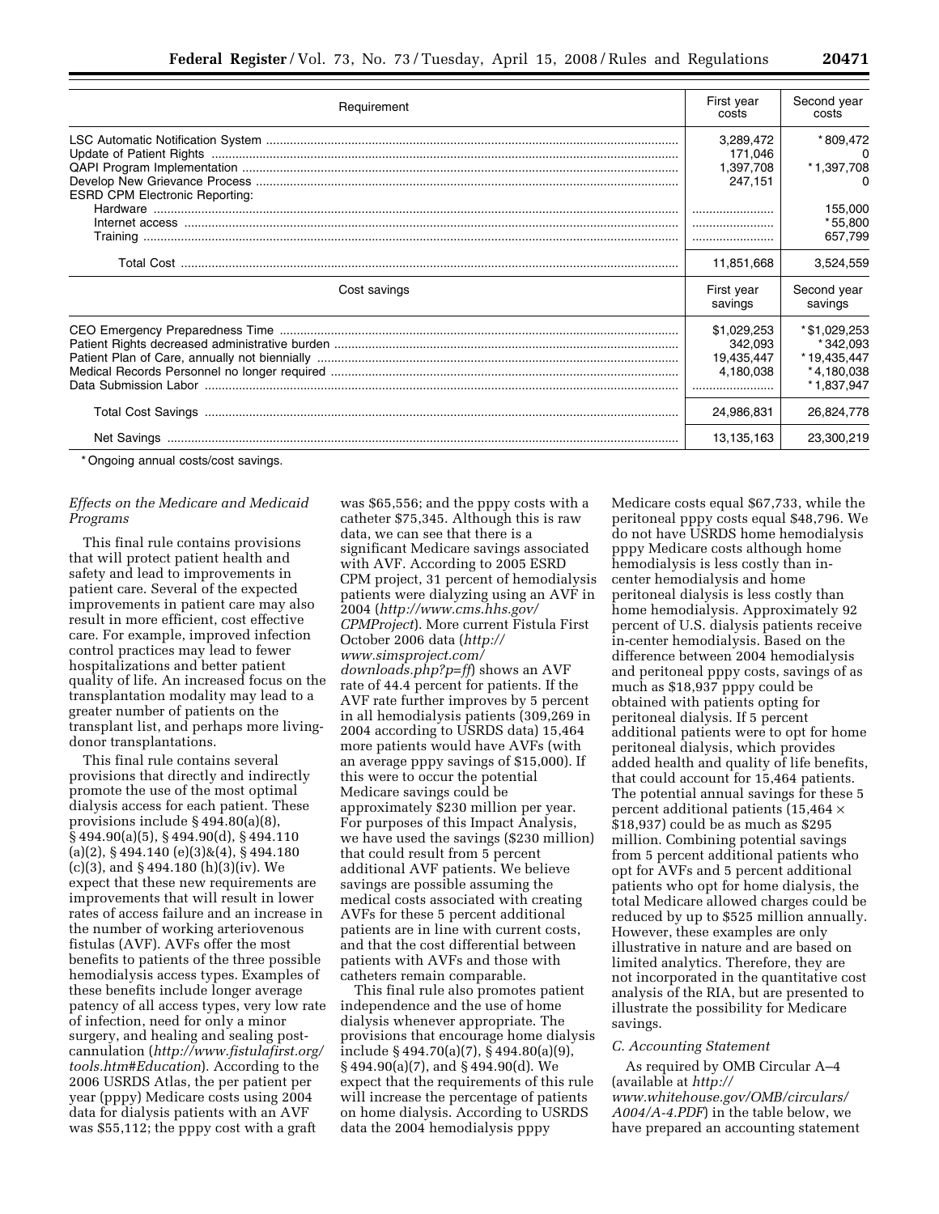| Requirement | First year costs | Second year costs |
|---|---|---|
| LSC Automatic Notification System | 3,289,472 | *809,472 |
| Update of Patient Rights | 171,046 | 0 |
| QAPI Program Implementation | 1,397,708 | *1,397,708 |
| Develop New Grievance Process | 247,151 | 0 |
| ESRD CPM Electronic Reporting: | | |
| Hardware | | 155,000 |
| Internet access | | *55,800 |
| Training | | 657,799 |
| Total Cost | 11,851,668 | 3,524,559 |
| **Cost savings** | **First year savings** | **Second year savings** |
| CEO Emergency Preparedness Time | $1,029,253 | *$1,029,253 |
| Patient Rights decreased administrative burden | 342,093 | *342,093 |
| Patient Plan of Care, annually not biennially | 19,435,447 | *19,435,447 |
| Medical Records Personnel no longer required | 4,180,038 | *4,180,038 |
| Data Submission Labor | | *1,837,947 |
| Total Cost Savings | 24,986,831 | 26,824,778 |
| Net Savings | 13,135,163 | 23,300,219 |

* Ongoing annual costs/cost savings.

*Effects on the Medicare and Medicaid Programs*

This final rule contains provisions that will protect patient health and safety and lead to improvements in patient care. Several of the expected improvements in patient care may also result in more efficient, cost effective care. For example, improved infection control practices may lead to fewer hospitalizations and better patient quality of life. An increased focus on the transplantation modality may lead to a greater number of patients on the transplant list, and perhaps more living-donor transplantations.

This final rule contains several provisions that directly and indirectly promote the use of the most optimal dialysis access for each patient. These provisions include § 494.80(a)(8), § 494.90(a)(5), § 494.90(d), § 494.110 (a)(2), § 494.140 (e)(3)&(4), § 494.180 (c)(3), and § 494.180 (h)(3)(iv). We expect that these new requirements are improvements that will result in lower rates of access failure and an increase in the number of working arteriovenous fistulas (AVF). AVFs offer the most benefits to patients of the three possible hemodialysis access types. Examples of these benefits include longer average patency of all access types, very low rate of infection, need for only a minor surgery, and healing and sealing post-cannulation (*http://www.fistulafirst.org/tools.htm#Education*). According to the 2006 USRDS Atlas, the per patient per year (pppy) Medicare costs using 2004 data for dialysis patients with an AVF was $55,112; the pppy cost with a graft was $65,556; and the pppy costs with a catheter $75,345. Although this is raw data, we can see that there is a significant Medicare savings associated with AVF. According to 2005 ESRD CPM project, 31 percent of hemodialysis patients were dialyzing using an AVF in 2004 (*http://www.cms.hhs.gov/CPMProject*). More current Fistula First October 2006 data (*http://www.simsproject.com/downloads.php?p=ff*) shows an AVF rate of 44.4 percent for patients. If the AVF rate further improves by 5 percent in all hemodialysis patients (309,269 in 2004 according to USRDS data) 15,464 more patients would have AVFs (with an average pppy savings of $15,000). If this were to occur the potential Medicare savings could be approximately $230 million per year. For purposes of this Impact Analysis, we have used the savings ($230 million) that could result from 5 percent additional AVF patients. We believe savings are possible assuming the medical costs associated with creating AVFs for these 5 percent additional patients are in line with current costs, and that the cost differential between patients with AVFs and those with catheters remain comparable.

This final rule also promotes patient independence and the use of home dialysis whenever appropriate. The provisions that encourage home dialysis include § 494.70(a)(7), § 494.80(a)(9), § 494.90(a)(7), and § 494.90(d). We expect that the requirements of this rule will increase the percentage of patients on home dialysis. According to USRDS data the 2004 hemodialysis pppy Medicare costs equal $67,733, while the peritoneal pppy costs equal $48,796. We do not have USRDS home hemodialysis pppy Medicare costs although home hemodialysis is less costly than in-center hemodialysis and home peritoneal dialysis is less costly than home hemodialysis. Approximately 92 percent of U.S. dialysis patients receive in-center hemodialysis. Based on the difference between 2004 hemodialysis and peritoneal pppy costs, savings of as much as $18,937 pppy could be obtained with patients opting for peritoneal dialysis. If 5 percent additional patients were to opt for home peritoneal dialysis, which provides added health and quality of life benefits, that could account for 15,464 patients. The potential annual savings for these 5 percent additional patients (15,464 × $18,937) could be as much as $295 million. Combining potential savings from 5 percent additional patients who opt for AVFs and 5 percent additional patients who opt for home dialysis, the total Medicare allowed charges could be reduced by up to $525 million annually. However, these examples are only illustrative in nature and are based on limited analytics. Therefore, they are not incorporated in the quantitative cost analysis of the RIA, but are presented to illustrate the possibility for Medicare savings.

*C. Accounting Statement*

As required by OMB Circular A–4 (available at *http://www.whitehouse.gov/OMB/circulars/A004/A-4.PDF*) in the table below, we have prepared an accounting statement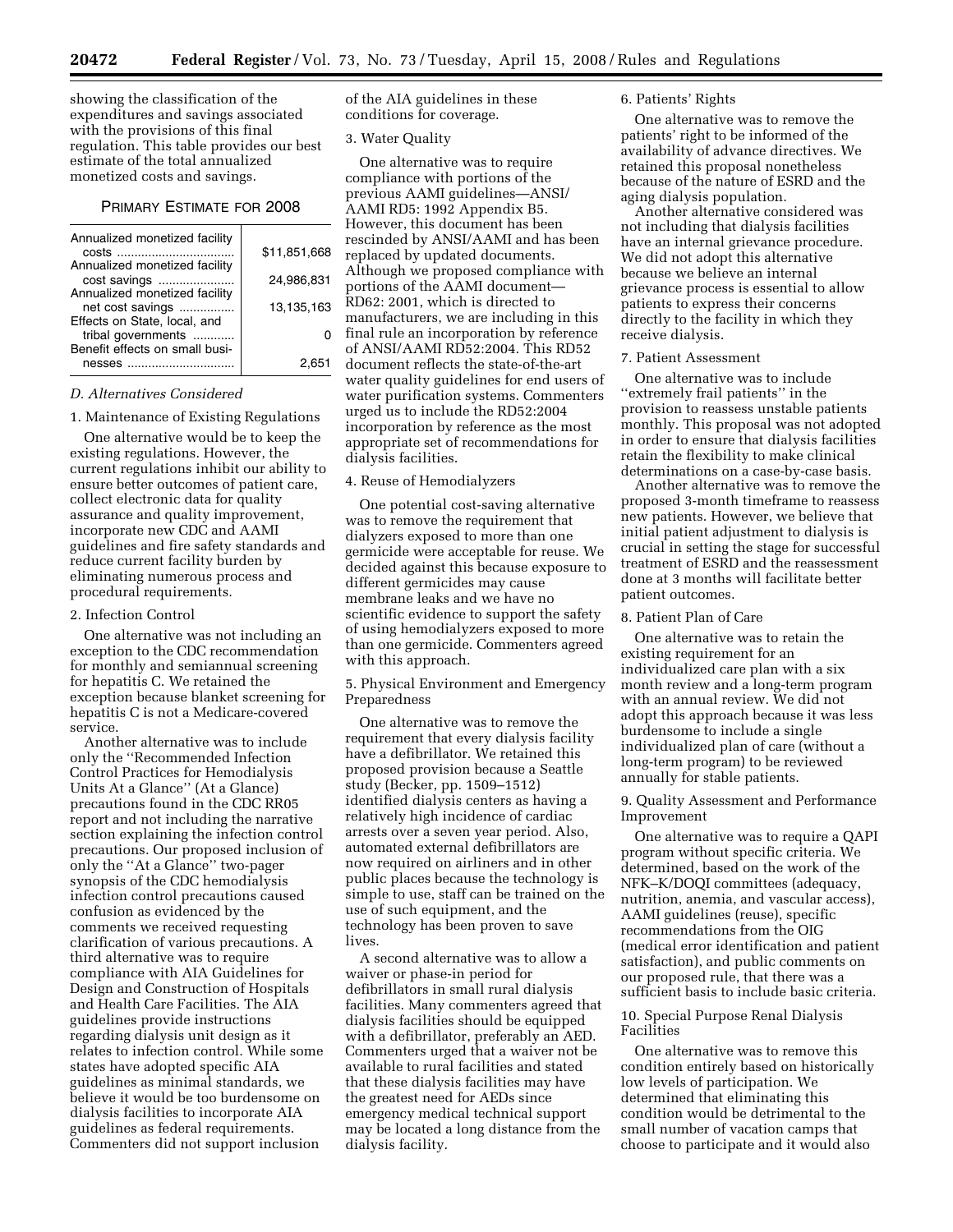showing the classification of the expenditures and savings associated with the provisions of this final regulation. This table provides our best estimate of the total annualized monetized costs and savings.

PRIMARY ESTIMATE FOR 2008

| | |
|---|---|
| Annualized monetized facility costs | $11,851,668 |
| Annualized monetized facility cost savings | 24,986,831 |
| Annualized monetized facility net cost savings | 13,135,163 |
| Effects on State, local, and tribal governments | 0 |
| Benefit effects on small businesses | 2,651 |

*D. Alternatives Considered*

1. Maintenance of Existing Regulations

One alternative would be to keep the existing regulations. However, the current regulations inhibit our ability to ensure better outcomes of patient care, collect electronic data for quality assurance and quality improvement, incorporate new CDC and AAMI guidelines and fire safety standards and reduce current facility burden by eliminating numerous process and procedural requirements.

2. Infection Control

One alternative was not including an exception to the CDC recommendation for monthly and semiannual screening for hepatitis C. We retained the exception because blanket screening for hepatitis C is not a Medicare-covered service.

Another alternative was to include only the ''Recommended Infection Control Practices for Hemodialysis Units At a Glance'' (At a Glance) precautions found in the CDC RR05 report and not including the narrative section explaining the infection control precautions. Our proposed inclusion of only the ''At a Glance'' two-pager synopsis of the CDC hemodialysis infection control precautions caused confusion as evidenced by the comments we received requesting clarification of various precautions. A third alternative was to require compliance with AIA Guidelines for Design and Construction of Hospitals and Health Care Facilities. The AIA guidelines provide instructions regarding dialysis unit design as it relates to infection control. While some states have adopted specific AIA guidelines as minimal standards, we believe it would be too burdensome on dialysis facilities to incorporate AIA guidelines as federal requirements. Commenters did not support inclusion of the AIA guidelines in these conditions for coverage.

3. Water Quality

One alternative was to require compliance with portions of the previous AAMI guidelines—ANSI/AAMI RD5: 1992 Appendix B5. However, this document has been rescinded by ANSI/AAMI and has been replaced by updated documents. Although we proposed compliance with portions of the AAMI document—RD62: 2001, which is directed to manufacturers, we are including in this final rule an incorporation by reference of ANSI/AAMI RD52:2004. This RD52 document reflects the state-of-the-art water quality guidelines for end users of water purification systems. Commenters urged us to include the RD52:2004 incorporation by reference as the most appropriate set of recommendations for dialysis facilities.

4. Reuse of Hemodialyzers

One potential cost-saving alternative was to remove the requirement that dialyzers exposed to more than one germicide were acceptable for reuse. We decided against this because exposure to different germicides may cause membrane leaks and we have no scientific evidence to support the safety of using hemodialyzers exposed to more than one germicide. Commenters agreed with this approach.

5. Physical Environment and Emergency Preparedness

One alternative was to remove the requirement that every dialysis facility have a defibrillator. We retained this proposed provision because a Seattle study (Becker, pp. 1509–1512) identified dialysis centers as having a relatively high incidence of cardiac arrests over a seven year period. Also, automated external defibrillators are now required on airliners and in other public places because the technology is simple to use, staff can be trained on the use of such equipment, and the technology has been proven to save lives.

A second alternative was to allow a waiver or phase-in period for defibrillators in small rural dialysis facilities. Many commenters agreed that dialysis facilities should be equipped with a defibrillator, preferably an AED. Commenters urged that a waiver not be available to rural facilities and stated that these dialysis facilities may have the greatest need for AEDs since emergency medical technical support may be located a long distance from the dialysis facility.

6. Patients' Rights

One alternative was to remove the patients' right to be informed of the availability of advance directives. We retained this proposal nonetheless because of the nature of ESRD and the aging dialysis population.

Another alternative considered was not including that dialysis facilities have an internal grievance procedure. We did not adopt this alternative because we believe an internal grievance process is essential to allow patients to express their concerns directly to the facility in which they receive dialysis.

7. Patient Assessment

One alternative was to include ''extremely frail patients'' in the provision to reassess unstable patients monthly. This proposal was not adopted in order to ensure that dialysis facilities retain the flexibility to make clinical determinations on a case-by-case basis.

Another alternative was to remove the proposed 3-month timeframe to reassess new patients. However, we believe that initial patient adjustment to dialysis is crucial in setting the stage for successful treatment of ESRD and the reassessment done at 3 months will facilitate better patient outcomes.

8. Patient Plan of Care

One alternative was to retain the existing requirement for an individualized care plan with a six month review and a long-term program with an annual review. We did not adopt this approach because it was less burdensome to include a single individualized plan of care (without a long-term program) to be reviewed annually for stable patients.

9. Quality Assessment and Performance Improvement

One alternative was to require a QAPI program without specific criteria. We determined, based on the work of the NFK–K/DOQI committees (adequacy, nutrition, anemia, and vascular access), AAMI guidelines (reuse), specific recommendations from the OIG (medical error identification and patient satisfaction), and public comments on our proposed rule, that there was a sufficient basis to include basic criteria.

10. Special Purpose Renal Dialysis Facilities

One alternative was to remove this condition entirely based on historically low levels of participation. We determined that eliminating this condition would be detrimental to the small number of vacation camps that choose to participate and it would also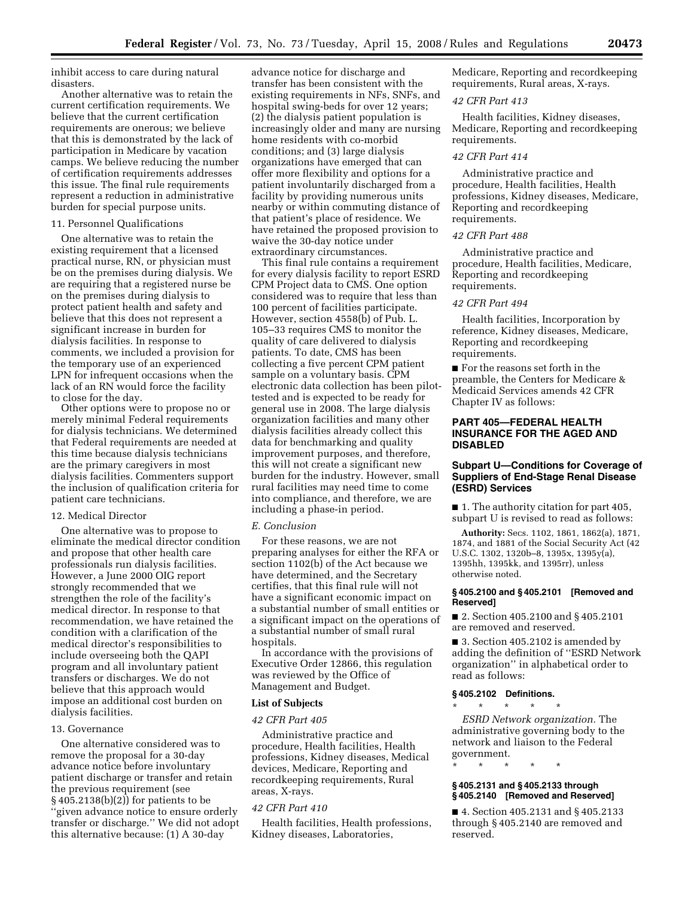inhibit access to care during natural disasters.

Another alternative was to retain the current certification requirements. We believe that the current certification requirements are onerous; we believe that this is demonstrated by the lack of participation in Medicare by vacation camps. We believe reducing the number of certification requirements addresses this issue. The final rule requirements represent a reduction in administrative burden for special purpose units.

11. Personnel Qualifications

One alternative was to retain the existing requirement that a licensed practical nurse, RN, or physician must be on the premises during dialysis. We are requiring that a registered nurse be on the premises during dialysis to protect patient health and safety and believe that this does not represent a significant increase in burden for dialysis facilities. In response to comments, we included a provision for the temporary use of an experienced LPN for infrequent occasions when the lack of an RN would force the facility to close for the day.

Other options were to propose no or merely minimal Federal requirements for dialysis technicians. We determined that Federal requirements are needed at this time because dialysis technicians are the primary caregivers in most dialysis facilities. Commenters support the inclusion of qualification criteria for patient care technicians.

12. Medical Director

One alternative was to propose to eliminate the medical director condition and propose that other health care professionals run dialysis facilities. However, a June 2000 OIG report strongly recommended that we strengthen the role of the facility's medical director. In response to that recommendation, we have retained the condition with a clarification of the medical director's responsibilities to include overseeing both the QAPI program and all involuntary patient transfers or discharges. We do not believe that this approach would impose an additional cost burden on dialysis facilities.

13. Governance

One alternative considered was to remove the proposal for a 30-day advance notice before involuntary patient discharge or transfer and retain the previous requirement (see § 405.2138(b)(2)) for patients to be "given advance notice to ensure orderly transfer or discharge." We did not adopt this alternative because: (1) A 30-day advance notice for discharge and transfer has been consistent with the existing requirements in NFs, SNFs, and hospital swing-beds for over 12 years; (2) the dialysis patient population is increasingly older and many are nursing home residents with co-morbid conditions; and (3) large dialysis organizations have emerged that can offer more flexibility and options for a patient involuntarily discharged from a facility by providing numerous units nearby or within commuting distance of that patient's place of residence. We have retained the proposed provision to waive the 30-day notice under extraordinary circumstances.

This final rule contains a requirement for every dialysis facility to report ESRD CPM Project data to CMS. One option considered was to require that less than 100 percent of facilities participate. However, section 4558(b) of Pub. L. 105–33 requires CMS to monitor the quality of care delivered to dialysis patients. To date, CMS has been collecting a five percent CPM patient sample on a voluntary basis. CPM electronic data collection has been pilot-tested and is expected to be ready for general use in 2008. The large dialysis organization facilities and many other dialysis facilities already collect this data for benchmarking and quality improvement purposes, and therefore, this will not create a significant new burden for the industry. However, small rural facilities may need time to come into compliance, and therefore, we are including a phase-in period.

*E. Conclusion*

For these reasons, we are not preparing analyses for either the RFA or section 1102(b) of the Act because we have determined, and the Secretary certifies, that this final rule will not have a significant economic impact on a substantial number of small entities or a significant impact on the operations of a substantial number of small rural hospitals.

In accordance with the provisions of Executive Order 12866, this regulation was reviewed by the Office of Management and Budget.

**List of Subjects**

*42 CFR Part 405*

Administrative practice and procedure, Health facilities, Health professions, Kidney diseases, Medical devices, Medicare, Reporting and recordkeeping requirements, Rural areas, X-rays.

*42 CFR Part 410*

Health facilities, Health professions, Kidney diseases, Laboratories, Medicare, Reporting and recordkeeping requirements, Rural areas, X-rays.

*42 CFR Part 413*

Health facilities, Kidney diseases, Medicare, Reporting and recordkeeping requirements.

*42 CFR Part 414*

Administrative practice and procedure, Health facilities, Health professions, Kidney diseases, Medicare, Reporting and recordkeeping requirements.

*42 CFR Part 488*

Administrative practice and procedure, Health facilities, Medicare, Reporting and recordkeeping requirements.

*42 CFR Part 494*

Health facilities, Incorporation by reference, Kidney diseases, Medicare, Reporting and recordkeeping requirements.

■ For the reasons set forth in the preamble, the Centers for Medicare & Medicaid Services amends 42 CFR Chapter IV as follows:

## PART 405—FEDERAL HEALTH INSURANCE FOR THE AGED AND DISABLED

### Subpart U—Conditions for Coverage of Suppliers of End-Stage Renal Disease (ESRD) Services

■ 1. The authority citation for part 405, subpart U is revised to read as follows:

**Authority:** Secs. 1102, 1861, 1862(a), 1871, 1874, and 1881 of the Social Security Act (42 U.S.C. 1302, 1320b–8, 1395x, 1395y(a), 1395hh, 1395kk, and 1395rr), unless otherwise noted.

#### § 405.2100 and § 405.2101 [Removed and Reserved]

■ 2. Section 405.2100 and § 405.2101 are removed and reserved.

■ 3. Section 405.2102 is amended by adding the definition of "ESRD Network organization" in alphabetical order to read as follows:

#### § 405.2102 Definitions.

\* \* \* \* \*

*ESRD Network organization.* The administrative governing body to the network and liaison to the Federal government.

\* \* \* \* \*

#### § 405.2131 and § 405.2133 through § 405.2140 [Removed and Reserved]

■ 4. Section 405.2131 and § 405.2133 through § 405.2140 are removed and reserved.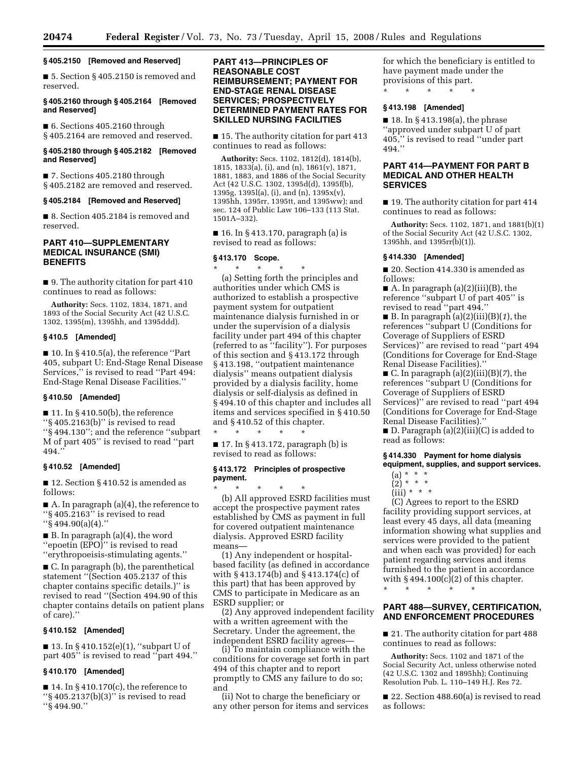### § 405.2150 [Removed and Reserved]

■ 5. Section § 405.2150 is removed and reserved.

### § 405.2160 through § 405.2164 [Removed and Reserved]

■ 6. Sections 405.2160 through § 405.2164 are removed and reserved.

### § 405.2180 through § 405.2182 [Removed and Reserved]

■ 7. Sections 405.2180 through § 405.2182 are removed and reserved.

### § 405.2184 [Removed and Reserved]

■ 8. Section 405.2184 is removed and reserved.

## PART 410—SUPPLEMENTARY MEDICAL INSURANCE (SMI) BENEFITS

■ 9. The authority citation for part 410 continues to read as follows:

**Authority:** Secs. 1102, 1834, 1871, and 1893 of the Social Security Act (42 U.S.C. 1302, 1395(m), 1395hh, and 1395ddd).

### § 410.5 [Amended]

■ 10. In § 410.5(a), the reference ''Part 405, subpart U: End-Stage Renal Disease Services,'' is revised to read ''Part 494: End-Stage Renal Disease Facilities.''

### § 410.50 [Amended]

■ 11. In § 410.50(b), the reference ''§ 405.2163(b)'' is revised to read ''§ 494.130''; and the reference ''subpart M of part 405'' is revised to read ''part 494.''

### § 410.52 [Amended]

■ 12. Section § 410.52 is amended as follows:

■ A. In paragraph (a)(4), the reference to ''§ 405.2163'' is revised to read ''§ 494.90(a)(4).''

■ B. In paragraph (a)(4), the word ''epoetin (EPO)'' is revised to read ''erythropoeisis-stimulating agents.''

■ C. In paragraph (b), the parenthetical statement ''(Section 405.2137 of this chapter contains specific details.)'' is revised to read ''(Section 494.90 of this chapter contains details on patient plans of care).''

### § 410.152 [Amended]

■ 13. In § 410.152(e)(1), ''subpart U of part 405'' is revised to read ''part 494.''

### § 410.170 [Amended]

■ 14. In § 410.170(c), the reference to ''§ 405.2137(b)(3)'' is revised to read ''§ 494.90.''

## PART 413—PRINCIPLES OF REASONABLE COST REIMBURSEMENT; PAYMENT FOR END-STAGE RENAL DISEASE SERVICES; PROSPECTIVELY DETERMINED PAYMENT RATES FOR SKILLED NURSING FACILITIES

■ 15. The authority citation for part 413 continues to read as follows:

**Authority:** Secs. 1102, 1812(d), 1814(b), 1815, 1833(a), (i), and (n), 1861(v), 1871, 1881, 1883, and 1886 of the Social Security Act (42 U.S.C. 1302, 1395d(d), 1395f(b), 1395g, 1395l(a), (i), and (n), 1395x(v), 1395hh, 1395rr, 1395tt, and 1395ww); and sec. 124 of Public Law 106–133 (113 Stat. 1501A–332).

■ 16. In § 413.170, paragraph (a) is revised to read as follows:

### § 413.170 Scope.

\* \* \* \* \*

(a) Setting forth the principles and authorities under which CMS is authorized to establish a prospective payment system for outpatient maintenance dialysis furnished in or under the supervision of a dialysis facility under part 494 of this chapter (referred to as ''facility''). For purposes of this section and § 413.172 through § 413.198, ''outpatient maintenance dialysis'' means outpatient dialysis provided by a dialysis facility, home dialysis or self-dialysis as defined in § 494.10 of this chapter and includes all items and services specified in § 410.50 and § 410.52 of this chapter.

\* \* \* \* \*

■ 17. In § 413.172, paragraph (b) is revised to read as follows:

### § 413.172 Principles of prospective payment.

\* \* \* \* \*

(b) All approved ESRD facilities must accept the prospective payment rates established by CMS as payment in full for covered outpatient maintenance dialysis. Approved ESRD facility means—

(1) Any independent or hospital-based facility (as defined in accordance with § 413.174(b) and § 413.174(c) of this part) that has been approved by CMS to participate in Medicare as an ESRD supplier; or

(2) Any approved independent facility with a written agreement with the Secretary. Under the agreement, the independent ESRD facility agrees—

(i) To maintain compliance with the conditions for coverage set forth in part 494 of this chapter and to report promptly to CMS any failure to do so; and

(ii) Not to charge the beneficiary or any other person for items and services for which the beneficiary is entitled to have payment made under the provisions of this part.

\* \* \* \* \*

### § 413.198 [Amended]

■ 18. In § 413.198(a), the phrase ''approved under subpart U of part 405,'' is revised to read ''under part 494.''

## PART 414—PAYMENT FOR PART B MEDICAL AND OTHER HEALTH SERVICES

■ 19. The authority citation for part 414 continues to read as follows:

**Authority:** Secs. 1102, 1871, and 1881(b)(1) of the Social Security Act (42 U.S.C. 1302, 1395hh, and 1395rr(b)(1)).

### § 414.330 [Amended]

■ 20. Section 414.330 is amended as follows:

■ A. In paragraph (a)(2)(iii)(B), the reference ''subpart U of part 405'' is revised to read ''part 494.''

■ B. In paragraph (a)(2)(iii)(B)(*1*), the references ''subpart U (Conditions for Coverage of Suppliers of ESRD Services)'' are revised to read ''part 494 (Conditions for Coverage for End-Stage Renal Disease Facilities).''

■ C. In paragraph (a)(2)(iii)(B)(*7*), the references ''subpart U (Conditions for Coverage of Suppliers of ESRD Services)'' are revised to read ''part 494 (Conditions for Coverage for End-Stage Renal Disease Facilities).''

■ D. Paragraph (a)(2)(iii)(C) is added to read as follows:

### § 414.330 Payment for home dialysis equipment, supplies, and support services.

(a) \* \* \*

(2) \* \* \*

(iii) \* \* \*

(C) Agrees to report to the ESRD facility providing support services, at least every 45 days, all data (meaning information showing what supplies and services were provided to the patient and when each was provided) for each patient regarding services and items furnished to the patient in accordance with § 494.100(c)(2) of this chapter.

\* \* \* \* \*

## PART 488—SURVEY, CERTIFICATION, AND ENFORCEMENT PROCEDURES

■ 21. The authority citation for part 488 continues to read as follows:

**Authority:** Secs. 1102 and 1871 of the Social Security Act, unless otherwise noted (42 U.S.C. 1302 and 1895hh); Continuing Resolution Pub. L. 110–149 H.J. Res 72.

■ 22. Section 488.60(a) is revised to read as follows: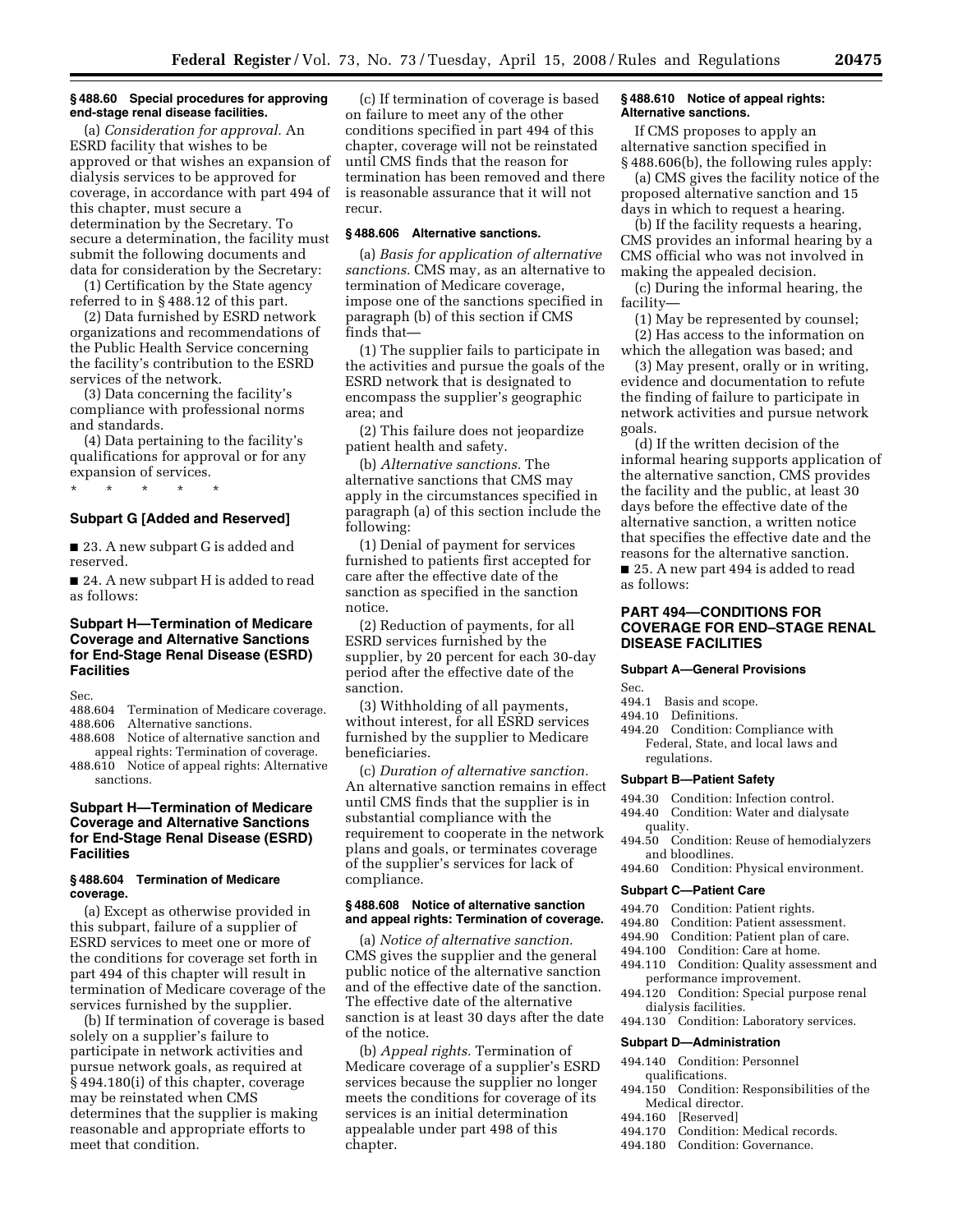### § 488.60 Special procedures for approving end-stage renal disease facilities.

(a) *Consideration for approval.* An ESRD facility that wishes to be approved or that wishes an expansion of dialysis services to be approved for coverage, in accordance with part 494 of this chapter, must secure a determination by the Secretary. To secure a determination, the facility must submit the following documents and data for consideration by the Secretary:

(1) Certification by the State agency referred to in § 488.12 of this part.

(2) Data furnished by ESRD network organizations and recommendations of the Public Health Service concerning the facility's contribution to the ESRD services of the network.

(3) Data concerning the facility's compliance with professional norms and standards.

(4) Data pertaining to the facility's qualifications for approval or for any expansion of services.

\* \* \* \* \*

## Subpart G [Added and Reserved]

■ 23. A new subpart G is added and reserved.

■ 24. A new subpart H is added to read as follows:

## Subpart H—Termination of Medicare Coverage and Alternative Sanctions for End-Stage Renal Disease (ESRD) Facilities

Sec.
488.604 Termination of Medicare coverage.
488.606 Alternative sanctions.
488.608 Notice of alternative sanction and appeal rights: Termination of coverage.
488.610 Notice of appeal rights: Alternative sanctions.

## Subpart H—Termination of Medicare Coverage and Alternative Sanctions for End-Stage Renal Disease (ESRD) Facilities

### § 488.604 Termination of Medicare coverage.

(a) Except as otherwise provided in this subpart, failure of a supplier of ESRD services to meet one or more of the conditions for coverage set forth in part 494 of this chapter will result in termination of Medicare coverage of the services furnished by the supplier.

(b) If termination of coverage is based solely on a supplier's failure to participate in network activities and pursue network goals, as required at § 494.180(i) of this chapter, coverage may be reinstated when CMS determines that the supplier is making reasonable and appropriate efforts to meet that condition.

(c) If termination of coverage is based on failure to meet any of the other conditions specified in part 494 of this chapter, coverage will not be reinstated until CMS finds that the reason for termination has been removed and there is reasonable assurance that it will not recur.

### § 488.606 Alternative sanctions.

(a) *Basis for application of alternative sanctions.* CMS may, as an alternative to termination of Medicare coverage, impose one of the sanctions specified in paragraph (b) of this section if CMS finds that—

(1) The supplier fails to participate in the activities and pursue the goals of the ESRD network that is designated to encompass the supplier's geographic area; and

(2) This failure does not jeopardize patient health and safety.

(b) *Alternative sanctions.* The alternative sanctions that CMS may apply in the circumstances specified in paragraph (a) of this section include the following:

(1) Denial of payment for services furnished to patients first accepted for care after the effective date of the sanction as specified in the sanction notice.

(2) Reduction of payments, for all ESRD services furnished by the supplier, by 20 percent for each 30-day period after the effective date of the sanction.

(3) Withholding of all payments, without interest, for all ESRD services furnished by the supplier to Medicare beneficiaries.

(c) *Duration of alternative sanction.* An alternative sanction remains in effect until CMS finds that the supplier is in substantial compliance with the requirement to cooperate in the network plans and goals, or terminates coverage of the supplier's services for lack of compliance.

### § 488.608 Notice of alternative sanction and appeal rights: Termination of coverage.

(a) *Notice of alternative sanction.* CMS gives the supplier and the general public notice of the alternative sanction and of the effective date of the sanction. The effective date of the alternative sanction is at least 30 days after the date of the notice.

(b) *Appeal rights.* Termination of Medicare coverage of a supplier's ESRD services because the supplier no longer meets the conditions for coverage of its services is an initial determination appealable under part 498 of this chapter.

### § 488.610 Notice of appeal rights: Alternative sanctions.

If CMS proposes to apply an alternative sanction specified in § 488.606(b), the following rules apply:

(a) CMS gives the facility notice of the proposed alternative sanction and 15 days in which to request a hearing.

(b) If the facility requests a hearing, CMS provides an informal hearing by a CMS official who was not involved in making the appealed decision.

(c) During the informal hearing, the facility—

(1) May be represented by counsel;

(2) Has access to the information on which the allegation was based; and

(3) May present, orally or in writing, evidence and documentation to refute the finding of failure to participate in network activities and pursue network goals.

(d) If the written decision of the informal hearing supports application of the alternative sanction, CMS provides the facility and the public, at least 30 days before the effective date of the alternative sanction, a written notice that specifies the effective date and the reasons for the alternative sanction.

■ 25. A new part 494 is added to read as follows:

## PART 494—CONDITIONS FOR COVERAGE FOR END–STAGE RENAL DISEASE FACILITIES

### Subpart A—General Provisions

Sec.
494.1 Basis and scope.
494.10 Definitions.
494.20 Condition: Compliance with Federal, State, and local laws and regulations.

### Subpart B—Patient Safety

494.30 Condition: Infection control.
494.40 Condition: Water and dialysate quality.
494.50 Condition: Reuse of hemodialyzers and bloodlines.
494.60 Condition: Physical environment.

### Subpart C—Patient Care

494.70 Condition: Patient rights.
494.80 Condition: Patient assessment.
494.90 Condition: Patient plan of care.
494.100 Condition: Care at home.
494.110 Condition: Quality assessment and performance improvement.
494.120 Condition: Special purpose renal dialysis facilities.
494.130 Condition: Laboratory services.

### Subpart D—Administration

494.140 Condition: Personnel qualifications.
494.150 Condition: Responsibilities of the Medical director.
494.160 [Reserved]
494.170 Condition: Medical records.
494.180 Condition: Governance.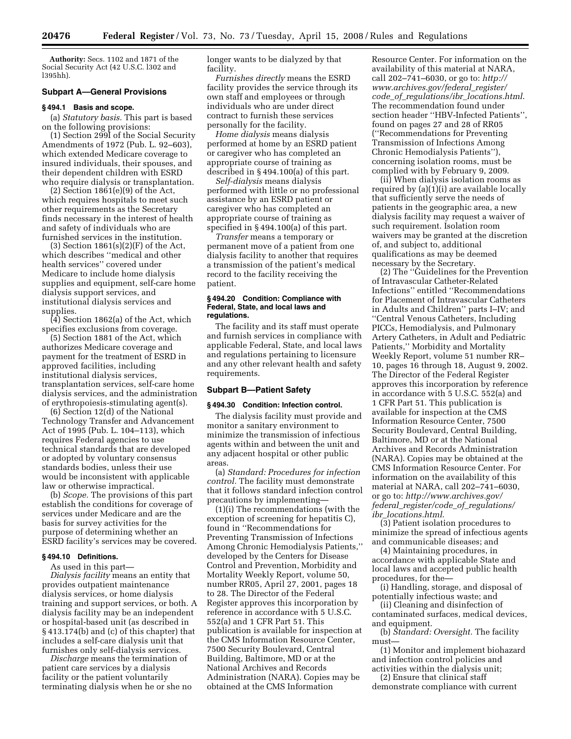**Authority:** Secs. 1102 and 1871 of the Social Security Act (42 U.S.C. l302 and l395hh).

### Subpart A—General Provisions

#### § 494.1 Basis and scope.

(a) *Statutory basis.* This part is based on the following provisions:

(1) Section 299I of the Social Security Amendments of 1972 (Pub. L. 92–603), which extended Medicare coverage to insured individuals, their spouses, and their dependent children with ESRD who require dialysis or transplantation.

(2) Section 1861(e)(9) of the Act, which requires hospitals to meet such other requirements as the Secretary finds necessary in the interest of health and safety of individuals who are furnished services in the institution.

(3) Section 1861(s)(2)(F) of the Act, which describes ''medical and other health services'' covered under Medicare to include home dialysis supplies and equipment, self-care home dialysis support services, and institutional dialysis services and supplies.

(4) Section 1862(a) of the Act, which specifies exclusions from coverage.

(5) Section 1881 of the Act, which authorizes Medicare coverage and payment for the treatment of ESRD in approved facilities, including institutional dialysis services, transplantation services, self-care home dialysis services, and the administration of erythropoiesis-stimulating agent(s).

(6) Section 12(d) of the National Technology Transfer and Advancement Act of 1995 (Pub. L. 104–113), which requires Federal agencies to use technical standards that are developed or adopted by voluntary consensus standards bodies, unless their use would be inconsistent with applicable law or otherwise impractical.

(b) *Scope.* The provisions of this part establish the conditions for coverage of services under Medicare and are the basis for survey activities for the purpose of determining whether an ESRD facility's services may be covered.

#### § 494.10 Definitions.

As used in this part—

*Dialysis facility* means an entity that provides outpatient maintenance dialysis services, or home dialysis training and support services, or both. A dialysis facility may be an independent or hospital-based unit (as described in § 413.174(b) and (c) of this chapter) that includes a self-care dialysis unit that furnishes only self-dialysis services.

*Discharge* means the termination of patient care services by a dialysis facility or the patient voluntarily terminating dialysis when he or she no longer wants to be dialyzed by that facility.

*Furnishes directly* means the ESRD facility provides the service through its own staff and employees or through individuals who are under direct contract to furnish these services personally for the facility.

*Home dialysis* means dialysis performed at home by an ESRD patient or caregiver who has completed an appropriate course of training as described in § 494.100(a) of this part.

*Self-dialysis* means dialysis performed with little or no professional assistance by an ESRD patient or caregiver who has completed an appropriate course of training as specified in § 494.100(a) of this part.

*Transfer* means a temporary or permanent move of a patient from one dialysis facility to another that requires a transmission of the patient's medical record to the facility receiving the patient.

#### § 494.20 Condition: Compliance with Federal, State, and local laws and regulations.

The facility and its staff must operate and furnish services in compliance with applicable Federal, State, and local laws and regulations pertaining to licensure and any other relevant health and safety requirements.

### Subpart B—Patient Safety

#### § 494.30 Condition: Infection control.

The dialysis facility must provide and monitor a sanitary environment to minimize the transmission of infectious agents within and between the unit and any adjacent hospital or other public areas.

(a) *Standard: Procedures for infection control.* The facility must demonstrate that it follows standard infection control precautions by implementing—

(1)(i) The recommendations (with the exception of screening for hepatitis C), found in ''Recommendations for Preventing Transmission of Infections Among Chronic Hemodialysis Patients,'' developed by the Centers for Disease Control and Prevention, Morbidity and Mortality Weekly Report, volume 50, number RR05, April 27, 2001, pages 18 to 28. The Director of the Federal Register approves this incorporation by reference in accordance with 5 U.S.C. 552(a) and 1 CFR Part 51. This publication is available for inspection at the CMS Information Resource Center, 7500 Security Boulevard, Central Building, Baltimore, MD or at the National Archives and Records Administration (NARA). Copies may be obtained at the CMS Information Resource Center. For information on the availability of this material at NARA, call 202–741–6030, or go to: *http://www.archives.gov/federal_register/code_of_regulations/ibr_locations.html*. The recommendation found under section header ''HBV-Infected Patients'', found on pages 27 and 28 of RR05 (''Recommendations for Preventing Transmission of Infections Among Chronic Hemodialysis Patients''), concerning isolation rooms, must be complied with by February 9, 2009.

(ii) When dialysis isolation rooms as required by (a)(1)(i) are available locally that sufficiently serve the needs of patients in the geographic area, a new dialysis facility may request a waiver of such requirement. Isolation room waivers may be granted at the discretion of, and subject to, additional qualifications as may be deemed necessary by the Secretary.

(2) The ''Guidelines for the Prevention of Intravascular Catheter-Related Infections'' entitled ''Recommendations for Placement of Intravascular Catheters in Adults and Children'' parts I–IV; and ''Central Venous Catheters, Including PICCs, Hemodialysis, and Pulmonary Artery Catheters, in Adult and Pediatric Patients,'' Morbidity and Mortality Weekly Report, volume 51 number RR–10, pages 16 through 18, August 9, 2002. The Director of the Federal Register approves this incorporation by reference in accordance with 5 U.S.C. 552(a) and 1 CFR Part 51. This publication is available for inspection at the CMS Information Resource Center, 7500 Security Boulevard, Central Building, Baltimore, MD or at the National Archives and Records Administration (NARA). Copies may be obtained at the CMS Information Resource Center. For information on the availability of this material at NARA, call 202–741–6030, or go to: *http://www.archives.gov/federal_register/code_of_regulations/ibr_locations.html*.

(3) Patient isolation procedures to minimize the spread of infectious agents and communicable diseases; and

(4) Maintaining procedures, in accordance with applicable State and local laws and accepted public health procedures, for the—

(i) Handling, storage, and disposal of potentially infectious waste; and

(ii) Cleaning and disinfection of contaminated surfaces, medical devices, and equipment.

(b) *Standard: Oversight.* The facility must—

(1) Monitor and implement biohazard and infection control policies and activities within the dialysis unit;

(2) Ensure that clinical staff demonstrate compliance with current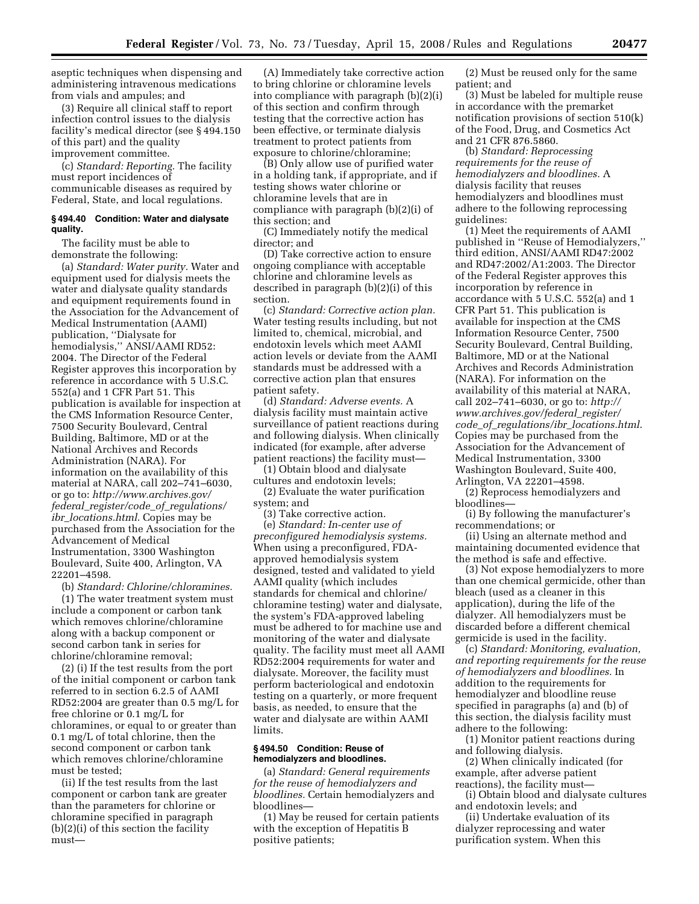aseptic techniques when dispensing and administering intravenous medications from vials and ampules; and

(3) Require all clinical staff to report infection control issues to the dialysis facility's medical director (see § 494.150 of this part) and the quality improvement committee.

(c) *Standard: Reporting.* The facility must report incidences of communicable diseases as required by Federal, State, and local regulations.

#### § 494.40 Condition: Water and dialysate quality.

The facility must be able to demonstrate the following:

(a) *Standard: Water purity.* Water and equipment used for dialysis meets the water and dialysate quality standards and equipment requirements found in the Association for the Advancement of Medical Instrumentation (AAMI) publication, ''Dialysate for hemodialysis,'' ANSI/AAMI RD52: 2004. The Director of the Federal Register approves this incorporation by reference in accordance with 5 U.S.C. 552(a) and 1 CFR Part 51. This publication is available for inspection at the CMS Information Resource Center, 7500 Security Boulevard, Central Building, Baltimore, MD or at the National Archives and Records Administration (NARA). For information on the availability of this material at NARA, call 202–741–6030, or go to: *http://www.archives.gov/federal_register/code_of_regulations/ibr_locations.html*. Copies may be purchased from the Association for the Advancement of Medical Instrumentation, 3300 Washington Boulevard, Suite 400, Arlington, VA 22201–4598.

(b) *Standard: Chlorine/chloramines.*

(1) The water treatment system must include a component or carbon tank which removes chlorine/chloramine along with a backup component or second carbon tank in series for chlorine/chloramine removal;

(2) (i) If the test results from the port of the initial component or carbon tank referred to in section 6.2.5 of AAMI RD52:2004 are greater than 0.5 mg/L for free chlorine or 0.1 mg/L for chloramines, or equal to or greater than 0.1 mg/L of total chlorine, then the second component or carbon tank which removes chlorine/chloramine must be tested;

(ii) If the test results from the last component or carbon tank are greater than the parameters for chlorine or chloramine specified in paragraph (b)(2)(i) of this section the facility must—

(A) Immediately take corrective action to bring chlorine or chloramine levels into compliance with paragraph (b)(2)(i) of this section and confirm through testing that the corrective action has been effective, or terminate dialysis treatment to protect patients from exposure to chlorine/chloramine;

(B) Only allow use of purified water in a holding tank, if appropriate, and if testing shows water chlorine or chloramine levels that are in compliance with paragraph (b)(2)(i) of this section; and

(C) Immediately notify the medical director; and

(D) Take corrective action to ensure ongoing compliance with acceptable chlorine and chloramine levels as described in paragraph (b)(2)(i) of this section.

(c) *Standard: Corrective action plan.* Water testing results including, but not limited to, chemical, microbial, and endotoxin levels which meet AAMI action levels or deviate from the AAMI standards must be addressed with a corrective action plan that ensures patient safety.

(d) *Standard: Adverse events.* A dialysis facility must maintain active surveillance of patient reactions during and following dialysis. When clinically indicated (for example, after adverse patient reactions) the facility must—

(1) Obtain blood and dialysate cultures and endotoxin levels;

(2) Evaluate the water purification system; and

(3) Take corrective action.

(e) *Standard: In-center use of preconfigured hemodialysis systems.* When using a preconfigured, FDA-approved hemodialysis system designed, tested and validated to yield AAMI quality (which includes standards for chemical and chlorine/chloramine testing) water and dialysate, the system's FDA-approved labeling must be adhered to for machine use and monitoring of the water and dialysate quality. The facility must meet all AAMI RD52:2004 requirements for water and dialysate. Moreover, the facility must perform bacteriological and endotoxin testing on a quarterly, or more frequent basis, as needed, to ensure that the water and dialysate are within AAMI limits.

#### § 494.50 Condition: Reuse of hemodialyzers and bloodlines.

(a) *Standard: General requirements for the reuse of hemodialyzers and bloodlines.* Certain hemodialyzers and bloodlines—

(1) May be reused for certain patients with the exception of Hepatitis B positive patients;

(2) Must be reused only for the same patient; and

(3) Must be labeled for multiple reuse in accordance with the premarket notification provisions of section 510(k) of the Food, Drug, and Cosmetics Act and 21 CFR 876.5860.

(b) *Standard: Reprocessing requirements for the reuse of hemodialyzers and bloodlines.* A dialysis facility that reuses hemodialyzers and bloodlines must adhere to the following reprocessing guidelines:

(1) Meet the requirements of AAMI published in ''Reuse of Hemodialyzers,'' third edition, ANSI/AAMI RD47:2002 and RD47:2002/A1:2003. The Director of the Federal Register approves this incorporation by reference in accordance with 5 U.S.C. 552(a) and 1 CFR Part 51. This publication is available for inspection at the CMS Information Resource Center, 7500 Security Boulevard, Central Building, Baltimore, MD or at the National Archives and Records Administration (NARA). For information on the availability of this material at NARA, call 202–741–6030, or go to: *http://www.archives.gov/federal_register/code_of_regulations/ibr_locations.html*. Copies may be purchased from the Association for the Advancement of Medical Instrumentation, 3300 Washington Boulevard, Suite 400, Arlington, VA 22201–4598.

(2) Reprocess hemodialyzers and bloodlines—

(i) By following the manufacturer's recommendations; or

(ii) Using an alternate method and maintaining documented evidence that the method is safe and effective.

(3) Not expose hemodialyzers to more than one chemical germicide, other than bleach (used as a cleaner in this application), during the life of the dialyzer. All hemodialyzers must be discarded before a different chemical germicide is used in the facility.

(c) *Standard: Monitoring, evaluation, and reporting requirements for the reuse of hemodialyzers and bloodlines.* In addition to the requirements for hemodialyzer and bloodline reuse specified in paragraphs (a) and (b) of this section, the dialysis facility must adhere to the following:

(1) Monitor patient reactions during and following dialysis.

(2) When clinically indicated (for example, after adverse patient reactions), the facility must—

(i) Obtain blood and dialysate cultures and endotoxin levels; and

(ii) Undertake evaluation of its dialyzer reprocessing and water purification system. When this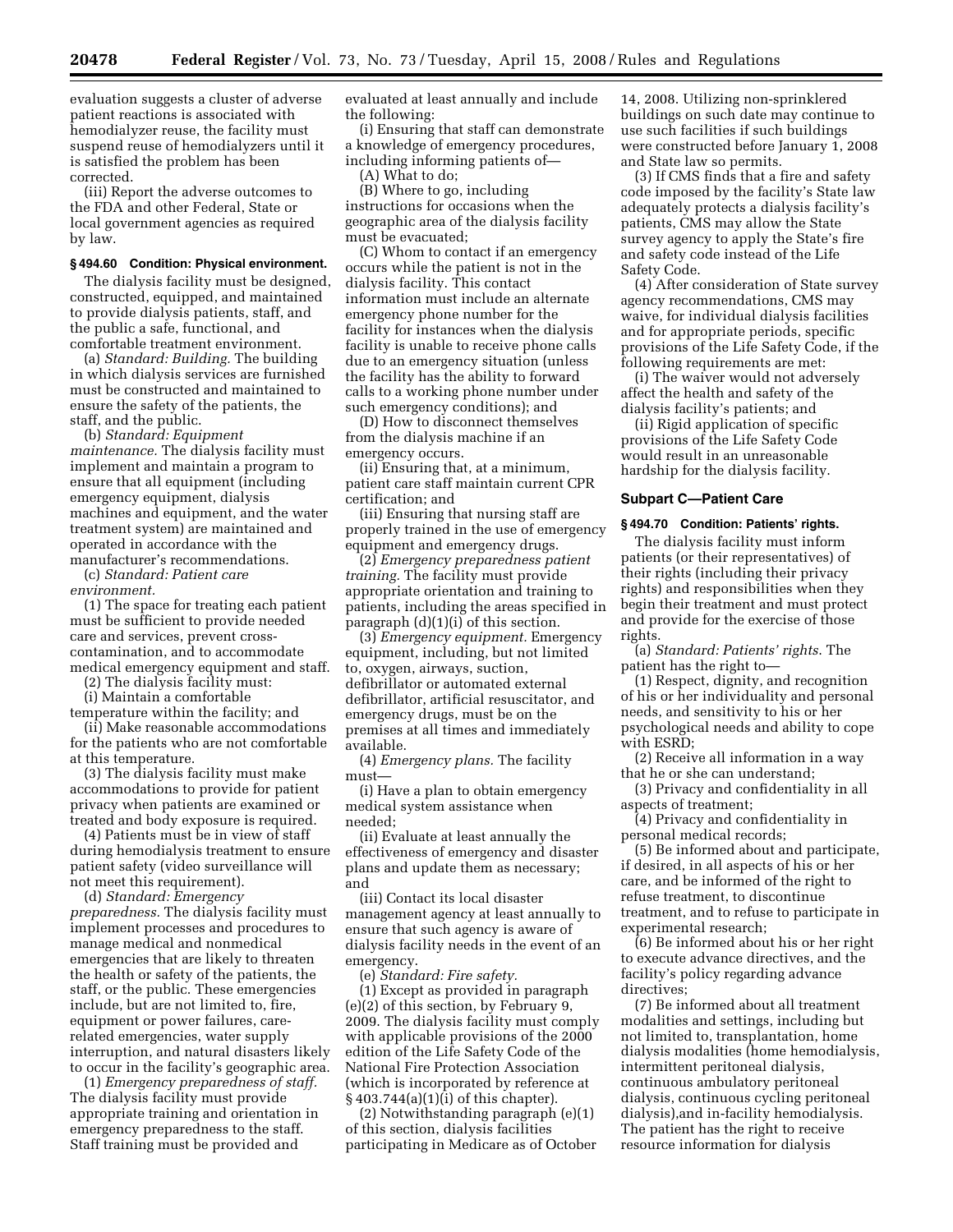evaluation suggests a cluster of adverse patient reactions is associated with hemodialyzer reuse, the facility must suspend reuse of hemodialyzers until it is satisfied the problem has been corrected.

(iii) Report the adverse outcomes to the FDA and other Federal, State or local government agencies as required by law.

### § 494.60 Condition: Physical environment.

The dialysis facility must be designed, constructed, equipped, and maintained to provide dialysis patients, staff, and the public a safe, functional, and comfortable treatment environment.

(a) *Standard: Building.* The building in which dialysis services are furnished must be constructed and maintained to ensure the safety of the patients, the staff, and the public.

(b) *Standard: Equipment maintenance.* The dialysis facility must implement and maintain a program to ensure that all equipment (including emergency equipment, dialysis machines and equipment, and the water treatment system) are maintained and operated in accordance with the manufacturer's recommendations.

(c) *Standard: Patient care environment.*

(1) The space for treating each patient must be sufficient to provide needed care and services, prevent cross-contamination, and to accommodate medical emergency equipment and staff.

(2) The dialysis facility must:

(i) Maintain a comfortable temperature within the facility; and

(ii) Make reasonable accommodations for the patients who are not comfortable at this temperature.

(3) The dialysis facility must make accommodations to provide for patient privacy when patients are examined or treated and body exposure is required.

(4) Patients must be in view of staff during hemodialysis treatment to ensure patient safety (video surveillance will not meet this requirement).

(d) *Standard: Emergency preparedness.* The dialysis facility must implement processes and procedures to manage medical and nonmedical emergencies that are likely to threaten the health or safety of the patients, the staff, or the public. These emergencies include, but are not limited to, fire, equipment or power failures, care-related emergencies, water supply interruption, and natural disasters likely to occur in the facility's geographic area.

(1) *Emergency preparedness of staff.* The dialysis facility must provide appropriate training and orientation in emergency preparedness to the staff. Staff training must be provided and evaluated at least annually and include the following:

(i) Ensuring that staff can demonstrate a knowledge of emergency procedures, including informing patients of—

(A) What to do;

(B) Where to go, including instructions for occasions when the geographic area of the dialysis facility must be evacuated;

(C) Whom to contact if an emergency occurs while the patient is not in the dialysis facility. This contact information must include an alternate emergency phone number for the facility for instances when the dialysis facility is unable to receive phone calls due to an emergency situation (unless the facility has the ability to forward calls to a working phone number under such emergency conditions); and

(D) How to disconnect themselves from the dialysis machine if an emergency occurs.

(ii) Ensuring that, at a minimum, patient care staff maintain current CPR certification; and

(iii) Ensuring that nursing staff are properly trained in the use of emergency equipment and emergency drugs.

(2) *Emergency preparedness patient training.* The facility must provide appropriate orientation and training to patients, including the areas specified in paragraph (d)(1)(i) of this section.

(3) *Emergency equipment.* Emergency equipment, including, but not limited to, oxygen, airways, suction, defibrillator or automated external defibrillator, artificial resuscitator, and emergency drugs, must be on the premises at all times and immediately available.

(4) *Emergency plans.* The facility must—

(i) Have a plan to obtain emergency medical system assistance when needed;

(ii) Evaluate at least annually the effectiveness of emergency and disaster plans and update them as necessary; and

(iii) Contact its local disaster management agency at least annually to ensure that such agency is aware of dialysis facility needs in the event of an emergency.

(e) *Standard: Fire safety.*

(1) Except as provided in paragraph (e)(2) of this section, by February 9, 2009. The dialysis facility must comply with applicable provisions of the 2000 edition of the Life Safety Code of the National Fire Protection Association (which is incorporated by reference at § 403.744(a)(1)(i) of this chapter).

(2) Notwithstanding paragraph (e)(1) of this section, dialysis facilities participating in Medicare as of October 14, 2008. Utilizing non-sprinklered buildings on such date may continue to use such facilities if such buildings were constructed before January 1, 2008 and State law so permits.

(3) If CMS finds that a fire and safety code imposed by the facility's State law adequately protects a dialysis facility's patients, CMS may allow the State survey agency to apply the State's fire and safety code instead of the Life Safety Code.

(4) After consideration of State survey agency recommendations, CMS may waive, for individual dialysis facilities and for appropriate periods, specific provisions of the Life Safety Code, if the following requirements are met:

(i) The waiver would not adversely affect the health and safety of the dialysis facility's patients; and

(ii) Rigid application of specific provisions of the Life Safety Code would result in an unreasonable hardship for the dialysis facility.

## Subpart C—Patient Care

### § 494.70 Condition: Patients' rights.

The dialysis facility must inform patients (or their representatives) of their rights (including their privacy rights) and responsibilities when they begin their treatment and must protect and provide for the exercise of those rights.

(a) *Standard: Patients' rights.* The patient has the right to—

(1) Respect, dignity, and recognition of his or her individuality and personal needs, and sensitivity to his or her psychological needs and ability to cope with ESRD;

(2) Receive all information in a way that he or she can understand;

(3) Privacy and confidentiality in all aspects of treatment;

(4) Privacy and confidentiality in personal medical records;

(5) Be informed about and participate, if desired, in all aspects of his or her care, and be informed of the right to refuse treatment, to discontinue treatment, and to refuse to participate in experimental research;

(6) Be informed about his or her right to execute advance directives, and the facility's policy regarding advance directives;

(7) Be informed about all treatment modalities and settings, including but not limited to, transplantation, home dialysis modalities (home hemodialysis, intermittent peritoneal dialysis, continuous ambulatory peritoneal dialysis, continuous cycling peritoneal dialysis),and in-facility hemodialysis. The patient has the right to receive resource information for dialysis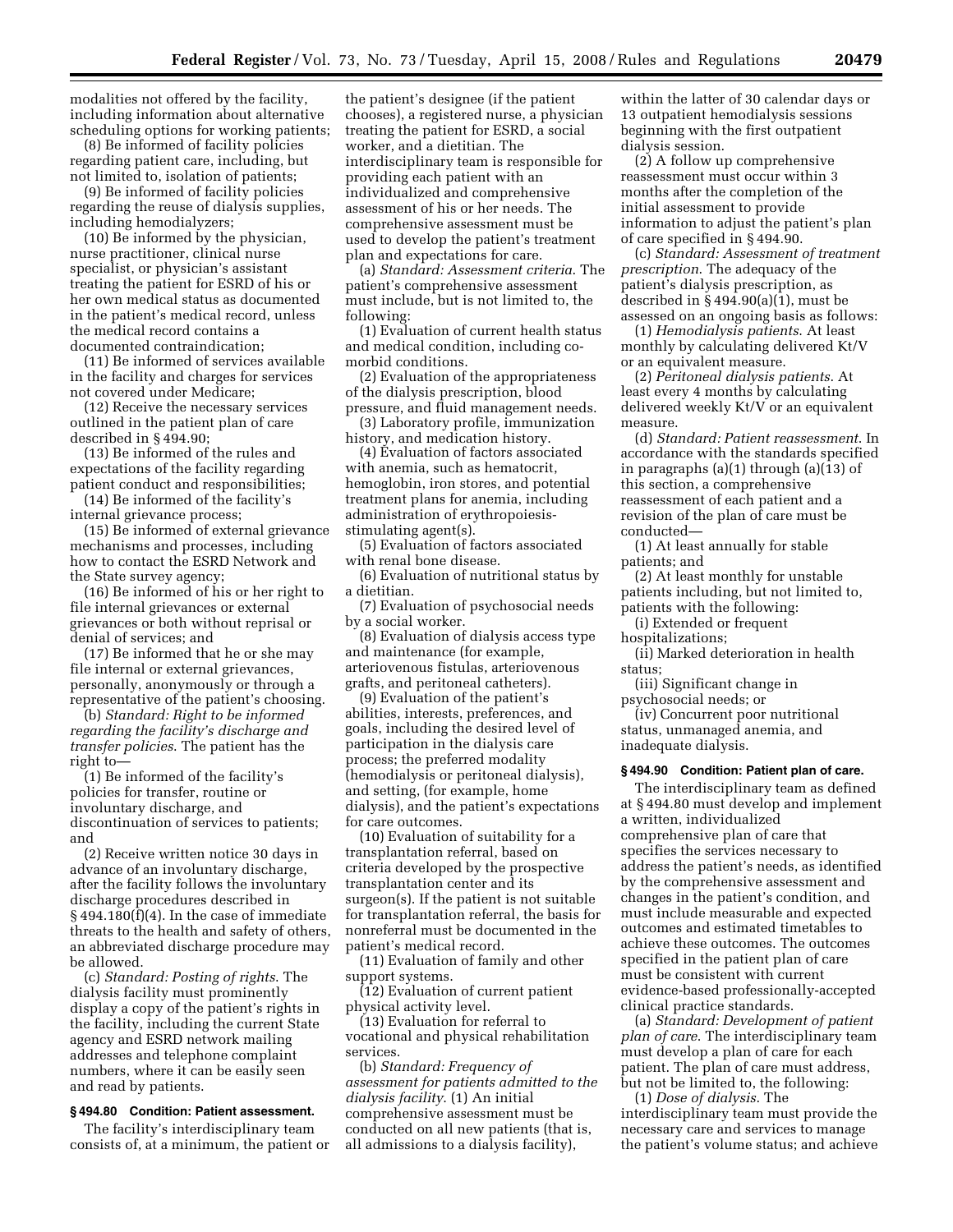modalities not offered by the facility, including information about alternative scheduling options for working patients;

(8) Be informed of facility policies regarding patient care, including, but not limited to, isolation of patients;

(9) Be informed of facility policies regarding the reuse of dialysis supplies, including hemodialyzers;

(10) Be informed by the physician, nurse practitioner, clinical nurse specialist, or physician's assistant treating the patient for ESRD of his or her own medical status as documented in the patient's medical record, unless the medical record contains a documented contraindication;

(11) Be informed of services available in the facility and charges for services not covered under Medicare;

(12) Receive the necessary services outlined in the patient plan of care described in § 494.90;

(13) Be informed of the rules and expectations of the facility regarding patient conduct and responsibilities;

(14) Be informed of the facility's internal grievance process;

(15) Be informed of external grievance mechanisms and processes, including how to contact the ESRD Network and the State survey agency;

(16) Be informed of his or her right to file internal grievances or external grievances or both without reprisal or denial of services; and

(17) Be informed that he or she may file internal or external grievances, personally, anonymously or through a representative of the patient's choosing.

(b) *Standard: Right to be informed regarding the facility's discharge and transfer policies.* The patient has the right to—

(1) Be informed of the facility's policies for transfer, routine or involuntary discharge, and discontinuation of services to patients; and

(2) Receive written notice 30 days in advance of an involuntary discharge, after the facility follows the involuntary discharge procedures described in § 494.180(f)(4). In the case of immediate threats to the health and safety of others, an abbreviated discharge procedure may be allowed.

(c) *Standard: Posting of rights.* The dialysis facility must prominently display a copy of the patient's rights in the facility, including the current State agency and ESRD network mailing addresses and telephone complaint numbers, where it can be easily seen and read by patients.

### § 494.80 Condition: Patient assessment.

The facility's interdisciplinary team consists of, at a minimum, the patient or the patient's designee (if the patient chooses), a registered nurse, a physician treating the patient for ESRD, a social worker, and a dietitian. The interdisciplinary team is responsible for providing each patient with an individualized and comprehensive assessment of his or her needs. The comprehensive assessment must be used to develop the patient's treatment plan and expectations for care.

(a) *Standard: Assessment criteria.* The patient's comprehensive assessment must include, but is not limited to, the following:

(1) Evaluation of current health status and medical condition, including co-morbid conditions.

(2) Evaluation of the appropriateness of the dialysis prescription, blood pressure, and fluid management needs.

(3) Laboratory profile, immunization history, and medication history.

(4) Evaluation of factors associated with anemia, such as hematocrit, hemoglobin, iron stores, and potential treatment plans for anemia, including administration of erythropoiesis-stimulating agent(s).

(5) Evaluation of factors associated with renal bone disease.

(6) Evaluation of nutritional status by a dietitian.

(7) Evaluation of psychosocial needs by a social worker.

(8) Evaluation of dialysis access type and maintenance (for example, arteriovenous fistulas, arteriovenous grafts, and peritoneal catheters).

(9) Evaluation of the patient's abilities, interests, preferences, and goals, including the desired level of participation in the dialysis care process; the preferred modality (hemodialysis or peritoneal dialysis), and setting, (for example, home dialysis), and the patient's expectations for care outcomes.

(10) Evaluation of suitability for a transplantation referral, based on criteria developed by the prospective transplantation center and its surgeon(s). If the patient is not suitable for transplantation referral, the basis for nonreferral must be documented in the patient's medical record.

(11) Evaluation of family and other support systems.

(12) Evaluation of current patient physical activity level.

(13) Evaluation for referral to vocational and physical rehabilitation services.

(b) *Standard: Frequency of assessment for patients admitted to the dialysis facility.* (1) An initial comprehensive assessment must be conducted on all new patients (that is, all admissions to a dialysis facility), within the latter of 30 calendar days or 13 outpatient hemodialysis sessions beginning with the first outpatient dialysis session.

(2) A follow up comprehensive reassessment must occur within 3 months after the completion of the initial assessment to provide information to adjust the patient's plan of care specified in § 494.90.

(c) *Standard: Assessment of treatment prescription.* The adequacy of the patient's dialysis prescription, as described in § 494.90(a)(1), must be assessed on an ongoing basis as follows:

(1) *Hemodialysis patients.* At least monthly by calculating delivered Kt/V or an equivalent measure.

(2) *Peritoneal dialysis patients.* At least every 4 months by calculating delivered weekly Kt/V or an equivalent measure.

(d) *Standard: Patient reassessment.* In accordance with the standards specified in paragraphs (a)(1) through (a)(13) of this section, a comprehensive reassessment of each patient and a revision of the plan of care must be conducted—

(1) At least annually for stable patients; and

(2) At least monthly for unstable patients including, but not limited to, patients with the following:

(i) Extended or frequent hospitalizations;

(ii) Marked deterioration in health status;

(iii) Significant change in psychosocial needs; or

(iv) Concurrent poor nutritional status, unmanaged anemia, and inadequate dialysis.

### § 494.90 Condition: Patient plan of care.

The interdisciplinary team as defined at § 494.80 must develop and implement a written, individualized comprehensive plan of care that specifies the services necessary to address the patient's needs, as identified by the comprehensive assessment and changes in the patient's condition, and must include measurable and expected outcomes and estimated timetables to achieve these outcomes. The outcomes specified in the patient plan of care must be consistent with current evidence-based professionally-accepted clinical practice standards.

(a) *Standard: Development of patient plan of care.* The interdisciplinary team must develop a plan of care for each patient. The plan of care must address, but not be limited to, the following:

(1) *Dose of dialysis.* The interdisciplinary team must provide the necessary care and services to manage the patient's volume status; and achieve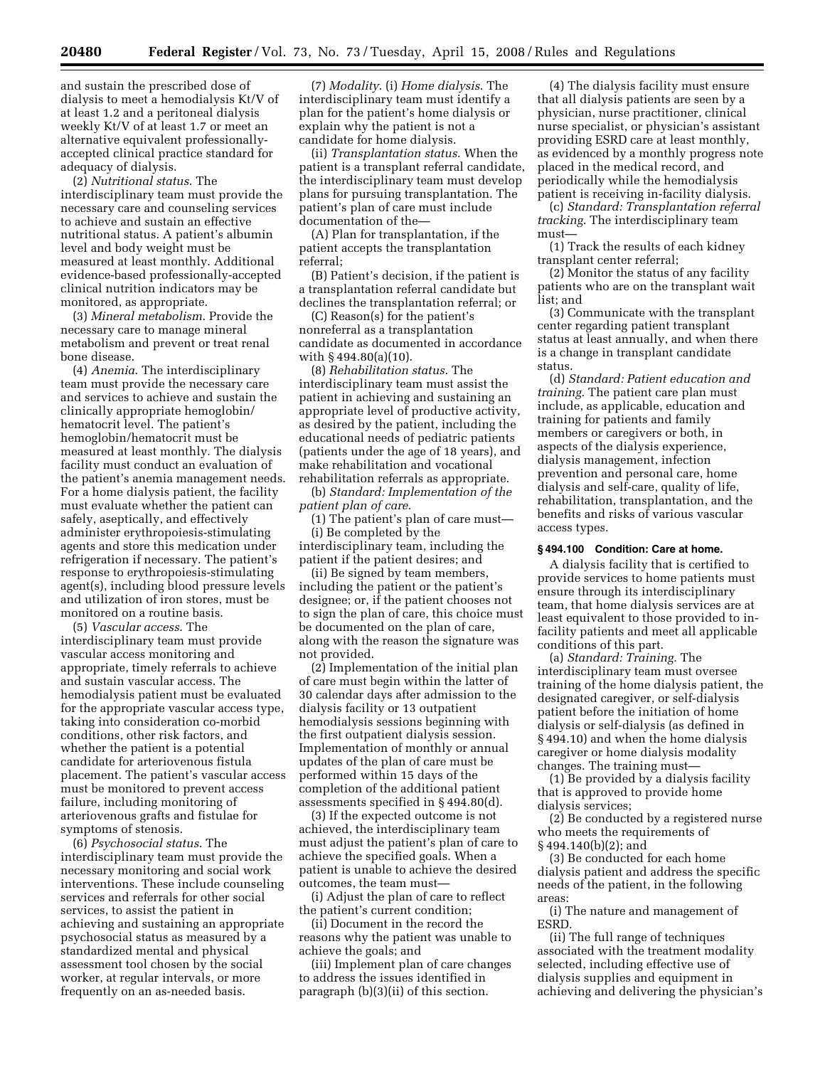and sustain the prescribed dose of dialysis to meet a hemodialysis Kt/V of at least 1.2 and a peritoneal dialysis weekly Kt/V of at least 1.7 or meet an alternative equivalent professionally-accepted clinical practice standard for adequacy of dialysis.

(2) *Nutritional status*. The interdisciplinary team must provide the necessary care and counseling services to achieve and sustain an effective nutritional status. A patient's albumin level and body weight must be measured at least monthly. Additional evidence-based professionally-accepted clinical nutrition indicators may be monitored, as appropriate.

(3) *Mineral metabolism*. Provide the necessary care to manage mineral metabolism and prevent or treat renal bone disease.

(4) *Anemia*. The interdisciplinary team must provide the necessary care and services to achieve and sustain the clinically appropriate hemoglobin/hematocrit level. The patient's hemoglobin/hematocrit must be measured at least monthly. The dialysis facility must conduct an evaluation of the patient's anemia management needs. For a home dialysis patient, the facility must evaluate whether the patient can safely, aseptically, and effectively administer erythropoiesis-stimulating agents and store this medication under refrigeration if necessary. The patient's response to erythropoiesis-stimulating agent(s), including blood pressure levels and utilization of iron stores, must be monitored on a routine basis.

(5) *Vascular access*. The interdisciplinary team must provide vascular access monitoring and appropriate, timely referrals to achieve and sustain vascular access. The hemodialysis patient must be evaluated for the appropriate vascular access type, taking into consideration co-morbid conditions, other risk factors, and whether the patient is a potential candidate for arteriovenous fistula placement. The patient's vascular access must be monitored to prevent access failure, including monitoring of arteriovenous grafts and fistulae for symptoms of stenosis.

(6) *Psychosocial status*. The interdisciplinary team must provide the necessary monitoring and social work interventions. These include counseling services and referrals for other social services, to assist the patient in achieving and sustaining an appropriate psychosocial status as measured by a standardized mental and physical assessment tool chosen by the social worker, at regular intervals, or more frequently on an as-needed basis.

(7) *Modality*. (i) *Home dialysis*. The interdisciplinary team must identify a plan for the patient's home dialysis or explain why the patient is not a candidate for home dialysis.

(ii) *Transplantation status*. When the patient is a transplant referral candidate, the interdisciplinary team must develop plans for pursuing transplantation. The patient's plan of care must include documentation of the—

(A) Plan for transplantation, if the patient accepts the transplantation referral;

(B) Patient's decision, if the patient is a transplantation referral candidate but declines the transplantation referral; or

(C) Reason(s) for the patient's nonreferral as a transplantation candidate as documented in accordance with § 494.80(a)(10).

(8) *Rehabilitation status*. The interdisciplinary team must assist the patient in achieving and sustaining an appropriate level of productive activity, as desired by the patient, including the educational needs of pediatric patients (patients under the age of 18 years), and make rehabilitation and vocational rehabilitation referrals as appropriate.

(b) *Standard: Implementation of the patient plan of care*.

(1) The patient's plan of care must—

(i) Be completed by the interdisciplinary team, including the patient if the patient desires; and

(ii) Be signed by team members, including the patient or the patient's designee; or, if the patient chooses not to sign the plan of care, this choice must be documented on the plan of care, along with the reason the signature was not provided.

(2) Implementation of the initial plan of care must begin within the latter of 30 calendar days after admission to the dialysis facility or 13 outpatient hemodialysis sessions beginning with the first outpatient dialysis session. Implementation of monthly or annual updates of the plan of care must be performed within 15 days of the completion of the additional patient assessments specified in § 494.80(d).

(3) If the expected outcome is not achieved, the interdisciplinary team must adjust the patient's plan of care to achieve the specified goals. When a patient is unable to achieve the desired outcomes, the team must—

(i) Adjust the plan of care to reflect the patient's current condition;

(ii) Document in the record the reasons why the patient was unable to achieve the goals; and

(iii) Implement plan of care changes to address the issues identified in paragraph (b)(3)(ii) of this section.

(4) The dialysis facility must ensure that all dialysis patients are seen by a physician, nurse practitioner, clinical nurse specialist, or physician's assistant providing ESRD care at least monthly, as evidenced by a monthly progress note placed in the medical record, and periodically while the hemodialysis patient is receiving in-facility dialysis.

(c) *Standard: Transplantation referral tracking*. The interdisciplinary team must—

(1) Track the results of each kidney transplant center referral;

(2) Monitor the status of any facility patients who are on the transplant wait list; and

(3) Communicate with the transplant center regarding patient transplant status at least annually, and when there is a change in transplant candidate status.

(d) *Standard: Patient education and training*. The patient care plan must include, as applicable, education and training for patients and family members or caregivers or both, in aspects of the dialysis experience, dialysis management, infection prevention and personal care, home dialysis and self-care, quality of life, rehabilitation, transplantation, and the benefits and risks of various vascular access types.

#### § 494.100 Condition: Care at home.

A dialysis facility that is certified to provide services to home patients must ensure through its interdisciplinary team, that home dialysis services are at least equivalent to those provided to in-facility patients and meet all applicable conditions of this part.

(a) *Standard: Training*. The interdisciplinary team must oversee training of the home dialysis patient, the designated caregiver, or self-dialysis patient before the initiation of home dialysis or self-dialysis (as defined in § 494.10) and when the home dialysis caregiver or home dialysis modality changes. The training must—

(1) Be provided by a dialysis facility that is approved to provide home dialysis services;

(2) Be conducted by a registered nurse who meets the requirements of § 494.140(b)(2); and

(3) Be conducted for each home dialysis patient and address the specific needs of the patient, in the following areas:

(i) The nature and management of ESRD.

(ii) The full range of techniques associated with the treatment modality selected, including effective use of dialysis supplies and equipment in achieving and delivering the physician's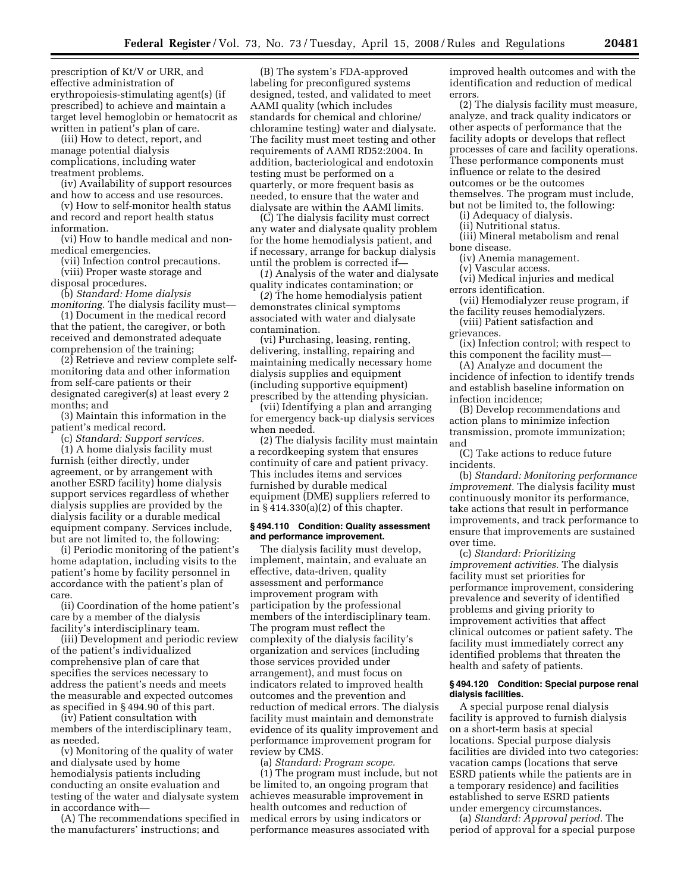prescription of Kt/V or URR, and effective administration of erythropoiesis-stimulating agent(s) (if prescribed) to achieve and maintain a target level hemoglobin or hematocrit as written in patient's plan of care.

(iii) How to detect, report, and manage potential dialysis complications, including water treatment problems.

(iv) Availability of support resources and how to access and use resources.

(v) How to self-monitor health status and record and report health status information.

(vi) How to handle medical and non-medical emergencies.

(vii) Infection control precautions.

(viii) Proper waste storage and disposal procedures.

(b) *Standard: Home dialysis monitoring.* The dialysis facility must—

(1) Document in the medical record that the patient, the caregiver, or both received and demonstrated adequate comprehension of the training;

(2) Retrieve and review complete self-monitoring data and other information from self-care patients or their designated caregiver(s) at least every 2 months; and

(3) Maintain this information in the patient's medical record.

(c) *Standard: Support services.*

(1) A home dialysis facility must furnish (either directly, under agreement, or by arrangement with another ESRD facility) home dialysis support services regardless of whether dialysis supplies are provided by the dialysis facility or a durable medical equipment company. Services include, but are not limited to, the following:

(i) Periodic monitoring of the patient's home adaptation, including visits to the patient's home by facility personnel in accordance with the patient's plan of care.

(ii) Coordination of the home patient's care by a member of the dialysis facility's interdisciplinary team.

(iii) Development and periodic review of the patient's individualized comprehensive plan of care that specifies the services necessary to address the patient's needs and meets the measurable and expected outcomes as specified in § 494.90 of this part.

(iv) Patient consultation with members of the interdisciplinary team, as needed.

(v) Monitoring of the quality of water and dialysate used by home hemodialysis patients including conducting an onsite evaluation and testing of the water and dialysate system in accordance with—

(A) The recommendations specified in the manufacturers' instructions; and

(B) The system's FDA-approved labeling for preconfigured systems designed, tested, and validated to meet AAMI quality (which includes standards for chemical and chlorine/chloramine testing) water and dialysate. The facility must meet testing and other requirements of AAMI RD52:2004. In addition, bacteriological and endotoxin testing must be performed on a quarterly, or more frequent basis as needed, to ensure that the water and dialysate are within the AAMI limits.

(C) The dialysis facility must correct any water and dialysate quality problem for the home hemodialysis patient, and if necessary, arrange for backup dialysis until the problem is corrected if—

(*1*) Analysis of the water and dialysate quality indicates contamination; or

(*2*) The home hemodialysis patient demonstrates clinical symptoms associated with water and dialysate contamination.

(vi) Purchasing, leasing, renting, delivering, installing, repairing and maintaining medically necessary home dialysis supplies and equipment (including supportive equipment) prescribed by the attending physician.

(vii) Identifying a plan and arranging for emergency back-up dialysis services when needed.

(2) The dialysis facility must maintain a recordkeeping system that ensures continuity of care and patient privacy. This includes items and services furnished by durable medical equipment (DME) suppliers referred to in § 414.330(a)(2) of this chapter.

#### § 494.110 Condition: Quality assessment and performance improvement.

The dialysis facility must develop, implement, maintain, and evaluate an effective, data-driven, quality assessment and performance improvement program with participation by the professional members of the interdisciplinary team. The program must reflect the complexity of the dialysis facility's organization and services (including those services provided under arrangement), and must focus on indicators related to improved health outcomes and the prevention and reduction of medical errors. The dialysis facility must maintain and demonstrate evidence of its quality improvement and performance improvement program for review by CMS.

(a) *Standard: Program scope.*

(1) The program must include, but not be limited to, an ongoing program that achieves measurable improvement in health outcomes and reduction of medical errors by using indicators or performance measures associated with improved health outcomes and with the identification and reduction of medical errors.

(2) The dialysis facility must measure, analyze, and track quality indicators or other aspects of performance that the facility adopts or develops that reflect processes of care and facility operations. These performance components must influence or relate to the desired outcomes or be the outcomes themselves. The program must include, but not be limited to, the following:

(i) Adequacy of dialysis.

(ii) Nutritional status.

(iii) Mineral metabolism and renal bone disease.

(iv) Anemia management.

(v) Vascular access.

(vi) Medical injuries and medical errors identification.

(vii) Hemodialyzer reuse program, if the facility reuses hemodialyzers.

(viii) Patient satisfaction and grievances.

(ix) Infection control; with respect to this component the facility must—

(A) Analyze and document the incidence of infection to identify trends and establish baseline information on infection incidence;

(B) Develop recommendations and action plans to minimize infection transmission, promote immunization; and

(C) Take actions to reduce future incidents.

(b) *Standard: Monitoring performance improvement.* The dialysis facility must continuously monitor its performance, take actions that result in performance improvements, and track performance to ensure that improvements are sustained over time.

(c) *Standard: Prioritizing improvement activities.* The dialysis facility must set priorities for performance improvement, considering prevalence and severity of identified problems and giving priority to improvement activities that affect clinical outcomes or patient safety. The facility must immediately correct any identified problems that threaten the health and safety of patients.

#### § 494.120 Condition: Special purpose renal dialysis facilities.

A special purpose renal dialysis facility is approved to furnish dialysis on a short-term basis at special locations. Special purpose dialysis facilities are divided into two categories: vacation camps (locations that serve ESRD patients while the patients are in a temporary residence) and facilities established to serve ESRD patients under emergency circumstances.

(a) *Standard: Approval period.* The period of approval for a special purpose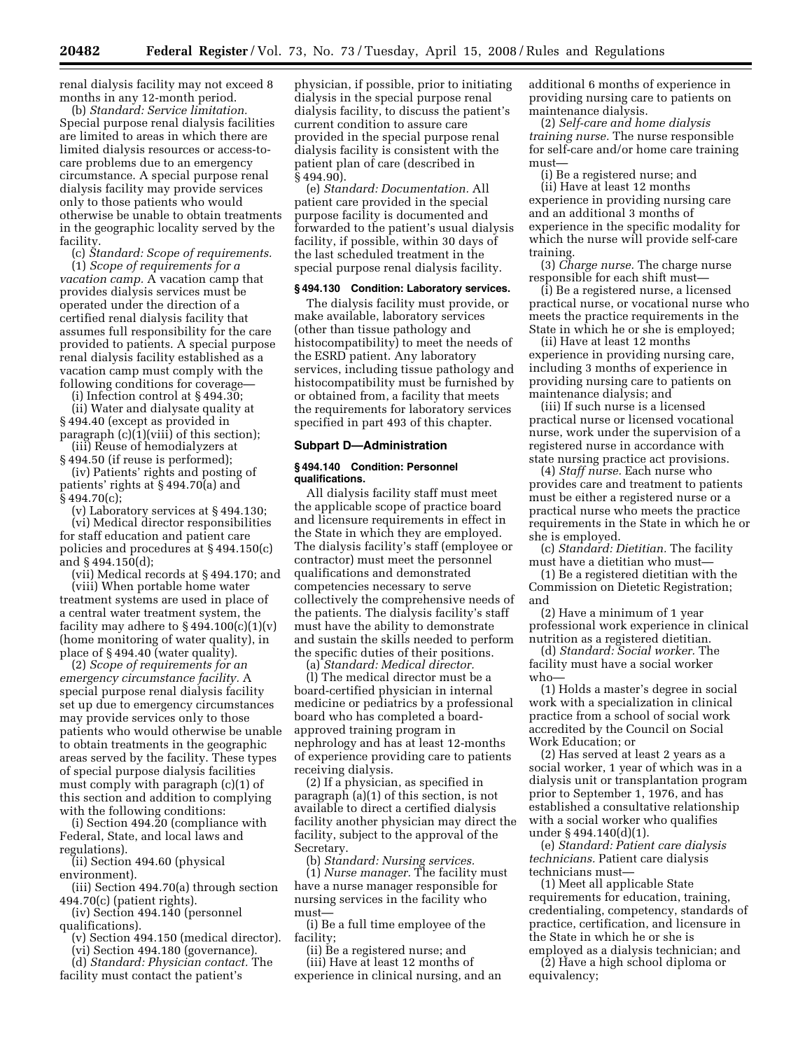renal dialysis facility may not exceed 8 months in any 12-month period.

(b) *Standard: Service limitation.* Special purpose renal dialysis facilities are limited to areas in which there are limited dialysis resources or access-to-care problems due to an emergency circumstance. A special purpose renal dialysis facility may provide services only to those patients who would otherwise be unable to obtain treatments in the geographic locality served by the facility.

(c) *Standard: Scope of requirements.*

(1) *Scope of requirements for a vacation camp.* A vacation camp that provides dialysis services must be operated under the direction of a certified renal dialysis facility that assumes full responsibility for the care provided to patients. A special purpose renal dialysis facility established as a vacation camp must comply with the following conditions for coverage—

(i) Infection control at § 494.30;

(ii) Water and dialysate quality at § 494.40 (except as provided in paragraph (c)(1)(viii) of this section);

(iii) Reuse of hemodialyzers at § 494.50 (if reuse is performed);

(iv) Patients' rights and posting of patients' rights at § 494.70(a) and § 494.70(c);

(v) Laboratory services at § 494.130;

(vi) Medical director responsibilities for staff education and patient care policies and procedures at § 494.150(c) and § 494.150(d);

(vii) Medical records at § 494.170; and

(viii) When portable home water treatment systems are used in place of a central water treatment system, the facility may adhere to § 494.100(c)(1)(v) (home monitoring of water quality), in place of § 494.40 (water quality).

(2) *Scope of requirements for an emergency circumstance facility.* A special purpose renal dialysis facility set up due to emergency circumstances may provide services only to those patients who would otherwise be unable to obtain treatments in the geographic areas served by the facility. These types of special purpose dialysis facilities must comply with paragraph (c)(1) of this section and addition to complying with the following conditions:

(i) Section 494.20 (compliance with Federal, State, and local laws and regulations).

(ii) Section 494.60 (physical environment).

(iii) Section 494.70(a) through section 494.70(c) (patient rights).

(iv) Section 494.140 (personnel qualifications).

(v) Section 494.150 (medical director).

(vi) Section 494.180 (governance).

(d) *Standard: Physician contact.* The facility must contact the patient's physician, if possible, prior to initiating dialysis in the special purpose renal dialysis facility, to discuss the patient's current condition to assure care provided in the special purpose renal dialysis facility is consistent with the patient plan of care (described in § 494.90).

(e) *Standard: Documentation.* All patient care provided in the special purpose facility is documented and forwarded to the patient's usual dialysis facility, if possible, within 30 days of the last scheduled treatment in the special purpose renal dialysis facility.

#### § 494.130 Condition: Laboratory services.

The dialysis facility must provide, or make available, laboratory services (other than tissue pathology and histocompatibility) to meet the needs of the ESRD patient. Any laboratory services, including tissue pathology and histocompatibility must be furnished by or obtained from, a facility that meets the requirements for laboratory services specified in part 493 of this chapter.

### Subpart D—Administration

#### § 494.140 Condition: Personnel qualifications.

All dialysis facility staff must meet the applicable scope of practice board and licensure requirements in effect in the State in which they are employed. The dialysis facility's staff (employee or contractor) must meet the personnel qualifications and demonstrated competencies necessary to serve collectively the comprehensive needs of the patients. The dialysis facility's staff must have the ability to demonstrate and sustain the skills needed to perform the specific duties of their positions.

(a) *Standard: Medical director.*

(l) The medical director must be a board-certified physician in internal medicine or pediatrics by a professional board who has completed a board-approved training program in nephrology and has at least 12-months of experience providing care to patients receiving dialysis.

(2) If a physician, as specified in paragraph (a)(1) of this section, is not available to direct a certified dialysis facility another physician may direct the facility, subject to the approval of the Secretary.

(b) *Standard: Nursing services.*

(1) *Nurse manager.* The facility must have a nurse manager responsible for nursing services in the facility who must—

(i) Be a full time employee of the facility;

(ii) Be a registered nurse; and

(iii) Have at least 12 months of experience in clinical nursing, and an additional 6 months of experience in providing nursing care to patients on maintenance dialysis.

(2) *Self-care and home dialysis training nurse.* The nurse responsible for self-care and/or home care training must—

(i) Be a registered nurse; and

(ii) Have at least 12 months experience in providing nursing care and an additional 3 months of experience in the specific modality for which the nurse will provide self-care training.

(3) *Charge nurse.* The charge nurse responsible for each shift must—

(i) Be a registered nurse, a licensed practical nurse, or vocational nurse who meets the practice requirements in the State in which he or she is employed;

(ii) Have at least 12 months experience in providing nursing care, including 3 months of experience in providing nursing care to patients on maintenance dialysis; and

(iii) If such nurse is a licensed practical nurse or licensed vocational nurse, work under the supervision of a registered nurse in accordance with state nursing practice act provisions.

(4) *Staff nurse.* Each nurse who provides care and treatment to patients must be either a registered nurse or a practical nurse who meets the practice requirements in the State in which he or she is employed.

(c) *Standard: Dietitian.* The facility must have a dietitian who must—

(1) Be a registered dietitian with the Commission on Dietetic Registration; and

(2) Have a minimum of 1 year professional work experience in clinical nutrition as a registered dietitian.

(d) *Standard: Social worker.* The facility must have a social worker who—

(1) Holds a master's degree in social work with a specialization in clinical practice from a school of social work accredited by the Council on Social Work Education; or

(2) Has served at least 2 years as a social worker, 1 year of which was in a dialysis unit or transplantation program prior to September 1, 1976, and has established a consultative relationship with a social worker who qualifies under § 494.140(d)(1).

(e) *Standard: Patient care dialysis technicians.* Patient care dialysis technicians must—

(1) Meet all applicable State requirements for education, training, credentialing, competency, standards of practice, certification, and licensure in the State in which he or she is employed as a dialysis technician; and

(2) Have a high school diploma or equivalency;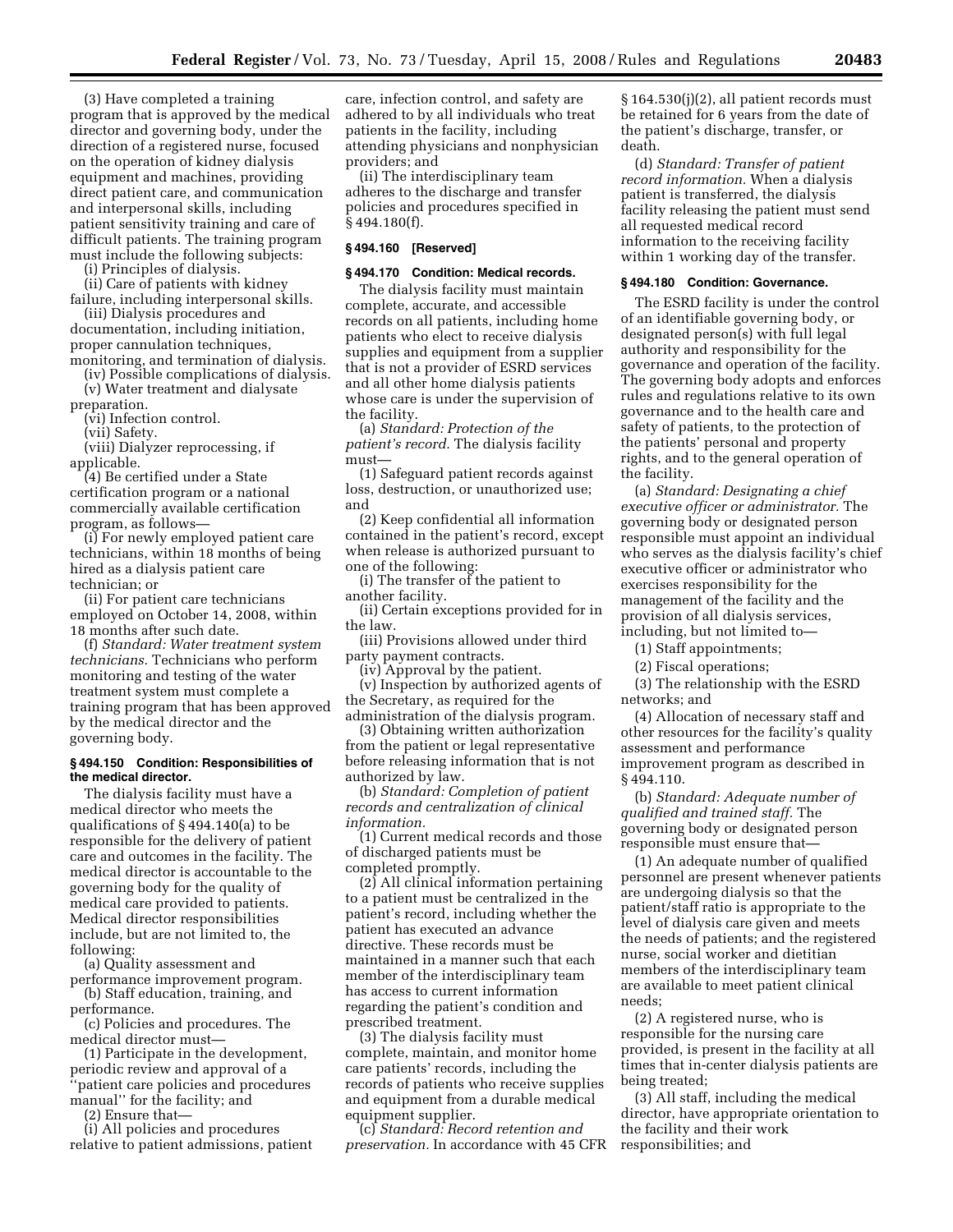(3) Have completed a training program that is approved by the medical director and governing body, under the direction of a registered nurse, focused on the operation of kidney dialysis equipment and machines, providing direct patient care, and communication and interpersonal skills, including patient sensitivity training and care of difficult patients. The training program must include the following subjects:

(i) Principles of dialysis.

(ii) Care of patients with kidney failure, including interpersonal skills.

(iii) Dialysis procedures and documentation, including initiation, proper cannulation techniques, monitoring, and termination of dialysis.

(iv) Possible complications of dialysis.

(v) Water treatment and dialysate preparation.

(vi) Infection control.

(vii) Safety.

(viii) Dialyzer reprocessing, if applicable.

(4) Be certified under a State certification program or a national commercially available certification program, as follows—

(i) For newly employed patient care technicians, within 18 months of being hired as a dialysis patient care technician; or

(ii) For patient care technicians employed on October 14, 2008, within 18 months after such date.

(f) *Standard: Water treatment system technicians.* Technicians who perform monitoring and testing of the water treatment system must complete a training program that has been approved by the medical director and the governing body.

### § 494.150 Condition: Responsibilities of the medical director.

The dialysis facility must have a medical director who meets the qualifications of § 494.140(a) to be responsible for the delivery of patient care and outcomes in the facility. The medical director is accountable to the governing body for the quality of medical care provided to patients. Medical director responsibilities include, but are not limited to, the following:

(a) Quality assessment and performance improvement program.

(b) Staff education, training, and performance.

(c) Policies and procedures. The medical director must—

(1) Participate in the development, periodic review and approval of a ''patient care policies and procedures manual'' for the facility; and

(2) Ensure that—

(i) All policies and procedures relative to patient admissions, patient care, infection control, and safety are adhered to by all individuals who treat patients in the facility, including attending physicians and nonphysician providers; and

(ii) The interdisciplinary team adheres to the discharge and transfer policies and procedures specified in § 494.180(f).

### § 494.160 [Reserved]

### § 494.170 Condition: Medical records.

The dialysis facility must maintain complete, accurate, and accessible records on all patients, including home patients who elect to receive dialysis supplies and equipment from a supplier that is not a provider of ESRD services and all other home dialysis patients whose care is under the supervision of the facility.

(a) *Standard: Protection of the patient's record.* The dialysis facility must—

(1) Safeguard patient records against loss, destruction, or unauthorized use; and

(2) Keep confidential all information contained in the patient's record, except when release is authorized pursuant to one of the following:

(i) The transfer of the patient to another facility.

(ii) Certain exceptions provided for in the law.

(iii) Provisions allowed under third party payment contracts.

(iv) Approval by the patient.

(v) Inspection by authorized agents of the Secretary, as required for the administration of the dialysis program.

(3) Obtaining written authorization from the patient or legal representative before releasing information that is not authorized by law.

(b) *Standard: Completion of patient records and centralization of clinical information.*

(1) Current medical records and those of discharged patients must be completed promptly.

(2) All clinical information pertaining to a patient must be centralized in the patient's record, including whether the patient has executed an advance directive. These records must be maintained in a manner such that each member of the interdisciplinary team has access to current information regarding the patient's condition and prescribed treatment.

(3) The dialysis facility must complete, maintain, and monitor home care patients' records, including the records of patients who receive supplies and equipment from a durable medical equipment supplier.

(c) *Standard: Record retention and preservation.* In accordance with 45 CFR § 164.530(j)(2), all patient records must be retained for 6 years from the date of the patient's discharge, transfer, or death.

(d) *Standard: Transfer of patient record information.* When a dialysis patient is transferred, the dialysis facility releasing the patient must send all requested medical record information to the receiving facility within 1 working day of the transfer.

### § 494.180 Condition: Governance.

The ESRD facility is under the control of an identifiable governing body, or designated person(s) with full legal authority and responsibility for the governance and operation of the facility. The governing body adopts and enforces rules and regulations relative to its own governance and to the health care and safety of patients, to the protection of the patients' personal and property rights, and to the general operation of the facility.

(a) *Standard: Designating a chief executive officer or administrator.* The governing body or designated person responsible must appoint an individual who serves as the dialysis facility's chief executive officer or administrator who exercises responsibility for the management of the facility and the provision of all dialysis services, including, but not limited to—

(1) Staff appointments;

(2) Fiscal operations;

(3) The relationship with the ESRD networks; and

(4) Allocation of necessary staff and other resources for the facility's quality assessment and performance improvement program as described in § 494.110.

(b) *Standard: Adequate number of qualified and trained staff.* The governing body or designated person responsible must ensure that—

(1) An adequate number of qualified personnel are present whenever patients are undergoing dialysis so that the patient/staff ratio is appropriate to the level of dialysis care given and meets the needs of patients; and the registered nurse, social worker and dietitian members of the interdisciplinary team are available to meet patient clinical needs;

(2) A registered nurse, who is responsible for the nursing care provided, is present in the facility at all times that in-center dialysis patients are being treated;

(3) All staff, including the medical director, have appropriate orientation to the facility and their work responsibilities; and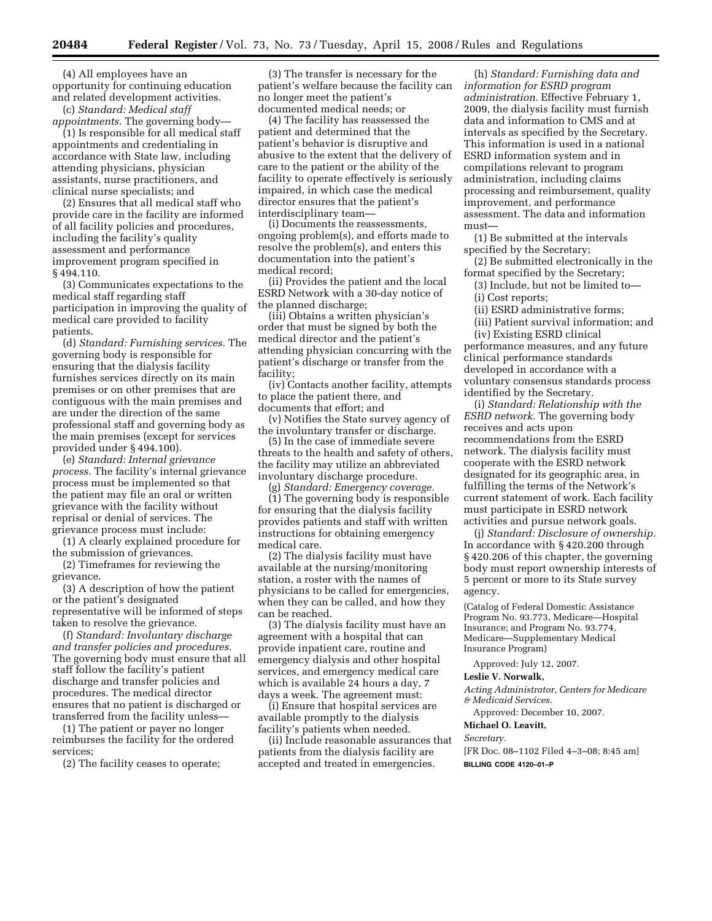(4) All employees have an opportunity for continuing education and related development activities.

(c) *Standard: Medical staff appointments.* The governing body—

(1) Is responsible for all medical staff appointments and credentialing in accordance with State law, including attending physicians, physician assistants, nurse practitioners, and clinical nurse specialists; and

(2) Ensures that all medical staff who provide care in the facility are informed of all facility policies and procedures, including the facility's quality assessment and performance improvement program specified in § 494.110.

(3) Communicates expectations to the medical staff regarding staff participation in improving the quality of medical care provided to facility patients.

(d) *Standard: Furnishing services.* The governing body is responsible for ensuring that the dialysis facility furnishes services directly on its main premises or on other premises that are contiguous with the main premises and are under the direction of the same professional staff and governing body as the main premises (except for services provided under § 494.100).

(e) *Standard: Internal grievance process.* The facility's internal grievance process must be implemented so that the patient may file an oral or written grievance with the facility without reprisal or denial of services. The grievance process must include:

(1) A clearly explained procedure for the submission of grievances.

(2) Timeframes for reviewing the grievance.

(3) A description of how the patient or the patient's designated representative will be informed of steps taken to resolve the grievance.

(f) *Standard: Involuntary discharge and transfer policies and procedures.* The governing body must ensure that all staff follow the facility's patient discharge and transfer policies and procedures. The medical director ensures that no patient is discharged or transferred from the facility unless—

(1) The patient or payer no longer reimburses the facility for the ordered services;

(2) The facility ceases to operate;

(3) The transfer is necessary for the patient's welfare because the facility can no longer meet the patient's documented medical needs; or

(4) The facility has reassessed the patient and determined that the patient's behavior is disruptive and abusive to the extent that the delivery of care to the patient or the ability of the facility to operate effectively is seriously impaired, in which case the medical director ensures that the patient's interdisciplinary team—

(i) Documents the reassessments, ongoing problem(s), and efforts made to resolve the problem(s), and enters this documentation into the patient's medical record;

(ii) Provides the patient and the local ESRD Network with a 30-day notice of the planned discharge;

(iii) Obtains a written physician's order that must be signed by both the medical director and the patient's attending physician concurring with the patient's discharge or transfer from the facility;

(iv) Contacts another facility, attempts to place the patient there, and documents that effort; and

(v) Notifies the State survey agency of the involuntary transfer or discharge.

(5) In the case of immediate severe threats to the health and safety of others, the facility may utilize an abbreviated involuntary discharge procedure.

(g) *Standard: Emergency coverage.*

(1) The governing body is responsible for ensuring that the dialysis facility provides patients and staff with written instructions for obtaining emergency medical care.

(2) The dialysis facility must have available at the nursing/monitoring station, a roster with the names of physicians to be called for emergencies, when they can be called, and how they can be reached.

(3) The dialysis facility must have an agreement with a hospital that can provide inpatient care, routine and emergency dialysis and other hospital services, and emergency medical care which is available 24 hours a day, 7 days a week. The agreement must:

(i) Ensure that hospital services are available promptly to the dialysis facility's patients when needed.

(ii) Include reasonable assurances that patients from the dialysis facility are accepted and treated in emergencies.

(h) *Standard: Furnishing data and information for ESRD program administration.* Effective February 1, 2009, the dialysis facility must furnish data and information to CMS and at intervals as specified by the Secretary. This information is used in a national ESRD information system and in compilations relevant to program administration, including claims processing and reimbursement, quality improvement, and performance assessment. The data and information must—

(1) Be submitted at the intervals specified by the Secretary;

(2) Be submitted electronically in the format specified by the Secretary;

(3) Include, but not be limited to—

(i) Cost reports;

(ii) ESRD administrative forms;

(iii) Patient survival information; and

(iv) Existing ESRD clinical performance measures, and any future clinical performance standards developed in accordance with a voluntary consensus standards process identified by the Secretary.

(i) *Standard: Relationship with the ESRD network.* The governing body receives and acts upon recommendations from the ESRD network. The dialysis facility must cooperate with the ESRD network designated for its geographic area, in fulfilling the terms of the Network's current statement of work. Each facility must participate in ESRD network activities and pursue network goals.

(j) *Standard: Disclosure of ownership.* In accordance with § 420.200 through § 420.206 of this chapter, the governing body must report ownership interests of 5 percent or more to its State survey agency.

(Catalog of Federal Domestic Assistance Program No. 93.773, Medicare—Hospital Insurance; and Program No. 93.774, Medicare—Supplementary Medical Insurance Program)

Approved: July 12, 2007.

**Leslie V. Norwalk,**

*Acting Administrator, Centers for Medicare & Medicaid Services.*

Approved: December 10, 2007.

**Michael O. Leavitt,**

*Secretary.*

[FR Doc. 08–1102 Filed 4–3–08; 8:45 am]

**BILLING CODE 4120–01–P**